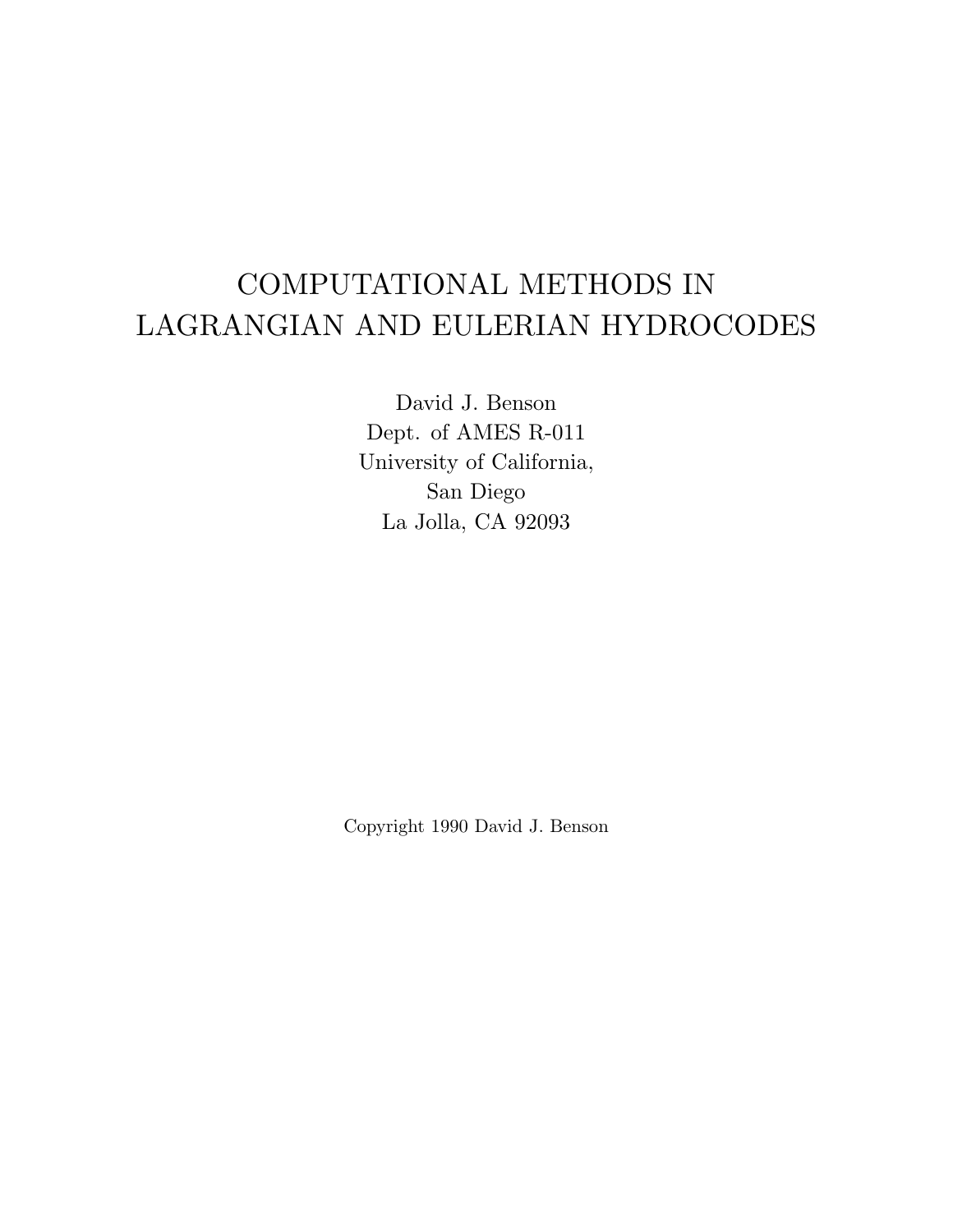# COMPUTATIONAL METHODS IN LAGRANGIAN AND EULERIAN HYDROCODES

David J. Benson
Dept. of AMES R-011
University of California,
San Diego
La Jolla, CA 92093

Copyright 1990 David J. Benson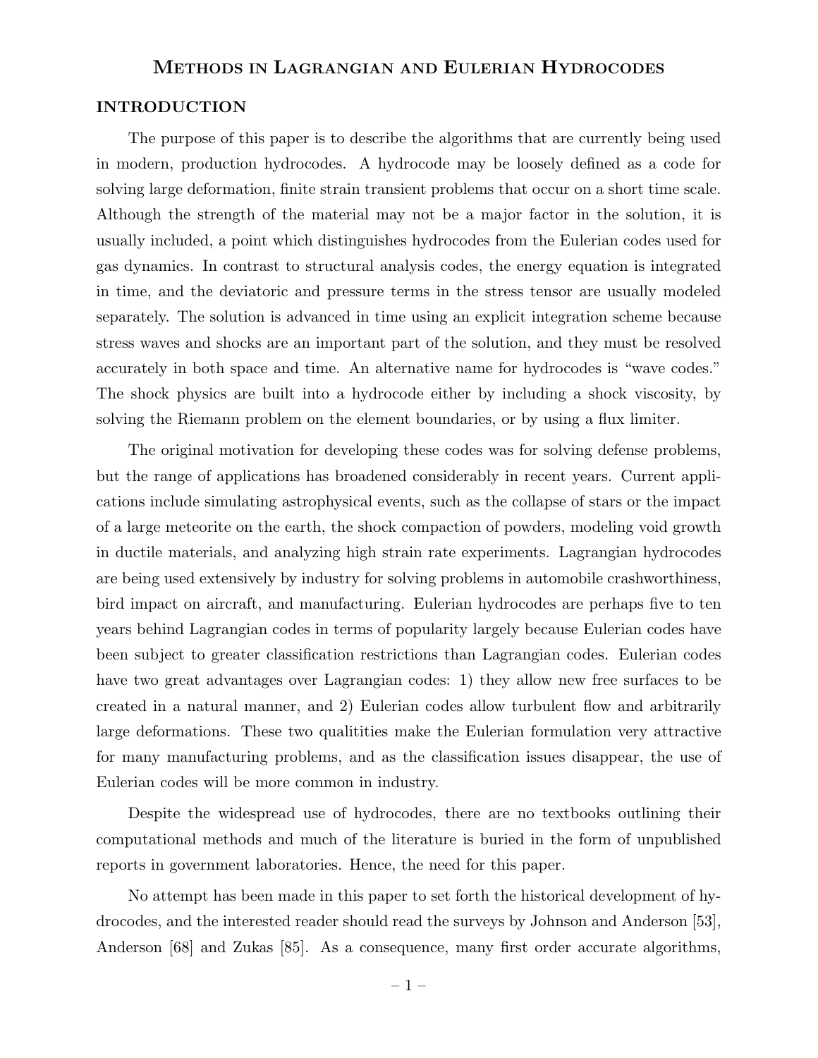# Methods in Lagrangian and Eulerian Hydrocodes

## INTRODUCTION

The purpose of this paper is to describe the algorithms that are currently being used in modern, production hydrocodes. A hydrocode may be loosely defined as a code for solving large deformation, finite strain transient problems that occur on a short time scale. Although the strength of the material may not be a major factor in the solution, it is usually included, a point which distinguishes hydrocodes from the Eulerian codes used for gas dynamics. In contrast to structural analysis codes, the energy equation is integrated in time, and the deviatoric and pressure terms in the stress tensor are usually modeled separately. The solution is advanced in time using an explicit integration scheme because stress waves and shocks are an important part of the solution, and they must be resolved accurately in both space and time. An alternative name for hydrocodes is "wave codes." The shock physics are built into a hydrocode either by including a shock viscosity, by solving the Riemann problem on the element boundaries, or by using a flux limiter.

The original motivation for developing these codes was for solving defense problems, but the range of applications has broadened considerably in recent years. Current applications include simulating astrophysical events, such as the collapse of stars or the impact of a large meteorite on the earth, the shock compaction of powders, modeling void growth in ductile materials, and analyzing high strain rate experiments. Lagrangian hydrocodes are being used extensively by industry for solving problems in automobile crashworthiness, bird impact on aircraft, and manufacturing. Eulerian hydrocodes are perhaps five to ten years behind Lagrangian codes in terms of popularity largely because Eulerian codes have been subject to greater classification restrictions than Lagrangian codes. Eulerian codes have two great advantages over Lagrangian codes: 1) they allow new free surfaces to be created in a natural manner, and 2) Eulerian codes allow turbulent flow and arbitrarily large deformations. These two qualitities make the Eulerian formulation very attractive for many manufacturing problems, and as the classification issues disappear, the use of Eulerian codes will be more common in industry.

Despite the widespread use of hydrocodes, there are no textbooks outlining their computational methods and much of the literature is buried in the form of unpublished reports in government laboratories. Hence, the need for this paper.

No attempt has been made in this paper to set forth the historical development of hydrocodes, and the interested reader should read the surveys by Johnson and Anderson [53], Anderson [68] and Zukas [85]. As a consequence, many first order accurate algorithms,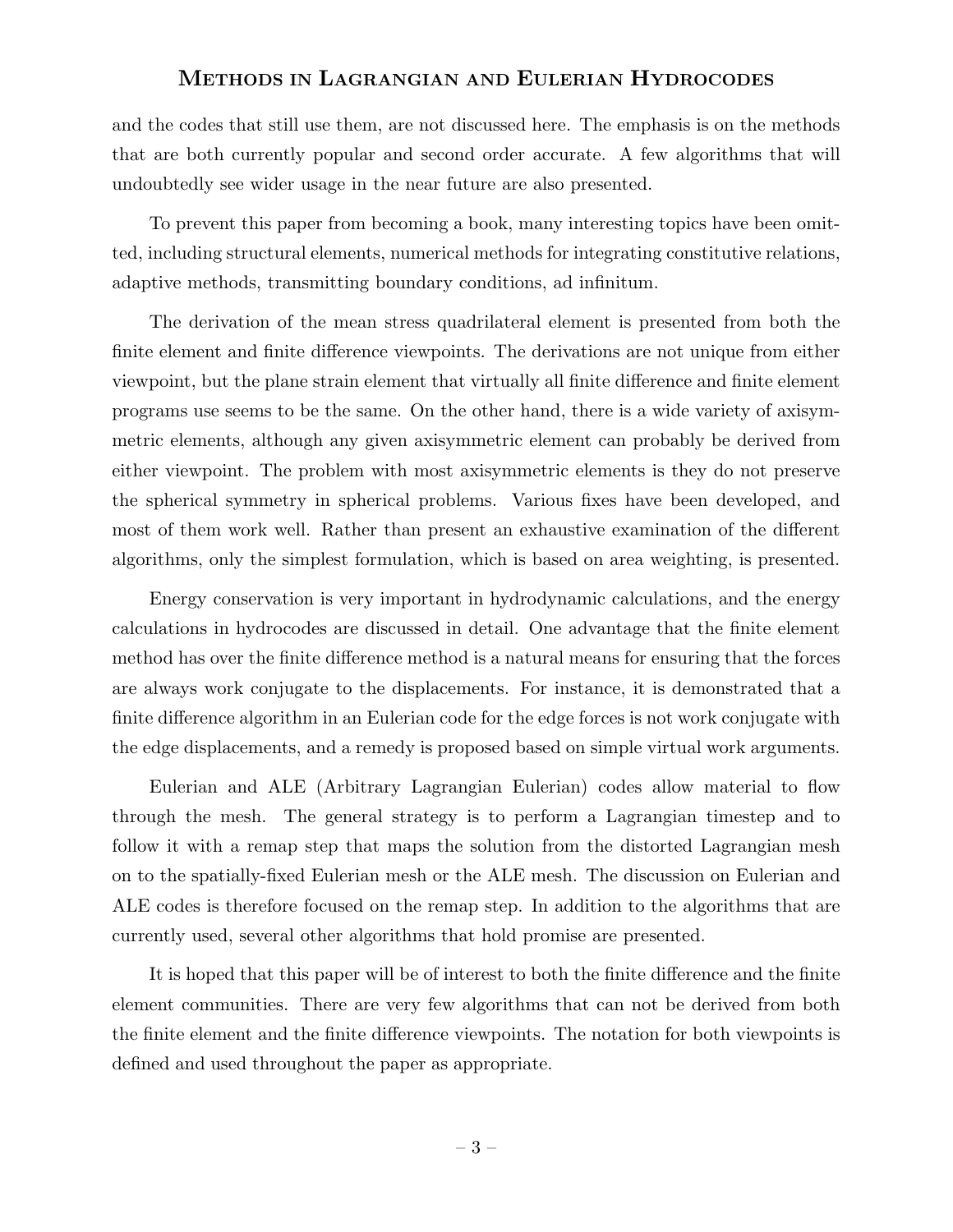and the codes that still use them, are not discussed here. The emphasis is on the methods that are both currently popular and second order accurate. A few algorithms that will undoubtedly see wider usage in the near future are also presented.

To prevent this paper from becoming a book, many interesting topics have been omitted, including structural elements, numerical methods for integrating constitutive relations, adaptive methods, transmitting boundary conditions, ad infinitum.

The derivation of the mean stress quadrilateral element is presented from both the finite element and finite difference viewpoints. The derivations are not unique from either viewpoint, but the plane strain element that virtually all finite difference and finite element programs use seems to be the same. On the other hand, there is a wide variety of axisymmetric elements, although any given axisymmetric element can probably be derived from either viewpoint. The problem with most axisymmetric elements is they do not preserve the spherical symmetry in spherical problems. Various fixes have been developed, and most of them work well. Rather than present an exhaustive examination of the different algorithms, only the simplest formulation, which is based on area weighting, is presented.

Energy conservation is very important in hydrodynamic calculations, and the energy calculations in hydrocodes are discussed in detail. One advantage that the finite element method has over the finite difference method is a natural means for ensuring that the forces are always work conjugate to the displacements. For instance, it is demonstrated that a finite difference algorithm in an Eulerian code for the edge forces is not work conjugate with the edge displacements, and a remedy is proposed based on simple virtual work arguments.

Eulerian and ALE (Arbitrary Lagrangian Eulerian) codes allow material to flow through the mesh. The general strategy is to perform a Lagrangian timestep and to follow it with a remap step that maps the solution from the distorted Lagrangian mesh on to the spatially-fixed Eulerian mesh or the ALE mesh. The discussion on Eulerian and ALE codes is therefore focused on the remap step. In addition to the algorithms that are currently used, several other algorithms that hold promise are presented.

It is hoped that this paper will be of interest to both the finite difference and the finite element communities. There are very few algorithms that can not be derived from both the finite element and the finite difference viewpoints. The notation for both viewpoints is defined and used throughout the paper as appropriate.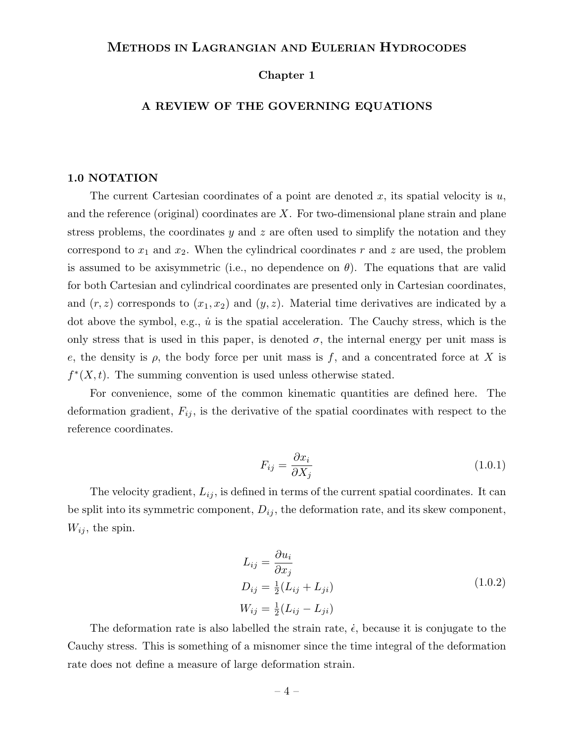# Methods in Lagrangian and Eulerian Hydrocodes

## Chapter 1

## A REVIEW OF THE GOVERNING EQUATIONS

### 1.0 NOTATION

The current Cartesian coordinates of a point are denoted $x$, its spatial velocity is $u$, and the reference (original) coordinates are $X$. For two-dimensional plane strain and plane stress problems, the coordinates $y$ and $z$ are often used to simplify the notation and they correspond to $x_1$ and $x_2$. When the cylindrical coordinates $r$ and $z$ are used, the problem is assumed to be axisymmetric (i.e., no dependence on $\theta$). The equations that are valid for both Cartesian and cylindrical coordinates are presented only in Cartesian coordinates, and $(r, z)$ corresponds to $(x_1, x_2)$ and $(y, z)$. Material time derivatives are indicated by a dot above the symbol, e.g., $\dot{u}$ is the spatial acceleration. The Cauchy stress, which is the only stress that is used in this paper, is denoted $\sigma$, the internal energy per unit mass is $e$, the density is $\rho$, the body force per unit mass is $f$, and a concentrated force at $X$ is $f^*(X, t)$. The summing convention is used unless otherwise stated.

For convenience, some of the common kinematic quantities are defined here. The deformation gradient, $F_{ij}$, is the derivative of the spatial coordinates with respect to the reference coordinates.

$$F_{ij} = \frac{\partial x_i}{\partial X_j} \tag{1.0.1}$$

The velocity gradient, $L_{ij}$, is defined in terms of the current spatial coordinates. It can be split into its symmetric component, $D_{ij}$, the deformation rate, and its skew component, $W_{ij}$, the spin.

$$\begin{aligned} L_{ij} &= \frac{\partial u_i}{\partial x_j} \\ D_{ij} &= \tfrac{1}{2}(L_{ij} + L_{ji}) \\ W_{ij} &= \tfrac{1}{2}(L_{ij} - L_{ji}) \end{aligned} \tag{1.0.2}$$

The deformation rate is also labelled the strain rate, $\dot{\epsilon}$, because it is conjugate to the Cauchy stress. This is something of a misnomer since the time integral of the deformation rate does not define a measure of large deformation strain.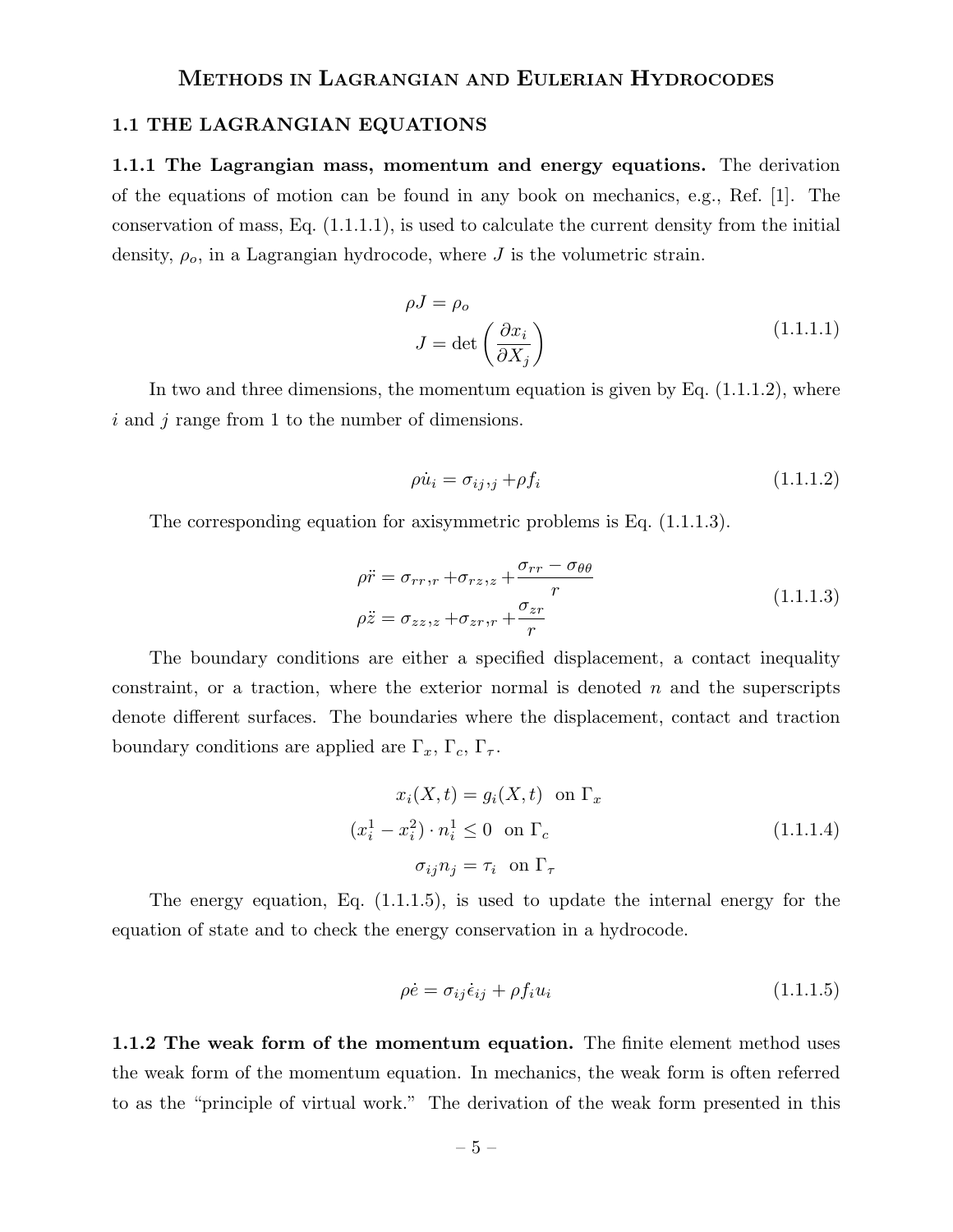# Methods in Lagrangian and Eulerian Hydrocodes

## 1.1 THE LAGRANGIAN EQUATIONS

**1.1.1 The Lagrangian mass, momentum and energy equations.** The derivation of the equations of motion can be found in any book on mechanics, e.g., Ref. [1]. The conservation of mass, Eq. (1.1.1.1), is used to calculate the current density from the initial density, $\rho_o$, in a Lagrangian hydrocode, where $J$ is the volumetric strain.

$$
\begin{aligned}
\rho J &= \rho_o \\
J &= \det\left(\frac{\partial x_i}{\partial X_j}\right)
\end{aligned}
\tag{1.1.1.1}
$$

In two and three dimensions, the momentum equation is given by Eq. (1.1.1.2), where $i$ and $j$ range from 1 to the number of dimensions.

$$
\rho \dot{u}_i = \sigma_{ij},_j + \rho f_i \tag{1.1.1.2}
$$

The corresponding equation for axisymmetric problems is Eq. (1.1.1.3).

$$
\begin{aligned}
\rho \ddot{r} &= \sigma_{rr},_r + \sigma_{rz},_z + \frac{\sigma_{rr} - \sigma_{\theta\theta}}{r} \\
\rho \ddot{z} &= \sigma_{zz},_z + \sigma_{zr},_r + \frac{\sigma_{zr}}{r}
\end{aligned}
\tag{1.1.1.3}
$$

The boundary conditions are either a specified displacement, a contact inequality constraint, or a traction, where the exterior normal is denoted $n$ and the superscripts denote different surfaces. The boundaries where the displacement, contact and traction boundary conditions are applied are $\Gamma_x$, $\Gamma_c$, $\Gamma_\tau$.

$$
\begin{aligned}
x_i(X,t) &= g_i(X,t) \quad \text{on } \Gamma_x \\
(x_i^1 - x_i^2) \cdot n_i^1 &\leq 0 \quad \text{on } \Gamma_c \\
\sigma_{ij} n_j &= \tau_i \quad \text{on } \Gamma_\tau
\end{aligned}
\tag{1.1.1.4}
$$

The energy equation, Eq. (1.1.1.5), is used to update the internal energy for the equation of state and to check the energy conservation in a hydrocode.

$$
\rho \dot{e} = \sigma_{ij} \dot{\epsilon}_{ij} + \rho f_i u_i \tag{1.1.1.5}
$$

**1.1.2 The weak form of the momentum equation.** The finite element method uses the weak form of the momentum equation. In mechanics, the weak form is often referred to as the "principle of virtual work." The derivation of the weak form presented in this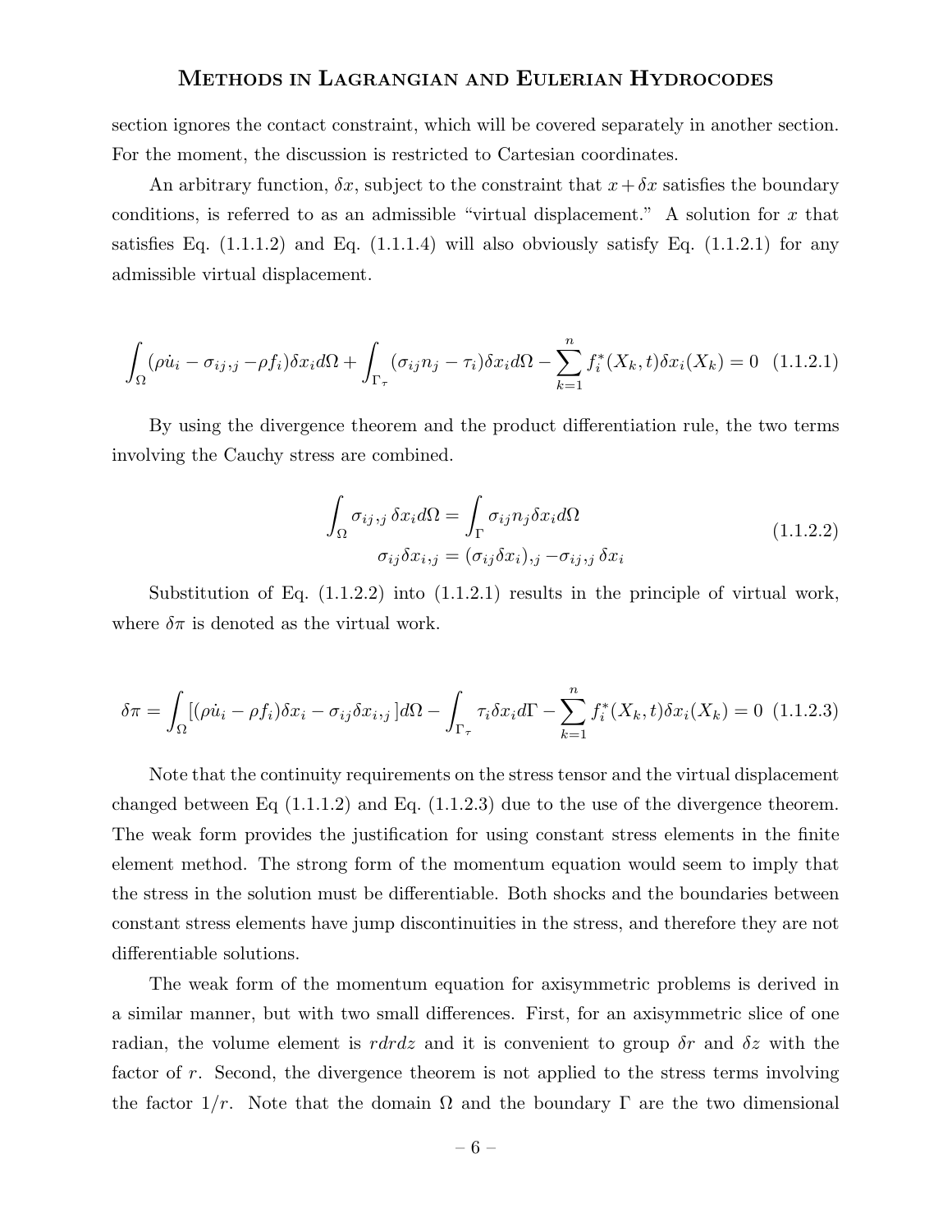section ignores the contact constraint, which will be covered separately in another section. For the moment, the discussion is restricted to Cartesian coordinates.

An arbitrary function, $\delta x$, subject to the constraint that $x + \delta x$ satisfies the boundary conditions, is referred to as an admissible "virtual displacement." A solution for $x$ that satisfies Eq. (1.1.1.2) and Eq. (1.1.1.4) will also obviously satisfy Eq. (1.1.2.1) for any admissible virtual displacement.

$$\int_\Omega (\rho \dot{u}_i - \sigma_{ij},_j - \rho f_i)\delta x_i d\Omega + \int_{\Gamma_\tau} (\sigma_{ij} n_j - \tau_i)\delta x_i d\Omega - \sum_{k=1}^{n} f_i^*(X_k, t)\delta x_i(X_k) = 0 \quad (1.1.2.1)$$

By using the divergence theorem and the product differentiation rule, the two terms involving the Cauchy stress are combined.

$$\begin{gathered}\int_\Omega \sigma_{ij},_j \delta x_i d\Omega = \int_\Gamma \sigma_{ij} n_j \delta x_i d\Omega \\ \sigma_{ij}\delta x_i,_j = (\sigma_{ij}\delta x_i),_j - \sigma_{ij},_j \delta x_i\end{gathered} \quad (1.1.2.2)$$

Substitution of Eq. (1.1.2.2) into (1.1.2.1) results in the principle of virtual work, where $\delta\pi$ is denoted as the virtual work.

$$\delta\pi = \int_\Omega [(\rho \dot{u}_i - \rho f_i)\delta x_i - \sigma_{ij}\delta x_i,_j ]d\Omega - \int_{\Gamma_\tau} \tau_i \delta x_i d\Gamma - \sum_{k=1}^{n} f_i^*(X_k, t)\delta x_i(X_k) = 0 \quad (1.1.2.3)$$

Note that the continuity requirements on the stress tensor and the virtual displacement changed between Eq (1.1.1.2) and Eq. (1.1.2.3) due to the use of the divergence theorem. The weak form provides the justification for using constant stress elements in the finite element method. The strong form of the momentum equation would seem to imply that the stress in the solution must be differentiable. Both shocks and the boundaries between constant stress elements have jump discontinuities in the stress, and therefore they are not differentiable solutions.

The weak form of the momentum equation for axisymmetric problems is derived in a similar manner, but with two small differences. First, for an axisymmetric slice of one radian, the volume element is $rdrdz$ and it is convenient to group $\delta r$ and $\delta z$ with the factor of $r$. Second, the divergence theorem is not applied to the stress terms involving the factor $1/r$. Note that the domain $\Omega$ and the boundary $\Gamma$ are the two dimensional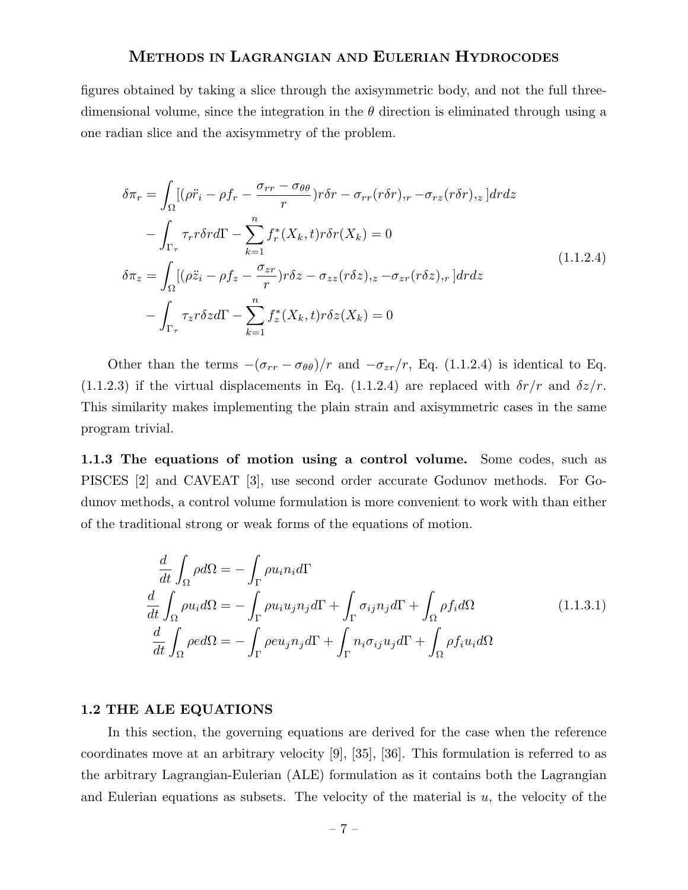figures obtained by taking a slice through the axisymmetric body, and not the full three-dimensional volume, since the integration in the $\theta$ direction is eliminated through using a one radian slice and the axisymmetry of the problem.

$$
\begin{aligned}
\delta\pi_r &= \int_\Omega [(\rho\ddot{r}_i - \rho f_r - \frac{\sigma_{rr} - \sigma_{\theta\theta}}{r}) r\delta r - \sigma_{rr}(r\delta r)_{,r} - \sigma_{rz}(r\delta r)_{,z}] drdz \\
&\quad - \int_{\Gamma_\tau} \tau_r r\delta r d\Gamma - \sum_{k=1}^{n} f_r^*(X_k, t) r\delta r(X_k) = 0 \\
\delta\pi_z &= \int_\Omega [(\rho\ddot{z}_i - \rho f_z - \frac{\sigma_{zr}}{r}) r\delta z - \sigma_{zz}(r\delta z)_{,z} - \sigma_{zr}(r\delta z)_{,r}] drdz \\
&\quad - \int_{\Gamma_\tau} \tau_z r\delta z d\Gamma - \sum_{k=1}^{n} f_z^*(X_k, t) r\delta z(X_k) = 0
\end{aligned}
\tag{1.1.2.4}
$$

Other than the terms $-(\sigma_{rr} - \sigma_{\theta\theta})/r$ and $-\sigma_{zr}/r$, Eq. (1.1.2.4) is identical to Eq. (1.1.2.3) if the virtual displacements in Eq. (1.1.2.4) are replaced with $\delta r/r$ and $\delta z/r$. This similarity makes implementing the plain strain and axisymmetric cases in the same program trivial.

**1.1.3 The equations of motion using a control volume.** Some codes, such as PISCES [2] and CAVEAT [3], use second order accurate Godunov methods. For Godunov methods, a control volume formulation is more convenient to work with than either of the traditional strong or weak forms of the equations of motion.

$$
\begin{aligned}
\frac{d}{dt}\int_\Omega \rho d\Omega &= -\int_\Gamma \rho u_i n_i d\Gamma \\
\frac{d}{dt}\int_\Omega \rho u_i d\Omega &= -\int_\Gamma \rho u_i u_j n_j d\Gamma + \int_\Gamma \sigma_{ij} n_j d\Gamma + \int_\Omega \rho f_i d\Omega \\
\frac{d}{dt}\int_\Omega \rho e d\Omega &= -\int_\Gamma \rho e u_j n_j d\Gamma + \int_\Gamma n_i \sigma_{ij} u_j d\Gamma + \int_\Omega \rho f_i u_i d\Omega
\end{aligned}
\tag{1.1.3.1}
$$

### 1.2 THE ALE EQUATIONS

In this section, the governing equations are derived for the case when the reference coordinates move at an arbitrary velocity [9], [35], [36]. This formulation is referred to as the arbitrary Lagrangian-Eulerian (ALE) formulation as it contains both the Lagrangian and Eulerian equations as subsets. The velocity of the material is $u$, the velocity of the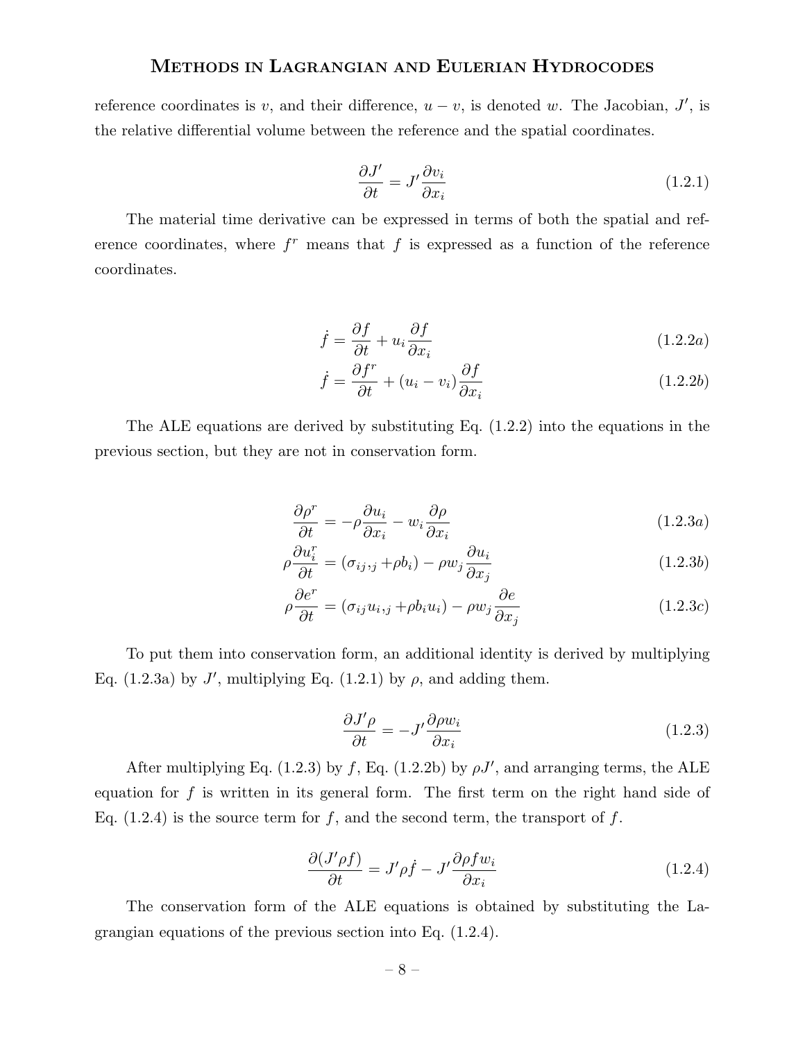reference coordinates is $v$, and their difference, $u - v$, is denoted $w$. The Jacobian, $J'$, is the relative differential volume between the reference and the spatial coordinates.

$$\frac{\partial J'}{\partial t} = J' \frac{\partial v_i}{\partial x_i} \tag{1.2.1}$$

The material time derivative can be expressed in terms of both the spatial and reference coordinates, where $f^r$ means that $f$ is expressed as a function of the reference coordinates.

$$\dot{f} = \frac{\partial f}{\partial t} + u_i \frac{\partial f}{\partial x_i} \tag{1.2.2$a$}$$

$$\dot{f} = \frac{\partial f^r}{\partial t} + (u_i - v_i) \frac{\partial f}{\partial x_i} \tag{1.2.2$b$}$$

The ALE equations are derived by substituting Eq. (1.2.2) into the equations in the previous section, but they are not in conservation form.

$$\frac{\partial \rho^r}{\partial t} = -\rho \frac{\partial u_i}{\partial x_i} - w_i \frac{\partial \rho}{\partial x_i} \tag{1.2.3$a$}$$

$$\rho \frac{\partial u_i^r}{\partial t} = (\sigma_{ij},_j + \rho b_i) - \rho w_j \frac{\partial u_i}{\partial x_j} \tag{1.2.3$b$}$$

$$\rho \frac{\partial e^r}{\partial t} = (\sigma_{ij} u_i,_j + \rho b_i u_i) - \rho w_j \frac{\partial e}{\partial x_j} \tag{1.2.3$c$}$$

To put them into conservation form, an additional identity is derived by multiplying Eq. (1.2.3a) by $J'$, multiplying Eq. (1.2.1) by $\rho$, and adding them.

$$\frac{\partial J' \rho}{\partial t} = -J' \frac{\partial \rho w_i}{\partial x_i} \tag{1.2.3}$$

After multiplying Eq. (1.2.3) by $f$, Eq. (1.2.2b) by $\rho J'$, and arranging terms, the ALE equation for $f$ is written in its general form. The first term on the right hand side of Eq. (1.2.4) is the source term for $f$, and the second term, the transport of $f$.

$$\frac{\partial (J' \rho f)}{\partial t} = J' \rho \dot{f} - J' \frac{\partial \rho f w_i}{\partial x_i} \tag{1.2.4}$$

The conservation form of the ALE equations is obtained by substituting the Lagrangian equations of the previous section into Eq. (1.2.4).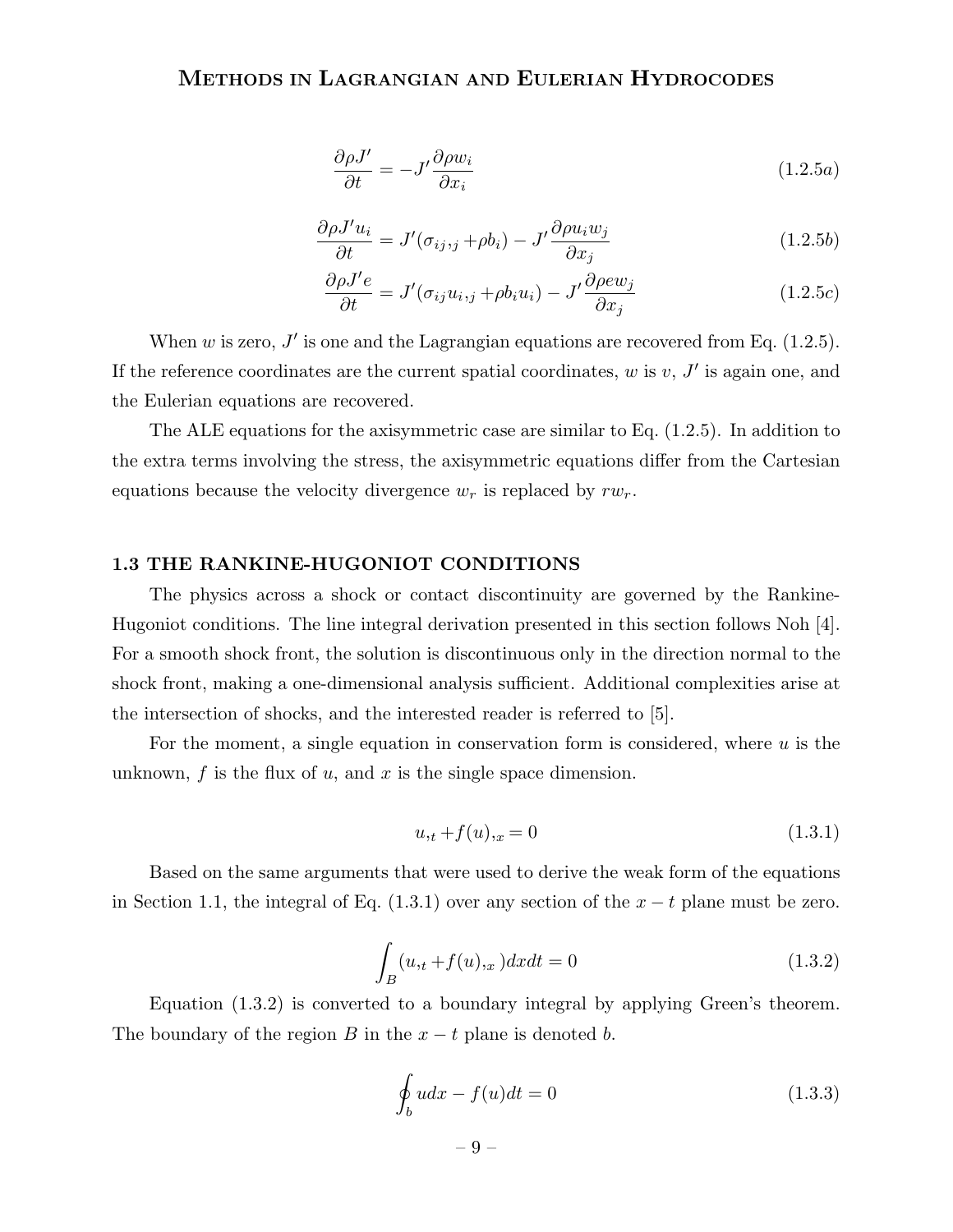$$\frac{\partial \rho J'}{\partial t} = -J' \frac{\partial \rho w_i}{\partial x_i} \tag{1.2.5a}$$

$$\frac{\partial \rho J' u_i}{\partial t} = J'(\sigma_{ij},_j + \rho b_i) - J' \frac{\partial \rho u_i w_j}{\partial x_j} \tag{1.2.5b}$$

$$\frac{\partial \rho J' e}{\partial t} = J'(\sigma_{ij} u_i,_j + \rho b_i u_i) - J' \frac{\partial \rho e w_j}{\partial x_j} \tag{1.2.5c}$$

When $w$ is zero, $J'$ is one and the Lagrangian equations are recovered from Eq. (1.2.5). If the reference coordinates are the current spatial coordinates, $w$ is $v$, $J'$ is again one, and the Eulerian equations are recovered.

The ALE equations for the axisymmetric case are similar to Eq. (1.2.5). In addition to the extra terms involving the stress, the axisymmetric equations differ from the Cartesian equations because the velocity divergence $w_r$ is replaced by $rw_r$.

### 1.3 THE RANKINE-HUGONIOT CONDITIONS

The physics across a shock or contact discontinuity are governed by the Rankine-Hugoniot conditions. The line integral derivation presented in this section follows Noh [4]. For a smooth shock front, the solution is discontinuous only in the direction normal to the shock front, making a one-dimensional analysis sufficient. Additional complexities arise at the intersection of shocks, and the interested reader is referred to [5].

For the moment, a single equation in conservation form is considered, where $u$ is the unknown, $f$ is the flux of $u$, and $x$ is the single space dimension.

$$u,_t + f(u),_x = 0 \tag{1.3.1}$$

Based on the same arguments that were used to derive the weak form of the equations in Section 1.1, the integral of Eq. (1.3.1) over any section of the $x-t$ plane must be zero.

$$\int_B (u,_t + f(u),_x) dx dt = 0 \tag{1.3.2}$$

Equation (1.3.2) is converted to a boundary integral by applying Green's theorem. The boundary of the region $B$ in the $x-t$ plane is denoted $b$.

$$\oint_b u dx - f(u) dt = 0 \tag{1.3.3}$$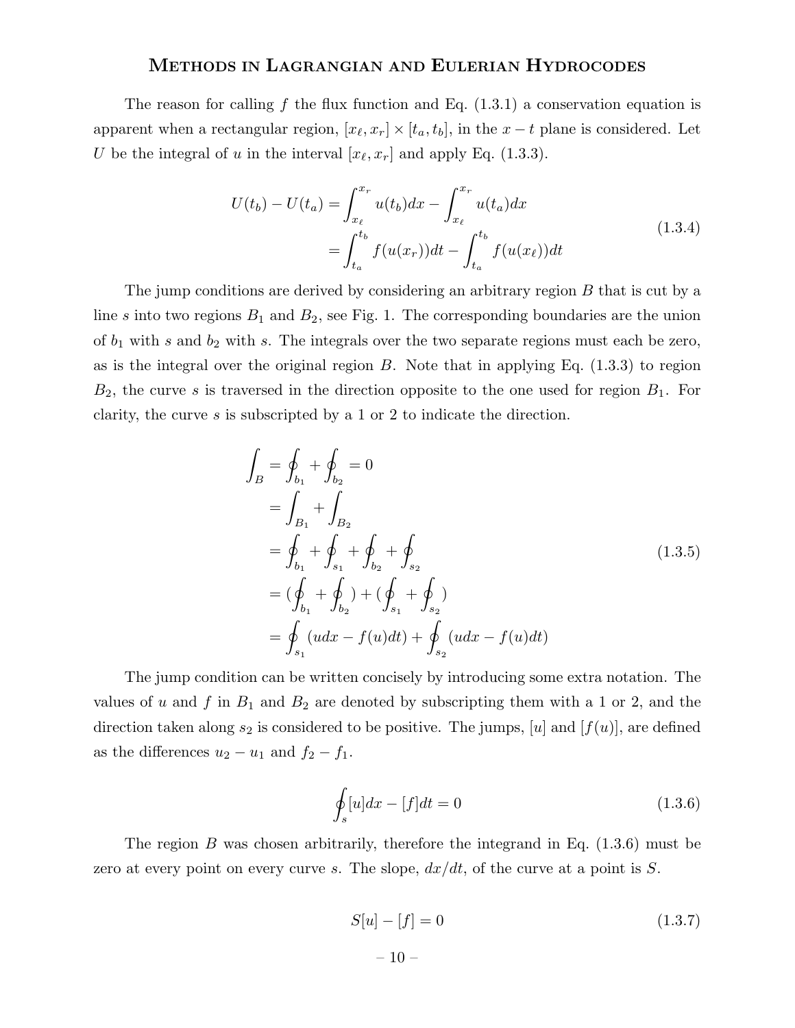The reason for calling $f$ the flux function and Eq. (1.3.1) a conservation equation is apparent when a rectangular region, $[x_\ell, x_r] \times [t_a, t_b]$, in the $x-t$ plane is considered. Let $U$ be the integral of $u$ in the interval $[x_\ell, x_r]$ and apply Eq. (1.3.3).

$$
\begin{aligned}
U(t_b) - U(t_a) &= \int_{x_\ell}^{x_r} u(t_b)dx - \int_{x_\ell}^{x_r} u(t_a)dx \\
&= \int_{t_a}^{t_b} f(u(x_r))dt - \int_{t_a}^{t_b} f(u(x_\ell))dt
\end{aligned}
\tag{1.3.4}
$$

The jump conditions are derived by considering an arbitrary region $B$ that is cut by a line $s$ into two regions $B_1$ and $B_2$, see Fig. 1. The corresponding boundaries are the union of $b_1$ with $s$ and $b_2$ with $s$. The integrals over the two separate regions must each be zero, as is the integral over the original region $B$. Note that in applying Eq. (1.3.3) to region $B_2$, the curve $s$ is traversed in the direction opposite to the one used for region $B_1$. For clarity, the curve $s$ is subscripted by a 1 or 2 to indicate the direction.

$$
\begin{aligned}
\int_B &= \oint_{b_1} + \oint_{b_2} = 0 \\
&= \int_{B_1} + \int_{B_2} \\
&= \oint_{b_1} + \oint_{s_1} + \oint_{b_2} + \oint_{s_2} \\
&= (\oint_{b_1} + \oint_{b_2}) + (\oint_{s_1} + \oint_{s_2}) \\
&= \oint_{s_1} (udx - f(u)dt) + \oint_{s_2} (udx - f(u)dt)
\end{aligned}
\tag{1.3.5}
$$

The jump condition can be written concisely by introducing some extra notation. The values of $u$ and $f$ in $B_1$ and $B_2$ are denoted by subscripting them with a 1 or 2, and the direction taken along $s_2$ is considered to be positive. The jumps, $[u]$ and $[f(u)]$, are defined as the differences $u_2 - u_1$ and $f_2 - f_1$.

$$
\oint_s [u]dx - [f]dt = 0 \tag{1.3.6}
$$

The region $B$ was chosen arbitrarily, therefore the integrand in Eq. (1.3.6) must be zero at every point on every curve $s$. The slope, $dx/dt$, of the curve at a point is $S$.

$$
S[u] - [f] = 0 \tag{1.3.7}
$$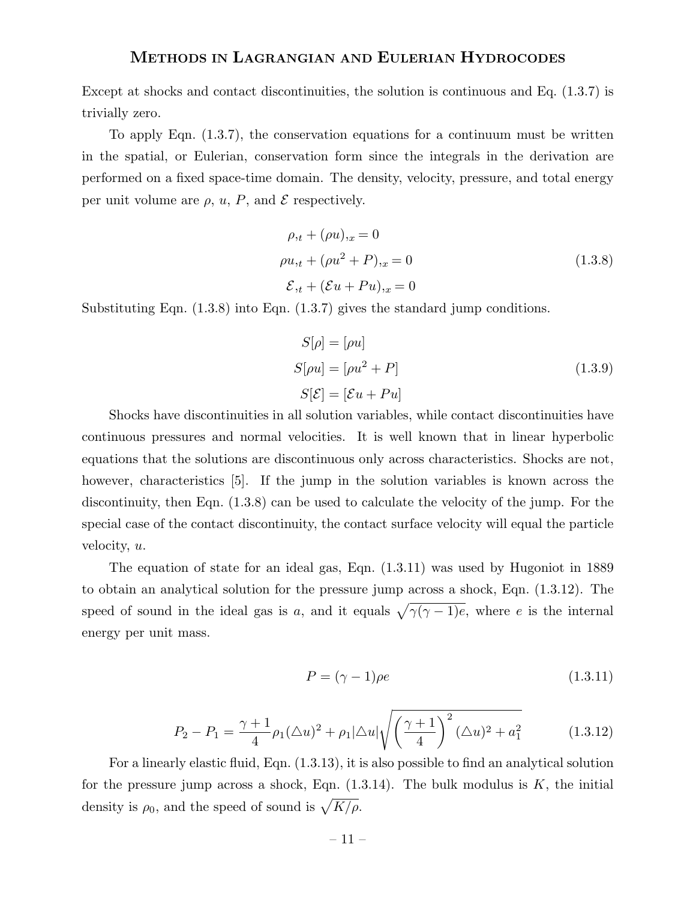Except at shocks and contact discontinuities, the solution is continuous and Eq. (1.3.7) is trivially zero.

To apply Eqn. (1.3.7), the conservation equations for a continuum must be written in the spatial, or Eulerian, conservation form since the integrals in the derivation are performed on a fixed space-time domain. The density, velocity, pressure, and total energy per unit volume are $\rho$, $u$, $P$, and $\mathcal{E}$ respectively.

$$
\begin{aligned}
\rho_{,t} + (\rho u)_{,x} &= 0 \\
\rho u_{,t} + (\rho u^2 + P)_{,x} &= 0 \\
\mathcal{E}_{,t} + (\mathcal{E} u + P u)_{,x} &= 0
\end{aligned}
\tag{1.3.8}
$$

Substituting Eqn. (1.3.8) into Eqn. (1.3.7) gives the standard jump conditions.

$$
\begin{aligned}
S[\rho] &= [\rho u] \\
S[\rho u] &= [\rho u^2 + P] \\
S[\mathcal{E}] &= [\mathcal{E} u + P u]
\end{aligned}
\tag{1.3.9}
$$

Shocks have discontinuities in all solution variables, while contact discontinuities have continuous pressures and normal velocities. It is well known that in linear hyperbolic equations that the solutions are discontinuous only across characteristics. Shocks are not, however, characteristics [5]. If the jump in the solution variables is known across the discontinuity, then Eqn. (1.3.8) can be used to calculate the velocity of the jump. For the special case of the contact discontinuity, the contact surface velocity will equal the particle velocity, $u$.

The equation of state for an ideal gas, Eqn. (1.3.11) was used by Hugoniot in 1889 to obtain an analytical solution for the pressure jump across a shock, Eqn. (1.3.12). The speed of sound in the ideal gas is $a$, and it equals $\sqrt{\gamma(\gamma-1)e}$, where $e$ is the internal energy per unit mass.

$$
P = (\gamma - 1)\rho e \tag{1.3.11}
$$

$$
P_2 - P_1 = \frac{\gamma+1}{4}\rho_1(\triangle u)^2 + \rho_1|\triangle u|\sqrt{\left(\frac{\gamma+1}{4}\right)^2(\triangle u)^2 + a_1^2} \tag{1.3.12}
$$

For a linearly elastic fluid, Eqn. (1.3.13), it is also possible to find an analytical solution for the pressure jump across a shock, Eqn. (1.3.14). The bulk modulus is $K$, the initial density is $\rho_0$, and the speed of sound is $\sqrt{K/\rho}$.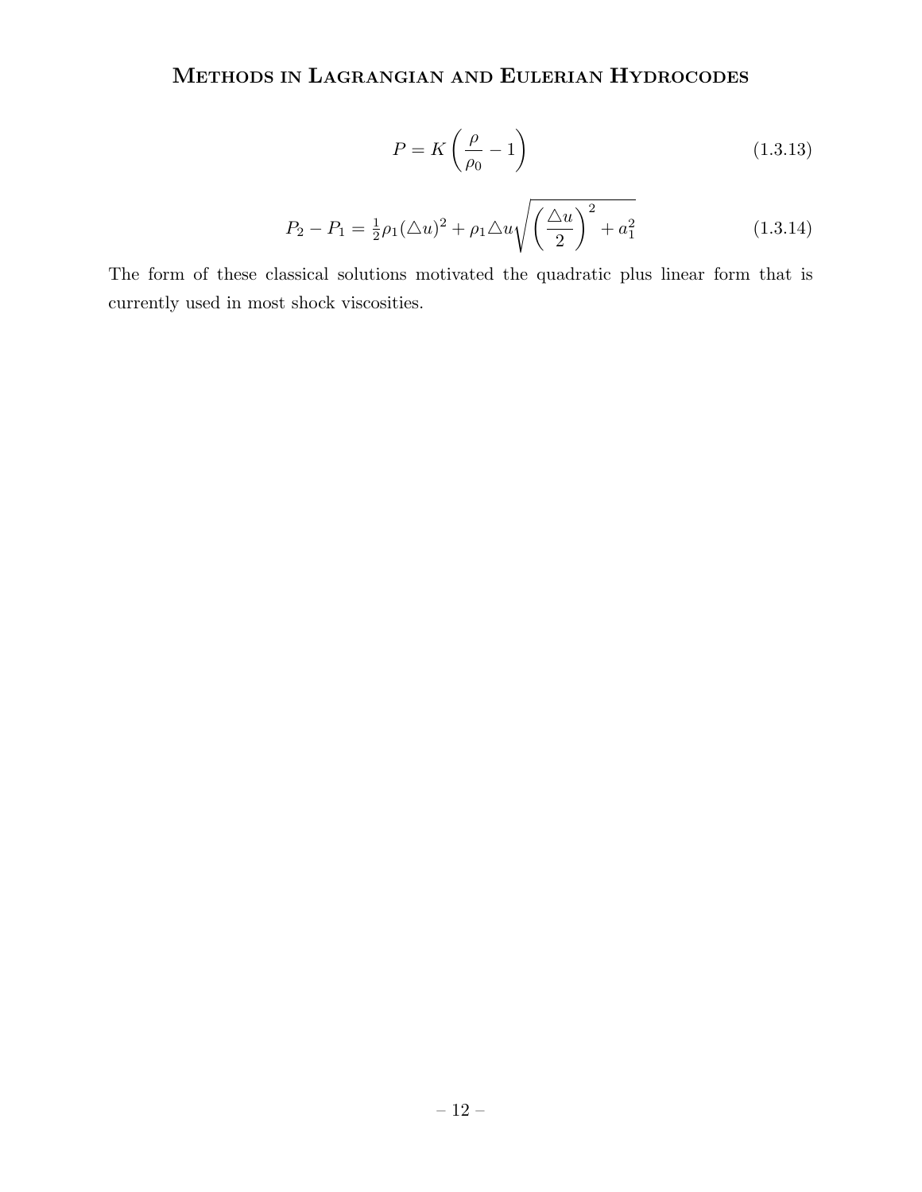$$P = K\left(\frac{\rho}{\rho_0} - 1\right) \tag{1.3.13}$$

$$P_2 - P_1 = \tfrac{1}{2}\rho_1(\triangle u)^2 + \rho_1 \triangle u \sqrt{\left(\frac{\triangle u}{2}\right)^2 + a_1^2} \tag{1.3.14}$$

The form of these classical solutions motivated the quadratic plus linear form that is currently used in most shock viscosities.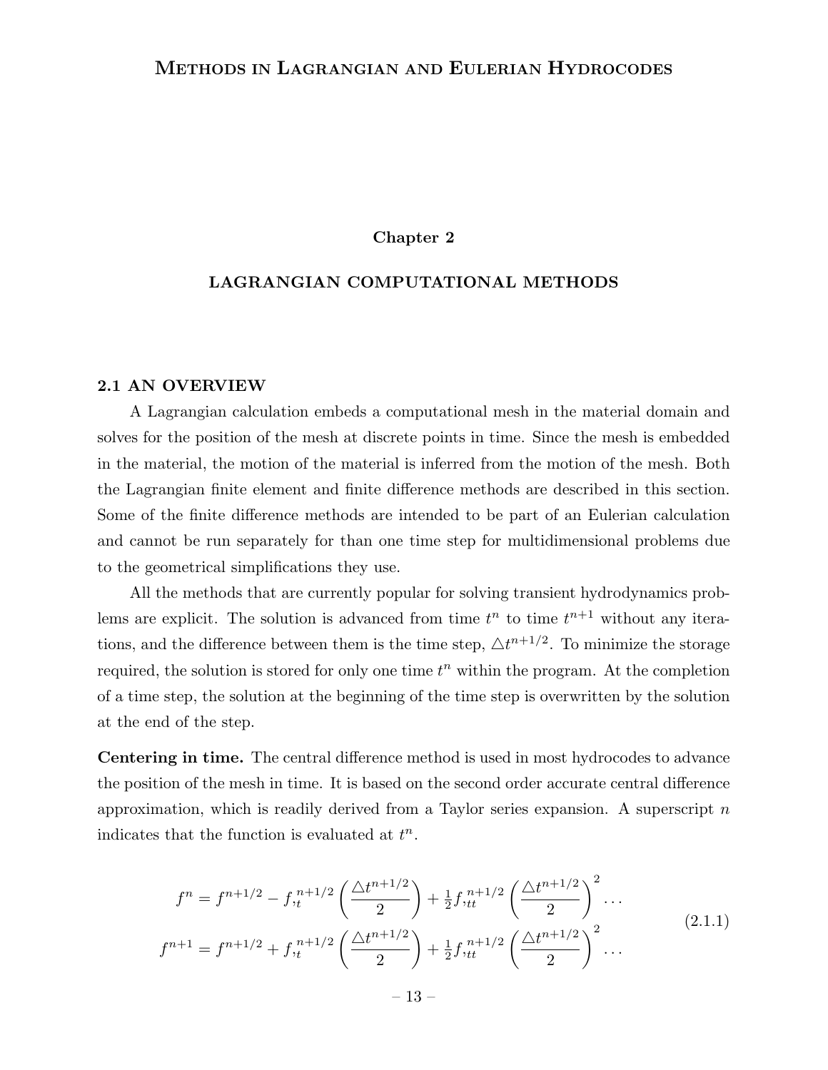# Chapter 2

## LAGRANGIAN COMPUTATIONAL METHODS

### 2.1 AN OVERVIEW

A Lagrangian calculation embeds a computational mesh in the material domain and solves for the position of the mesh at discrete points in time. Since the mesh is embedded in the material, the motion of the material is inferred from the motion of the mesh. Both the Lagrangian finite element and finite difference methods are described in this section. Some of the finite difference methods are intended to be part of an Eulerian calculation and cannot be run separately for than one time step for multidimensional problems due to the geometrical simplifications they use.

All the methods that are currently popular for solving transient hydrodynamics problems are explicit. The solution is advanced from time $t^n$ to time $t^{n+1}$ without any iterations, and the difference between them is the time step, $\triangle t^{n+1/2}$. To minimize the storage required, the solution is stored for only one time $t^n$ within the program. At the completion of a time step, the solution at the beginning of the time step is overwritten by the solution at the end of the step.

**Centering in time.** The central difference method is used in most hydrocodes to advance the position of the mesh in time. It is based on the second order accurate central difference approximation, which is readily derived from a Taylor series expansion. A superscript $n$ indicates that the function is evaluated at $t^n$.

$$
\begin{aligned}
f^n &= f^{n+1/2} - f_{,t}^{n+1/2}\left(\frac{\triangle t^{n+1/2}}{2}\right) + \tfrac{1}{2} f_{,tt}^{n+1/2}\left(\frac{\triangle t^{n+1/2}}{2}\right)^2 \ldots \\
f^{n+1} &= f^{n+1/2} + f_{,t}^{n+1/2}\left(\frac{\triangle t^{n+1/2}}{2}\right) + \tfrac{1}{2} f_{,tt}^{n+1/2}\left(\frac{\triangle t^{n+1/2}}{2}\right)^2 \ldots
\end{aligned}
\tag{2.1.1}
$$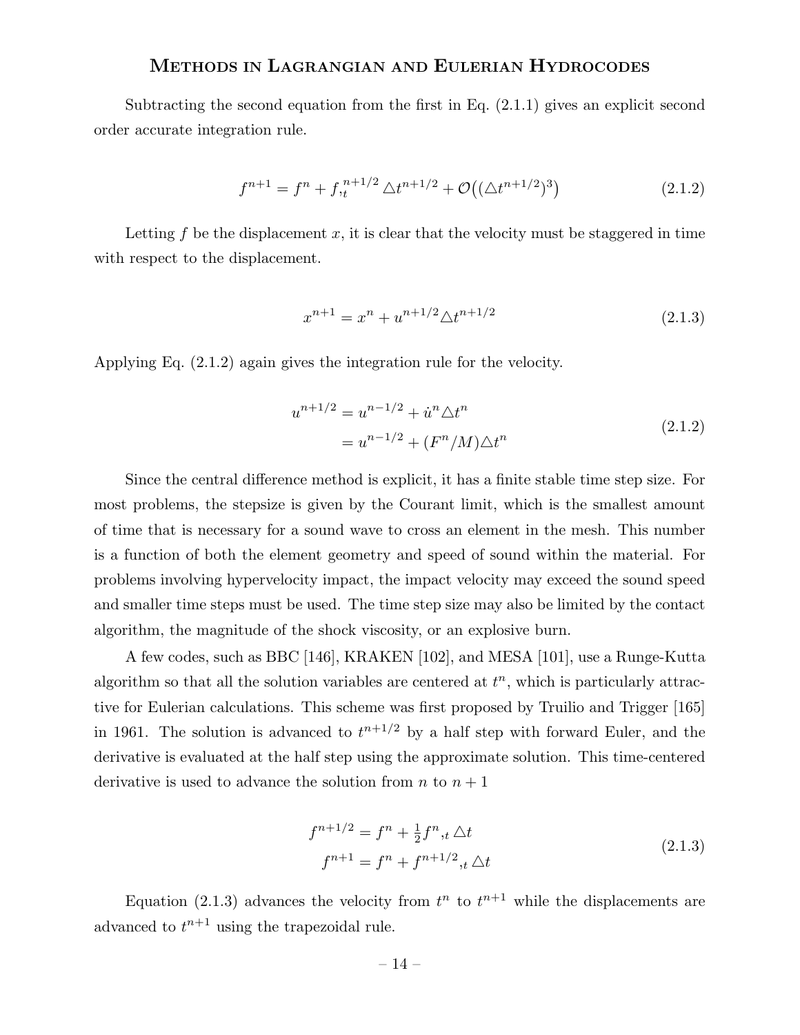Subtracting the second equation from the first in Eq. (2.1.1) gives an explicit second order accurate integration rule.

$$f^{n+1} = f^n + f_{,t}^{n+1/2} \triangle t^{n+1/2} + \mathcal{O}\big((\triangle t^{n+1/2})^3\big) \tag{2.1.2}$$

Letting $f$ be the displacement $x$, it is clear that the velocity must be staggered in time with respect to the displacement.

$$x^{n+1} = x^n + u^{n+1/2} \triangle t^{n+1/2} \tag{2.1.3}$$

Applying Eq. (2.1.2) again gives the integration rule for the velocity.

$$\begin{aligned} u^{n+1/2} &= u^{n-1/2} + \dot{u}^n \triangle t^n \\ &= u^{n-1/2} + (F^n/M) \triangle t^n \end{aligned} \tag{2.1.2}$$

Since the central difference method is explicit, it has a finite stable time step size. For most problems, the stepsize is given by the Courant limit, which is the smallest amount of time that is necessary for a sound wave to cross an element in the mesh. This number is a function of both the element geometry and speed of sound within the material. For problems involving hypervelocity impact, the impact velocity may exceed the sound speed and smaller time steps must be used. The time step size may also be limited by the contact algorithm, the magnitude of the shock viscosity, or an explosive burn.

A few codes, such as BBC [146], KRAKEN [102], and MESA [101], use a Runge-Kutta algorithm so that all the solution variables are centered at $t^n$, which is particularly attractive for Eulerian calculations. This scheme was first proposed by Truilio and Trigger [165] in 1961. The solution is advanced to $t^{n+1/2}$ by a half step with forward Euler, and the derivative is evaluated at the half step using the approximate solution. This time-centered derivative is used to advance the solution from $n$ to $n+1$

$$\begin{aligned} f^{n+1/2} &= f^n + \tfrac{1}{2} f^n{}_{,t} \triangle t \\ f^{n+1} &= f^n + f^{n+1/2}{}_{,t} \triangle t \end{aligned} \tag{2.1.3}$$

Equation (2.1.3) advances the velocity from $t^n$ to $t^{n+1}$ while the displacements are advanced to $t^{n+1}$ using the trapezoidal rule.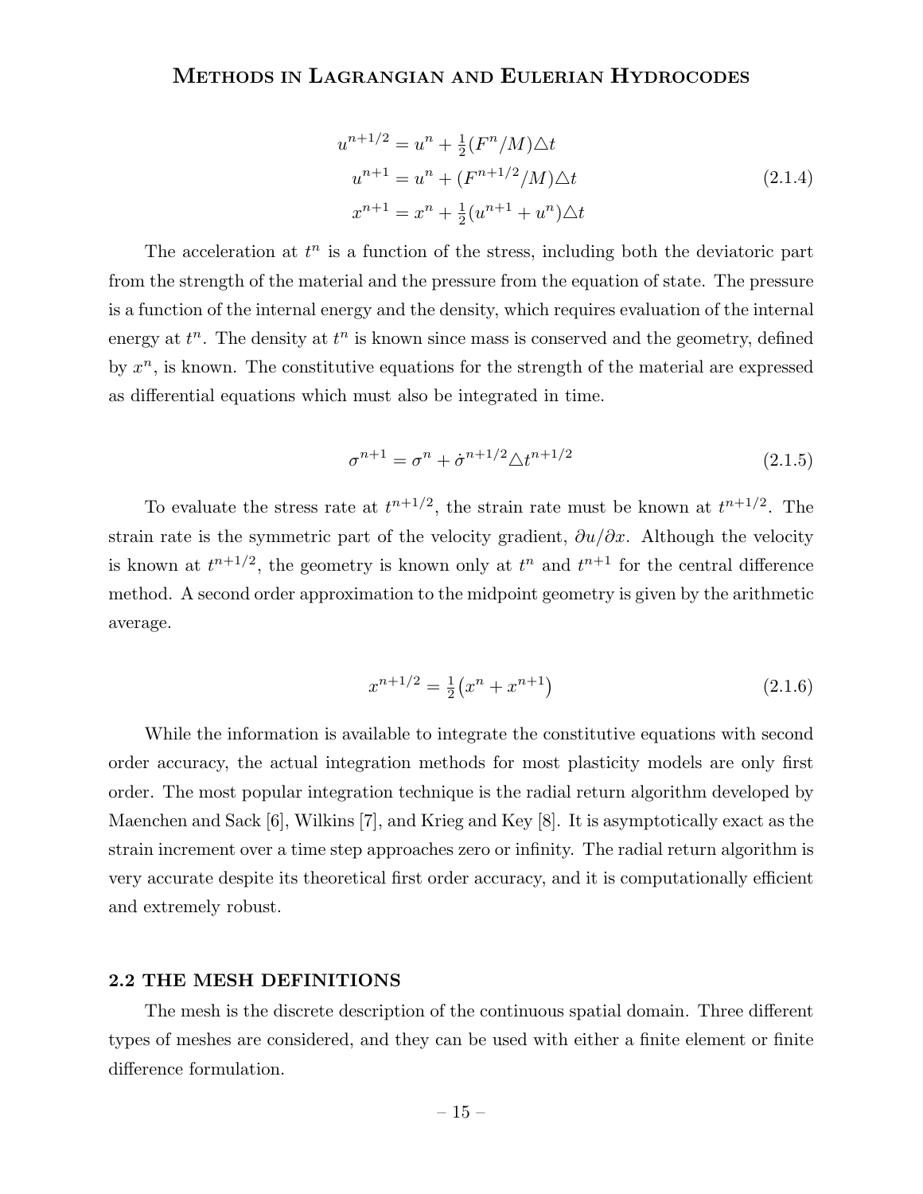$$
\begin{aligned}
u^{n+1/2} &= u^n + \tfrac{1}{2}(F^n/M)\triangle t \\
u^{n+1} &= u^n + (F^{n+1/2}/M)\triangle t \\
x^{n+1} &= x^n + \tfrac{1}{2}(u^{n+1} + u^n)\triangle t
\end{aligned}
\tag{2.1.4}
$$

The acceleration at $t^n$ is a function of the stress, including both the deviatoric part from the strength of the material and the pressure from the equation of state. The pressure is a function of the internal energy and the density, which requires evaluation of the internal energy at $t^n$. The density at $t^n$ is known since mass is conserved and the geometry, defined by $x^n$, is known. The constitutive equations for the strength of the material are expressed as differential equations which must also be integrated in time.

$$
\sigma^{n+1} = \sigma^n + \dot{\sigma}^{n+1/2}\triangle t^{n+1/2}
\tag{2.1.5}
$$

To evaluate the stress rate at $t^{n+1/2}$, the strain rate must be known at $t^{n+1/2}$. The strain rate is the symmetric part of the velocity gradient, $\partial u/\partial x$. Although the velocity is known at $t^{n+1/2}$, the geometry is known only at $t^n$ and $t^{n+1}$ for the central difference method. A second order approximation to the midpoint geometry is given by the arithmetic average.

$$
x^{n+1/2} = \tfrac{1}{2}\big(x^n + x^{n+1}\big)
\tag{2.1.6}
$$

While the information is available to integrate the constitutive equations with second order accuracy, the actual integration methods for most plasticity models are only first order. The most popular integration technique is the radial return algorithm developed by Maenchen and Sack [6], Wilkins [7], and Krieg and Key [8]. It is asymptotically exact as the strain increment over a time step approaches zero or infinity. The radial return algorithm is very accurate despite its theoretical first order accuracy, and it is computationally efficient and extremely robust.

## 2.2 THE MESH DEFINITIONS

The mesh is the discrete description of the continuous spatial domain. Three different types of meshes are considered, and they can be used with either a finite element or finite difference formulation.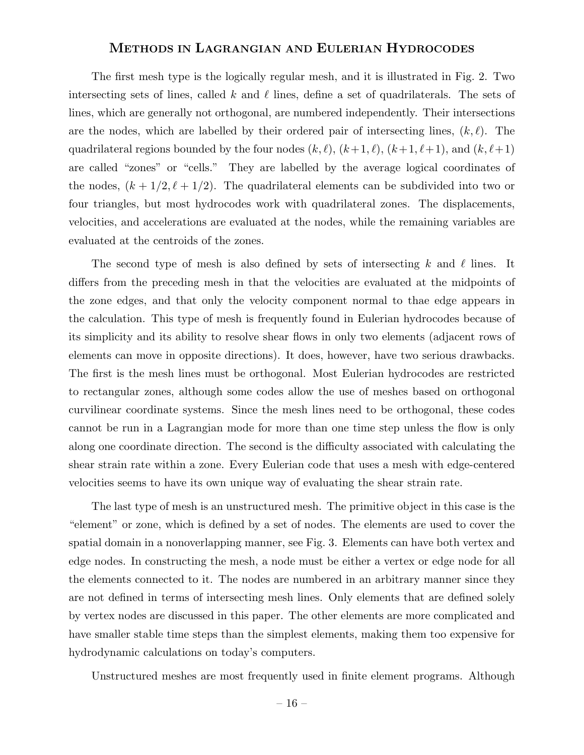The first mesh type is the logically regular mesh, and it is illustrated in Fig. 2. Two intersecting sets of lines, called $k$ and $\ell$ lines, define a set of quadrilaterals. The sets of lines, which are generally not orthogonal, are numbered independently. Their intersections are the nodes, which are labelled by their ordered pair of intersecting lines, $(k, \ell)$. The quadrilateral regions bounded by the four nodes $(k, \ell)$, $(k+1, \ell)$, $(k+1, \ell+1)$, and $(k, \ell+1)$ are called "zones" or "cells." They are labelled by the average logical coordinates of the nodes, $(k + 1/2, \ell + 1/2)$. The quadrilateral elements can be subdivided into two or four triangles, but most hydrocodes work with quadrilateral zones. The displacements, velocities, and accelerations are evaluated at the nodes, while the remaining variables are evaluated at the centroids of the zones.

The second type of mesh is also defined by sets of intersecting $k$ and $\ell$ lines. It differs from the preceding mesh in that the velocities are evaluated at the midpoints of the zone edges, and that only the velocity component normal to thae edge appears in the calculation. This type of mesh is frequently found in Eulerian hydrocodes because of its simplicity and its ability to resolve shear flows in only two elements (adjacent rows of elements can move in opposite directions). It does, however, have two serious drawbacks. The first is the mesh lines must be orthogonal. Most Eulerian hydrocodes are restricted to rectangular zones, although some codes allow the use of meshes based on orthogonal curvilinear coordinate systems. Since the mesh lines need to be orthogonal, these codes cannot be run in a Lagrangian mode for more than one time step unless the flow is only along one coordinate direction. The second is the difficulty associated with calculating the shear strain rate within a zone. Every Eulerian code that uses a mesh with edge-centered velocities seems to have its own unique way of evaluating the shear strain rate.

The last type of mesh is an unstructured mesh. The primitive object in this case is the "element" or zone, which is defined by a set of nodes. The elements are used to cover the spatial domain in a nonoverlapping manner, see Fig. 3. Elements can have both vertex and edge nodes. In constructing the mesh, a node must be either a vertex or edge node for all the elements connected to it. The nodes are numbered in an arbitrary manner since they are not defined in terms of intersecting mesh lines. Only elements that are defined solely by vertex nodes are discussed in this paper. The other elements are more complicated and have smaller stable time steps than the simplest elements, making them too expensive for hydrodynamic calculations on today's computers.

Unstructured meshes are most frequently used in finite element programs. Although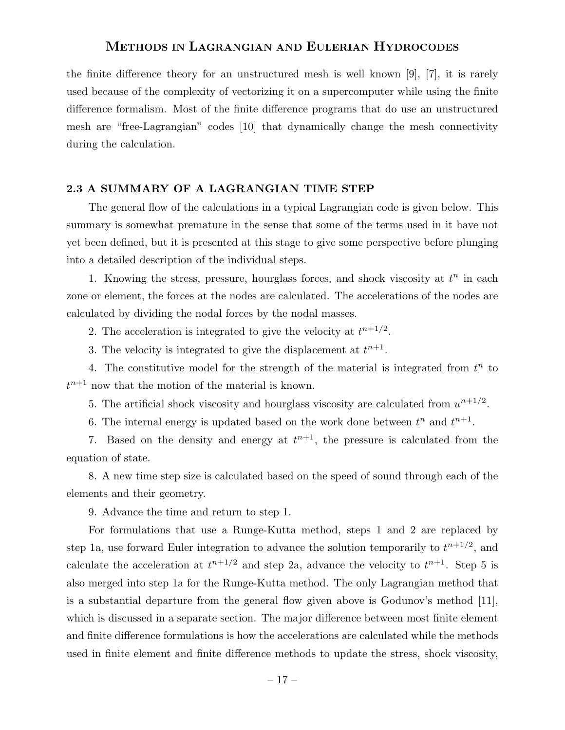the finite difference theory for an unstructured mesh is well known [9], [7], it is rarely used because of the complexity of vectorizing it on a supercomputer while using the finite difference formalism. Most of the finite difference programs that do use an unstructured mesh are "free-Lagrangian" codes [10] that dynamically change the mesh connectivity during the calculation.

### 2.3 A SUMMARY OF A LAGRANGIAN TIME STEP

The general flow of the calculations in a typical Lagrangian code is given below. This summary is somewhat premature in the sense that some of the terms used in it have not yet been defined, but it is presented at this stage to give some perspective before plunging into a detailed description of the individual steps.

1. Knowing the stress, pressure, hourglass forces, and shock viscosity at $t^n$ in each zone or element, the forces at the nodes are calculated. The accelerations of the nodes are calculated by dividing the nodal forces by the nodal masses.

2. The acceleration is integrated to give the velocity at $t^{n+1/2}$.

3. The velocity is integrated to give the displacement at $t^{n+1}$.

4. The constitutive model for the strength of the material is integrated from $t^n$ to $t^{n+1}$ now that the motion of the material is known.

5. The artificial shock viscosity and hourglass viscosity are calculated from $u^{n+1/2}$.

6. The internal energy is updated based on the work done between $t^n$ and $t^{n+1}$.

7. Based on the density and energy at $t^{n+1}$, the pressure is calculated from the equation of state.

8. A new time step size is calculated based on the speed of sound through each of the elements and their geometry.

9. Advance the time and return to step 1.

For formulations that use a Runge-Kutta method, steps 1 and 2 are replaced by step 1a, use forward Euler integration to advance the solution temporarily to $t^{n+1/2}$, and calculate the acceleration at $t^{n+1/2}$ and step 2a, advance the velocity to $t^{n+1}$. Step 5 is also merged into step 1a for the Runge-Kutta method. The only Lagrangian method that is a substantial departure from the general flow given above is Godunov's method [11], which is discussed in a separate section. The major difference between most finite element and finite difference formulations is how the accelerations are calculated while the methods used in finite element and finite difference methods to update the stress, shock viscosity,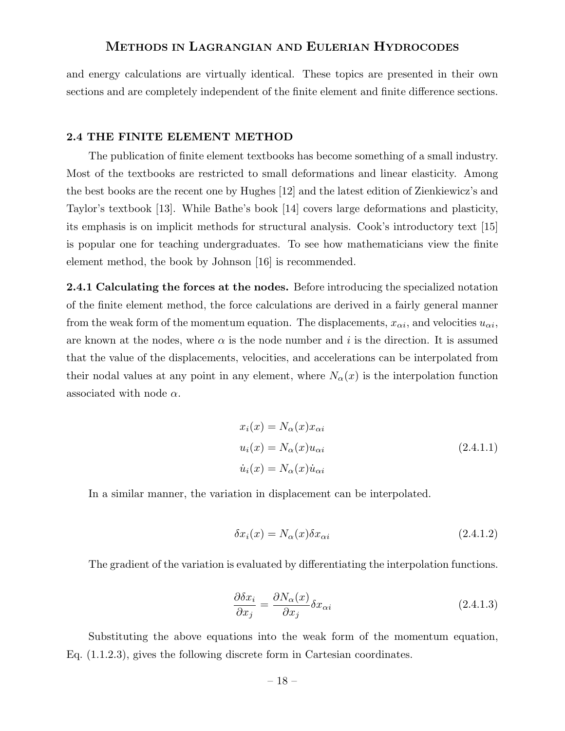and energy calculations are virtually identical. These topics are presented in their own sections and are completely independent of the finite element and finite difference sections.

## 2.4 THE FINITE ELEMENT METHOD

The publication of finite element textbooks has become something of a small industry. Most of the textbooks are restricted to small deformations and linear elasticity. Among the best books are the recent one by Hughes [12] and the latest edition of Zienkiewicz's and Taylor's textbook [13]. While Bathe's book [14] covers large deformations and plasticity, its emphasis is on implicit methods for structural analysis. Cook's introductory text [15] is popular one for teaching undergraduates. To see how mathematicians view the finite element method, the book by Johnson [16] is recommended.

**2.4.1 Calculating the forces at the nodes.** Before introducing the specialized notation of the finite element method, the force calculations are derived in a fairly general manner from the weak form of the momentum equation. The displacements, $x_{\alpha i}$, and velocities $u_{\alpha i}$, are known at the nodes, where $\alpha$ is the node number and $i$ is the direction. It is assumed that the value of the displacements, velocities, and accelerations can be interpolated from their nodal values at any point in any element, where $N_\alpha(x)$ is the interpolation function associated with node $\alpha$.

$$
\begin{aligned}
x_i(x) &= N_\alpha(x) x_{\alpha i} \\
u_i(x) &= N_\alpha(x) u_{\alpha i} \\
\dot{u}_i(x) &= N_\alpha(x) \dot{u}_{\alpha i}
\end{aligned}
\tag{2.4.1.1}
$$

In a similar manner, the variation in displacement can be interpolated.

$$
\delta x_i(x) = N_\alpha(x) \delta x_{\alpha i} \tag{2.4.1.2}
$$

The gradient of the variation is evaluated by differentiating the interpolation functions.

$$
\frac{\partial \delta x_i}{\partial x_j} = \frac{\partial N_\alpha(x)}{\partial x_j} \delta x_{\alpha i} \tag{2.4.1.3}
$$

Substituting the above equations into the weak form of the momentum equation, Eq. (1.1.2.3), gives the following discrete form in Cartesian coordinates.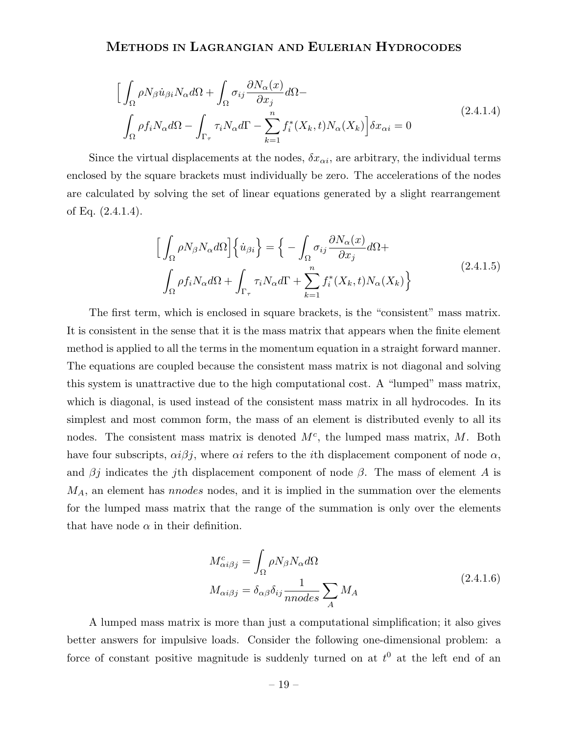$$
\begin{aligned}
&\Big[ \int_\Omega \rho N_\beta \dot{u}_{\beta i} N_\alpha d\Omega + \int_\Omega \sigma_{ij} \frac{\partial N_\alpha(x)}{\partial x_j} d\Omega - \\
&\int_\Omega \rho f_i N_\alpha d\Omega - \int_{\Gamma_\tau} \tau_i N_\alpha d\Gamma - \sum_{k=1}^{n} f_i^*(X_k, t) N_\alpha(X_k) \Big] \delta x_{\alpha i} = 0
\end{aligned}
\tag{2.4.1.4}
$$

Since the virtual displacements at the nodes, $\delta x_{\alpha i}$, are arbitrary, the individual terms enclosed by the square brackets must individually be zero. The accelerations of the nodes are calculated by solving the set of linear equations generated by a slight rearrangement of Eq. (2.4.1.4).

$$
\begin{aligned}
&\Big[ \int_\Omega \rho N_\beta N_\alpha d\Omega \Big] \Big\{ \dot{u}_{\beta i} \Big\} = \Big\{ - \int_\Omega \sigma_{ij} \frac{\partial N_\alpha(x)}{\partial x_j} d\Omega + \\
&\int_\Omega \rho f_i N_\alpha d\Omega + \int_{\Gamma_\tau} \tau_i N_\alpha d\Gamma + \sum_{k=1}^{n} f_i^*(X_k, t) N_\alpha(X_k) \Big\}
\end{aligned}
\tag{2.4.1.5}
$$

The first term, which is enclosed in square brackets, is the "consistent" mass matrix. It is consistent in the sense that it is the mass matrix that appears when the finite element method is applied to all the terms in the momentum equation in a straight forward manner. The equations are coupled because the consistent mass matrix is not diagonal and solving this system is unattractive due to the high computational cost. A "lumped" mass matrix, which is diagonal, is used instead of the consistent mass matrix in all hydrocodes. In its simplest and most common form, the mass of an element is distributed evenly to all its nodes. The consistent mass matrix is denoted $M^c$, the lumped mass matrix, $M$. Both have four subscripts, $\alpha i \beta j$, where $\alpha i$ refers to the $i$th displacement component of node $\alpha$, and $\beta j$ indicates the $j$th displacement component of node $\beta$. The mass of element $A$ is $M_A$, an element has *nnodes* nodes, and it is implied in the summation over the elements for the lumped mass matrix that the range of the summation is only over the elements that have node $\alpha$ in their definition.

$$
\begin{aligned}
M^c_{\alpha i \beta j} &= \int_\Omega \rho N_\beta N_\alpha d\Omega \\
M_{\alpha i \beta j} &= \delta_{\alpha\beta} \delta_{ij} \frac{1}{nnodes} \sum_A M_A
\end{aligned}
\tag{2.4.1.6}
$$

A lumped mass matrix is more than just a computational simplification; it also gives better answers for impulsive loads. Consider the following one-dimensional problem: a force of constant positive magnitude is suddenly turned on at $t^0$ at the left end of an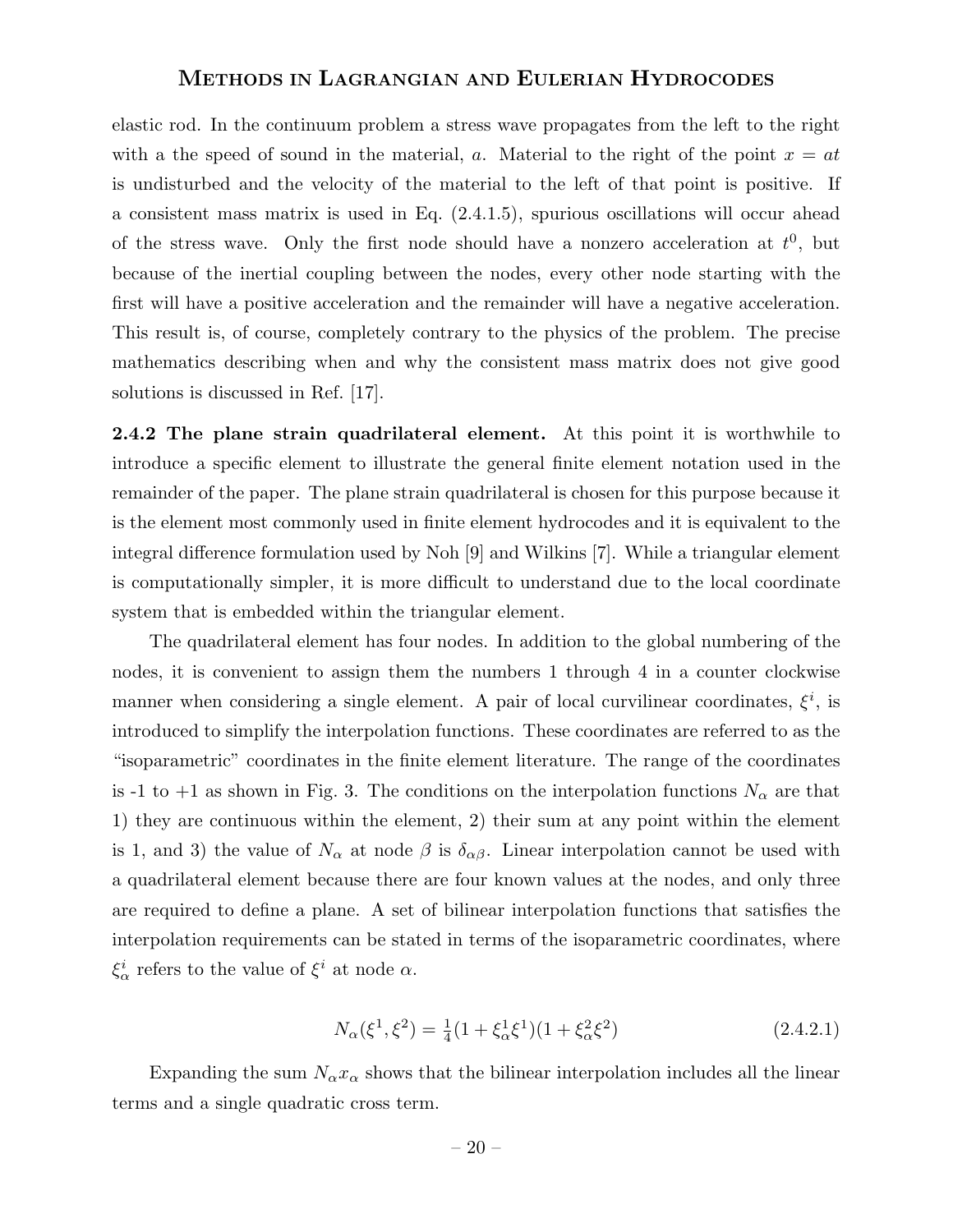elastic rod. In the continuum problem a stress wave propagates from the left to the right with a the speed of sound in the material, $a$. Material to the right of the point $x = at$ is undisturbed and the velocity of the material to the left of that point is positive. If a consistent mass matrix is used in Eq. (2.4.1.5), spurious oscillations will occur ahead of the stress wave. Only the first node should have a nonzero acceleration at $t^0$, but because of the inertial coupling between the nodes, every other node starting with the first will have a positive acceleration and the remainder will have a negative acceleration. This result is, of course, completely contrary to the physics of the problem. The precise mathematics describing when and why the consistent mass matrix does not give good solutions is discussed in Ref. [17].

**2.4.2 The plane strain quadrilateral element.** At this point it is worthwhile to introduce a specific element to illustrate the general finite element notation used in the remainder of the paper. The plane strain quadrilateral is chosen for this purpose because it is the element most commonly used in finite element hydrocodes and it is equivalent to the integral difference formulation used by Noh [9] and Wilkins [7]. While a triangular element is computationally simpler, it is more difficult to understand due to the local coordinate system that is embedded within the triangular element.

The quadrilateral element has four nodes. In addition to the global numbering of the nodes, it is convenient to assign them the numbers 1 through 4 in a counter clockwise manner when considering a single element. A pair of local curvilinear coordinates, $\xi^i$, is introduced to simplify the interpolation functions. These coordinates are referred to as the "isoparametric" coordinates in the finite element literature. The range of the coordinates is -1 to +1 as shown in Fig. 3. The conditions on the interpolation functions $N_\alpha$ are that 1) they are continuous within the element, 2) their sum at any point within the element is 1, and 3) the value of $N_\alpha$ at node $\beta$ is $\delta_{\alpha\beta}$. Linear interpolation cannot be used with a quadrilateral element because there are four known values at the nodes, and only three are required to define a plane. A set of bilinear interpolation functions that satisfies the interpolation requirements can be stated in terms of the isoparametric coordinates, where $\xi^i_\alpha$ refers to the value of $\xi^i$ at node $\alpha$.

$$N_\alpha(\xi^1, \xi^2) = \tfrac{1}{4}(1 + \xi^1_\alpha \xi^1)(1 + \xi^2_\alpha \xi^2) \tag{2.4.2.1}$$

Expanding the sum $N_\alpha x_\alpha$ shows that the bilinear interpolation includes all the linear terms and a single quadratic cross term.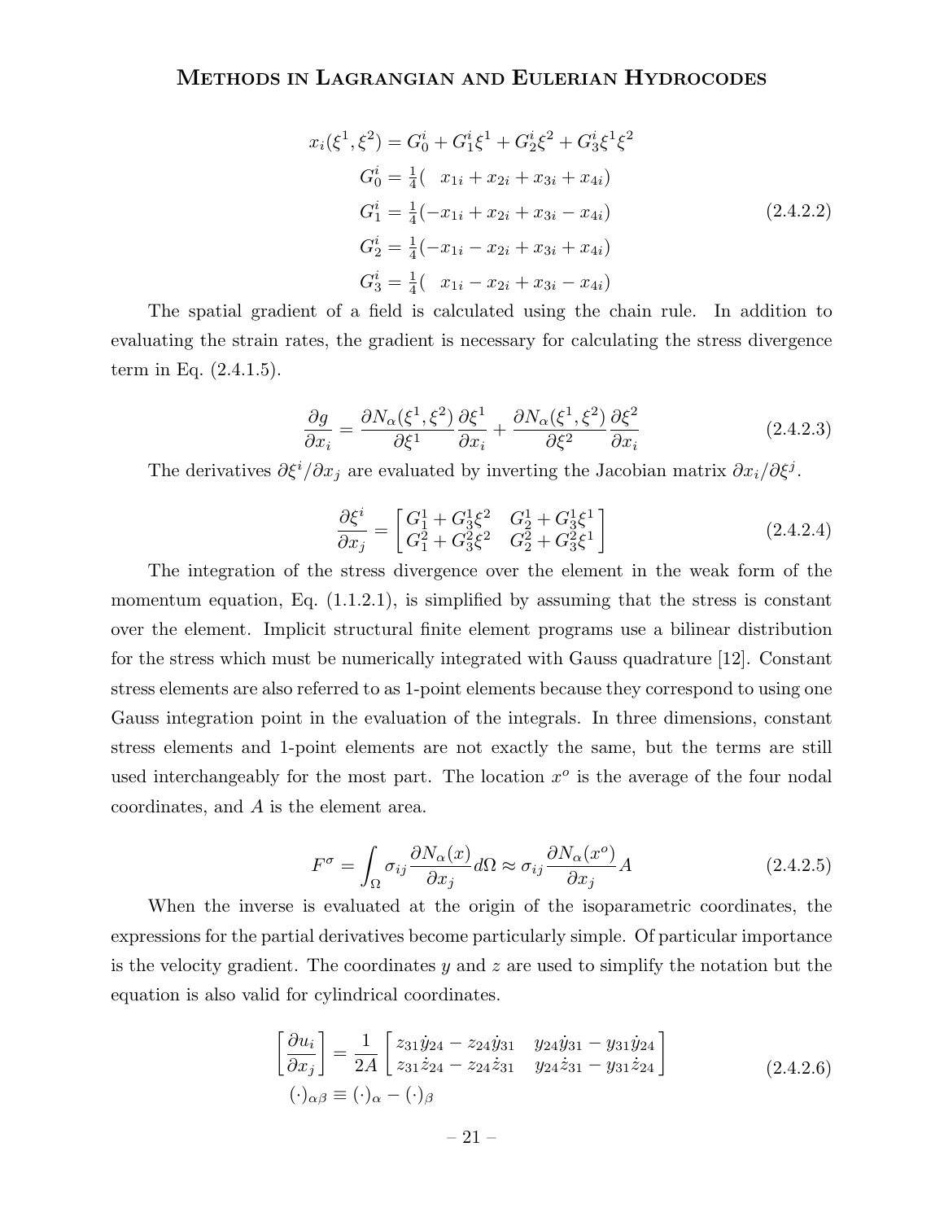$$
\begin{aligned}
x_i(\xi^1, \xi^2) &= G_0^i + G_1^i \xi^1 + G_2^i \xi^2 + G_3^i \xi^1 \xi^2 \\
G_0^i &= \tfrac{1}{4}( \quad x_{1i} + x_{2i} + x_{3i} + x_{4i}) \\
G_1^i &= \tfrac{1}{4}(-x_{1i} + x_{2i} + x_{3i} - x_{4i}) \\
G_2^i &= \tfrac{1}{4}(-x_{1i} - x_{2i} + x_{3i} + x_{4i}) \\
G_3^i &= \tfrac{1}{4}( \quad x_{1i} - x_{2i} + x_{3i} - x_{4i})
\end{aligned}
\tag{2.4.2.2}
$$

The spatial gradient of a field is calculated using the chain rule. In addition to evaluating the strain rates, the gradient is necessary for calculating the stress divergence term in Eq. (2.4.1.5).

$$
\frac{\partial g}{\partial x_i} = \frac{\partial N_\alpha(\xi^1, \xi^2)}{\partial \xi^1} \frac{\partial \xi^1}{\partial x_i} + \frac{\partial N_\alpha(\xi^1, \xi^2)}{\partial \xi^2} \frac{\partial \xi^2}{\partial x_i}
\tag{2.4.2.3}
$$

The derivatives $\partial \xi^i / \partial x_j$ are evaluated by inverting the Jacobian matrix $\partial x_i / \partial \xi^j$.

$$
\frac{\partial \xi^i}{\partial x_j} = \begin{bmatrix} G_1^1 + G_3^1 \xi^2 & G_2^1 + G_3^1 \xi^1 \\ G_1^2 + G_3^2 \xi^2 & G_2^2 + G_3^2 \xi^1 \end{bmatrix}
\tag{2.4.2.4}
$$

The integration of the stress divergence over the element in the weak form of the momentum equation, Eq. (1.1.2.1), is simplified by assuming that the stress is constant over the element. Implicit structural finite element programs use a bilinear distribution for the stress which must be numerically integrated with Gauss quadrature [12]. Constant stress elements are also referred to as 1-point elements because they correspond to using one Gauss integration point in the evaluation of the integrals. In three dimensions, constant stress elements and 1-point elements are not exactly the same, but the terms are still used interchangeably for the most part. The location $x^o$ is the average of the four nodal coordinates, and $A$ is the element area.

$$
F^\sigma = \int_\Omega \sigma_{ij} \frac{\partial N_\alpha(x)}{\partial x_j} d\Omega \approx \sigma_{ij} \frac{\partial N_\alpha(x^o)}{\partial x_j} A
\tag{2.4.2.5}
$$

When the inverse is evaluated at the origin of the isoparametric coordinates, the expressions for the partial derivatives become particularly simple. Of particular importance is the velocity gradient. The coordinates $y$ and $z$ are used to simplify the notation but the equation is also valid for cylindrical coordinates.

$$
\begin{aligned}
\left[ \frac{\partial u_i}{\partial x_j} \right] &= \frac{1}{2A} \begin{bmatrix} z_{31} \dot{y}_{24} - z_{24} \dot{y}_{31} & y_{24} \dot{y}_{31} - y_{31} \dot{y}_{24} \\ z_{31} \dot{z}_{24} - z_{24} \dot{z}_{31} & y_{24} \dot{z}_{31} - y_{31} \dot{z}_{24} \end{bmatrix} \\
(\cdot)_{\alpha\beta} &\equiv (\cdot)_\alpha - (\cdot)_\beta
\end{aligned}
\tag{2.4.2.6}
$$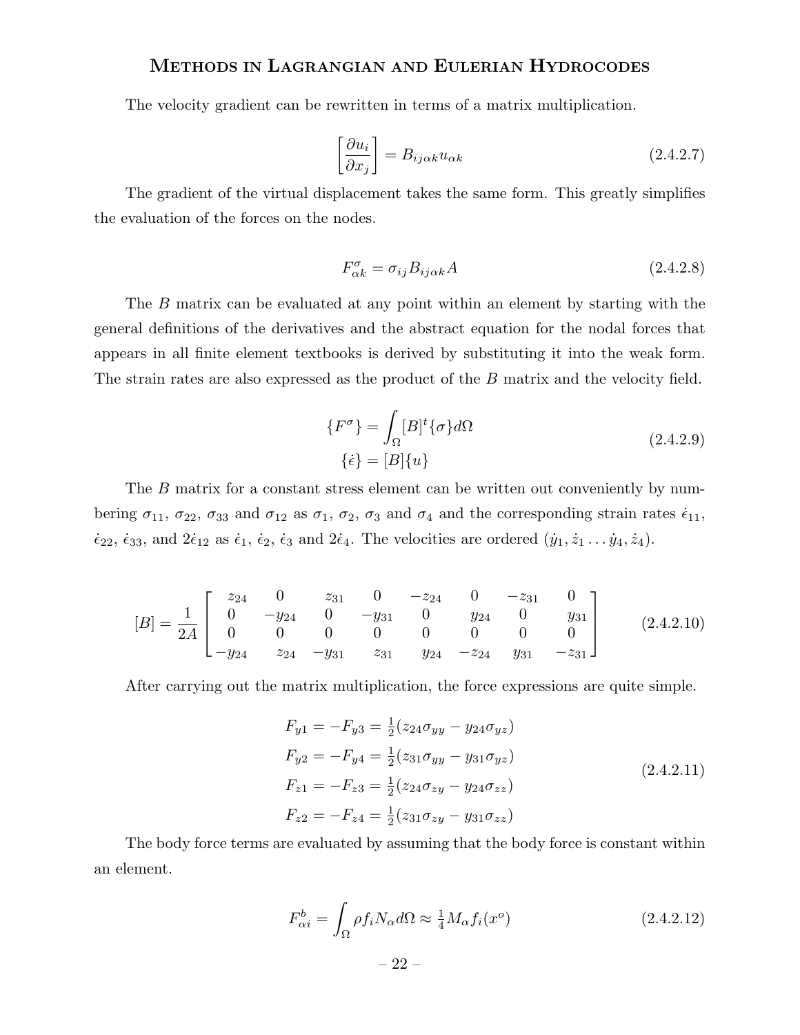The velocity gradient can be rewritten in terms of a matrix multiplication.

$$
\left[\frac{\partial u_i}{\partial x_j}\right] = B_{ij\alpha k} u_{\alpha k} \tag{2.4.2.7}
$$

The gradient of the virtual displacement takes the same form. This greatly simplifies the evaluation of the forces on the nodes.

$$
F^{\sigma}_{\alpha k} = \sigma_{ij} B_{ij\alpha k} A \tag{2.4.2.8}
$$

The $B$ matrix can be evaluated at any point within an element by starting with the general definitions of the derivatives and the abstract equation for the nodal forces that appears in all finite element textbooks is derived by substituting it into the weak form. The strain rates are also expressed as the product of the $B$ matrix and the velocity field.

$$
\begin{gathered}
\{F^{\sigma}\} = \int_{\Omega} [B]^t \{\sigma\} d\Omega \\
\{\dot{\epsilon}\} = [B]\{u\}
\end{gathered} \tag{2.4.2.9}
$$

The $B$ matrix for a constant stress element can be written out conveniently by numbering $\sigma_{11}$, $\sigma_{22}$, $\sigma_{33}$ and $\sigma_{12}$ as $\sigma_1$, $\sigma_2$, $\sigma_3$ and $\sigma_4$ and the corresponding strain rates $\dot{\epsilon}_{11}$, $\dot{\epsilon}_{22}$, $\dot{\epsilon}_{33}$, and $2\dot{\epsilon}_{12}$ as $\dot{\epsilon}_1$, $\dot{\epsilon}_2$, $\dot{\epsilon}_3$ and $2\dot{\epsilon}_4$. The velocities are ordered $(\dot{y}_1, \dot{z}_1 \ldots \dot{y}_4, \dot{z}_4)$.

$$
[B] = \frac{1}{2A}\begin{bmatrix}
z_{24} & 0 & z_{31} & 0 & -z_{24} & 0 & -z_{31} & 0 \\
0 & -y_{24} & 0 & -y_{31} & 0 & y_{24} & 0 & y_{31} \\
0 & 0 & 0 & 0 & 0 & 0 & 0 & 0 \\
-y_{24} & z_{24} & -y_{31} & z_{31} & y_{24} & -z_{24} & y_{31} & -z_{31}
\end{bmatrix} \tag{2.4.2.10}
$$

After carrying out the matrix multiplication, the force expressions are quite simple.

$$
\begin{aligned}
F_{y1} = -F_{y3} &= \tfrac{1}{2}(z_{24}\sigma_{yy} - y_{24}\sigma_{yz}) \\
F_{y2} = -F_{y4} &= \tfrac{1}{2}(z_{31}\sigma_{yy} - y_{31}\sigma_{yz}) \\
F_{z1} = -F_{z3} &= \tfrac{1}{2}(z_{24}\sigma_{zy} - y_{24}\sigma_{zz}) \\
F_{z2} = -F_{z4} &= \tfrac{1}{2}(z_{31}\sigma_{zy} - y_{31}\sigma_{zz})
\end{aligned} \tag{2.4.2.11}
$$

The body force terms are evaluated by assuming that the body force is constant within an element.

$$
F^b_{\alpha i} = \int_{\Omega} \rho f_i N_{\alpha} d\Omega \approx \tfrac{1}{4} M_{\alpha} f_i(x^o) \tag{2.4.2.12}
$$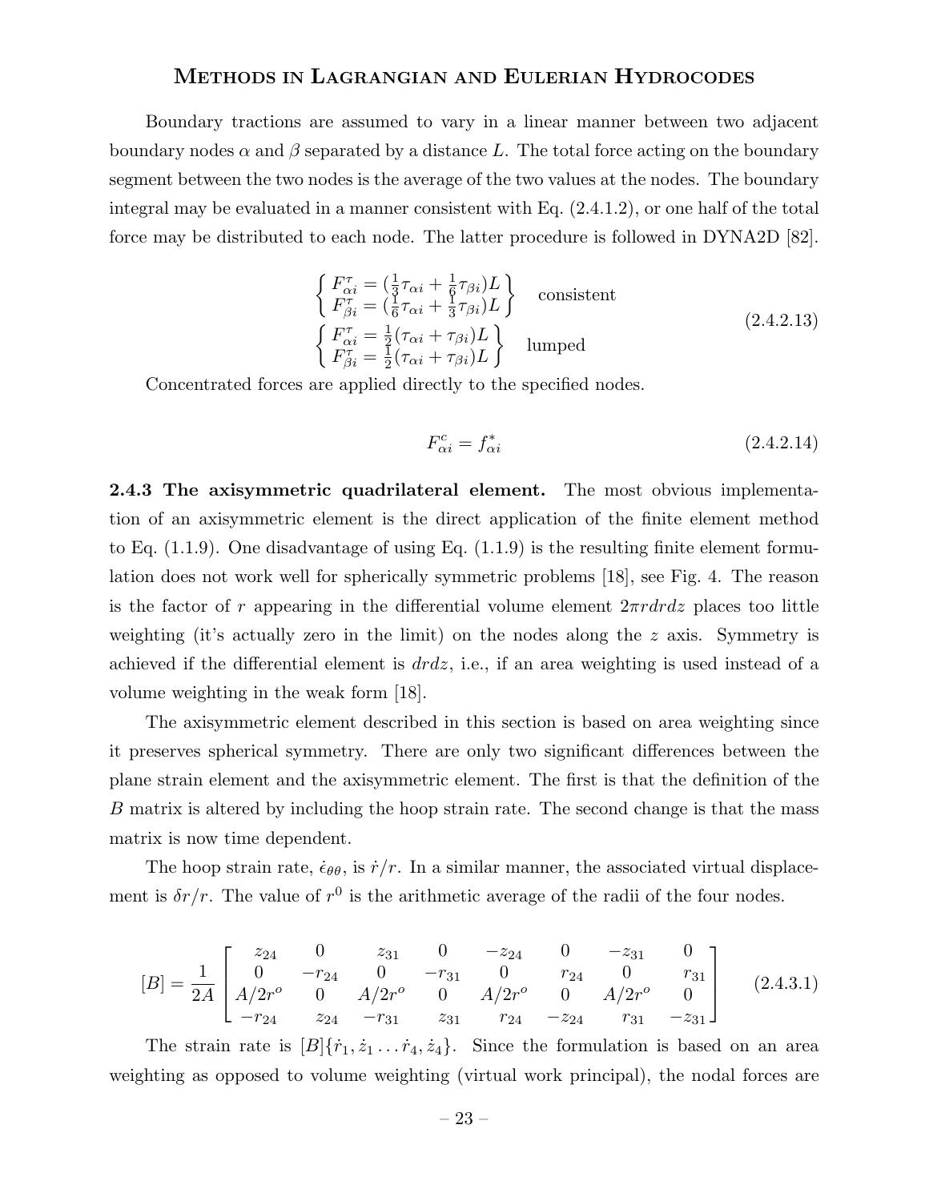Boundary tractions are assumed to vary in a linear manner between two adjacent boundary nodes $\alpha$ and $\beta$ separated by a distance $L$. The total force acting on the boundary segment between the two nodes is the average of the two values at the nodes. The boundary integral may be evaluated in a manner consistent with Eq. (2.4.1.2), or one half of the total force may be distributed to each node. The latter procedure is followed in DYNA2D [82].

$$
\begin{aligned}
&\left\{ \begin{aligned} F^{\tau}_{\alpha i} &= (\tfrac{1}{3}\tau_{\alpha i} + \tfrac{1}{6}\tau_{\beta i})L \\ F^{\tau}_{\beta i} &= (\tfrac{1}{6}\tau_{\alpha i} + \tfrac{1}{3}\tau_{\beta i})L \end{aligned} \right\} \quad \text{consistent} \\
&\left\{ \begin{aligned} F^{\tau}_{\alpha i} &= \tfrac{1}{2}(\tau_{\alpha i} + \tau_{\beta i})L \\ F^{\tau}_{\beta i} &= \tfrac{1}{2}(\tau_{\alpha i} + \tau_{\beta i})L \end{aligned} \right\} \quad \text{lumped}
\end{aligned}
\tag{2.4.2.13}
$$

Concentrated forces are applied directly to the specified nodes.

$$
F^{c}_{\alpha i} = f^{*}_{\alpha i} \tag{2.4.2.14}
$$

**2.4.3 The axisymmetric quadrilateral element.** The most obvious implementation of an axisymmetric element is the direct application of the finite element method to Eq. (1.1.9). One disadvantage of using Eq. (1.1.9) is the resulting finite element formulation does not work well for spherically symmetric problems [18], see Fig. 4. The reason is the factor of $r$ appearing in the differential volume element $2\pi r dr dz$ places too little weighting (it's actually zero in the limit) on the nodes along the $z$ axis. Symmetry is achieved if the differential element is $dr dz$, i.e., if an area weighting is used instead of a volume weighting in the weak form [18].

The axisymmetric element described in this section is based on area weighting since it preserves spherical symmetry. There are only two significant differences between the plane strain element and the axisymmetric element. The first is that the definition of the $B$ matrix is altered by including the hoop strain rate. The second change is that the mass matrix is now time dependent.

The hoop strain rate, $\dot{\epsilon}_{\theta\theta}$, is $\dot{r}/r$. In a similar manner, the associated virtual displacement is $\delta r/r$. The value of $r^0$ is the arithmetic average of the radii of the four nodes.

$$
[B] = \frac{1}{2A} \begin{bmatrix} z_{24} & 0 & z_{31} & 0 & -z_{24} & 0 & -z_{31} & 0 \\ 0 & -r_{24} & 0 & -r_{31} & 0 & r_{24} & 0 & r_{31} \\ A/2r^{o} & 0 & A/2r^{o} & 0 & A/2r^{o} & 0 & A/2r^{o} & 0 \\ -r_{24} & z_{24} & -r_{31} & z_{31} & r_{24} & -z_{24} & r_{31} & -z_{31} \end{bmatrix} \tag{2.4.3.1}
$$

The strain rate is $[B]\{\dot{r}_1, \dot{z}_1 \ldots \dot{r}_4, \dot{z}_4\}$. Since the formulation is based on an area weighting as opposed to volume weighting (virtual work principal), the nodal forces are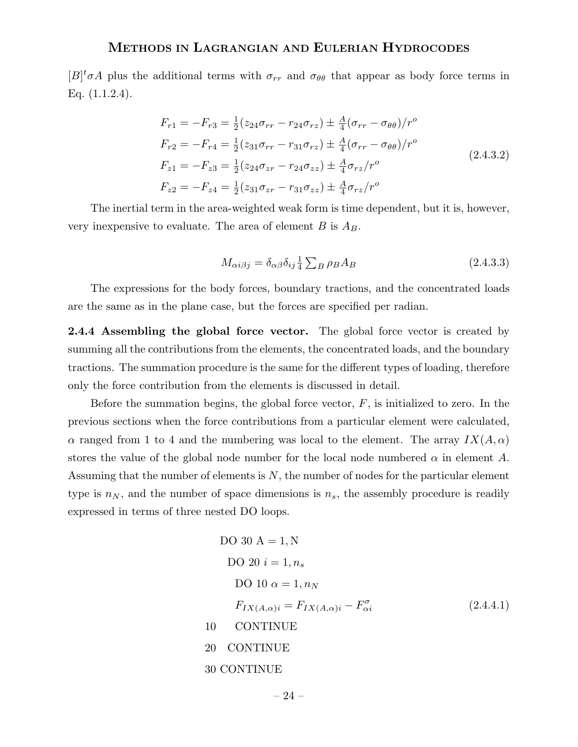$[B]^t \sigma A$ plus the additional terms with $\sigma_{rr}$ and $\sigma_{\theta\theta}$ that appear as body force terms in Eq. (1.1.2.4).

$$
\begin{aligned}
F_{r1} = -F_{r3} &= \tfrac{1}{2}(z_{24}\sigma_{rr} - r_{24}\sigma_{rz}) \pm \tfrac{A}{4}(\sigma_{rr} - \sigma_{\theta\theta})/r^o \\
F_{r2} = -F_{r4} &= \tfrac{1}{2}(z_{31}\sigma_{rr} - r_{31}\sigma_{rz}) \pm \tfrac{A}{4}(\sigma_{rr} - \sigma_{\theta\theta})/r^o \\
F_{z1} = -F_{z3} &= \tfrac{1}{2}(z_{24}\sigma_{zr} - r_{24}\sigma_{zz}) \pm \tfrac{A}{4}\sigma_{rz}/r^o \\
F_{z2} = -F_{z4} &= \tfrac{1}{2}(z_{31}\sigma_{zr} - r_{31}\sigma_{zz}) \pm \tfrac{A}{4}\sigma_{rz}/r^o
\end{aligned}
\tag{2.4.3.2}
$$

The inertial term in the area-weighted weak form is time dependent, but it is, however, very inexpensive to evaluate. The area of element $B$ is $A_B$.

$$
M_{\alpha i \beta j} = \delta_{\alpha\beta}\delta_{ij}\tfrac{1}{4}\textstyle\sum_B \rho_B A_B \tag{2.4.3.3}
$$

The expressions for the body forces, boundary tractions, and the concentrated loads are the same as in the plane case, but the forces are specified per radian.

**2.4.4 Assembling the global force vector.** The global force vector is created by summing all the contributions from the elements, the concentrated loads, and the boundary tractions. The summation procedure is the same for the different types of loading, therefore only the force contribution from the elements is discussed in detail.

Before the summation begins, the global force vector, $F$, is initialized to zero. In the previous sections when the force contributions from a particular element were calculated, $\alpha$ ranged from 1 to 4 and the numbering was local to the element. The array $IX(A,\alpha)$ stores the value of the global node number for the local node numbered $\alpha$ in element $A$. Assuming that the number of elements is $N$, the number of nodes for the particular element type is $n_N$, and the number of space dimensions is $n_s$, the assembly procedure is readily expressed in terms of three nested DO loops.

```
      DO 30 A = 1, N
        DO 20 i = 1, n_s
          DO 10 α = 1, n_N
          F_IX(A,α)i = F_IX(A,α)i − F^σ_αi          (2.4.4.1)
10        CONTINUE
20      CONTINUE
30    CONTINUE
```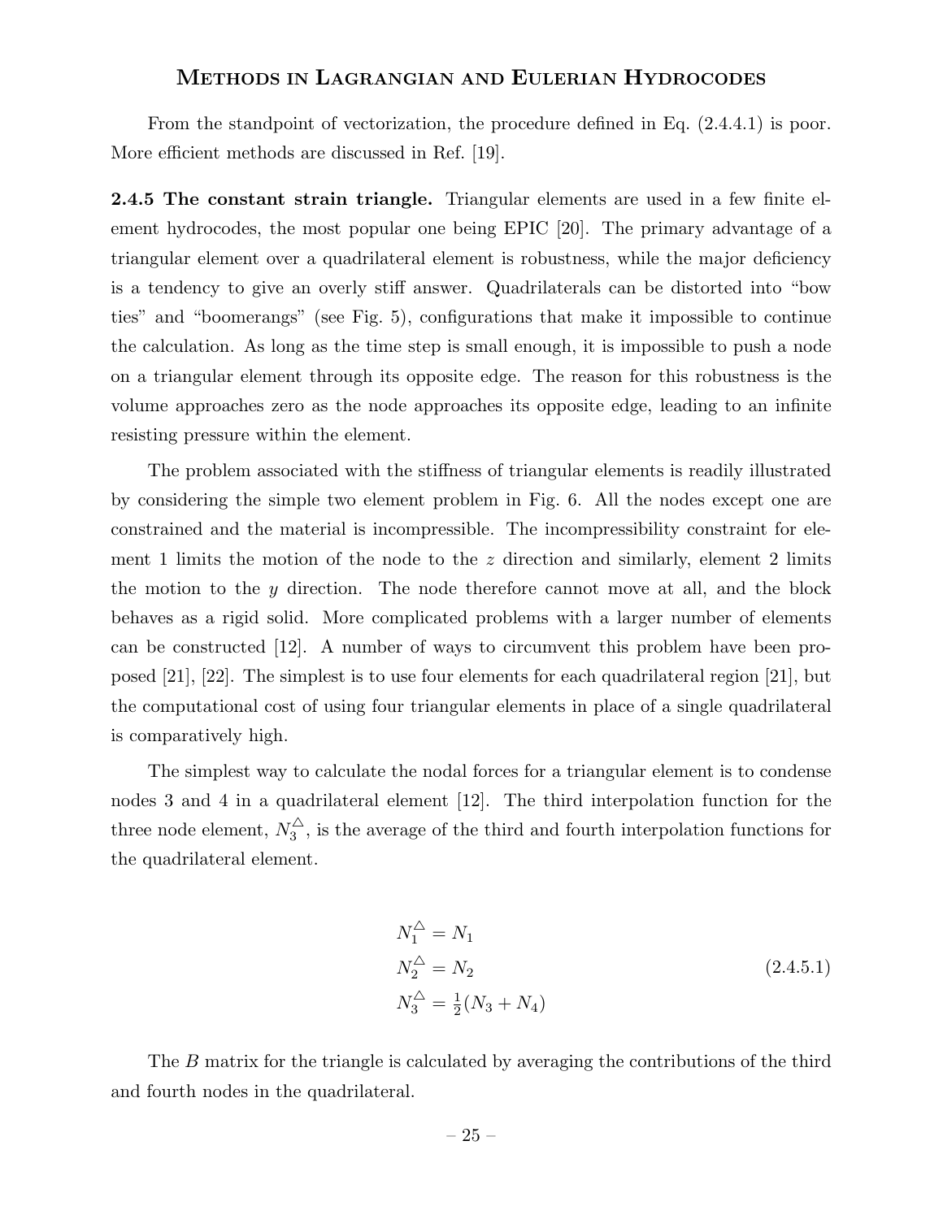From the standpoint of vectorization, the procedure defined in Eq. (2.4.4.1) is poor. More efficient methods are discussed in Ref. [19].

**2.4.5 The constant strain triangle.** Triangular elements are used in a few finite element hydrocodes, the most popular one being EPIC [20]. The primary advantage of a triangular element over a quadrilateral element is robustness, while the major deficiency is a tendency to give an overly stiff answer. Quadrilaterals can be distorted into "bow ties" and "boomerangs" (see Fig. 5), configurations that make it impossible to continue the calculation. As long as the time step is small enough, it is impossible to push a node on a triangular element through its opposite edge. The reason for this robustness is the volume approaches zero as the node approaches its opposite edge, leading to an infinite resisting pressure within the element.

The problem associated with the stiffness of triangular elements is readily illustrated by considering the simple two element problem in Fig. 6. All the nodes except one are constrained and the material is incompressible. The incompressibility constraint for element 1 limits the motion of the node to the $z$ direction and similarly, element 2 limits the motion to the $y$ direction. The node therefore cannot move at all, and the block behaves as a rigid solid. More complicated problems with a larger number of elements can be constructed [12]. A number of ways to circumvent this problem have been proposed [21], [22]. The simplest is to use four elements for each quadrilateral region [21], but the computational cost of using four triangular elements in place of a single quadrilateral is comparatively high.

The simplest way to calculate the nodal forces for a triangular element is to condense nodes 3 and 4 in a quadrilateral element [12]. The third interpolation function for the three node element, $N_3^{\triangle}$, is the average of the third and fourth interpolation functions for the quadrilateral element.

$$
\begin{aligned}
N_1^{\triangle} &= N_1 \\
N_2^{\triangle} &= N_2 \\
N_3^{\triangle} &= \tfrac{1}{2}(N_3 + N_4)
\end{aligned}
\tag{2.4.5.1}
$$

The $B$ matrix for the triangle is calculated by averaging the contributions of the third and fourth nodes in the quadrilateral.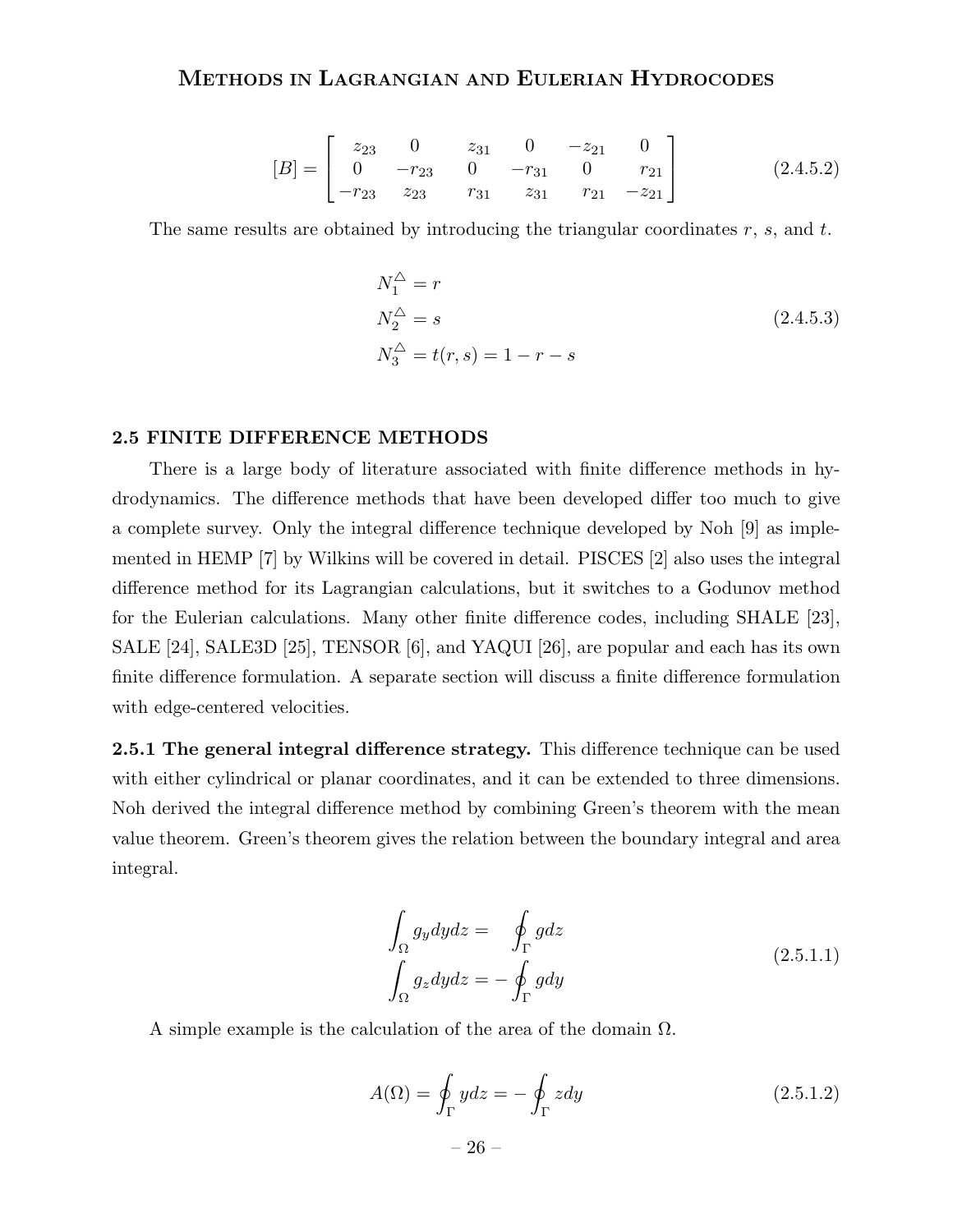$$[B] = \begin{bmatrix} z_{23} & 0 & z_{31} & 0 & -z_{21} & 0 \\ 0 & -r_{23} & 0 & -r_{31} & 0 & r_{21} \\ -r_{23} & z_{23} & r_{31} & z_{31} & r_{21} & -z_{21} \end{bmatrix} \tag{2.4.5.2}$$

The same results are obtained by introducing the triangular coordinates $r$, $s$, and $t$.

$$\begin{aligned} N_1^{\triangle} &= r \\ N_2^{\triangle} &= s \\ N_3^{\triangle} &= t(r, s) = 1 - r - s \end{aligned} \tag{2.4.5.3}$$

### 2.5 FINITE DIFFERENCE METHODS

There is a large body of literature associated with finite difference methods in hydrodynamics. The difference methods that have been developed differ too much to give a complete survey. Only the integral difference technique developed by Noh [9] as implemented in HEMP [7] by Wilkins will be covered in detail. PISCES [2] also uses the integral difference method for its Lagrangian calculations, but it switches to a Godunov method for the Eulerian calculations. Many other finite difference codes, including SHALE [23], SALE [24], SALE3D [25], TENSOR [6], and YAQUI [26], are popular and each has its own finite difference formulation. A separate section will discuss a finite difference formulation with edge-centered velocities.

**2.5.1 The general integral difference strategy.** This difference technique can be used with either cylindrical or planar coordinates, and it can be extended to three dimensions. Noh derived the integral difference method by combining Green's theorem with the mean value theorem. Green's theorem gives the relation between the boundary integral and area integral.

$$\begin{aligned} \int_\Omega g_y dy dz &= \oint_\Gamma g dz \\ \int_\Omega g_z dy dz &= -\oint_\Gamma g dy \end{aligned} \tag{2.5.1.1}$$

A simple example is the calculation of the area of the domain $\Omega$.

$$A(\Omega) = \oint_\Gamma y dz = -\oint_\Gamma z dy \tag{2.5.1.2}$$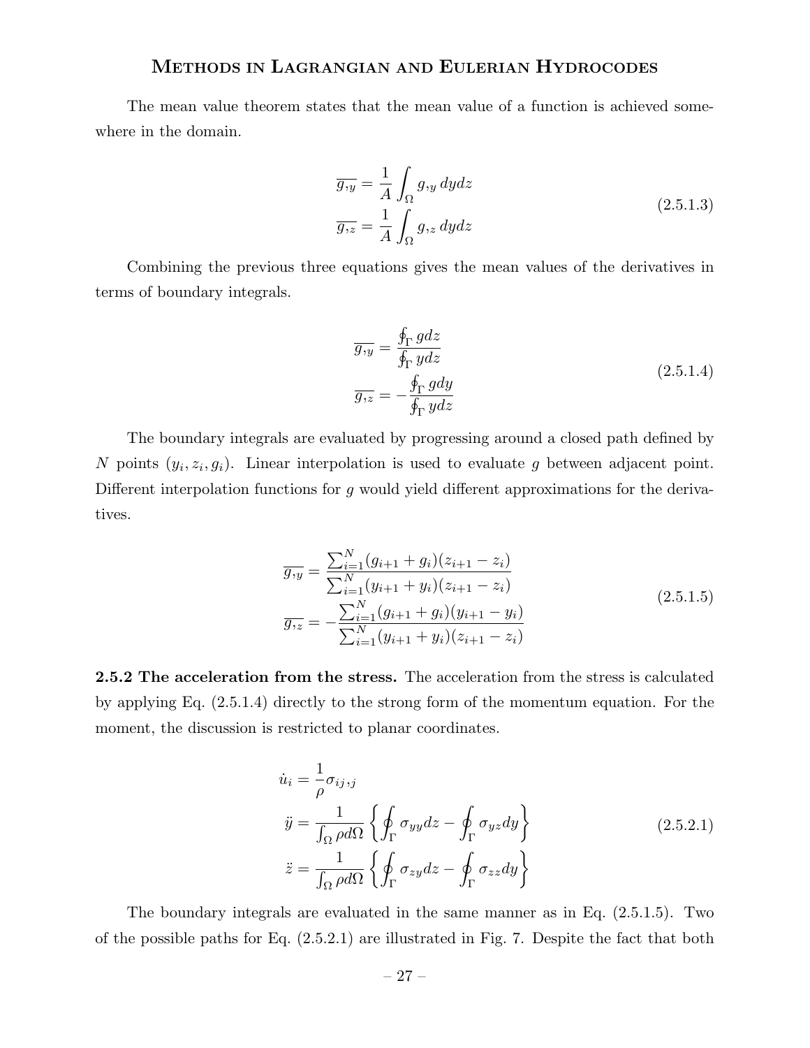The mean value theorem states that the mean value of a function is achieved somewhere in the domain.

$$
\begin{aligned}
\overline{g_{,y}} &= \frac{1}{A}\int_{\Omega} g_{,y}\, dydz \\
\overline{g_{,z}} &= \frac{1}{A}\int_{\Omega} g_{,z}\, dydz
\end{aligned}
\tag{2.5.1.3}
$$

Combining the previous three equations gives the mean values of the derivatives in terms of boundary integrals.

$$
\begin{aligned}
\overline{g_{,y}} &= \frac{\oint_{\Gamma} g dz}{\oint_{\Gamma} y dz} \\
\overline{g_{,z}} &= -\frac{\oint_{\Gamma} g dy}{\oint_{\Gamma} y dz}
\end{aligned}
\tag{2.5.1.4}
$$

The boundary integrals are evaluated by progressing around a closed path defined by $N$ points $(y_i, z_i, g_i)$. Linear interpolation is used to evaluate $g$ between adjacent point. Different interpolation functions for $g$ would yield different approximations for the derivatives.

$$
\begin{aligned}
\overline{g_{,y}} &= \frac{\sum_{i=1}^{N}(g_{i+1}+g_i)(z_{i+1}-z_i)}{\sum_{i=1}^{N}(y_{i+1}+y_i)(z_{i+1}-z_i)} \\
\overline{g_{,z}} &= -\frac{\sum_{i=1}^{N}(g_{i+1}+g_i)(y_{i+1}-y_i)}{\sum_{i=1}^{N}(y_{i+1}+y_i)(z_{i+1}-z_i)}
\end{aligned}
\tag{2.5.1.5}
$$

**2.5.2 The acceleration from the stress.** The acceleration from the stress is calculated by applying Eq. (2.5.1.4) directly to the strong form of the momentum equation. For the moment, the discussion is restricted to planar coordinates.

$$
\begin{aligned}
\dot{u}_i &= \frac{1}{\rho}\sigma_{ij},_j \\
\ddot{y} &= \frac{1}{\int_{\Omega}\rho d\Omega}\left\{\oint_{\Gamma}\sigma_{yy}dz - \oint_{\Gamma}\sigma_{yz}dy\right\} \\
\ddot{z} &= \frac{1}{\int_{\Omega}\rho d\Omega}\left\{\oint_{\Gamma}\sigma_{zy}dz - \oint_{\Gamma}\sigma_{zz}dy\right\}
\end{aligned}
\tag{2.5.2.1}
$$

The boundary integrals are evaluated in the same manner as in Eq. (2.5.1.5). Two of the possible paths for Eq. (2.5.2.1) are illustrated in Fig. 7. Despite the fact that both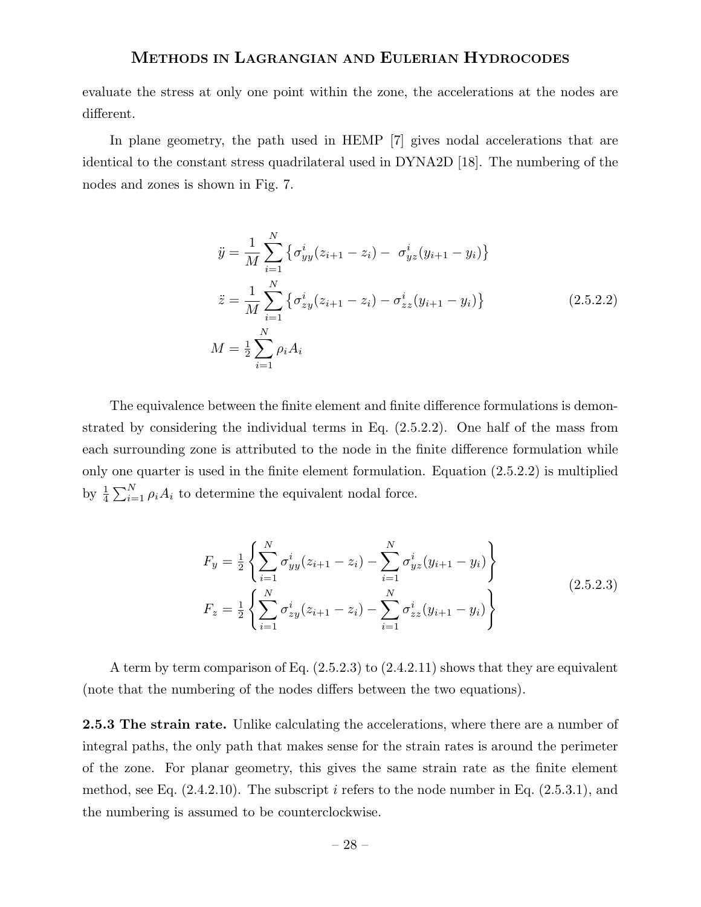evaluate the stress at only one point within the zone, the accelerations at the nodes are different.

In plane geometry, the path used in HEMP [7] gives nodal accelerations that are identical to the constant stress quadrilateral used in DYNA2D [18]. The numbering of the nodes and zones is shown in Fig. 7.

$$
\begin{aligned}
\ddot{y} &= \frac{1}{M}\sum_{i=1}^{N}\left\{\sigma_{yy}^{i}(z_{i+1}-z_i) - \ \sigma_{yz}^{i}(y_{i+1}-y_i)\right\} \\
\ddot{z} &= \frac{1}{M}\sum_{i=1}^{N}\left\{\sigma_{zy}^{i}(z_{i+1}-z_i) - \sigma_{zz}^{i}(y_{i+1}-y_i)\right\} \\
M &= \tfrac{1}{2}\sum_{i=1}^{N}\rho_i A_i
\end{aligned}
\tag{2.5.2.2}
$$

The equivalence between the finite element and finite difference formulations is demonstrated by considering the individual terms in Eq. (2.5.2.2). One half of the mass from each surrounding zone is attributed to the node in the finite difference formulation while only one quarter is used in the finite element formulation. Equation (2.5.2.2) is multiplied by $\frac{1}{4}\sum_{i=1}^{N}\rho_i A_i$ to determine the equivalent nodal force.

$$
\begin{aligned}
F_y &= \tfrac{1}{2}\left\{\sum_{i=1}^{N}\sigma_{yy}^{i}(z_{i+1}-z_i) - \sum_{i=1}^{N}\sigma_{yz}^{i}(y_{i+1}-y_i)\right\} \\
F_z &= \tfrac{1}{2}\left\{\sum_{i=1}^{N}\sigma_{zy}^{i}(z_{i+1}-z_i) - \sum_{i=1}^{N}\sigma_{zz}^{i}(y_{i+1}-y_i)\right\}
\end{aligned}
\tag{2.5.2.3}
$$

A term by term comparison of Eq. (2.5.2.3) to (2.4.2.11) shows that they are equivalent (note that the numbering of the nodes differs between the two equations).

**2.5.3 The strain rate.** Unlike calculating the accelerations, where there are a number of integral paths, the only path that makes sense for the strain rates is around the perimeter of the zone. For planar geometry, this gives the same strain rate as the finite element method, see Eq. (2.4.2.10). The subscript $i$ refers to the node number in Eq. (2.5.3.1), and the numbering is assumed to be counterclockwise.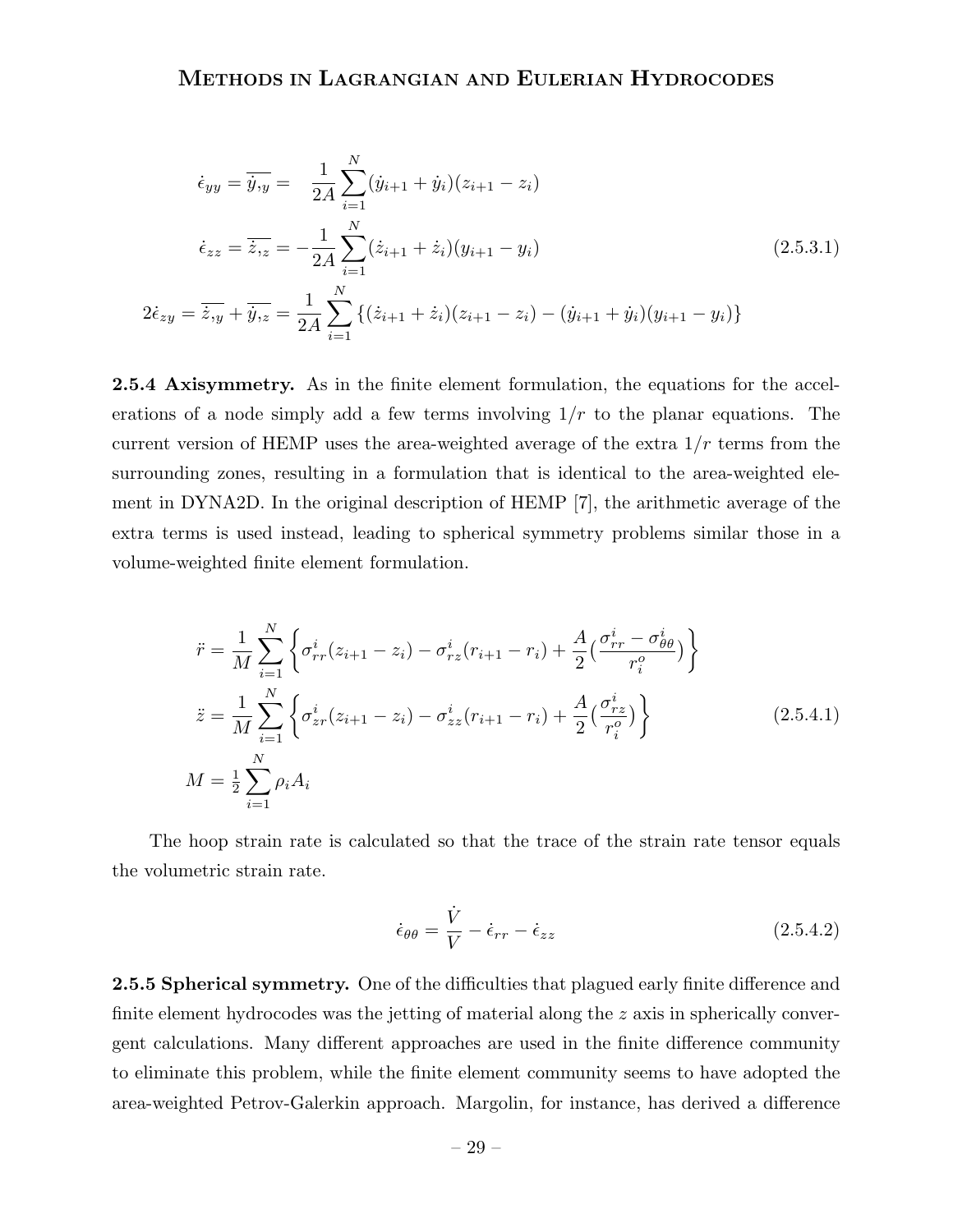$$
\begin{aligned}
\dot{\epsilon}_{yy} = \overline{\dot{y}_{,y}} &= \frac{1}{2A}\sum_{i=1}^{N}(\dot{y}_{i+1}+\dot{y}_i)(z_{i+1}-z_i) \\
\dot{\epsilon}_{zz} = \overline{\dot{z}_{,z}} &= -\frac{1}{2A}\sum_{i=1}^{N}(\dot{z}_{i+1}+\dot{z}_i)(y_{i+1}-y_i) \\
2\dot{\epsilon}_{zy} = \overline{\dot{z}_{,y}} + \overline{\dot{y}_{,z}} &= \frac{1}{2A}\sum_{i=1}^{N}\{(\dot{z}_{i+1}+\dot{z}_i)(z_{i+1}-z_i) - (\dot{y}_{i+1}+\dot{y}_i)(y_{i+1}-y_i)\}
\end{aligned}
\tag{2.5.3.1}
$$

**2.5.4 Axisymmetry.** As in the finite element formulation, the equations for the accelerations of a node simply add a few terms involving $1/r$ to the planar equations. The current version of HEMP uses the area-weighted average of the extra $1/r$ terms from the surrounding zones, resulting in a formulation that is identical to the area-weighted element in DYNA2D. In the original description of HEMP [7], the arithmetic average of the extra terms is used instead, leading to spherical symmetry problems similar those in a volume-weighted finite element formulation.

$$
\begin{aligned}
\ddot{r} &= \frac{1}{M}\sum_{i=1}^{N}\left\{\sigma_{rr}^{i}(z_{i+1}-z_i) - \sigma_{rz}^{i}(r_{i+1}-r_i) + \frac{A}{2}\Big(\frac{\sigma_{rr}^{i}-\sigma_{\theta\theta}^{i}}{r_i^{o}}\Big)\right\} \\
\ddot{z} &= \frac{1}{M}\sum_{i=1}^{N}\left\{\sigma_{zr}^{i}(z_{i+1}-z_i) - \sigma_{zz}^{i}(r_{i+1}-r_i) + \frac{A}{2}\Big(\frac{\sigma_{rz}^{i}}{r_i^{o}}\Big)\right\} \\
M &= \tfrac{1}{2}\sum_{i=1}^{N}\rho_i A_i
\end{aligned}
\tag{2.5.4.1}
$$

The hoop strain rate is calculated so that the trace of the strain rate tensor equals the volumetric strain rate.

$$
\dot{\epsilon}_{\theta\theta} = \frac{\dot{V}}{V} - \dot{\epsilon}_{rr} - \dot{\epsilon}_{zz}
\tag{2.5.4.2}
$$

**2.5.5 Spherical symmetry.** One of the difficulties that plagued early finite difference and finite element hydrocodes was the jetting of material along the $z$ axis in spherically convergent calculations. Many different approaches are used in the finite difference community to eliminate this problem, while the finite element community seems to have adopted the area-weighted Petrov-Galerkin approach. Margolin, for instance, has derived a difference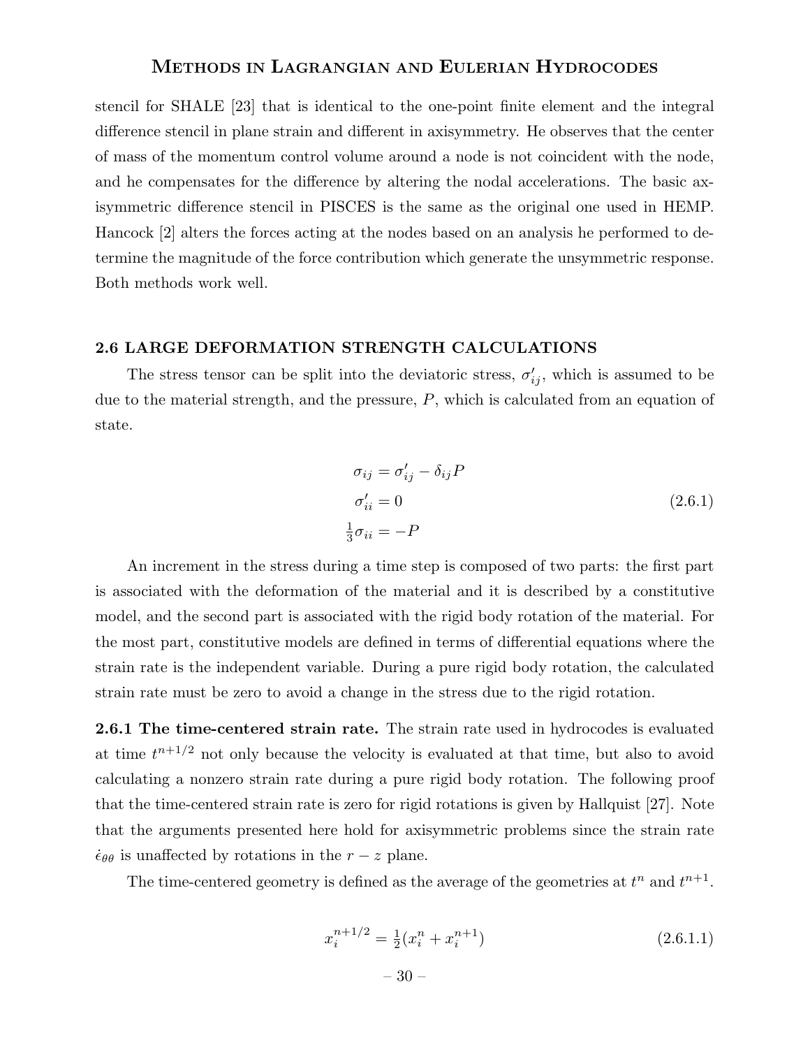stencil for SHALE [23] that is identical to the one-point finite element and the integral difference stencil in plane strain and different in axisymmetry. He observes that the center of mass of the momentum control volume around a node is not coincident with the node, and he compensates for the difference by altering the nodal accelerations. The basic axisymmetric difference stencil in PISCES is the same as the original one used in HEMP. Hancock [2] alters the forces acting at the nodes based on an analysis he performed to determine the magnitude of the force contribution which generate the unsymmetric response. Both methods work well.

## 2.6 LARGE DEFORMATION STRENGTH CALCULATIONS

The stress tensor can be split into the deviatoric stress, $\sigma'_{ij}$, which is assumed to be due to the material strength, and the pressure, $P$, which is calculated from an equation of state.

$$
\begin{aligned}
\sigma_{ij} &= \sigma'_{ij} - \delta_{ij} P \\
\sigma'_{ii} &= 0 \\
\tfrac{1}{3}\sigma_{ii} &= -P
\end{aligned}
\tag{2.6.1}
$$

An increment in the stress during a time step is composed of two parts: the first part is associated with the deformation of the material and it is described by a constitutive model, and the second part is associated with the rigid body rotation of the material. For the most part, constitutive models are defined in terms of differential equations where the strain rate is the independent variable. During a pure rigid body rotation, the calculated strain rate must be zero to avoid a change in the stress due to the rigid rotation.

**2.6.1 The time-centered strain rate.** The strain rate used in hydrocodes is evaluated at time $t^{n+1/2}$ not only because the velocity is evaluated at that time, but also to avoid calculating a nonzero strain rate during a pure rigid body rotation. The following proof that the time-centered strain rate is zero for rigid rotations is given by Hallquist [27]. Note that the arguments presented here hold for axisymmetric problems since the strain rate $\dot{\epsilon}_{\theta\theta}$ is unaffected by rotations in the $r-z$ plane.

The time-centered geometry is defined as the average of the geometries at $t^n$ and $t^{n+1}$.

$$
x_i^{n+1/2} = \tfrac{1}{2}(x_i^n + x_i^{n+1}) \tag{2.6.1.1}
$$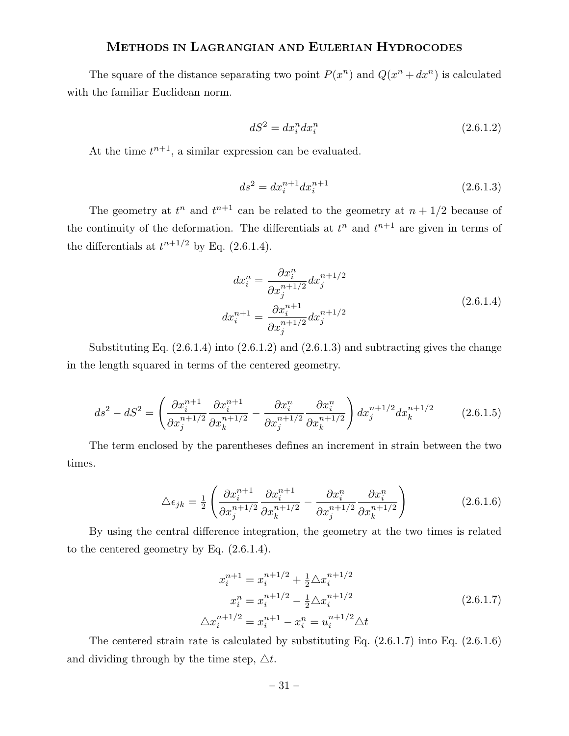The square of the distance separating two point $P(x^n)$ and $Q(x^n + dx^n)$ is calculated with the familiar Euclidean norm.

$$dS^2 = dx_i^n dx_i^n \tag{2.6.1.2}$$

At the time $t^{n+1}$, a similar expression can be evaluated.

$$ds^2 = dx_i^{n+1} dx_i^{n+1} \tag{2.6.1.3}$$

The geometry at $t^n$ and $t^{n+1}$ can be related to the geometry at $n + 1/2$ because of the continuity of the deformation. The differentials at $t^n$ and $t^{n+1}$ are given in terms of the differentials at $t^{n+1/2}$ by Eq. (2.6.1.4).

$$\begin{aligned} dx_i^n &= \frac{\partial x_i^n}{\partial x_j^{n+1/2}} dx_j^{n+1/2} \\ dx_i^{n+1} &= \frac{\partial x_i^{n+1}}{\partial x_j^{n+1/2}} dx_j^{n+1/2} \end{aligned} \tag{2.6.1.4}$$

Substituting Eq. (2.6.1.4) into (2.6.1.2) and (2.6.1.3) and subtracting gives the change in the length squared in terms of the centered geometry.

$$ds^2 - dS^2 = \left( \frac{\partial x_i^{n+1}}{\partial x_j^{n+1/2}} \frac{\partial x_i^{n+1}}{\partial x_k^{n+1/2}} - \frac{\partial x_i^n}{\partial x_j^{n+1/2}} \frac{\partial x_i^n}{\partial x_k^{n+1/2}} \right) dx_j^{n+1/2} dx_k^{n+1/2} \tag{2.6.1.5}$$

The term enclosed by the parentheses defines an increment in strain between the two times.

$$\triangle\epsilon_{jk} = \tfrac{1}{2} \left( \frac{\partial x_i^{n+1}}{\partial x_j^{n+1/2}} \frac{\partial x_i^{n+1}}{\partial x_k^{n+1/2}} - \frac{\partial x_i^n}{\partial x_j^{n+1/2}} \frac{\partial x_i^n}{\partial x_k^{n+1/2}} \right) \tag{2.6.1.6}$$

By using the central difference integration, the geometry at the two times is related to the centered geometry by Eq. (2.6.1.4).

$$\begin{aligned} x_i^{n+1} &= x_i^{n+1/2} + \tfrac{1}{2} \triangle x_i^{n+1/2} \\ x_i^n &= x_i^{n+1/2} - \tfrac{1}{2} \triangle x_i^{n+1/2} \\ \triangle x_i^{n+1/2} &= x_i^{n+1} - x_i^n = u_i^{n+1/2} \triangle t \end{aligned} \tag{2.6.1.7}$$

The centered strain rate is calculated by substituting Eq. (2.6.1.7) into Eq. (2.6.1.6) and dividing through by the time step, $\triangle t$.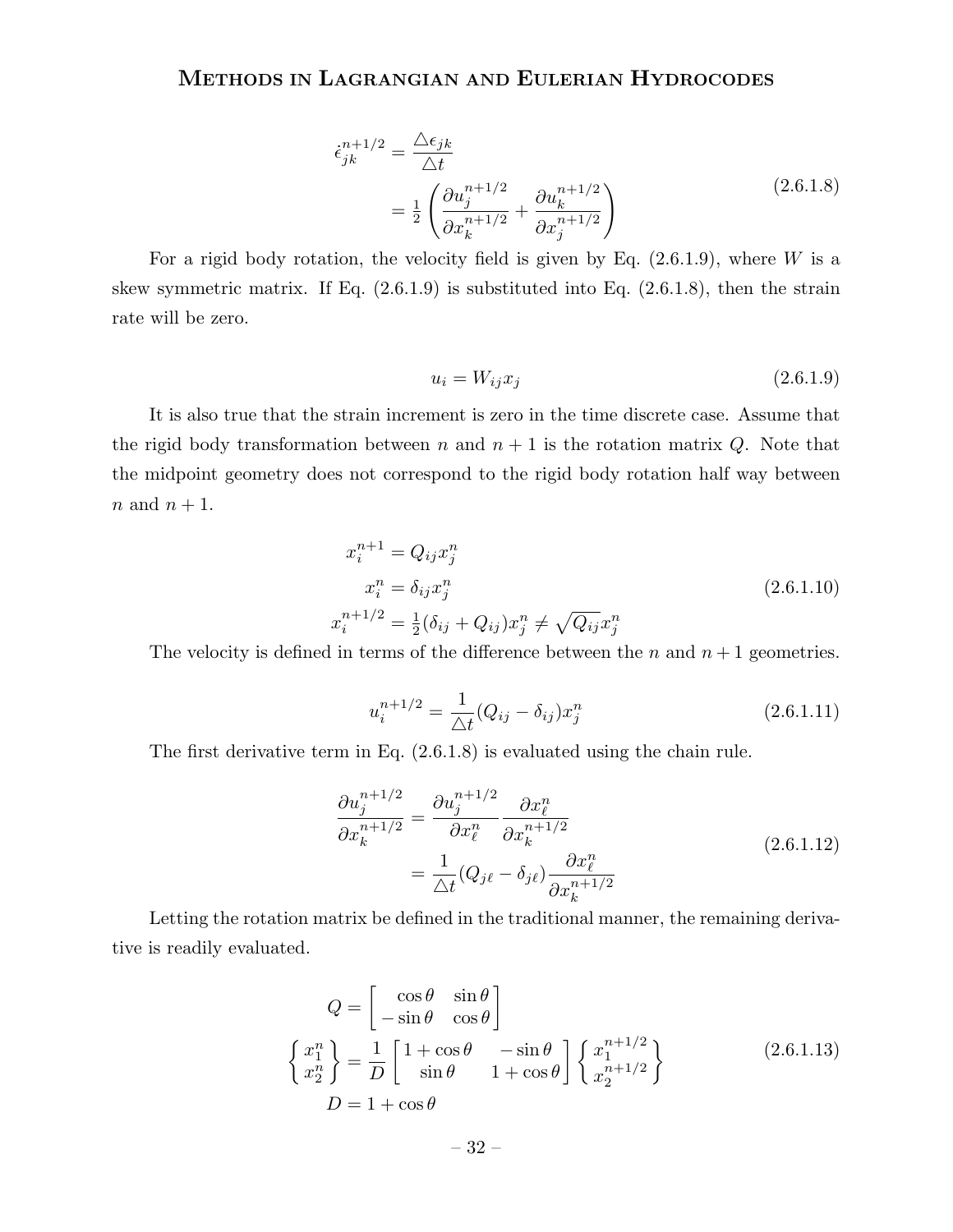$$
\begin{aligned}
\dot{\epsilon}_{jk}^{n+1/2} &= \frac{\triangle \epsilon_{jk}}{\triangle t} \\
&= \tfrac{1}{2}\left( \frac{\partial u_j^{n+1/2}}{\partial x_k^{n+1/2}} + \frac{\partial u_k^{n+1/2}}{\partial x_j^{n+1/2}} \right)
\end{aligned}
\tag{2.6.1.8}
$$

For a rigid body rotation, the velocity field is given by Eq. (2.6.1.9), where $W$ is a skew symmetric matrix. If Eq. (2.6.1.9) is substituted into Eq. (2.6.1.8), then the strain rate will be zero.

$$
u_i = W_{ij} x_j \tag{2.6.1.9}
$$

It is also true that the strain increment is zero in the time discrete case. Assume that the rigid body transformation between $n$ and $n+1$ is the rotation matrix $Q$. Note that the midpoint geometry does not correspond to the rigid body rotation half way between $n$ and $n+1$.

$$
\begin{aligned}
x_i^{n+1} &= Q_{ij} x_j^n \\
x_i^n &= \delta_{ij} x_j^n \\
x_i^{n+1/2} &= \tfrac{1}{2}(\delta_{ij} + Q_{ij}) x_j^n \neq \sqrt{Q_{ij}} x_j^n
\end{aligned}
\tag{2.6.1.10}
$$

The velocity is defined in terms of the difference between the $n$ and $n+1$ geometries.

$$
u_i^{n+1/2} = \frac{1}{\triangle t}(Q_{ij} - \delta_{ij}) x_j^n \tag{2.6.1.11}
$$

The first derivative term in Eq. (2.6.1.8) is evaluated using the chain rule.

$$
\begin{aligned}
\frac{\partial u_j^{n+1/2}}{\partial x_k^{n+1/2}} &= \frac{\partial u_j^{n+1/2}}{\partial x_\ell^n} \frac{\partial x_\ell^n}{\partial x_k^{n+1/2}} \\
&= \frac{1}{\triangle t}(Q_{j\ell} - \delta_{j\ell}) \frac{\partial x_\ell^n}{\partial x_k^{n+1/2}}
\end{aligned}
\tag{2.6.1.12}
$$

Letting the rotation matrix be defined in the traditional manner, the remaining derivative is readily evaluated.

$$
\begin{aligned}
Q &= \begin{bmatrix} \cos\theta & \sin\theta \\ -\sin\theta & \cos\theta \end{bmatrix} \\
\begin{Bmatrix} x_1^n \\ x_2^n \end{Bmatrix} &= \frac{1}{D} \begin{bmatrix} 1+\cos\theta & -\sin\theta \\ \sin\theta & 1+\cos\theta \end{bmatrix} \begin{Bmatrix} x_1^{n+1/2} \\ x_2^{n+1/2} \end{Bmatrix} \\
D &= 1 + \cos\theta
\end{aligned}
\tag{2.6.1.13}
$$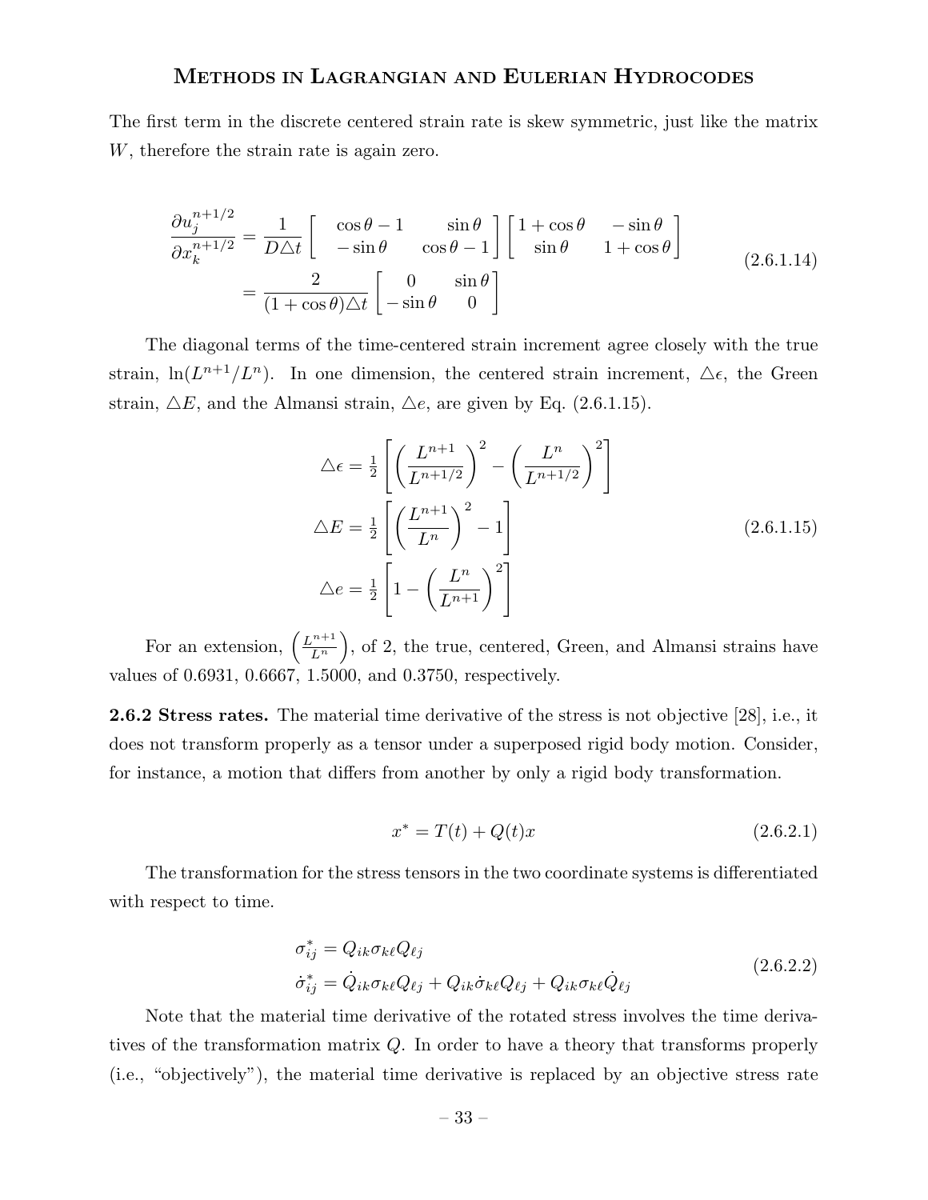The first term in the discrete centered strain rate is skew symmetric, just like the matrix $W$, therefore the strain rate is again zero.

$$
\begin{aligned}
\frac{\partial u_j^{n+1/2}}{\partial x_k^{n+1/2}} &= \frac{1}{D\triangle t}\begin{bmatrix} \cos\theta - 1 & \sin\theta \\ -\sin\theta & \cos\theta - 1 \end{bmatrix}\begin{bmatrix} 1+\cos\theta & -\sin\theta \\ \sin\theta & 1+\cos\theta \end{bmatrix} \\
&= \frac{2}{(1+\cos\theta)\triangle t}\begin{bmatrix} 0 & \sin\theta \\ -\sin\theta & 0 \end{bmatrix}
\end{aligned}
\tag{2.6.1.14}
$$

The diagonal terms of the time-centered strain increment agree closely with the true strain, $\ln(L^{n+1}/L^n)$. In one dimension, the centered strain increment, $\triangle\epsilon$, the Green strain, $\triangle E$, and the Almansi strain, $\triangle e$, are given by Eq. (2.6.1.15).

$$
\begin{aligned}
\triangle\epsilon &= \tfrac{1}{2}\left[\left(\frac{L^{n+1}}{L^{n+1/2}}\right)^2 - \left(\frac{L^n}{L^{n+1/2}}\right)^2\right] \\
\triangle E &= \tfrac{1}{2}\left[\left(\frac{L^{n+1}}{L^n}\right)^2 - 1\right] \\
\triangle e &= \tfrac{1}{2}\left[1 - \left(\frac{L^n}{L^{n+1}}\right)^2\right]
\end{aligned}
\tag{2.6.1.15}
$$

For an extension, $\left(\frac{L^{n+1}}{L^n}\right)$, of 2, the true, centered, Green, and Almansi strains have values of 0.6931, 0.6667, 1.5000, and 0.3750, respectively.

**2.6.2 Stress rates.** The material time derivative of the stress is not objective [28], i.e., it does not transform properly as a tensor under a superposed rigid body motion. Consider, for instance, a motion that differs from another by only a rigid body transformation.

$$
x^* = T(t) + Q(t)x \tag{2.6.2.1}
$$

The transformation for the stress tensors in the two coordinate systems is differentiated with respect to time.

$$
\begin{aligned}
\sigma_{ij}^* &= Q_{ik}\sigma_{k\ell}Q_{\ell j} \\
\dot{\sigma}_{ij}^* &= \dot{Q}_{ik}\sigma_{k\ell}Q_{\ell j} + Q_{ik}\dot{\sigma}_{k\ell}Q_{\ell j} + Q_{ik}\sigma_{k\ell}\dot{Q}_{\ell j}
\end{aligned}
\tag{2.6.2.2}
$$

Note that the material time derivative of the rotated stress involves the time derivatives of the transformation matrix $Q$. In order to have a theory that transforms properly (i.e., "objectively"), the material time derivative is replaced by an objective stress rate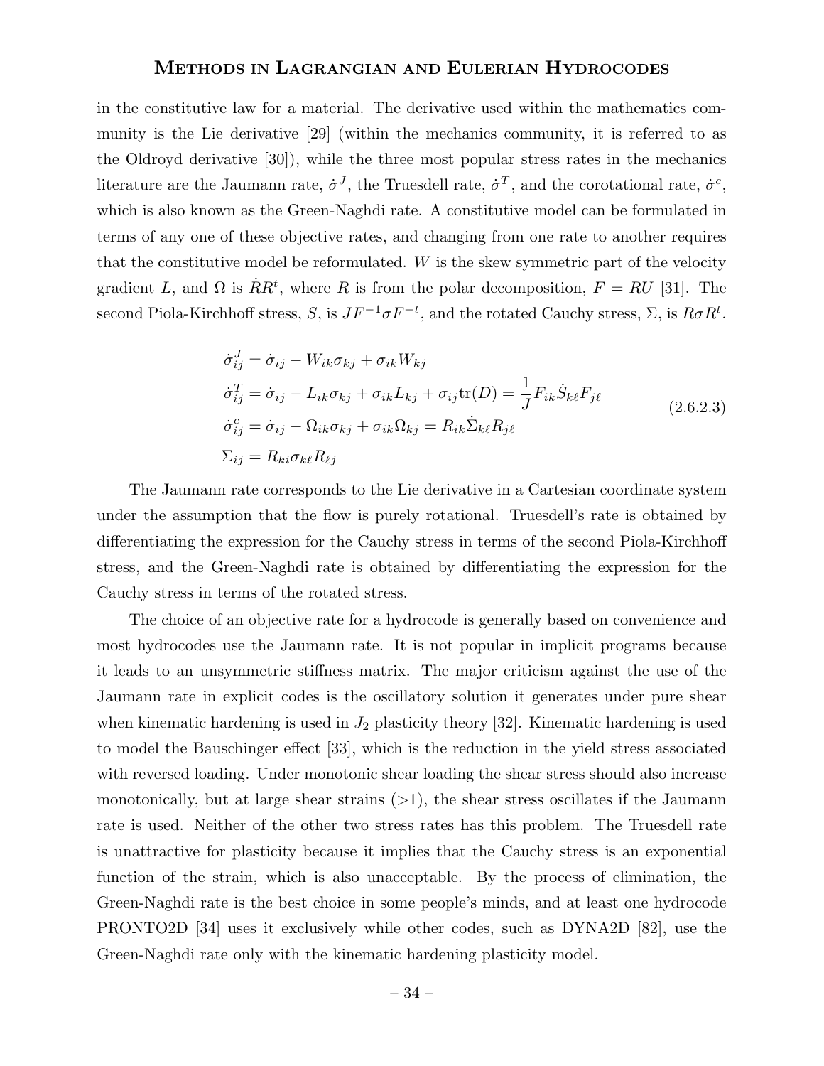in the constitutive law for a material. The derivative used within the mathematics community is the Lie derivative [29] (within the mechanics community, it is referred to as the Oldroyd derivative [30]), while the three most popular stress rates in the mechanics literature are the Jaumann rate, $\dot{\sigma}^J$, the Truesdell rate, $\dot{\sigma}^T$, and the corotational rate, $\dot{\sigma}^c$, which is also known as the Green-Naghdi rate. A constitutive model can be formulated in terms of any one of these objective rates, and changing from one rate to another requires that the constitutive model be reformulated. $W$ is the skew symmetric part of the velocity gradient $L$, and $\Omega$ is $\dot{R}R^t$, where $R$ is from the polar decomposition, $F = RU$ [31]. The second Piola-Kirchhoff stress, $S$, is $JF^{-1}\sigma F^{-t}$, and the rotated Cauchy stress, $\Sigma$, is $R\sigma R^t$.

$$
\begin{aligned}
\dot{\sigma}^J_{ij} &= \dot{\sigma}_{ij} - W_{ik}\sigma_{kj} + \sigma_{ik}W_{kj} \\
\dot{\sigma}^T_{ij} &= \dot{\sigma}_{ij} - L_{ik}\sigma_{kj} + \sigma_{ik}L_{kj} + \sigma_{ij}\mathrm{tr}(D) = \frac{1}{J}F_{ik}\dot{S}_{k\ell}F_{j\ell} \\
\dot{\sigma}^c_{ij} &= \dot{\sigma}_{ij} - \Omega_{ik}\sigma_{kj} + \sigma_{ik}\Omega_{kj} = R_{ik}\dot{\Sigma}_{k\ell}R_{j\ell} \\
\Sigma_{ij} &= R_{ki}\sigma_{k\ell}R_{\ell j}
\end{aligned}
\tag{2.6.2.3}
$$

The Jaumann rate corresponds to the Lie derivative in a Cartesian coordinate system under the assumption that the flow is purely rotational. Truesdell's rate is obtained by differentiating the expression for the Cauchy stress in terms of the second Piola-Kirchhoff stress, and the Green-Naghdi rate is obtained by differentiating the expression for the Cauchy stress in terms of the rotated stress.

The choice of an objective rate for a hydrocode is generally based on convenience and most hydrocodes use the Jaumann rate. It is not popular in implicit programs because it leads to an unsymmetric stiffness matrix. The major criticism against the use of the Jaumann rate in explicit codes is the oscillatory solution it generates under pure shear when kinematic hardening is used in $J_2$ plasticity theory [32]. Kinematic hardening is used to model the Bauschinger effect [33], which is the reduction in the yield stress associated with reversed loading. Under monotonic shear loading the shear stress should also increase monotonically, but at large shear strains (>1), the shear stress oscillates if the Jaumann rate is used. Neither of the other two stress rates has this problem. The Truesdell rate is unattractive for plasticity because it implies that the Cauchy stress is an exponential function of the strain, which is also unacceptable. By the process of elimination, the Green-Naghdi rate is the best choice in some people's minds, and at least one hydrocode PRONTO2D [34] uses it exclusively while other codes, such as DYNA2D [82], use the Green-Naghdi rate only with the kinematic hardening plasticity model.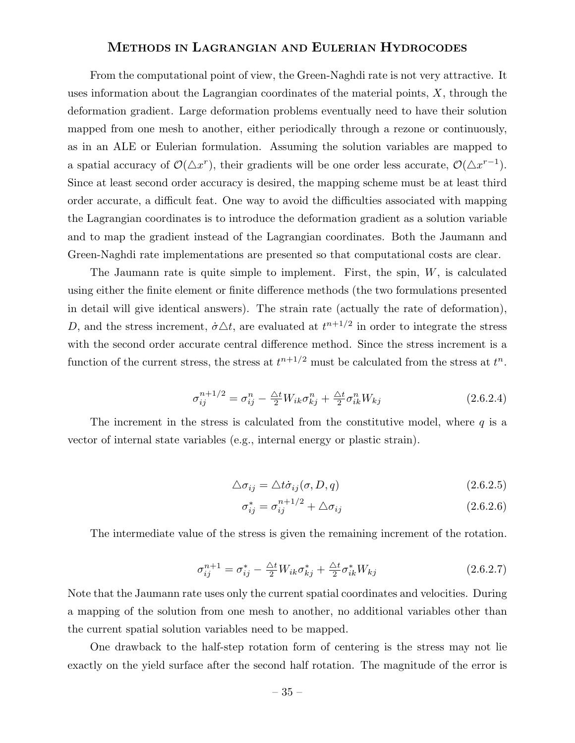From the computational point of view, the Green-Naghdi rate is not very attractive. It uses information about the Lagrangian coordinates of the material points, $X$, through the deformation gradient. Large deformation problems eventually need to have their solution mapped from one mesh to another, either periodically through a rezone or continuously, as in an ALE or Eulerian formulation. Assuming the solution variables are mapped to a spatial accuracy of $\mathcal{O}(\triangle x^r)$, their gradients will be one order less accurate, $\mathcal{O}(\triangle x^{r-1})$. Since at least second order accuracy is desired, the mapping scheme must be at least third order accurate, a difficult feat. One way to avoid the difficulties associated with mapping the Lagrangian coordinates is to introduce the deformation gradient as a solution variable and to map the gradient instead of the Lagrangian coordinates. Both the Jaumann and Green-Naghdi rate implementations are presented so that computational costs are clear.

The Jaumann rate is quite simple to implement. First, the spin, $W$, is calculated using either the finite element or finite difference methods (the two formulations presented in detail will give identical answers). The strain rate (actually the rate of deformation), $D$, and the stress increment, $\dot{\sigma}\triangle t$, are evaluated at $t^{n+1/2}$ in order to integrate the stress with the second order accurate central difference method. Since the stress increment is a function of the current stress, the stress at $t^{n+1/2}$ must be calculated from the stress at $t^n$.

$$\sigma_{ij}^{n+1/2} = \sigma_{ij}^n - \tfrac{\triangle t}{2} W_{ik}\sigma_{kj}^n + \tfrac{\triangle t}{2}\sigma_{ik}^n W_{kj} \tag{2.6.2.4}$$

The increment in the stress is calculated from the constitutive model, where $q$ is a vector of internal state variables (e.g., internal energy or plastic strain).

$$\triangle\sigma_{ij} = \triangle t \dot{\sigma}_{ij}(\sigma, D, q) \tag{2.6.2.5}$$

$$\sigma_{ij}^* = \sigma_{ij}^{n+1/2} + \triangle\sigma_{ij} \tag{2.6.2.6}$$

The intermediate value of the stress is given the remaining increment of the rotation.

$$\sigma_{ij}^{n+1} = \sigma_{ij}^* - \tfrac{\triangle t}{2} W_{ik}\sigma_{kj}^* + \tfrac{\triangle t}{2}\sigma_{ik}^* W_{kj} \tag{2.6.2.7}$$

Note that the Jaumann rate uses only the current spatial coordinates and velocities. During a mapping of the solution from one mesh to another, no additional variables other than the current spatial solution variables need to be mapped.

One drawback to the half-step rotation form of centering is the stress may not lie exactly on the yield surface after the second half rotation. The magnitude of the error is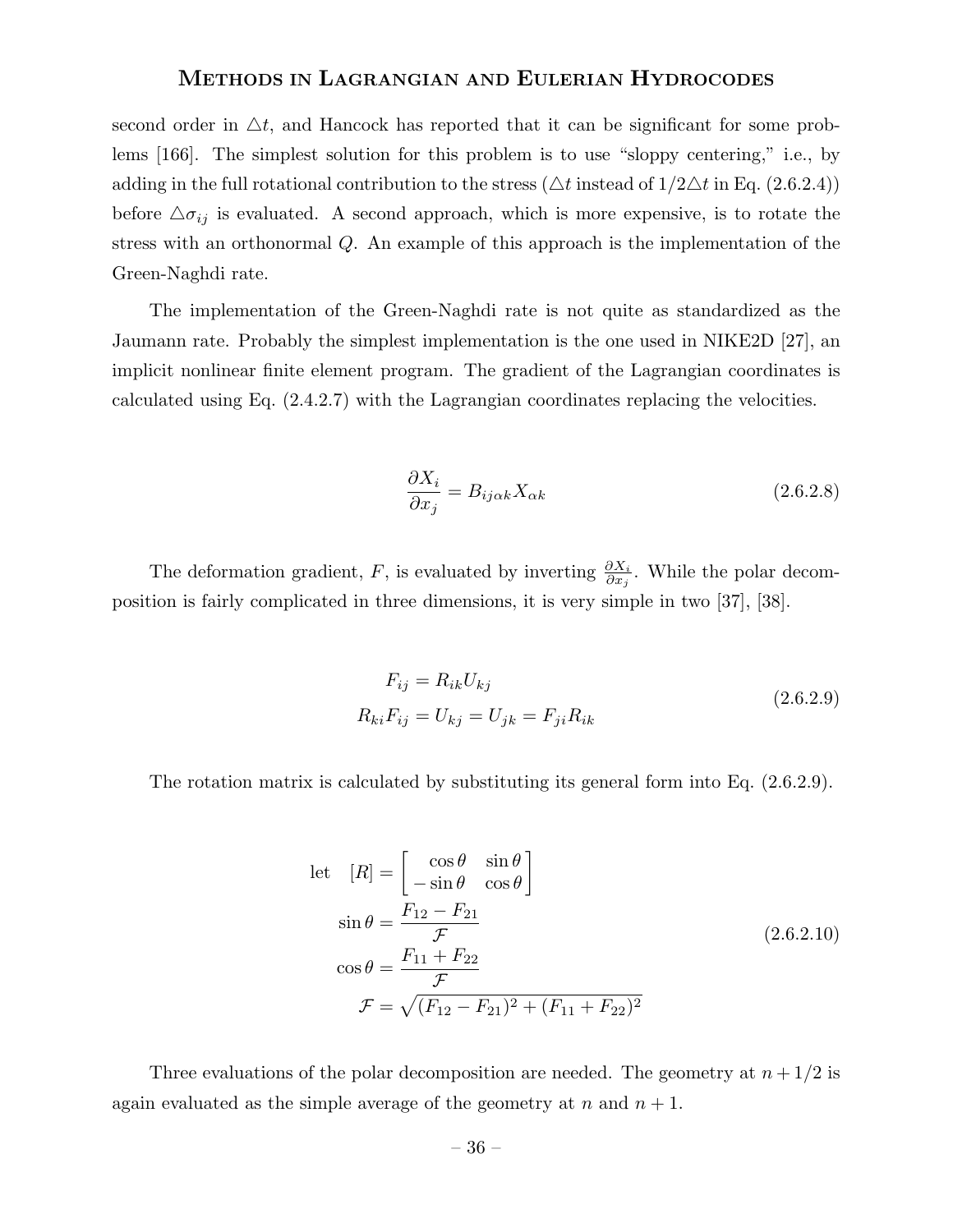second order in $\triangle t$, and Hancock has reported that it can be significant for some problems [166]. The simplest solution for this problem is to use "sloppy centering," i.e., by adding in the full rotational contribution to the stress ($\triangle t$ instead of $1/2\triangle t$ in Eq. (2.6.2.4)) before $\triangle\sigma_{ij}$ is evaluated. A second approach, which is more expensive, is to rotate the stress with an orthonormal $Q$. An example of this approach is the implementation of the Green-Naghdi rate.

The implementation of the Green-Naghdi rate is not quite as standardized as the Jaumann rate. Probably the simplest implementation is the one used in NIKE2D [27], an implicit nonlinear finite element program. The gradient of the Lagrangian coordinates is calculated using Eq. (2.4.2.7) with the Lagrangian coordinates replacing the velocities.

$$\frac{\partial X_i}{\partial x_j} = B_{ij\alpha k} X_{\alpha k} \tag{2.6.2.8}$$

The deformation gradient, $F$, is evaluated by inverting $\frac{\partial X_i}{\partial x_j}$. While the polar decomposition is fairly complicated in three dimensions, it is very simple in two [37], [38].

$$\begin{aligned} F_{ij} &= R_{ik} U_{kj} \\ R_{ki} F_{ij} &= U_{kj} = U_{jk} = F_{ji} R_{ik} \end{aligned} \tag{2.6.2.9}$$

The rotation matrix is calculated by substituting its general form into Eq. (2.6.2.9).

$$\begin{aligned} \text{let} \quad [R] &= \begin{bmatrix} \cos\theta & \sin\theta \\ -\sin\theta & \cos\theta \end{bmatrix} \\ \sin\theta &= \frac{F_{12} - F_{21}}{\mathcal{F}} \\ \cos\theta &= \frac{F_{11} + F_{22}}{\mathcal{F}} \\ \mathcal{F} &= \sqrt{(F_{12} - F_{21})^2 + (F_{11} + F_{22})^2} \end{aligned} \tag{2.6.2.10}$$

Three evaluations of the polar decomposition are needed. The geometry at $n + 1/2$ is again evaluated as the simple average of the geometry at $n$ and $n + 1$.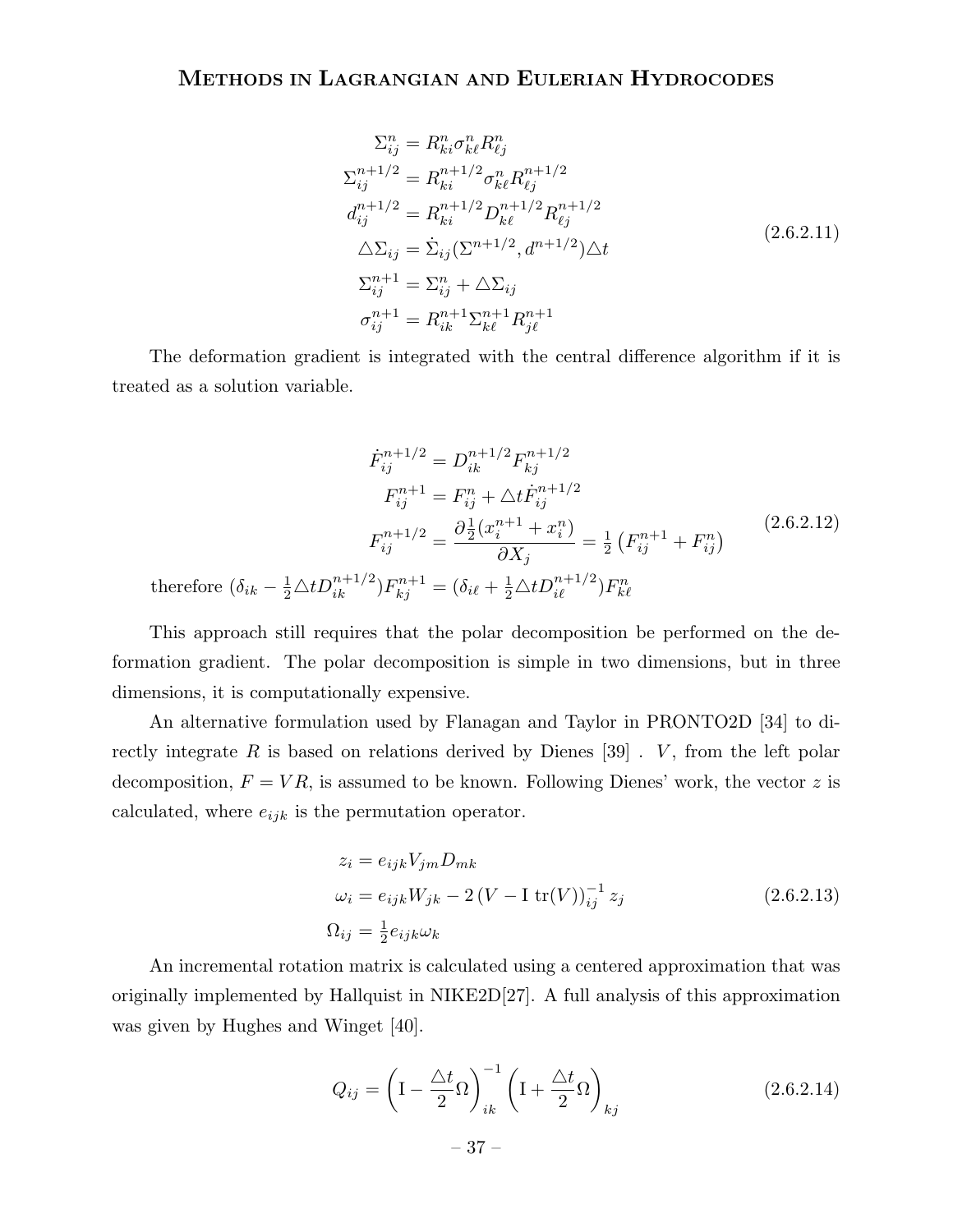$$
\begin{aligned}
\Sigma_{ij}^{n} &= R_{ki}^{n}\sigma_{k\ell}^{n}R_{\ell j}^{n} \\
\Sigma_{ij}^{n+1/2} &= R_{ki}^{n+1/2}\sigma_{k\ell}^{n}R_{\ell j}^{n+1/2} \\
d_{ij}^{n+1/2} &= R_{ki}^{n+1/2}D_{k\ell}^{n+1/2}R_{\ell j}^{n+1/2} \\
\triangle\Sigma_{ij} &= \dot{\Sigma}_{ij}(\Sigma^{n+1/2}, d^{n+1/2})\triangle t \\
\Sigma_{ij}^{n+1} &= \Sigma_{ij}^{n} + \triangle\Sigma_{ij} \\
\sigma_{ij}^{n+1} &= R_{ik}^{n+1}\Sigma_{k\ell}^{n+1}R_{j\ell}^{n+1}
\end{aligned}
\tag{2.6.2.11}
$$

The deformation gradient is integrated with the central difference algorithm if it is treated as a solution variable.

$$
\begin{aligned}
\dot{F}_{ij}^{n+1/2} &= D_{ik}^{n+1/2}F_{kj}^{n+1/2} \\
F_{ij}^{n+1} &= F_{ij}^{n} + \triangle t\dot{F}_{ij}^{n+1/2} \\
F_{ij}^{n+1/2} &= \frac{\partial \frac{1}{2}(x_i^{n+1} + x_i^{n})}{\partial X_j} = \tfrac{1}{2}\left(F_{ij}^{n+1} + F_{ij}^{n}\right)
\end{aligned}
\tag{2.6.2.12}
$$

$$
\text{therefore } (\delta_{ik} - \tfrac{1}{2}\triangle t D_{ik}^{n+1/2})F_{kj}^{n+1} = (\delta_{i\ell} + \tfrac{1}{2}\triangle t D_{i\ell}^{n+1/2})F_{k\ell}^{n}
$$

This approach still requires that the polar decomposition be performed on the deformation gradient. The polar decomposition is simple in two dimensions, but in three dimensions, it is computationally expensive.

An alternative formulation used by Flanagan and Taylor in PRONTO2D [34] to directly integrate $R$ is based on relations derived by Dienes [39] . $V$, from the left polar decomposition, $F = VR$, is assumed to be known. Following Dienes' work, the vector $z$ is calculated, where $e_{ijk}$ is the permutation operator.

$$
\begin{aligned}
z_i &= e_{ijk}V_{jm}D_{mk} \\
\omega_i &= e_{ijk}W_{jk} - 2\left(V - \mathrm{I}\ \mathrm{tr}(V)\right)_{ij}^{-1} z_j \\
\Omega_{ij} &= \tfrac{1}{2}e_{ijk}\omega_k
\end{aligned}
\tag{2.6.2.13}
$$

An incremental rotation matrix is calculated using a centered approximation that was originally implemented by Hallquist in NIKE2D[27]. A full analysis of this approximation was given by Hughes and Winget [40].

$$
Q_{ij} = \left(\mathrm{I} - \frac{\triangle t}{2}\Omega\right)_{ik}^{-1}\left(\mathrm{I} + \frac{\triangle t}{2}\Omega\right)_{kj}
\tag{2.6.2.14}
$$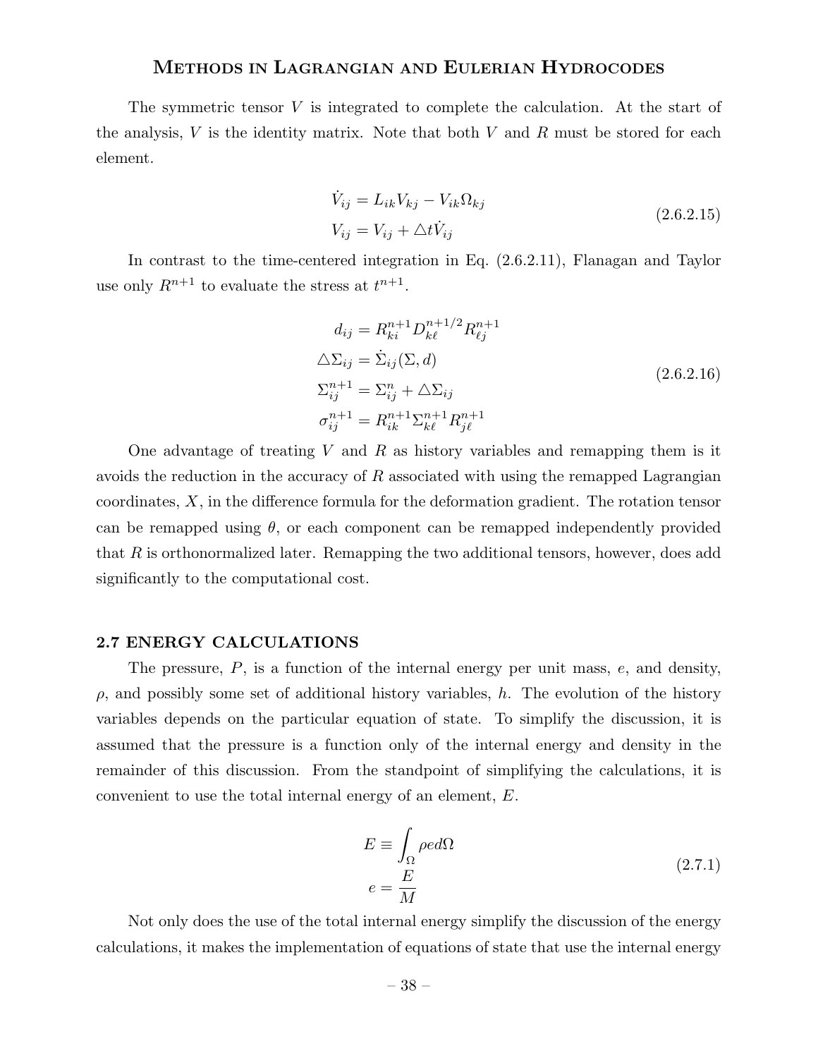The symmetric tensor $V$ is integrated to complete the calculation. At the start of the analysis, $V$ is the identity matrix. Note that both $V$ and $R$ must be stored for each element.

$$
\begin{aligned}
\dot{V}_{ij} &= L_{ik} V_{kj} - V_{ik} \Omega_{kj} \\
V_{ij} &= V_{ij} + \triangle t \dot{V}_{ij}
\end{aligned}
\tag{2.6.2.15}
$$

In contrast to the time-centered integration in Eq. (2.6.2.11), Flanagan and Taylor use only $R^{n+1}$ to evaluate the stress at $t^{n+1}$.

$$
\begin{aligned}
d_{ij} &= R_{ki}^{n+1} D_{k\ell}^{n+1/2} R_{\ell j}^{n+1} \\
\triangle \Sigma_{ij} &= \dot{\Sigma}_{ij}(\Sigma, d) \\
\Sigma_{ij}^{n+1} &= \Sigma_{ij}^{n} + \triangle \Sigma_{ij} \\
\sigma_{ij}^{n+1} &= R_{ik}^{n+1} \Sigma_{k\ell}^{n+1} R_{j\ell}^{n+1}
\end{aligned}
\tag{2.6.2.16}
$$

One advantage of treating $V$ and $R$ as history variables and remapping them is it avoids the reduction in the accuracy of $R$ associated with using the remapped Lagrangian coordinates, $X$, in the difference formula for the deformation gradient. The rotation tensor can be remapped using $\theta$, or each component can be remapped independently provided that $R$ is orthonormalized later. Remapping the two additional tensors, however, does add significantly to the computational cost.

## 2.7 ENERGY CALCULATIONS

The pressure, $P$, is a function of the internal energy per unit mass, $e$, and density, $\rho$, and possibly some set of additional history variables, $h$. The evolution of the history variables depends on the particular equation of state. To simplify the discussion, it is assumed that the pressure is a function only of the internal energy and density in the remainder of this discussion. From the standpoint of simplifying the calculations, it is convenient to use the total internal energy of an element, $E$.

$$
\begin{aligned}
E &\equiv \int_{\Omega} \rho e d\Omega \\
e &= \frac{E}{M}
\end{aligned}
\tag{2.7.1}
$$

Not only does the use of the total internal energy simplify the discussion of the energy calculations, it makes the implementation of equations of state that use the internal energy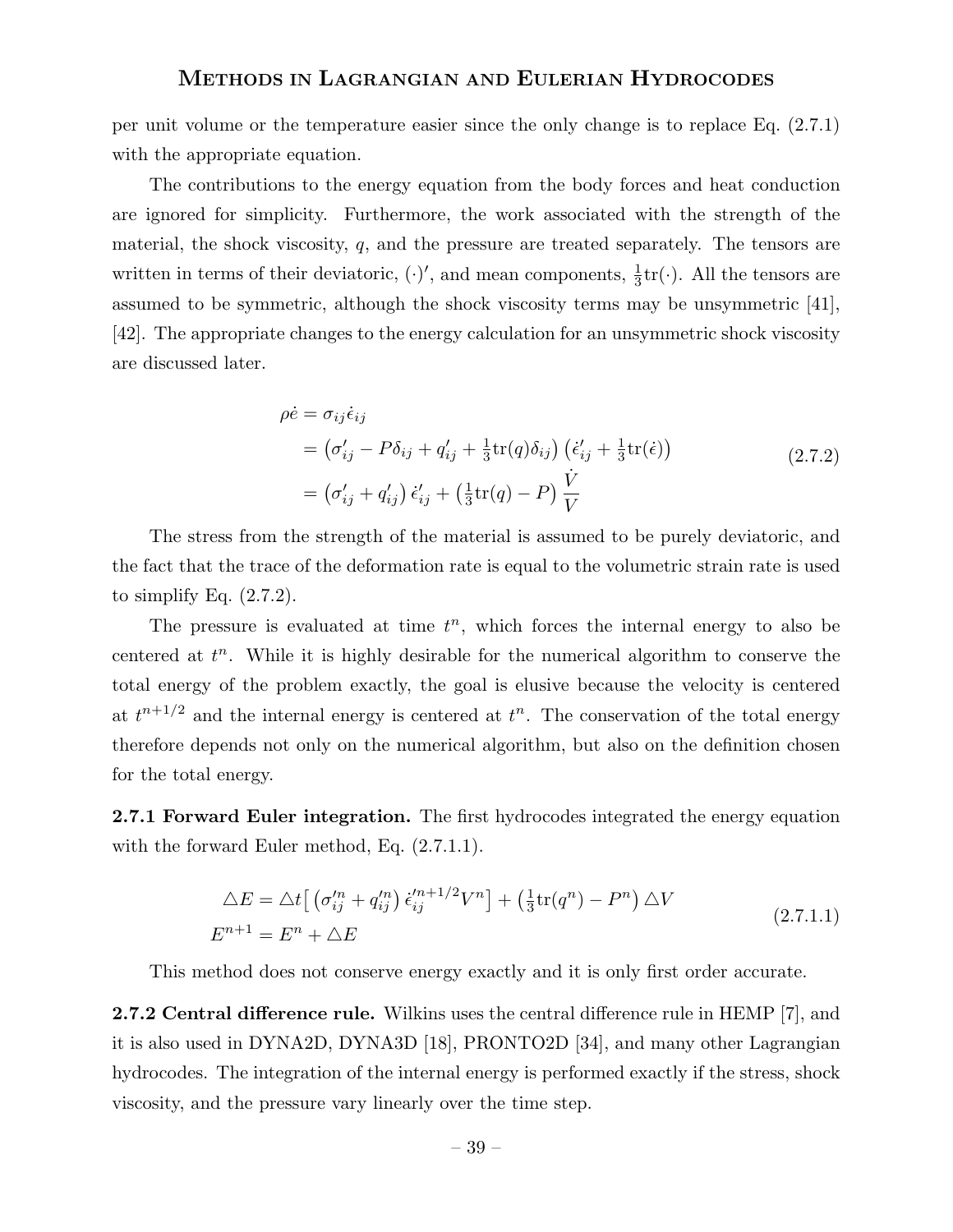per unit volume or the temperature easier since the only change is to replace Eq. (2.7.1) with the appropriate equation.

The contributions to the energy equation from the body forces and heat conduction are ignored for simplicity. Furthermore, the work associated with the strength of the material, the shock viscosity, $q$, and the pressure are treated separately. The tensors are written in terms of their deviatoric, $(\cdot)'$, and mean components, $\frac{1}{3}\text{tr}(\cdot)$. All the tensors are assumed to be symmetric, although the shock viscosity terms may be unsymmetric [41], [42]. The appropriate changes to the energy calculation for an unsymmetric shock viscosity are discussed later.

$$
\begin{aligned}
\rho \dot{e} &= \sigma_{ij}\dot{\epsilon}_{ij} \\
&= \left(\sigma'_{ij} - P\delta_{ij} + q'_{ij} + \tfrac{1}{3}\text{tr}(q)\delta_{ij}\right)\left(\dot{\epsilon}'_{ij} + \tfrac{1}{3}\text{tr}(\dot{\epsilon})\right) \\
&= \left(\sigma'_{ij} + q'_{ij}\right)\dot{\epsilon}'_{ij} + \left(\tfrac{1}{3}\text{tr}(q) - P\right)\frac{\dot{V}}{V}
\end{aligned}
\tag{2.7.2}
$$

The stress from the strength of the material is assumed to be purely deviatoric, and the fact that the trace of the deformation rate is equal to the volumetric strain rate is used to simplify Eq. (2.7.2).

The pressure is evaluated at time $t^n$, which forces the internal energy to also be centered at $t^n$. While it is highly desirable for the numerical algorithm to conserve the total energy of the problem exactly, the goal is elusive because the velocity is centered at $t^{n+1/2}$ and the internal energy is centered at $t^n$. The conservation of the total energy therefore depends not only on the numerical algorithm, but also on the definition chosen for the total energy.

**2.7.1 Forward Euler integration.** The first hydrocodes integrated the energy equation with the forward Euler method, Eq. (2.7.1.1).

$$
\begin{aligned}
\triangle E &= \triangle t\left[\left(\sigma'^{n}_{ij} + q'^{n}_{ij}\right)\dot{\epsilon}'^{n+1/2}_{ij}V^n\right] + \left(\tfrac{1}{3}\text{tr}(q^n) - P^n\right)\triangle V \\
E^{n+1} &= E^n + \triangle E
\end{aligned}
\tag{2.7.1.1}
$$

This method does not conserve energy exactly and it is only first order accurate.

**2.7.2 Central difference rule.** Wilkins uses the central difference rule in HEMP [7], and it is also used in DYNA2D, DYNA3D [18], PRONTO2D [34], and many other Lagrangian hydrocodes. The integration of the internal energy is performed exactly if the stress, shock viscosity, and the pressure vary linearly over the time step.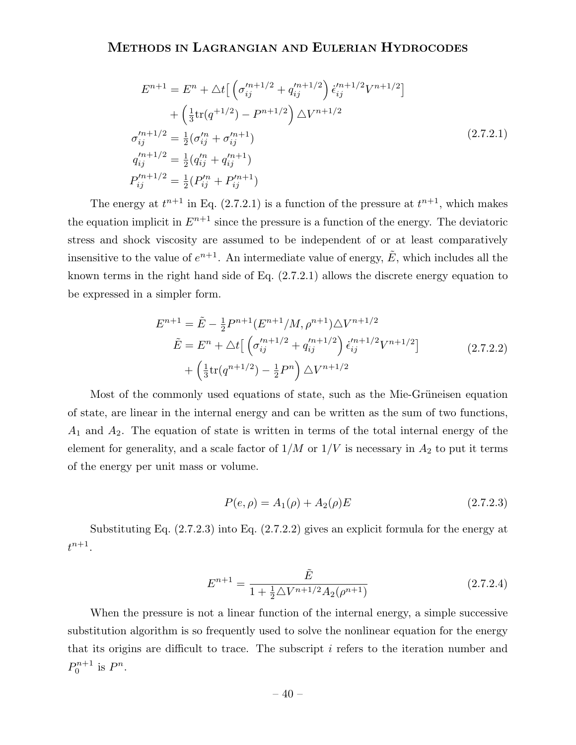$$
\begin{aligned}
E^{n+1} &= E^n + \triangle t\Big[\left(\sigma'^{n+1/2}_{ij} + q'^{n+1/2}_{ij}\right)\dot{\epsilon}'^{n+1/2}_{ij} V^{n+1/2}\Big] \\
&\quad + \left(\tfrac{1}{3}\mathrm{tr}(q^{+1/2}) - P^{n+1/2}\right)\triangle V^{n+1/2} \\
\sigma'^{n+1/2}_{ij} &= \tfrac{1}{2}(\sigma'^{n}_{ij} + \sigma'^{n+1}_{ij}) \\
q'^{n+1/2}_{ij} &= \tfrac{1}{2}(q'^{n}_{ij} + q'^{n+1}_{ij}) \\
P'^{n+1/2}_{ij} &= \tfrac{1}{2}(P'^{n}_{ij} + P'^{n+1}_{ij})
\end{aligned}
\tag{2.7.2.1}
$$

The energy at $t^{n+1}$ in Eq. (2.7.2.1) is a function of the pressure at $t^{n+1}$, which makes the equation implicit in $E^{n+1}$ since the pressure is a function of the energy. The deviatoric stress and shock viscosity are assumed to be independent of or at least comparatively insensitive to the value of $e^{n+1}$. An intermediate value of energy, $\tilde{E}$, which includes all the known terms in the right hand side of Eq. (2.7.2.1) allows the discrete energy equation to be expressed in a simpler form.

$$
\begin{aligned}
E^{n+1} &= \tilde{E} - \tfrac{1}{2}P^{n+1}(E^{n+1}/M, \rho^{n+1})\triangle V^{n+1/2} \\
\tilde{E} &= E^n + \triangle t\Big[\left(\sigma'^{n+1/2}_{ij} + q'^{n+1/2}_{ij}\right)\dot{\epsilon}'^{n+1/2}_{ij} V^{n+1/2}\Big] \\
&\quad + \left(\tfrac{1}{3}\mathrm{tr}(q^{n+1/2}) - \tfrac{1}{2}P^n\right)\triangle V^{n+1/2}
\end{aligned}
\tag{2.7.2.2}
$$

Most of the commonly used equations of state, such as the Mie-Grüneisen equation of state, are linear in the internal energy and can be written as the sum of two functions, $A_1$ and $A_2$. The equation of state is written in terms of the total internal energy of the element for generality, and a scale factor of $1/M$ or $1/V$ is necessary in $A_2$ to put it terms of the energy per unit mass or volume.

$$
P(e, \rho) = A_1(\rho) + A_2(\rho)E \tag{2.7.2.3}
$$

Substituting Eq. (2.7.2.3) into Eq. (2.7.2.2) gives an explicit formula for the energy at $t^{n+1}$.

$$
E^{n+1} = \frac{\tilde{E}}{1 + \frac{1}{2}\triangle V^{n+1/2} A_2(\rho^{n+1})} \tag{2.7.2.4}
$$

When the pressure is not a linear function of the internal energy, a simple successive substitution algorithm is so frequently used to solve the nonlinear equation for the energy that its origins are difficult to trace. The subscript $i$ refers to the iteration number and $P^{n+1}_0$ is $P^n$.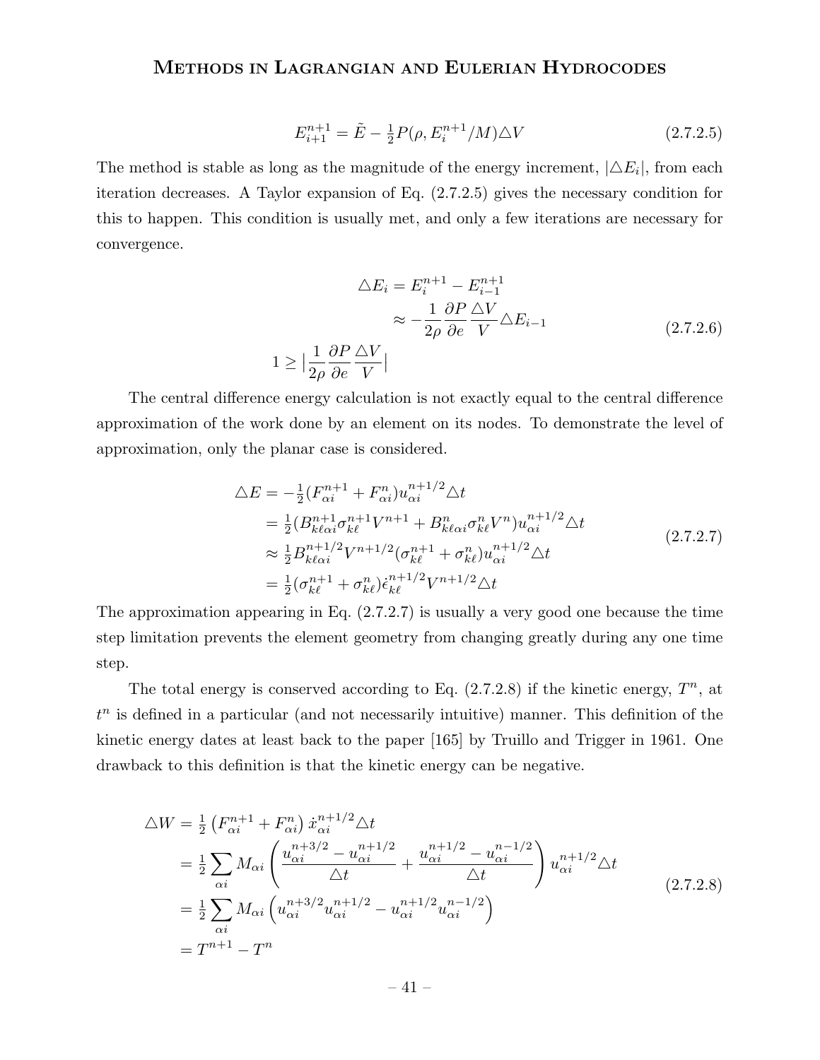$$E_{i+1}^{n+1} = \tilde{E} - \tfrac{1}{2} P(\rho, E_i^{n+1}/M) \triangle V \tag{2.7.2.5}$$

The method is stable as long as the magnitude of the energy increment, $|\triangle E_i|$, from each iteration decreases. A Taylor expansion of Eq. (2.7.2.5) gives the necessary condition for this to happen. This condition is usually met, and only a few iterations are necessary for convergence.

$$\begin{aligned}
\triangle E_i &= E_i^{n+1} - E_{i-1}^{n+1} \\
&\approx -\frac{1}{2\rho} \frac{\partial P}{\partial e} \frac{\triangle V}{V} \triangle E_{i-1} \\
1 \geq \Big| &\frac{1}{2\rho} \frac{\partial P}{\partial e} \frac{\triangle V}{V} \Big|
\end{aligned} \tag{2.7.2.6}$$

The central difference energy calculation is not exactly equal to the central difference approximation of the work done by an element on its nodes. To demonstrate the level of approximation, only the planar case is considered.

$$\begin{aligned}
\triangle E &= -\tfrac{1}{2}(F_{\alpha i}^{n+1} + F_{\alpha i}^{n}) u_{\alpha i}^{n+1/2} \triangle t \\
&= \tfrac{1}{2}(B_{k\ell\alpha i}^{n+1} \sigma_{k\ell}^{n+1} V^{n+1} + B_{k\ell\alpha i}^{n} \sigma_{k\ell}^{n} V^{n}) u_{\alpha i}^{n+1/2} \triangle t \\
&\approx \tfrac{1}{2} B_{k\ell\alpha i}^{n+1/2} V^{n+1/2} (\sigma_{k\ell}^{n+1} + \sigma_{k\ell}^{n}) u_{\alpha i}^{n+1/2} \triangle t \\
&= \tfrac{1}{2}(\sigma_{k\ell}^{n+1} + \sigma_{k\ell}^{n}) \dot{\epsilon}_{k\ell}^{n+1/2} V^{n+1/2} \triangle t
\end{aligned} \tag{2.7.2.7}$$

The approximation appearing in Eq. (2.7.2.7) is usually a very good one because the time step limitation prevents the element geometry from changing greatly during any one time step.

The total energy is conserved according to Eq. (2.7.2.8) if the kinetic energy, $T^n$, at $t^n$ is defined in a particular (and not necessarily intuitive) manner. This definition of the kinetic energy dates at least back to the paper [165] by Truillo and Trigger in 1961. One drawback to this definition is that the kinetic energy can be negative.

$$\begin{aligned}
\triangle W &= \tfrac{1}{2}\left(F_{\alpha i}^{n+1} + F_{\alpha i}^{n}\right) \dot{x}_{\alpha i}^{n+1/2} \triangle t \\
&= \tfrac{1}{2} \sum_{\alpha i} M_{\alpha i} \left( \frac{u_{\alpha i}^{n+3/2} - u_{\alpha i}^{n+1/2}}{\triangle t} + \frac{u_{\alpha i}^{n+1/2} - u_{\alpha i}^{n-1/2}}{\triangle t} \right) u_{\alpha i}^{n+1/2} \triangle t \\
&= \tfrac{1}{2} \sum_{\alpha i} M_{\alpha i} \left( u_{\alpha i}^{n+3/2} u_{\alpha i}^{n+1/2} - u_{\alpha i}^{n+1/2} u_{\alpha i}^{n-1/2} \right) \\
&= T^{n+1} - T^{n}
\end{aligned} \tag{2.7.2.8}$$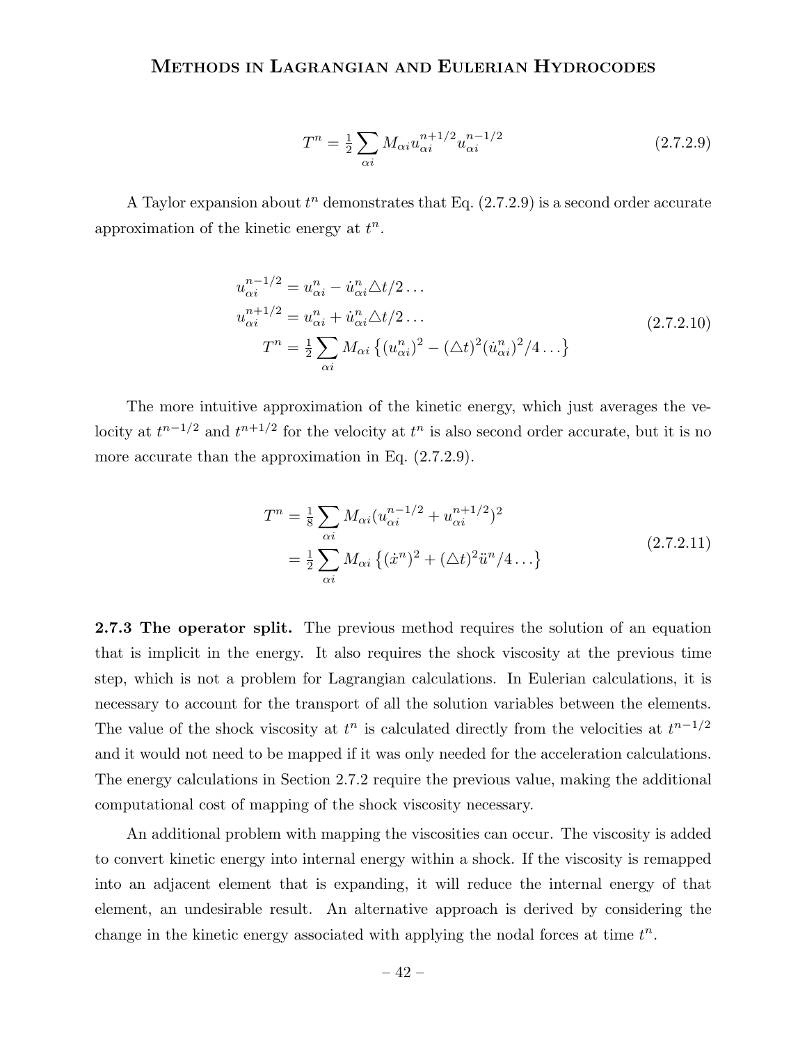$$T^n = \tfrac{1}{2} \sum_{\alpha i} M_{\alpha i} u_{\alpha i}^{n+1/2} u_{\alpha i}^{n-1/2} \tag{2.7.2.9}$$

A Taylor expansion about $t^n$ demonstrates that Eq. (2.7.2.9) is a second order accurate approximation of the kinetic energy at $t^n$.

$$\begin{aligned}
u_{\alpha i}^{n-1/2} &= u_{\alpha i}^n - \dot{u}_{\alpha i}^n \triangle t/2 \ldots \\
u_{\alpha i}^{n+1/2} &= u_{\alpha i}^n + \dot{u}_{\alpha i}^n \triangle t/2 \ldots \\
T^n &= \tfrac{1}{2} \sum_{\alpha i} M_{\alpha i} \left\{ (u_{\alpha i}^n)^2 - (\triangle t)^2 (\dot{u}_{\alpha i}^n)^2 /4 \ldots \right\}
\end{aligned} \tag{2.7.2.10}$$

The more intuitive approximation of the kinetic energy, which just averages the velocity at $t^{n-1/2}$ and $t^{n+1/2}$ for the velocity at $t^n$ is also second order accurate, but it is no more accurate than the approximation in Eq. (2.7.2.9).

$$\begin{aligned}
T^n &= \tfrac{1}{8} \sum_{\alpha i} M_{\alpha i} (u_{\alpha i}^{n-1/2} + u_{\alpha i}^{n+1/2})^2 \\
&= \tfrac{1}{2} \sum_{\alpha i} M_{\alpha i} \left\{ (\dot{x}^n)^2 + (\triangle t)^2 \ddot{u}^n /4 \ldots \right\}
\end{aligned} \tag{2.7.2.11}$$

**2.7.3 The operator split.** The previous method requires the solution of an equation that is implicit in the energy. It also requires the shock viscosity at the previous time step, which is not a problem for Lagrangian calculations. In Eulerian calculations, it is necessary to account for the transport of all the solution variables between the elements. The value of the shock viscosity at $t^n$ is calculated directly from the velocities at $t^{n-1/2}$ and it would not need to be mapped if it was only needed for the acceleration calculations. The energy calculations in Section 2.7.2 require the previous value, making the additional computational cost of mapping of the shock viscosity necessary.

An additional problem with mapping the viscosities can occur. The viscosity is added to convert kinetic energy into internal energy within a shock. If the viscosity is remapped into an adjacent element that is expanding, it will reduce the internal energy of that element, an undesirable result. An alternative approach is derived by considering the change in the kinetic energy associated with applying the nodal forces at time $t^n$.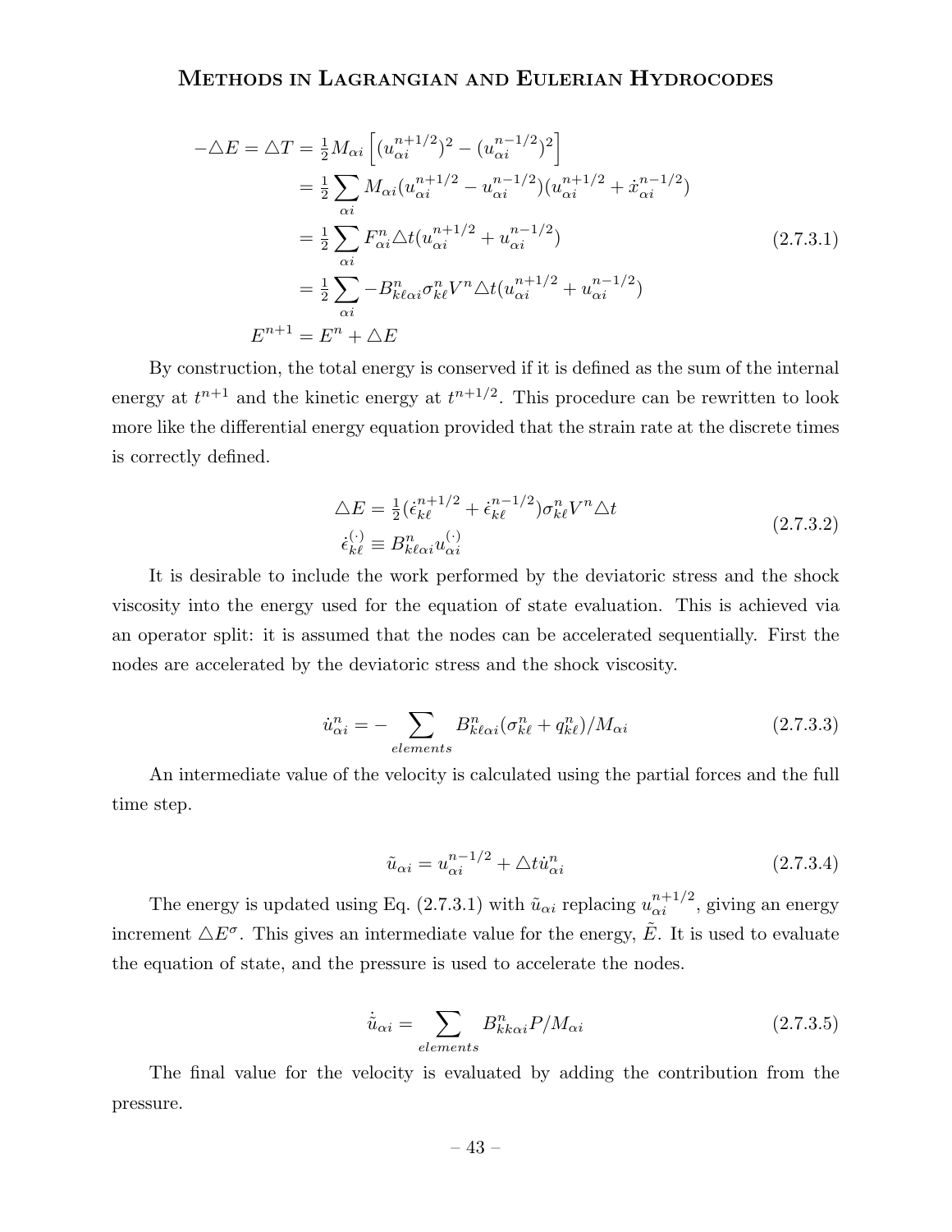$$
\begin{aligned}
-\triangle E = \triangle T &= \tfrac{1}{2} M_{\alpha i} \left[ (u_{\alpha i}^{n+1/2})^2 - (u_{\alpha i}^{n-1/2})^2 \right] \\
&= \tfrac{1}{2} \sum_{\alpha i} M_{\alpha i} (u_{\alpha i}^{n+1/2} - u_{\alpha i}^{n-1/2})(u_{\alpha i}^{n+1/2} + \dot{x}_{\alpha i}^{n-1/2}) \\
&= \tfrac{1}{2} \sum_{\alpha i} F_{\alpha i}^{n} \triangle t (u_{\alpha i}^{n+1/2} + u_{\alpha i}^{n-1/2}) \\
&= \tfrac{1}{2} \sum_{\alpha i} -B_{k\ell\alpha i}^{n} \sigma_{k\ell}^{n} V^{n} \triangle t (u_{\alpha i}^{n+1/2} + u_{\alpha i}^{n-1/2}) \\
E^{n+1} &= E^{n} + \triangle E
\end{aligned}
\tag{2.7.3.1}
$$

By construction, the total energy is conserved if it is defined as the sum of the internal energy at $t^{n+1}$ and the kinetic energy at $t^{n+1/2}$. This procedure can be rewritten to look more like the differential energy equation provided that the strain rate at the discrete times is correctly defined.

$$
\begin{aligned}
\triangle E &= \tfrac{1}{2} (\dot{\epsilon}_{k\ell}^{n+1/2} + \dot{\epsilon}_{k\ell}^{n-1/2}) \sigma_{k\ell}^{n} V^{n} \triangle t \\
\dot{\epsilon}_{k\ell}^{(\cdot)} &\equiv B_{k\ell\alpha i}^{n} u_{\alpha i}^{(\cdot)}
\end{aligned}
\tag{2.7.3.2}
$$

It is desirable to include the work performed by the deviatoric stress and the shock viscosity into the energy used for the equation of state evaluation. This is achieved via an operator split: it is assumed that the nodes can be accelerated sequentially. First the nodes are accelerated by the deviatoric stress and the shock viscosity.

$$
\dot{u}_{\alpha i}^{n} = -\sum_{elements} B_{k\ell\alpha i}^{n} (\sigma_{k\ell}^{n} + q_{k\ell}^{n}) / M_{\alpha i}
\tag{2.7.3.3}
$$

An intermediate value of the velocity is calculated using the partial forces and the full time step.

$$
\tilde{u}_{\alpha i} = u_{\alpha i}^{n-1/2} + \triangle t \dot{u}_{\alpha i}^{n}
\tag{2.7.3.4}
$$

The energy is updated using Eq. (2.7.3.1) with $\tilde{u}_{\alpha i}$ replacing $u_{\alpha i}^{n+1/2}$, giving an energy increment $\triangle E^{\sigma}$. This gives an intermediate value for the energy, $\tilde{E}$. It is used to evaluate the equation of state, and the pressure is used to accelerate the nodes.

$$
\dot{\tilde{u}}_{\alpha i} = \sum_{elements} B_{kk\alpha i}^{n} P / M_{\alpha i}
\tag{2.7.3.5}
$$

The final value for the velocity is evaluated by adding the contribution from the pressure.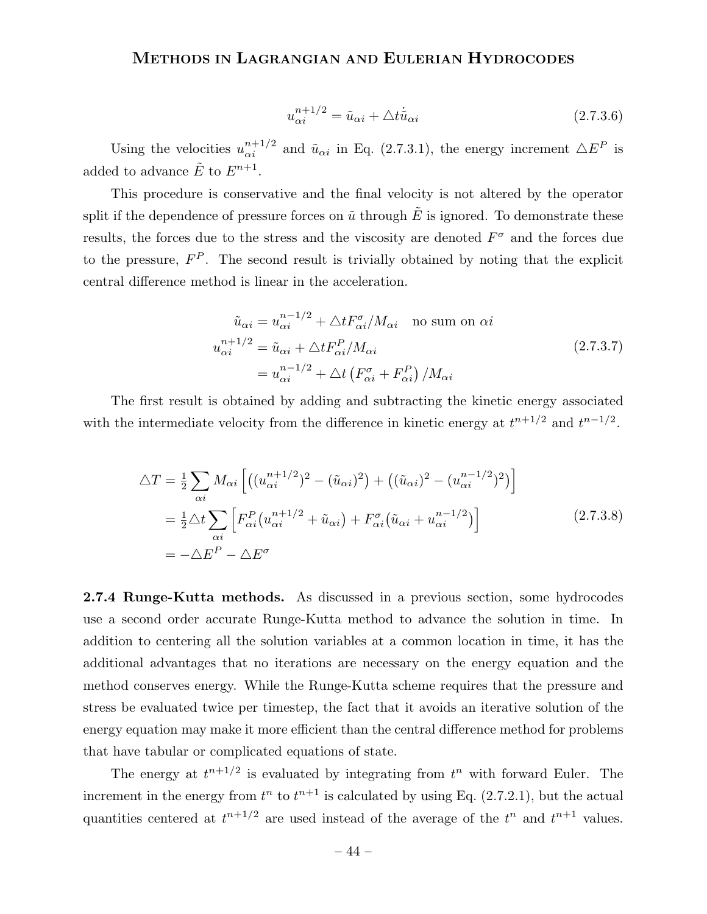$$u_{\alpha i}^{n+1/2} = \tilde{u}_{\alpha i} + \triangle t \dot{\tilde{u}}_{\alpha i} \tag{2.7.3.6}$$

Using the velocities $u_{\alpha i}^{n+1/2}$ and $\tilde{u}_{\alpha i}$ in Eq. (2.7.3.1), the energy increment $\triangle E^P$ is added to advance $\tilde{E}$ to $E^{n+1}$.

This procedure is conservative and the final velocity is not altered by the operator split if the dependence of pressure forces on $\tilde{u}$ through $\tilde{E}$ is ignored. To demonstrate these results, the forces due to the stress and the viscosity are denoted $F^\sigma$ and the forces due to the pressure, $F^P$. The second result is trivially obtained by noting that the explicit central difference method is linear in the acceleration.

$$\begin{aligned}
\tilde{u}_{\alpha i} &= u_{\alpha i}^{n-1/2} + \triangle t F_{\alpha i}^{\sigma} / M_{\alpha i} \quad \text{no sum on } \alpha i \\
u_{\alpha i}^{n+1/2} &= \tilde{u}_{\alpha i} + \triangle t F_{\alpha i}^{P} / M_{\alpha i} \\
&= u_{\alpha i}^{n-1/2} + \triangle t \left( F_{\alpha i}^{\sigma} + F_{\alpha i}^{P} \right) / M_{\alpha i}
\end{aligned} \tag{2.7.3.7}$$

The first result is obtained by adding and subtracting the kinetic energy associated with the intermediate velocity from the difference in kinetic energy at $t^{n+1/2}$ and $t^{n-1/2}$.

$$\begin{aligned}
\triangle T &= \tfrac{1}{2} \sum_{\alpha i} M_{\alpha i} \left[ \left( (u_{\alpha i}^{n+1/2})^2 - (\tilde{u}_{\alpha i})^2 \right) + \left( (\tilde{u}_{\alpha i})^2 - (u_{\alpha i}^{n-1/2})^2 \right) \right] \\
&= \tfrac{1}{2} \triangle t \sum_{\alpha i} \left[ F_{\alpha i}^{P} \big( u_{\alpha i}^{n+1/2} + \tilde{u}_{\alpha i} \big) + F_{\alpha i}^{\sigma} \big( \tilde{u}_{\alpha i} + u_{\alpha i}^{n-1/2} \big) \right] \\
&= -\triangle E^P - \triangle E^\sigma
\end{aligned} \tag{2.7.3.8}$$

**2.7.4 Runge-Kutta methods.** As discussed in a previous section, some hydrocodes use a second order accurate Runge-Kutta method to advance the solution in time. In addition to centering all the solution variables at a common location in time, it has the additional advantages that no iterations are necessary on the energy equation and the method conserves energy. While the Runge-Kutta scheme requires that the pressure and stress be evaluated twice per timestep, the fact that it avoids an iterative solution of the energy equation may make it more efficient than the central difference method for problems that have tabular or complicated equations of state.

The energy at $t^{n+1/2}$ is evaluated by integrating from $t^n$ with forward Euler. The increment in the energy from $t^n$ to $t^{n+1}$ is calculated by using Eq. (2.7.2.1), but the actual quantities centered at $t^{n+1/2}$ are used instead of the average of the $t^n$ and $t^{n+1}$ values.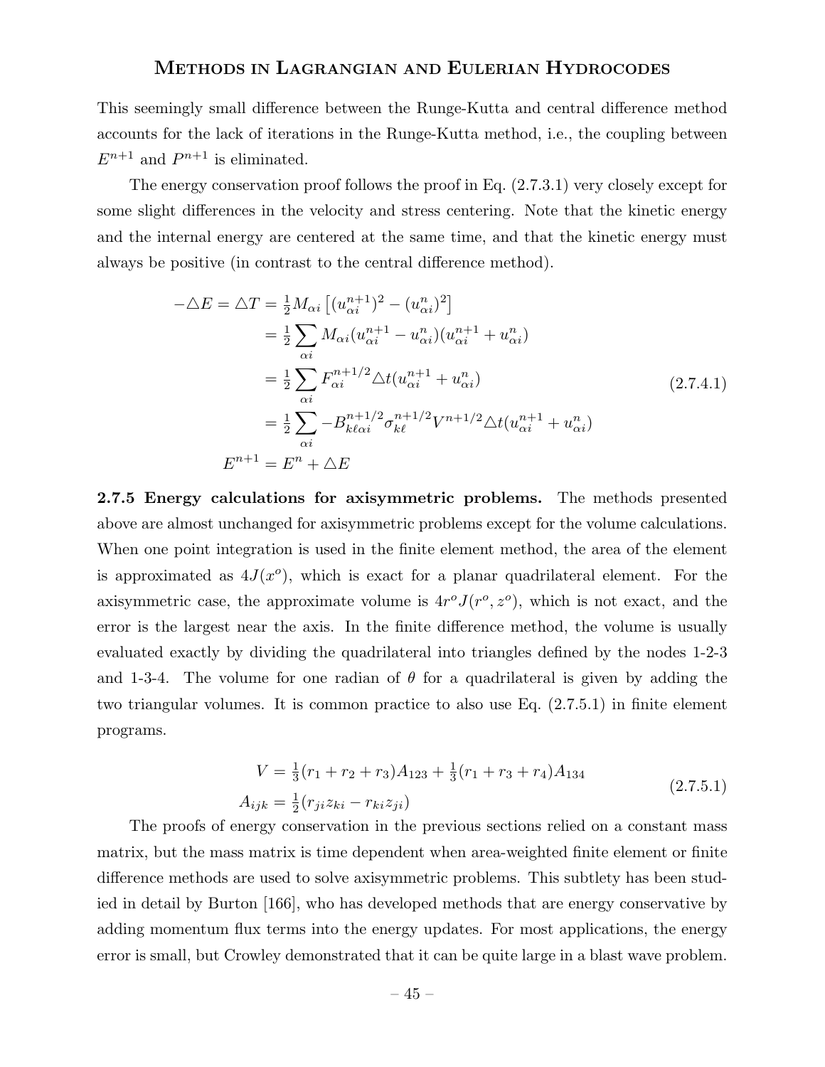This seemingly small difference between the Runge-Kutta and central difference method accounts for the lack of iterations in the Runge-Kutta method, i.e., the coupling between $E^{n+1}$ and $P^{n+1}$ is eliminated.

The energy conservation proof follows the proof in Eq. (2.7.3.1) very closely except for some slight differences in the velocity and stress centering. Note that the kinetic energy and the internal energy are centered at the same time, and that the kinetic energy must always be positive (in contrast to the central difference method).

$$
\begin{aligned}
-\triangle E = \triangle T &= \tfrac{1}{2} M_{\alpha i} \left[ (u_{\alpha i}^{n+1})^2 - (u_{\alpha i}^n)^2 \right] \\
&= \tfrac{1}{2} \sum_{\alpha i} M_{\alpha i} (u_{\alpha i}^{n+1} - u_{\alpha i}^n)(u_{\alpha i}^{n+1} + u_{\alpha i}^n) \\
&= \tfrac{1}{2} \sum_{\alpha i} F_{\alpha i}^{n+1/2} \triangle t (u_{\alpha i}^{n+1} + u_{\alpha i}^n) \\
&= \tfrac{1}{2} \sum_{\alpha i} -B_{k\ell \alpha i}^{n+1/2} \sigma_{k\ell}^{n+1/2} V^{n+1/2} \triangle t (u_{\alpha i}^{n+1} + u_{\alpha i}^n) \\
E^{n+1} &= E^n + \triangle E
\end{aligned}
\tag{2.7.4.1}
$$

**2.7.5 Energy calculations for axisymmetric problems.** The methods presented above are almost unchanged for axisymmetric problems except for the volume calculations. When one point integration is used in the finite element method, the area of the element is approximated as $4J(x^o)$, which is exact for a planar quadrilateral element. For the axisymmetric case, the approximate volume is $4r^o J(r^o, z^o)$, which is not exact, and the error is the largest near the axis. In the finite difference method, the volume is usually evaluated exactly by dividing the quadrilateral into triangles defined by the nodes 1-2-3 and 1-3-4. The volume for one radian of $\theta$ for a quadrilateral is given by adding the two triangular volumes. It is common practice to also use Eq. (2.7.5.1) in finite element programs.

$$
\begin{aligned}
V &= \tfrac{1}{3}(r_1 + r_2 + r_3) A_{123} + \tfrac{1}{3}(r_1 + r_3 + r_4) A_{134} \\
A_{ijk} &= \tfrac{1}{2}(r_{ji} z_{ki} - r_{ki} z_{ji})
\end{aligned}
\tag{2.7.5.1}
$$

The proofs of energy conservation in the previous sections relied on a constant mass matrix, but the mass matrix is time dependent when area-weighted finite element or finite difference methods are used to solve axisymmetric problems. This subtlety has been studied in detail by Burton [166], who has developed methods that are energy conservative by adding momentum flux terms into the energy updates. For most applications, the energy error is small, but Crowley demonstrated that it can be quite large in a blast wave problem.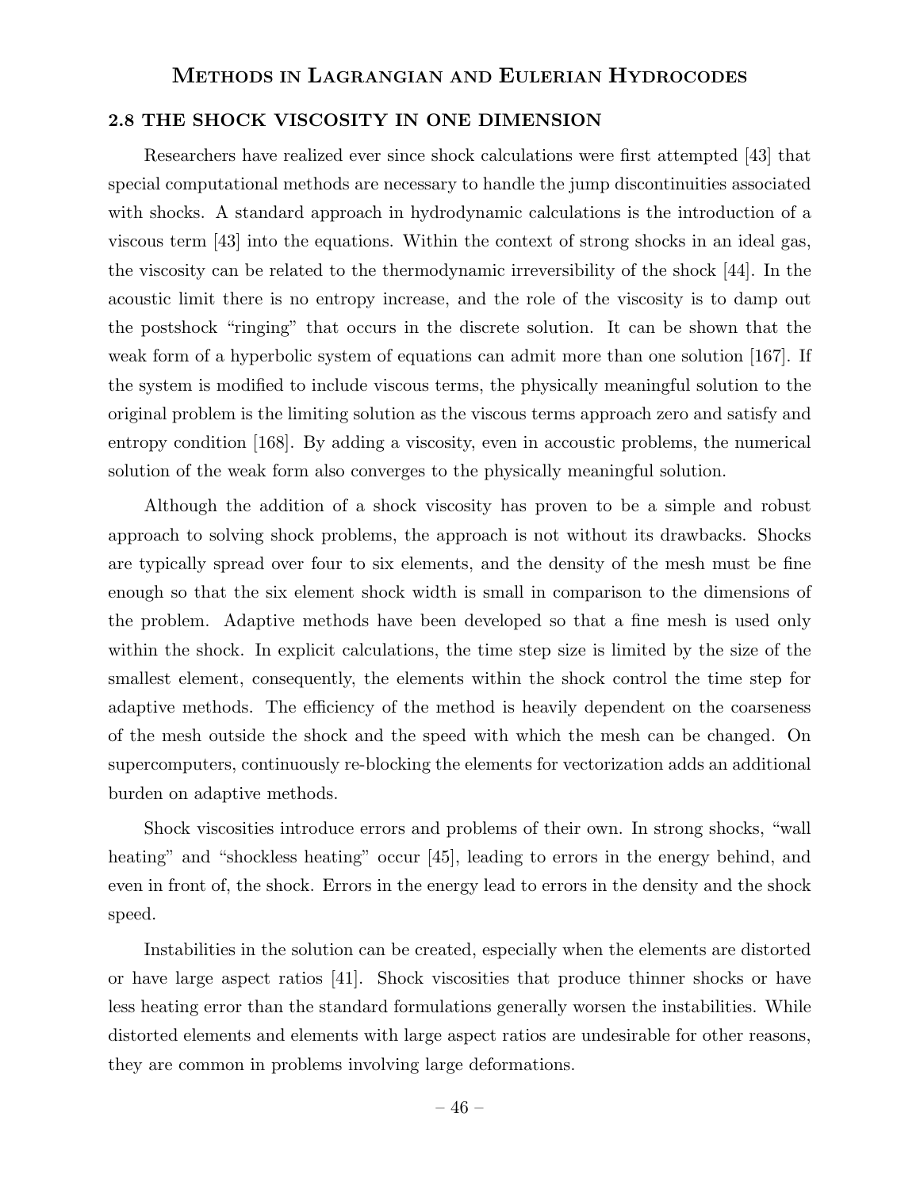## 2.8 THE SHOCK VISCOSITY IN ONE DIMENSION

Researchers have realized ever since shock calculations were first attempted [43] that special computational methods are necessary to handle the jump discontinuities associated with shocks. A standard approach in hydrodynamic calculations is the introduction of a viscous term [43] into the equations. Within the context of strong shocks in an ideal gas, the viscosity can be related to the thermodynamic irreversibility of the shock [44]. In the acoustic limit there is no entropy increase, and the role of the viscosity is to damp out the postshock "ringing" that occurs in the discrete solution. It can be shown that the weak form of a hyperbolic system of equations can admit more than one solution [167]. If the system is modified to include viscous terms, the physically meaningful solution to the original problem is the limiting solution as the viscous terms approach zero and satisfy and entropy condition [168]. By adding a viscosity, even in accoustic problems, the numerical solution of the weak form also converges to the physically meaningful solution.

Although the addition of a shock viscosity has proven to be a simple and robust approach to solving shock problems, the approach is not without its drawbacks. Shocks are typically spread over four to six elements, and the density of the mesh must be fine enough so that the six element shock width is small in comparison to the dimensions of the problem. Adaptive methods have been developed so that a fine mesh is used only within the shock. In explicit calculations, the time step size is limited by the size of the smallest element, consequently, the elements within the shock control the time step for adaptive methods. The efficiency of the method is heavily dependent on the coarseness of the mesh outside the shock and the speed with which the mesh can be changed. On supercomputers, continuously re-blocking the elements for vectorization adds an additional burden on adaptive methods.

Shock viscosities introduce errors and problems of their own. In strong shocks, "wall heating" and "shockless heating" occur [45], leading to errors in the energy behind, and even in front of, the shock. Errors in the energy lead to errors in the density and the shock speed.

Instabilities in the solution can be created, especially when the elements are distorted or have large aspect ratios [41]. Shock viscosities that produce thinner shocks or have less heating error than the standard formulations generally worsen the instabilities. While distorted elements and elements with large aspect ratios are undesirable for other reasons, they are common in problems involving large deformations.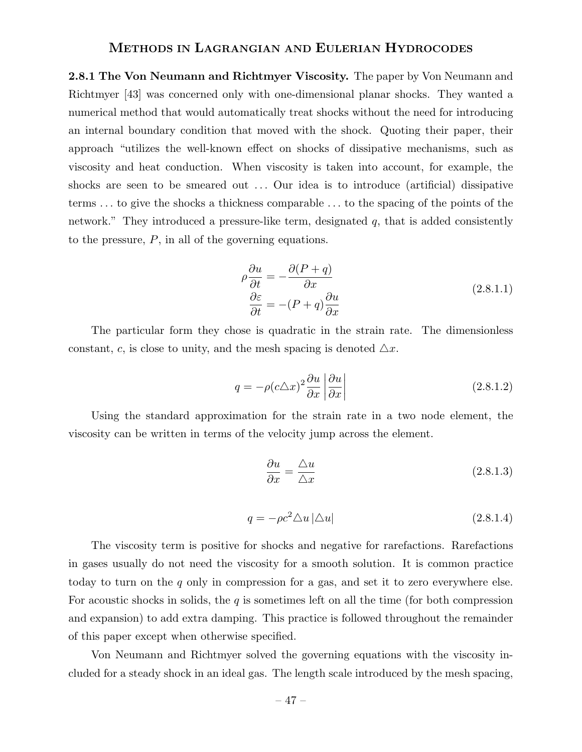**2.8.1 The Von Neumann and Richtmyer Viscosity.** The paper by Von Neumann and Richtmyer [43] was concerned only with one-dimensional planar shocks. They wanted a numerical method that would automatically treat shocks without the need for introducing an internal boundary condition that moved with the shock. Quoting their paper, their approach "utilizes the well-known effect on shocks of dissipative mechanisms, such as viscosity and heat conduction. When viscosity is taken into account, for example, the shocks are seen to be smeared out ... Our idea is to introduce (artificial) dissipative terms ... to give the shocks a thickness comparable ... to the spacing of the points of the network." They introduced a pressure-like term, designated $q$, that is added consistently to the pressure, $P$, in all of the governing equations.

$$
\begin{aligned}
\rho \frac{\partial u}{\partial t} &= -\frac{\partial (P+q)}{\partial x} \\
\frac{\partial \varepsilon}{\partial t} &= -(P+q)\frac{\partial u}{\partial x}
\end{aligned}
\tag{2.8.1.1}
$$

The particular form they chose is quadratic in the strain rate. The dimensionless constant, $c$, is close to unity, and the mesh spacing is denoted $\triangle x$.

$$
q = -\rho (c\triangle x)^2 \frac{\partial u}{\partial x} \left| \frac{\partial u}{\partial x} \right| \tag{2.8.1.2}
$$

Using the standard approximation for the strain rate in a two node element, the viscosity can be written in terms of the velocity jump across the element.

$$
\frac{\partial u}{\partial x} = \frac{\triangle u}{\triangle x} \tag{2.8.1.3}
$$

$$
q = -\rho c^2 \triangle u \, |\triangle u| \tag{2.8.1.4}
$$

The viscosity term is positive for shocks and negative for rarefactions. Rarefactions in gases usually do not need the viscosity for a smooth solution. It is common practice today to turn on the $q$ only in compression for a gas, and set it to zero everywhere else. For acoustic shocks in solids, the $q$ is sometimes left on all the time (for both compression and expansion) to add extra damping. This practice is followed throughout the remainder of this paper except when otherwise specified.

Von Neumann and Richtmyer solved the governing equations with the viscosity included for a steady shock in an ideal gas. The length scale introduced by the mesh spacing,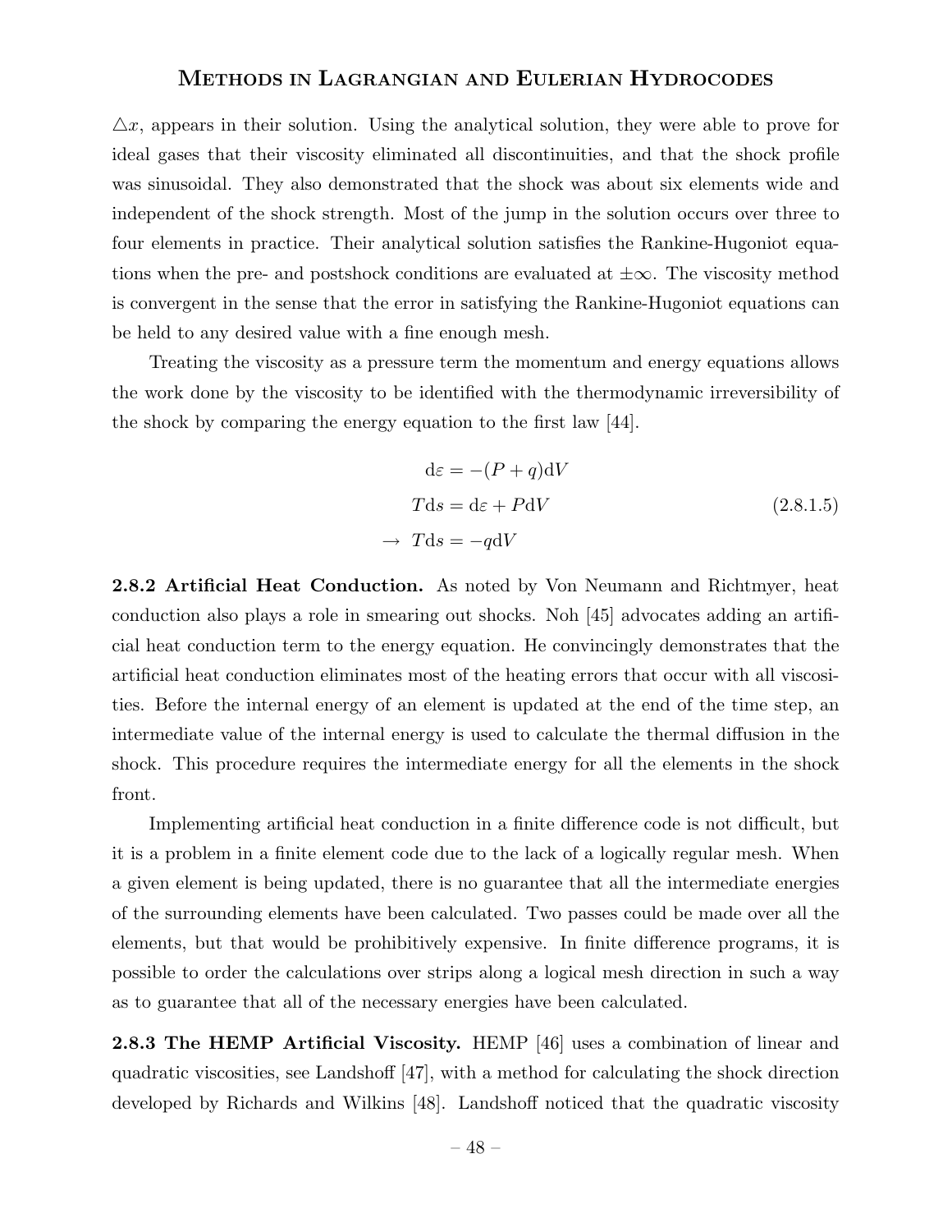$\triangle x$, appears in their solution. Using the analytical solution, they were able to prove for ideal gases that their viscosity eliminated all discontinuities, and that the shock profile was sinusoidal. They also demonstrated that the shock was about six elements wide and independent of the shock strength. Most of the jump in the solution occurs over three to four elements in practice. Their analytical solution satisfies the Rankine-Hugoniot equations when the pre- and postshock conditions are evaluated at $\pm\infty$. The viscosity method is convergent in the sense that the error in satisfying the Rankine-Hugoniot equations can be held to any desired value with a fine enough mesh.

Treating the viscosity as a pressure term the momentum and energy equations allows the work done by the viscosity to be identified with the thermodynamic irreversibility of the shock by comparing the energy equation to the first law [44].

$$
\begin{aligned}
\mathrm{d}\varepsilon &= -(P+q)\mathrm{d}V \\
T\mathrm{d}s &= \mathrm{d}\varepsilon + P\mathrm{d}V \\
\rightarrow\ T\mathrm{d}s &= -q\mathrm{d}V
\end{aligned}
\tag{2.8.1.5}
$$

**2.8.2 Artificial Heat Conduction.** As noted by Von Neumann and Richtmyer, heat conduction also plays a role in smearing out shocks. Noh [45] advocates adding an artificial heat conduction term to the energy equation. He convincingly demonstrates that the artificial heat conduction eliminates most of the heating errors that occur with all viscosities. Before the internal energy of an element is updated at the end of the time step, an intermediate value of the internal energy is used to calculate the thermal diffusion in the shock. This procedure requires the intermediate energy for all the elements in the shock front.

Implementing artificial heat conduction in a finite difference code is not difficult, but it is a problem in a finite element code due to the lack of a logically regular mesh. When a given element is being updated, there is no guarantee that all the intermediate energies of the surrounding elements have been calculated. Two passes could be made over all the elements, but that would be prohibitively expensive. In finite difference programs, it is possible to order the calculations over strips along a logical mesh direction in such a way as to guarantee that all of the necessary energies have been calculated.

**2.8.3 The HEMP Artificial Viscosity.** HEMP [46] uses a combination of linear and quadratic viscosities, see Landshoff [47], with a method for calculating the shock direction developed by Richards and Wilkins [48]. Landshoff noticed that the quadratic viscosity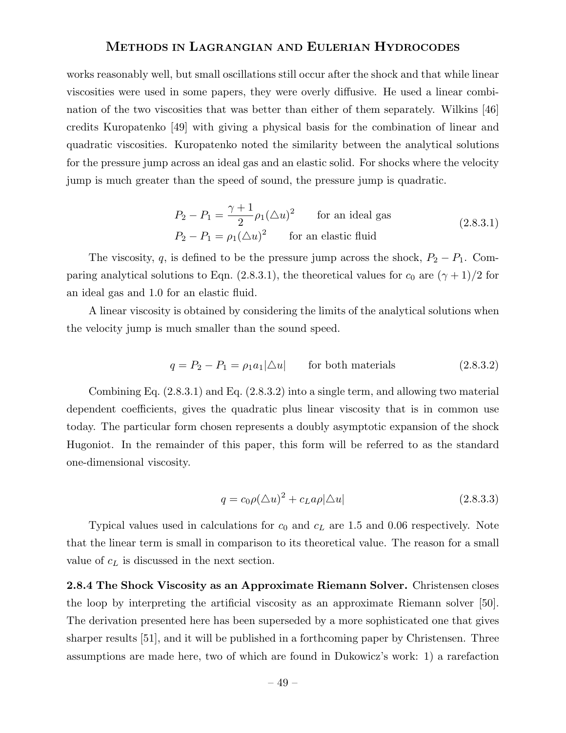works reasonably well, but small oscillations still occur after the shock and that while linear viscosities were used in some papers, they were overly diffusive. He used a linear combination of the two viscosities that was better than either of them separately. Wilkins [46] credits Kuropatenko [49] with giving a physical basis for the combination of linear and quadratic viscosities. Kuropatenko noted the similarity between the analytical solutions for the pressure jump across an ideal gas and an elastic solid. For shocks where the velocity jump is much greater than the speed of sound, the pressure jump is quadratic.

$$
\begin{aligned}
P_2 - P_1 &= \frac{\gamma+1}{2}\rho_1(\triangle u)^2 \qquad \text{for an ideal gas} \\
P_2 - P_1 &= \rho_1(\triangle u)^2 \qquad \text{for an elastic fluid}
\end{aligned}
\tag{2.8.3.1}
$$

The viscosity, $q$, is defined to be the pressure jump across the shock, $P_2 - P_1$. Comparing analytical solutions to Eqn. (2.8.3.1), the theoretical values for $c_0$ are $(\gamma+1)/2$ for an ideal gas and 1.0 for an elastic fluid.

A linear viscosity is obtained by considering the limits of the analytical solutions when the velocity jump is much smaller than the sound speed.

$$
q = P_2 - P_1 = \rho_1 a_1 |\triangle u| \qquad \text{for both materials} \tag{2.8.3.2}
$$

Combining Eq. (2.8.3.1) and Eq. (2.8.3.2) into a single term, and allowing two material dependent coefficients, gives the quadratic plus linear viscosity that is in common use today. The particular form chosen represents a doubly asymptotic expansion of the shock Hugoniot. In the remainder of this paper, this form will be referred to as the standard one-dimensional viscosity.

$$
q = c_0\rho(\triangle u)^2 + c_L a\rho|\triangle u| \tag{2.8.3.3}
$$

Typical values used in calculations for $c_0$ and $c_L$ are 1.5 and 0.06 respectively. Note that the linear term is small in comparison to its theoretical value. The reason for a small value of $c_L$ is discussed in the next section.

**2.8.4 The Shock Viscosity as an Approximate Riemann Solver.** Christensen closes the loop by interpreting the artificial viscosity as an approximate Riemann solver [50]. The derivation presented here has been superseded by a more sophisticated one that gives sharper results [51], and it will be published in a forthcoming paper by Christensen. Three assumptions are made here, two of which are found in Dukowicz's work: 1) a rarefaction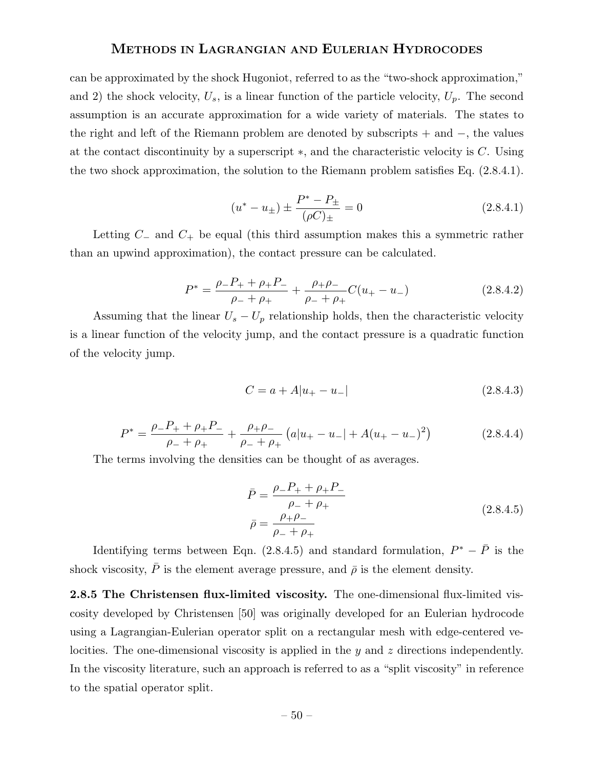can be approximated by the shock Hugoniot, referred to as the "two-shock approximation," and 2) the shock velocity, $U_s$, is a linear function of the particle velocity, $U_p$. The second assumption is an accurate approximation for a wide variety of materials. The states to the right and left of the Riemann problem are denoted by subscripts + and −, the values at the contact discontinuity by a superscript ∗, and the characteristic velocity is $C$. Using the two shock approximation, the solution to the Riemann problem satisfies Eq. (2.8.4.1).

$$(u^* - u_\pm) \pm \frac{P^* - P_\pm}{(\rho C)_\pm} = 0 \tag{2.8.4.1}$$

Letting $C_-$ and $C_+$ be equal (this third assumption makes this a symmetric rather than an upwind approximation), the contact pressure can be calculated.

$$P^* = \frac{\rho_- P_+ + \rho_+ P_-}{\rho_- + \rho_+} + \frac{\rho_+ \rho_-}{\rho_- + \rho_+} C(u_+ - u_-) \tag{2.8.4.2}$$

Assuming that the linear $U_s - U_p$ relationship holds, then the characteristic velocity is a linear function of the velocity jump, and the contact pressure is a quadratic function of the velocity jump.

$$C = a + A|u_+ - u_-| \tag{2.8.4.3}$$

$$P^* = \frac{\rho_- P_+ + \rho_+ P_-}{\rho_- + \rho_+} + \frac{\rho_+ \rho_-}{\rho_- + \rho_+} \left( a|u_+ - u_-| + A(u_+ - u_-)^2 \right) \tag{2.8.4.4}$$

The terms involving the densities can be thought of as averages.

$$\begin{aligned} \bar{P} &= \frac{\rho_- P_+ + \rho_+ P_-}{\rho_- + \rho_+} \\ \bar{\rho} &= \frac{\rho_+ \rho_-}{\rho_- + \rho_+} \end{aligned} \tag{2.8.4.5}$$

Identifying terms between Eqn. (2.8.4.5) and standard formulation, $P^* - \bar{P}$ is the shock viscosity, $\bar{P}$ is the element average pressure, and $\bar{\rho}$ is the element density.

**2.8.5 The Christensen flux-limited viscosity.** The one-dimensional flux-limited viscosity developed by Christensen [50] was originally developed for an Eulerian hydrocode using a Lagrangian-Eulerian operator split on a rectangular mesh with edge-centered velocities. The one-dimensional viscosity is applied in the $y$ and $z$ directions independently. In the viscosity literature, such an approach is referred to as a "split viscosity" in reference to the spatial operator split.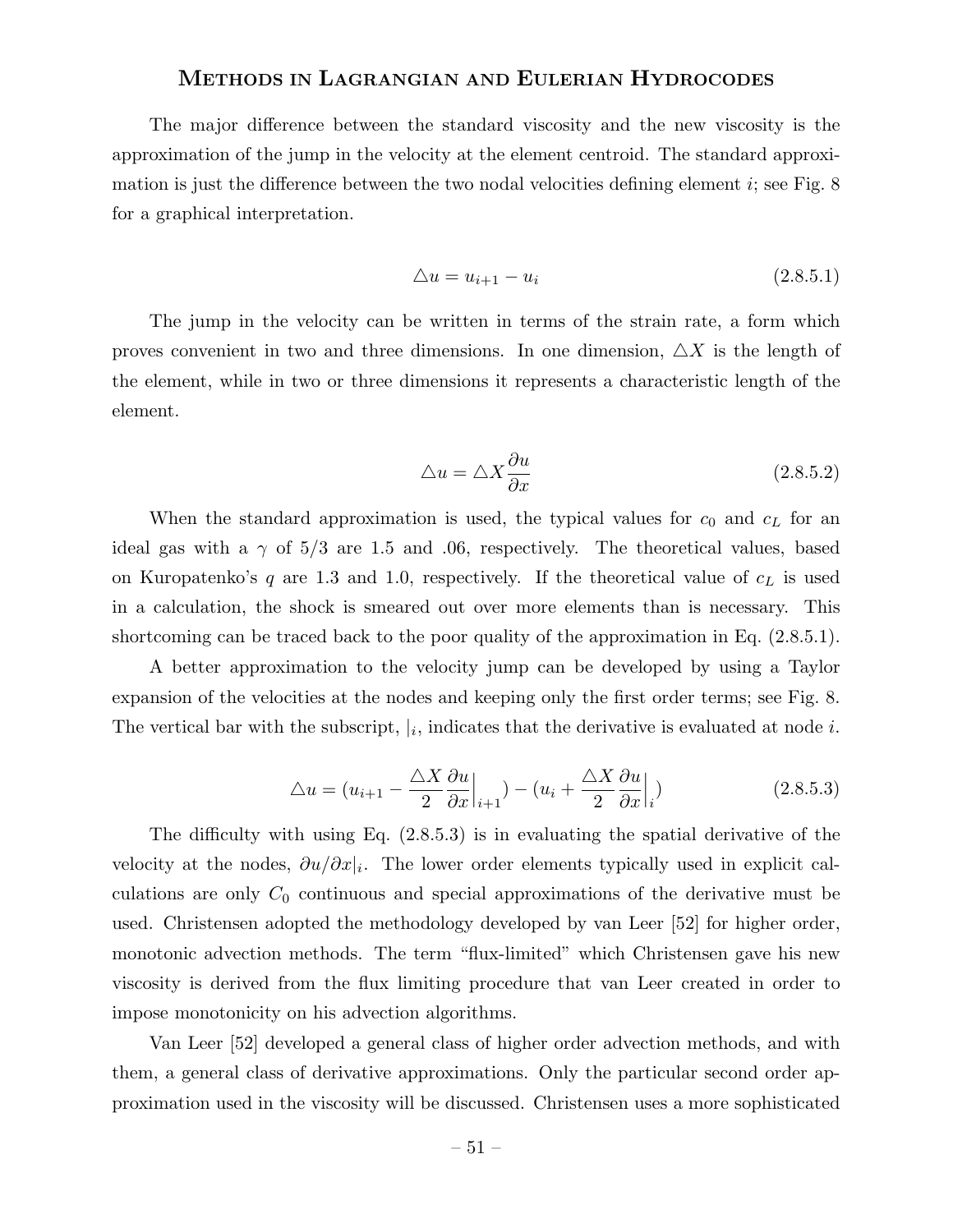The major difference between the standard viscosity and the new viscosity is the approximation of the jump in the velocity at the element centroid. The standard approximation is just the difference between the two nodal velocities defining element $i$; see Fig. 8 for a graphical interpretation.

$$\triangle u = u_{i+1} - u_i \tag{2.8.5.1}$$

The jump in the velocity can be written in terms of the strain rate, a form which proves convenient in two and three dimensions. In one dimension, $\triangle X$ is the length of the element, while in two or three dimensions it represents a characteristic length of the element.

$$\triangle u = \triangle X \frac{\partial u}{\partial x} \tag{2.8.5.2}$$

When the standard approximation is used, the typical values for $c_0$ and $c_L$ for an ideal gas with a $\gamma$ of 5/3 are 1.5 and .06, respectively. The theoretical values, based on Kuropatenko's $q$ are 1.3 and 1.0, respectively. If the theoretical value of $c_L$ is used in a calculation, the shock is smeared out over more elements than is necessary. This shortcoming can be traced back to the poor quality of the approximation in Eq. (2.8.5.1).

A better approximation to the velocity jump can be developed by using a Taylor expansion of the velocities at the nodes and keeping only the first order terms; see Fig. 8. The vertical bar with the subscript, $|_i$, indicates that the derivative is evaluated at node $i$.

$$\triangle u = (u_{i+1} - \frac{\triangle X}{2}\frac{\partial u}{\partial x}\Big|_{i+1}) - (u_i + \frac{\triangle X}{2}\frac{\partial u}{\partial x}\Big|_i) \tag{2.8.5.3}$$

The difficulty with using Eq. (2.8.5.3) is in evaluating the spatial derivative of the velocity at the nodes, $\partial u/\partial x|_i$. The lower order elements typically used in explicit calculations are only $C_0$ continuous and special approximations of the derivative must be used. Christensen adopted the methodology developed by van Leer [52] for higher order, monotonic advection methods. The term "flux-limited" which Christensen gave his new viscosity is derived from the flux limiting procedure that van Leer created in order to impose monotonicity on his advection algorithms.

Van Leer [52] developed a general class of higher order advection methods, and with them, a general class of derivative approximations. Only the particular second order approximation used in the viscosity will be discussed. Christensen uses a more sophisticated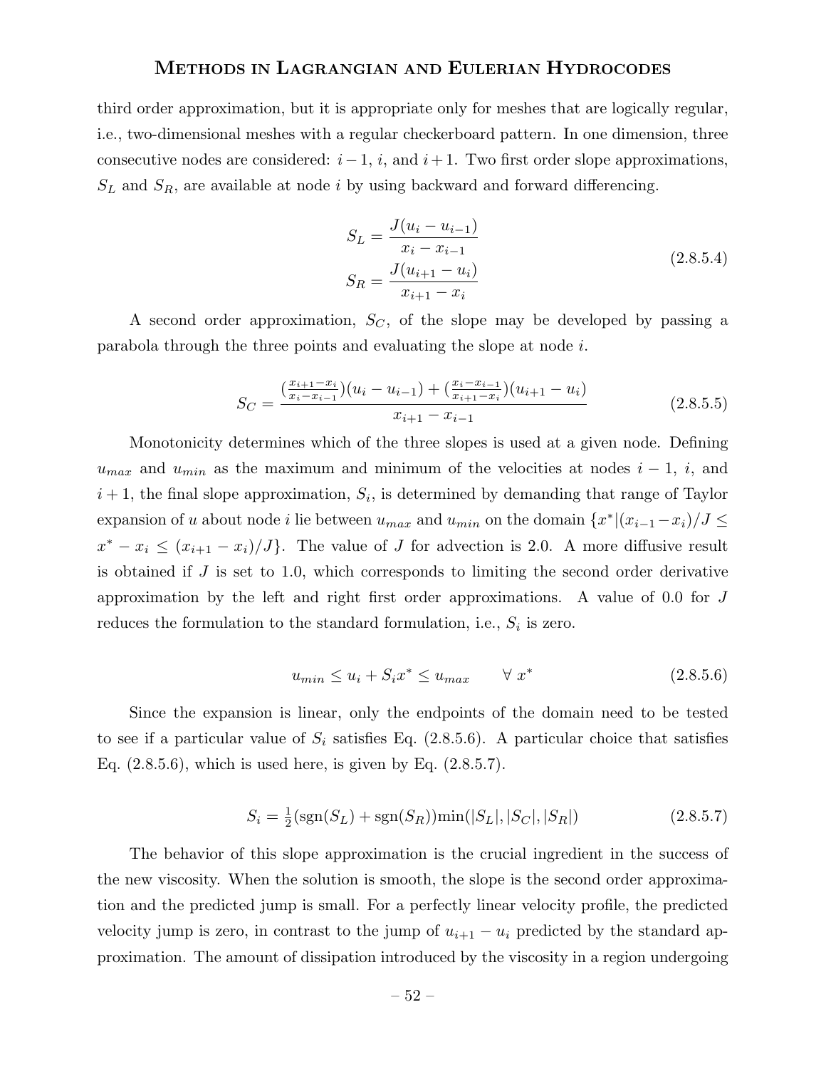third order approximation, but it is appropriate only for meshes that are logically regular, i.e., two-dimensional meshes with a regular checkerboard pattern. In one dimension, three consecutive nodes are considered: $i-1$, $i$, and $i+1$. Two first order slope approximations, $S_L$ and $S_R$, are available at node $i$ by using backward and forward differencing.

$$
\begin{aligned}
S_L &= \frac{J(u_i - u_{i-1})}{x_i - x_{i-1}} \\
S_R &= \frac{J(u_{i+1} - u_i)}{x_{i+1} - x_i}
\end{aligned}
\tag{2.8.5.4}
$$

A second order approximation, $S_C$, of the slope may be developed by passing a parabola through the three points and evaluating the slope at node $i$.

$$
S_C = \frac{(\frac{x_{i+1}-x_i}{x_i-x_{i-1}})(u_i - u_{i-1}) + (\frac{x_i-x_{i-1}}{x_{i+1}-x_i})(u_{i+1} - u_i)}{x_{i+1} - x_{i-1}}
\tag{2.8.5.5}
$$

Monotonicity determines which of the three slopes is used at a given node. Defining $u_{max}$ and $u_{min}$ as the maximum and minimum of the velocities at nodes $i-1$, $i$, and $i+1$, the final slope approximation, $S_i$, is determined by demanding that range of Taylor expansion of $u$ about node $i$ lie between $u_{max}$ and $u_{min}$ on the domain $\{x^* | (x_{i-1} - x_i)/J \leq x^* - x_i \leq (x_{i+1} - x_i)/J\}$. The value of $J$ for advection is 2.0. A more diffusive result is obtained if $J$ is set to 1.0, which corresponds to limiting the second order derivative approximation by the left and right first order approximations. A value of 0.0 for $J$ reduces the formulation to the standard formulation, i.e., $S_i$ is zero.

$$
u_{min} \leq u_i + S_i x^* \leq u_{max} \qquad \forall \; x^*
\tag{2.8.5.6}
$$

Since the expansion is linear, only the endpoints of the domain need to be tested to see if a particular value of $S_i$ satisfies Eq. (2.8.5.6). A particular choice that satisfies Eq. (2.8.5.6), which is used here, is given by Eq. (2.8.5.7).

$$
S_i = \tfrac{1}{2}(\mathrm{sgn}(S_L) + \mathrm{sgn}(S_R))\mathrm{min}(|S_L|, |S_C|, |S_R|)
\tag{2.8.5.7}
$$

The behavior of this slope approximation is the crucial ingredient in the success of the new viscosity. When the solution is smooth, the slope is the second order approximation and the predicted jump is small. For a perfectly linear velocity profile, the predicted velocity jump is zero, in contrast to the jump of $u_{i+1} - u_i$ predicted by the standard approximation. The amount of dissipation introduced by the viscosity in a region undergoing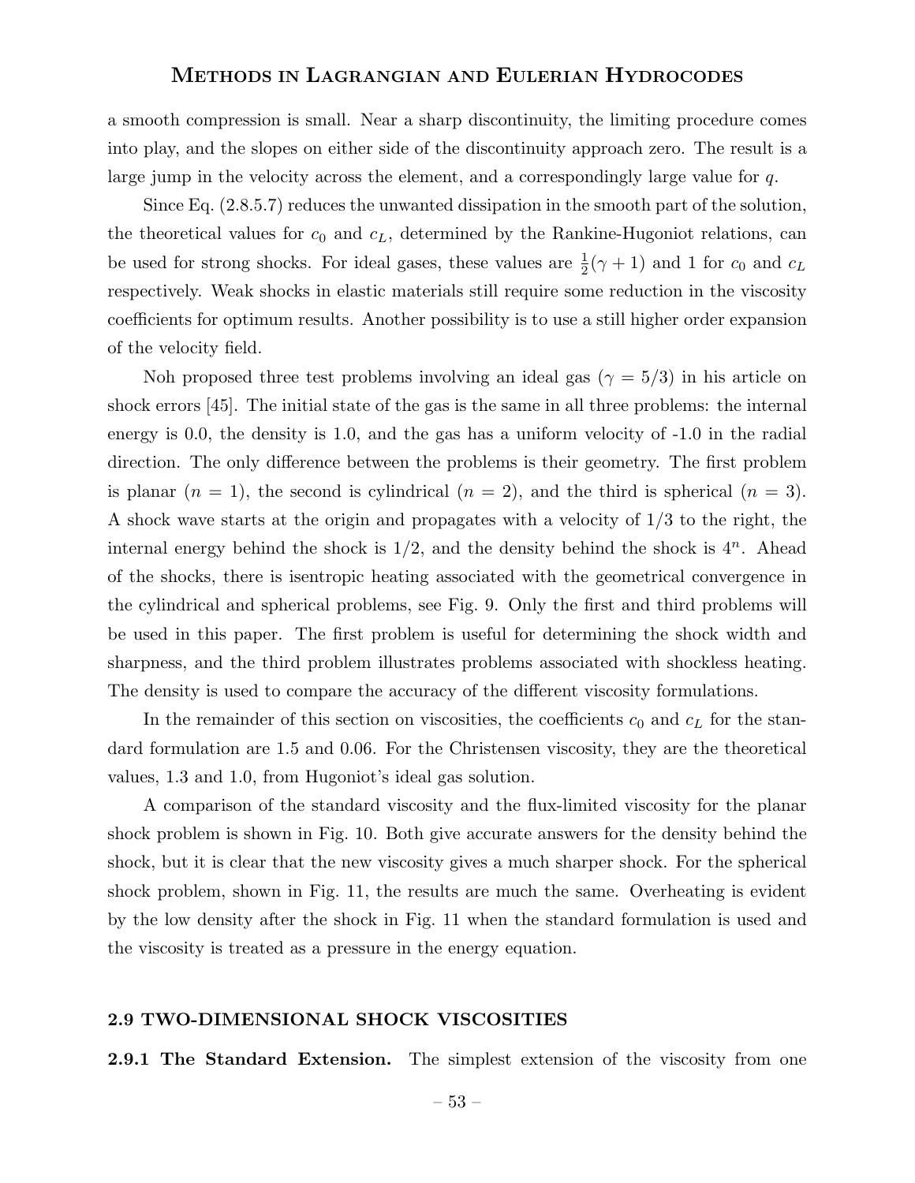a smooth compression is small. Near a sharp discontinuity, the limiting procedure comes into play, and the slopes on either side of the discontinuity approach zero. The result is a large jump in the velocity across the element, and a correspondingly large value for $q$.

Since Eq. (2.8.5.7) reduces the unwanted dissipation in the smooth part of the solution, the theoretical values for $c_0$ and $c_L$, determined by the Rankine-Hugoniot relations, can be used for strong shocks. For ideal gases, these values are $\frac{1}{2}(\gamma + 1)$ and 1 for $c_0$ and $c_L$ respectively. Weak shocks in elastic materials still require some reduction in the viscosity coefficients for optimum results. Another possibility is to use a still higher order expansion of the velocity field.

Noh proposed three test problems involving an ideal gas ($\gamma = 5/3$) in his article on shock errors [45]. The initial state of the gas is the same in all three problems: the internal energy is 0.0, the density is 1.0, and the gas has a uniform velocity of -1.0 in the radial direction. The only difference between the problems is their geometry. The first problem is planar ($n = 1$), the second is cylindrical ($n = 2$), and the third is spherical ($n = 3$). A shock wave starts at the origin and propagates with a velocity of 1/3 to the right, the internal energy behind the shock is 1/2, and the density behind the shock is $4^n$. Ahead of the shocks, there is isentropic heating associated with the geometrical convergence in the cylindrical and spherical problems, see Fig. 9. Only the first and third problems will be used in this paper. The first problem is useful for determining the shock width and sharpness, and the third problem illustrates problems associated with shockless heating. The density is used to compare the accuracy of the different viscosity formulations.

In the remainder of this section on viscosities, the coefficients $c_0$ and $c_L$ for the standard formulation are 1.5 and 0.06. For the Christensen viscosity, they are the theoretical values, 1.3 and 1.0, from Hugoniot's ideal gas solution.

A comparison of the standard viscosity and the flux-limited viscosity for the planar shock problem is shown in Fig. 10. Both give accurate answers for the density behind the shock, but it is clear that the new viscosity gives a much sharper shock. For the spherical shock problem, shown in Fig. 11, the results are much the same. Overheating is evident by the low density after the shock in Fig. 11 when the standard formulation is used and the viscosity is treated as a pressure in the energy equation.

## 2.9 TWO-DIMENSIONAL SHOCK VISCOSITIES

**2.9.1 The Standard Extension.** The simplest extension of the viscosity from one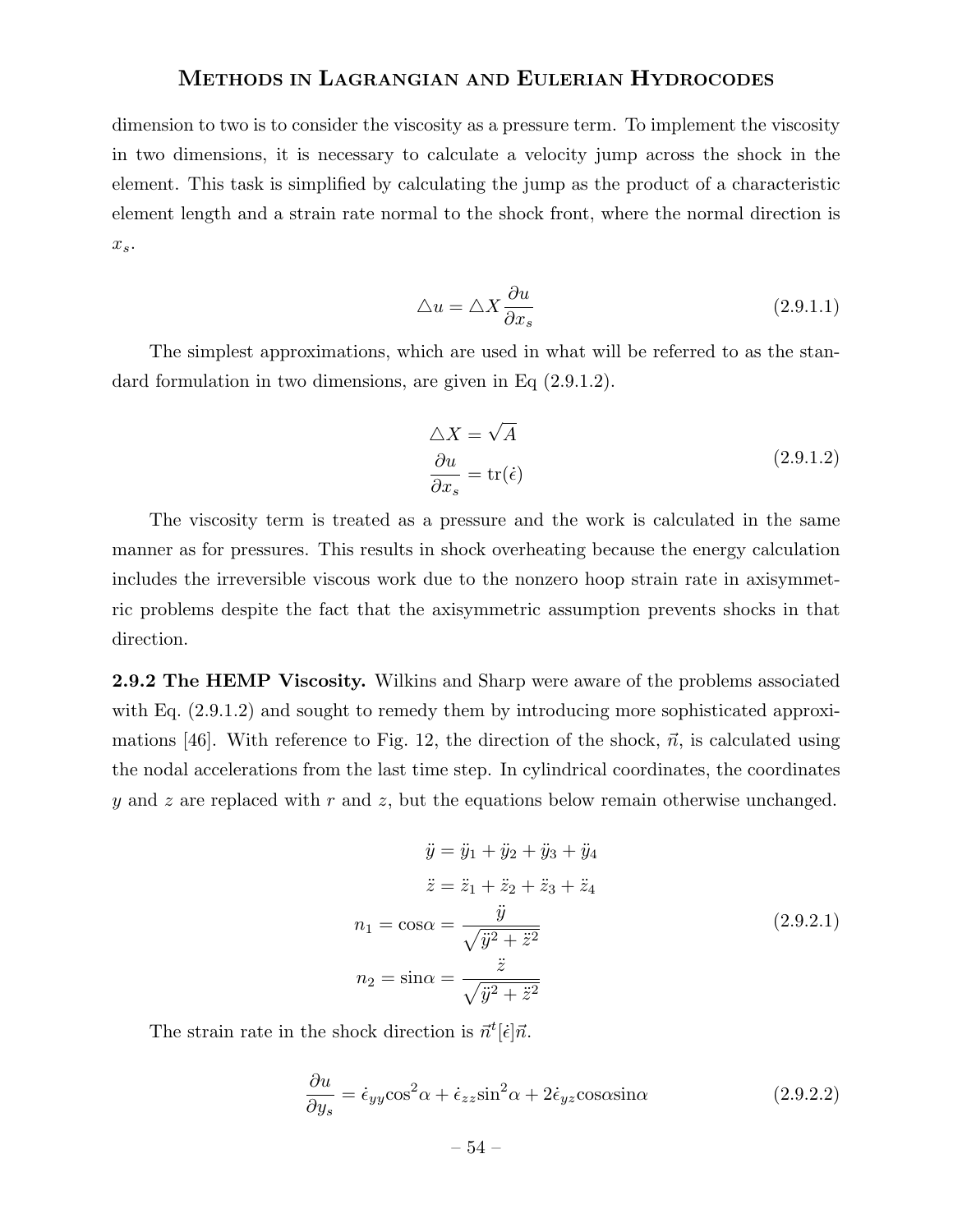dimension to two is to consider the viscosity as a pressure term. To implement the viscosity in two dimensions, it is necessary to calculate a velocity jump across the shock in the element. This task is simplified by calculating the jump as the product of a characteristic element length and a strain rate normal to the shock front, where the normal direction is $x_s$.

$$\triangle u = \triangle X \frac{\partial u}{\partial x_s} \tag{2.9.1.1}$$

The simplest approximations, which are used in what will be referred to as the standard formulation in two dimensions, are given in Eq (2.9.1.2).

$$\begin{aligned} \triangle X &= \sqrt{A} \\ \frac{\partial u}{\partial x_s} &= \mathrm{tr}(\dot{\epsilon}) \end{aligned} \tag{2.9.1.2}$$

The viscosity term is treated as a pressure and the work is calculated in the same manner as for pressures. This results in shock overheating because the energy calculation includes the irreversible viscous work due to the nonzero hoop strain rate in axisymmetric problems despite the fact that the axisymmetric assumption prevents shocks in that direction.

**2.9.2 The HEMP Viscosity.** Wilkins and Sharp were aware of the problems associated with Eq. (2.9.1.2) and sought to remedy them by introducing more sophisticated approximations [46]. With reference to Fig. 12, the direction of the shock, $\vec{n}$, is calculated using the nodal accelerations from the last time step. In cylindrical coordinates, the coordinates $y$ and $z$ are replaced with $r$ and $z$, but the equations below remain otherwise unchanged.

$$\begin{aligned} \ddot{y} &= \ddot{y}_1 + \ddot{y}_2 + \ddot{y}_3 + \ddot{y}_4 \\ \ddot{z} &= \ddot{z}_1 + \ddot{z}_2 + \ddot{z}_3 + \ddot{z}_4 \\ n_1 = \cos\alpha &= \frac{\ddot{y}}{\sqrt{\ddot{y}^2 + \ddot{z}^2}} \\ n_2 = \sin\alpha &= \frac{\ddot{z}}{\sqrt{\ddot{y}^2 + \ddot{z}^2}} \end{aligned} \tag{2.9.2.1}$$

The strain rate in the shock direction is $\vec{n}^t[\dot{\epsilon}]\vec{n}$.

$$\frac{\partial u}{\partial y_s} = \dot{\epsilon}_{yy}\cos^2\alpha + \dot{\epsilon}_{zz}\sin^2\alpha + 2\dot{\epsilon}_{yz}\cos\alpha\sin\alpha \tag{2.9.2.2}$$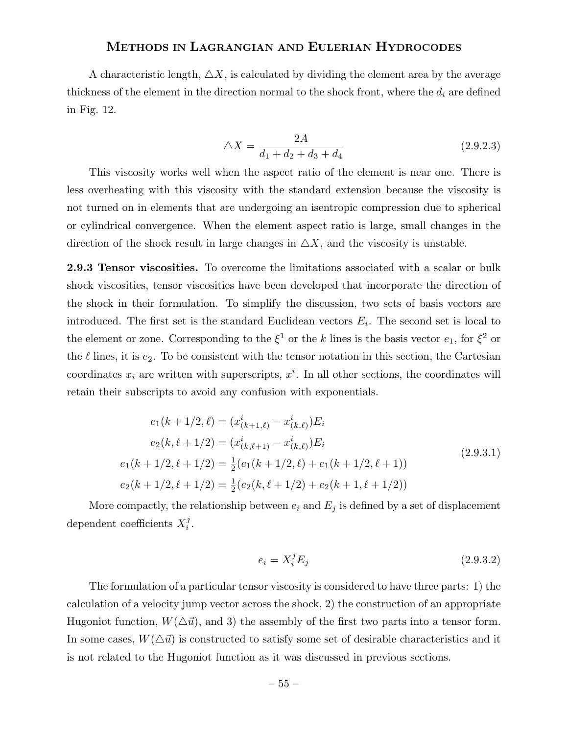A characteristic length, $\triangle X$, is calculated by dividing the element area by the average thickness of the element in the direction normal to the shock front, where the $d_i$ are defined in Fig. 12.

$$\triangle X = \frac{2A}{d_1 + d_2 + d_3 + d_4} \tag{2.9.2.3}$$

This viscosity works well when the aspect ratio of the element is near one. There is less overheating with this viscosity with the standard extension because the viscosity is not turned on in elements that are undergoing an isentropic compression due to spherical or cylindrical convergence. When the element aspect ratio is large, small changes in the direction of the shock result in large changes in $\triangle X$, and the viscosity is unstable.

**2.9.3 Tensor viscosities.** To overcome the limitations associated with a scalar or bulk shock viscosities, tensor viscosities have been developed that incorporate the direction of the shock in their formulation. To simplify the discussion, two sets of basis vectors are introduced. The first set is the standard Euclidean vectors $E_i$. The second set is local to the element or zone. Corresponding to the $\xi^1$ or the $k$ lines is the basis vector $e_1$, for $\xi^2$ or the $\ell$ lines, it is $e_2$. To be consistent with the tensor notation in this section, the Cartesian coordinates $x_i$ are written with superscripts, $x^i$. In all other sections, the coordinates will retain their subscripts to avoid any confusion with exponentials.

$$\begin{aligned}
e_1(k+1/2, \ell) &= (x^i_{(k+1,\ell)} - x^i_{(k,\ell)})E_i \\
e_2(k, \ell+1/2) &= (x^i_{(k,\ell+1)} - x^i_{(k,\ell)})E_i \\
e_1(k+1/2, \ell+1/2) &= \tfrac{1}{2}(e_1(k+1/2, \ell) + e_1(k+1/2, \ell+1)) \\
e_2(k+1/2, \ell+1/2) &= \tfrac{1}{2}(e_2(k, \ell+1/2) + e_2(k+1, \ell+1/2))
\end{aligned} \tag{2.9.3.1}$$

More compactly, the relationship between $e_i$ and $E_j$ is defined by a set of displacement dependent coefficients $X^j_i$.

$$e_i = X^j_i E_j \tag{2.9.3.2}$$

The formulation of a particular tensor viscosity is considered to have three parts: 1) the calculation of a velocity jump vector across the shock, 2) the construction of an appropriate Hugoniot function, $W(\triangle\vec{u})$, and 3) the assembly of the first two parts into a tensor form. In some cases, $W(\triangle\vec{u})$ is constructed to satisfy some set of desirable characteristics and it is not related to the Hugoniot function as it was discussed in previous sections.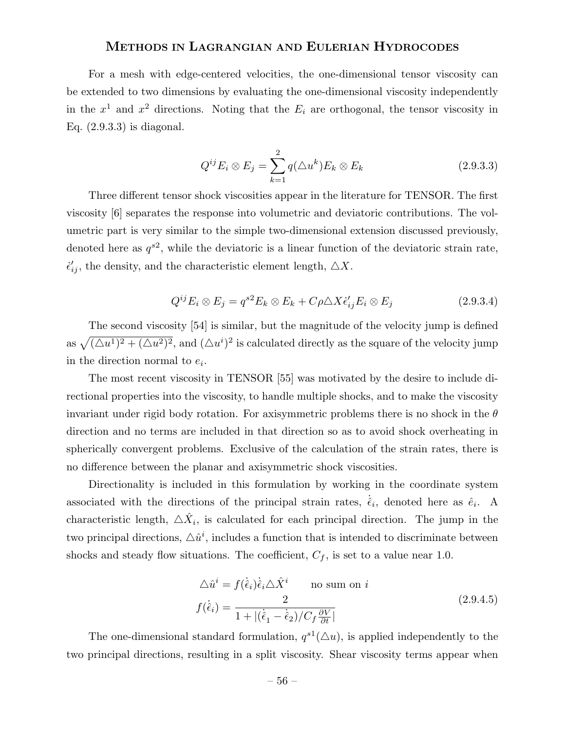For a mesh with edge-centered velocities, the one-dimensional tensor viscosity can be extended to two dimensions by evaluating the one-dimensional viscosity independently in the $x^1$ and $x^2$ directions. Noting that the $E_i$ are orthogonal, the tensor viscosity in Eq. (2.9.3.3) is diagonal.

$$Q^{ij} E_i \otimes E_j = \sum_{k=1}^{2} q(\triangle u^k) E_k \otimes E_k \tag{2.9.3.3}$$

Three different tensor shock viscosities appear in the literature for TENSOR. The first viscosity [6] separates the response into volumetric and deviatoric contributions. The volumetric part is very similar to the simple two-dimensional extension discussed previously, denoted here as $q^{s2}$, while the deviatoric is a linear function of the deviatoric strain rate, $\dot{\epsilon}'_{ij}$, the density, and the characteristic element length, $\triangle X$.

$$Q^{ij} E_i \otimes E_j = q^{s2} E_k \otimes E_k + C\rho \triangle X \dot{\epsilon}'_{ij} E_i \otimes E_j \tag{2.9.3.4}$$

The second viscosity [54] is similar, but the magnitude of the velocity jump is defined as $\sqrt{(\triangle u^1)^2 + (\triangle u^2)^2}$, and $(\triangle u^i)^2$ is calculated directly as the square of the velocity jump in the direction normal to $e_i$.

The most recent viscosity in TENSOR [55] was motivated by the desire to include directional properties into the viscosity, to handle multiple shocks, and to make the viscosity invariant under rigid body rotation. For axisymmetric problems there is no shock in the $\theta$ direction and no terms are included in that direction so as to avoid shock overheating in spherically convergent problems. Exclusive of the calculation of the strain rates, there is no difference between the planar and axisymmetric shock viscosities.

Directionality is included in this formulation by working in the coordinate system associated with the directions of the principal strain rates, $\dot{\hat{\epsilon}}_i$, denoted here as $\hat{e}_i$. A characteristic length, $\triangle \hat{X}_i$, is calculated for each principal direction. The jump in the two principal directions, $\triangle \hat{u}^i$, includes a function that is intended to discriminate between shocks and steady flow situations. The coefficient, $C_f$, is set to a value near 1.0.

$$\begin{aligned} \triangle \hat{u}^i &= f(\dot{\hat{\epsilon}}_i)\dot{\hat{\epsilon}}_i \triangle \hat{X}^i \qquad \text{no sum on } i \\ f(\dot{\hat{\epsilon}}_i) &= \frac{2}{1 + |(\dot{\hat{\epsilon}}_1 - \dot{\hat{\epsilon}}_2)/C_f \frac{\partial V}{\partial t}|} \end{aligned} \tag{2.9.4.5}$$

The one-dimensional standard formulation, $q^{s1}(\triangle u)$, is applied independently to the two principal directions, resulting in a split viscosity. Shear viscosity terms appear when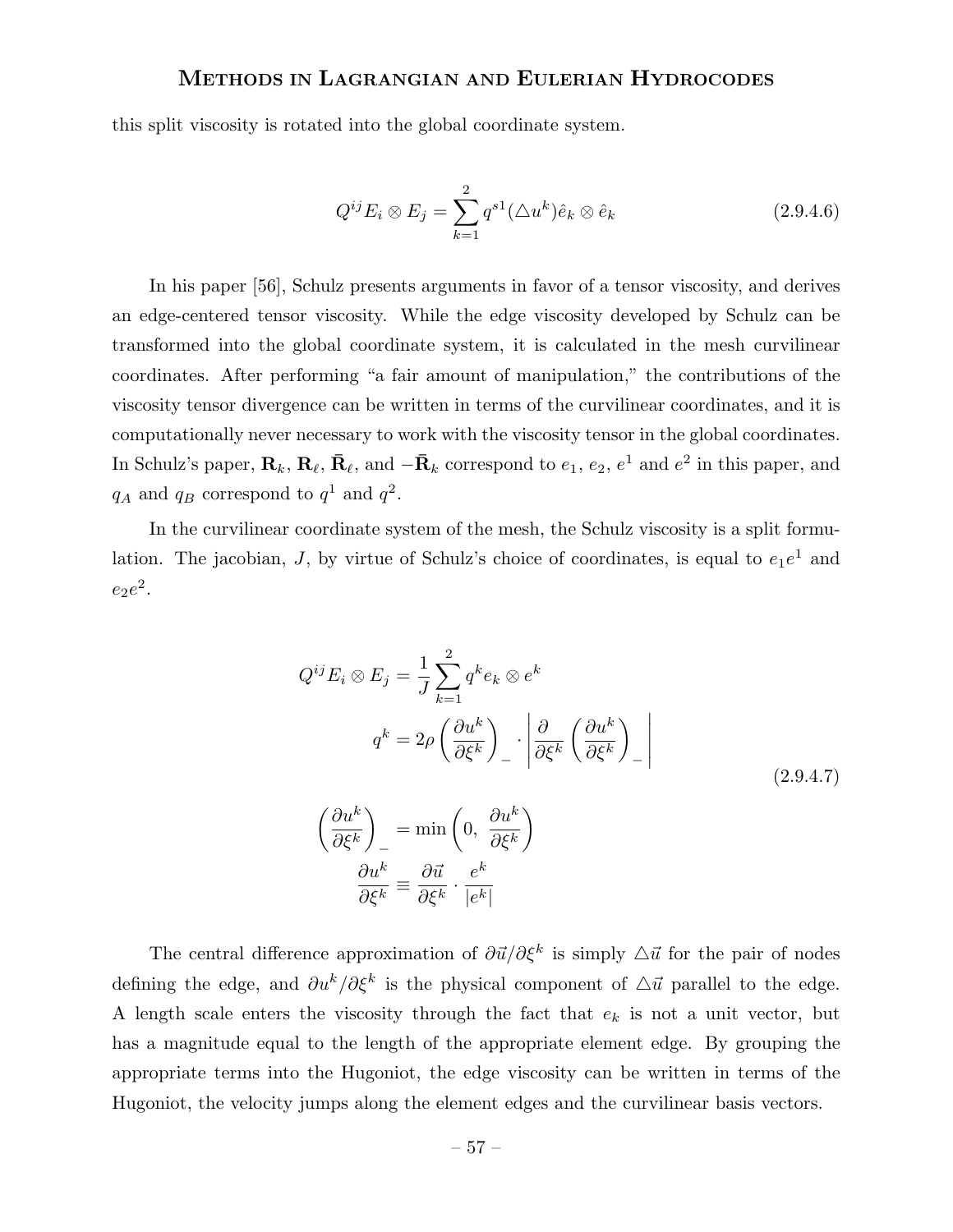this split viscosity is rotated into the global coordinate system.

$$
Q^{ij} E_i \otimes E_j = \sum_{k=1}^{2} q^{s1}(\triangle u^k)\hat{e}_k \otimes \hat{e}_k \tag{2.9.4.6}
$$

In his paper [56], Schulz presents arguments in favor of a tensor viscosity, and derives an edge-centered tensor viscosity. While the edge viscosity developed by Schulz can be transformed into the global coordinate system, it is calculated in the mesh curvilinear coordinates. After performing "a fair amount of manipulation," the contributions of the viscosity tensor divergence can be written in terms of the curvilinear coordinates, and it is computationally never necessary to work with the viscosity tensor in the global coordinates. In Schulz's paper, $\mathbf{R}_k$, $\mathbf{R}_\ell$, $\bar{\mathbf{R}}_\ell$, and $-\bar{\mathbf{R}}_k$ correspond to $e_1$, $e_2$, $e^1$ and $e^2$ in this paper, and $q_A$ and $q_B$ correspond to $q^1$ and $q^2$.

In the curvilinear coordinate system of the mesh, the Schulz viscosity is a split formulation. The jacobian, $J$, by virtue of Schulz's choice of coordinates, is equal to $e_1 e^1$ and $e_2 e^2$.

$$
\begin{aligned}
Q^{ij} E_i \otimes E_j &= \frac{1}{J} \sum_{k=1}^{2} q^k e_k \otimes e^k \\
q^k &= 2\rho \left( \frac{\partial u^k}{\partial \xi^k} \right)_- \cdot \left| \frac{\partial}{\partial \xi^k} \left( \frac{\partial u^k}{\partial \xi^k} \right)_- \right| \\
\left( \frac{\partial u^k}{\partial \xi^k} \right)_- &= \min \left( 0,\ \frac{\partial u^k}{\partial \xi^k} \right) \\
\frac{\partial u^k}{\partial \xi^k} &\equiv \frac{\partial \vec{u}}{\partial \xi^k} \cdot \frac{e^k}{|e^k|}
\end{aligned} \tag{2.9.4.7}
$$

The central difference approximation of $\partial \vec{u}/\partial \xi^k$ is simply $\triangle \vec{u}$ for the pair of nodes defining the edge, and $\partial u^k/\partial \xi^k$ is the physical component of $\triangle \vec{u}$ parallel to the edge. A length scale enters the viscosity through the fact that $e_k$ is not a unit vector, but has a magnitude equal to the length of the appropriate element edge. By grouping the appropriate terms into the Hugoniot, the edge viscosity can be written in terms of the Hugoniot, the velocity jumps along the element edges and the curvilinear basis vectors.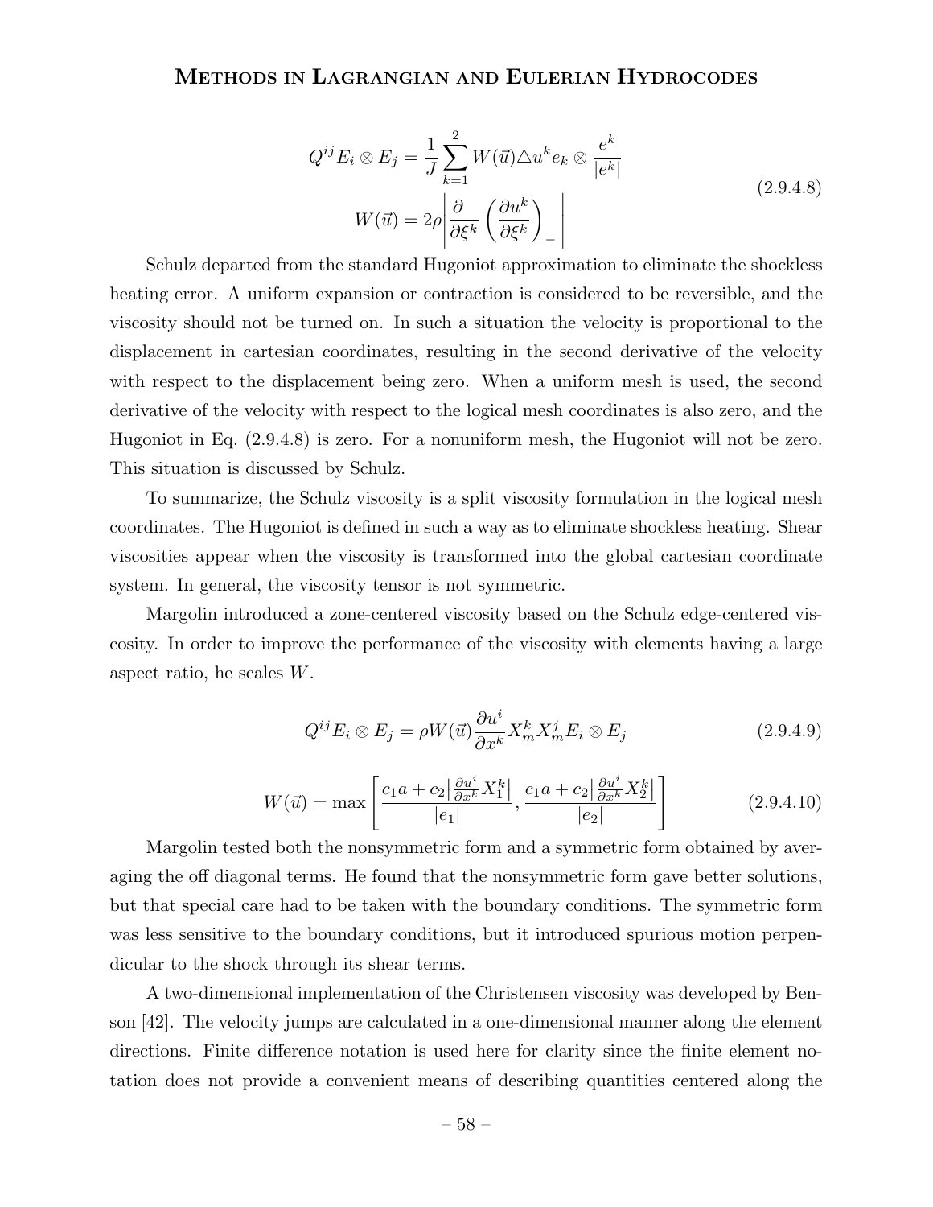$$
\begin{aligned}
Q^{ij} E_i \otimes E_j &= \frac{1}{J} \sum_{k=1}^{2} W(\vec{u}) \triangle u^k e_k \otimes \frac{e^k}{|e^k|} \\
W(\vec{u}) &= 2\rho \left| \frac{\partial}{\partial \xi^k} \left( \frac{\partial u^k}{\partial \xi^k} \right)_- \right|
\end{aligned}
\tag{2.9.4.8}
$$

Schulz departed from the standard Hugoniot approximation to eliminate the shockless heating error. A uniform expansion or contraction is considered to be reversible, and the viscosity should not be turned on. In such a situation the velocity is proportional to the displacement in cartesian coordinates, resulting in the second derivative of the velocity with respect to the displacement being zero. When a uniform mesh is used, the second derivative of the velocity with respect to the logical mesh coordinates is also zero, and the Hugoniot in Eq. (2.9.4.8) is zero. For a nonuniform mesh, the Hugoniot will not be zero. This situation is discussed by Schulz.

To summarize, the Schulz viscosity is a split viscosity formulation in the logical mesh coordinates. The Hugoniot is defined in such a way as to eliminate shockless heating. Shear viscosities appear when the viscosity is transformed into the global cartesian coordinate system. In general, the viscosity tensor is not symmetric.

Margolin introduced a zone-centered viscosity based on the Schulz edge-centered viscosity. In order to improve the performance of the viscosity with elements having a large aspect ratio, he scales $W$.

$$
Q^{ij} E_i \otimes E_j = \rho W(\vec{u}) \frac{\partial u^i}{\partial x^k} X^k_m X^j_m E_i \otimes E_j \tag{2.9.4.9}
$$

$$
W(\vec{u}) = \max \left[ \frac{c_1 a + c_2 \left| \frac{\partial u^i}{\partial x^k} X^k_1 \right|}{|e_1|}, \frac{c_1 a + c_2 \left| \frac{\partial u^i}{\partial x^k} X^k_2 \right|}{|e_2|} \right] \tag{2.9.4.10}
$$

Margolin tested both the nonsymmetric form and a symmetric form obtained by averaging the off diagonal terms. He found that the nonsymmetric form gave better solutions, but that special care had to be taken with the boundary conditions. The symmetric form was less sensitive to the boundary conditions, but it introduced spurious motion perpendicular to the shock through its shear terms.

A two-dimensional implementation of the Christensen viscosity was developed by Benson [42]. The velocity jumps are calculated in a one-dimensional manner along the element directions. Finite difference notation is used here for clarity since the finite element notation does not provide a convenient means of describing quantities centered along the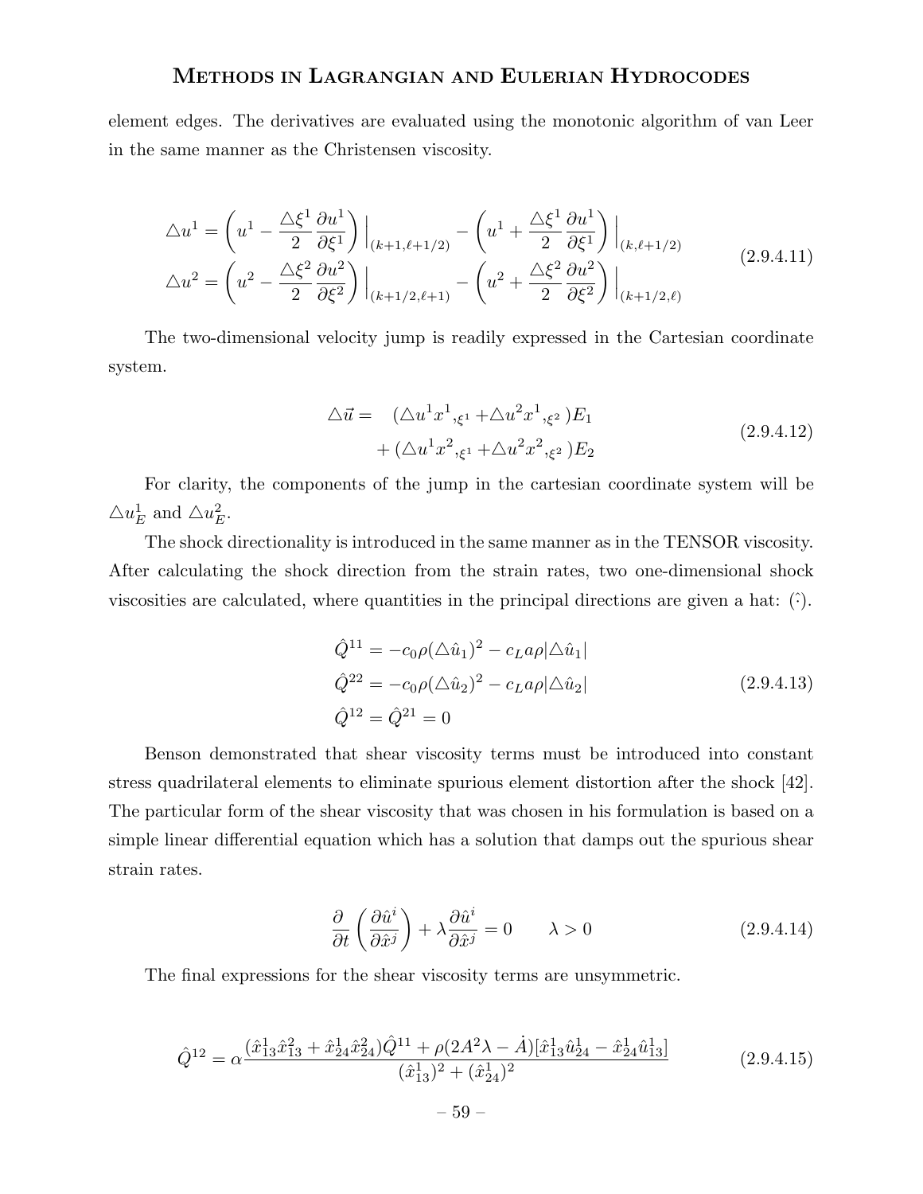element edges. The derivatives are evaluated using the monotonic algorithm of van Leer in the same manner as the Christensen viscosity.

$$
\begin{aligned}
\triangle u^1 &= \left(u^1 - \frac{\triangle\xi^1}{2}\frac{\partial u^1}{\partial \xi^1}\right)\Big|_{(k+1,\ell+1/2)} - \left(u^1 + \frac{\triangle\xi^1}{2}\frac{\partial u^1}{\partial \xi^1}\right)\Big|_{(k,\ell+1/2)} \\
\triangle u^2 &= \left(u^2 - \frac{\triangle\xi^2}{2}\frac{\partial u^2}{\partial \xi^2}\right)\Big|_{(k+1/2,\ell+1)} - \left(u^2 + \frac{\triangle\xi^2}{2}\frac{\partial u^2}{\partial \xi^2}\right)\Big|_{(k+1/2,\ell)}
\end{aligned}
\tag{2.9.4.11}
$$

The two-dimensional velocity jump is readily expressed in the Cartesian coordinate system.

$$
\begin{aligned}
\triangle \vec{u} = \quad & (\triangle u^1 x^1{}_{,\xi^1} + \triangle u^2 x^1{}_{,\xi^2})E_1 \\
&+ (\triangle u^1 x^2{}_{,\xi^1} + \triangle u^2 x^2{}_{,\xi^2})E_2
\end{aligned}
\tag{2.9.4.12}
$$

For clarity, the components of the jump in the cartesian coordinate system will be $\triangle u_E^1$ and $\triangle u_E^2$.

The shock directionality is introduced in the same manner as in the TENSOR viscosity. After calculating the shock direction from the strain rates, two one-dimensional shock viscosities are calculated, where quantities in the principal directions are given a hat: $(\hat{\cdot})$.

$$
\begin{aligned}
\hat{Q}^{11} &= -c_0\rho(\triangle \hat{u}_1)^2 - c_L a\rho|\triangle \hat{u}_1| \\
\hat{Q}^{22} &= -c_0\rho(\triangle \hat{u}_2)^2 - c_L a\rho|\triangle \hat{u}_2| \\
\hat{Q}^{12} &= \hat{Q}^{21} = 0
\end{aligned}
\tag{2.9.4.13}
$$

Benson demonstrated that shear viscosity terms must be introduced into constant stress quadrilateral elements to eliminate spurious element distortion after the shock [42]. The particular form of the shear viscosity that was chosen in his formulation is based on a simple linear differential equation which has a solution that damps out the spurious shear strain rates.

$$
\frac{\partial}{\partial t}\left(\frac{\partial \hat{u}^i}{\partial \hat{x}^j}\right) + \lambda\frac{\partial \hat{u}^i}{\partial \hat{x}^j} = 0 \qquad \lambda > 0
\tag{2.9.4.14}
$$

The final expressions for the shear viscosity terms are unsymmetric.

$$
\hat{Q}^{12} = \alpha\frac{(\hat{x}^1_{13}\hat{x}^2_{13} + \hat{x}^1_{24}\hat{x}^2_{24})\hat{Q}^{11} + \rho(2A^2\lambda - \dot{A})[\hat{x}^1_{13}\hat{u}^1_{24} - \hat{x}^1_{24}\hat{u}^1_{13}]}{(\hat{x}^1_{13})^2 + (\hat{x}^1_{24})^2}
\tag{2.9.4.15}
$$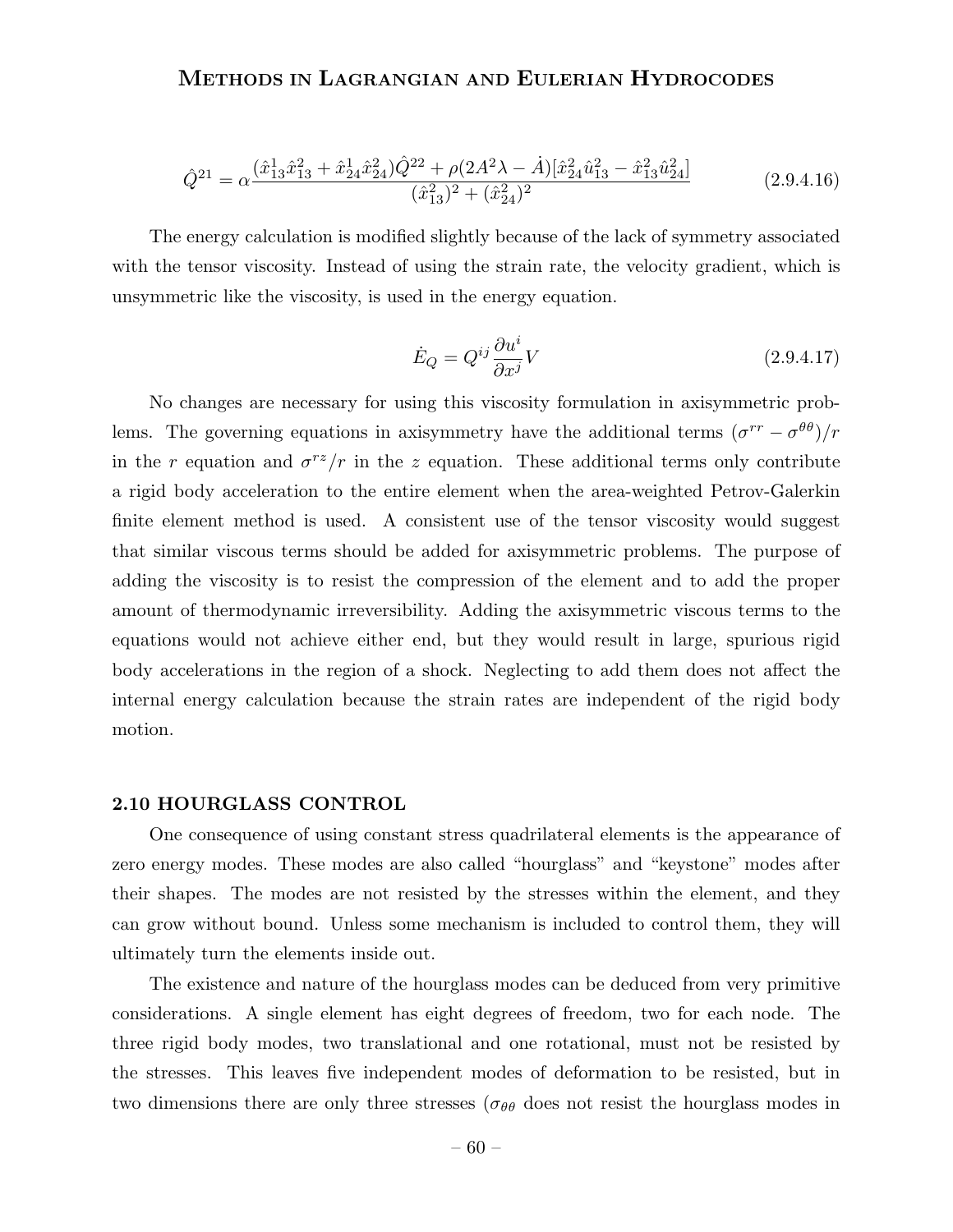$$\hat{Q}^{21} = \alpha \frac{(\hat{x}^1_{13}\hat{x}^2_{13} + \hat{x}^1_{24}\hat{x}^2_{24})\hat{Q}^{22} + \rho(2A^2\lambda - \dot{A})[\hat{x}^2_{24}\hat{u}^2_{13} - \hat{x}^2_{13}\hat{u}^2_{24}]}{(\hat{x}^2_{13})^2 + (\hat{x}^2_{24})^2} \tag{2.9.4.16}$$

The energy calculation is modified slightly because of the lack of symmetry associated with the tensor viscosity. Instead of using the strain rate, the velocity gradient, which is unsymmetric like the viscosity, is used in the energy equation.

$$\dot{E}_Q = Q^{ij} \frac{\partial u^i}{\partial x^j} V \tag{2.9.4.17}$$

No changes are necessary for using this viscosity formulation in axisymmetric problems. The governing equations in axisymmetry have the additional terms $(\sigma^{rr} - \sigma^{\theta\theta})/r$ in the $r$ equation and $\sigma^{rz}/r$ in the $z$ equation. These additional terms only contribute a rigid body acceleration to the entire element when the area-weighted Petrov-Galerkin finite element method is used. A consistent use of the tensor viscosity would suggest that similar viscous terms should be added for axisymmetric problems. The purpose of adding the viscosity is to resist the compression of the element and to add the proper amount of thermodynamic irreversibility. Adding the axisymmetric viscous terms to the equations would not achieve either end, but they would result in large, spurious rigid body accelerations in the region of a shock. Neglecting to add them does not affect the internal energy calculation because the strain rates are independent of the rigid body motion.

## 2.10 HOURGLASS CONTROL

One consequence of using constant stress quadrilateral elements is the appearance of zero energy modes. These modes are also called "hourglass" and "keystone" modes after their shapes. The modes are not resisted by the stresses within the element, and they can grow without bound. Unless some mechanism is included to control them, they will ultimately turn the elements inside out.

The existence and nature of the hourglass modes can be deduced from very primitive considerations. A single element has eight degrees of freedom, two for each node. The three rigid body modes, two translational and one rotational, must not be resisted by the stresses. This leaves five independent modes of deformation to be resisted, but in two dimensions there are only three stresses ($\sigma_{\theta\theta}$ does not resist the hourglass modes in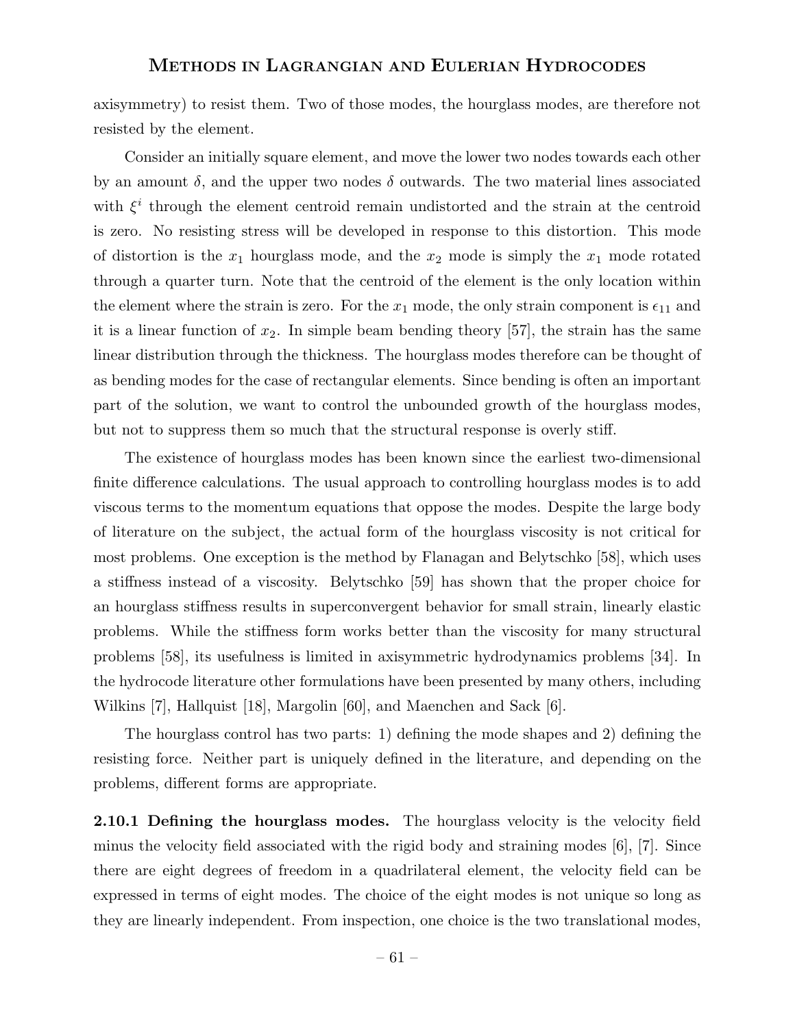axisymmetry) to resist them. Two of those modes, the hourglass modes, are therefore not resisted by the element.

Consider an initially square element, and move the lower two nodes towards each other by an amount $\delta$, and the upper two nodes $\delta$ outwards. The two material lines associated with $\xi^i$ through the element centroid remain undistorted and the strain at the centroid is zero. No resisting stress will be developed in response to this distortion. This mode of distortion is the $x_1$ hourglass mode, and the $x_2$ mode is simply the $x_1$ mode rotated through a quarter turn. Note that the centroid of the element is the only location within the element where the strain is zero. For the $x_1$ mode, the only strain component is $\epsilon_{11}$ and it is a linear function of $x_2$. In simple beam bending theory [57], the strain has the same linear distribution through the thickness. The hourglass modes therefore can be thought of as bending modes for the case of rectangular elements. Since bending is often an important part of the solution, we want to control the unbounded growth of the hourglass modes, but not to suppress them so much that the structural response is overly stiff.

The existence of hourglass modes has been known since the earliest two-dimensional finite difference calculations. The usual approach to controlling hourglass modes is to add viscous terms to the momentum equations that oppose the modes. Despite the large body of literature on the subject, the actual form of the hourglass viscosity is not critical for most problems. One exception is the method by Flanagan and Belytschko [58], which uses a stiffness instead of a viscosity. Belytschko [59] has shown that the proper choice for an hourglass stiffness results in superconvergent behavior for small strain, linearly elastic problems. While the stiffness form works better than the viscosity for many structural problems [58], its usefulness is limited in axisymmetric hydrodynamics problems [34]. In the hydrocode literature other formulations have been presented by many others, including Wilkins [7], Hallquist [18], Margolin [60], and Maenchen and Sack [6].

The hourglass control has two parts: 1) defining the mode shapes and 2) defining the resisting force. Neither part is uniquely defined in the literature, and depending on the problems, different forms are appropriate.

**2.10.1 Defining the hourglass modes.** The hourglass velocity is the velocity field minus the velocity field associated with the rigid body and straining modes [6], [7]. Since there are eight degrees of freedom in a quadrilateral element, the velocity field can be expressed in terms of eight modes. The choice of the eight modes is not unique so long as they are linearly independent. From inspection, one choice is the two translational modes,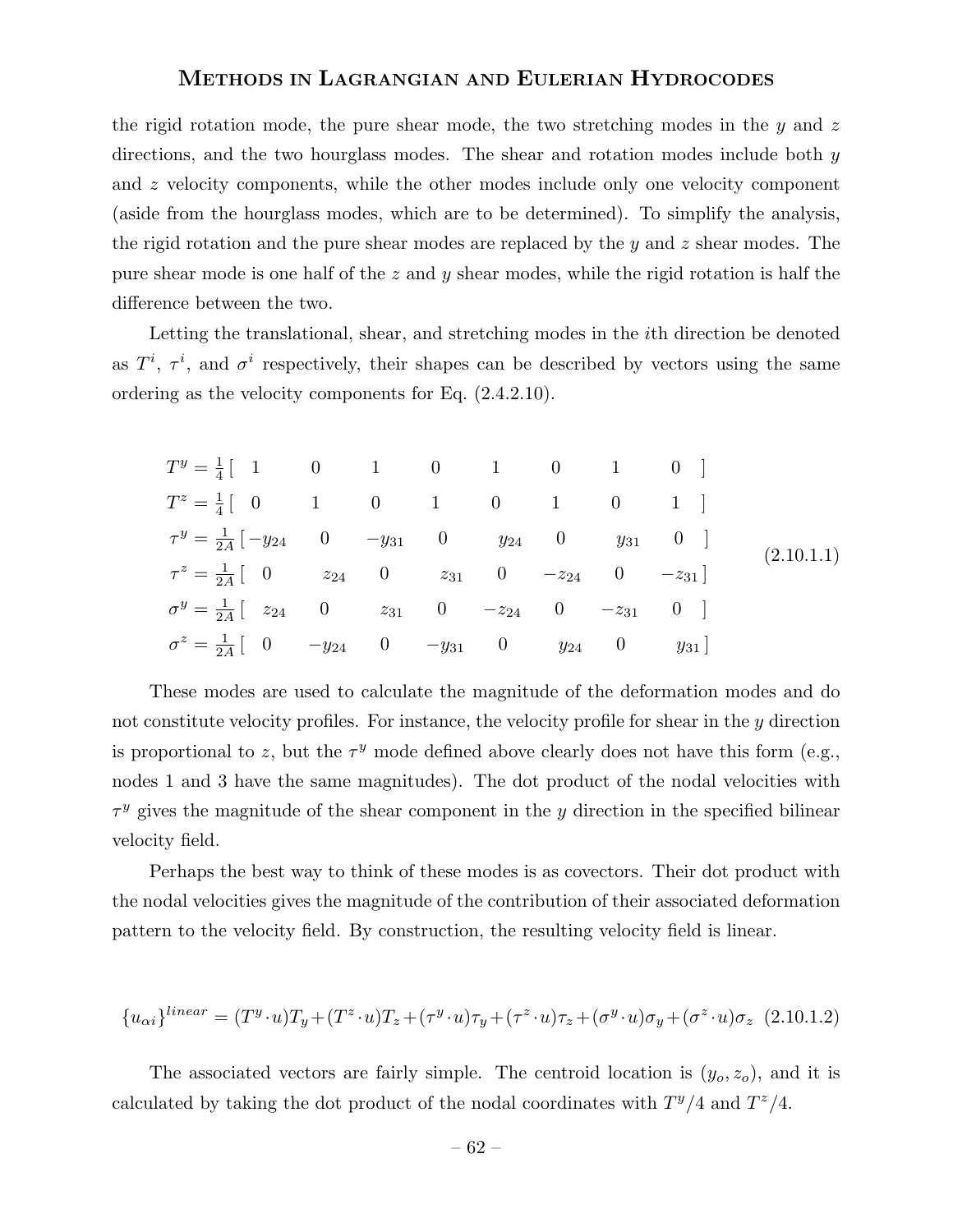the rigid rotation mode, the pure shear mode, the two stretching modes in the $y$ and $z$ directions, and the two hourglass modes. The shear and rotation modes include both $y$ and $z$ velocity components, while the other modes include only one velocity component (aside from the hourglass modes, which are to be determined). To simplify the analysis, the rigid rotation and the pure shear modes are replaced by the $y$ and $z$ shear modes. The pure shear mode is one half of the $z$ and $y$ shear modes, while the rigid rotation is half the difference between the two.

Letting the translational, shear, and stretching modes in the $i$th direction be denoted as $T^i$, $\tau^i$, and $\sigma^i$ respectively, their shapes can be described by vectors using the same ordering as the velocity components for Eq. (2.4.2.10).

$$
\begin{aligned}
T^y &= \tfrac{1}{4}\left[\begin{array}{cccccccc} 1 & 0 & 1 & 0 & 1 & 0 & 1 & 0 \end{array}\right] \\
T^z &= \tfrac{1}{4}\left[\begin{array}{cccccccc} 0 & 1 & 0 & 1 & 0 & 1 & 0 & 1 \end{array}\right] \\
\tau^y &= \tfrac{1}{2A}\left[\begin{array}{cccccccc} -y_{24} & 0 & -y_{31} & 0 & y_{24} & 0 & y_{31} & 0 \end{array}\right] \\
\tau^z &= \tfrac{1}{2A}\left[\begin{array}{cccccccc} 0 & z_{24} & 0 & z_{31} & 0 & -z_{24} & 0 & -z_{31} \end{array}\right] \\
\sigma^y &= \tfrac{1}{2A}\left[\begin{array}{cccccccc} z_{24} & 0 & z_{31} & 0 & -z_{24} & 0 & -z_{31} & 0 \end{array}\right] \\
\sigma^z &= \tfrac{1}{2A}\left[\begin{array}{cccccccc} 0 & -y_{24} & 0 & -y_{31} & 0 & y_{24} & 0 & y_{31} \end{array}\right]
\end{aligned}
\qquad (2.10.1.1)
$$

These modes are used to calculate the magnitude of the deformation modes and do not constitute velocity profiles. For instance, the velocity profile for shear in the $y$ direction is proportional to $z$, but the $\tau^y$ mode defined above clearly does not have this form (e.g., nodes 1 and 3 have the same magnitudes). The dot product of the nodal velocities with $\tau^y$ gives the magnitude of the shear component in the $y$ direction in the specified bilinear velocity field.

Perhaps the best way to think of these modes is as covectors. Their dot product with the nodal velocities gives the magnitude of the contribution of their associated deformation pattern to the velocity field. By construction, the resulting velocity field is linear.

$$
\{u_{\alpha i}\}^{linear} = (T^y \cdot u)T_y + (T^z \cdot u)T_z + (\tau^y \cdot u)\tau_y + (\tau^z \cdot u)\tau_z + (\sigma^y \cdot u)\sigma_y + (\sigma^z \cdot u)\sigma_z \quad (2.10.1.2)
$$

The associated vectors are fairly simple. The centroid location is $(y_o, z_o)$, and it is calculated by taking the dot product of the nodal coordinates with $T^y/4$ and $T^z/4$.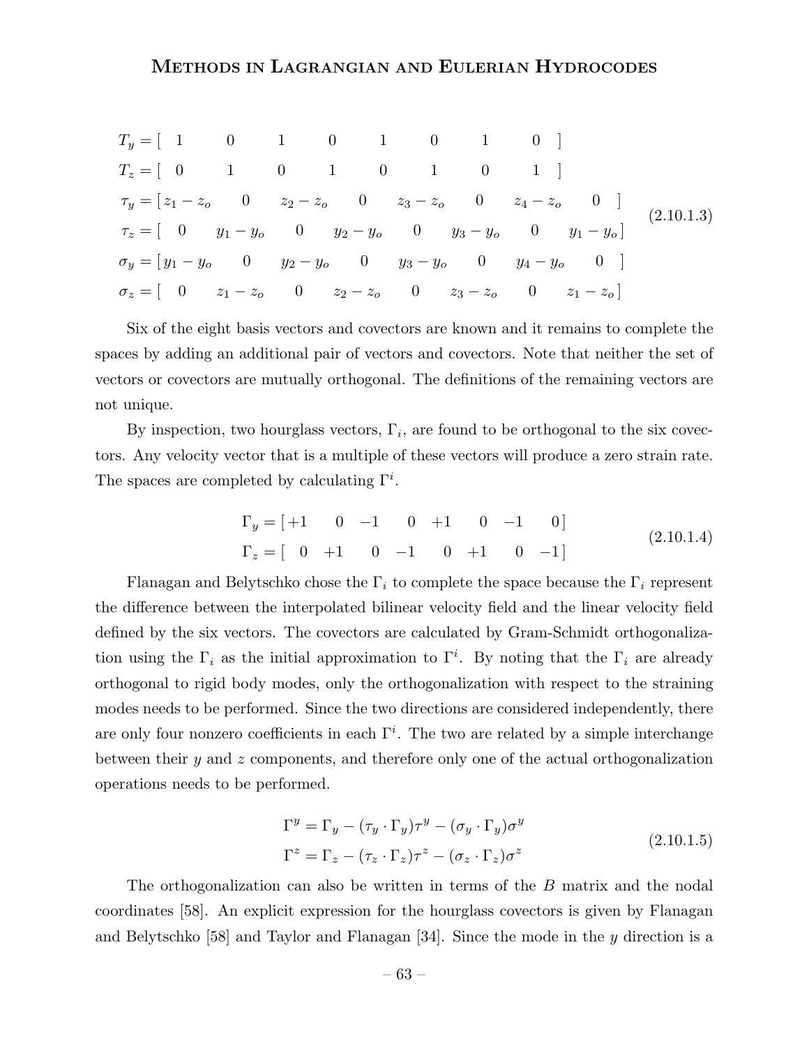$$
\begin{aligned}
T_y &= [\ 1 \quad 0 \quad 1 \quad 0 \quad 1 \quad 0 \quad 1 \quad 0\ ] \\
T_z &= [\ 0 \quad 1 \quad 0 \quad 1 \quad 0 \quad 1 \quad 0 \quad 1\ ] \\
\tau_y &= [\, z_1 - z_o \quad 0 \quad z_2 - z_o \quad 0 \quad z_3 - z_o \quad 0 \quad z_4 - z_o \quad 0\ ] \\
\tau_z &= [\ 0 \quad y_1 - y_o \quad 0 \quad y_2 - y_o \quad 0 \quad y_3 - y_o \quad 0 \quad y_1 - y_o\, ] \\
\sigma_y &= [\, y_1 - y_o \quad 0 \quad y_2 - y_o \quad 0 \quad y_3 - y_o \quad 0 \quad y_4 - y_o \quad 0\ ] \\
\sigma_z &= [\ 0 \quad z_1 - z_o \quad 0 \quad z_2 - z_o \quad 0 \quad z_3 - z_o \quad 0 \quad z_1 - z_o\, ]
\end{aligned}
\tag{2.10.1.3}
$$

Six of the eight basis vectors and covectors are known and it remains to complete the spaces by adding an additional pair of vectors and covectors. Note that neither the set of vectors or covectors are mutually orthogonal. The definitions of the remaining vectors are not unique.

By inspection, two hourglass vectors, $\Gamma_i$, are found to be orthogonal to the six covectors. Any velocity vector that is a multiple of these vectors will produce a zero strain rate. The spaces are completed by calculating $\Gamma^i$.

$$
\begin{aligned}
\Gamma_y &= [+1 \quad 0 \quad -1 \quad 0 \quad +1 \quad 0 \quad -1 \quad 0] \\
\Gamma_z &= [\ 0 \quad +1 \quad 0 \quad -1 \quad 0 \quad +1 \quad 0 \quad -1]
\end{aligned}
\tag{2.10.1.4}
$$

Flanagan and Belytschko chose the $\Gamma_i$ to complete the space because the $\Gamma_i$ represent the difference between the interpolated bilinear velocity field and the linear velocity field defined by the six vectors. The covectors are calculated by Gram-Schmidt orthogonalization using the $\Gamma_i$ as the initial approximation to $\Gamma^i$. By noting that the $\Gamma_i$ are already orthogonal to rigid body modes, only the orthogonalization with respect to the straining modes needs to be performed. Since the two directions are considered independently, there are only four nonzero coefficients in each $\Gamma^i$. The two are related by a simple interchange between their $y$ and $z$ components, and therefore only one of the actual orthogonalization operations needs to be performed.

$$
\begin{aligned}
\Gamma^y &= \Gamma_y - (\tau_y \cdot \Gamma_y)\tau^y - (\sigma_y \cdot \Gamma_y)\sigma^y \\
\Gamma^z &= \Gamma_z - (\tau_z \cdot \Gamma_z)\tau^z - (\sigma_z \cdot \Gamma_z)\sigma^z
\end{aligned}
\tag{2.10.1.5}
$$

The orthogonalization can also be written in terms of the $B$ matrix and the nodal coordinates [58]. An explicit expression for the hourglass covectors is given by Flanagan and Belytschko [58] and Taylor and Flanagan [34]. Since the mode in the $y$ direction is a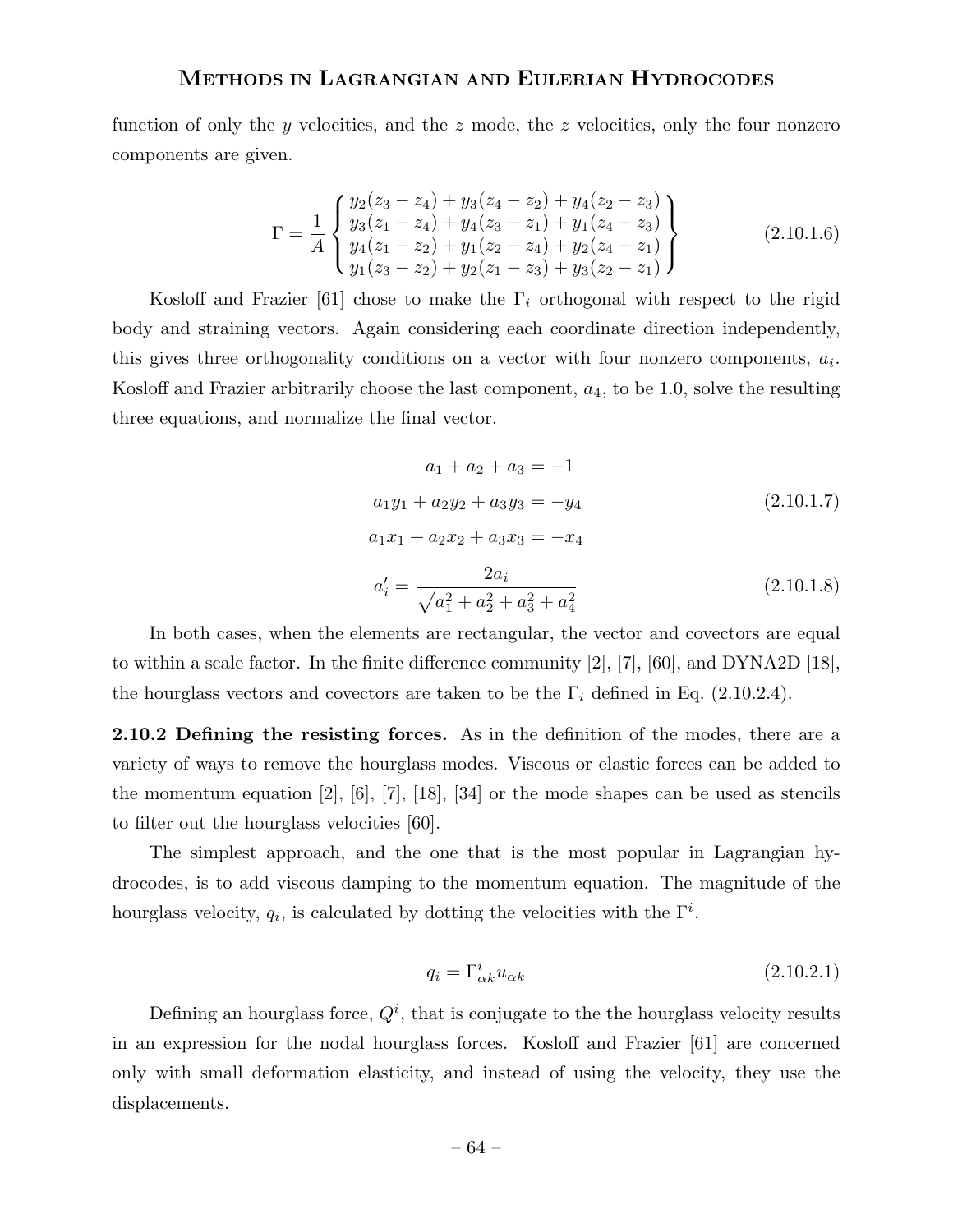function of only the $y$ velocities, and the $z$ mode, the $z$ velocities, only the four nonzero components are given.

$$
\Gamma = \frac{1}{A} \left\{ \begin{array}{l} y_2(z_3 - z_4) + y_3(z_4 - z_2) + y_4(z_2 - z_3) \\ y_3(z_1 - z_4) + y_4(z_3 - z_1) + y_1(z_4 - z_3) \\ y_4(z_1 - z_2) + y_1(z_2 - z_4) + y_2(z_4 - z_1) \\ y_1(z_3 - z_2) + y_2(z_1 - z_3) + y_3(z_2 - z_1) \end{array} \right\} \tag{2.10.1.6}
$$

Kosloff and Frazier [61] chose to make the $\Gamma_i$ orthogonal with respect to the rigid body and straining vectors. Again considering each coordinate direction independently, this gives three orthogonality conditions on a vector with four nonzero components, $a_i$. Kosloff and Frazier arbitrarily choose the last component, $a_4$, to be 1.0, solve the resulting three equations, and normalize the final vector.

$$
\begin{aligned}
a_1 + a_2 + a_3 &= -1 \\
a_1 y_1 + a_2 y_2 + a_3 y_3 &= -y_4 \\
a_1 x_1 + a_2 x_2 + a_3 x_3 &= -x_4
\end{aligned} \tag{2.10.1.7}
$$

$$
a_i' = \frac{2a_i}{\sqrt{a_1^2 + a_2^2 + a_3^2 + a_4^2}} \tag{2.10.1.8}
$$

In both cases, when the elements are rectangular, the vector and covectors are equal to within a scale factor. In the finite difference community [2], [7], [60], and DYNA2D [18], the hourglass vectors and covectors are taken to be the $\Gamma_i$ defined in Eq. (2.10.2.4).

**2.10.2 Defining the resisting forces.** As in the definition of the modes, there are a variety of ways to remove the hourglass modes. Viscous or elastic forces can be added to the momentum equation [2], [6], [7], [18], [34] or the mode shapes can be used as stencils to filter out the hourglass velocities [60].

The simplest approach, and the one that is the most popular in Lagrangian hydrocodes, is to add viscous damping to the momentum equation. The magnitude of the hourglass velocity, $q_i$, is calculated by dotting the velocities with the $\Gamma^i$.

$$
q_i = \Gamma^i_{\alpha k} u_{\alpha k} \tag{2.10.2.1}
$$

Defining an hourglass force, $Q^i$, that is conjugate to the the hourglass velocity results in an expression for the nodal hourglass forces. Kosloff and Frazier [61] are concerned only with small deformation elasticity, and instead of using the velocity, they use the displacements.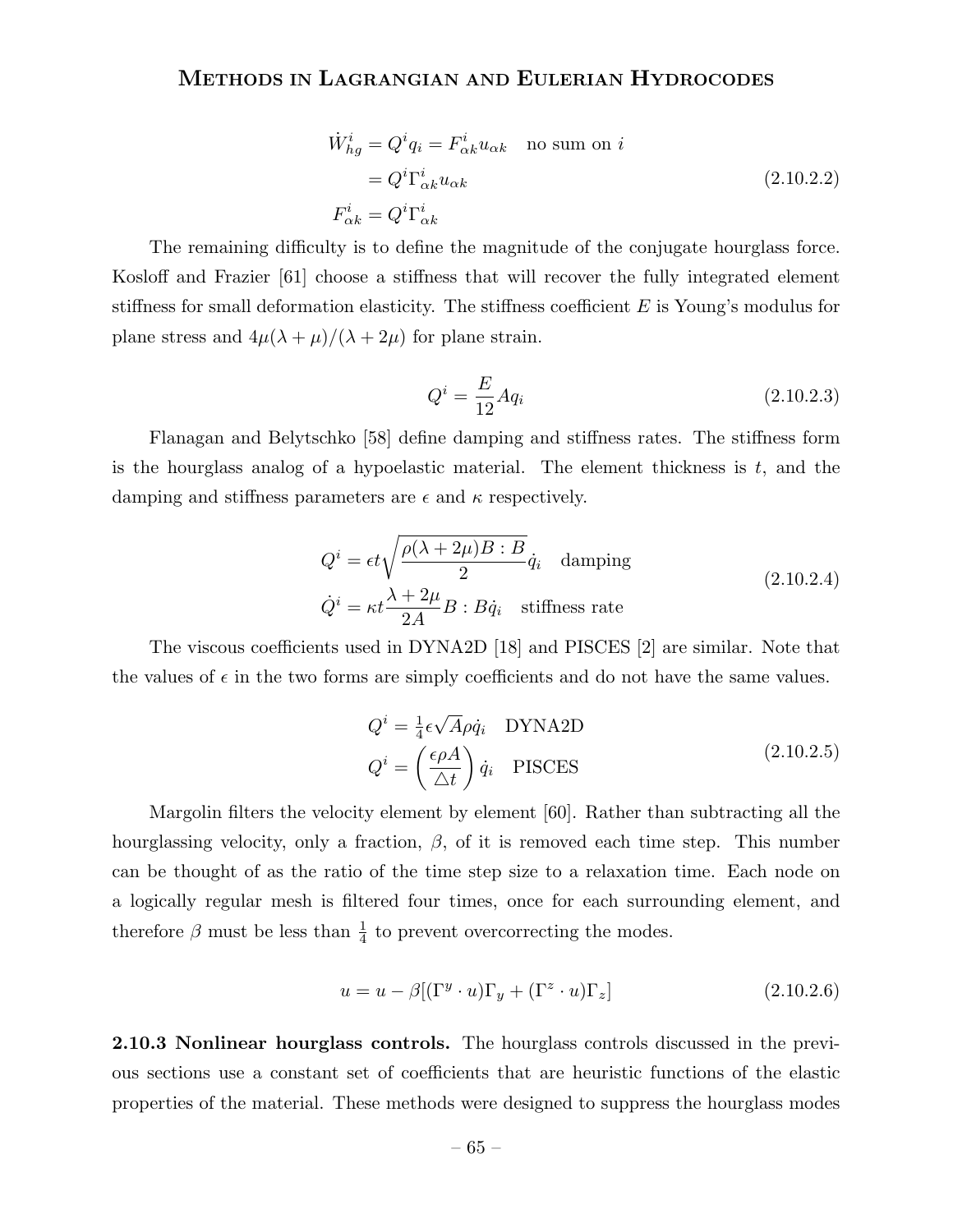$$
\begin{aligned}
\dot{W}^i_{hg} &= Q^i q_i = F^i_{\alpha k} u_{\alpha k} \quad \text{no sum on } i \\
&= Q^i \Gamma^i_{\alpha k} u_{\alpha k} \\
F^i_{\alpha k} &= Q^i \Gamma^i_{\alpha k}
\end{aligned}
\tag{2.10.2.2}
$$

The remaining difficulty is to define the magnitude of the conjugate hourglass force. Kosloff and Frazier [61] choose a stiffness that will recover the fully integrated element stiffness for small deformation elasticity. The stiffness coefficient $E$ is Young's modulus for plane stress and $4\mu(\lambda+\mu)/(\lambda+2\mu)$ for plane strain.

$$
Q^i = \frac{E}{12} A q_i \tag{2.10.2.3}
$$

Flanagan and Belytschko [58] define damping and stiffness rates. The stiffness form is the hourglass analog of a hypoelastic material. The element thickness is $t$, and the damping and stiffness parameters are $\epsilon$ and $\kappa$ respectively.

$$
\begin{aligned}
Q^i &= \epsilon t \sqrt{\frac{\rho(\lambda+2\mu) B : B}{2}} \dot{q}_i \quad \text{damping} \\
\dot{Q}^i &= \kappa t \frac{\lambda+2\mu}{2A} B : B \dot{q}_i \quad \text{stiffness rate}
\end{aligned}
\tag{2.10.2.4}
$$

The viscous coefficients used in DYNA2D [18] and PISCES [2] are similar. Note that the values of $\epsilon$ in the two forms are simply coefficients and do not have the same values.

$$
\begin{aligned}
Q^i &= \tfrac{1}{4} \epsilon \sqrt{A} \rho \dot{q}_i \quad \text{DYNA2D} \\
Q^i &= \left( \frac{\epsilon \rho A}{\triangle t} \right) \dot{q}_i \quad \text{PISCES}
\end{aligned}
\tag{2.10.2.5}
$$

Margolin filters the velocity element by element [60]. Rather than subtracting all the hourglassing velocity, only a fraction, $\beta$, of it is removed each time step. This number can be thought of as the ratio of the time step size to a relaxation time. Each node on a logically regular mesh is filtered four times, once for each surrounding element, and therefore $\beta$ must be less than $\frac{1}{4}$ to prevent overcorrecting the modes.

$$
u = u - \beta[(\Gamma^y \cdot u)\Gamma_y + (\Gamma^z \cdot u)\Gamma_z] \tag{2.10.2.6}
$$

**2.10.3 Nonlinear hourglass controls.** The hourglass controls discussed in the previous sections use a constant set of coefficients that are heuristic functions of the elastic properties of the material. These methods were designed to suppress the hourglass modes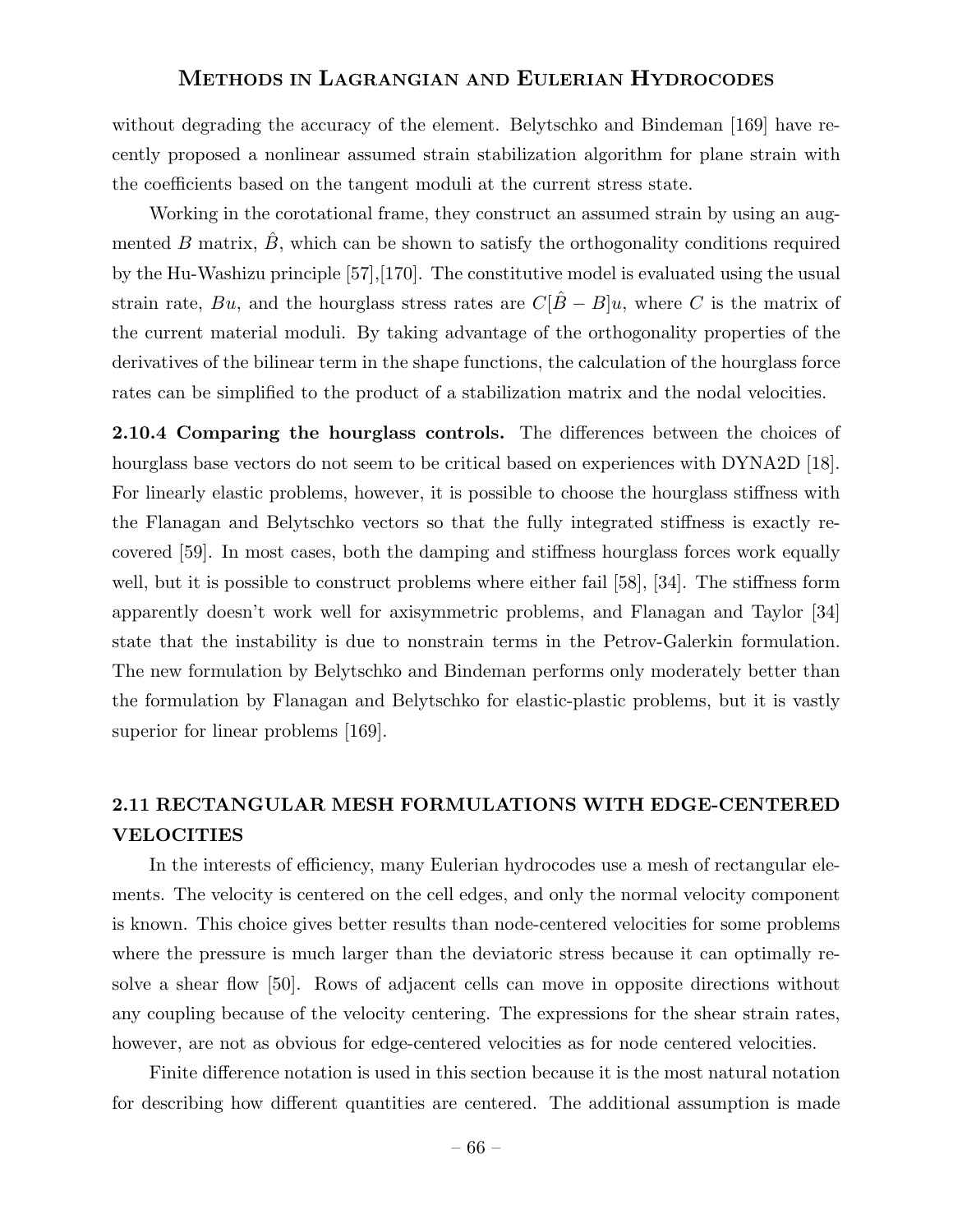without degrading the accuracy of the element. Belytschko and Bindeman [169] have recently proposed a nonlinear assumed strain stabilization algorithm for plane strain with the coefficients based on the tangent moduli at the current stress state.

Working in the corotational frame, they construct an assumed strain by using an augmented $B$ matrix, $\hat{B}$, which can be shown to satisfy the orthogonality conditions required by the Hu-Washizu principle [57],[170]. The constitutive model is evaluated using the usual strain rate, $Bu$, and the hourglass stress rates are $C[\hat{B} - B]u$, where $C$ is the matrix of the current material moduli. By taking advantage of the orthogonality properties of the derivatives of the bilinear term in the shape functions, the calculation of the hourglass force rates can be simplified to the product of a stabilization matrix and the nodal velocities.

**2.10.4 Comparing the hourglass controls.** The differences between the choices of hourglass base vectors do not seem to be critical based on experiences with DYNA2D [18]. For linearly elastic problems, however, it is possible to choose the hourglass stiffness with the Flanagan and Belytschko vectors so that the fully integrated stiffness is exactly recovered [59]. In most cases, both the damping and stiffness hourglass forces work equally well, but it is possible to construct problems where either fail [58], [34]. The stiffness form apparently doesn't work well for axisymmetric problems, and Flanagan and Taylor [34] state that the instability is due to nonstrain terms in the Petrov-Galerkin formulation. The new formulation by Belytschko and Bindeman performs only moderately better than the formulation by Flanagan and Belytschko for elastic-plastic problems, but it is vastly superior for linear problems [169].

## 2.11 RECTANGULAR MESH FORMULATIONS WITH EDGE-CENTERED VELOCITIES

In the interests of efficiency, many Eulerian hydrocodes use a mesh of rectangular elements. The velocity is centered on the cell edges, and only the normal velocity component is known. This choice gives better results than node-centered velocities for some problems where the pressure is much larger than the deviatoric stress because it can optimally resolve a shear flow [50]. Rows of adjacent cells can move in opposite directions without any coupling because of the velocity centering. The expressions for the shear strain rates, however, are not as obvious for edge-centered velocities as for node centered velocities.

Finite difference notation is used in this section because it is the most natural notation for describing how different quantities are centered. The additional assumption is made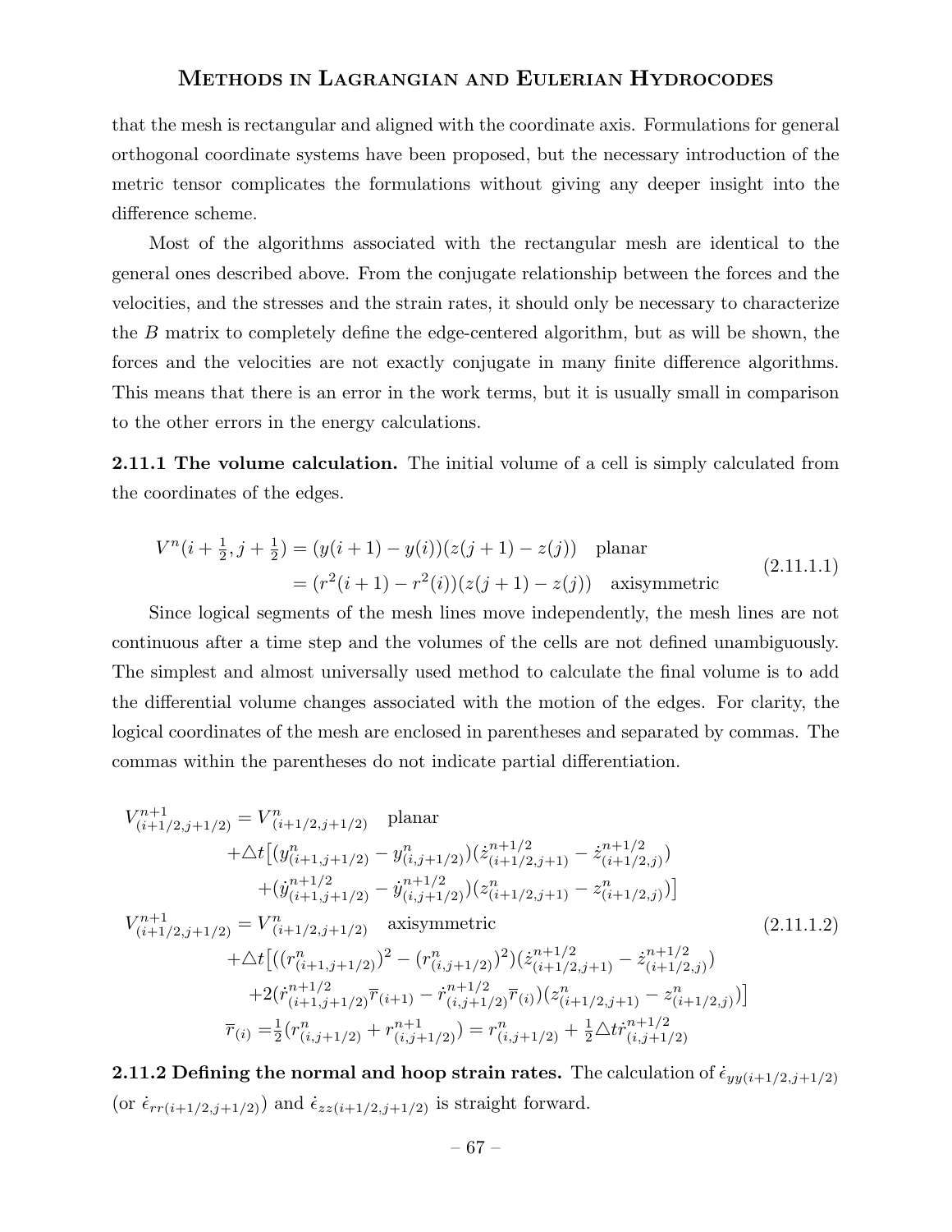that the mesh is rectangular and aligned with the coordinate axis. Formulations for general orthogonal coordinate systems have been proposed, but the necessary introduction of the metric tensor complicates the formulations without giving any deeper insight into the difference scheme.

Most of the algorithms associated with the rectangular mesh are identical to the general ones described above. From the conjugate relationship between the forces and the velocities, and the stresses and the strain rates, it should only be necessary to characterize the $B$ matrix to completely define the edge-centered algorithm, but as will be shown, the forces and the velocities are not exactly conjugate in many finite difference algorithms. This means that there is an error in the work terms, but it is usually small in comparison to the other errors in the energy calculations.

**2.11.1 The volume calculation.** The initial volume of a cell is simply calculated from the coordinates of the edges.

$$
\begin{aligned}
V^n(i+\tfrac{1}{2}, j+\tfrac{1}{2}) &= (y(i+1) - y(i))(z(j+1) - z(j)) \quad \text{planar} \\
&= (r^2(i+1) - r^2(i))(z(j+1) - z(j)) \quad \text{axisymmetric}
\end{aligned}
\tag{2.11.1.1}
$$

Since logical segments of the mesh lines move independently, the mesh lines are not continuous after a time step and the volumes of the cells are not defined unambiguously. The simplest and almost universally used method to calculate the final volume is to add the differential volume changes associated with the motion of the edges. For clarity, the logical coordinates of the mesh are enclosed in parentheses and separated by commas. The commas within the parentheses do not indicate partial differentiation.

$$
\begin{aligned}
V^{n+1}_{(i+1/2,j+1/2)} &= V^n_{(i+1/2,j+1/2)} \quad \text{planar} \\
&\quad + \triangle t\big[(y^n_{(i+1,j+1/2)} - y^n_{(i,j+1/2)})(\dot{z}^{n+1/2}_{(i+1/2,j+1)} - \dot{z}^{n+1/2}_{(i+1/2,j)}) \\
&\qquad + (\dot{y}^{n+1/2}_{(i+1,j+1/2)} - \dot{y}^{n+1/2}_{(i,j+1/2)})(z^n_{(i+1/2,j+1)} - z^n_{(i+1/2,j)})\big] \\
V^{n+1}_{(i+1/2,j+1/2)} &= V^n_{(i+1/2,j+1/2)} \quad \text{axisymmetric} \\
&\quad + \triangle t\big[((r^n_{(i+1,j+1/2)})^2 - (r^n_{(i,j+1/2)})^2)(\dot{z}^{n+1/2}_{(i+1/2,j+1)} - \dot{z}^{n+1/2}_{(i+1/2,j)}) \\
&\qquad + 2(\dot{r}^{n+1/2}_{(i+1,j+1/2)}\overline{r}_{(i+1)} - \dot{r}^{n+1/2}_{(i,j+1/2)}\overline{r}_{(i)})(z^n_{(i+1/2,j+1)} - z^n_{(i+1/2,j)})\big] \\
\overline{r}_{(i)} &= \tfrac{1}{2}(r^n_{(i,j+1/2)} + r^{n+1}_{(i,j+1/2)}) = r^n_{(i,j+1/2)} + \tfrac{1}{2}\triangle t \dot{r}^{n+1/2}_{(i,j+1/2)}
\end{aligned}
\tag{2.11.1.2}
$$

**2.11.2 Defining the normal and hoop strain rates.** The calculation of $\dot{\epsilon}_{yy(i+1/2,j+1/2)}$ (or $\dot{\epsilon}_{rr(i+1/2,j+1/2)}$) and $\dot{\epsilon}_{zz(i+1/2,j+1/2)}$ is straight forward.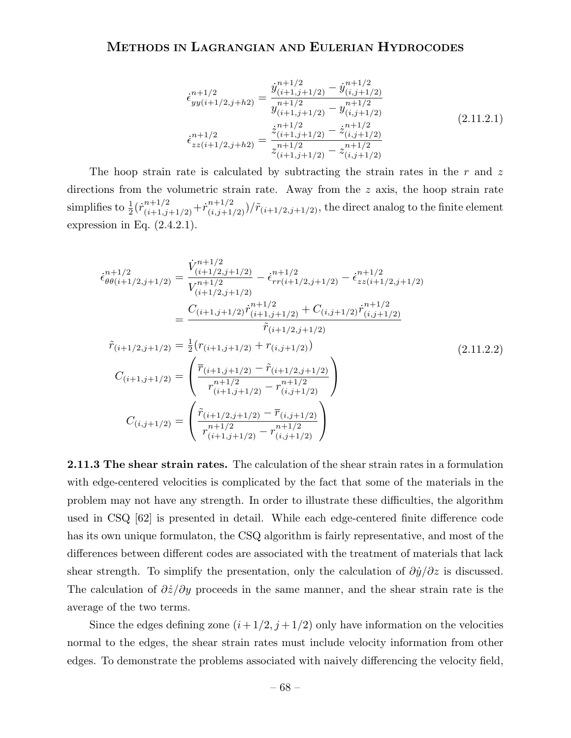$$
\begin{aligned}
\dot{\epsilon}^{n+1/2}_{yy(i+1/2,j+h2)} &= \frac{\dot{y}^{n+1/2}_{(i+1,j+1/2)} - \dot{y}^{n+1/2}_{(i,j+1/2)}}{y^{n+1/2}_{(i+1,j+1/2)} - y^{n+1/2}_{(i,j+1/2)}} \\
\dot{\epsilon}^{n+1/2}_{zz(i+1/2,j+h2)} &= \frac{\dot{z}^{n+1/2}_{(i+1,j+1/2)} - \dot{z}^{n+1/2}_{(i,j+1/2)}}{z^{n+1/2}_{(i+1,j+1/2)} - z^{n+1/2}_{(i,j+1/2)}}
\end{aligned}
\tag{2.11.2.1}
$$

The hoop strain rate is calculated by subtracting the strain rates in the $r$ and $z$ directions from the volumetric strain rate. Away from the $z$ axis, the hoop strain rate simplifies to $\frac{1}{2}(\dot{r}^{n+1/2}_{(i+1,j+1/2)} + \dot{r}^{n+1/2}_{(i,j+1/2)})/\tilde{r}_{(i+1/2,j+1/2)}$, the direct analog to the finite element expression in Eq. (2.4.2.1).

$$
\begin{aligned}
\dot{\epsilon}^{n+1/2}_{\theta\theta(i+1/2,j+1/2)} &= \frac{\dot{V}^{n+1/2}_{(i+1/2,j+1/2)}}{V^{n+1/2}_{(i+1/2,j+1/2)}} - \dot{\epsilon}^{n+1/2}_{rr(i+1/2,j+1/2)} - \dot{\epsilon}^{n+1/2}_{zz(i+1/2,j+1/2)} \\
&= \frac{C_{(i+1,j+1/2)}\dot{r}^{n+1/2}_{(i+1,j+1/2)} + C_{(i,j+1/2)}\dot{r}^{n+1/2}_{(i,j+1/2)}}{\tilde{r}_{(i+1/2,j+1/2)}} \\
\tilde{r}_{(i+1/2,j+1/2)} &= \tfrac{1}{2}(r_{(i+1,j+1/2)} + r_{(i,j+1/2)}) \\
C_{(i+1,j+1/2)} &= \left( \frac{\overline{r}_{(i+1,j+1/2)} - \tilde{r}_{(i+1/2,j+1/2)}}{r^{n+1/2}_{(i+1,j+1/2)} - r^{n+1/2}_{(i,j+1/2)}} \right) \\
C_{(i,j+1/2)} &= \left( \frac{\tilde{r}_{(i+1/2,j+1/2)} - \overline{r}_{(i,j+1/2)}}{r^{n+1/2}_{(i+1,j+1/2)} - r^{n+1/2}_{(i,j+1/2)}} \right)
\end{aligned}
\tag{2.11.2.2}
$$

**2.11.3 The shear strain rates.** The calculation of the shear strain rates in a formulation with edge-centered velocities is complicated by the fact that some of the materials in the problem may not have any strength. In order to illustrate these difficulties, the algorithm used in CSQ [62] is presented in detail. While each edge-centered finite difference code has its own unique formulaton, the CSQ algorithm is fairly representative, and most of the differences between different codes are associated with the treatment of materials that lack shear strength. To simplify the presentation, only the calculation of $\partial\dot{y}/\partial z$ is discussed. The calculation of $\partial\dot{z}/\partial y$ proceeds in the same manner, and the shear strain rate is the average of the two terms.

Since the edges defining zone $(i+1/2, j+1/2)$ only have information on the velocities normal to the edges, the shear strain rates must include velocity information from other edges. To demonstrate the problems associated with naively differencing the velocity field,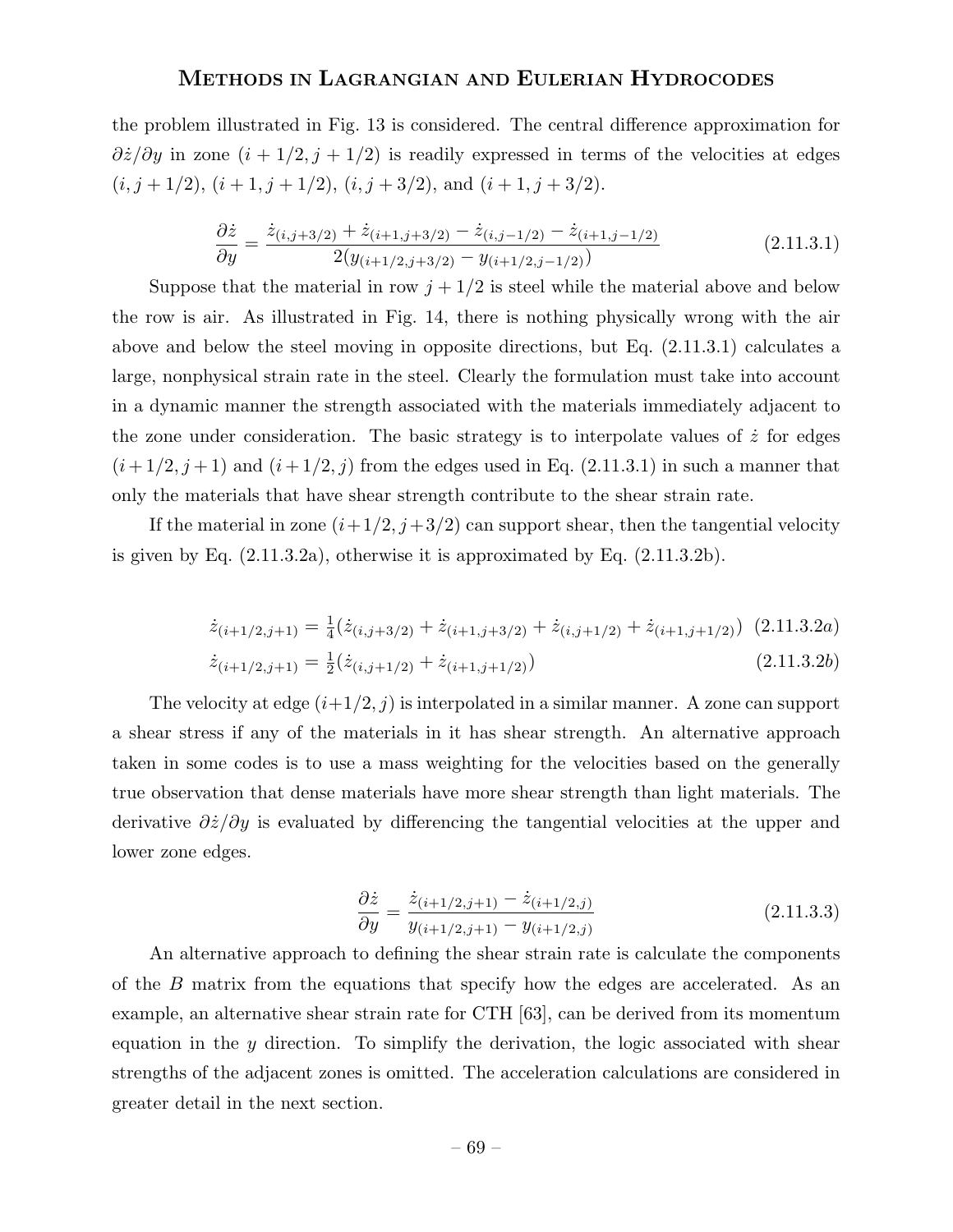the problem illustrated in Fig. 13 is considered. The central difference approximation for $\partial \dot{z}/\partial y$ in zone $(i+1/2, j+1/2)$ is readily expressed in terms of the velocities at edges $(i, j+1/2)$, $(i+1, j+1/2)$, $(i, j+3/2)$, and $(i+1, j+3/2)$.

$$\frac{\partial \dot{z}}{\partial y} = \frac{\dot{z}_{(i,j+3/2)} + \dot{z}_{(i+1,j+3/2)} - \dot{z}_{(i,j-1/2)} - \dot{z}_{(i+1,j-1/2)}}{2(y_{(i+1/2,j+3/2)} - y_{(i+1/2,j-1/2)})} \tag{2.11.3.1}$$

Suppose that the material in row $j+1/2$ is steel while the material above and below the row is air. As illustrated in Fig. 14, there is nothing physically wrong with the air above and below the steel moving in opposite directions, but Eq. (2.11.3.1) calculates a large, nonphysical strain rate in the steel. Clearly the formulation must take into account in a dynamic manner the strength associated with the materials immediately adjacent to the zone under consideration. The basic strategy is to interpolate values of $\dot{z}$ for edges $(i+1/2, j+1)$ and $(i+1/2, j)$ from the edges used in Eq. (2.11.3.1) in such a manner that only the materials that have shear strength contribute to the shear strain rate.

If the material in zone $(i+1/2, j+3/2)$ can support shear, then the tangential velocity is given by Eq. (2.11.3.2a), otherwise it is approximated by Eq. (2.11.3.2b).

$$\dot{z}_{(i+1/2,j+1)} = \tfrac{1}{4}(\dot{z}_{(i,j+3/2)} + \dot{z}_{(i+1,j+3/2)} + \dot{z}_{(i,j+1/2)} + \dot{z}_{(i+1,j+1/2)}) \tag{2.11.3.2a}$$

$$\dot{z}_{(i+1/2,j+1)} = \tfrac{1}{2}(\dot{z}_{(i,j+1/2)} + \dot{z}_{(i+1,j+1/2)}) \tag{2.11.3.2b}$$

The velocity at edge $(i+1/2, j)$ is interpolated in a similar manner. A zone can support a shear stress if any of the materials in it has shear strength. An alternative approach taken in some codes is to use a mass weighting for the velocities based on the generally true observation that dense materials have more shear strength than light materials. The derivative $\partial \dot{z}/\partial y$ is evaluated by differencing the tangential velocities at the upper and lower zone edges.

$$\frac{\partial \dot{z}}{\partial y} = \frac{\dot{z}_{(i+1/2,j+1)} - \dot{z}_{(i+1/2,j)}}{y_{(i+1/2,j+1)} - y_{(i+1/2,j)}} \tag{2.11.3.3}$$

An alternative approach to defining the shear strain rate is calculate the components of the $B$ matrix from the equations that specify how the edges are accelerated. As an example, an alternative shear strain rate for CTH [63], can be derived from its momentum equation in the $y$ direction. To simplify the derivation, the logic associated with shear strengths of the adjacent zones is omitted. The acceleration calculations are considered in greater detail in the next section.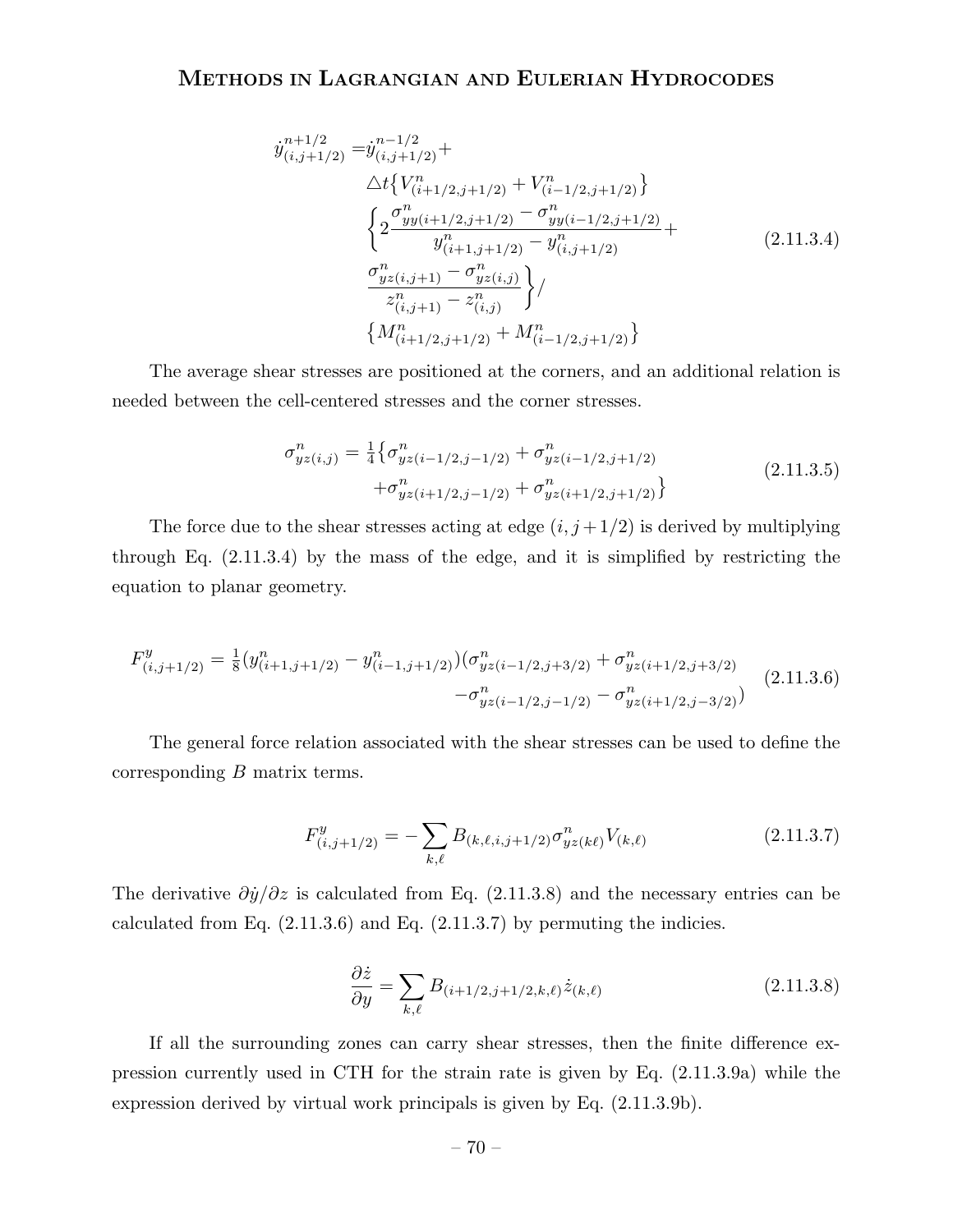$$
\begin{aligned}
\dot{y}^{n+1/2}_{(i,j+1/2)} =& \dot{y}^{n-1/2}_{(i,j+1/2)} + \\
& \triangle t \left\{ V^n_{(i+1/2,j+1/2)} + V^n_{(i-1/2,j+1/2)} \right\} \\
& \left\{ 2 \frac{\sigma^n_{yy(i+1/2,j+1/2)} - \sigma^n_{yy(i-1/2,j+1/2)}}{y^n_{(i+1,j+1/2)} - y^n_{(i,j+1/2)}} + \right. \\
& \left. \frac{\sigma^n_{yz(i,j+1)} - \sigma^n_{yz(i,j)}}{z^n_{(i,j+1)} - z^n_{(i,j)}} \right\} / \\
& \left\{ M^n_{(i+1/2,j+1/2)} + M^n_{(i-1/2,j+1/2)} \right\}
\end{aligned}
\tag{2.11.3.4}
$$

The average shear stresses are positioned at the corners, and an additional relation is needed between the cell-centered stresses and the corner stresses.

$$
\begin{aligned}
\sigma^n_{yz(i,j)} = \tfrac{1}{4} \big\{ & \sigma^n_{yz(i-1/2,j-1/2)} + \sigma^n_{yz(i-1/2,j+1/2)} \\
& + \sigma^n_{yz(i+1/2,j-1/2)} + \sigma^n_{yz(i+1/2,j+1/2)} \big\}
\end{aligned}
\tag{2.11.3.5}
$$

The force due to the shear stresses acting at edge $(i, j+1/2)$ is derived by multiplying through Eq. (2.11.3.4) by the mass of the edge, and it is simplified by restricting the equation to planar geometry.

$$
\begin{aligned}
F^y_{(i,j+1/2)} = \tfrac{1}{8} (y^n_{(i+1,j+1/2)} - y^n_{(i-1,j+1/2)}) ( & \sigma^n_{yz(i-1/2,j+3/2)} + \sigma^n_{yz(i+1/2,j+3/2)} \\
& - \sigma^n_{yz(i-1/2,j-1/2)} - \sigma^n_{yz(i+1/2,j-3/2)} )
\end{aligned}
\tag{2.11.3.6}
$$

The general force relation associated with the shear stresses can be used to define the corresponding $B$ matrix terms.

$$
F^y_{(i,j+1/2)} = - \sum_{k,\ell} B_{(k,\ell,i,j+1/2)} \sigma^n_{yz(k\ell)} V_{(k,\ell)} \tag{2.11.3.7}
$$

The derivative $\partial \dot{y} / \partial z$ is calculated from Eq. (2.11.3.8) and the necessary entries can be calculated from Eq. (2.11.3.6) and Eq. (2.11.3.7) by permuting the indicies.

$$
\frac{\partial \dot{z}}{\partial y} = \sum_{k,\ell} B_{(i+1/2,j+1/2,k,\ell)} \dot{z}_{(k,\ell)} \tag{2.11.3.8}
$$

If all the surrounding zones can carry shear stresses, then the finite difference expression currently used in CTH for the strain rate is given by Eq. (2.11.3.9a) while the expression derived by virtual work principals is given by Eq. (2.11.3.9b).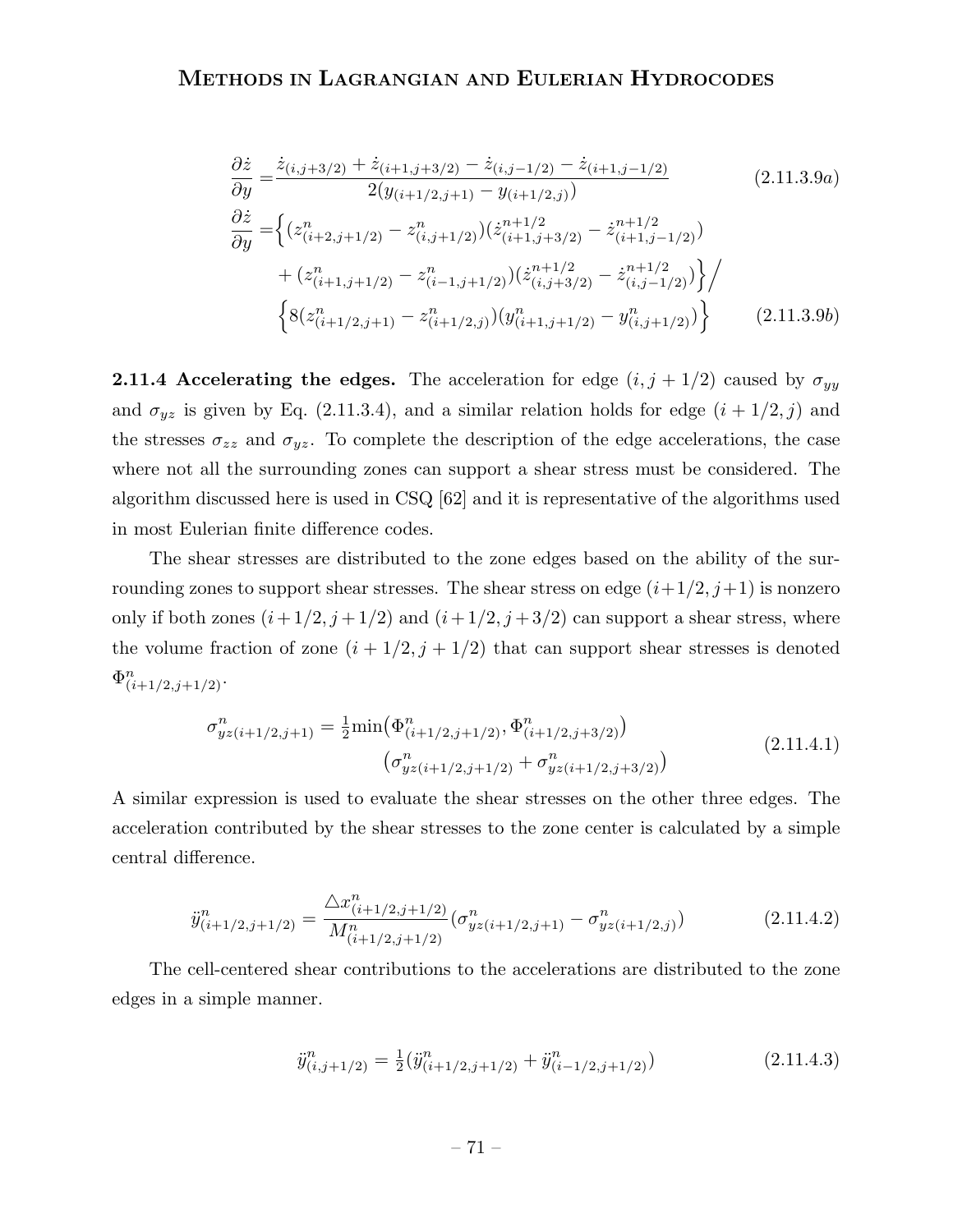$$
\frac{\partial \dot{z}}{\partial y} = \frac{\dot{z}_{(i,j+3/2)} + \dot{z}_{(i+1,j+3/2)} - \dot{z}_{(i,j-1/2)} - \dot{z}_{(i+1,j-1/2)}}{2(y_{(i+1/2,j+1)} - y_{(i+1/2,j)})} \tag{2.11.3.9a}
$$

$$
\begin{aligned}
\frac{\partial \dot{z}}{\partial y} =& \Big\{ (z^n_{(i+2,j+1/2)} - z^n_{(i,j+1/2)})(\dot{z}^{n+1/2}_{(i+1,j+3/2)} - \dot{z}^{n+1/2}_{(i+1,j-1/2)}) \\
&+ (z^n_{(i+1,j+1/2)} - z^n_{(i-1,j+1/2)})(\dot{z}^{n+1/2}_{(i,j+3/2)} - \dot{z}^{n+1/2}_{(i,j-1/2)}) \Big\} \Big/ \\
&\Big\{ 8(z^n_{(i+1/2,j+1)} - z^n_{(i+1/2,j)})(y^n_{(i+1,j+1/2)} - y^n_{(i,j+1/2)}) \Big\}
\end{aligned} \tag{2.11.3.9b}
$$

**2.11.4 Accelerating the edges.** The acceleration for edge $(i, j + 1/2)$ caused by $\sigma_{yy}$ and $\sigma_{yz}$ is given by Eq. (2.11.3.4), and a similar relation holds for edge $(i + 1/2, j)$ and the stresses $\sigma_{zz}$ and $\sigma_{yz}$. To complete the description of the edge accelerations, the case where not all the surrounding zones can support a shear stress must be considered. The algorithm discussed here is used in CSQ [62] and it is representative of the algorithms used in most Eulerian finite difference codes.

The shear stresses are distributed to the zone edges based on the ability of the surrounding zones to support shear stresses. The shear stress on edge $(i+1/2, j+1)$ is nonzero only if both zones $(i+1/2, j+1/2)$ and $(i+1/2, j+3/2)$ can support a shear stress, where the volume fraction of zone $(i + 1/2, j + 1/2)$ that can support shear stresses is denoted $\Phi^n_{(i+1/2,j+1/2)}$.

$$
\begin{aligned}
\sigma^n_{yz(i+1/2,j+1)} = \tfrac{1}{2}\min\big(\Phi^n_{(i+1/2,j+1/2)}, \Phi^n_{(i+1/2,j+3/2)}\big) \\
\big(\sigma^n_{yz(i+1/2,j+1/2)} + \sigma^n_{yz(i+1/2,j+3/2)}\big)
\end{aligned} \tag{2.11.4.1}
$$

A similar expression is used to evaluate the shear stresses on the other three edges. The acceleration contributed by the shear stresses to the zone center is calculated by a simple central difference.

$$
\ddot{y}^n_{(i+1/2,j+1/2)} = \frac{\triangle x^n_{(i+1/2,j+1/2)}}{M^n_{(i+1/2,j+1/2)}} (\sigma^n_{yz(i+1/2,j+1)} - \sigma^n_{yz(i+1/2,j)}) \tag{2.11.4.2}
$$

The cell-centered shear contributions to the accelerations are distributed to the zone edges in a simple manner.

$$
\ddot{y}^n_{(i,j+1/2)} = \tfrac{1}{2}(\ddot{y}^n_{(i+1/2,j+1/2)} + \ddot{y}^n_{(i-1/2,j+1/2)}) \tag{2.11.4.3}
$$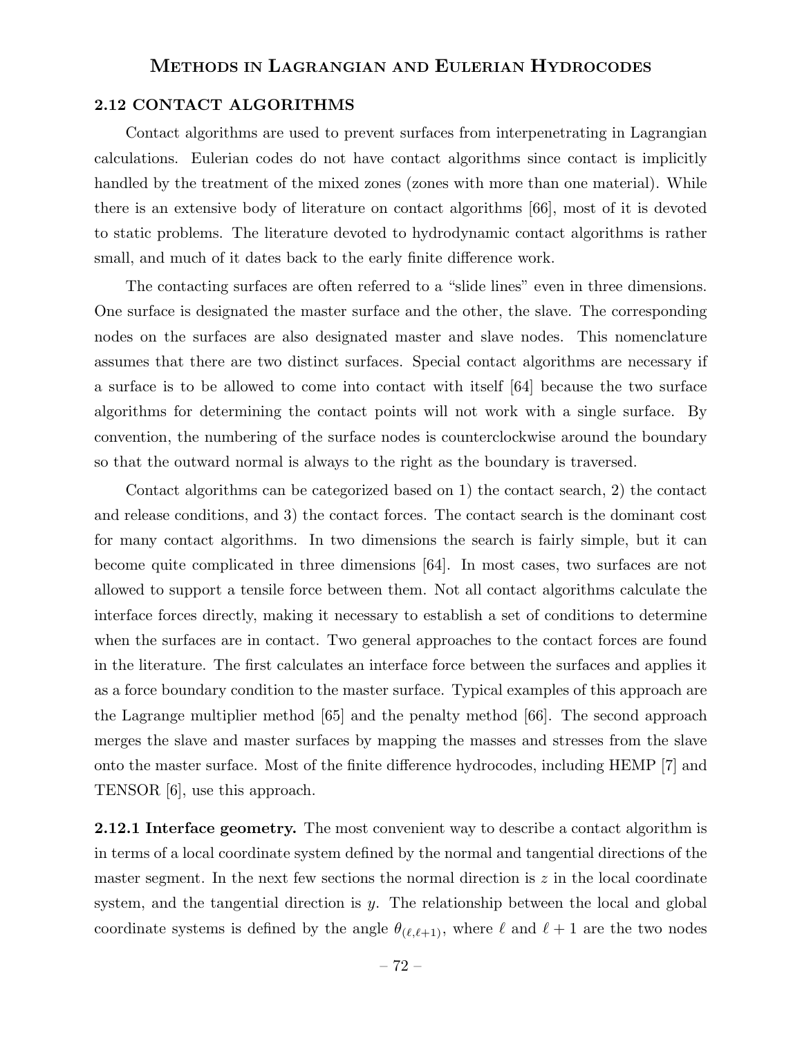## 2.12 CONTACT ALGORITHMS

Contact algorithms are used to prevent surfaces from interpenetrating in Lagrangian calculations. Eulerian codes do not have contact algorithms since contact is implicitly handled by the treatment of the mixed zones (zones with more than one material). While there is an extensive body of literature on contact algorithms [66], most of it is devoted to static problems. The literature devoted to hydrodynamic contact algorithms is rather small, and much of it dates back to the early finite difference work.

The contacting surfaces are often referred to a "slide lines" even in three dimensions. One surface is designated the master surface and the other, the slave. The corresponding nodes on the surfaces are also designated master and slave nodes. This nomenclature assumes that there are two distinct surfaces. Special contact algorithms are necessary if a surface is to be allowed to come into contact with itself [64] because the two surface algorithms for determining the contact points will not work with a single surface. By convention, the numbering of the surface nodes is counterclockwise around the boundary so that the outward normal is always to the right as the boundary is traversed.

Contact algorithms can be categorized based on 1) the contact search, 2) the contact and release conditions, and 3) the contact forces. The contact search is the dominant cost for many contact algorithms. In two dimensions the search is fairly simple, but it can become quite complicated in three dimensions [64]. In most cases, two surfaces are not allowed to support a tensile force between them. Not all contact algorithms calculate the interface forces directly, making it necessary to establish a set of conditions to determine when the surfaces are in contact. Two general approaches to the contact forces are found in the literature. The first calculates an interface force between the surfaces and applies it as a force boundary condition to the master surface. Typical examples of this approach are the Lagrange multiplier method [65] and the penalty method [66]. The second approach merges the slave and master surfaces by mapping the masses and stresses from the slave onto the master surface. Most of the finite difference hydrocodes, including HEMP [7] and TENSOR [6], use this approach.

**2.12.1 Interface geometry.** The most convenient way to describe a contact algorithm is in terms of a local coordinate system defined by the normal and tangential directions of the master segment. In the next few sections the normal direction is $z$ in the local coordinate system, and the tangential direction is $y$. The relationship between the local and global coordinate systems is defined by the angle $\theta_{(\ell,\ell+1)}$, where $\ell$ and $\ell+1$ are the two nodes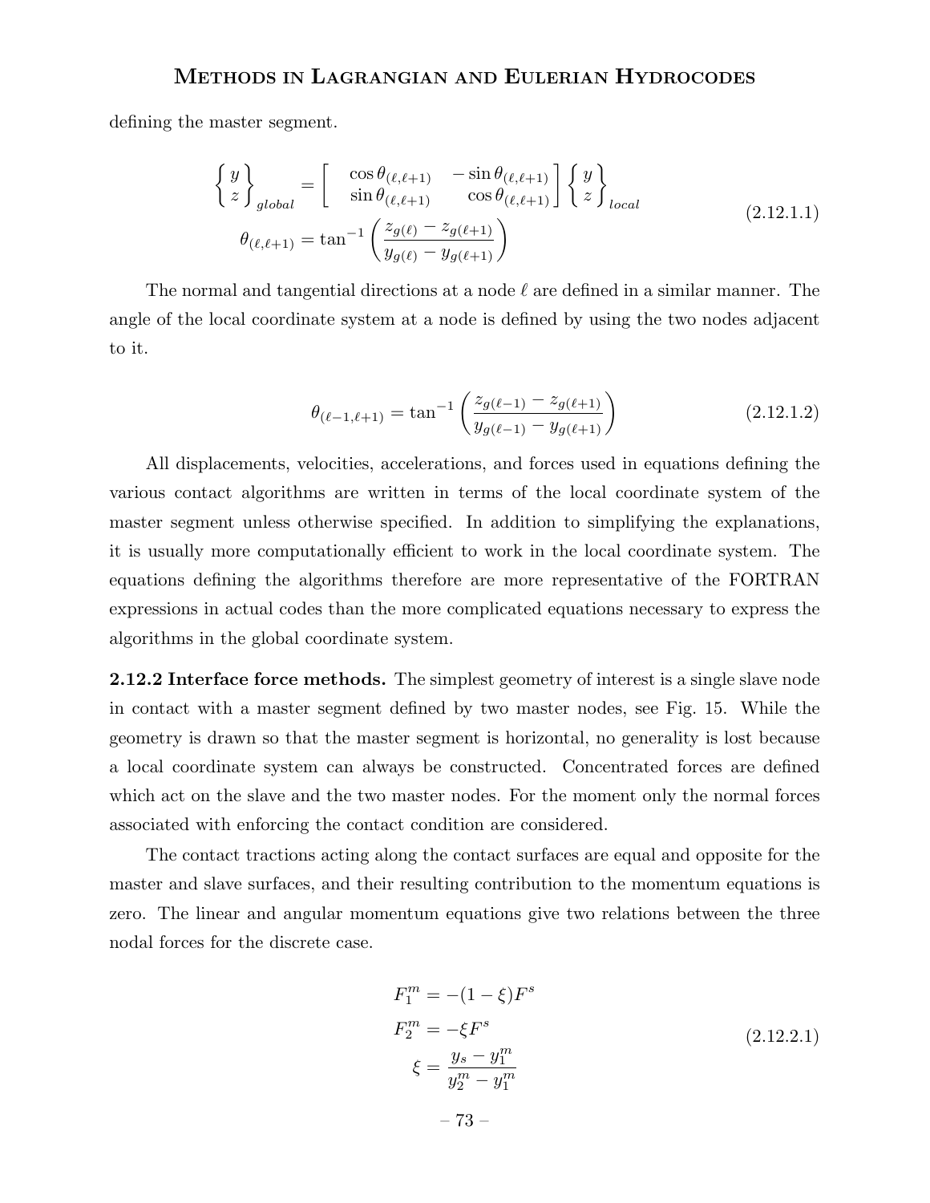defining the master segment.

$$
\begin{aligned}
\begin{Bmatrix} y \\ z \end{Bmatrix}_{global} &= \begin{bmatrix} \cos\theta_{(\ell,\ell+1)} & -\sin\theta_{(\ell,\ell+1)} \\ \sin\theta_{(\ell,\ell+1)} & \cos\theta_{(\ell,\ell+1)} \end{bmatrix} \begin{Bmatrix} y \\ z \end{Bmatrix}_{local} \\
\theta_{(\ell,\ell+1)} &= \tan^{-1}\left( \frac{z_{g(\ell)} - z_{g(\ell+1)}}{y_{g(\ell)} - y_{g(\ell+1)}} \right)
\end{aligned}
\tag{2.12.1.1}
$$

The normal and tangential directions at a node $\ell$ are defined in a similar manner. The angle of the local coordinate system at a node is defined by using the two nodes adjacent to it.

$$
\theta_{(\ell-1,\ell+1)} = \tan^{-1}\left( \frac{z_{g(\ell-1)} - z_{g(\ell+1)}}{y_{g(\ell-1)} - y_{g(\ell+1)}} \right) \tag{2.12.1.2}
$$

All displacements, velocities, accelerations, and forces used in equations defining the various contact algorithms are written in terms of the local coordinate system of the master segment unless otherwise specified. In addition to simplifying the explanations, it is usually more computationally efficient to work in the local coordinate system. The equations defining the algorithms therefore are more representative of the FORTRAN expressions in actual codes than the more complicated equations necessary to express the algorithms in the global coordinate system.

**2.12.2 Interface force methods.** The simplest geometry of interest is a single slave node in contact with a master segment defined by two master nodes, see Fig. 15. While the geometry is drawn so that the master segment is horizontal, no generality is lost because a local coordinate system can always be constructed. Concentrated forces are defined which act on the slave and the two master nodes. For the moment only the normal forces associated with enforcing the contact condition are considered.

The contact tractions acting along the contact surfaces are equal and opposite for the master and slave surfaces, and their resulting contribution to the momentum equations is zero. The linear and angular momentum equations give two relations between the three nodal forces for the discrete case.

$$
\begin{aligned}
F_1^m &= -(1-\xi)F^s \\
F_2^m &= -\xi F^s \\
\xi &= \frac{y_s - y_1^m}{y_2^m - y_1^m}
\end{aligned}
\tag{2.12.2.1}
$$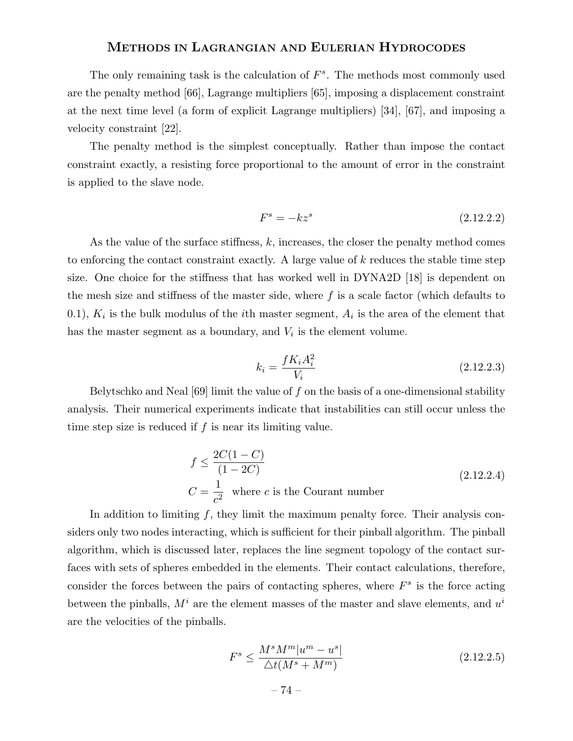The only remaining task is the calculation of $F^s$. The methods most commonly used are the penalty method [66], Lagrange multipliers [65], imposing a displacement constraint at the next time level (a form of explicit Lagrange multipliers) [34], [67], and imposing a velocity constraint [22].

The penalty method is the simplest conceptually. Rather than impose the contact constraint exactly, a resisting force proportional to the amount of error in the constraint is applied to the slave node.

$$F^s = -kz^s \tag{2.12.2.2}$$

As the value of the surface stiffness, $k$, increases, the closer the penalty method comes to enforcing the contact constraint exactly. A large value of $k$ reduces the stable time step size. One choice for the stiffness that has worked well in DYNA2D [18] is dependent on the mesh size and stiffness of the master side, where $f$ is a scale factor (which defaults to 0.1), $K_i$ is the bulk modulus of the $i$th master segment, $A_i$ is the area of the element that has the master segment as a boundary, and $V_i$ is the element volume.

$$k_i = \frac{f K_i A_i^2}{V_i} \tag{2.12.2.3}$$

Belytschko and Neal [69] limit the value of $f$ on the basis of a one-dimensional stability analysis. Their numerical experiments indicate that instabilities can still occur unless the time step size is reduced if $f$ is near its limiting value.

$$\begin{aligned} f &\leq \frac{2C(1-C)}{(1-2C)} \\ C &= \frac{1}{c^2} \quad \text{where } c \text{ is the Courant number} \end{aligned} \tag{2.12.2.4}$$

In addition to limiting $f$, they limit the maximum penalty force. Their analysis considers only two nodes interacting, which is sufficient for their pinball algorithm. The pinball algorithm, which is discussed later, replaces the line segment topology of the contact surfaces with sets of spheres embedded in the elements. Their contact calculations, therefore, consider the forces between the pairs of contacting spheres, where $F^s$ is the force acting between the pinballs, $M^i$ are the element masses of the master and slave elements, and $u^i$ are the velocities of the pinballs.

$$F^s \leq \frac{M^s M^m |u^m - u^s|}{\triangle t (M^s + M^m)} \tag{2.12.2.5}$$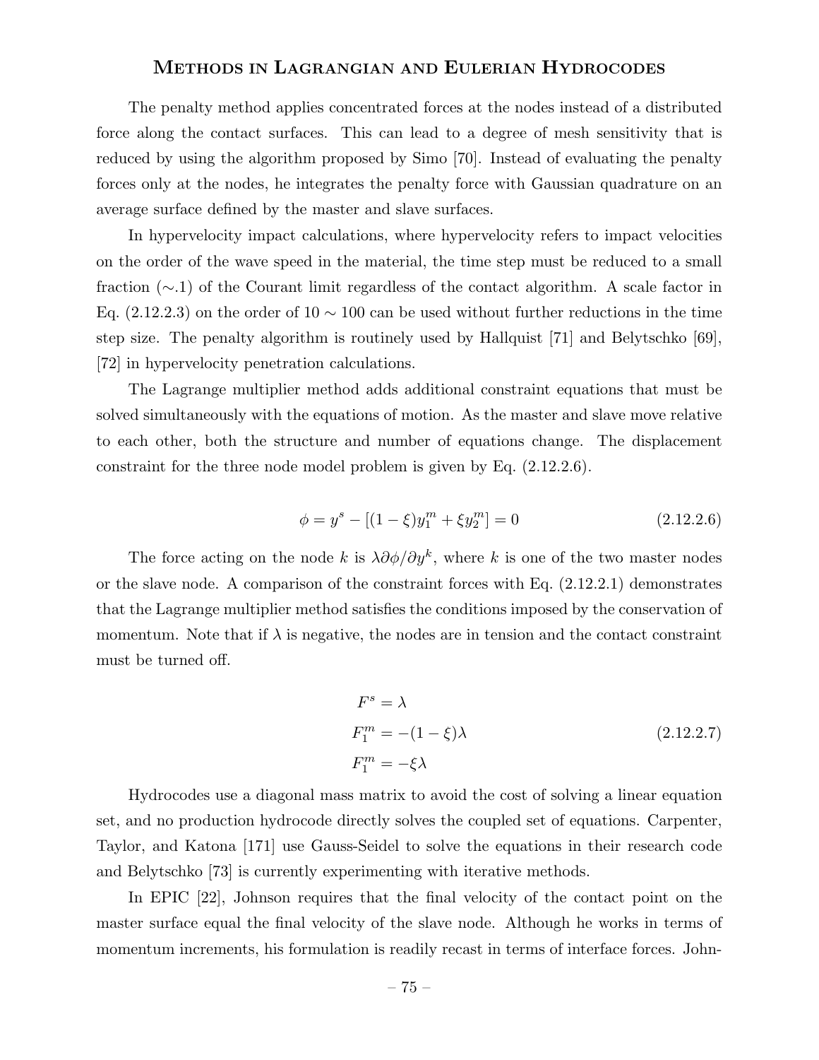The penalty method applies concentrated forces at the nodes instead of a distributed force along the contact surfaces. This can lead to a degree of mesh sensitivity that is reduced by using the algorithm proposed by Simo [70]. Instead of evaluating the penalty forces only at the nodes, he integrates the penalty force with Gaussian quadrature on an average surface defined by the master and slave surfaces.

In hypervelocity impact calculations, where hypervelocity refers to impact velocities on the order of the wave speed in the material, the time step must be reduced to a small fraction (∼.1) of the Courant limit regardless of the contact algorithm. A scale factor in Eq. (2.12.2.3) on the order of 10 ∼ 100 can be used without further reductions in the time step size. The penalty algorithm is routinely used by Hallquist [71] and Belytschko [69], [72] in hypervelocity penetration calculations.

The Lagrange multiplier method adds additional constraint equations that must be solved simultaneously with the equations of motion. As the master and slave move relative to each other, both the structure and number of equations change. The displacement constraint for the three node model problem is given by Eq. (2.12.2.6).

$$\phi = y^s - [(1 - \xi)y_1^m + \xi y_2^m] = 0 \tag{2.12.2.6}$$

The force acting on the node $k$ is $\lambda \partial\phi/\partial y^k$, where $k$ is one of the two master nodes or the slave node. A comparison of the constraint forces with Eq. (2.12.2.1) demonstrates that the Lagrange multiplier method satisfies the conditions imposed by the conservation of momentum. Note that if $\lambda$ is negative, the nodes are in tension and the contact constraint must be turned off.

$$\begin{aligned} F^s &= \lambda \\ F_1^m &= -(1 - \xi)\lambda \\ F_1^m &= -\xi\lambda \end{aligned} \tag{2.12.2.7}$$

Hydrocodes use a diagonal mass matrix to avoid the cost of solving a linear equation set, and no production hydrocode directly solves the coupled set of equations. Carpenter, Taylor, and Katona [171] use Gauss-Seidel to solve the equations in their research code and Belytschko [73] is currently experimenting with iterative methods.

In EPIC [22], Johnson requires that the final velocity of the contact point on the master surface equal the final velocity of the slave node. Although he works in terms of momentum increments, his formulation is readily recast in terms of interface forces. John-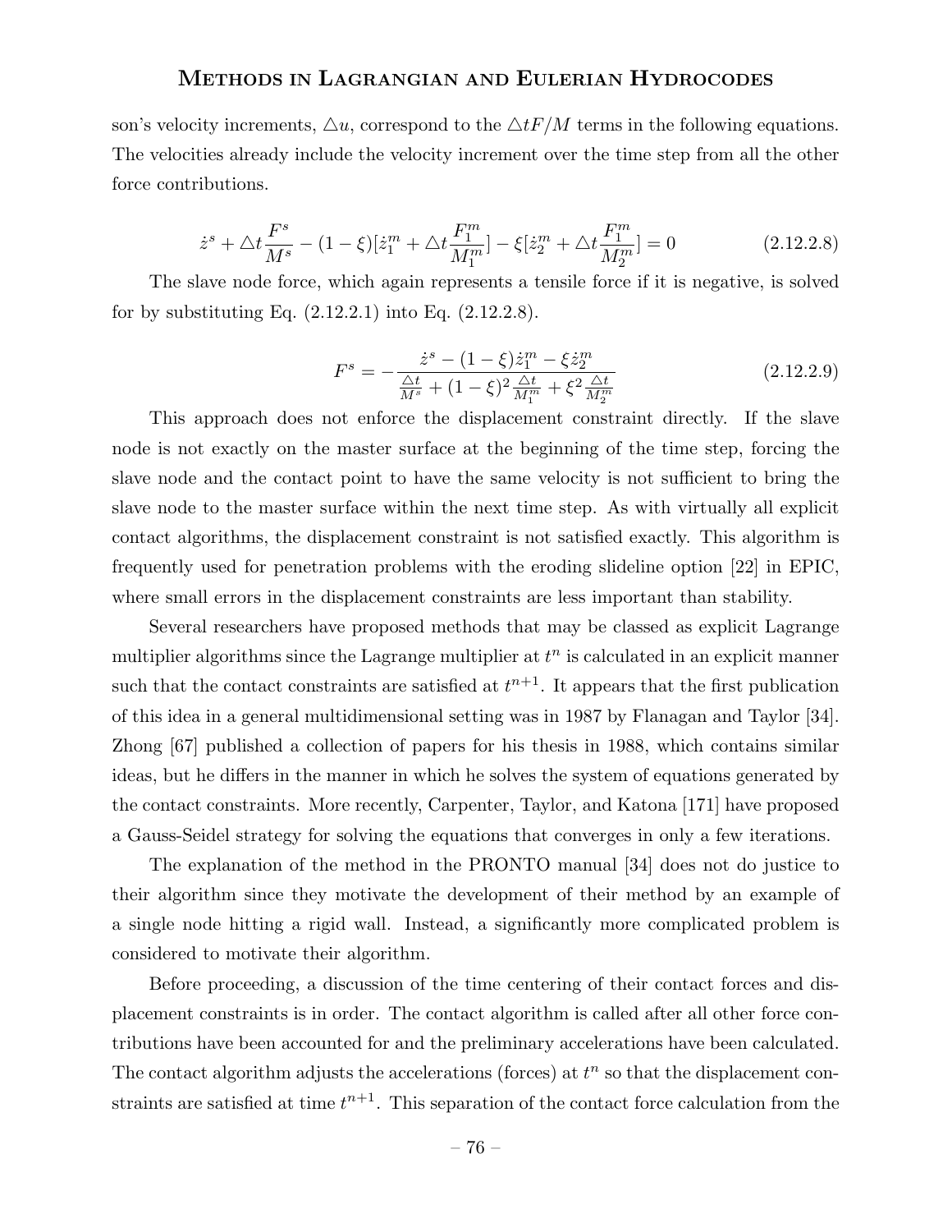son's velocity increments, $\triangle u$, correspond to the $\triangle t F/M$ terms in the following equations. The velocities already include the velocity increment over the time step from all the other force contributions.

$$\dot{z}^s + \triangle t \frac{F^s}{M^s} - (1-\xi)[\dot{z}_1^m + \triangle t \frac{F_1^m}{M_1^m}] - \xi[\dot{z}_2^m + \triangle t \frac{F_1^m}{M_2^m}] = 0 \tag{2.12.2.8}$$

The slave node force, which again represents a tensile force if it is negative, is solved for by substituting Eq. (2.12.2.1) into Eq. (2.12.2.8).

$$F^s = -\frac{\dot{z}^s - (1-\xi)\dot{z}_1^m - \xi \dot{z}_2^m}{\frac{\triangle t}{M^s} + (1-\xi)^2 \frac{\triangle t}{M_1^m} + \xi^2 \frac{\triangle t}{M_2^m}} \tag{2.12.2.9}$$

This approach does not enforce the displacement constraint directly. If the slave node is not exactly on the master surface at the beginning of the time step, forcing the slave node and the contact point to have the same velocity is not sufficient to bring the slave node to the master surface within the next time step. As with virtually all explicit contact algorithms, the displacement constraint is not satisfied exactly. This algorithm is frequently used for penetration problems with the eroding slideline option [22] in EPIC, where small errors in the displacement constraints are less important than stability.

Several researchers have proposed methods that may be classed as explicit Lagrange multiplier algorithms since the Lagrange multiplier at $t^n$ is calculated in an explicit manner such that the contact constraints are satisfied at $t^{n+1}$. It appears that the first publication of this idea in a general multidimensional setting was in 1987 by Flanagan and Taylor [34]. Zhong [67] published a collection of papers for his thesis in 1988, which contains similar ideas, but he differs in the manner in which he solves the system of equations generated by the contact constraints. More recently, Carpenter, Taylor, and Katona [171] have proposed a Gauss-Seidel strategy for solving the equations that converges in only a few iterations.

The explanation of the method in the PRONTO manual [34] does not do justice to their algorithm since they motivate the development of their method by an example of a single node hitting a rigid wall. Instead, a significantly more complicated problem is considered to motivate their algorithm.

Before proceeding, a discussion of the time centering of their contact forces and displacement constraints is in order. The contact algorithm is called after all other force contributions have been accounted for and the preliminary accelerations have been calculated. The contact algorithm adjusts the accelerations (forces) at $t^n$ so that the displacement constraints are satisfied at time $t^{n+1}$. This separation of the contact force calculation from the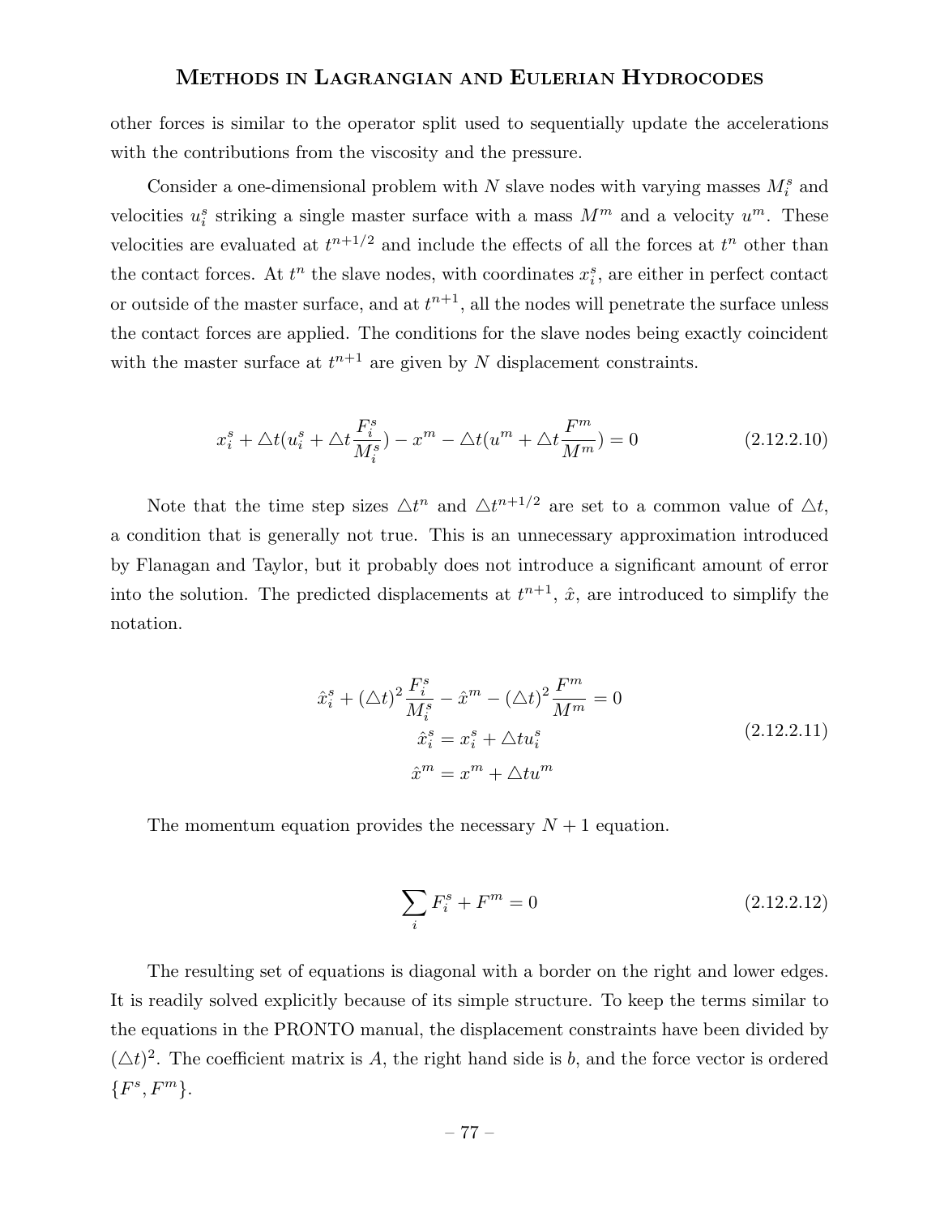other forces is similar to the operator split used to sequentially update the accelerations with the contributions from the viscosity and the pressure.

Consider a one-dimensional problem with $N$ slave nodes with varying masses $M_i^s$ and velocities $u_i^s$ striking a single master surface with a mass $M^m$ and a velocity $u^m$. These velocities are evaluated at $t^{n+1/2}$ and include the effects of all the forces at $t^n$ other than the contact forces. At $t^n$ the slave nodes, with coordinates $x_i^s$, are either in perfect contact or outside of the master surface, and at $t^{n+1}$, all the nodes will penetrate the surface unless the contact forces are applied. The conditions for the slave nodes being exactly coincident with the master surface at $t^{n+1}$ are given by $N$ displacement constraints.

$$x_i^s + \triangle t(u_i^s + \triangle t \frac{F_i^s}{M_i^s}) - x^m - \triangle t(u^m + \triangle t \frac{F^m}{M^m}) = 0 \tag{2.12.2.10}$$

Note that the time step sizes $\triangle t^n$ and $\triangle t^{n+1/2}$ are set to a common value of $\triangle t$, a condition that is generally not true. This is an unnecessary approximation introduced by Flanagan and Taylor, but it probably does not introduce a significant amount of error into the solution. The predicted displacements at $t^{n+1}$, $\hat{x}$, are introduced to simplify the notation.

$$\begin{aligned} \hat{x}_i^s + (\triangle t)^2 \frac{F_i^s}{M_i^s} - \hat{x}^m - (\triangle t)^2 \frac{F^m}{M^m} &= 0 \\ \hat{x}_i^s &= x_i^s + \triangle t u_i^s \\ \hat{x}^m &= x^m + \triangle t u^m \end{aligned} \tag{2.12.2.11}$$

The momentum equation provides the necessary $N+1$ equation.

$$\sum_i F_i^s + F^m = 0 \tag{2.12.2.12}$$

The resulting set of equations is diagonal with a border on the right and lower edges. It is readily solved explicitly because of its simple structure. To keep the terms similar to the equations in the PRONTO manual, the displacement constraints have been divided by $(\triangle t)^2$. The coefficient matrix is $A$, the right hand side is $b$, and the force vector is ordered $\{F^s, F^m\}$.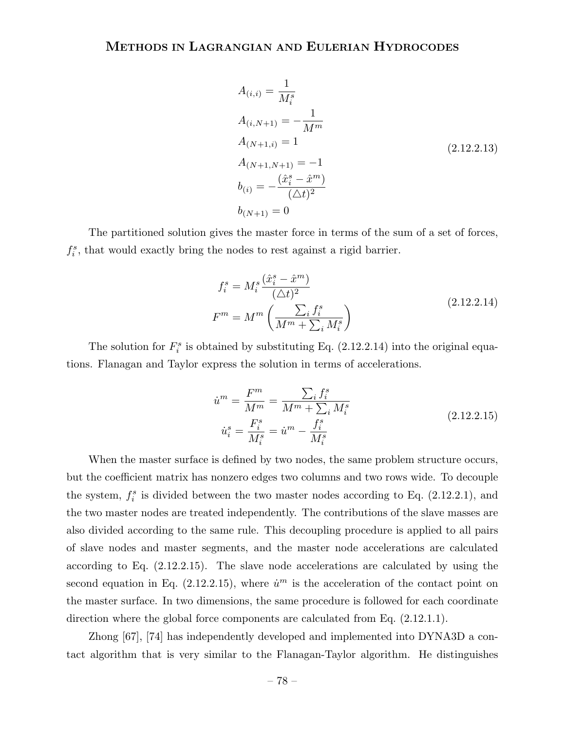$$
\begin{aligned}
A_{(i,i)} &= \frac{1}{M_i^s} \\
A_{(i,N+1)} &= -\frac{1}{M^m} \\
A_{(N+1,i)} &= 1 \\
A_{(N+1,N+1)} &= -1 \\
b_{(i)} &= -\frac{(\hat{x}_i^s - \hat{x}^m)}{(\triangle t)^2} \\
b_{(N+1)} &= 0
\end{aligned}
\tag{2.12.2.13}
$$

The partitioned solution gives the master force in terms of the sum of a set of forces, $f_i^s$, that would exactly bring the nodes to rest against a rigid barrier.

$$
\begin{aligned}
f_i^s &= M_i^s \frac{(\hat{x}_i^s - \hat{x}^m)}{(\triangle t)^2} \\
F^m &= M^m \left( \frac{\sum_i f_i^s}{M^m + \sum_i M_i^s} \right)
\end{aligned}
\tag{2.12.2.14}
$$

The solution for $F_i^s$ is obtained by substituting Eq. (2.12.2.14) into the original equations. Flanagan and Taylor express the solution in terms of accelerations.

$$
\begin{aligned}
\dot{u}^m &= \frac{F^m}{M^m} = \frac{\sum_i f_i^s}{M^m + \sum_i M_i^s} \\
\dot{u}_i^s &= \frac{F_i^s}{M_i^s} = \dot{u}^m - \frac{f_i^s}{M_i^s}
\end{aligned}
\tag{2.12.2.15}
$$

When the master surface is defined by two nodes, the same problem structure occurs, but the coefficient matrix has nonzero edges two columns and two rows wide. To decouple the system, $f_i^s$ is divided between the two master nodes according to Eq. (2.12.2.1), and the two master nodes are treated independently. The contributions of the slave masses are also divided according to the same rule. This decoupling procedure is applied to all pairs of slave nodes and master segments, and the master node accelerations are calculated according to Eq. (2.12.2.15). The slave node accelerations are calculated by using the second equation in Eq. (2.12.2.15), where $\dot{u}^m$ is the acceleration of the contact point on the master surface. In two dimensions, the same procedure is followed for each coordinate direction where the global force components are calculated from Eq. (2.12.1.1).

Zhong [67], [74] has independently developed and implemented into DYNA3D a contact algorithm that is very similar to the Flanagan-Taylor algorithm. He distinguishes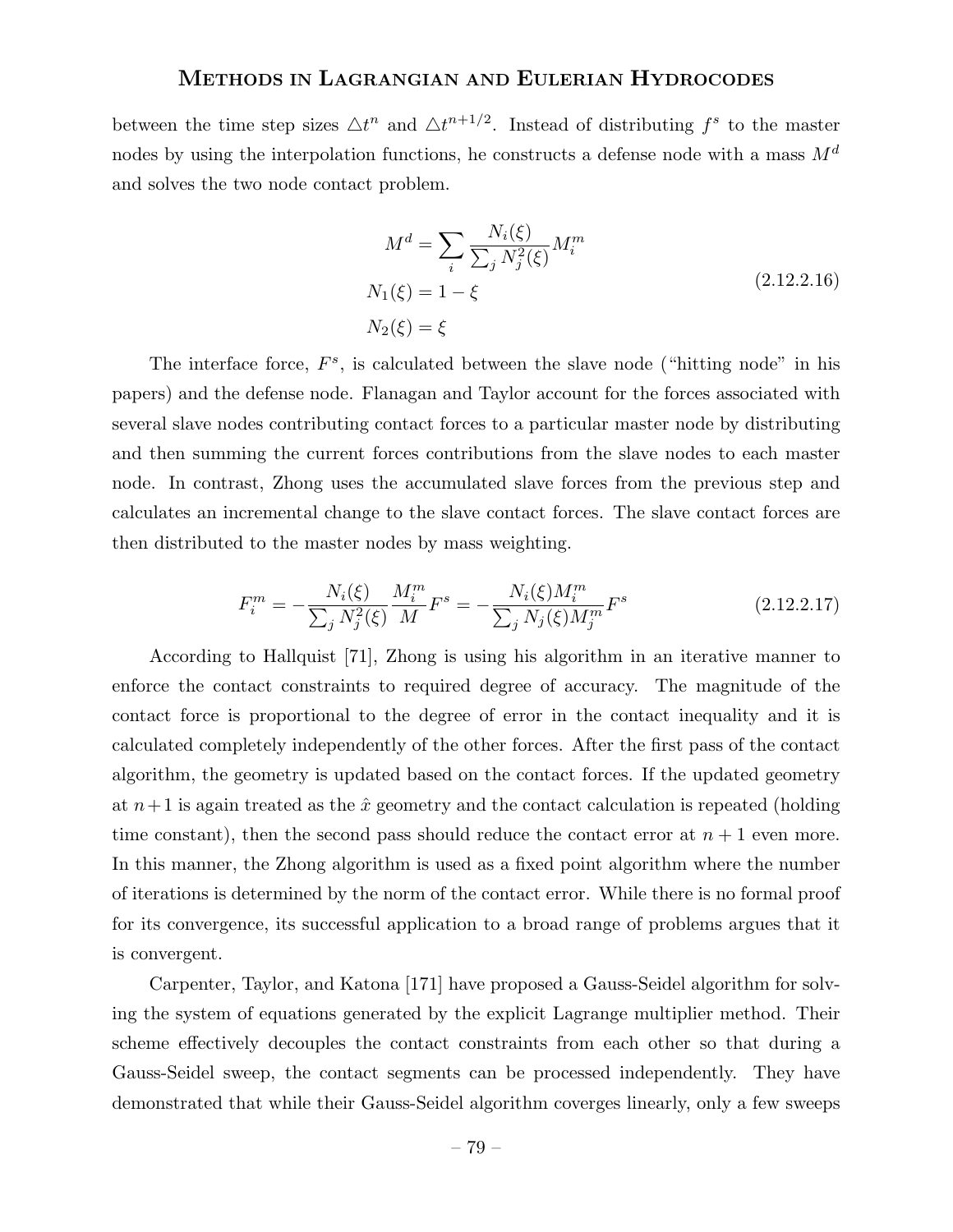between the time step sizes $\triangle t^n$ and $\triangle t^{n+1/2}$. Instead of distributing $f^s$ to the master nodes by using the interpolation functions, he constructs a defense node with a mass $M^d$ and solves the two node contact problem.

$$
\begin{aligned}
M^d &= \sum_i \frac{N_i(\xi)}{\sum_j N_j^2(\xi)} M_i^m \\
N_1(\xi) &= 1 - \xi \\
N_2(\xi) &= \xi
\end{aligned}
\tag{2.12.2.16}
$$

The interface force, $F^s$, is calculated between the slave node ("hitting node" in his papers) and the defense node. Flanagan and Taylor account for the forces associated with several slave nodes contributing contact forces to a particular master node by distributing and then summing the current forces contributions from the slave nodes to each master node. In contrast, Zhong uses the accumulated slave forces from the previous step and calculates an incremental change to the slave contact forces. The slave contact forces are then distributed to the master nodes by mass weighting.

$$
F_i^m = -\frac{N_i(\xi)}{\sum_j N_j^2(\xi)} \frac{M_i^m}{M} F^s = -\frac{N_i(\xi) M_i^m}{\sum_j N_j(\xi) M_j^m} F^s \tag{2.12.2.17}
$$

According to Hallquist [71], Zhong is using his algorithm in an iterative manner to enforce the contact constraints to required degree of accuracy. The magnitude of the contact force is proportional to the degree of error in the contact inequality and it is calculated completely independently of the other forces. After the first pass of the contact algorithm, the geometry is updated based on the contact forces. If the updated geometry at $n+1$ is again treated as the $\hat{x}$ geometry and the contact calculation is repeated (holding time constant), then the second pass should reduce the contact error at $n+1$ even more. In this manner, the Zhong algorithm is used as a fixed point algorithm where the number of iterations is determined by the norm of the contact error. While there is no formal proof for its convergence, its successful application to a broad range of problems argues that it is convergent.

Carpenter, Taylor, and Katona [171] have proposed a Gauss-Seidel algorithm for solving the system of equations generated by the explicit Lagrange multiplier method. Their scheme effectively decouples the contact constraints from each other so that during a Gauss-Seidel sweep, the contact segments can be processed independently. They have demonstrated that while their Gauss-Seidel algorithm coverges linearly, only a few sweeps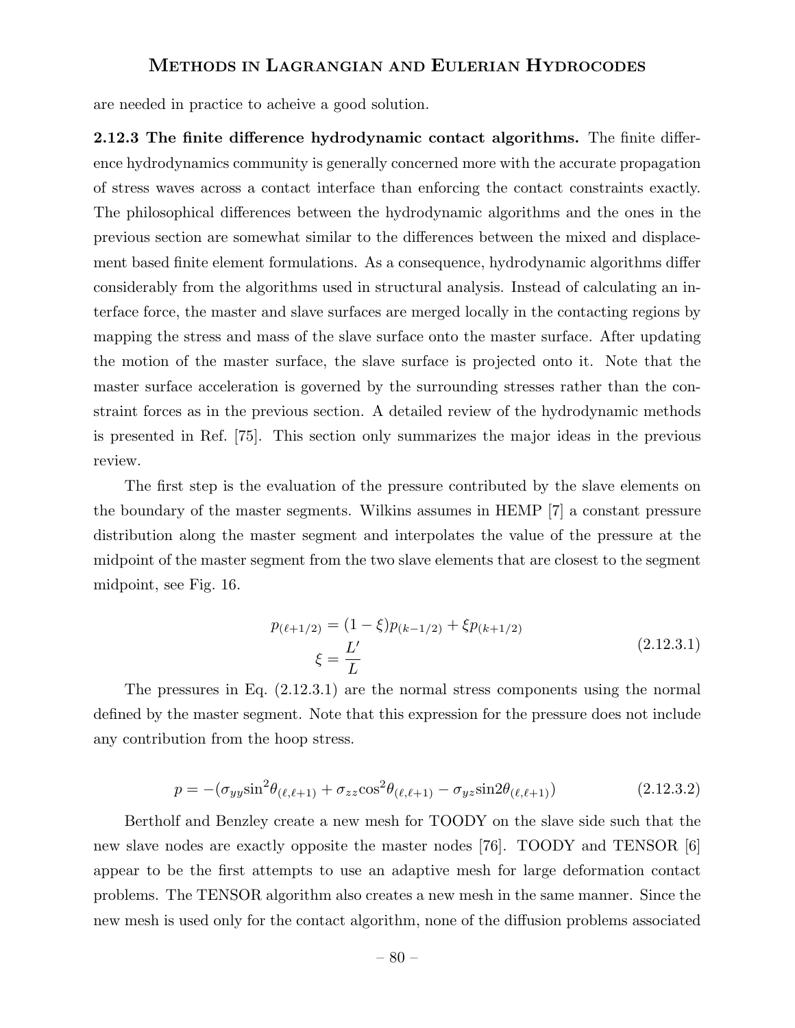are needed in practice to acheive a good solution.

**2.12.3 The finite difference hydrodynamic contact algorithms.** The finite difference hydrodynamics community is generally concerned more with the accurate propagation of stress waves across a contact interface than enforcing the contact constraints exactly. The philosophical differences between the hydrodynamic algorithms and the ones in the previous section are somewhat similar to the differences between the mixed and displacement based finite element formulations. As a consequence, hydrodynamic algorithms differ considerably from the algorithms used in structural analysis. Instead of calculating an interface force, the master and slave surfaces are merged locally in the contacting regions by mapping the stress and mass of the slave surface onto the master surface. After updating the motion of the master surface, the slave surface is projected onto it. Note that the master surface acceleration is governed by the surrounding stresses rather than the constraint forces as in the previous section. A detailed review of the hydrodynamic methods is presented in Ref. [75]. This section only summarizes the major ideas in the previous review.

The first step is the evaluation of the pressure contributed by the slave elements on the boundary of the master segments. Wilkins assumes in HEMP [7] a constant pressure distribution along the master segment and interpolates the value of the pressure at the midpoint of the master segment from the two slave elements that are closest to the segment midpoint, see Fig. 16.

$$
\begin{aligned}
p_{(\ell+1/2)} &= (1-\xi)p_{(k-1/2)} + \xi p_{(k+1/2)} \\
\xi &= \frac{L'}{L}
\end{aligned}
\tag{2.12.3.1}
$$

The pressures in Eq. (2.12.3.1) are the normal stress components using the normal defined by the master segment. Note that this expression for the pressure does not include any contribution from the hoop stress.

$$
p = -(\sigma_{yy}\sin^2\theta_{(\ell,\ell+1)} + \sigma_{zz}\cos^2\theta_{(\ell,\ell+1)} - \sigma_{yz}\sin 2\theta_{(\ell,\ell+1)})
\tag{2.12.3.2}
$$

Bertholf and Benzley create a new mesh for TOODY on the slave side such that the new slave nodes are exactly opposite the master nodes [76]. TOODY and TENSOR [6] appear to be the first attempts to use an adaptive mesh for large deformation contact problems. The TENSOR algorithm also creates a new mesh in the same manner. Since the new mesh is used only for the contact algorithm, none of the diffusion problems associated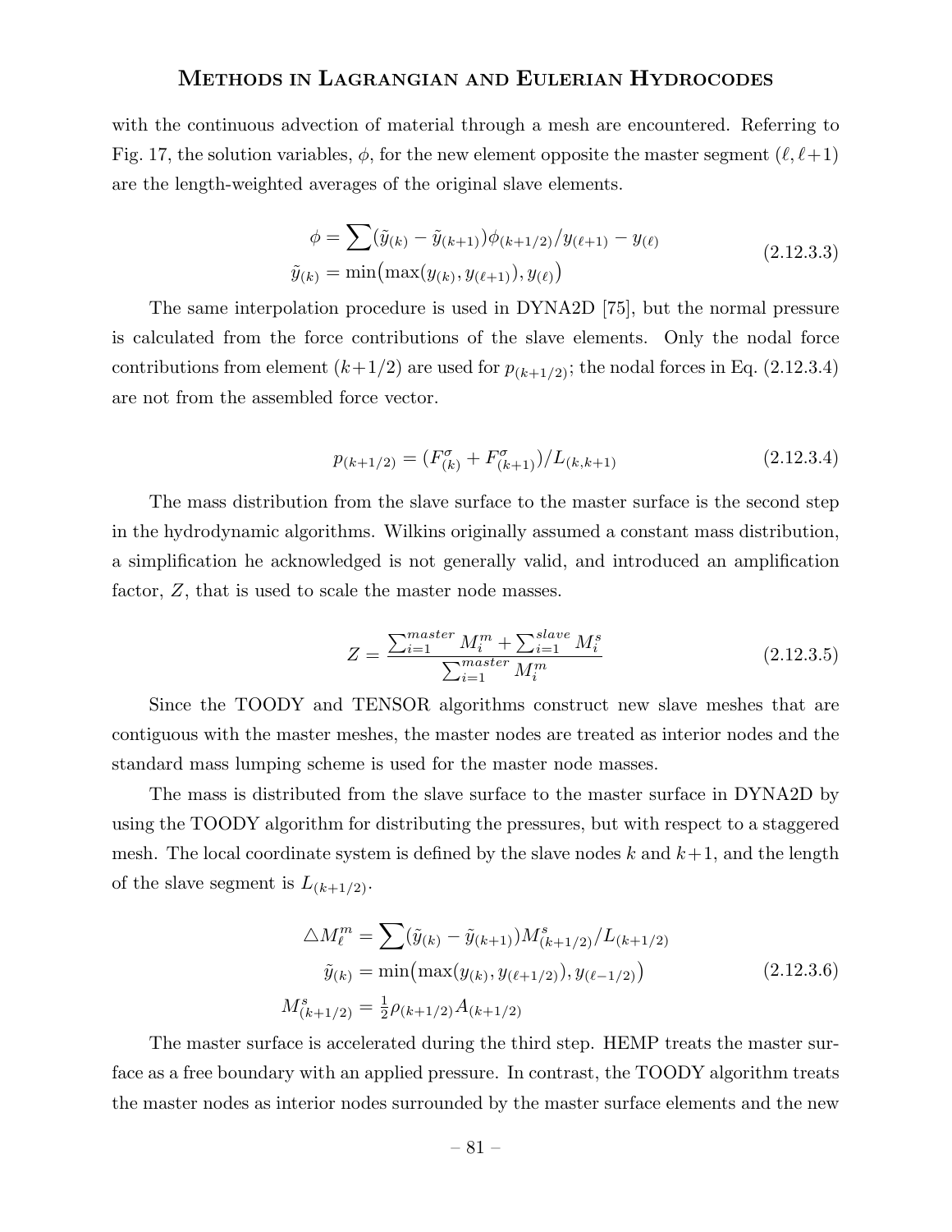with the continuous advection of material through a mesh are encountered. Referring to Fig. 17, the solution variables, $\phi$, for the new element opposite the master segment $(\ell, \ell+1)$ are the length-weighted averages of the original slave elements.

$$
\begin{aligned}
\phi &= \sum (\tilde{y}_{(k)} - \tilde{y}_{(k+1)}) \phi_{(k+1/2)} / y_{(\ell+1)} - y_{(\ell)} \\
\tilde{y}_{(k)} &= \min\bigl(\max(y_{(k)}, y_{(\ell+1)}), y_{(\ell)}\bigr)
\end{aligned}
\tag{2.12.3.3}
$$

The same interpolation procedure is used in DYNA2D [75], but the normal pressure is calculated from the force contributions of the slave elements. Only the nodal force contributions from element $(k+1/2)$ are used for $p_{(k+1/2)}$; the nodal forces in Eq. (2.12.3.4) are not from the assembled force vector.

$$
p_{(k+1/2)} = (F^{\sigma}_{(k)} + F^{\sigma}_{(k+1)}) / L_{(k,k+1)}
\tag{2.12.3.4}
$$

The mass distribution from the slave surface to the master surface is the second step in the hydrodynamic algorithms. Wilkins originally assumed a constant mass distribution, a simplification he acknowledged is not generally valid, and introduced an amplification factor, $Z$, that is used to scale the master node masses.

$$
Z = \frac{\sum_{i=1}^{master} M_i^m + \sum_{i=1}^{slave} M_i^s}{\sum_{i=1}^{master} M_i^m}
\tag{2.12.3.5}
$$

Since the TOODY and TENSOR algorithms construct new slave meshes that are contiguous with the master meshes, the master nodes are treated as interior nodes and the standard mass lumping scheme is used for the master node masses.

The mass is distributed from the slave surface to the master surface in DYNA2D by using the TOODY algorithm for distributing the pressures, but with respect to a staggered mesh. The local coordinate system is defined by the slave nodes $k$ and $k+1$, and the length of the slave segment is $L_{(k+1/2)}$.

$$
\begin{aligned}
\triangle M^m_{\ell} &= \sum (\tilde{y}_{(k)} - \tilde{y}_{(k+1)}) M^s_{(k+1/2)} / L_{(k+1/2)} \\
\tilde{y}_{(k)} &= \min\bigl(\max(y_{(k)}, y_{(\ell+1/2)}), y_{(\ell-1/2)}\bigr) \\
M^s_{(k+1/2)} &= \tfrac{1}{2} \rho_{(k+1/2)} A_{(k+1/2)}
\end{aligned}
\tag{2.12.3.6}
$$

The master surface is accelerated during the third step. HEMP treats the master surface as a free boundary with an applied pressure. In contrast, the TOODY algorithm treats the master nodes as interior nodes surrounded by the master surface elements and the new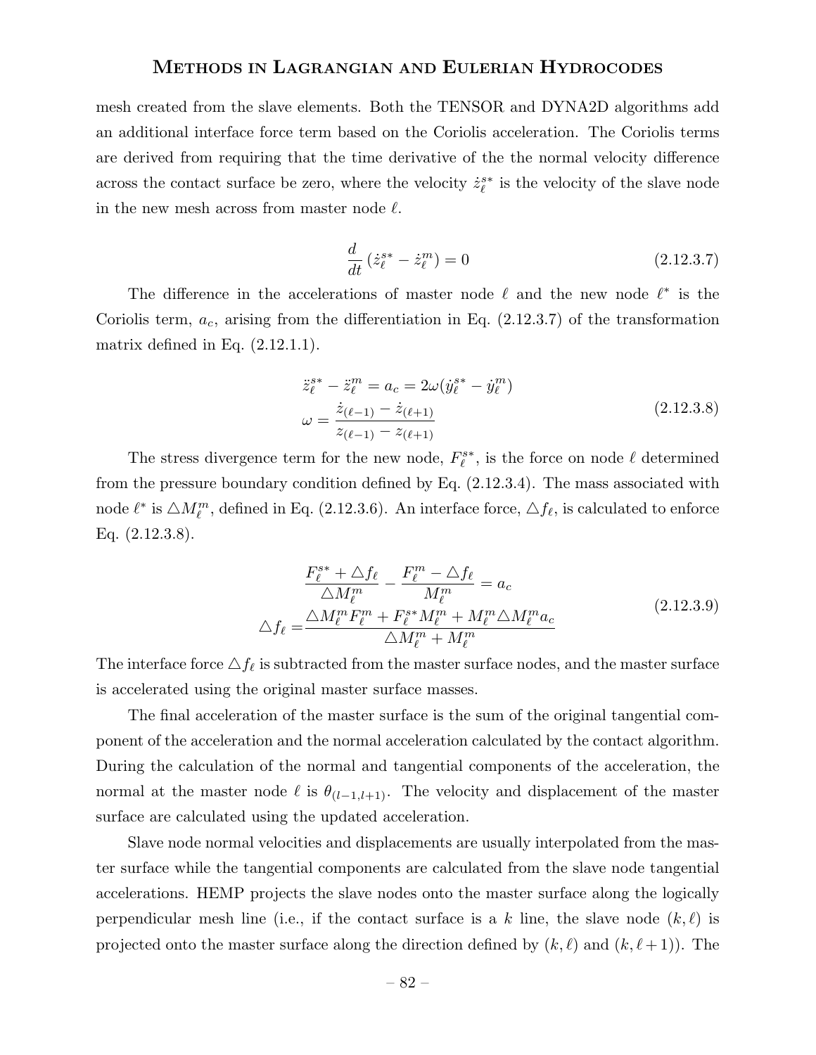mesh created from the slave elements. Both the TENSOR and DYNA2D algorithms add an additional interface force term based on the Coriolis acceleration. The Coriolis terms are derived from requiring that the time derivative of the the normal velocity difference across the contact surface be zero, where the velocity $\dot{z}_\ell^{s*}$ is the velocity of the slave node in the new mesh across from master node $\ell$.

$$
\frac{d}{dt}\left(\dot{z}_\ell^{s*} - \dot{z}_\ell^{m}\right) = 0 \tag{2.12.3.7}
$$

The difference in the accelerations of master node $\ell$ and the new node $\ell^*$ is the Coriolis term, $a_c$, arising from the differentiation in Eq. (2.12.3.7) of the transformation matrix defined in Eq. (2.12.1.1).

$$
\begin{aligned}
\ddot{z}_\ell^{s*} - \ddot{z}_\ell^{m} &= a_c = 2\omega(\dot{y}_\ell^{s*} - \dot{y}_\ell^{m}) \\
\omega &= \frac{\dot{z}_{(\ell-1)} - \dot{z}_{(\ell+1)}}{z_{(\ell-1)} - z_{(\ell+1)}}
\end{aligned} \tag{2.12.3.8}
$$

The stress divergence term for the new node, $F_\ell^{s*}$, is the force on node $\ell$ determined from the pressure boundary condition defined by Eq. (2.12.3.4). The mass associated with node $\ell^*$ is $\triangle M_\ell^m$, defined in Eq. (2.12.3.6). An interface force, $\triangle f_\ell$, is calculated to enforce Eq. (2.12.3.8).

$$
\begin{aligned}
\frac{F_\ell^{s*} + \triangle f_\ell}{\triangle M_\ell^m} - \frac{F_\ell^m - \triangle f_\ell}{M_\ell^m} &= a_c \\
\triangle f_\ell = &\frac{\triangle M_\ell^m F_\ell^m + F_\ell^{s*} M_\ell^m + M_\ell^m \triangle M_\ell^m a_c}{\triangle M_\ell^m + M_\ell^m}
\end{aligned} \tag{2.12.3.9}
$$

The interface force $\triangle f_\ell$ is subtracted from the master surface nodes, and the master surface is accelerated using the original master surface masses.

The final acceleration of the master surface is the sum of the original tangential component of the acceleration and the normal acceleration calculated by the contact algorithm. During the calculation of the normal and tangential components of the acceleration, the normal at the master node $\ell$ is $\theta_{(l-1,l+1)}$. The velocity and displacement of the master surface are calculated using the updated acceleration.

Slave node normal velocities and displacements are usually interpolated from the master surface while the tangential components are calculated from the slave node tangential accelerations. HEMP projects the slave nodes onto the master surface along the logically perpendicular mesh line (i.e., if the contact surface is a $k$ line, the slave node $(k, \ell)$ is projected onto the master surface along the direction defined by $(k, \ell)$ and $(k, \ell + 1)$). The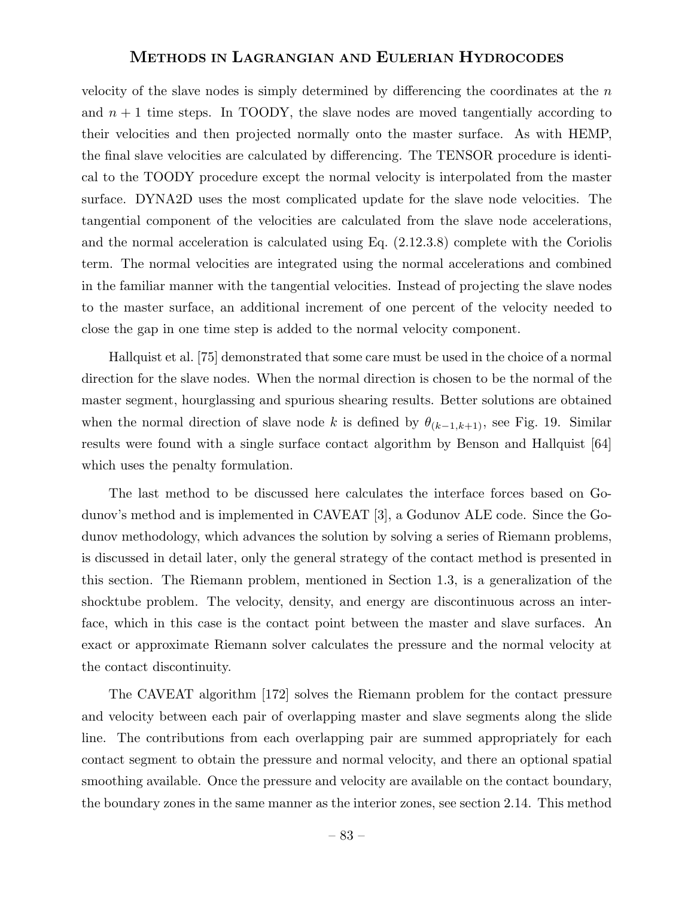velocity of the slave nodes is simply determined by differencing the coordinates at the $n$ and $n+1$ time steps. In TOODY, the slave nodes are moved tangentially according to their velocities and then projected normally onto the master surface. As with HEMP, the final slave velocities are calculated by differencing. The TENSOR procedure is identical to the TOODY procedure except the normal velocity is interpolated from the master surface. DYNA2D uses the most complicated update for the slave node velocities. The tangential component of the velocities are calculated from the slave node accelerations, and the normal acceleration is calculated using Eq. (2.12.3.8) complete with the Coriolis term. The normal velocities are integrated using the normal accelerations and combined in the familiar manner with the tangential velocities. Instead of projecting the slave nodes to the master surface, an additional increment of one percent of the velocity needed to close the gap in one time step is added to the normal velocity component.

Hallquist et al. [75] demonstrated that some care must be used in the choice of a normal direction for the slave nodes. When the normal direction is chosen to be the normal of the master segment, hourglassing and spurious shearing results. Better solutions are obtained when the normal direction of slave node $k$ is defined by $\theta_{(k-1,k+1)}$, see Fig. 19. Similar results were found with a single surface contact algorithm by Benson and Hallquist [64] which uses the penalty formulation.

The last method to be discussed here calculates the interface forces based on Godunov's method and is implemented in CAVEAT [3], a Godunov ALE code. Since the Godunov methodology, which advances the solution by solving a series of Riemann problems, is discussed in detail later, only the general strategy of the contact method is presented in this section. The Riemann problem, mentioned in Section 1.3, is a generalization of the shocktube problem. The velocity, density, and energy are discontinuous across an interface, which in this case is the contact point between the master and slave surfaces. An exact or approximate Riemann solver calculates the pressure and the normal velocity at the contact discontinuity.

The CAVEAT algorithm [172] solves the Riemann problem for the contact pressure and velocity between each pair of overlapping master and slave segments along the slide line. The contributions from each overlapping pair are summed appropriately for each contact segment to obtain the pressure and normal velocity, and there an optional spatial smoothing available. Once the pressure and velocity are available on the contact boundary, the boundary zones in the same manner as the interior zones, see section 2.14. This method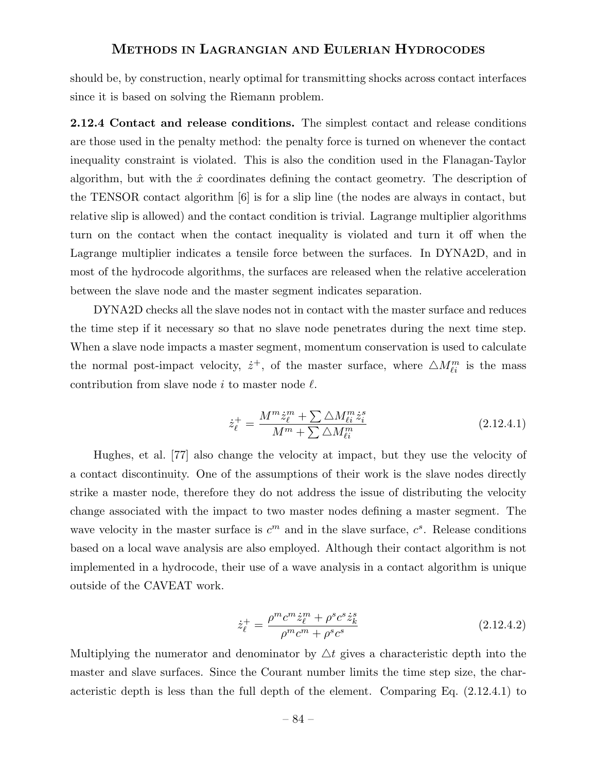should be, by construction, nearly optimal for transmitting shocks across contact interfaces since it is based on solving the Riemann problem.

**2.12.4 Contact and release conditions.** The simplest contact and release conditions are those used in the penalty method: the penalty force is turned on whenever the contact inequality constraint is violated. This is also the condition used in the Flanagan-Taylor algorithm, but with the $\hat{x}$ coordinates defining the contact geometry. The description of the TENSOR contact algorithm [6] is for a slip line (the nodes are always in contact, but relative slip is allowed) and the contact condition is trivial. Lagrange multiplier algorithms turn on the contact when the contact inequality is violated and turn it off when the Lagrange multiplier indicates a tensile force between the surfaces. In DYNA2D, and in most of the hydrocode algorithms, the surfaces are released when the relative acceleration between the slave node and the master segment indicates separation.

DYNA2D checks all the slave nodes not in contact with the master surface and reduces the time step if it necessary so that no slave node penetrates during the next time step. When a slave node impacts a master segment, momentum conservation is used to calculate the normal post-impact velocity, $\dot{z}^+$, of the master surface, where $\triangle M^m_{\ell i}$ is the mass contribution from slave node $i$ to master node $\ell$.

$$\dot{z}^+_\ell = \frac{M^m \dot{z}^m_\ell + \sum \triangle M^m_{\ell i} \dot{z}^s_i}{M^m + \sum \triangle M^m_{\ell i}} \tag{2.12.4.1}$$

Hughes, et al. [77] also change the velocity at impact, but they use the velocity of a contact discontinuity. One of the assumptions of their work is the slave nodes directly strike a master node, therefore they do not address the issue of distributing the velocity change associated with the impact to two master nodes defining a master segment. The wave velocity in the master surface is $c^m$ and in the slave surface, $c^s$. Release conditions based on a local wave analysis are also employed. Although their contact algorithm is not implemented in a hydrocode, their use of a wave analysis in a contact algorithm is unique outside of the CAVEAT work.

$$\dot{z}^+_\ell = \frac{\rho^m c^m \dot{z}^m_\ell + \rho^s c^s \dot{z}^s_k}{\rho^m c^m + \rho^s c^s} \tag{2.12.4.2}$$

Multiplying the numerator and denominator by $\triangle t$ gives a characteristic depth into the master and slave surfaces. Since the Courant number limits the time step size, the characteristic depth is less than the full depth of the element. Comparing Eq. (2.12.4.1) to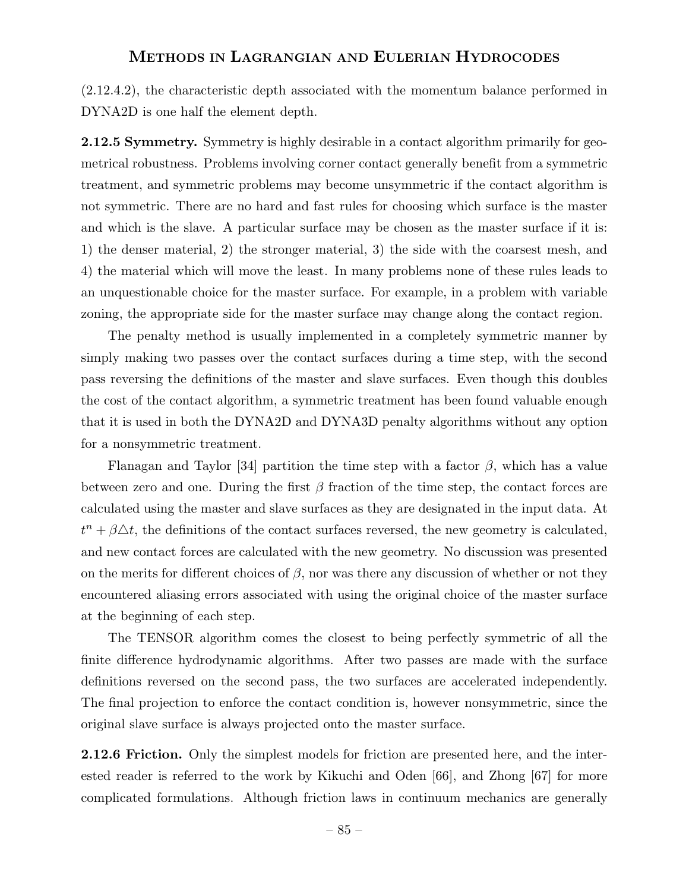(2.12.4.2), the characteristic depth associated with the momentum balance performed in DYNA2D is one half the element depth.

**2.12.5 Symmetry.** Symmetry is highly desirable in a contact algorithm primarily for geometrical robustness. Problems involving corner contact generally benefit from a symmetric treatment, and symmetric problems may become unsymmetric if the contact algorithm is not symmetric. There are no hard and fast rules for choosing which surface is the master and which is the slave. A particular surface may be chosen as the master surface if it is: 1) the denser material, 2) the stronger material, 3) the side with the coarsest mesh, and 4) the material which will move the least. In many problems none of these rules leads to an unquestionable choice for the master surface. For example, in a problem with variable zoning, the appropriate side for the master surface may change along the contact region.

The penalty method is usually implemented in a completely symmetric manner by simply making two passes over the contact surfaces during a time step, with the second pass reversing the definitions of the master and slave surfaces. Even though this doubles the cost of the contact algorithm, a symmetric treatment has been found valuable enough that it is used in both the DYNA2D and DYNA3D penalty algorithms without any option for a nonsymmetric treatment.

Flanagan and Taylor [34] partition the time step with a factor $\beta$, which has a value between zero and one. During the first $\beta$ fraction of the time step, the contact forces are calculated using the master and slave surfaces as they are designated in the input data. At $t^n + \beta\triangle t$, the definitions of the contact surfaces reversed, the new geometry is calculated, and new contact forces are calculated with the new geometry. No discussion was presented on the merits for different choices of $\beta$, nor was there any discussion of whether or not they encountered aliasing errors associated with using the original choice of the master surface at the beginning of each step.

The TENSOR algorithm comes the closest to being perfectly symmetric of all the finite difference hydrodynamic algorithms. After two passes are made with the surface definitions reversed on the second pass, the two surfaces are accelerated independently. The final projection to enforce the contact condition is, however nonsymmetric, since the original slave surface is always projected onto the master surface.

**2.12.6 Friction.** Only the simplest models for friction are presented here, and the interested reader is referred to the work by Kikuchi and Oden [66], and Zhong [67] for more complicated formulations. Although friction laws in continuum mechanics are generally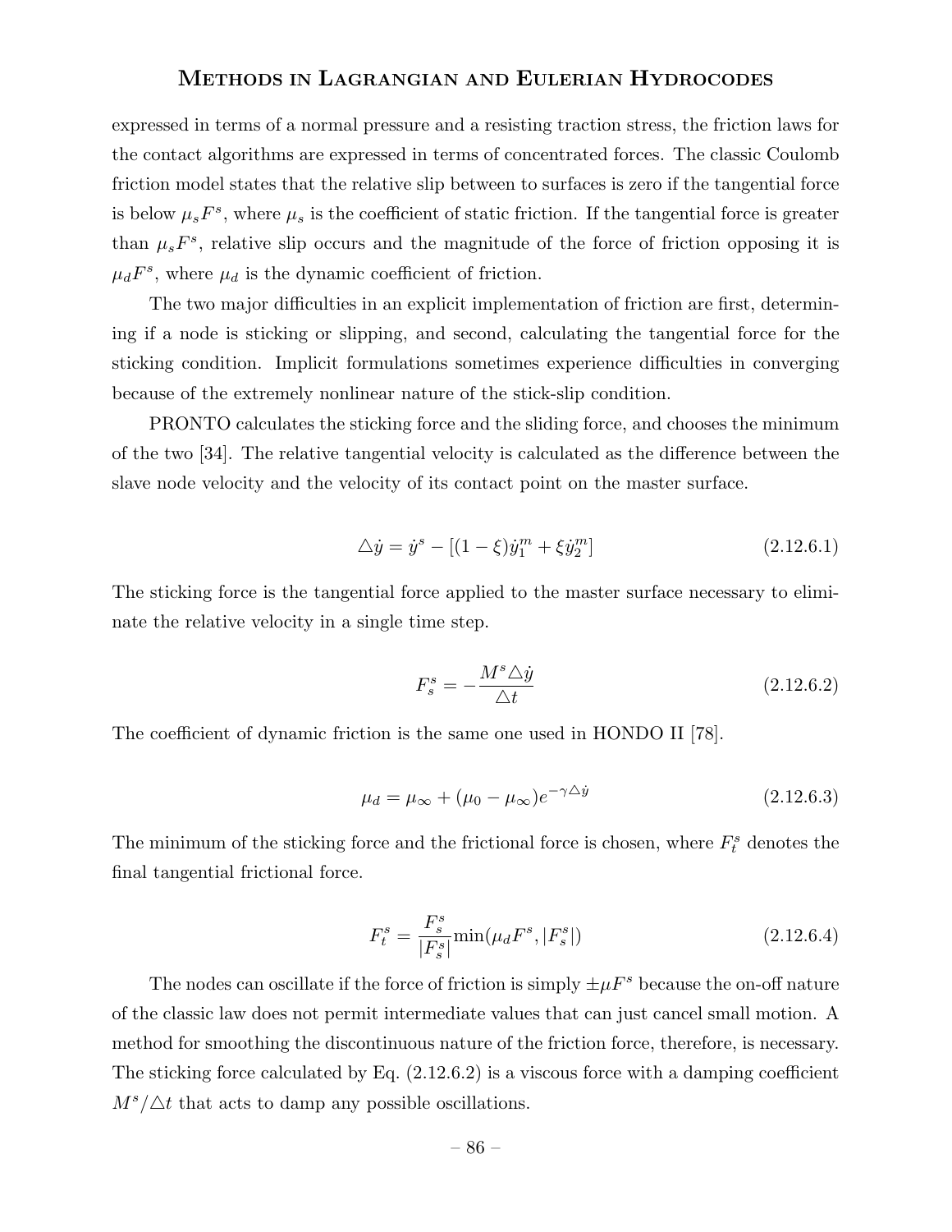expressed in terms of a normal pressure and a resisting traction stress, the friction laws for the contact algorithms are expressed in terms of concentrated forces. The classic Coulomb friction model states that the relative slip between to surfaces is zero if the tangential force is below $\mu_s F^s$, where $\mu_s$ is the coefficient of static friction. If the tangential force is greater than $\mu_s F^s$, relative slip occurs and the magnitude of the force of friction opposing it is $\mu_d F^s$, where $\mu_d$ is the dynamic coefficient of friction.

The two major difficulties in an explicit implementation of friction are first, determining if a node is sticking or slipping, and second, calculating the tangential force for the sticking condition. Implicit formulations sometimes experience difficulties in converging because of the extremely nonlinear nature of the stick-slip condition.

PRONTO calculates the sticking force and the sliding force, and chooses the minimum of the two [34]. The relative tangential velocity is calculated as the difference between the slave node velocity and the velocity of its contact point on the master surface.

$$\triangle \dot{y} = \dot{y}^s - [(1-\xi)\dot{y}_1^m + \xi \dot{y}_2^m] \tag{2.12.6.1}$$

The sticking force is the tangential force applied to the master surface necessary to eliminate the relative velocity in a single time step.

$$F_s^s = -\frac{M^s \triangle \dot{y}}{\triangle t} \tag{2.12.6.2}$$

The coefficient of dynamic friction is the same one used in HONDO II [78].

$$\mu_d = \mu_\infty + (\mu_0 - \mu_\infty) e^{-\gamma \triangle \dot{y}} \tag{2.12.6.3}$$

The minimum of the sticking force and the frictional force is chosen, where $F_t^s$ denotes the final tangential frictional force.

$$F_t^s = \frac{F_s^s}{|F_s^s|} \min(\mu_d F^s, |F_s^s|) \tag{2.12.6.4}$$

The nodes can oscillate if the force of friction is simply $\pm \mu F^s$ because the on-off nature of the classic law does not permit intermediate values that can just cancel small motion. A method for smoothing the discontinuous nature of the friction force, therefore, is necessary. The sticking force calculated by Eq. (2.12.6.2) is a viscous force with a damping coefficient $M^s/\triangle t$ that acts to damp any possible oscillations.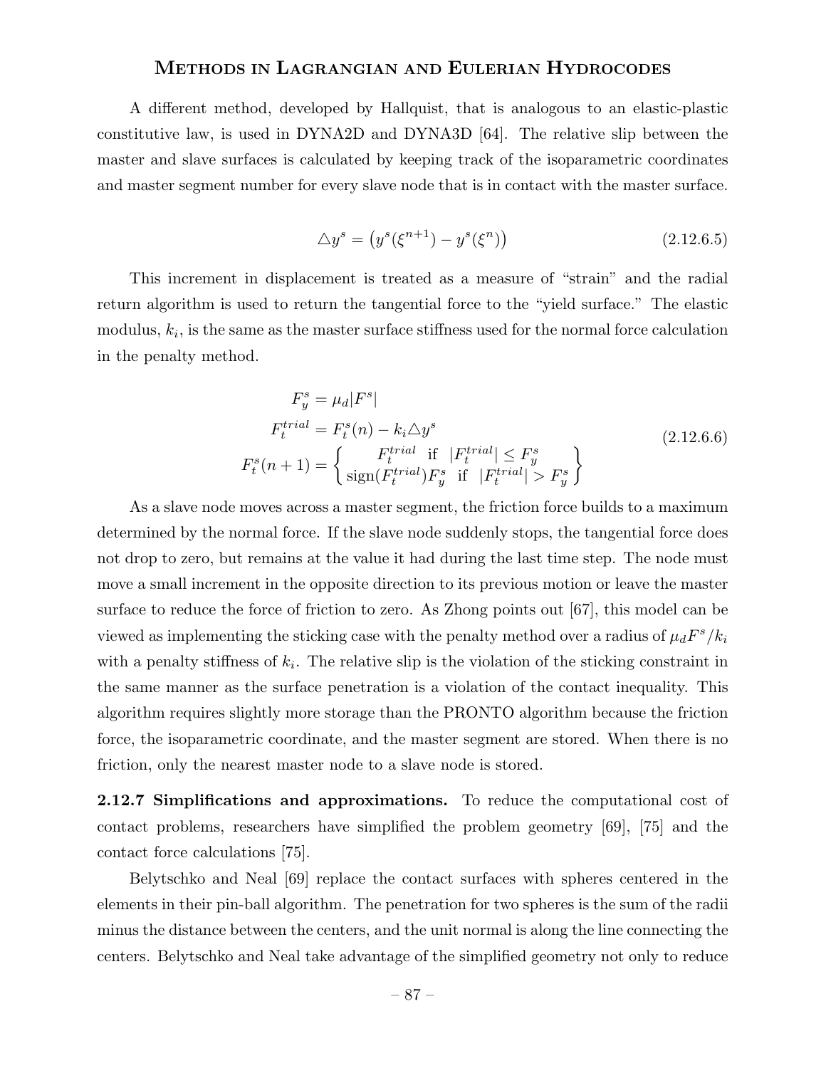A different method, developed by Hallquist, that is analogous to an elastic-plastic constitutive law, is used in DYNA2D and DYNA3D [64]. The relative slip between the master and slave surfaces is calculated by keeping track of the isoparametric coordinates and master segment number for every slave node that is in contact with the master surface.

$$\triangle y^s = \left(y^s(\xi^{n+1}) - y^s(\xi^n)\right) \tag{2.12.6.5}$$

This increment in displacement is treated as a measure of "strain" and the radial return algorithm is used to return the tangential force to the "yield surface." The elastic modulus, $k_i$, is the same as the master surface stiffness used for the normal force calculation in the penalty method.

$$\begin{aligned}
F_y^s &= \mu_d |F^s| \\
F_t^{trial} &= F_t^s(n) - k_i \triangle y^s \\
F_t^s(n+1) &= \left\{ \begin{array}{cc} F_t^{trial} & \text{if} \quad |F_t^{trial}| \leq F_y^s \\ \text{sign}(F_t^{trial}) F_y^s & \text{if} \quad |F_t^{trial}| > F_y^s \end{array} \right\}
\end{aligned} \tag{2.12.6.6}$$

As a slave node moves across a master segment, the friction force builds to a maximum determined by the normal force. If the slave node suddenly stops, the tangential force does not drop to zero, but remains at the value it had during the last time step. The node must move a small increment in the opposite direction to its previous motion or leave the master surface to reduce the force of friction to zero. As Zhong points out [67], this model can be viewed as implementing the sticking case with the penalty method over a radius of $\mu_d F^s / k_i$ with a penalty stiffness of $k_i$. The relative slip is the violation of the sticking constraint in the same manner as the surface penetration is a violation of the contact inequality. This algorithm requires slightly more storage than the PRONTO algorithm because the friction force, the isoparametric coordinate, and the master segment are stored. When there is no friction, only the nearest master node to a slave node is stored.

**2.12.7 Simplifications and approximations.** To reduce the computational cost of contact problems, researchers have simplified the problem geometry [69], [75] and the contact force calculations [75].

Belytschko and Neal [69] replace the contact surfaces with spheres centered in the elements in their pin-ball algorithm. The penetration for two spheres is the sum of the radii minus the distance between the centers, and the unit normal is along the line connecting the centers. Belytschko and Neal take advantage of the simplified geometry not only to reduce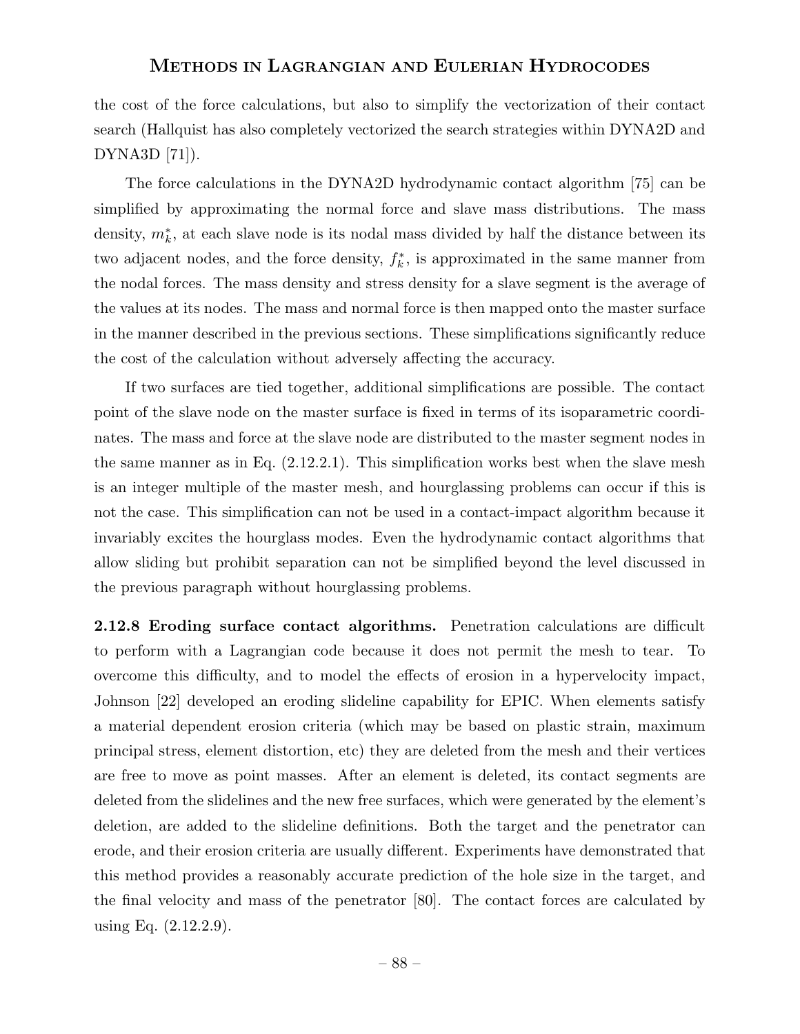the cost of the force calculations, but also to simplify the vectorization of their contact search (Hallquist has also completely vectorized the search strategies within DYNA2D and DYNA3D [71]).

The force calculations in the DYNA2D hydrodynamic contact algorithm [75] can be simplified by approximating the normal force and slave mass distributions. The mass density, $m_k^*$, at each slave node is its nodal mass divided by half the distance between its two adjacent nodes, and the force density, $f_k^*$, is approximated in the same manner from the nodal forces. The mass density and stress density for a slave segment is the average of the values at its nodes. The mass and normal force is then mapped onto the master surface in the manner described in the previous sections. These simplifications significantly reduce the cost of the calculation without adversely affecting the accuracy.

If two surfaces are tied together, additional simplifications are possible. The contact point of the slave node on the master surface is fixed in terms of its isoparametric coordinates. The mass and force at the slave node are distributed to the master segment nodes in the same manner as in Eq. (2.12.2.1). This simplification works best when the slave mesh is an integer multiple of the master mesh, and hourglassing problems can occur if this is not the case. This simplification can not be used in a contact-impact algorithm because it invariably excites the hourglass modes. Even the hydrodynamic contact algorithms that allow sliding but prohibit separation can not be simplified beyond the level discussed in the previous paragraph without hourglassing problems.

**2.12.8 Eroding surface contact algorithms.** Penetration calculations are difficult to perform with a Lagrangian code because it does not permit the mesh to tear. To overcome this difficulty, and to model the effects of erosion in a hypervelocity impact, Johnson [22] developed an eroding slideline capability for EPIC. When elements satisfy a material dependent erosion criteria (which may be based on plastic strain, maximum principal stress, element distortion, etc) they are deleted from the mesh and their vertices are free to move as point masses. After an element is deleted, its contact segments are deleted from the slidelines and the new free surfaces, which were generated by the element's deletion, are added to the slideline definitions. Both the target and the penetrator can erode, and their erosion criteria are usually different. Experiments have demonstrated that this method provides a reasonably accurate prediction of the hole size in the target, and the final velocity and mass of the penetrator [80]. The contact forces are calculated by using Eq. (2.12.2.9).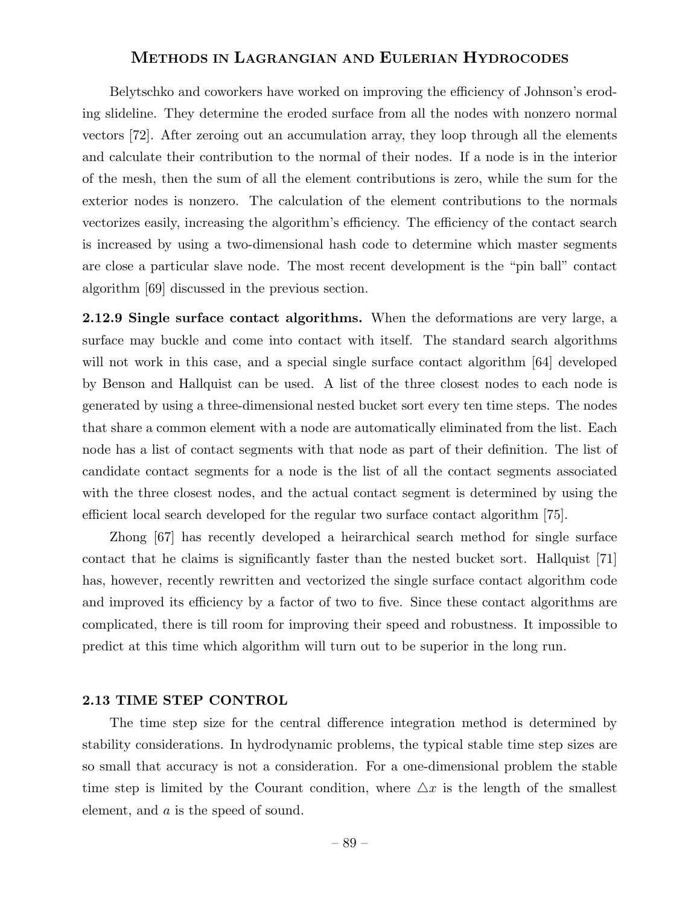Belytschko and coworkers have worked on improving the efficiency of Johnson's eroding slideline. They determine the eroded surface from all the nodes with nonzero normal vectors [72]. After zeroing out an accumulation array, they loop through all the elements and calculate their contribution to the normal of their nodes. If a node is in the interior of the mesh, then the sum of all the element contributions is zero, while the sum for the exterior nodes is nonzero. The calculation of the element contributions to the normals vectorizes easily, increasing the algorithm's efficiency. The efficiency of the contact search is increased by using a two-dimensional hash code to determine which master segments are close a particular slave node. The most recent development is the "pin ball" contact algorithm [69] discussed in the previous section.

**2.12.9 Single surface contact algorithms.** When the deformations are very large, a surface may buckle and come into contact with itself. The standard search algorithms will not work in this case, and a special single surface contact algorithm [64] developed by Benson and Hallquist can be used. A list of the three closest nodes to each node is generated by using a three-dimensional nested bucket sort every ten time steps. The nodes that share a common element with a node are automatically eliminated from the list. Each node has a list of contact segments with that node as part of their definition. The list of candidate contact segments for a node is the list of all the contact segments associated with the three closest nodes, and the actual contact segment is determined by using the efficient local search developed for the regular two surface contact algorithm [75].

Zhong [67] has recently developed a heirarchical search method for single surface contact that he claims is significantly faster than the nested bucket sort. Hallquist [71] has, however, recently rewritten and vectorized the single surface contact algorithm code and improved its efficiency by a factor of two to five. Since these contact algorithms are complicated, there is till room for improving their speed and robustness. It impossible to predict at this time which algorithm will turn out to be superior in the long run.

## 2.13 TIME STEP CONTROL

The time step size for the central difference integration method is determined by stability considerations. In hydrodynamic problems, the typical stable time step sizes are so small that accuracy is not a consideration. For a one-dimensional problem the stable time step is limited by the Courant condition, where $\triangle x$ is the length of the smallest element, and $a$ is the speed of sound.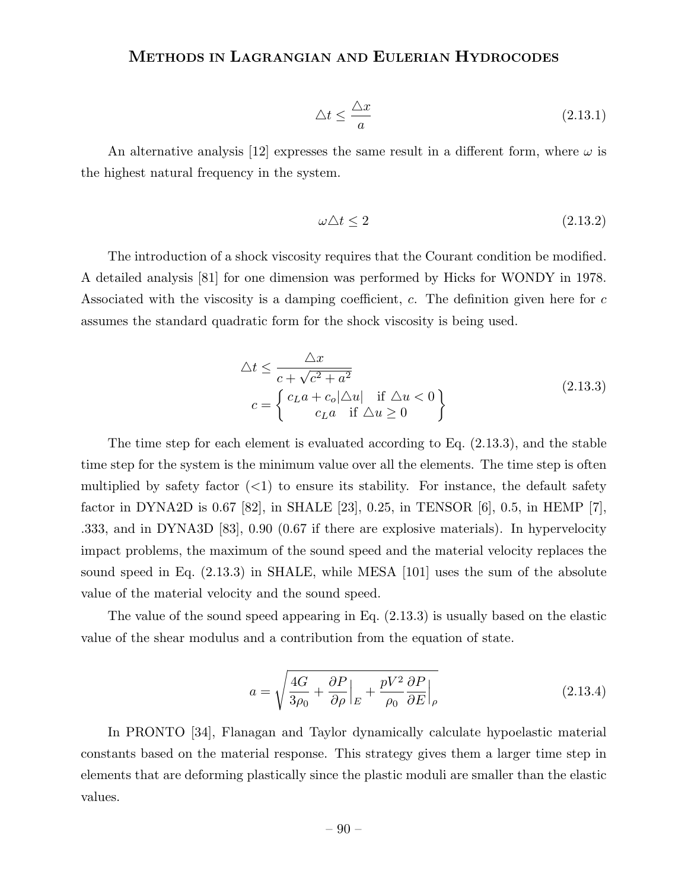$$\triangle t \leq \frac{\triangle x}{a} \tag{2.13.1}$$

An alternative analysis [12] expresses the same result in a different form, where $\omega$ is the highest natural frequency in the system.

$$\omega \triangle t \leq 2 \tag{2.13.2}$$

The introduction of a shock viscosity requires that the Courant condition be modified. A detailed analysis [81] for one dimension was performed by Hicks for WONDY in 1978. Associated with the viscosity is a damping coefficient, $c$. The definition given here for $c$ assumes the standard quadratic form for the shock viscosity is being used.

$$\begin{gathered} \triangle t \leq \frac{\triangle x}{c + \sqrt{c^2 + a^2}} \\ c = \left\{ \begin{matrix} c_L a + c_o |\triangle u| & \text{if } \triangle u < 0 \\ c_L a \quad \text{if } \triangle u \geq 0 \end{matrix} \right\} \end{gathered} \tag{2.13.3}$$

The time step for each element is evaluated according to Eq. (2.13.3), and the stable time step for the system is the minimum value over all the elements. The time step is often multiplied by safety factor (<1) to ensure its stability. For instance, the default safety factor in DYNA2D is 0.67 [82], in SHALE [23], 0.25, in TENSOR [6], 0.5, in HEMP [7], .333, and in DYNA3D [83], 0.90 (0.67 if there are explosive materials). In hypervelocity impact problems, the maximum of the sound speed and the material velocity replaces the sound speed in Eq. (2.13.3) in SHALE, while MESA [101] uses the sum of the absolute value of the material velocity and the sound speed.

The value of the sound speed appearing in Eq. (2.13.3) is usually based on the elastic value of the shear modulus and a contribution from the equation of state.

$$a = \sqrt{\frac{4G}{3\rho_0} + \frac{\partial P}{\partial \rho}\Big|_E + \frac{pV^2}{\rho_0}\frac{\partial P}{\partial E}\Big|_\rho} \tag{2.13.4}$$

In PRONTO [34], Flanagan and Taylor dynamically calculate hypoelastic material constants based on the material response. This strategy gives them a larger time step in elements that are deforming plastically since the plastic moduli are smaller than the elastic values.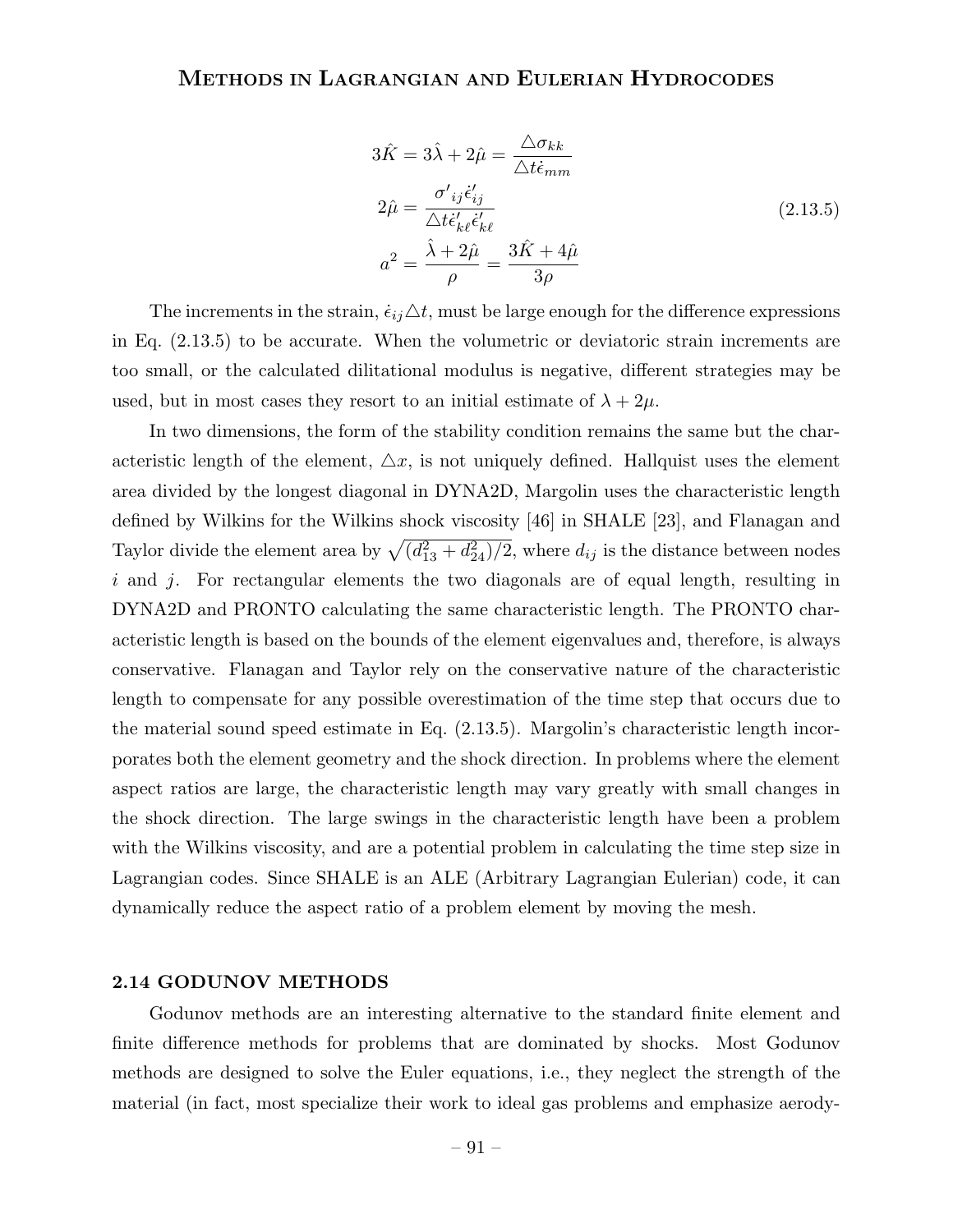$$
\begin{aligned}
3\hat{K} &= 3\hat{\lambda} + 2\hat{\mu} = \frac{\triangle\sigma_{kk}}{\triangle t\dot{\epsilon}_{mm}} \\
2\hat{\mu} &= \frac{\sigma'_{ij}\dot{\epsilon}'_{ij}}{\triangle t\dot{\epsilon}'_{k\ell}\dot{\epsilon}'_{k\ell}} \\
a^2 &= \frac{\hat{\lambda} + 2\hat{\mu}}{\rho} = \frac{3\hat{K} + 4\hat{\mu}}{3\rho}
\end{aligned}
\tag{2.13.5}
$$

The increments in the strain, $\dot{\epsilon}_{ij}\triangle t$, must be large enough for the difference expressions in Eq. (2.13.5) to be accurate. When the volumetric or deviatoric strain increments are too small, or the calculated dilitational modulus is negative, different strategies may be used, but in most cases they resort to an initial estimate of $\lambda + 2\mu$.

In two dimensions, the form of the stability condition remains the same but the characteristic length of the element, $\triangle x$, is not uniquely defined. Hallquist uses the element area divided by the longest diagonal in DYNA2D, Margolin uses the characteristic length defined by Wilkins for the Wilkins shock viscosity [46] in SHALE [23], and Flanagan and Taylor divide the element area by $\sqrt{(d_{13}^2 + d_{24}^2)/2}$, where $d_{ij}$ is the distance between nodes $i$ and $j$. For rectangular elements the two diagonals are of equal length, resulting in DYNA2D and PRONTO calculating the same characteristic length. The PRONTO characteristic length is based on the bounds of the element eigenvalues and, therefore, is always conservative. Flanagan and Taylor rely on the conservative nature of the characteristic length to compensate for any possible overestimation of the time step that occurs due to the material sound speed estimate in Eq. (2.13.5). Margolin's characteristic length incorporates both the element geometry and the shock direction. In problems where the element aspect ratios are large, the characteristic length may vary greatly with small changes in the shock direction. The large swings in the characteristic length have been a problem with the Wilkins viscosity, and are a potential problem in calculating the time step size in Lagrangian codes. Since SHALE is an ALE (Arbitrary Lagrangian Eulerian) code, it can dynamically reduce the aspect ratio of a problem element by moving the mesh.

## 2.14 GODUNOV METHODS

Godunov methods are an interesting alternative to the standard finite element and finite difference methods for problems that are dominated by shocks. Most Godunov methods are designed to solve the Euler equations, i.e., they neglect the strength of the material (in fact, most specialize their work to ideal gas problems and emphasize aerody-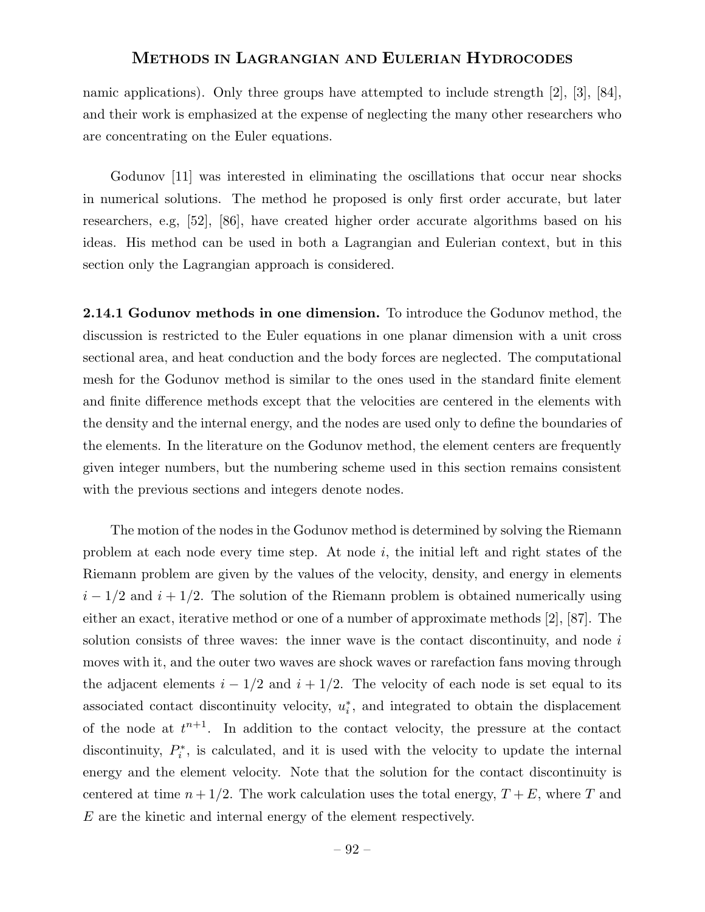namic applications). Only three groups have attempted to include strength [2], [3], [84], and their work is emphasized at the expense of neglecting the many other researchers who are concentrating on the Euler equations.

Godunov [11] was interested in eliminating the oscillations that occur near shocks in numerical solutions. The method he proposed is only first order accurate, but later researchers, e.g, [52], [86], have created higher order accurate algorithms based on his ideas. His method can be used in both a Lagrangian and Eulerian context, but in this section only the Lagrangian approach is considered.

**2.14.1 Godunov methods in one dimension.** To introduce the Godunov method, the discussion is restricted to the Euler equations in one planar dimension with a unit cross sectional area, and heat conduction and the body forces are neglected. The computational mesh for the Godunov method is similar to the ones used in the standard finite element and finite difference methods except that the velocities are centered in the elements with the density and the internal energy, and the nodes are used only to define the boundaries of the elements. In the literature on the Godunov method, the element centers are frequently given integer numbers, but the numbering scheme used in this section remains consistent with the previous sections and integers denote nodes.

The motion of the nodes in the Godunov method is determined by solving the Riemann problem at each node every time step. At node $i$, the initial left and right states of the Riemann problem are given by the values of the velocity, density, and energy in elements $i-1/2$ and $i+1/2$. The solution of the Riemann problem is obtained numerically using either an exact, iterative method or one of a number of approximate methods [2], [87]. The solution consists of three waves: the inner wave is the contact discontinuity, and node $i$ moves with it, and the outer two waves are shock waves or rarefaction fans moving through the adjacent elements $i-1/2$ and $i+1/2$. The velocity of each node is set equal to its associated contact discontinuity velocity, $u_i^*$, and integrated to obtain the displacement of the node at $t^{n+1}$. In addition to the contact velocity, the pressure at the contact discontinuity, $P_i^*$, is calculated, and it is used with the velocity to update the internal energy and the element velocity. Note that the solution for the contact discontinuity is centered at time $n+1/2$. The work calculation uses the total energy, $T+E$, where $T$ and $E$ are the kinetic and internal energy of the element respectively.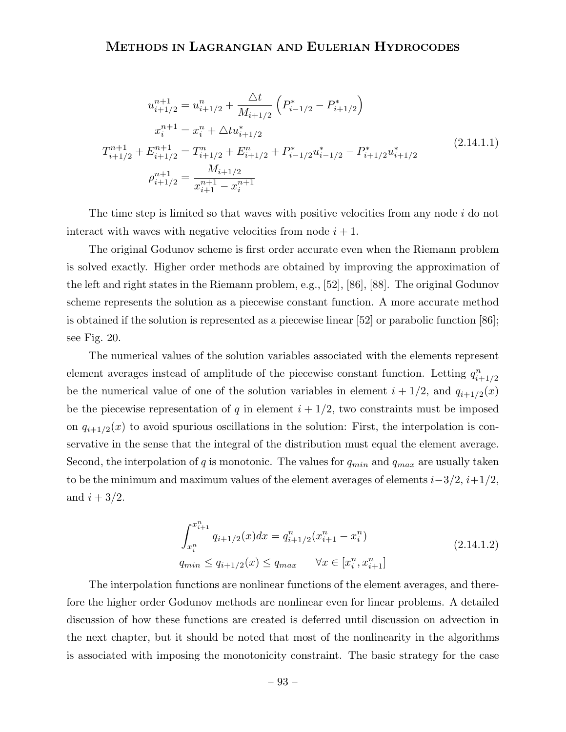$$
\begin{aligned}
u_{i+1/2}^{n+1} &= u_{i+1/2}^{n} + \frac{\triangle t}{M_{i+1/2}} \left( P_{i-1/2}^{*} - P_{i+1/2}^{*} \right) \\
x_i^{n+1} &= x_i^n + \triangle t u_{i+1/2}^{*} \\
T_{i+1/2}^{n+1} + E_{i+1/2}^{n+1} &= T_{i+1/2}^{n} + E_{i+1/2}^{n} + P_{i-1/2}^{*} u_{i-1/2}^{*} - P_{i+1/2}^{*} u_{i+1/2}^{*} \\
\rho_{i+1/2}^{n+1} &= \frac{M_{i+1/2}}{x_{i+1}^{n+1} - x_i^{n+1}}
\end{aligned}
\tag{2.14.1.1}
$$

The time step is limited so that waves with positive velocities from any node $i$ do not interact with waves with negative velocities from node $i+1$.

The original Godunov scheme is first order accurate even when the Riemann problem is solved exactly. Higher order methods are obtained by improving the approximation of the left and right states in the Riemann problem, e.g., [52], [86], [88]. The original Godunov scheme represents the solution as a piecewise constant function. A more accurate method is obtained if the solution is represented as a piecewise linear [52] or parabolic function [86]; see Fig. 20.

The numerical values of the solution variables associated with the elements represent element averages instead of amplitude of the piecewise constant function. Letting $q_{i+1/2}^n$ be the numerical value of one of the solution variables in element $i+1/2$, and $q_{i+1/2}(x)$ be the piecewise representation of $q$ in element $i+1/2$, two constraints must be imposed on $q_{i+1/2}(x)$ to avoid spurious oscillations in the solution: First, the interpolation is conservative in the sense that the integral of the distribution must equal the element average. Second, the interpolation of $q$ is monotonic. The values for $q_{min}$ and $q_{max}$ are usually taken to be the minimum and maximum values of the element averages of elements $i-3/2$, $i+1/2$, and $i+3/2$.

$$
\begin{aligned}
&\int_{x_i^n}^{x_{i+1}^n} q_{i+1/2}(x) dx = q_{i+1/2}^n (x_{i+1}^n - x_i^n) \\
&q_{min} \leq q_{i+1/2}(x) \leq q_{max} \qquad \forall x \in [x_i^n, x_{i+1}^n]
\end{aligned}
\tag{2.14.1.2}
$$

The interpolation functions are nonlinear functions of the element averages, and therefore the higher order Godunov methods are nonlinear even for linear problems. A detailed discussion of how these functions are created is deferred until discussion on advection in the next chapter, but it should be noted that most of the nonlinearity in the algorithms is associated with imposing the monotonicity constraint. The basic strategy for the case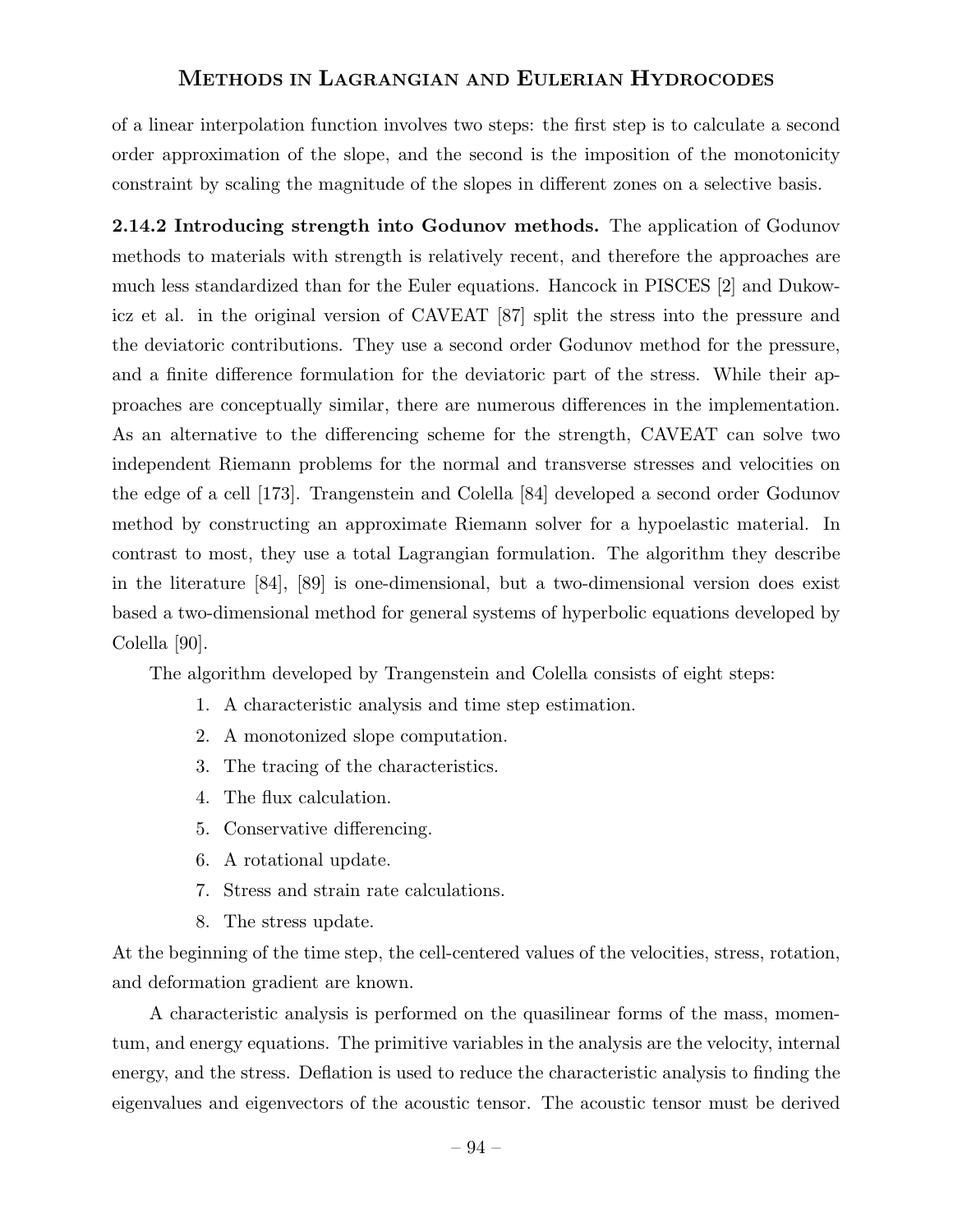of a linear interpolation function involves two steps: the first step is to calculate a second order approximation of the slope, and the second is the imposition of the monotonicity constraint by scaling the magnitude of the slopes in different zones on a selective basis.

**2.14.2 Introducing strength into Godunov methods.** The application of Godunov methods to materials with strength is relatively recent, and therefore the approaches are much less standardized than for the Euler equations. Hancock in PISCES [2] and Dukowicz et al. in the original version of CAVEAT [87] split the stress into the pressure and the deviatoric contributions. They use a second order Godunov method for the pressure, and a finite difference formulation for the deviatoric part of the stress. While their approaches are conceptually similar, there are numerous differences in the implementation. As an alternative to the differencing scheme for the strength, CAVEAT can solve two independent Riemann problems for the normal and transverse stresses and velocities on the edge of a cell [173]. Trangenstein and Colella [84] developed a second order Godunov method by constructing an approximate Riemann solver for a hypoelastic material. In contrast to most, they use a total Lagrangian formulation. The algorithm they describe in the literature [84], [89] is one-dimensional, but a two-dimensional version does exist based a two-dimensional method for general systems of hyperbolic equations developed by Colella [90].

The algorithm developed by Trangenstein and Colella consists of eight steps:

1. A characteristic analysis and time step estimation.
2. A monotonized slope computation.
3. The tracing of the characteristics.
4. The flux calculation.
5. Conservative differencing.
6. A rotational update.
7. Stress and strain rate calculations.
8. The stress update.

At the beginning of the time step, the cell-centered values of the velocities, stress, rotation, and deformation gradient are known.

A characteristic analysis is performed on the quasilinear forms of the mass, momentum, and energy equations. The primitive variables in the analysis are the velocity, internal energy, and the stress. Deflation is used to reduce the characteristic analysis to finding the eigenvalues and eigenvectors of the acoustic tensor. The acoustic tensor must be derived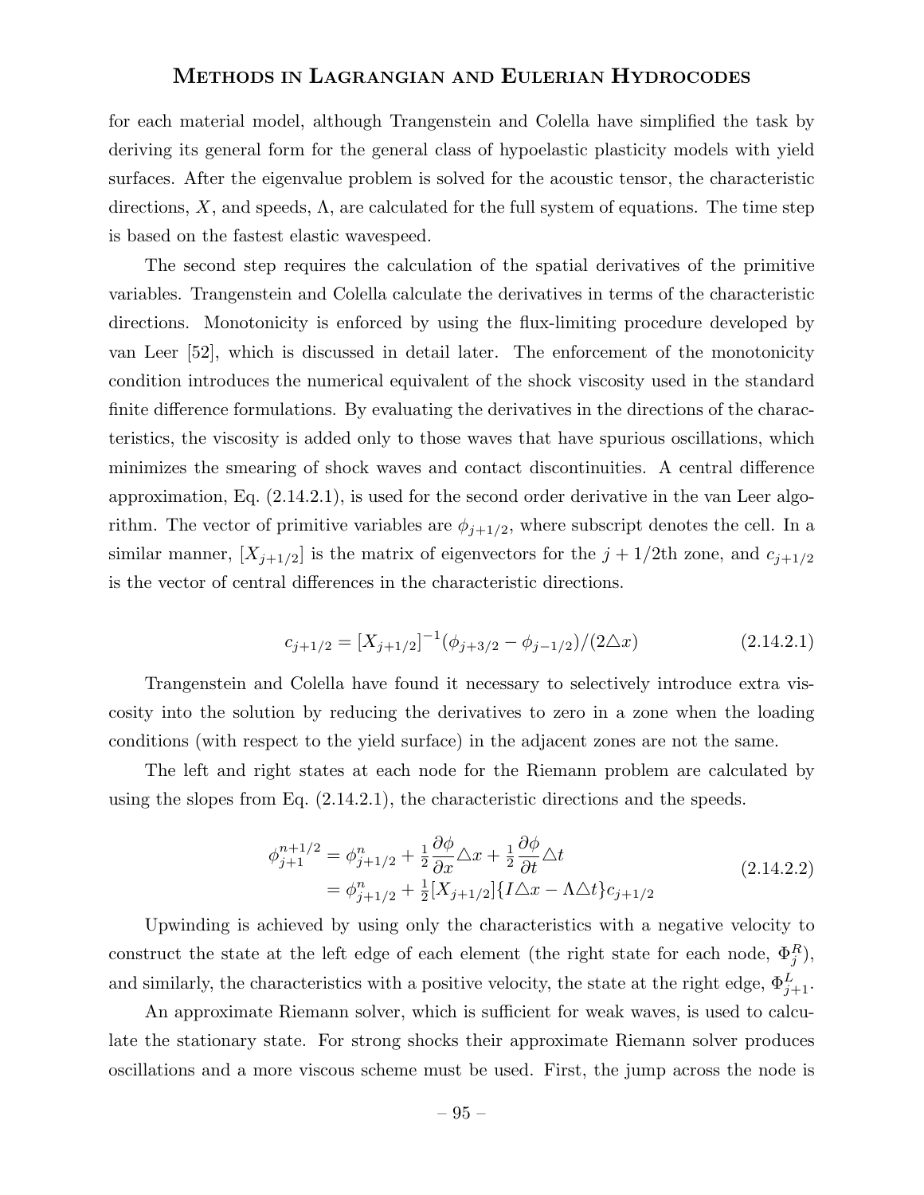for each material model, although Trangenstein and Colella have simplified the task by deriving its general form for the general class of hypoelastic plasticity models with yield surfaces. After the eigenvalue problem is solved for the acoustic tensor, the characteristic directions, $X$, and speeds, $\Lambda$, are calculated for the full system of equations. The time step is based on the fastest elastic wavespeed.

The second step requires the calculation of the spatial derivatives of the primitive variables. Trangenstein and Colella calculate the derivatives in terms of the characteristic directions. Monotonicity is enforced by using the flux-limiting procedure developed by van Leer [52], which is discussed in detail later. The enforcement of the monotonicity condition introduces the numerical equivalent of the shock viscosity used in the standard finite difference formulations. By evaluating the derivatives in the directions of the characteristics, the viscosity is added only to those waves that have spurious oscillations, which minimizes the smearing of shock waves and contact discontinuities. A central difference approximation, Eq. (2.14.2.1), is used for the second order derivative in the van Leer algorithm. The vector of primitive variables are $\phi_{j+1/2}$, where subscript denotes the cell. In a similar manner, $[X_{j+1/2}]$ is the matrix of eigenvectors for the $j+1/2$th zone, and $c_{j+1/2}$ is the vector of central differences in the characteristic directions.

$$c_{j+1/2} = [X_{j+1/2}]^{-1}(\phi_{j+3/2} - \phi_{j-1/2})/(2\triangle x) \tag{2.14.2.1}$$

Trangenstein and Colella have found it necessary to selectively introduce extra viscosity into the solution by reducing the derivatives to zero in a zone when the loading conditions (with respect to the yield surface) in the adjacent zones are not the same.

The left and right states at each node for the Riemann problem are calculated by using the slopes from Eq. (2.14.2.1), the characteristic directions and the speeds.

$$\begin{aligned} \phi^{n+1/2}_{j+1} &= \phi^n_{j+1/2} + \tfrac{1}{2}\frac{\partial \phi}{\partial x}\triangle x + \tfrac{1}{2}\frac{\partial \phi}{\partial t}\triangle t \\ &= \phi^n_{j+1/2} + \tfrac{1}{2}[X_{j+1/2}]\{I\triangle x - \Lambda\triangle t\}c_{j+1/2} \end{aligned} \tag{2.14.2.2}$$

Upwinding is achieved by using only the characteristics with a negative velocity to construct the state at the left edge of each element (the right state for each node, $\Phi^R_j$), and similarly, the characteristics with a positive velocity, the state at the right edge, $\Phi^L_{j+1}$.

An approximate Riemann solver, which is sufficient for weak waves, is used to calculate the stationary state. For strong shocks their approximate Riemann solver produces oscillations and a more viscous scheme must be used. First, the jump across the node is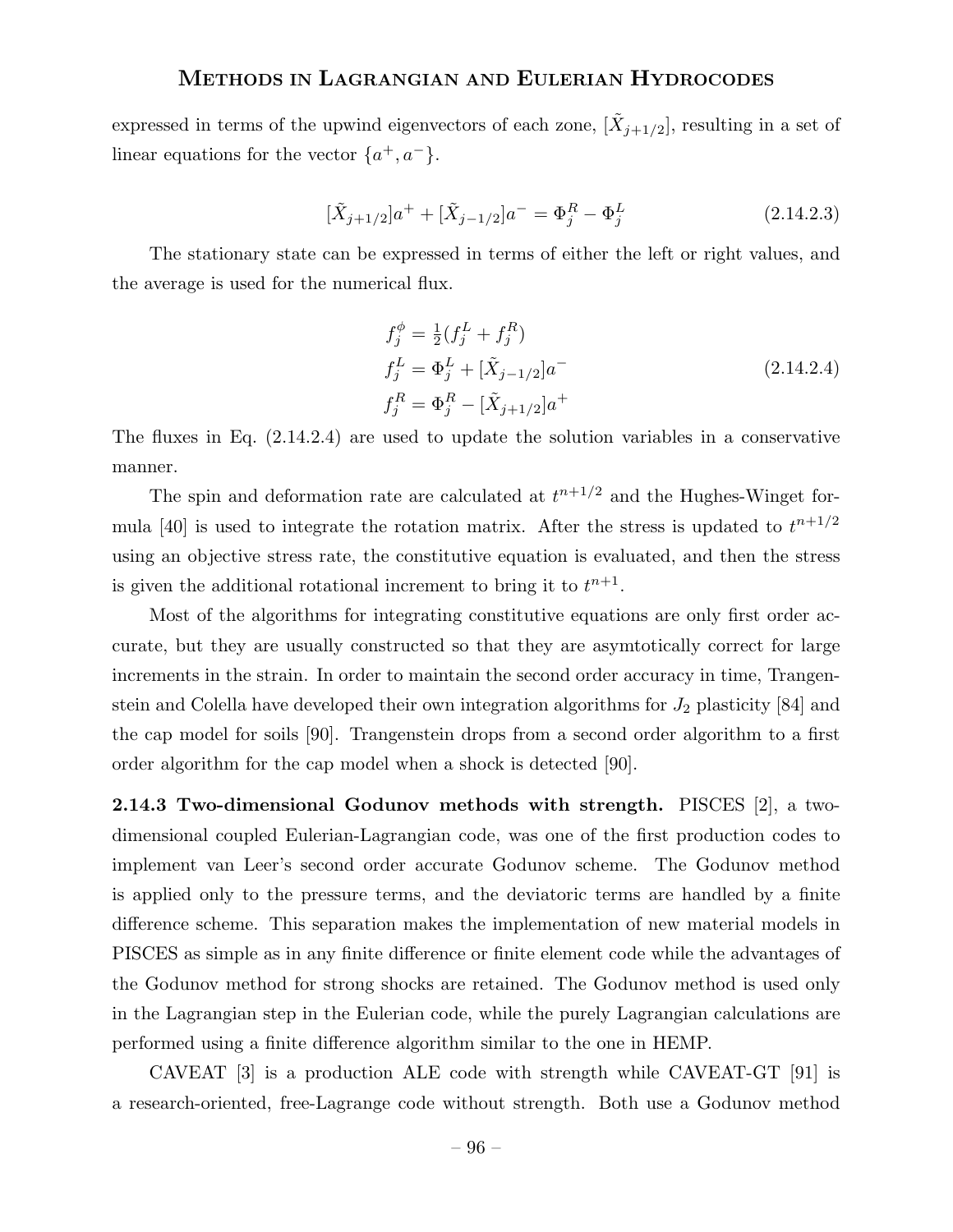expressed in terms of the upwind eigenvectors of each zone, $[\tilde{X}_{j+1/2}]$, resulting in a set of linear equations for the vector $\{a^+, a^-\}$.

$$[\tilde{X}_{j+1/2}]a^+ + [\tilde{X}_{j-1/2}]a^- = \Phi_j^R - \Phi_j^L \tag{2.14.2.3}$$

The stationary state can be expressed in terms of either the left or right values, and the average is used for the numerical flux.

$$\begin{aligned}
f_j^\phi &= \tfrac{1}{2}(f_j^L + f_j^R) \\
f_j^L &= \Phi_j^L + [\tilde{X}_{j-1/2}]a^- \\
f_j^R &= \Phi_j^R - [\tilde{X}_{j+1/2}]a^+
\end{aligned} \tag{2.14.2.4}$$

The fluxes in Eq. (2.14.2.4) are used to update the solution variables in a conservative manner.

The spin and deformation rate are calculated at $t^{n+1/2}$ and the Hughes-Winget formula [40] is used to integrate the rotation matrix. After the stress is updated to $t^{n+1/2}$ using an objective stress rate, the constitutive equation is evaluated, and then the stress is given the additional rotational increment to bring it to $t^{n+1}$.

Most of the algorithms for integrating constitutive equations are only first order accurate, but they are usually constructed so that they are asymtotically correct for large increments in the strain. In order to maintain the second order accuracy in time, Trangenstein and Colella have developed their own integration algorithms for $J_2$ plasticity [84] and the cap model for soils [90]. Trangenstein drops from a second order algorithm to a first order algorithm for the cap model when a shock is detected [90].

**2.14.3 Two-dimensional Godunov methods with strength.** PISCES [2], a two-dimensional coupled Eulerian-Lagrangian code, was one of the first production codes to implement van Leer's second order accurate Godunov scheme. The Godunov method is applied only to the pressure terms, and the deviatoric terms are handled by a finite difference scheme. This separation makes the implementation of new material models in PISCES as simple as in any finite difference or finite element code while the advantages of the Godunov method for strong shocks are retained. The Godunov method is used only in the Lagrangian step in the Eulerian code, while the purely Lagrangian calculations are performed using a finite difference algorithm similar to the one in HEMP.

CAVEAT [3] is a production ALE code with strength while CAVEAT-GT [91] is a research-oriented, free-Lagrange code without strength. Both use a Godunov method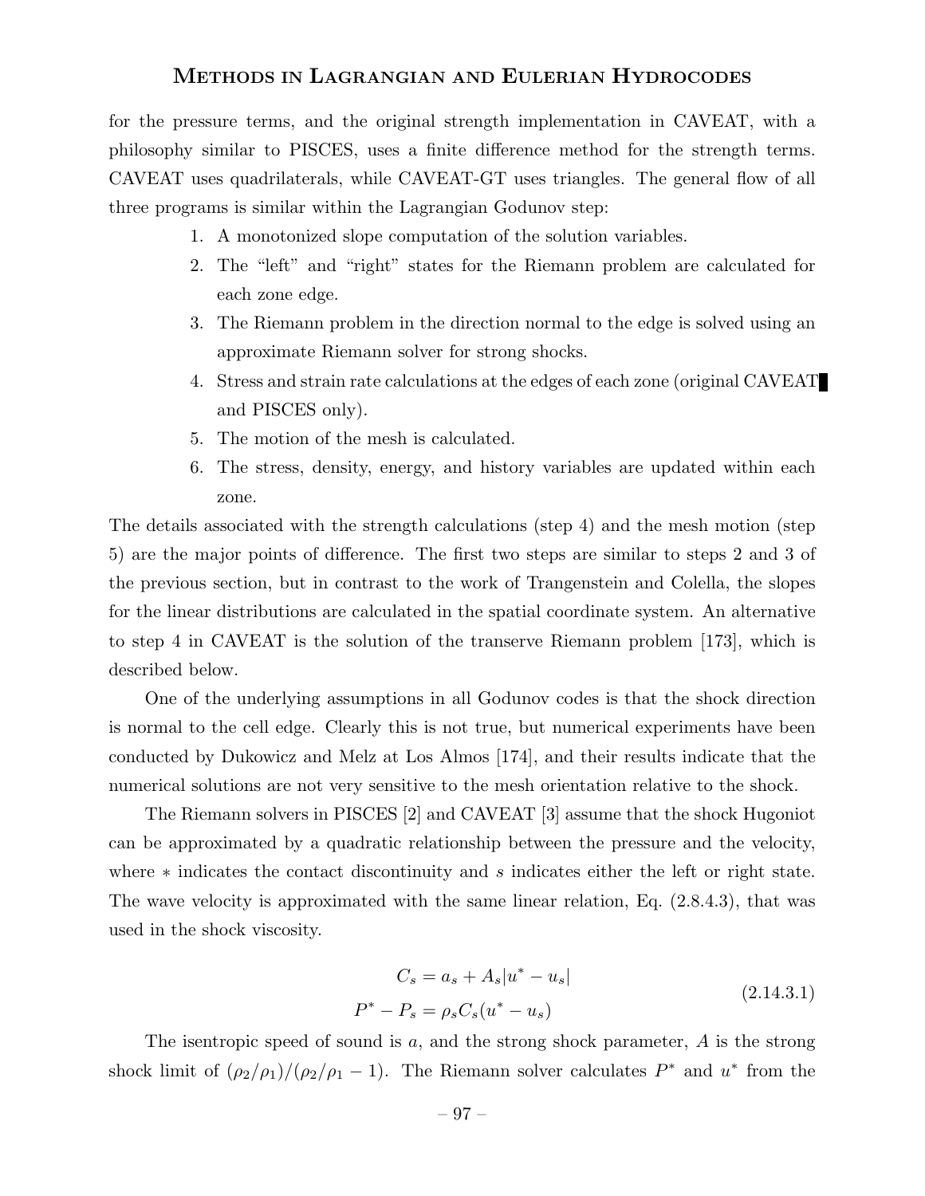for the pressure terms, and the original strength implementation in CAVEAT, with a philosophy similar to PISCES, uses a finite difference method for the strength terms. CAVEAT uses quadrilaterals, while CAVEAT-GT uses triangles. The general flow of all three programs is similar within the Lagrangian Godunov step:

1. A monotonized slope computation of the solution variables.
2. The "left" and "right" states for the Riemann problem are calculated for each zone edge.
3. The Riemann problem in the direction normal to the edge is solved using an approximate Riemann solver for strong shocks.
4. Stress and strain rate calculations at the edges of each zone (original CAVEAT and PISCES only).
5. The motion of the mesh is calculated.
6. The stress, density, energy, and history variables are updated within each zone.

The details associated with the strength calculations (step 4) and the mesh motion (step 5) are the major points of difference. The first two steps are similar to steps 2 and 3 of the previous section, but in contrast to the work of Trangenstein and Colella, the slopes for the linear distributions are calculated in the spatial coordinate system. An alternative to step 4 in CAVEAT is the solution of the transerve Riemann problem [173], which is described below.

One of the underlying assumptions in all Godunov codes is that the shock direction is normal to the cell edge. Clearly this is not true, but numerical experiments have been conducted by Dukowicz and Melz at Los Almos [174], and their results indicate that the numerical solutions are not very sensitive to the mesh orientation relative to the shock.

The Riemann solvers in PISCES [2] and CAVEAT [3] assume that the shock Hugoniot can be approximated by a quadratic relationship between the pressure and the velocity, where $*$ indicates the contact discontinuity and $s$ indicates either the left or right state. The wave velocity is approximated with the same linear relation, Eq. (2.8.4.3), that was used in the shock viscosity.

$$
\begin{aligned}
C_s &= a_s + A_s|u^* - u_s| \\
P^* - P_s &= \rho_s C_s (u^* - u_s)
\end{aligned}
\tag{2.14.3.1}
$$

The isentropic speed of sound is $a$, and the strong shock parameter, $A$ is the strong shock limit of $(\rho_2/\rho_1)/(\rho_2/\rho_1 - 1)$. The Riemann solver calculates $P^*$ and $u^*$ from the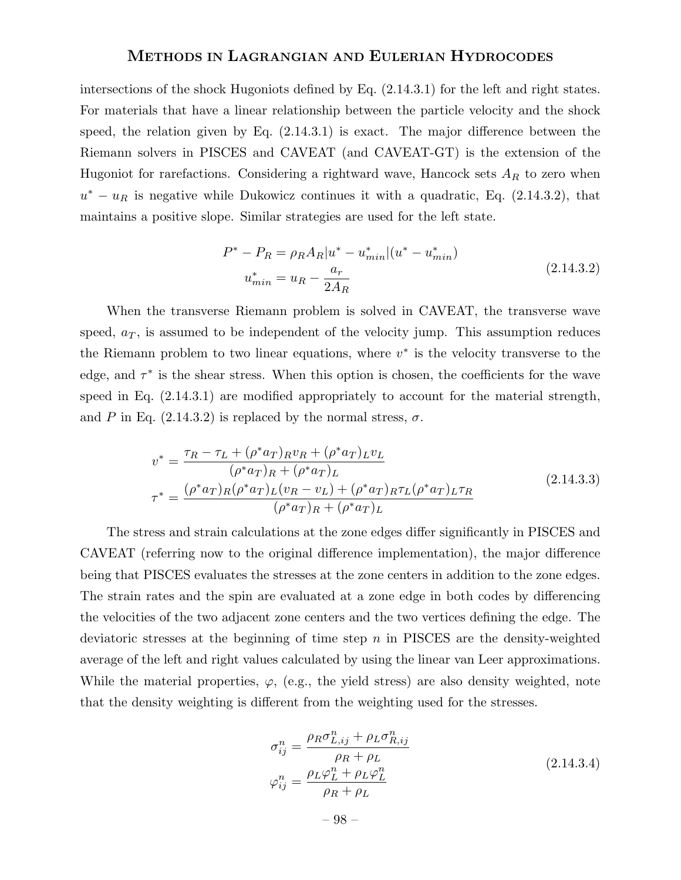intersections of the shock Hugoniots defined by Eq. (2.14.3.1) for the left and right states. For materials that have a linear relationship between the particle velocity and the shock speed, the relation given by Eq. (2.14.3.1) is exact. The major difference between the Riemann solvers in PISCES and CAVEAT (and CAVEAT-GT) is the extension of the Hugoniot for rarefactions. Considering a rightward wave, Hancock sets $A_R$ to zero when $u^* - u_R$ is negative while Dukowicz continues it with a quadratic, Eq. (2.14.3.2), that maintains a positive slope. Similar strategies are used for the left state.

$$
\begin{aligned}
P^* - P_R &= \rho_R A_R |u^* - u^*_{min}|(u^* - u^*_{min}) \\
u^*_{min} &= u_R - \frac{a_r}{2A_R}
\end{aligned}
\tag{2.14.3.2}
$$

When the transverse Riemann problem is solved in CAVEAT, the transverse wave speed, $a_T$, is assumed to be independent of the velocity jump. This assumption reduces the Riemann problem to two linear equations, where $v^*$ is the velocity transverse to the edge, and $\tau^*$ is the shear stress. When this option is chosen, the coefficients for the wave speed in Eq. (2.14.3.1) are modified appropriately to account for the material strength, and $P$ in Eq. (2.14.3.2) is replaced by the normal stress, $\sigma$.

$$
\begin{aligned}
v^* &= \frac{\tau_R - \tau_L + (\rho^* a_T)_R v_R + (\rho^* a_T)_L v_L}{(\rho^* a_T)_R + (\rho^* a_T)_L} \\
\tau^* &= \frac{(\rho^* a_T)_R (\rho^* a_T)_L (v_R - v_L) + (\rho^* a_T)_R \tau_L (\rho^* a_T)_L \tau_R}{(\rho^* a_T)_R + (\rho^* a_T)_L}
\end{aligned}
\tag{2.14.3.3}
$$

The stress and strain calculations at the zone edges differ significantly in PISCES and CAVEAT (referring now to the original difference implementation), the major difference being that PISCES evaluates the stresses at the zone centers in addition to the zone edges. The strain rates and the spin are evaluated at a zone edge in both codes by differencing the velocities of the two adjacent zone centers and the two vertices defining the edge. The deviatoric stresses at the beginning of time step $n$ in PISCES are the density-weighted average of the left and right values calculated by using the linear van Leer approximations. While the material properties, $\varphi$, (e.g., the yield stress) are also density weighted, note that the density weighting is different from the weighting used for the stresses.

$$
\begin{aligned}
\sigma^n_{ij} &= \frac{\rho_R \sigma^n_{L,ij} + \rho_L \sigma^n_{R,ij}}{\rho_R + \rho_L} \\
\varphi^n_{ij} &= \frac{\rho_L \varphi^n_L + \rho_L \varphi^n_L}{\rho_R + \rho_L}
\end{aligned}
\tag{2.14.3.4}
$$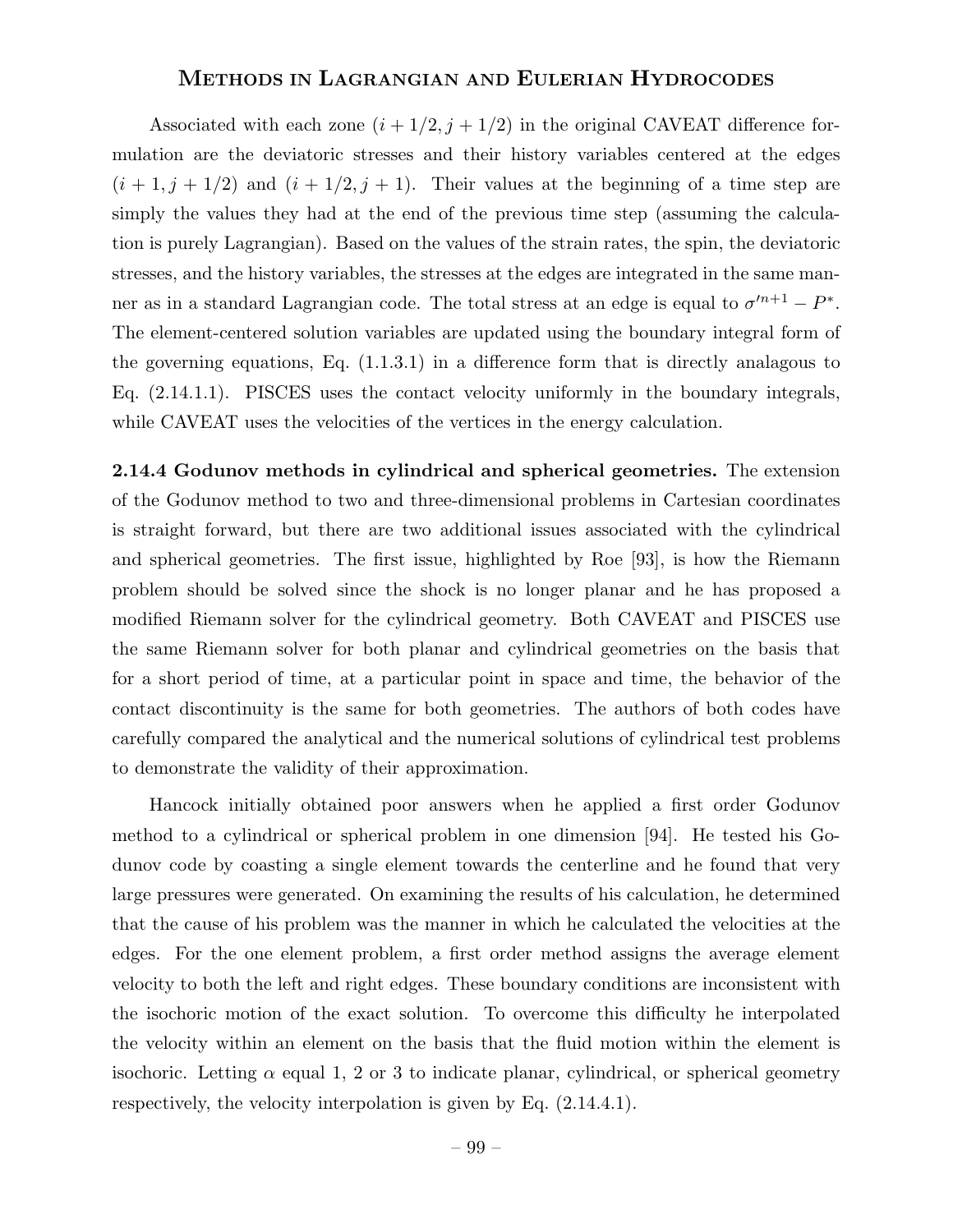Associated with each zone $(i + 1/2, j + 1/2)$ in the original CAVEAT difference formulation are the deviatoric stresses and their history variables centered at the edges $(i + 1, j + 1/2)$ and $(i + 1/2, j + 1)$. Their values at the beginning of a time step are simply the values they had at the end of the previous time step (assuming the calculation is purely Lagrangian). Based on the values of the strain rates, the spin, the deviatoric stresses, and the history variables, the stresses at the edges are integrated in the same manner as in a standard Lagrangian code. The total stress at an edge is equal to $\sigma'^{n+1} - P^*$. The element-centered solution variables are updated using the boundary integral form of the governing equations, Eq. (1.1.3.1) in a difference form that is directly analagous to Eq. (2.14.1.1). PISCES uses the contact velocity uniformly in the boundary integrals, while CAVEAT uses the velocities of the vertices in the energy calculation.

**2.14.4 Godunov methods in cylindrical and spherical geometries.** The extension of the Godunov method to two and three-dimensional problems in Cartesian coordinates is straight forward, but there are two additional issues associated with the cylindrical and spherical geometries. The first issue, highlighted by Roe [93], is how the Riemann problem should be solved since the shock is no longer planar and he has proposed a modified Riemann solver for the cylindrical geometry. Both CAVEAT and PISCES use the same Riemann solver for both planar and cylindrical geometries on the basis that for a short period of time, at a particular point in space and time, the behavior of the contact discontinuity is the same for both geometries. The authors of both codes have carefully compared the analytical and the numerical solutions of cylindrical test problems to demonstrate the validity of their approximation.

Hancock initially obtained poor answers when he applied a first order Godunov method to a cylindrical or spherical problem in one dimension [94]. He tested his Godunov code by coasting a single element towards the centerline and he found that very large pressures were generated. On examining the results of his calculation, he determined that the cause of his problem was the manner in which he calculated the velocities at the edges. For the one element problem, a first order method assigns the average element velocity to both the left and right edges. These boundary conditions are inconsistent with the isochoric motion of the exact solution. To overcome this difficulty he interpolated the velocity within an element on the basis that the fluid motion within the element is isochoric. Letting $\alpha$ equal 1, 2 or 3 to indicate planar, cylindrical, or spherical geometry respectively, the velocity interpolation is given by Eq. (2.14.4.1).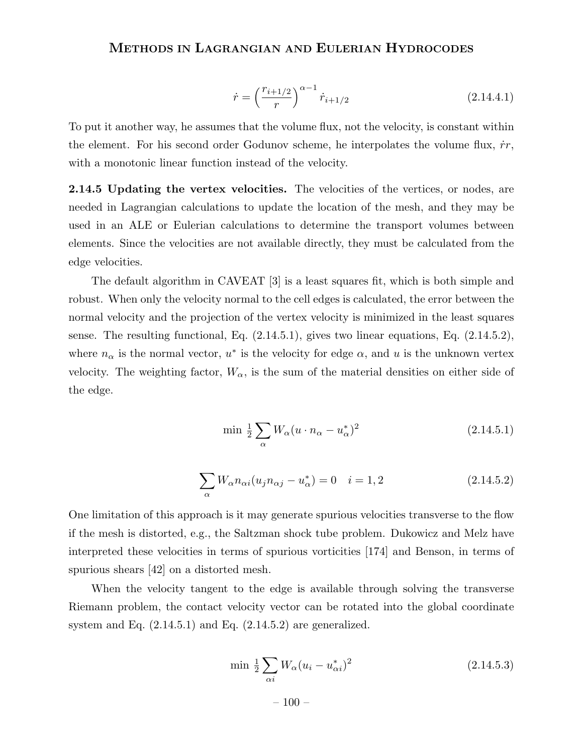$$\dot{r} = \left(\frac{r_{i+1/2}}{r}\right)^{\alpha-1} \dot{r}_{i+1/2} \tag{2.14.4.1}$$

To put it another way, he assumes that the volume flux, not the velocity, is constant within the element. For his second order Godunov scheme, he interpolates the volume flux, $\dot{r}r$, with a monotonic linear function instead of the velocity.

**2.14.5 Updating the vertex velocities.** The velocities of the vertices, or nodes, are needed in Lagrangian calculations to update the location of the mesh, and they may be used in an ALE or Eulerian calculations to determine the transport volumes between elements. Since the velocities are not available directly, they must be calculated from the edge velocities.

The default algorithm in CAVEAT [3] is a least squares fit, which is both simple and robust. When only the velocity normal to the cell edges is calculated, the error between the normal velocity and the projection of the vertex velocity is minimized in the least squares sense. The resulting functional, Eq. (2.14.5.1), gives two linear equations, Eq. (2.14.5.2), where $n_\alpha$ is the normal vector, $u^*$ is the velocity for edge $\alpha$, and $u$ is the unknown vertex velocity. The weighting factor, $W_\alpha$, is the sum of the material densities on either side of the edge.

$$\min \tfrac{1}{2} \sum_\alpha W_\alpha (u \cdot n_\alpha - u^*_\alpha)^2 \tag{2.14.5.1}$$

$$\sum_\alpha W_\alpha n_{\alpha i}(u_j n_{\alpha j} - u^*_\alpha) = 0 \quad i = 1, 2 \tag{2.14.5.2}$$

One limitation of this approach is it may generate spurious velocities transverse to the flow if the mesh is distorted, e.g., the Saltzman shock tube problem. Dukowicz and Melz have interpreted these velocities in terms of spurious vorticities [174] and Benson, in terms of spurious shears [42] on a distorted mesh.

When the velocity tangent to the edge is available through solving the transverse Riemann problem, the contact velocity vector can be rotated into the global coordinate system and Eq. (2.14.5.1) and Eq. (2.14.5.2) are generalized.

$$\min \tfrac{1}{2} \sum_{\alpha i} W_\alpha (u_i - u^*_{\alpha i})^2 \tag{2.14.5.3}$$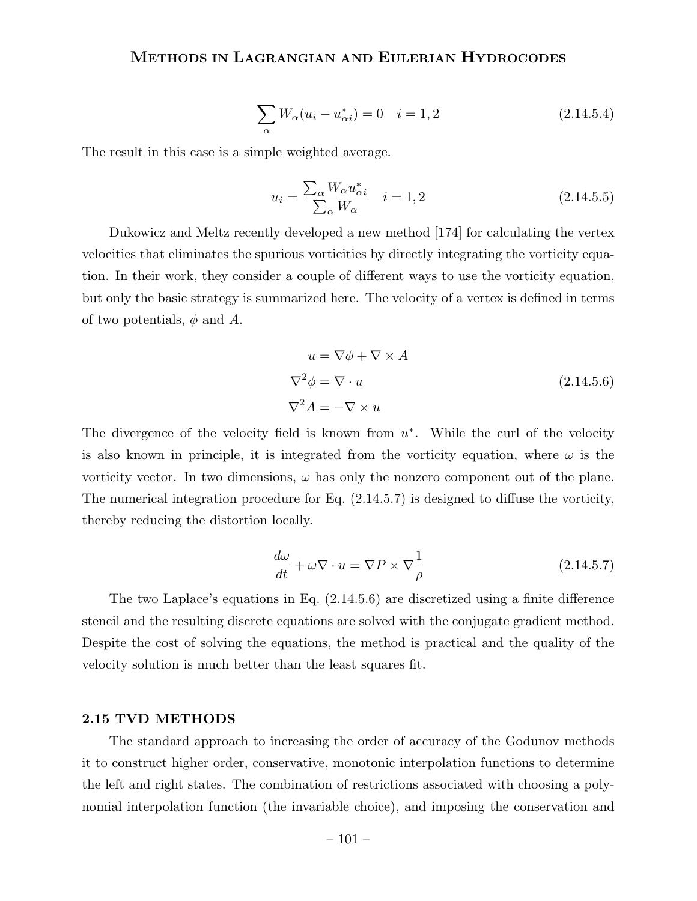$$\sum_{\alpha} W_{\alpha}(u_i - u_{\alpha i}^*) = 0 \quad i = 1, 2 \tag{2.14.5.4}$$

The result in this case is a simple weighted average.

$$u_i = \frac{\sum_{\alpha} W_{\alpha} u_{\alpha i}^*}{\sum_{\alpha} W_{\alpha}} \quad i = 1, 2 \tag{2.14.5.5}$$

Dukowicz and Meltz recently developed a new method [174] for calculating the vertex velocities that eliminates the spurious vorticities by directly integrating the vorticity equation. In their work, they consider a couple of different ways to use the vorticity equation, but only the basic strategy is summarized here. The velocity of a vertex is defined in terms of two potentials, $\phi$ and $A$.

$$\begin{aligned} u &= \nabla \phi + \nabla \times A \\ \nabla^2 \phi &= \nabla \cdot u \\ \nabla^2 A &= -\nabla \times u \end{aligned} \tag{2.14.5.6}$$

The divergence of the velocity field is known from $u^*$. While the curl of the velocity is also known in principle, it is integrated from the vorticity equation, where $\omega$ is the vorticity vector. In two dimensions, $\omega$ has only the nonzero component out of the plane. The numerical integration procedure for Eq. (2.14.5.7) is designed to diffuse the vorticity, thereby reducing the distortion locally.

$$\frac{d\omega}{dt} + \omega \nabla \cdot u = \nabla P \times \nabla \frac{1}{\rho} \tag{2.14.5.7}$$

The two Laplace's equations in Eq. (2.14.5.6) are discretized using a finite difference stencil and the resulting discrete equations are solved with the conjugate gradient method. Despite the cost of solving the equations, the method is practical and the quality of the velocity solution is much better than the least squares fit.

## 2.15 TVD METHODS

The standard approach to increasing the order of accuracy of the Godunov methods it to construct higher order, conservative, monotonic interpolation functions to determine the left and right states. The combination of restrictions associated with choosing a polynomial interpolation function (the invariable choice), and imposing the conservation and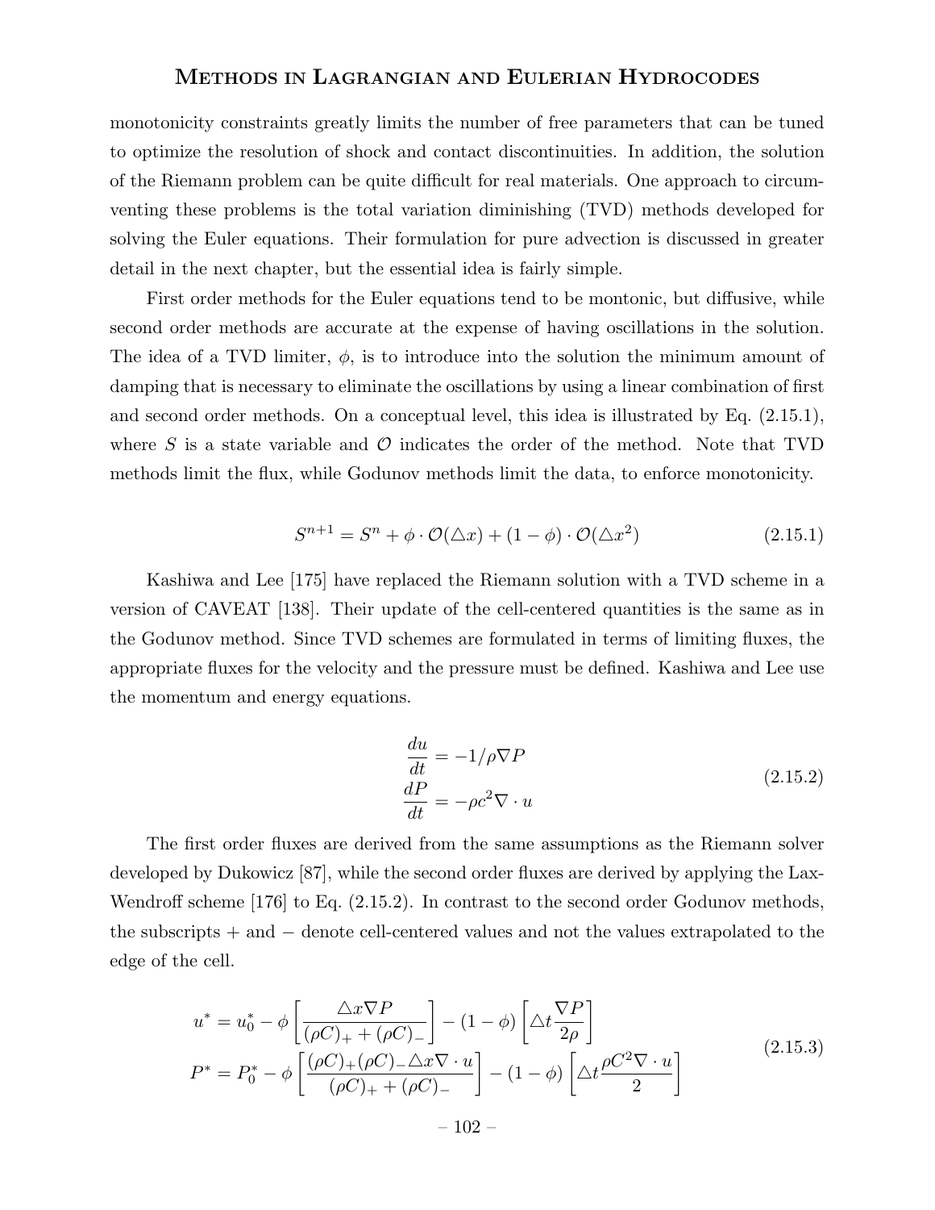monotonicity constraints greatly limits the number of free parameters that can be tuned to optimize the resolution of shock and contact discontinuities. In addition, the solution of the Riemann problem can be quite difficult for real materials. One approach to circumventing these problems is the total variation diminishing (TVD) methods developed for solving the Euler equations. Their formulation for pure advection is discussed in greater detail in the next chapter, but the essential idea is fairly simple.

First order methods for the Euler equations tend to be montonic, but diffusive, while second order methods are accurate at the expense of having oscillations in the solution. The idea of a TVD limiter, $\phi$, is to introduce into the solution the minimum amount of damping that is necessary to eliminate the oscillations by using a linear combination of first and second order methods. On a conceptual level, this idea is illustrated by Eq. (2.15.1), where $S$ is a state variable and $\mathcal{O}$ indicates the order of the method. Note that TVD methods limit the flux, while Godunov methods limit the data, to enforce monotonicity.

$$S^{n+1} = S^n + \phi \cdot \mathcal{O}(\triangle x) + (1 - \phi) \cdot \mathcal{O}(\triangle x^2) \tag{2.15.1}$$

Kashiwa and Lee [175] have replaced the Riemann solution with a TVD scheme in a version of CAVEAT [138]. Their update of the cell-centered quantities is the same as in the Godunov method. Since TVD schemes are formulated in terms of limiting fluxes, the appropriate fluxes for the velocity and the pressure must be defined. Kashiwa and Lee use the momentum and energy equations.

$$\begin{aligned} \frac{du}{dt} &= -1/\rho \nabla P \\ \frac{dP}{dt} &= -\rho c^2 \nabla \cdot u \end{aligned} \tag{2.15.2}$$

The first order fluxes are derived from the same assumptions as the Riemann solver developed by Dukowicz [87], while the second order fluxes are derived by applying the Lax-Wendroff scheme [176] to Eq. (2.15.2). In contrast to the second order Godunov methods, the subscripts $+$ and $-$ denote cell-centered values and not the values extrapolated to the edge of the cell.

$$\begin{aligned} u^* &= u_0^* - \phi \left[ \frac{\triangle x \nabla P}{(\rho C)_+ + (\rho C)_-} \right] - (1 - \phi) \left[ \triangle t \frac{\nabla P}{2\rho} \right] \\ P^* &= P_0^* - \phi \left[ \frac{(\rho C)_+ (\rho C)_- \triangle x \nabla \cdot u}{(\rho C)_+ + (\rho C)_-} \right] - (1 - \phi) \left[ \triangle t \frac{\rho C^2 \nabla \cdot u}{2} \right] \end{aligned} \tag{2.15.3}$$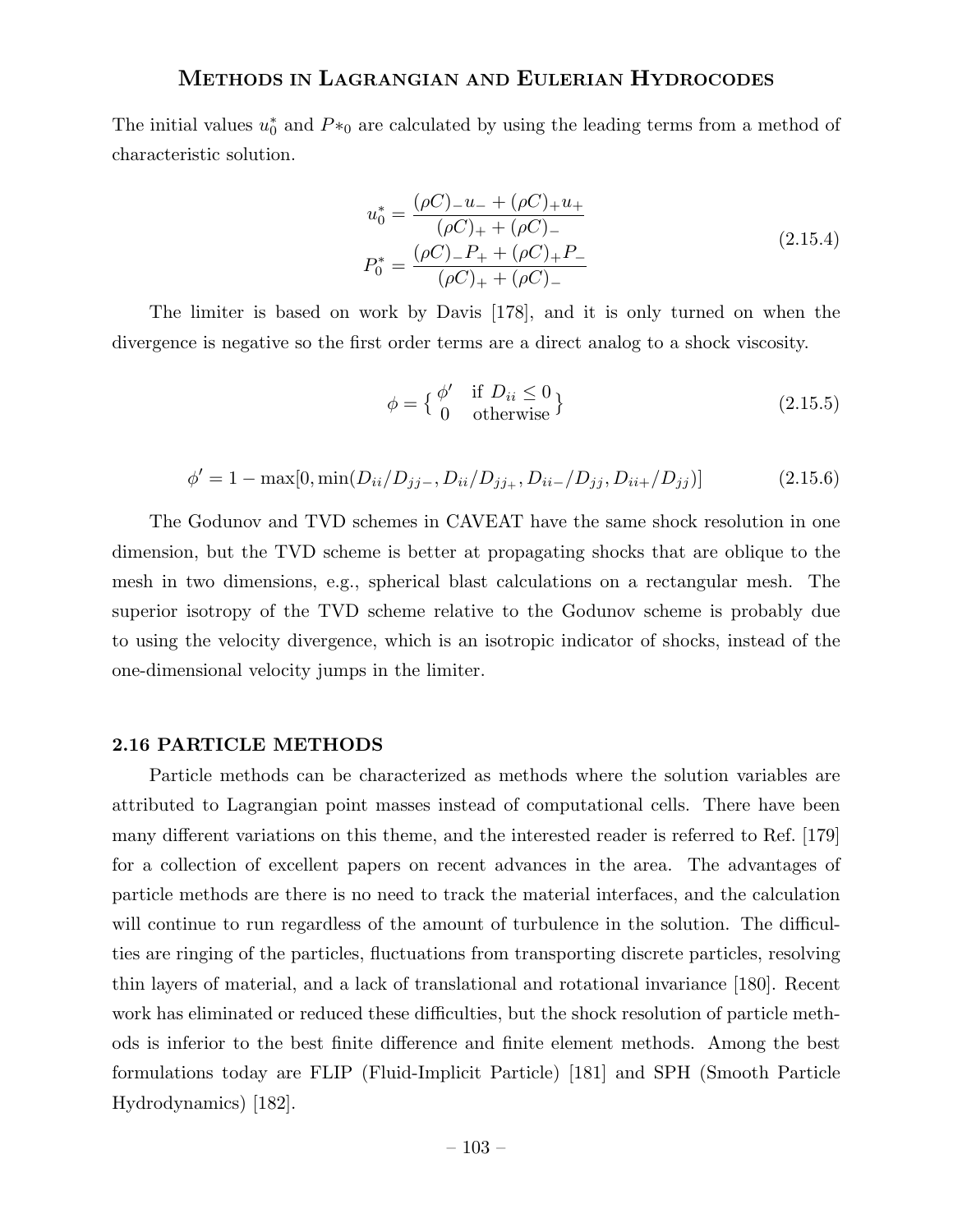The initial values $u_0^*$ and $P*_0$ are calculated by using the leading terms from a method of characteristic solution.

$$
\begin{aligned}
u_0^* &= \frac{(\rho C)_- u_- + (\rho C)_+ u_+}{(\rho C)_+ + (\rho C)_-} \\
P_0^* &= \frac{(\rho C)_- P_+ + (\rho C)_+ P_-}{(\rho C)_+ + (\rho C)_-}
\end{aligned}
\tag{2.15.4}
$$

The limiter is based on work by Davis [178], and it is only turned on when the divergence is negative so the first order terms are a direct analog to a shock viscosity.

$$
\phi = \left\{ \begin{matrix} \phi' & \text{if } D_{ii} \leq 0 \\ 0 & \text{otherwise} \end{matrix} \right\}
\tag{2.15.5}
$$

$$
\phi' = 1 - \max[0, \min(D_{ii}/D_{jj-}, D_{ii}/D_{jj+}, D_{ii-}/D_{jj}, D_{ii+}/D_{jj})]
\tag{2.15.6}
$$

The Godunov and TVD schemes in CAVEAT have the same shock resolution in one dimension, but the TVD scheme is better at propagating shocks that are oblique to the mesh in two dimensions, e.g., spherical blast calculations on a rectangular mesh. The superior isotropy of the TVD scheme relative to the Godunov scheme is probably due to using the velocity divergence, which is an isotropic indicator of shocks, instead of the one-dimensional velocity jumps in the limiter.

## 2.16 PARTICLE METHODS

Particle methods can be characterized as methods where the solution variables are attributed to Lagrangian point masses instead of computational cells. There have been many different variations on this theme, and the interested reader is referred to Ref. [179] for a collection of excellent papers on recent advances in the area. The advantages of particle methods are there is no need to track the material interfaces, and the calculation will continue to run regardless of the amount of turbulence in the solution. The difficulties are ringing of the particles, fluctuations from transporting discrete particles, resolving thin layers of material, and a lack of translational and rotational invariance [180]. Recent work has eliminated or reduced these difficulties, but the shock resolution of particle methods is inferior to the best finite difference and finite element methods. Among the best formulations today are FLIP (Fluid-Implicit Particle) [181] and SPH (Smooth Particle Hydrodynamics) [182].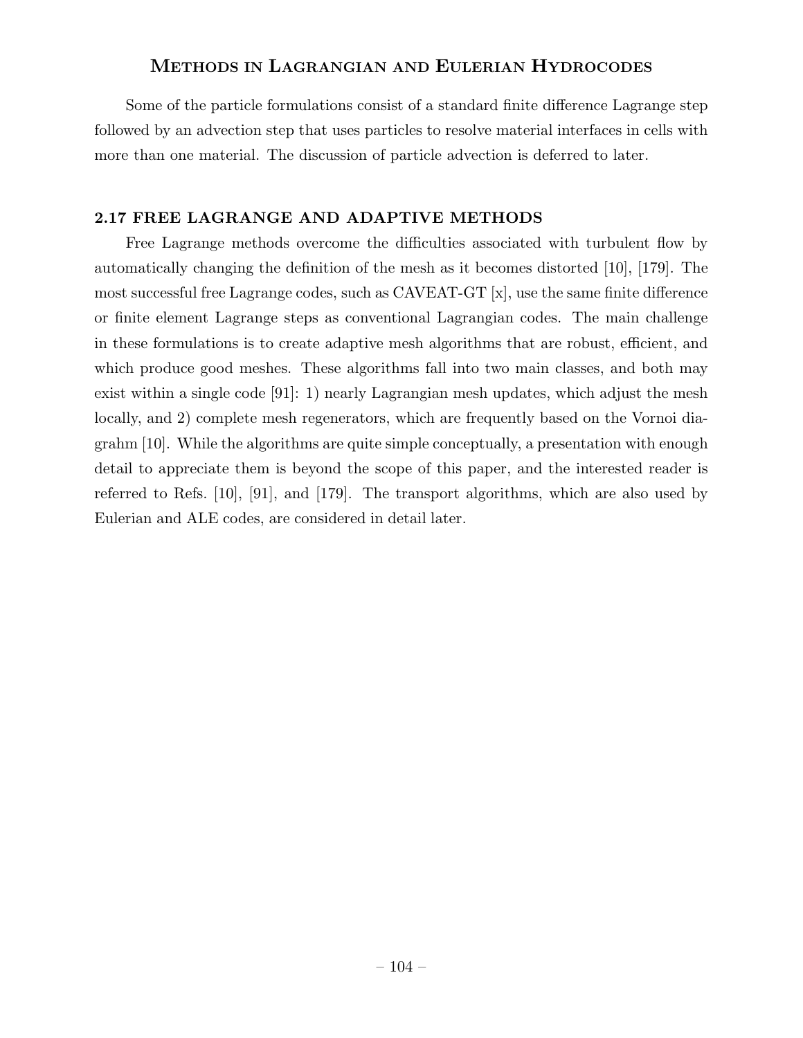Some of the particle formulations consist of a standard finite difference Lagrange step followed by an advection step that uses particles to resolve material interfaces in cells with more than one material. The discussion of particle advection is deferred to later.

### 2.17 FREE LAGRANGE AND ADAPTIVE METHODS

Free Lagrange methods overcome the difficulties associated with turbulent flow by automatically changing the definition of the mesh as it becomes distorted [10], [179]. The most successful free Lagrange codes, such as CAVEAT-GT [x], use the same finite difference or finite element Lagrange steps as conventional Lagrangian codes. The main challenge in these formulations is to create adaptive mesh algorithms that are robust, efficient, and which produce good meshes. These algorithms fall into two main classes, and both may exist within a single code [91]: 1) nearly Lagrangian mesh updates, which adjust the mesh locally, and 2) complete mesh regenerators, which are frequently based on the Vornoi diagrahm [10]. While the algorithms are quite simple conceptually, a presentation with enough detail to appreciate them is beyond the scope of this paper, and the interested reader is referred to Refs. [10], [91], and [179]. The transport algorithms, which are also used by Eulerian and ALE codes, are considered in detail later.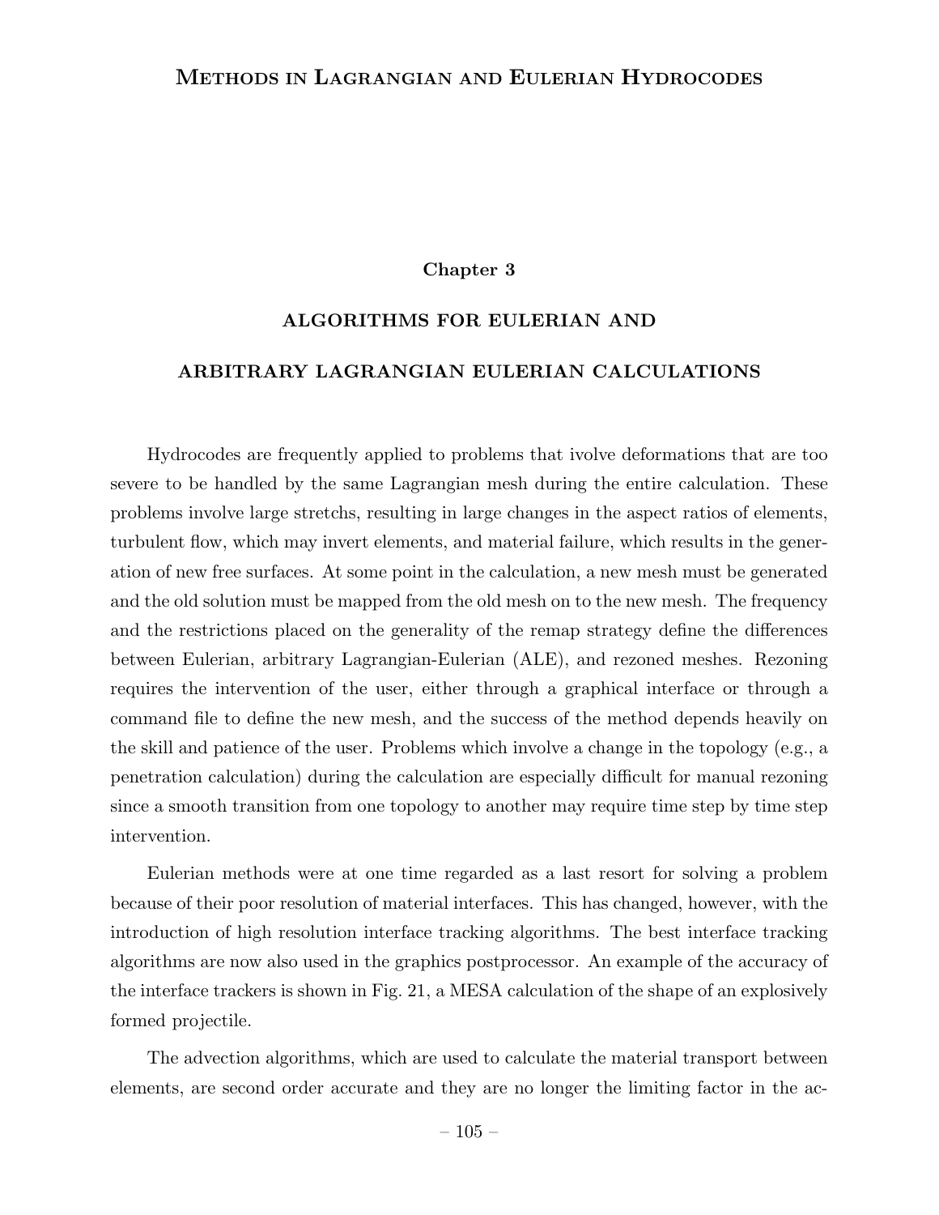# Chapter 3

## ALGORITHMS FOR EULERIAN AND ARBITRARY LAGRANGIAN EULERIAN CALCULATIONS

Hydrocodes are frequently applied to problems that ivolve deformations that are too severe to be handled by the same Lagrangian mesh during the entire calculation. These problems involve large stretchs, resulting in large changes in the aspect ratios of elements, turbulent flow, which may invert elements, and material failure, which results in the generation of new free surfaces. At some point in the calculation, a new mesh must be generated and the old solution must be mapped from the old mesh on to the new mesh. The frequency and the restrictions placed on the generality of the remap strategy define the differences between Eulerian, arbitrary Lagrangian-Eulerian (ALE), and rezoned meshes. Rezoning requires the intervention of the user, either through a graphical interface or through a command file to define the new mesh, and the success of the method depends heavily on the skill and patience of the user. Problems which involve a change in the topology (e.g., a penetration calculation) during the calculation are especially difficult for manual rezoning since a smooth transition from one topology to another may require time step by time step intervention.

Eulerian methods were at one time regarded as a last resort for solving a problem because of their poor resolution of material interfaces. This has changed, however, with the introduction of high resolution interface tracking algorithms. The best interface tracking algorithms are now also used in the graphics postprocessor. An example of the accuracy of the interface trackers is shown in Fig. 21, a MESA calculation of the shape of an explosively formed projectile.

The advection algorithms, which are used to calculate the material transport between elements, are second order accurate and they are no longer the limiting factor in the ac-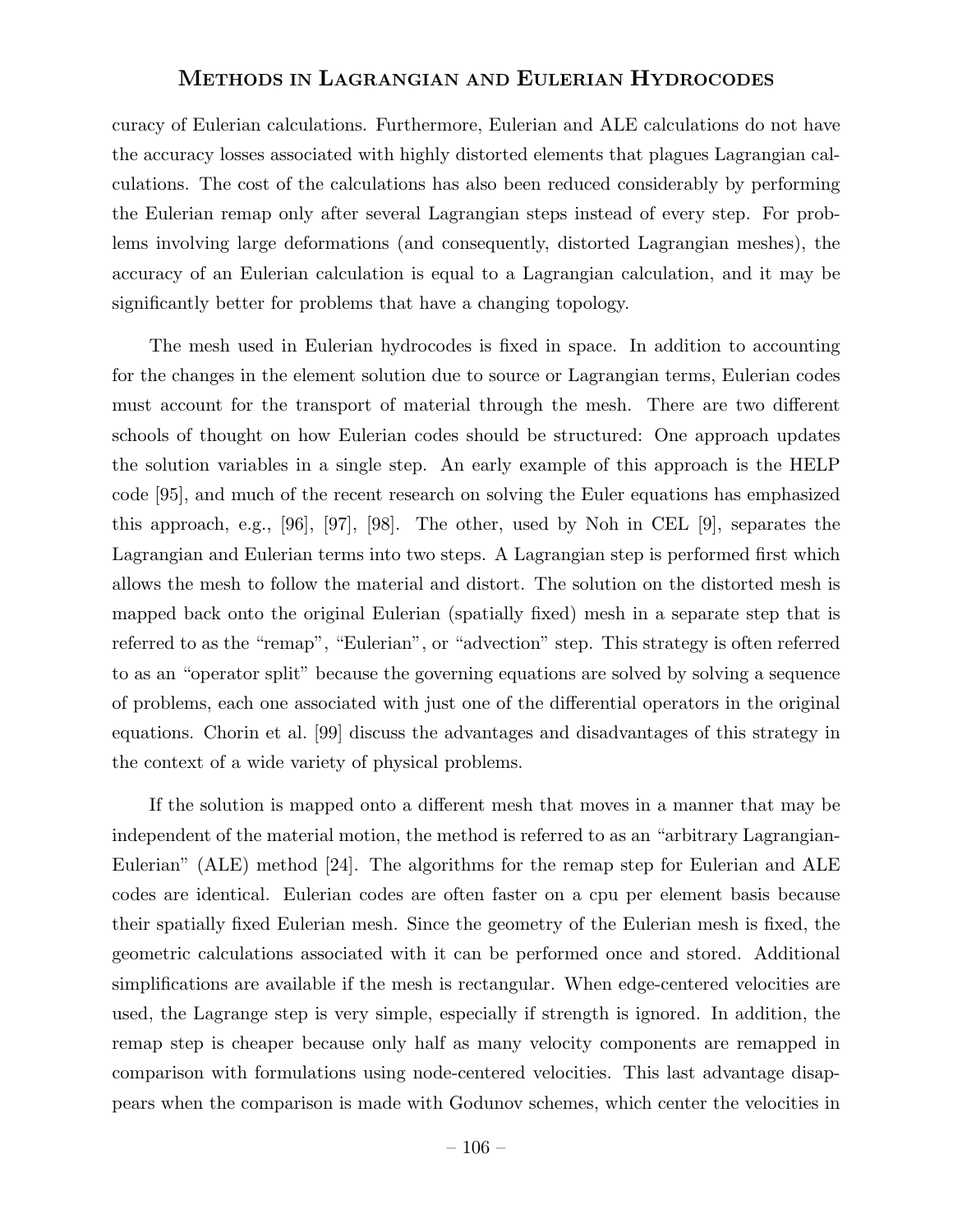curacy of Eulerian calculations. Furthermore, Eulerian and ALE calculations do not have the accuracy losses associated with highly distorted elements that plagues Lagrangian calculations. The cost of the calculations has also been reduced considerably by performing the Eulerian remap only after several Lagrangian steps instead of every step. For problems involving large deformations (and consequently, distorted Lagrangian meshes), the accuracy of an Eulerian calculation is equal to a Lagrangian calculation, and it may be significantly better for problems that have a changing topology.

The mesh used in Eulerian hydrocodes is fixed in space. In addition to accounting for the changes in the element solution due to source or Lagrangian terms, Eulerian codes must account for the transport of material through the mesh. There are two different schools of thought on how Eulerian codes should be structured: One approach updates the solution variables in a single step. An early example of this approach is the HELP code [95], and much of the recent research on solving the Euler equations has emphasized this approach, e.g., [96], [97], [98]. The other, used by Noh in CEL [9], separates the Lagrangian and Eulerian terms into two steps. A Lagrangian step is performed first which allows the mesh to follow the material and distort. The solution on the distorted mesh is mapped back onto the original Eulerian (spatially fixed) mesh in a separate step that is referred to as the "remap", "Eulerian", or "advection" step. This strategy is often referred to as an "operator split" because the governing equations are solved by solving a sequence of problems, each one associated with just one of the differential operators in the original equations. Chorin et al. [99] discuss the advantages and disadvantages of this strategy in the context of a wide variety of physical problems.

If the solution is mapped onto a different mesh that moves in a manner that may be independent of the material motion, the method is referred to as an "arbitrary Lagrangian-Eulerian" (ALE) method [24]. The algorithms for the remap step for Eulerian and ALE codes are identical. Eulerian codes are often faster on a cpu per element basis because their spatially fixed Eulerian mesh. Since the geometry of the Eulerian mesh is fixed, the geometric calculations associated with it can be performed once and stored. Additional simplifications are available if the mesh is rectangular. When edge-centered velocities are used, the Lagrange step is very simple, especially if strength is ignored. In addition, the remap step is cheaper because only half as many velocity components are remapped in comparison with formulations using node-centered velocities. This last advantage disappears when the comparison is made with Godunov schemes, which center the velocities in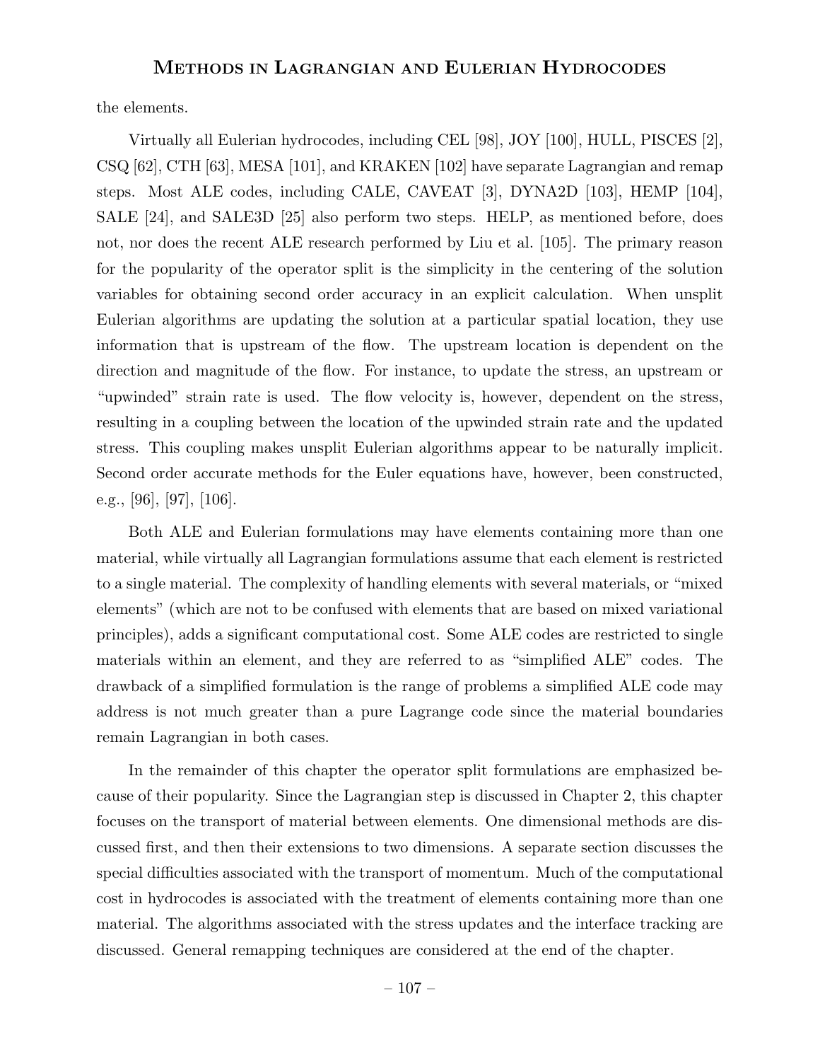the elements.

Virtually all Eulerian hydrocodes, including CEL [98], JOY [100], HULL, PISCES [2], CSQ [62], CTH [63], MESA [101], and KRAKEN [102] have separate Lagrangian and remap steps. Most ALE codes, including CALE, CAVEAT [3], DYNA2D [103], HEMP [104], SALE [24], and SALE3D [25] also perform two steps. HELP, as mentioned before, does not, nor does the recent ALE research performed by Liu et al. [105]. The primary reason for the popularity of the operator split is the simplicity in the centering of the solution variables for obtaining second order accuracy in an explicit calculation. When unsplit Eulerian algorithms are updating the solution at a particular spatial location, they use information that is upstream of the flow. The upstream location is dependent on the direction and magnitude of the flow. For instance, to update the stress, an upstream or "upwinded" strain rate is used. The flow velocity is, however, dependent on the stress, resulting in a coupling between the location of the upwinded strain rate and the updated stress. This coupling makes unsplit Eulerian algorithms appear to be naturally implicit. Second order accurate methods for the Euler equations have, however, been constructed, e.g., [96], [97], [106].

Both ALE and Eulerian formulations may have elements containing more than one material, while virtually all Lagrangian formulations assume that each element is restricted to a single material. The complexity of handling elements with several materials, or "mixed elements" (which are not to be confused with elements that are based on mixed variational principles), adds a significant computational cost. Some ALE codes are restricted to single materials within an element, and they are referred to as "simplified ALE" codes. The drawback of a simplified formulation is the range of problems a simplified ALE code may address is not much greater than a pure Lagrange code since the material boundaries remain Lagrangian in both cases.

In the remainder of this chapter the operator split formulations are emphasized because of their popularity. Since the Lagrangian step is discussed in Chapter 2, this chapter focuses on the transport of material between elements. One dimensional methods are discussed first, and then their extensions to two dimensions. A separate section discusses the special difficulties associated with the transport of momentum. Much of the computational cost in hydrocodes is associated with the treatment of elements containing more than one material. The algorithms associated with the stress updates and the interface tracking are discussed. General remapping techniques are considered at the end of the chapter.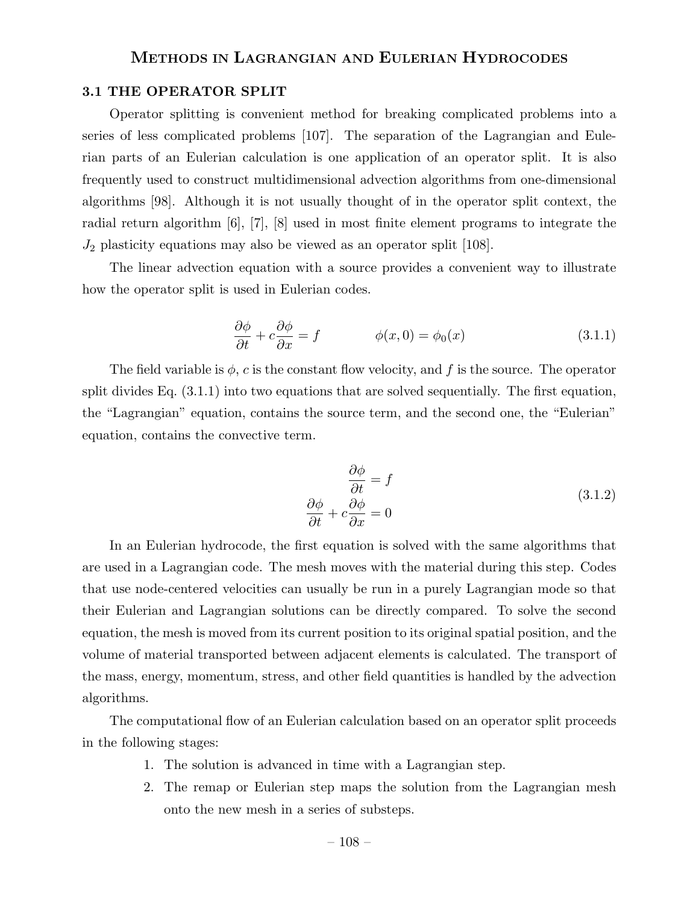# Methods in Lagrangian and Eulerian Hydrocodes

## 3.1 THE OPERATOR SPLIT

Operator splitting is convenient method for breaking complicated problems into a series of less complicated problems [107]. The separation of the Lagrangian and Eulerian parts of an Eulerian calculation is one application of an operator split. It is also frequently used to construct multidimensional advection algorithms from one-dimensional algorithms [98]. Although it is not usually thought of in the operator split context, the radial return algorithm [6], [7], [8] used in most finite element programs to integrate the $J_2$ plasticity equations may also be viewed as an operator split [108].

The linear advection equation with a source provides a convenient way to illustrate how the operator split is used in Eulerian codes.

$$\frac{\partial \phi}{\partial t} + c\frac{\partial \phi}{\partial x} = f \qquad\qquad \phi(x,0) = \phi_0(x) \tag{3.1.1}$$

The field variable is $\phi$, $c$ is the constant flow velocity, and $f$ is the source. The operator split divides Eq. (3.1.1) into two equations that are solved sequentially. The first equation, the "Lagrangian" equation, contains the source term, and the second one, the "Eulerian" equation, contains the convective term.

$$\begin{aligned} \frac{\partial \phi}{\partial t} &= f \\ \frac{\partial \phi}{\partial t} + c\frac{\partial \phi}{\partial x} &= 0 \end{aligned} \tag{3.1.2}$$

In an Eulerian hydrocode, the first equation is solved with the same algorithms that are used in a Lagrangian code. The mesh moves with the material during this step. Codes that use node-centered velocities can usually be run in a purely Lagrangian mode so that their Eulerian and Lagrangian solutions can be directly compared. To solve the second equation, the mesh is moved from its current position to its original spatial position, and the volume of material transported between adjacent elements is calculated. The transport of the mass, energy, momentum, stress, and other field quantities is handled by the advection algorithms.

The computational flow of an Eulerian calculation based on an operator split proceeds in the following stages:

1. The solution is advanced in time with a Lagrangian step.
2. The remap or Eulerian step maps the solution from the Lagrangian mesh onto the new mesh in a series of substeps.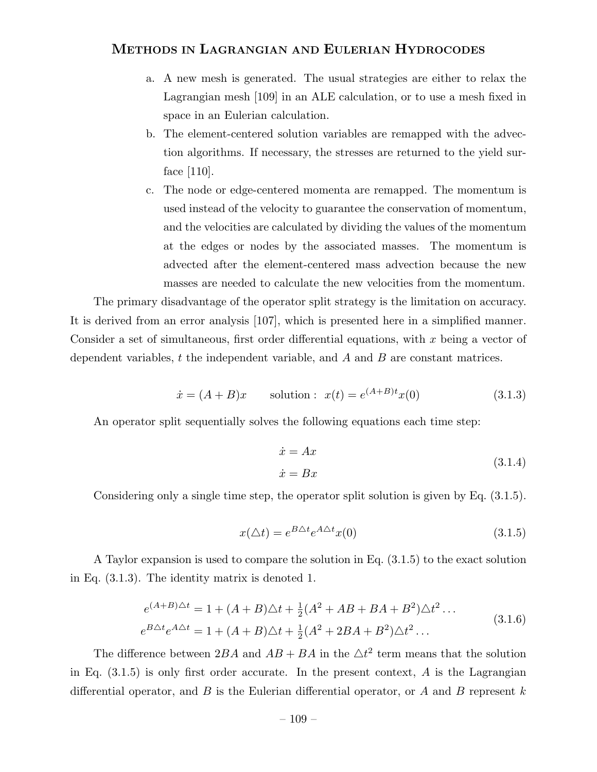a. A new mesh is generated. The usual strategies are either to relax the Lagrangian mesh [109] in an ALE calculation, or to use a mesh fixed in space in an Eulerian calculation.

b. The element-centered solution variables are remapped with the advection algorithms. If necessary, the stresses are returned to the yield surface [110].

c. The node or edge-centered momenta are remapped. The momentum is used instead of the velocity to guarantee the conservation of momentum, and the velocities are calculated by dividing the values of the momentum at the edges or nodes by the associated masses. The momentum is advected after the element-centered mass advection because the new masses are needed to calculate the new velocities from the momentum.

The primary disadvantage of the operator split strategy is the limitation on accuracy. It is derived from an error analysis [107], which is presented here in a simplified manner. Consider a set of simultaneous, first order differential equations, with $x$ being a vector of dependent variables, $t$ the independent variable, and $A$ and $B$ are constant matrices.

$$\dot{x} = (A + B)x \qquad \text{solution: } \; x(t) = e^{(A+B)t}x(0) \tag{3.1.3}$$

An operator split sequentially solves the following equations each time step:

$$\begin{aligned} \dot{x} &= Ax \\ \dot{x} &= Bx \end{aligned} \tag{3.1.4}$$

Considering only a single time step, the operator split solution is given by Eq. (3.1.5).

$$x(\triangle t) = e^{B\triangle t}e^{A\triangle t}x(0) \tag{3.1.5}$$

A Taylor expansion is used to compare the solution in Eq. (3.1.5) to the exact solution in Eq. (3.1.3). The identity matrix is denoted 1.

$$\begin{aligned} e^{(A+B)\triangle t} &= 1 + (A + B)\triangle t + \tfrac{1}{2}(A^2 + AB + BA + B^2)\triangle t^2 \ldots \\ e^{B\triangle t}e^{A\triangle t} &= 1 + (A + B)\triangle t + \tfrac{1}{2}(A^2 + 2BA + B^2)\triangle t^2 \ldots \end{aligned} \tag{3.1.6}$$

The difference between $2BA$ and $AB + BA$ in the $\triangle t^2$ term means that the solution in Eq. (3.1.5) is only first order accurate. In the present context, $A$ is the Lagrangian differential operator, and $B$ is the Eulerian differential operator, or $A$ and $B$ represent $k$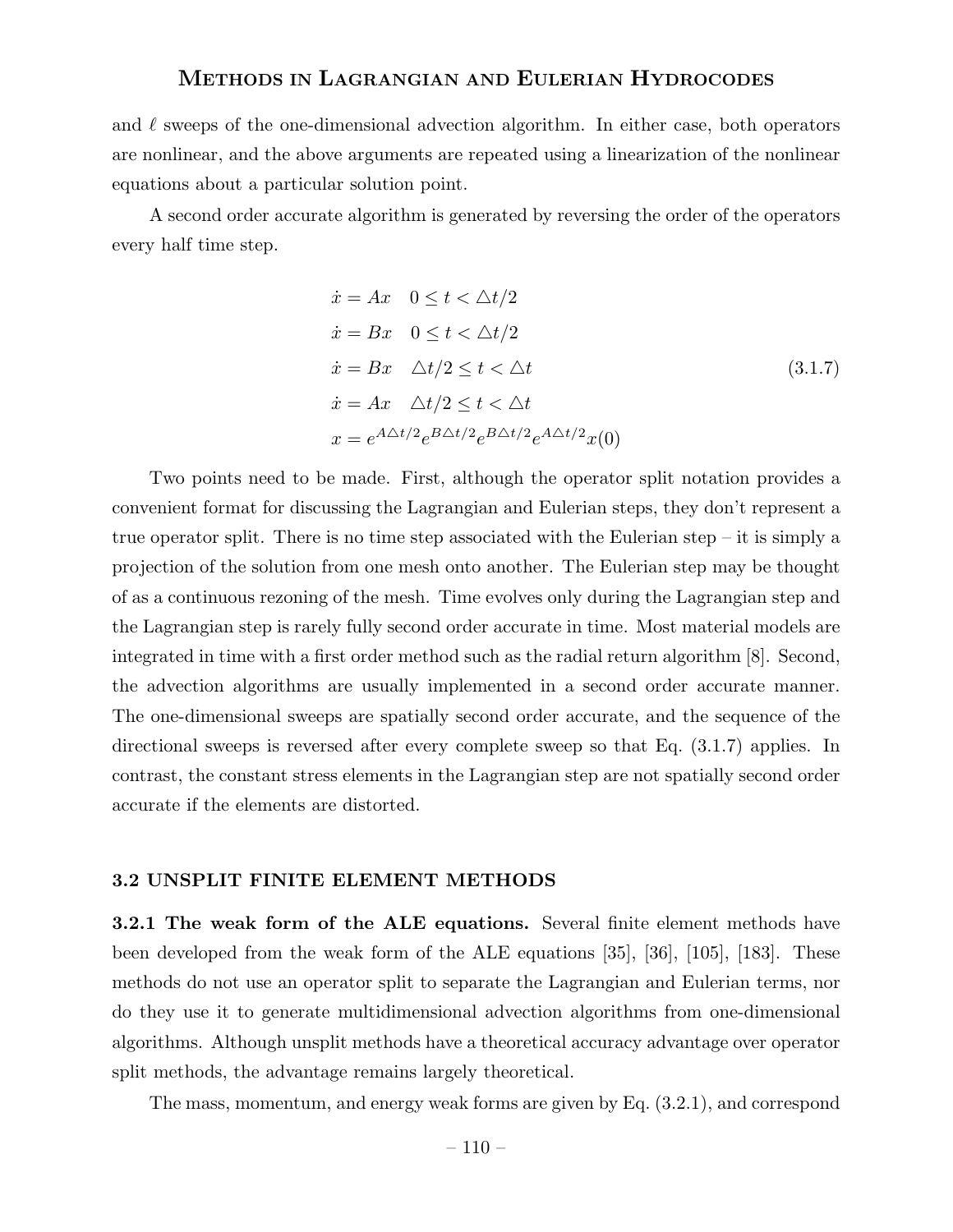and $\ell$ sweeps of the one-dimensional advection algorithm. In either case, both operators are nonlinear, and the above arguments are repeated using a linearization of the nonlinear equations about a particular solution point.

A second order accurate algorithm is generated by reversing the order of the operators every half time step.

$$
\begin{aligned}
\dot{x} &= Ax \quad 0 \le t < \triangle t/2 \\
\dot{x} &= Bx \quad 0 \le t < \triangle t/2 \\
\dot{x} &= Bx \quad \triangle t/2 \le t < \triangle t \\
\dot{x} &= Ax \quad \triangle t/2 \le t < \triangle t \\
x &= e^{A\triangle t/2} e^{B\triangle t/2} e^{B\triangle t/2} e^{A\triangle t/2} x(0)
\end{aligned}
\tag{3.1.7}
$$

Two points need to be made. First, although the operator split notation provides a convenient format for discussing the Lagrangian and Eulerian steps, they don't represent a true operator split. There is no time step associated with the Eulerian step – it is simply a projection of the solution from one mesh onto another. The Eulerian step may be thought of as a continuous rezoning of the mesh. Time evolves only during the Lagrangian step and the Lagrangian step is rarely fully second order accurate in time. Most material models are integrated in time with a first order method such as the radial return algorithm [8]. Second, the advection algorithms are usually implemented in a second order accurate manner. The one-dimensional sweeps are spatially second order accurate, and the sequence of the directional sweeps is reversed after every complete sweep so that Eq. (3.1.7) applies. In contrast, the constant stress elements in the Lagrangian step are not spatially second order accurate if the elements are distorted.

## 3.2 UNSPLIT FINITE ELEMENT METHODS

**3.2.1 The weak form of the ALE equations.** Several finite element methods have been developed from the weak form of the ALE equations [35], [36], [105], [183]. These methods do not use an operator split to separate the Lagrangian and Eulerian terms, nor do they use it to generate multidimensional advection algorithms from one-dimensional algorithms. Although unsplit methods have a theoretical accuracy advantage over operator split methods, the advantage remains largely theoretical.

The mass, momentum, and energy weak forms are given by Eq. (3.2.1), and correspond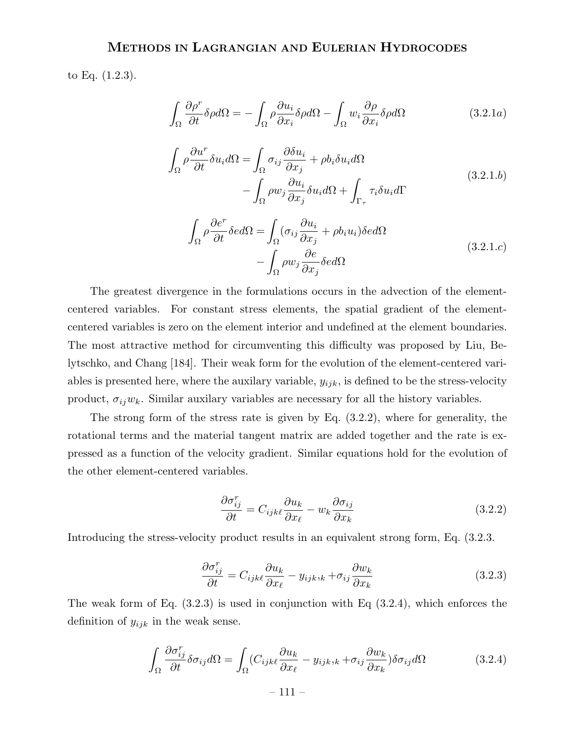to Eq. (1.2.3).

$$\int_\Omega \frac{\partial \rho^r}{\partial t}\delta\rho d\Omega = -\int_\Omega \rho\frac{\partial u_i}{\partial x_i}\delta\rho d\Omega - \int_\Omega w_i\frac{\partial \rho}{\partial x_i}\delta\rho d\Omega \tag{3.2.1a}$$

$$\begin{aligned}\int_\Omega \rho\frac{\partial u^r}{\partial t}\delta u_i d\Omega = &\int_\Omega \sigma_{ij}\frac{\partial \delta u_i}{\partial x_j} + \rho b_i\delta u_i d\Omega \\ &- \int_\Omega \rho w_j\frac{\partial u_i}{\partial x_j}\delta u_i d\Omega + \int_{\Gamma_\tau}\tau_i\delta u_i d\Gamma\end{aligned} \tag{3.2.1.b}$$

$$\begin{aligned}\int_\Omega \rho\frac{\partial e^r}{\partial t}\delta e d\Omega = &\int_\Omega (\sigma_{ij}\frac{\partial u_i}{\partial x_j} + \rho b_i u_i)\delta e d\Omega \\ &- \int_\Omega \rho w_j\frac{\partial e}{\partial x_j}\delta e d\Omega\end{aligned} \tag{3.2.1.c}$$

The greatest divergence in the formulations occurs in the advection of the element-centered variables. For constant stress elements, the spatial gradient of the element-centered variables is zero on the element interior and undefined at the element boundaries. The most attractive method for circumventing this difficulty was proposed by Liu, Belytschko, and Chang [184]. Their weak form for the evolution of the element-centered variables is presented here, where the auxilary variable, $y_{ijk}$, is defined to be the stress-velocity product, $\sigma_{ij}w_k$. Similar auxilary variables are necessary for all the history variables.

The strong form of the stress rate is given by Eq. (3.2.2), where for generality, the rotational terms and the material tangent matrix are added together and the rate is expressed as a function of the velocity gradient. Similar equations hold for the evolution of the other element-centered variables.

$$\frac{\partial \sigma_{ij}^r}{\partial t} = C_{ijk\ell}\frac{\partial u_k}{\partial x_\ell} - w_k\frac{\partial \sigma_{ij}}{\partial x_k} \tag{3.2.2}$$

Introducing the stress-velocity product results in an equivalent strong form, Eq. (3.2.3.

$$\frac{\partial \sigma_{ij}^r}{\partial t} = C_{ijk\ell}\frac{\partial u_k}{\partial x_\ell} - y_{ijk},_k + \sigma_{ij}\frac{\partial w_k}{\partial x_k} \tag{3.2.3}$$

The weak form of Eq. (3.2.3) is used in conjunction with Eq (3.2.4), which enforces the definition of $y_{ijk}$ in the weak sense.

$$\int_\Omega \frac{\partial \sigma_{ij}^r}{\partial t}\delta\sigma_{ij} d\Omega = \int_\Omega (C_{ijk\ell}\frac{\partial u_k}{\partial x_\ell} - y_{ijk},_k + \sigma_{ij}\frac{\partial w_k}{\partial x_k})\delta\sigma_{ij} d\Omega \tag{3.2.4}$$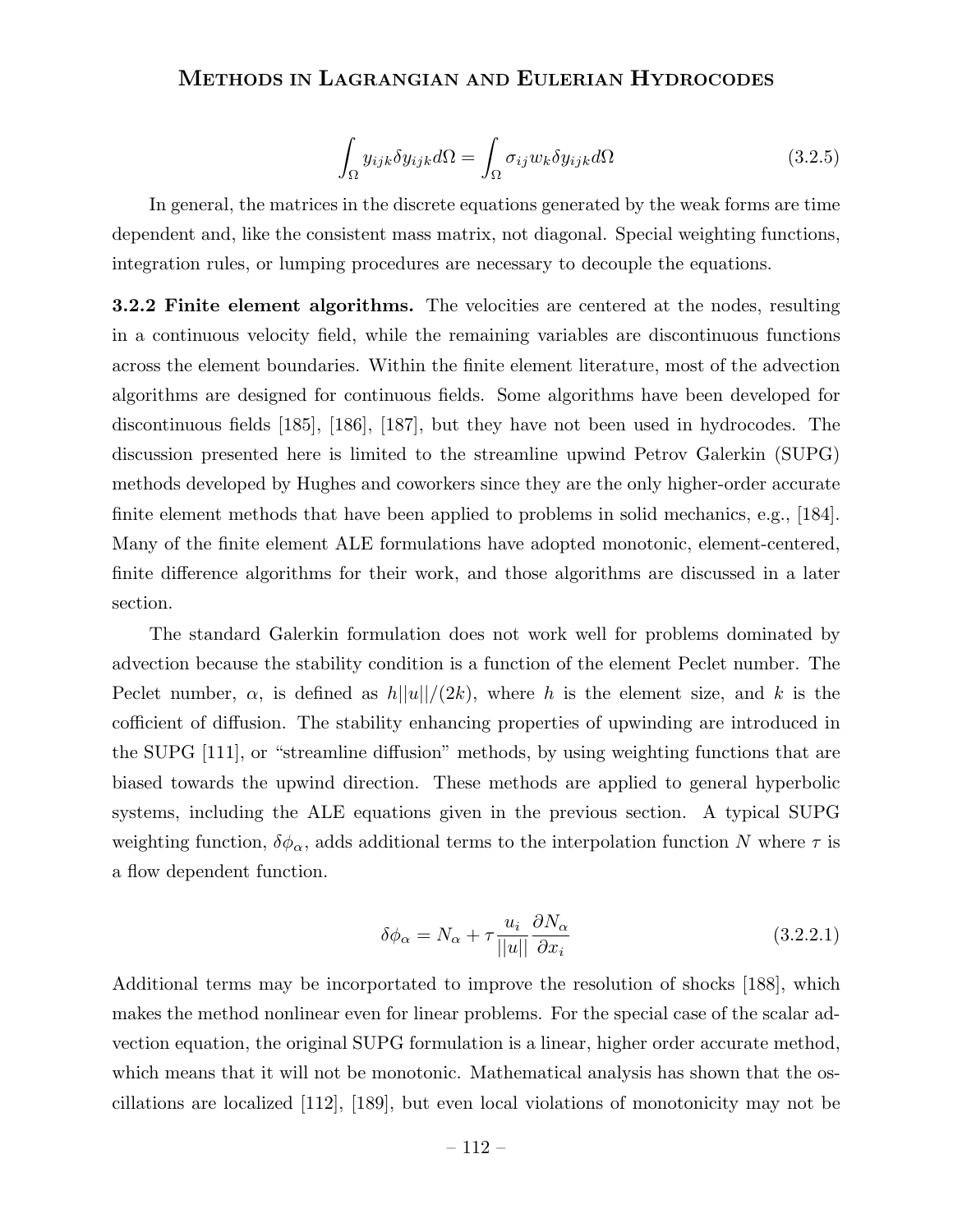$$\int_{\Omega} y_{ijk} \delta y_{ijk} d\Omega = \int_{\Omega} \sigma_{ij} w_k \delta y_{ijk} d\Omega \tag{3.2.5}$$

In general, the matrices in the discrete equations generated by the weak forms are time dependent and, like the consistent mass matrix, not diagonal. Special weighting functions, integration rules, or lumping procedures are necessary to decouple the equations.

**3.2.2 Finite element algorithms.** The velocities are centered at the nodes, resulting in a continuous velocity field, while the remaining variables are discontinuous functions across the element boundaries. Within the finite element literature, most of the advection algorithms are designed for continuous fields. Some algorithms have been developed for discontinuous fields [185], [186], [187], but they have not been used in hydrocodes. The discussion presented here is limited to the streamline upwind Petrov Galerkin (SUPG) methods developed by Hughes and coworkers since they are the only higher-order accurate finite element methods that have been applied to problems in solid mechanics, e.g., [184]. Many of the finite element ALE formulations have adopted monotonic, element-centered, finite difference algorithms for their work, and those algorithms are discussed in a later section.

The standard Galerkin formulation does not work well for problems dominated by advection because the stability condition is a function of the element Peclet number. The Peclet number, $\alpha$, is defined as $h||u||/(2k)$, where $h$ is the element size, and $k$ is the cofficient of diffusion. The stability enhancing properties of upwinding are introduced in the SUPG [111], or "streamline diffusion" methods, by using weighting functions that are biased towards the upwind direction. These methods are applied to general hyperbolic systems, including the ALE equations given in the previous section. A typical SUPG weighting function, $\delta\phi_\alpha$, adds additional terms to the interpolation function $N$ where $\tau$ is a flow dependent function.

$$\delta\phi_\alpha = N_\alpha + \tau \frac{u_i}{||u||} \frac{\partial N_\alpha}{\partial x_i} \tag{3.2.2.1}$$

Additional terms may be incorportated to improve the resolution of shocks [188], which makes the method nonlinear even for linear problems. For the special case of the scalar advection equation, the original SUPG formulation is a linear, higher order accurate method, which means that it will not be monotonic. Mathematical analysis has shown that the oscillations are localized [112], [189], but even local violations of monotonicity may not be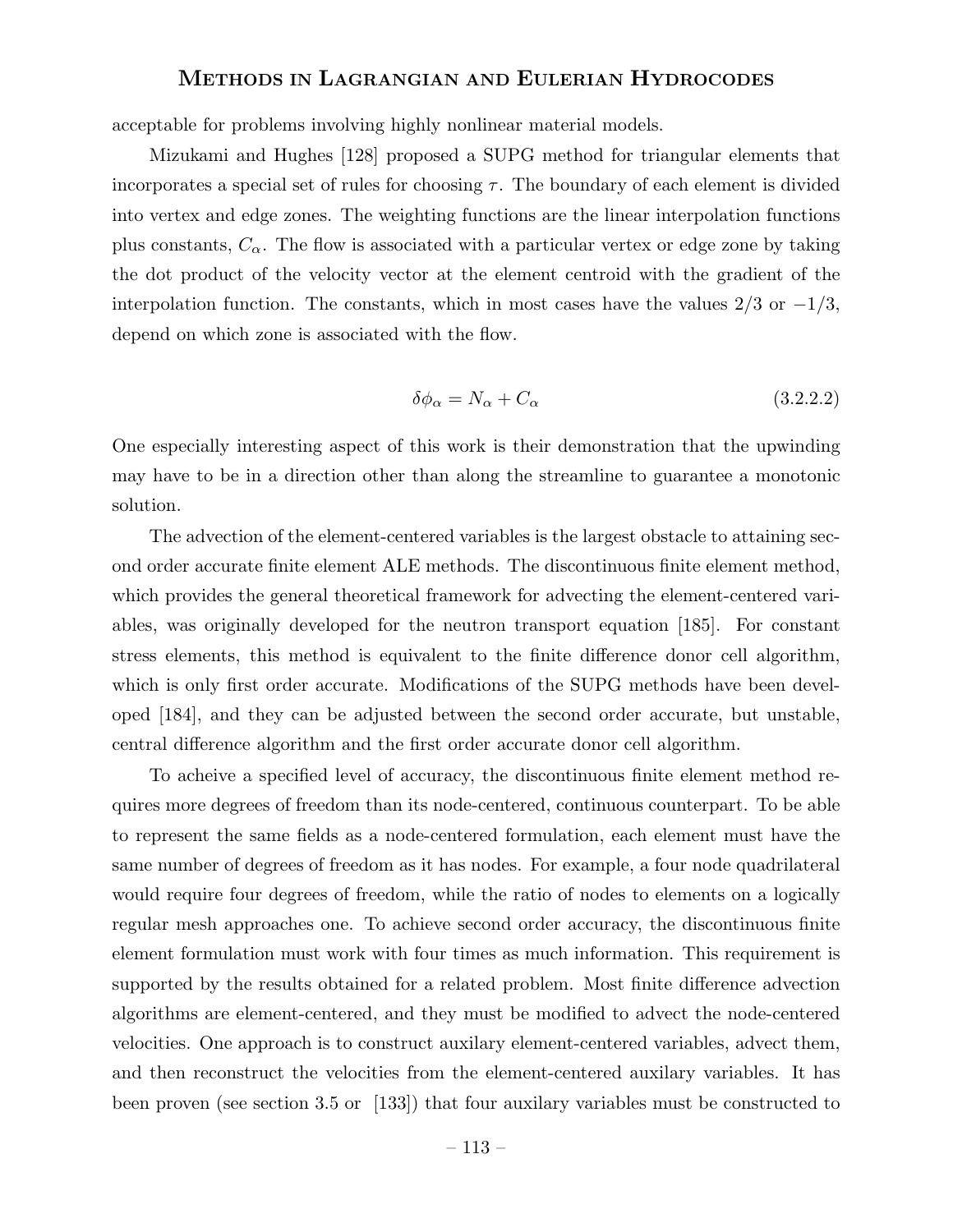acceptable for problems involving highly nonlinear material models.

Mizukami and Hughes [128] proposed a SUPG method for triangular elements that incorporates a special set of rules for choosing $\tau$. The boundary of each element is divided into vertex and edge zones. The weighting functions are the linear interpolation functions plus constants, $C_\alpha$. The flow is associated with a particular vertex or edge zone by taking the dot product of the velocity vector at the element centroid with the gradient of the interpolation function. The constants, which in most cases have the values $2/3$ or $-1/3$, depend on which zone is associated with the flow.

$$\delta\phi_\alpha = N_\alpha + C_\alpha \tag{3.2.2.2}$$

One especially interesting aspect of this work is their demonstration that the upwinding may have to be in a direction other than along the streamline to guarantee a monotonic solution.

The advection of the element-centered variables is the largest obstacle to attaining second order accurate finite element ALE methods. The discontinuous finite element method, which provides the general theoretical framework for advecting the element-centered variables, was originally developed for the neutron transport equation [185]. For constant stress elements, this method is equivalent to the finite difference donor cell algorithm, which is only first order accurate. Modifications of the SUPG methods have been developed [184], and they can be adjusted between the second order accurate, but unstable, central difference algorithm and the first order accurate donor cell algorithm.

To acheive a specified level of accuracy, the discontinuous finite element method requires more degrees of freedom than its node-centered, continuous counterpart. To be able to represent the same fields as a node-centered formulation, each element must have the same number of degrees of freedom as it has nodes. For example, a four node quadrilateral would require four degrees of freedom, while the ratio of nodes to elements on a logically regular mesh approaches one. To achieve second order accuracy, the discontinuous finite element formulation must work with four times as much information. This requirement is supported by the results obtained for a related problem. Most finite difference advection algorithms are element-centered, and they must be modified to advect the node-centered velocities. One approach is to construct auxilary element-centered variables, advect them, and then reconstruct the velocities from the element-centered auxilary variables. It has been proven (see section 3.5 or [133]) that four auxilary variables must be constructed to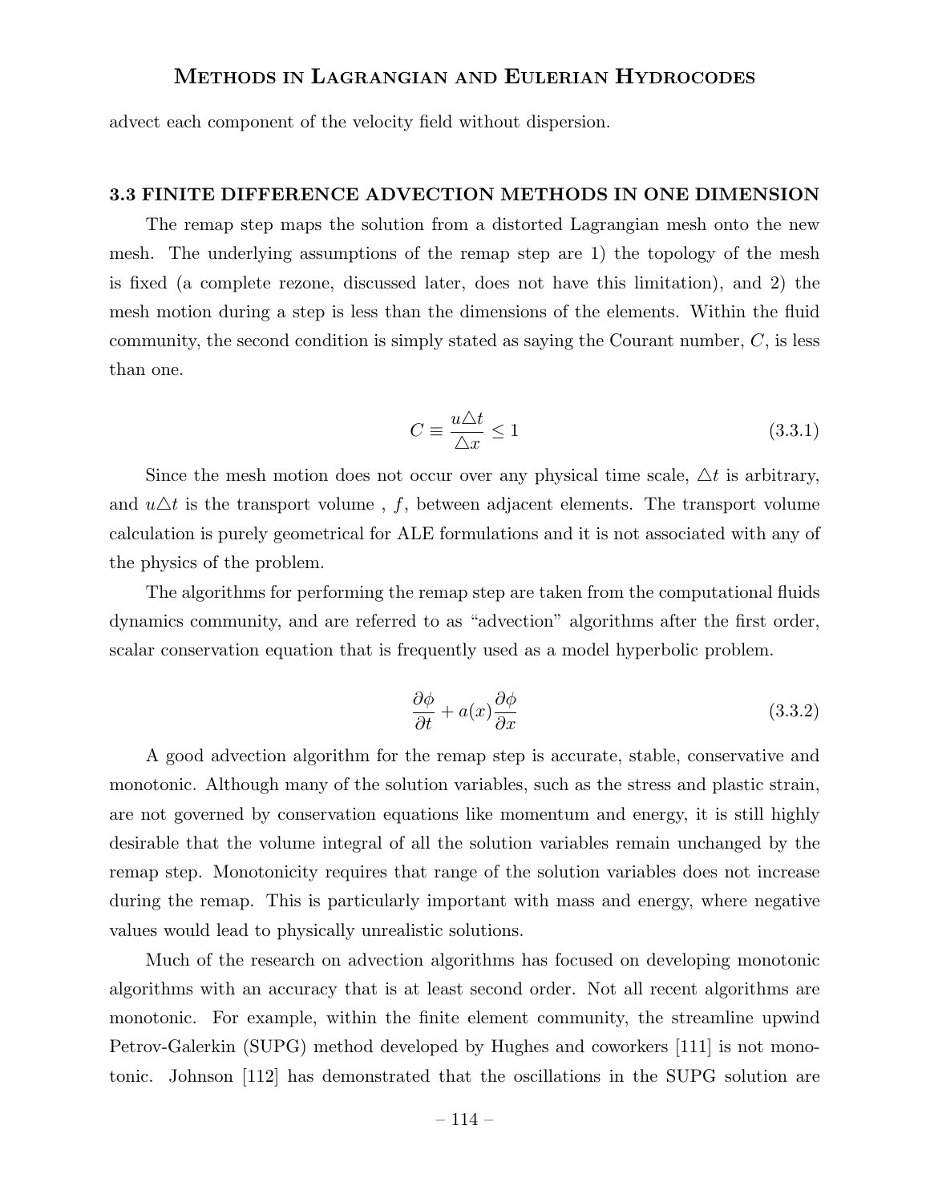advect each component of the velocity field without dispersion.

### 3.3 FINITE DIFFERENCE ADVECTION METHODS IN ONE DIMENSION

The remap step maps the solution from a distorted Lagrangian mesh onto the new mesh. The underlying assumptions of the remap step are 1) the topology of the mesh is fixed (a complete rezone, discussed later, does not have this limitation), and 2) the mesh motion during a step is less than the dimensions of the elements. Within the fluid community, the second condition is simply stated as saying the Courant number, $C$, is less than one.

$$C \equiv \frac{u\triangle t}{\triangle x} \leq 1 \tag{3.3.1}$$

Since the mesh motion does not occur over any physical time scale, $\triangle t$ is arbitrary, and $u\triangle t$ is the transport volume , $f$, between adjacent elements. The transport volume calculation is purely geometrical for ALE formulations and it is not associated with any of the physics of the problem.

The algorithms for performing the remap step are taken from the computational fluids dynamics community, and are referred to as "advection" algorithms after the first order, scalar conservation equation that is frequently used as a model hyperbolic problem.

$$\frac{\partial \phi}{\partial t} + a(x)\frac{\partial \phi}{\partial x} \tag{3.3.2}$$

A good advection algorithm for the remap step is accurate, stable, conservative and monotonic. Although many of the solution variables, such as the stress and plastic strain, are not governed by conservation equations like momentum and energy, it is still highly desirable that the volume integral of all the solution variables remain unchanged by the remap step. Monotonicity requires that range of the solution variables does not increase during the remap. This is particularly important with mass and energy, where negative values would lead to physically unrealistic solutions.

Much of the research on advection algorithms has focused on developing monotonic algorithms with an accuracy that is at least second order. Not all recent algorithms are monotonic. For example, within the finite element community, the streamline upwind Petrov-Galerkin (SUPG) method developed by Hughes and coworkers [111] is not monotonic. Johnson [112] has demonstrated that the oscillations in the SUPG solution are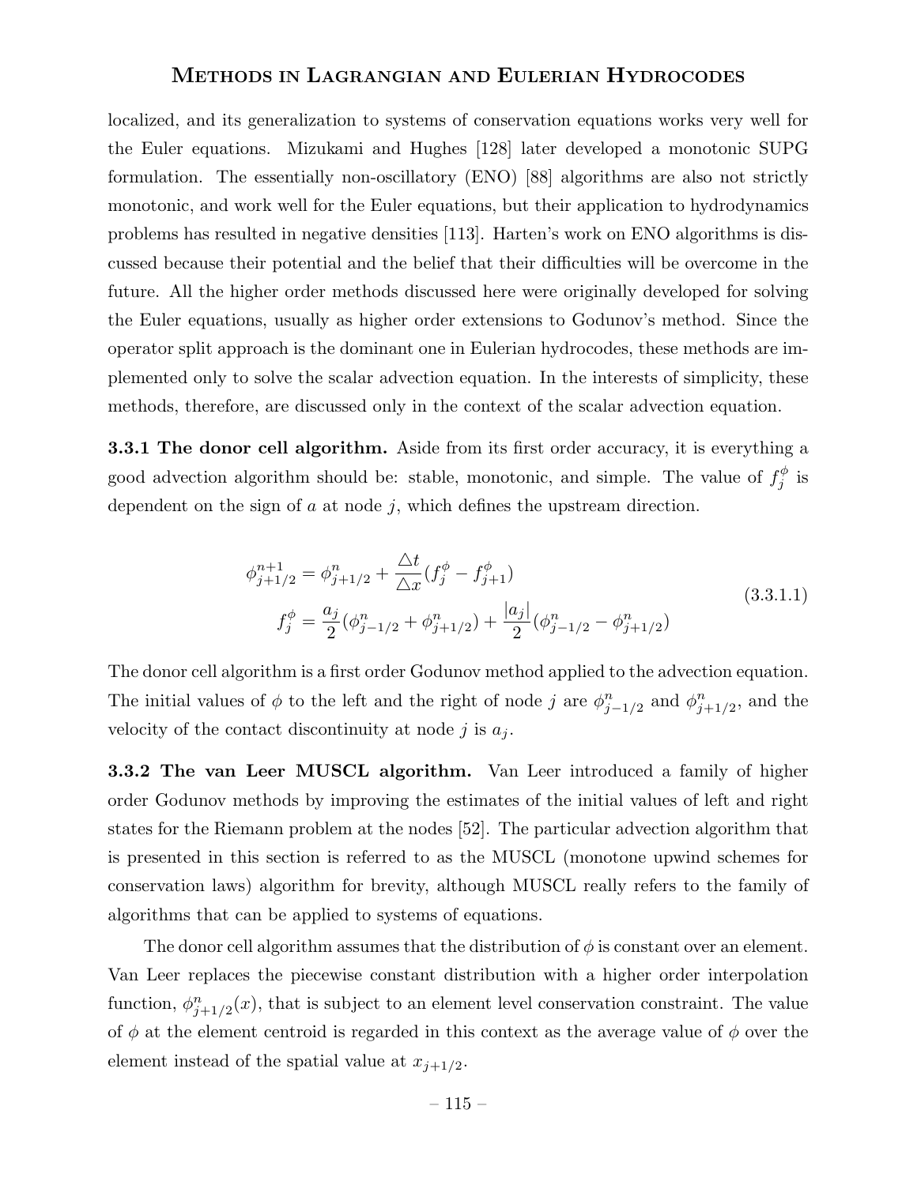localized, and its generalization to systems of conservation equations works very well for the Euler equations. Mizukami and Hughes [128] later developed a monotonic SUPG formulation. The essentially non-oscillatory (ENO) [88] algorithms are also not strictly monotonic, and work well for the Euler equations, but their application to hydrodynamics problems has resulted in negative densities [113]. Harten's work on ENO algorithms is discussed because their potential and the belief that their difficulties will be overcome in the future. All the higher order methods discussed here were originally developed for solving the Euler equations, usually as higher order extensions to Godunov's method. Since the operator split approach is the dominant one in Eulerian hydrocodes, these methods are implemented only to solve the scalar advection equation. In the interests of simplicity, these methods, therefore, are discussed only in the context of the scalar advection equation.

**3.3.1 The donor cell algorithm.** Aside from its first order accuracy, it is everything a good advection algorithm should be: stable, monotonic, and simple. The value of $f_j^\phi$ is dependent on the sign of $a$ at node $j$, which defines the upstream direction.

$$
\begin{aligned}
\phi_{j+1/2}^{n+1} &= \phi_{j+1/2}^{n} + \frac{\triangle t}{\triangle x}(f_j^\phi - f_{j+1}^\phi) \\
f_j^\phi &= \frac{a_j}{2}(\phi_{j-1/2}^{n} + \phi_{j+1/2}^{n}) + \frac{|a_j|}{2}(\phi_{j-1/2}^{n} - \phi_{j+1/2}^{n})
\end{aligned}
\tag{3.3.1.1}
$$

The donor cell algorithm is a first order Godunov method applied to the advection equation. The initial values of $\phi$ to the left and the right of node $j$ are $\phi_{j-1/2}^n$ and $\phi_{j+1/2}^n$, and the velocity of the contact discontinuity at node $j$ is $a_j$.

**3.3.2 The van Leer MUSCL algorithm.** Van Leer introduced a family of higher order Godunov methods by improving the estimates of the initial values of left and right states for the Riemann problem at the nodes [52]. The particular advection algorithm that is presented in this section is referred to as the MUSCL (monotone upwind schemes for conservation laws) algorithm for brevity, although MUSCL really refers to the family of algorithms that can be applied to systems of equations.

The donor cell algorithm assumes that the distribution of $\phi$ is constant over an element. Van Leer replaces the piecewise constant distribution with a higher order interpolation function, $\phi_{j+1/2}^n(x)$, that is subject to an element level conservation constraint. The value of $\phi$ at the element centroid is regarded in this context as the average value of $\phi$ over the element instead of the spatial value at $x_{j+1/2}$.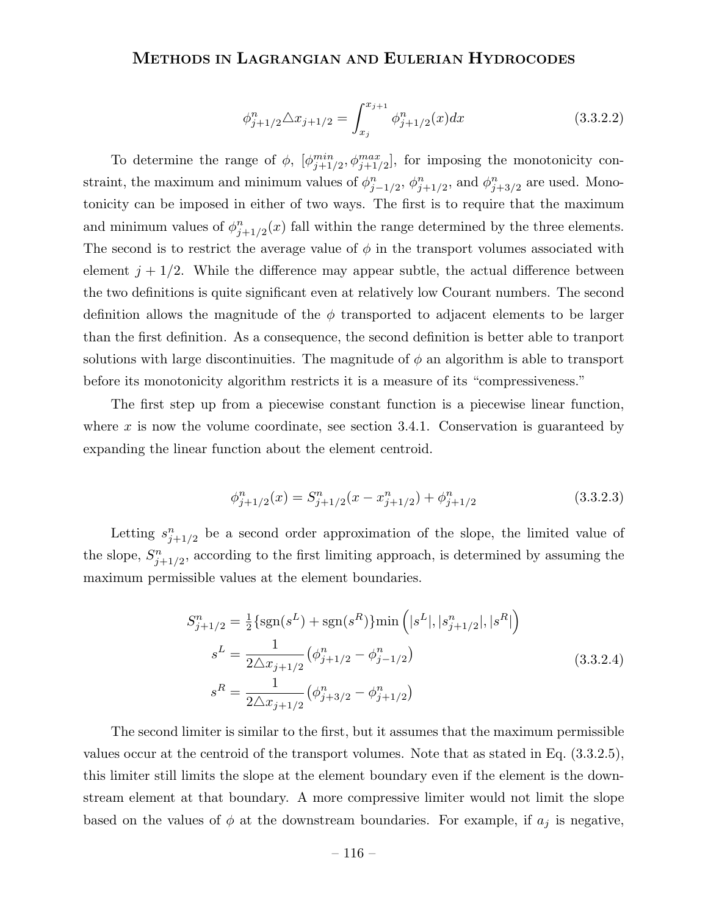$$\phi^n_{j+1/2} \triangle x_{j+1/2} = \int_{x_j}^{x_{j+1}} \phi^n_{j+1/2}(x) dx \tag{3.3.2.2}$$

To determine the range of $\phi$, $[\phi^{min}_{j+1/2}, \phi^{max}_{j+1/2}]$, for imposing the monotonicity constraint, the maximum and minimum values of $\phi^n_{j-1/2}$, $\phi^n_{j+1/2}$, and $\phi^n_{j+3/2}$ are used. Monotonicity can be imposed in either of two ways. The first is to require that the maximum and minimum values of $\phi^n_{j+1/2}(x)$ fall within the range determined by the three elements. The second is to restrict the average value of $\phi$ in the transport volumes associated with element $j + 1/2$. While the difference may appear subtle, the actual difference between the two definitions is quite significant even at relatively low Courant numbers. The second definition allows the magnitude of the $\phi$ transported to adjacent elements to be larger than the first definition. As a consequence, the second definition is better able to tranport solutions with large discontinuities. The magnitude of $\phi$ an algorithm is able to transport before its monotonicity algorithm restricts it is a measure of its "compressiveness."

The first step up from a piecewise constant function is a piecewise linear function, where $x$ is now the volume coordinate, see section 3.4.1. Conservation is guaranteed by expanding the linear function about the element centroid.

$$\phi^n_{j+1/2}(x) = S^n_{j+1/2}(x - x^n_{j+1/2}) + \phi^n_{j+1/2} \tag{3.3.2.3}$$

Letting $s^n_{j+1/2}$ be a second order approximation of the slope, the limited value of the slope, $S^n_{j+1/2}$, according to the first limiting approach, is determined by assuming the maximum permissible values at the element boundaries.

$$\begin{aligned}
S^n_{j+1/2} &= \tfrac{1}{2}\{\text{sgn}(s^L) + \text{sgn}(s^R)\}\min\left(|s^L|, |s^n_{j+1/2}|, |s^R|\right) \\
s^L &= \frac{1}{2\triangle x_{j+1/2}}\left(\phi^n_{j+1/2} - \phi^n_{j-1/2}\right) \\
s^R &= \frac{1}{2\triangle x_{j+1/2}}\left(\phi^n_{j+3/2} - \phi^n_{j+1/2}\right)
\end{aligned} \tag{3.3.2.4}$$

The second limiter is similar to the first, but it assumes that the maximum permissible values occur at the centroid of the transport volumes. Note that as stated in Eq. (3.3.2.5), this limiter still limits the slope at the element boundary even if the element is the downstream element at that boundary. A more compressive limiter would not limit the slope based on the values of $\phi$ at the downstream boundaries. For example, if $a_j$ is negative,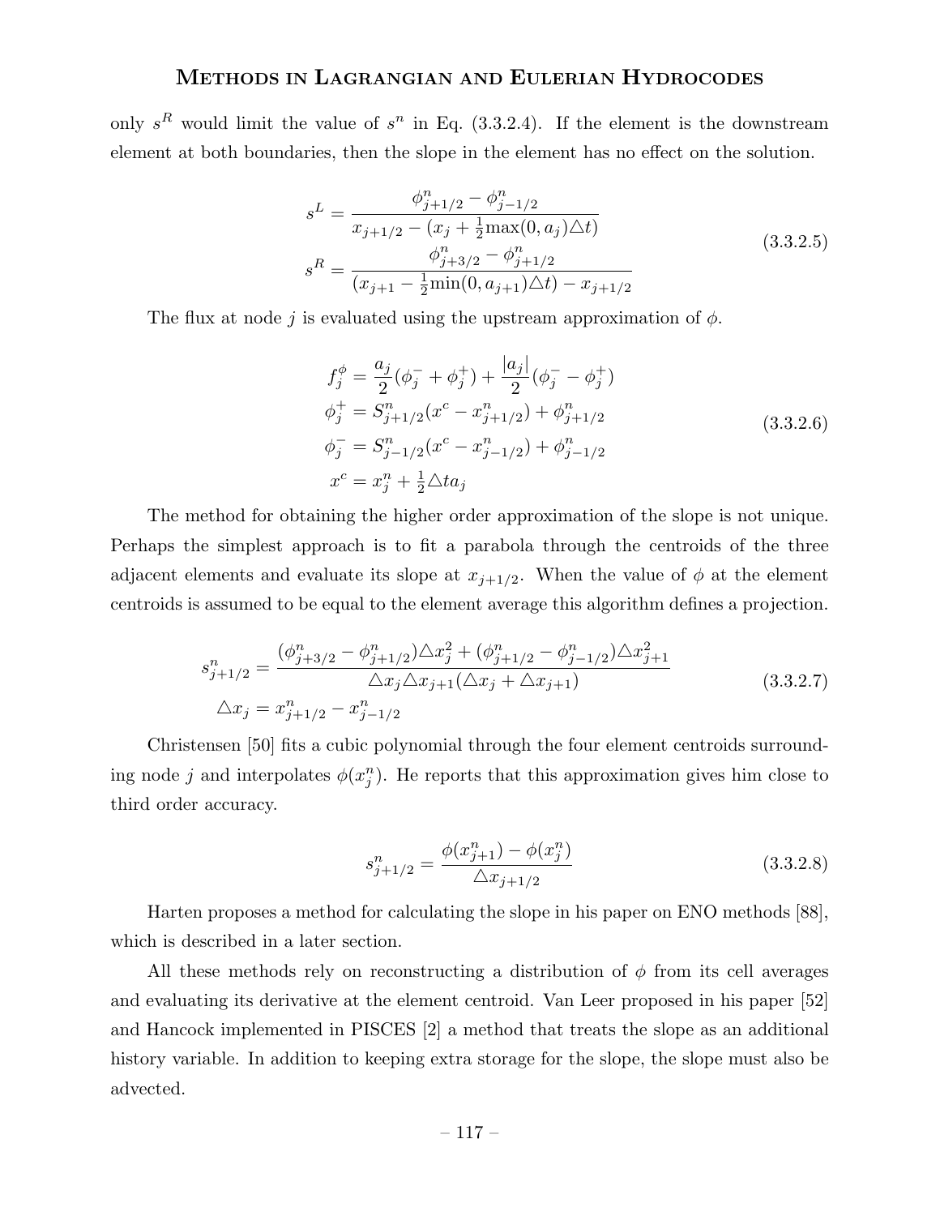only $s^R$ would limit the value of $s^n$ in Eq. (3.3.2.4). If the element is the downstream element at both boundaries, then the slope in the element has no effect on the solution.

$$
\begin{aligned}
s^L &= \frac{\phi^n_{j+1/2} - \phi^n_{j-1/2}}{x_{j+1/2} - (x_j + \frac{1}{2}\max(0, a_j)\triangle t)} \\
s^R &= \frac{\phi^n_{j+3/2} - \phi^n_{j+1/2}}{(x_{j+1} - \frac{1}{2}\min(0, a_{j+1})\triangle t) - x_{j+1/2}}
\end{aligned}
\tag{3.3.2.5}
$$

The flux at node $j$ is evaluated using the upstream approximation of $\phi$.

$$
\begin{aligned}
f^\phi_j &= \frac{a_j}{2}(\phi^-_j + \phi^+_j) + \frac{|a_j|}{2}(\phi^-_j - \phi^+_j) \\
\phi^+_j &= S^n_{j+1/2}(x^c - x^n_{j+1/2}) + \phi^n_{j+1/2} \\
\phi^-_j &= S^n_{j-1/2}(x^c - x^n_{j-1/2}) + \phi^n_{j-1/2} \\
x^c &= x^n_j + \tfrac{1}{2}\triangle t a_j
\end{aligned}
\tag{3.3.2.6}
$$

The method for obtaining the higher order approximation of the slope is not unique. Perhaps the simplest approach is to fit a parabola through the centroids of the three adjacent elements and evaluate its slope at $x_{j+1/2}$. When the value of $\phi$ at the element centroids is assumed to be equal to the element average this algorithm defines a projection.

$$
\begin{aligned}
s^n_{j+1/2} &= \frac{(\phi^n_{j+3/2} - \phi^n_{j+1/2})\triangle x^2_j + (\phi^n_{j+1/2} - \phi^n_{j-1/2})\triangle x^2_{j+1}}{\triangle x_j \triangle x_{j+1}(\triangle x_j + \triangle x_{j+1})} \\
\triangle x_j &= x^n_{j+1/2} - x^n_{j-1/2}
\end{aligned}
\tag{3.3.2.7}
$$

Christensen [50] fits a cubic polynomial through the four element centroids surrounding node $j$ and interpolates $\phi(x^n_j)$. He reports that this approximation gives him close to third order accuracy.

$$
s^n_{j+1/2} = \frac{\phi(x^n_{j+1}) - \phi(x^n_j)}{\triangle x_{j+1/2}}
\tag{3.3.2.8}
$$

Harten proposes a method for calculating the slope in his paper on ENO methods [88], which is described in a later section.

All these methods rely on reconstructing a distribution of $\phi$ from its cell averages and evaluating its derivative at the element centroid. Van Leer proposed in his paper [52] and Hancock implemented in PISCES [2] a method that treats the slope as an additional history variable. In addition to keeping extra storage for the slope, the slope must also be advected.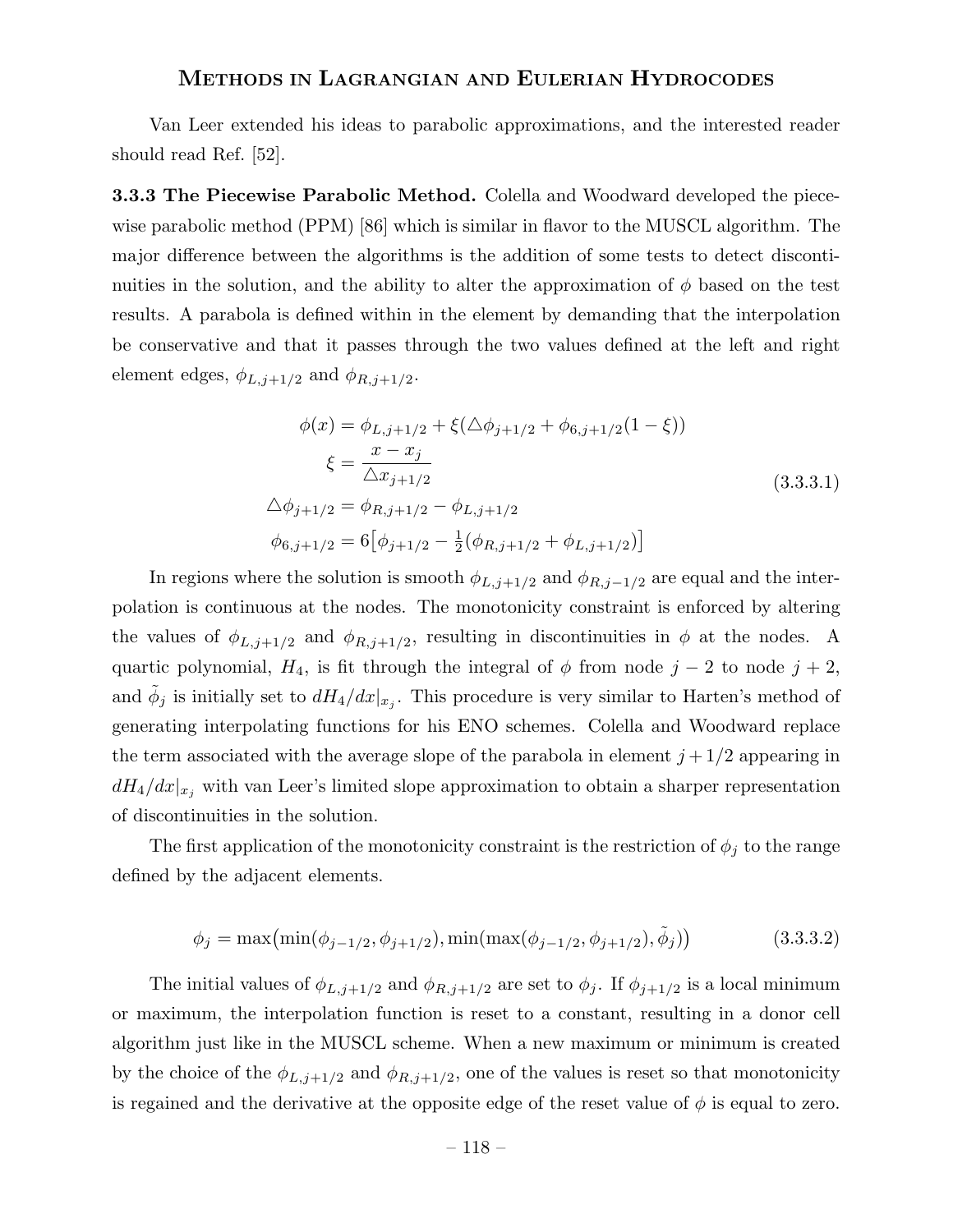Van Leer extended his ideas to parabolic approximations, and the interested reader should read Ref. [52].

**3.3.3 The Piecewise Parabolic Method.** Colella and Woodward developed the piecewise parabolic method (PPM) [86] which is similar in flavor to the MUSCL algorithm. The major difference between the algorithms is the addition of some tests to detect discontinuities in the solution, and the ability to alter the approximation of $\phi$ based on the test results. A parabola is defined within in the element by demanding that the interpolation be conservative and that it passes through the two values defined at the left and right element edges, $\phi_{L,j+1/2}$ and $\phi_{R,j+1/2}$.

$$
\begin{aligned}
\phi(x) &= \phi_{L,j+1/2} + \xi(\triangle\phi_{j+1/2} + \phi_{6,j+1/2}(1-\xi)) \\
\xi &= \frac{x - x_j}{\triangle x_{j+1/2}} \\
\triangle\phi_{j+1/2} &= \phi_{R,j+1/2} - \phi_{L,j+1/2} \\
\phi_{6,j+1/2} &= 6\big[\phi_{j+1/2} - \tfrac{1}{2}(\phi_{R,j+1/2} + \phi_{L,j+1/2})\big]
\end{aligned}
\tag{3.3.3.1}
$$

In regions where the solution is smooth $\phi_{L,j+1/2}$ and $\phi_{R,j-1/2}$ are equal and the interpolation is continuous at the nodes. The monotonicity constraint is enforced by altering the values of $\phi_{L,j+1/2}$ and $\phi_{R,j+1/2}$, resulting in discontinuities in $\phi$ at the nodes. A quartic polynomial, $H_4$, is fit through the integral of $\phi$ from node $j-2$ to node $j+2$, and $\tilde{\phi}_j$ is initially set to $dH_4/dx|_{x_j}$. This procedure is very similar to Harten's method of generating interpolating functions for his ENO schemes. Colella and Woodward replace the term associated with the average slope of the parabola in element $j+1/2$ appearing in $dH_4/dx|_{x_j}$ with van Leer's limited slope approximation to obtain a sharper representation of discontinuities in the solution.

The first application of the monotonicity constraint is the restriction of $\phi_j$ to the range defined by the adjacent elements.

$$
\phi_j = \max\big(\min(\phi_{j-1/2}, \phi_{j+1/2}), \min(\max(\phi_{j-1/2}, \phi_{j+1/2}), \tilde{\phi}_j)\big) \tag{3.3.3.2}
$$

The initial values of $\phi_{L,j+1/2}$ and $\phi_{R,j+1/2}$ are set to $\phi_j$. If $\phi_{j+1/2}$ is a local minimum or maximum, the interpolation function is reset to a constant, resulting in a donor cell algorithm just like in the MUSCL scheme. When a new maximum or minimum is created by the choice of the $\phi_{L,j+1/2}$ and $\phi_{R,j+1/2}$, one of the values is reset so that monotonicity is regained and the derivative at the opposite edge of the reset value of $\phi$ is equal to zero.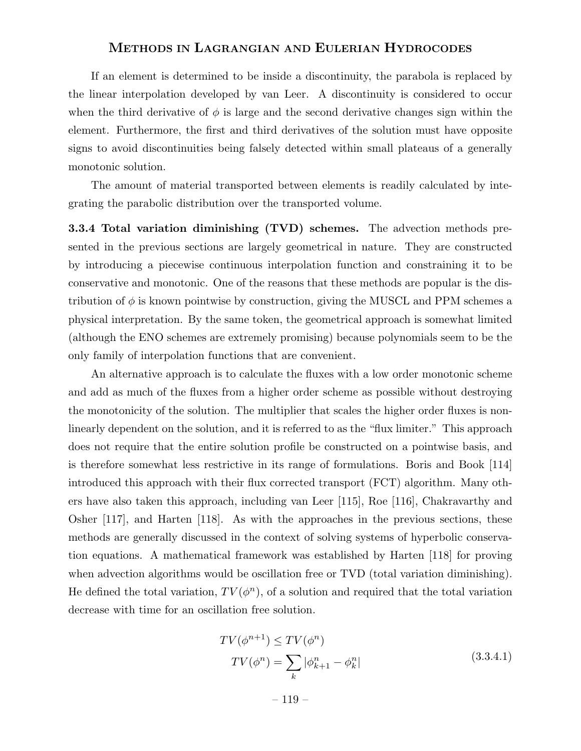If an element is determined to be inside a discontinuity, the parabola is replaced by the linear interpolation developed by van Leer. A discontinuity is considered to occur when the third derivative of $\phi$ is large and the second derivative changes sign within the element. Furthermore, the first and third derivatives of the solution must have opposite signs to avoid discontinuities being falsely detected within small plateaus of a generally monotonic solution.

The amount of material transported between elements is readily calculated by integrating the parabolic distribution over the transported volume.

**3.3.4 Total variation diminishing (TVD) schemes.** The advection methods presented in the previous sections are largely geometrical in nature. They are constructed by introducing a piecewise continuous interpolation function and constraining it to be conservative and monotonic. One of the reasons that these methods are popular is the distribution of $\phi$ is known pointwise by construction, giving the MUSCL and PPM schemes a physical interpretation. By the same token, the geometrical approach is somewhat limited (although the ENO schemes are extremely promising) because polynomials seem to be the only family of interpolation functions that are convenient.

An alternative approach is to calculate the fluxes with a low order monotonic scheme and add as much of the fluxes from a higher order scheme as possible without destroying the monotonicity of the solution. The multiplier that scales the higher order fluxes is nonlinearly dependent on the solution, and it is referred to as the "flux limiter." This approach does not require that the entire solution profile be constructed on a pointwise basis, and is therefore somewhat less restrictive in its range of formulations. Boris and Book [114] introduced this approach with their flux corrected transport (FCT) algorithm. Many others have also taken this approach, including van Leer [115], Roe [116], Chakravarthy and Osher [117], and Harten [118]. As with the approaches in the previous sections, these methods are generally discussed in the context of solving systems of hyperbolic conservation equations. A mathematical framework was established by Harten [118] for proving when advection algorithms would be oscillation free or TVD (total variation diminishing). He defined the total variation, $TV(\phi^n)$, of a solution and required that the total variation decrease with time for an oscillation free solution.

$$
\begin{aligned}
TV(\phi^{n+1}) &\leq TV(\phi^n) \\
TV(\phi^n) &= \sum_k |\phi^n_{k+1} - \phi^n_k|
\end{aligned}
\tag{3.3.4.1}
$$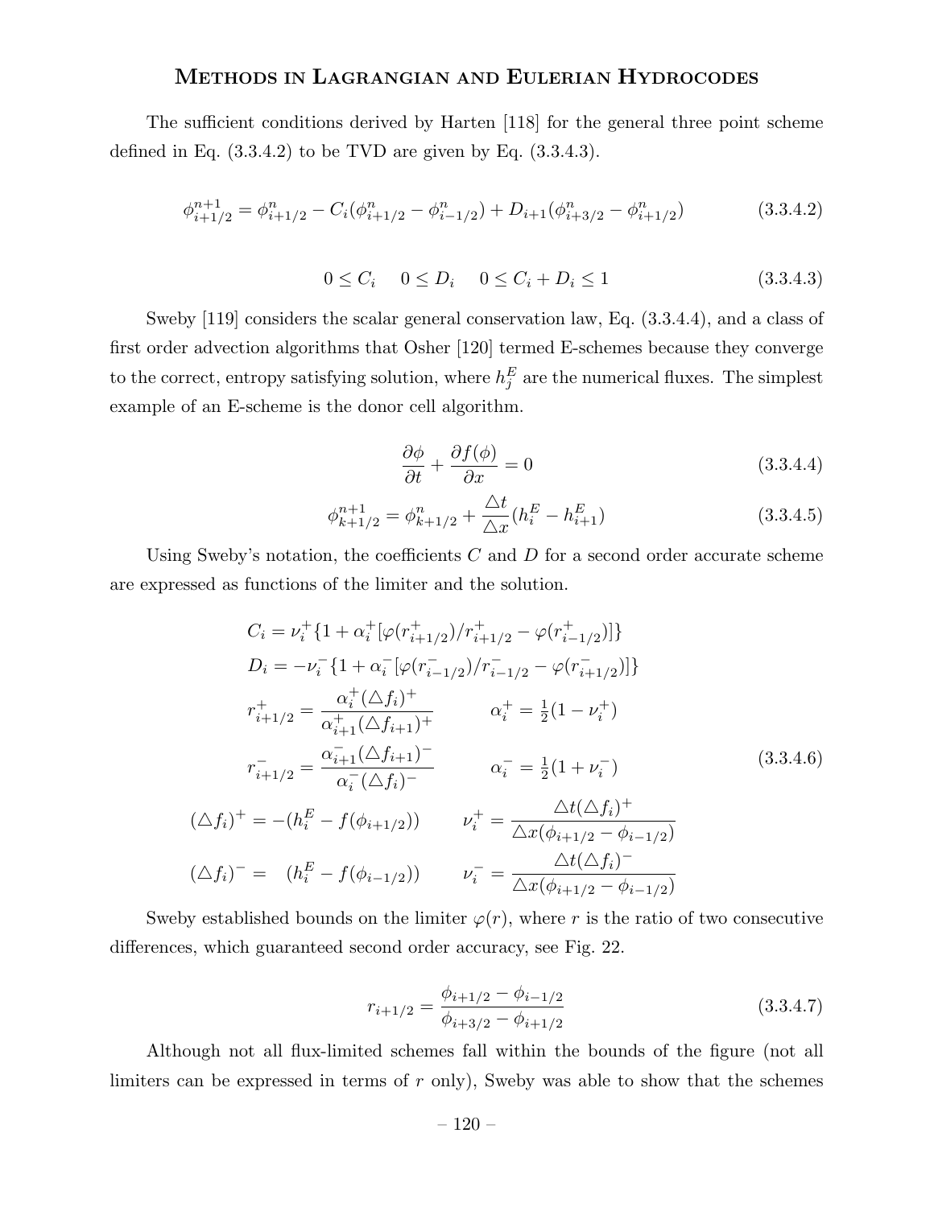The sufficient conditions derived by Harten [118] for the general three point scheme defined in Eq. (3.3.4.2) to be TVD are given by Eq. (3.3.4.3).

$$\phi^{n+1}_{i+1/2} = \phi^n_{i+1/2} - C_i(\phi^n_{i+1/2} - \phi^n_{i-1/2}) + D_{i+1}(\phi^n_{i+3/2} - \phi^n_{i+1/2}) \tag{3.3.4.2}$$

$$0 \leq C_i \quad 0 \leq D_i \quad 0 \leq C_i + D_i \leq 1 \tag{3.3.4.3}$$

Sweby [119] considers the scalar general conservation law, Eq. (3.3.4.4), and a class of first order advection algorithms that Osher [120] termed E-schemes because they converge to the correct, entropy satisfying solution, where $h^E_j$ are the numerical fluxes. The simplest example of an E-scheme is the donor cell algorithm.

$$\frac{\partial \phi}{\partial t} + \frac{\partial f(\phi)}{\partial x} = 0 \tag{3.3.4.4}$$

$$\phi^{n+1}_{k+1/2} = \phi^n_{k+1/2} + \frac{\triangle t}{\triangle x}(h^E_i - h^E_{i+1}) \tag{3.3.4.5}$$

Using Sweby's notation, the coefficients $C$ and $D$ for a second order accurate scheme are expressed as functions of the limiter and the solution.

$$\begin{aligned}
C_i &= \nu^+_i\{1 + \alpha^+_i[\varphi(r^+_{i+1/2})/r^+_{i+1/2} - \varphi(r^+_{i-1/2})]\} \\
D_i &= -\nu^-_i\{1 + \alpha^-_i[\varphi(r^-_{i-1/2})/r^-_{i-1/2} - \varphi(r^-_{i+1/2})]\} \\
r^+_{i+1/2} &= \frac{\alpha^+_i(\triangle f_i)^+}{\alpha^+_{i+1}(\triangle f_{i+1})^+} \qquad \alpha^+_i = \tfrac{1}{2}(1 - \nu^+_i) \\
r^-_{i+1/2} &= \frac{\alpha^-_{i+1}(\triangle f_{i+1})^-}{\alpha^-_i(\triangle f_i)^-} \qquad \alpha^-_i = \tfrac{1}{2}(1 + \nu^-_i) \\
(\triangle f_i)^+ &= -(h^E_i - f(\phi_{i+1/2})) \qquad \nu^+_i = \frac{\triangle t(\triangle f_i)^+}{\triangle x(\phi_{i+1/2} - \phi_{i-1/2})} \\
(\triangle f_i)^- &= \quad (h^E_i - f(\phi_{i-1/2})) \qquad \nu^-_i = \frac{\triangle t(\triangle f_i)^-}{\triangle x(\phi_{i+1/2} - \phi_{i-1/2})}
\end{aligned} \tag{3.3.4.6}$$

Sweby established bounds on the limiter $\varphi(r)$, where $r$ is the ratio of two consecutive differences, which guaranteed second order accuracy, see Fig. 22.

$$r_{i+1/2} = \frac{\phi_{i+1/2} - \phi_{i-1/2}}{\phi_{i+3/2} - \phi_{i+1/2}} \tag{3.3.4.7}$$

Although not all flux-limited schemes fall within the bounds of the figure (not all limiters can be expressed in terms of $r$ only), Sweby was able to show that the schemes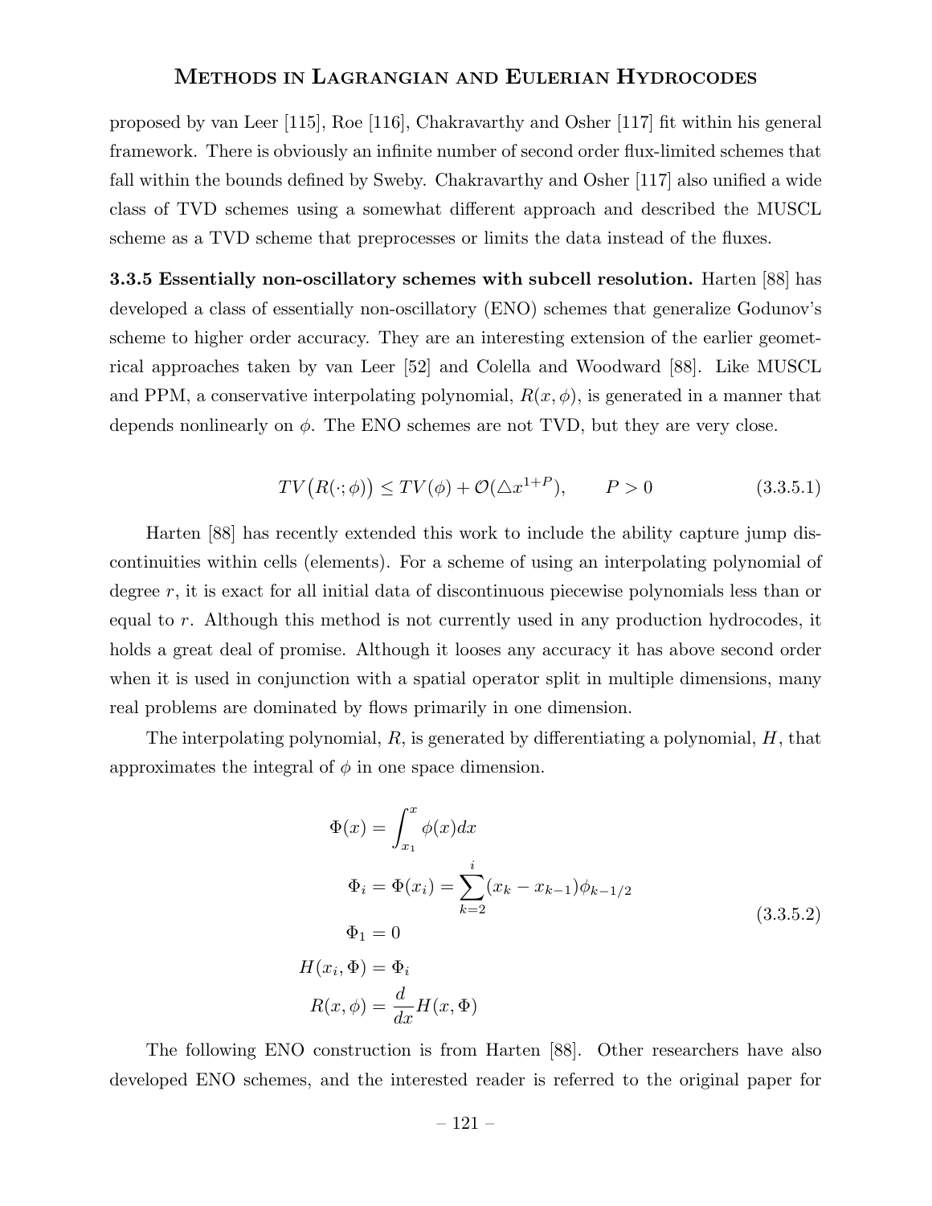proposed by van Leer [115], Roe [116], Chakravarthy and Osher [117] fit within his general framework. There is obviously an infinite number of second order flux-limited schemes that fall within the bounds defined by Sweby. Chakravarthy and Osher [117] also unified a wide class of TVD schemes using a somewhat different approach and described the MUSCL scheme as a TVD scheme that preprocesses or limits the data instead of the fluxes.

**3.3.5 Essentially non-oscillatory schemes with subcell resolution.** Harten [88] has developed a class of essentially non-oscillatory (ENO) schemes that generalize Godunov's scheme to higher order accuracy. They are an interesting extension of the earlier geometrical approaches taken by van Leer [52] and Colella and Woodward [88]. Like MUSCL and PPM, a conservative interpolating polynomial, $R(x, \phi)$, is generated in a manner that depends nonlinearly on $\phi$. The ENO schemes are not TVD, but they are very close.

$$TV\big(R(\cdot;\phi)\big) \leq TV(\phi) + \mathcal{O}(\triangle x^{1+P}), \qquad P > 0 \tag{3.3.5.1}$$

Harten [88] has recently extended this work to include the ability capture jump discontinuities within cells (elements). For a scheme of using an interpolating polynomial of degree $r$, it is exact for all initial data of discontinuous piecewise polynomials less than or equal to $r$. Although this method is not currently used in any production hydrocodes, it holds a great deal of promise. Although it looses any accuracy it has above second order when it is used in conjunction with a spatial operator split in multiple dimensions, many real problems are dominated by flows primarily in one dimension.

The interpolating polynomial, $R$, is generated by differentiating a polynomial, $H$, that approximates the integral of $\phi$ in one space dimension.

$$\begin{aligned}
\Phi(x) &= \int_{x_1}^{x} \phi(x)dx \\
\Phi_i &= \Phi(x_i) = \sum_{k=2}^{i} (x_k - x_{k-1})\phi_{k-1/2} \\
\Phi_1 &= 0 \\
H(x_i, \Phi) &= \Phi_i \\
R(x, \phi) &= \frac{d}{dx} H(x, \Phi)
\end{aligned} \tag{3.3.5.2}$$

The following ENO construction is from Harten [88]. Other researchers have also developed ENO schemes, and the interested reader is referred to the original paper for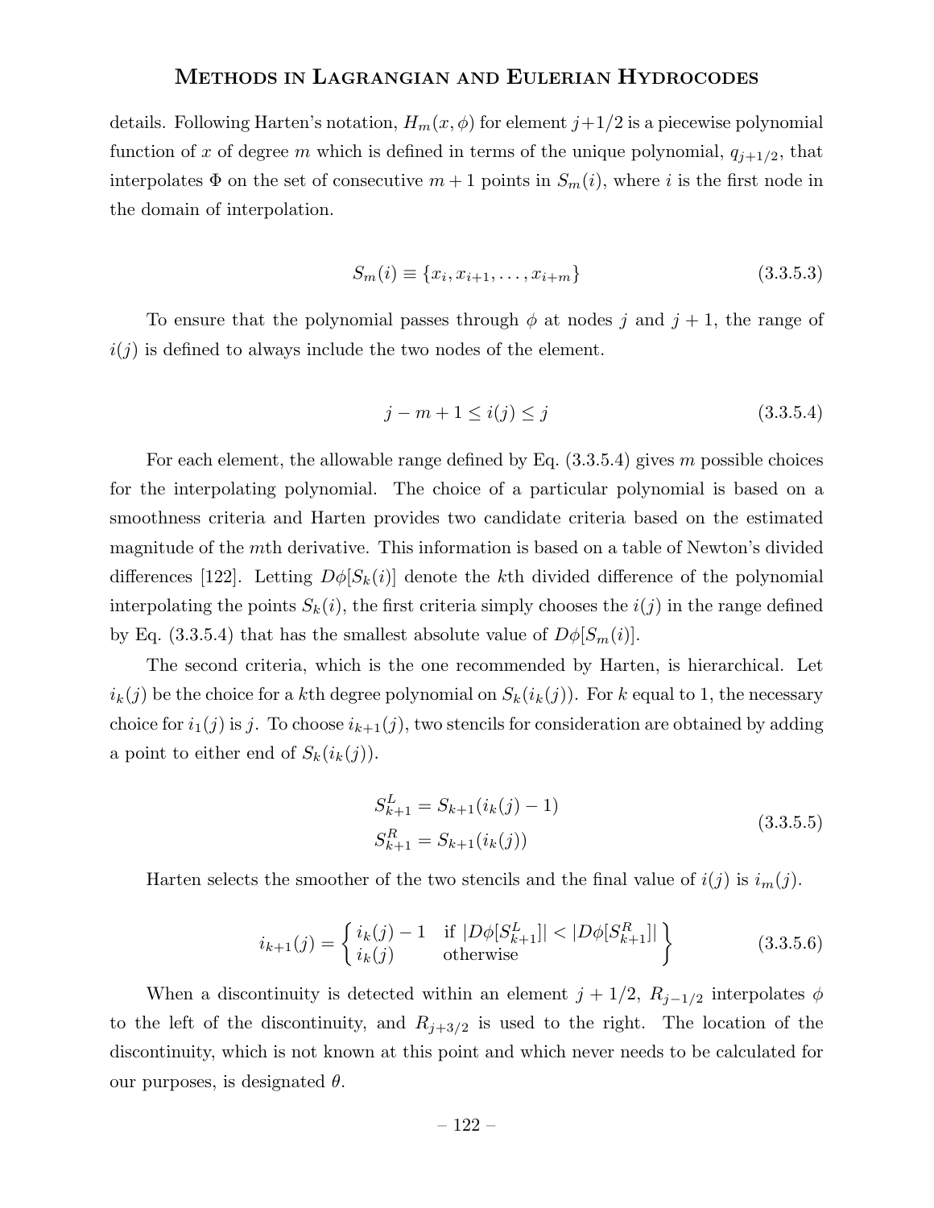details. Following Harten's notation, $H_m(x, \phi)$ for element $j+1/2$ is a piecewise polynomial function of $x$ of degree $m$ which is defined in terms of the unique polynomial, $q_{j+1/2}$, that interpolates $\Phi$ on the set of consecutive $m+1$ points in $S_m(i)$, where $i$ is the first node in the domain of interpolation.

$$S_m(i) \equiv \{x_i, x_{i+1}, \ldots, x_{i+m}\} \tag{3.3.5.3}$$

To ensure that the polynomial passes through $\phi$ at nodes $j$ and $j+1$, the range of $i(j)$ is defined to always include the two nodes of the element.

$$j - m + 1 \leq i(j) \leq j \tag{3.3.5.4}$$

For each element, the allowable range defined by Eq. (3.3.5.4) gives $m$ possible choices for the interpolating polynomial. The choice of a particular polynomial is based on a smoothness criteria and Harten provides two candidate criteria based on the estimated magnitude of the $m$th derivative. This information is based on a table of Newton's divided differences [122]. Letting $D\phi[S_k(i)]$ denote the $k$th divided difference of the polynomial interpolating the points $S_k(i)$, the first criteria simply chooses the $i(j)$ in the range defined by Eq. (3.3.5.4) that has the smallest absolute value of $D\phi[S_m(i)]$.

The second criteria, which is the one recommended by Harten, is hierarchical. Let $i_k(j)$ be the choice for a $k$th degree polynomial on $S_k(i_k(j))$. For $k$ equal to 1, the necessary choice for $i_1(j)$ is $j$. To choose $i_{k+1}(j)$, two stencils for consideration are obtained by adding a point to either end of $S_k(i_k(j))$.

$$\begin{aligned} S^L_{k+1} &= S_{k+1}(i_k(j) - 1) \\ S^R_{k+1} &= S_{k+1}(i_k(j)) \end{aligned} \tag{3.3.5.5}$$

Harten selects the smoother of the two stencils and the final value of $i(j)$ is $i_m(j)$.

$$i_{k+1}(j) = \left\{ \begin{array}{ll} i_k(j) - 1 & \text{if } |D\phi[S^L_{k+1}]| < |D\phi[S^R_{k+1}]| \\ i_k(j) & \text{otherwise} \end{array} \right\} \tag{3.3.5.6}$$

When a discontinuity is detected within an element $j+1/2$, $R_{j-1/2}$ interpolates $\phi$ to the left of the discontinuity, and $R_{j+3/2}$ is used to the right. The location of the discontinuity, which is not known at this point and which never needs to be calculated for our purposes, is designated $\theta$.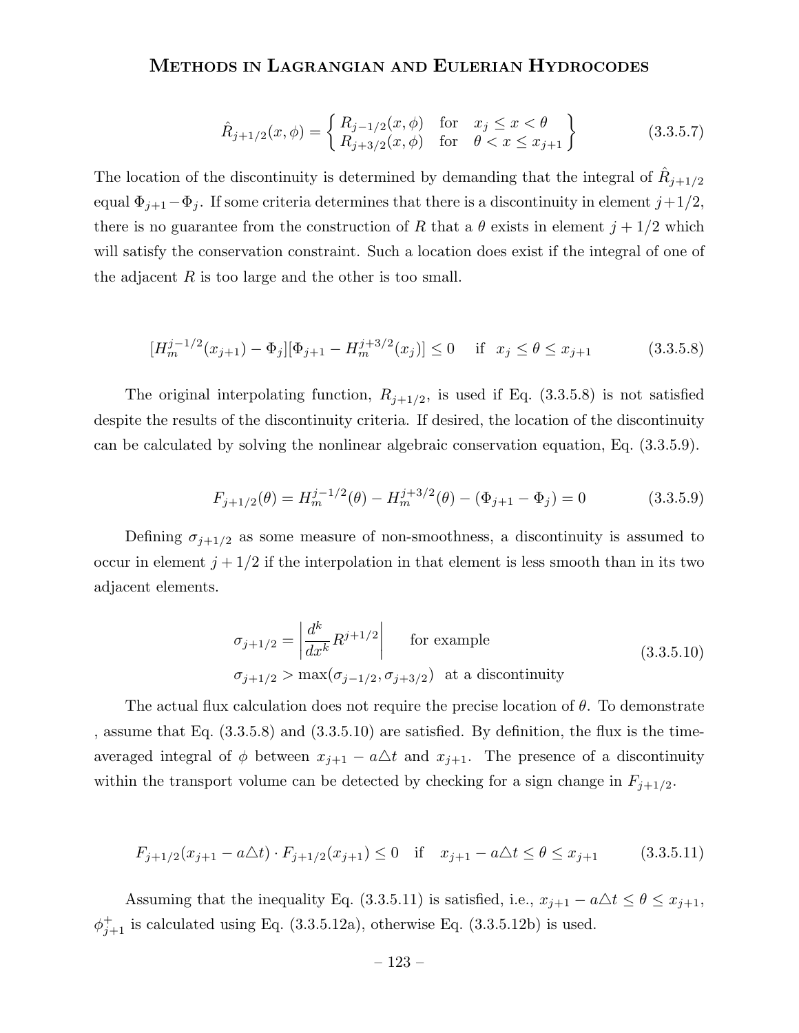$$
\hat{R}_{j+1/2}(x,\phi) = \left\{ \begin{array}{lll} R_{j-1/2}(x,\phi) & \text{for} & x_j \leq x < \theta \\ R_{j+3/2}(x,\phi) & \text{for} & \theta < x \leq x_{j+1} \end{array} \right\} \tag{3.3.5.7}
$$

The location of the discontinuity is determined by demanding that the integral of $\hat{R}_{j+1/2}$ equal $\Phi_{j+1} - \Phi_j$. If some criteria determines that there is a discontinuity in element $j+1/2$, there is no guarantee from the construction of $R$ that a $\theta$ exists in element $j+1/2$ which will satisfy the conservation constraint. Such a location does exist if the integral of one of the adjacent $R$ is too large and the other is too small.

$$
[H_m^{j-1/2}(x_{j+1}) - \Phi_j][\Phi_{j+1} - H_m^{j+3/2}(x_j)] \leq 0 \quad \text{if} \quad x_j \leq \theta \leq x_{j+1} \tag{3.3.5.8}
$$

The original interpolating function, $R_{j+1/2}$, is used if Eq. (3.3.5.8) is not satisfied despite the results of the discontinuity criteria. If desired, the location of the discontinuity can be calculated by solving the nonlinear algebraic conservation equation, Eq. (3.3.5.9).

$$
F_{j+1/2}(\theta) = H_m^{j-1/2}(\theta) - H_m^{j+3/2}(\theta) - (\Phi_{j+1} - \Phi_j) = 0 \tag{3.3.5.9}
$$

Defining $\sigma_{j+1/2}$ as some measure of non-smoothness, a discontinuity is assumed to occur in element $j+1/2$ if the interpolation in that element is less smooth than in its two adjacent elements.

$$
\begin{aligned}
&\sigma_{j+1/2} = \left| \frac{d^k}{dx^k} R^{j+1/2} \right| \qquad \text{for example} \\
&\sigma_{j+1/2} > \max(\sigma_{j-1/2}, \sigma_{j+3/2}) \ \ \text{at a discontinuity}
\end{aligned} \tag{3.3.5.10}
$$

The actual flux calculation does not require the precise location of $\theta$. To demonstrate , assume that Eq. (3.3.5.8) and (3.3.5.10) are satisfied. By definition, the flux is the time-averaged integral of $\phi$ between $x_{j+1} - a\triangle t$ and $x_{j+1}$. The presence of a discontinuity within the transport volume can be detected by checking for a sign change in $F_{j+1/2}$.

$$
F_{j+1/2}(x_{j+1} - a\triangle t) \cdot F_{j+1/2}(x_{j+1}) \leq 0 \quad \text{if} \quad x_{j+1} - a\triangle t \leq \theta \leq x_{j+1} \tag{3.3.5.11}
$$

Assuming that the inequality Eq. (3.3.5.11) is satisfied, i.e., $x_{j+1} - a\triangle t \leq \theta \leq x_{j+1}$, $\phi_{j+1}^{+}$ is calculated using Eq. (3.3.5.12a), otherwise Eq. (3.3.5.12b) is used.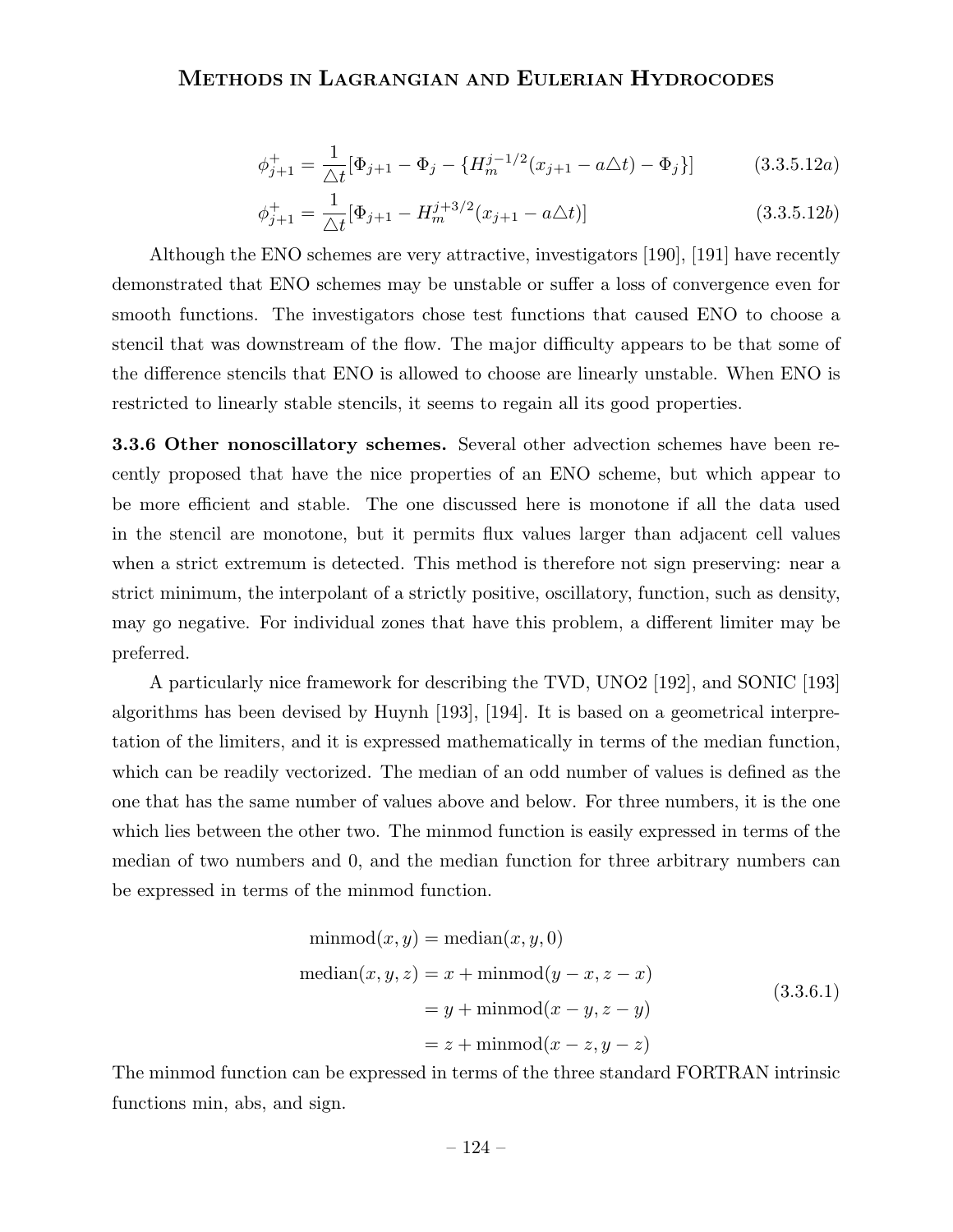$$\phi_{j+1}^{+} = \frac{1}{\triangle t}[\Phi_{j+1} - \Phi_j - \{H_m^{j-1/2}(x_{j+1} - a\triangle t) - \Phi_j\}] \tag{3.3.5.12a}$$

$$\phi_{j+1}^{+} = \frac{1}{\triangle t}[\Phi_{j+1} - H_m^{j+3/2}(x_{j+1} - a\triangle t)] \tag{3.3.5.12b}$$

Although the ENO schemes are very attractive, investigators [190], [191] have recently demonstrated that ENO schemes may be unstable or suffer a loss of convergence even for smooth functions. The investigators chose test functions that caused ENO to choose a stencil that was downstream of the flow. The major difficulty appears to be that some of the difference stencils that ENO is allowed to choose are linearly unstable. When ENO is restricted to linearly stable stencils, it seems to regain all its good properties.

**3.3.6 Other nonoscillatory schemes.** Several other advection schemes have been recently proposed that have the nice properties of an ENO scheme, but which appear to be more efficient and stable. The one discussed here is monotone if all the data used in the stencil are monotone, but it permits flux values larger than adjacent cell values when a strict extremum is detected. This method is therefore not sign preserving: near a strict minimum, the interpolant of a strictly positive, oscillatory, function, such as density, may go negative. For individual zones that have this problem, a different limiter may be preferred.

A particularly nice framework for describing the TVD, UNO2 [192], and SONIC [193] algorithms has been devised by Huynh [193], [194]. It is based on a geometrical interpretation of the limiters, and it is expressed mathematically in terms of the median function, which can be readily vectorized. The median of an odd number of values is defined as the one that has the same number of values above and below. For three numbers, it is the one which lies between the other two. The minmod function is easily expressed in terms of the median of two numbers and 0, and the median function for three arbitrary numbers can be expressed in terms of the minmod function.

$$\begin{aligned}
\text{minmod}(x, y) &= \text{median}(x, y, 0) \\
\text{median}(x, y, z) &= x + \text{minmod}(y - x, z - x) \\
&= y + \text{minmod}(x - y, z - y) \\
&= z + \text{minmod}(x - z, y - z)
\end{aligned} \tag{3.3.6.1}$$

The minmod function can be expressed in terms of the three standard FORTRAN intrinsic functions min, abs, and sign.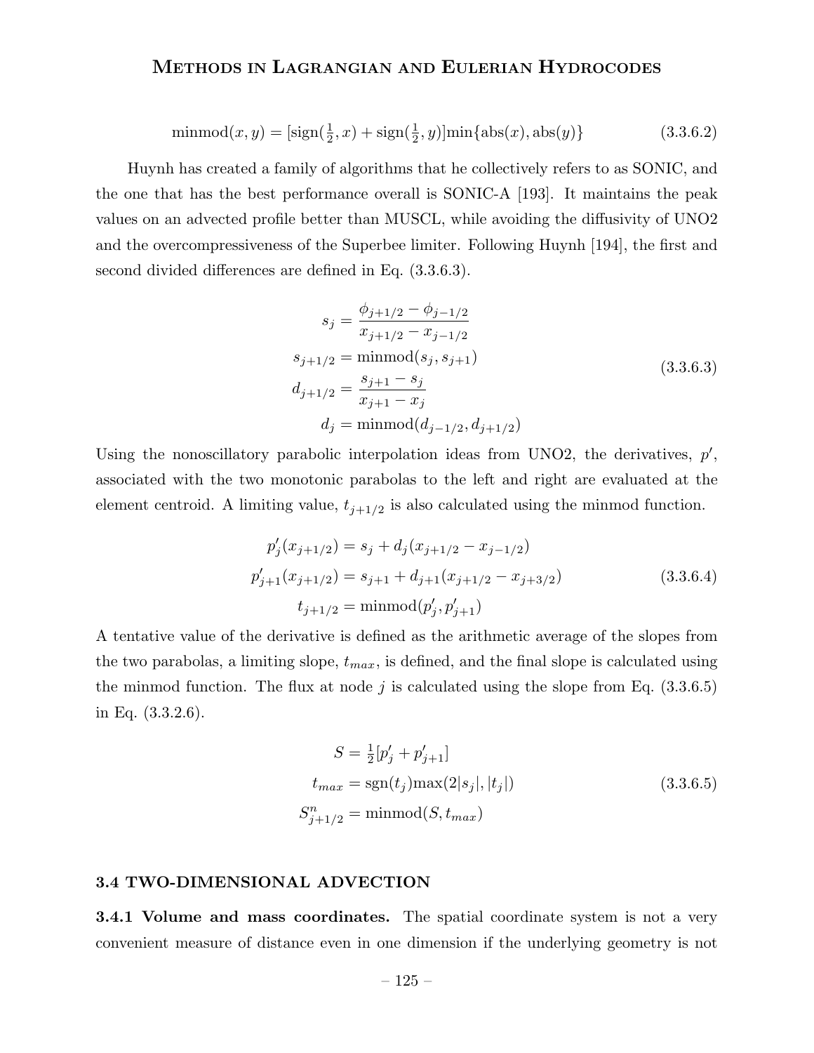$$\text{minmod}(x, y) = [\text{sign}(\tfrac{1}{2}, x) + \text{sign}(\tfrac{1}{2}, y)]\min\{\text{abs}(x), \text{abs}(y)\} \tag{3.3.6.2}$$

Huynh has created a family of algorithms that he collectively refers to as SONIC, and the one that has the best performance overall is SONIC-A [193]. It maintains the peak values on an advected profile better than MUSCL, while avoiding the diffusivity of UNO2 and the overcompressiveness of the Superbee limiter. Following Huynh [194], the first and second divided differences are defined in Eq. (3.3.6.3).

$$
\begin{aligned}
s_j &= \frac{\phi_{j+1/2} - \phi_{j-1/2}}{x_{j+1/2} - x_{j-1/2}} \\
s_{j+1/2} &= \text{minmod}(s_j, s_{j+1}) \\
d_{j+1/2} &= \frac{s_{j+1} - s_j}{x_{j+1} - x_j} \\
d_j &= \text{minmod}(d_{j-1/2}, d_{j+1/2})
\end{aligned}
\tag{3.3.6.3}
$$

Using the nonoscillatory parabolic interpolation ideas from UNO2, the derivatives, $p'$, associated with the two monotonic parabolas to the left and right are evaluated at the element centroid. A limiting value, $t_{j+1/2}$ is also calculated using the minmod function.

$$
\begin{aligned}
p'_j(x_{j+1/2}) &= s_j + d_j(x_{j+1/2} - x_{j-1/2}) \\
p'_{j+1}(x_{j+1/2}) &= s_{j+1} + d_{j+1}(x_{j+1/2} - x_{j+3/2}) \\
t_{j+1/2} &= \text{minmod}(p'_j, p'_{j+1})
\end{aligned}
\tag{3.3.6.4}
$$

A tentative value of the derivative is defined as the arithmetic average of the slopes from the two parabolas, a limiting slope, $t_{max}$, is defined, and the final slope is calculated using the minmod function. The flux at node $j$ is calculated using the slope from Eq. (3.3.6.5) in Eq. (3.3.2.6).

$$
\begin{aligned}
S &= \tfrac{1}{2}[p'_j + p'_{j+1}] \\
t_{max} &= \text{sgn}(t_j)\max(2|s_j|, |t_j|) \\
S^n_{j+1/2} &= \text{minmod}(S, t_{max})
\end{aligned}
\tag{3.3.6.5}
$$

## 3.4 TWO-DIMENSIONAL ADVECTION

**3.4.1 Volume and mass coordinates.** The spatial coordinate system is not a very convenient measure of distance even in one dimension if the underlying geometry is not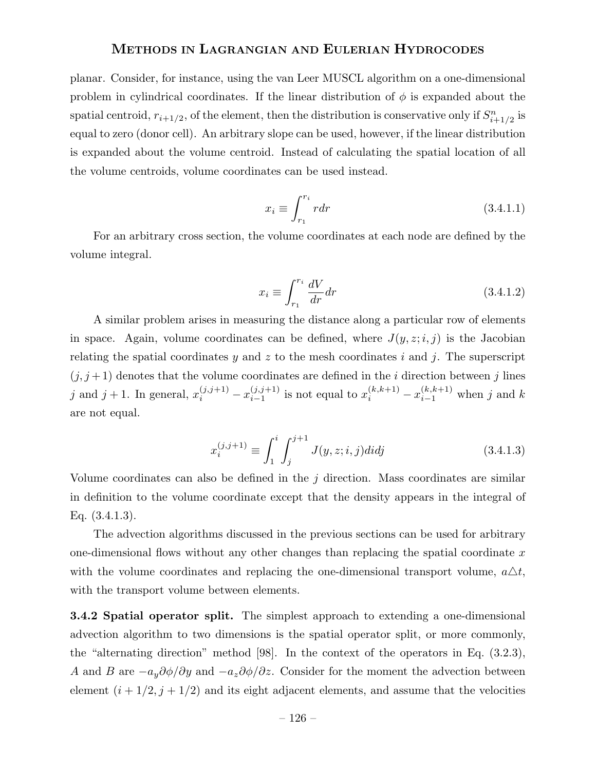planar. Consider, for instance, using the van Leer MUSCL algorithm on a one-dimensional problem in cylindrical coordinates. If the linear distribution of $\phi$ is expanded about the spatial centroid, $r_{i+1/2}$, of the element, then the distribution is conservative only if $S^n_{i+1/2}$ is equal to zero (donor cell). An arbitrary slope can be used, however, if the linear distribution is expanded about the volume centroid. Instead of calculating the spatial location of all the volume centroids, volume coordinates can be used instead.

$$x_i \equiv \int_{r_1}^{r_i} r dr \tag{3.4.1.1}$$

For an arbitrary cross section, the volume coordinates at each node are defined by the volume integral.

$$x_i \equiv \int_{r_1}^{r_i} \frac{dV}{dr} dr \tag{3.4.1.2}$$

A similar problem arises in measuring the distance along a particular row of elements in space. Again, volume coordinates can be defined, where $J(y, z; i, j)$ is the Jacobian relating the spatial coordinates $y$ and $z$ to the mesh coordinates $i$ and $j$. The superscript $(j, j+1)$ denotes that the volume coordinates are defined in the $i$ direction between $j$ lines $j$ and $j+1$. In general, $x_i^{(j,j+1)} - x_{i-1}^{(j,j+1)}$ is not equal to $x_i^{(k,k+1)} - x_{i-1}^{(k,k+1)}$ when $j$ and $k$ are not equal.

$$x_i^{(j,j+1)} \equiv \int_1^i \int_j^{j+1} J(y, z; i, j) di dj \tag{3.4.1.3}$$

Volume coordinates can also be defined in the $j$ direction. Mass coordinates are similar in definition to the volume coordinate except that the density appears in the integral of Eq. (3.4.1.3).

The advection algorithms discussed in the previous sections can be used for arbitrary one-dimensional flows without any other changes than replacing the spatial coordinate $x$ with the volume coordinates and replacing the one-dimensional transport volume, $a\triangle t$, with the transport volume between elements.

**3.4.2 Spatial operator split.** The simplest approach to extending a one-dimensional advection algorithm to two dimensions is the spatial operator split, or more commonly, the "alternating direction" method [98]. In the context of the operators in Eq. (3.2.3), $A$ and $B$ are $-a_y \partial\phi/\partial y$ and $-a_z \partial\phi/\partial z$. Consider for the moment the advection between element $(i + 1/2, j + 1/2)$ and its eight adjacent elements, and assume that the velocities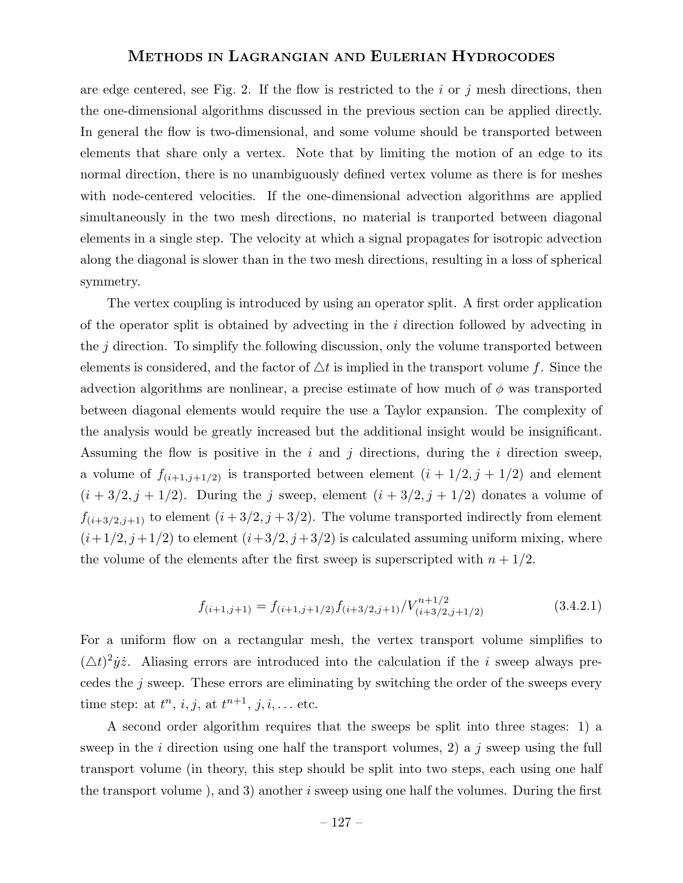are edge centered, see Fig. 2. If the flow is restricted to the $i$ or $j$ mesh directions, then the one-dimensional algorithms discussed in the previous section can be applied directly. In general the flow is two-dimensional, and some volume should be transported between elements that share only a vertex. Note that by limiting the motion of an edge to its normal direction, there is no unambiguously defined vertex volume as there is for meshes with node-centered velocities. If the one-dimensional advection algorithms are applied simultaneously in the two mesh directions, no material is tranported between diagonal elements in a single step. The velocity at which a signal propagates for isotropic advection along the diagonal is slower than in the two mesh directions, resulting in a loss of spherical symmetry.

The vertex coupling is introduced by using an operator split. A first order application of the operator split is obtained by advecting in the $i$ direction followed by advecting in the $j$ direction. To simplify the following discussion, only the volume transported between elements is considered, and the factor of $\triangle t$ is implied in the transport volume $f$. Since the advection algorithms are nonlinear, a precise estimate of how much of $\phi$ was transported between diagonal elements would require the use a Taylor expansion. The complexity of the analysis would be greatly increased but the additional insight would be insignificant. Assuming the flow is positive in the $i$ and $j$ directions, during the $i$ direction sweep, a volume of $f_{(i+1,j+1/2)}$ is transported between element $(i+1/2, j+1/2)$ and element $(i+3/2, j+1/2)$. During the $j$ sweep, element $(i+3/2, j+1/2)$ donates a volume of $f_{(i+3/2,j+1)}$ to element $(i+3/2, j+3/2)$. The volume transported indirectly from element $(i+1/2, j+1/2)$ to element $(i+3/2, j+3/2)$ is calculated assuming uniform mixing, where the volume of the elements after the first sweep is superscripted with $n+1/2$.

$$f_{(i+1,j+1)} = f_{(i+1,j+1/2)} f_{(i+3/2,j+1)} / V^{n+1/2}_{(i+3/2,j+1/2)} \tag{3.4.2.1}$$

For a uniform flow on a rectangular mesh, the vertex transport volume simplifies to $(\triangle t)^2 \dot{y}\dot{z}$. Aliasing errors are introduced into the calculation if the $i$ sweep always precedes the $j$ sweep. These errors are eliminating by switching the order of the sweeps every time step: at $t^n$, $i, j$, at $t^{n+1}$, $j, i, \ldots$ etc.

A second order algorithm requires that the sweeps be split into three stages: 1) a sweep in the $i$ direction using one half the transport volumes, 2) a $j$ sweep using the full transport volume (in theory, this step should be split into two steps, each using one half the transport volume ), and 3) another $i$ sweep using one half the volumes. During the first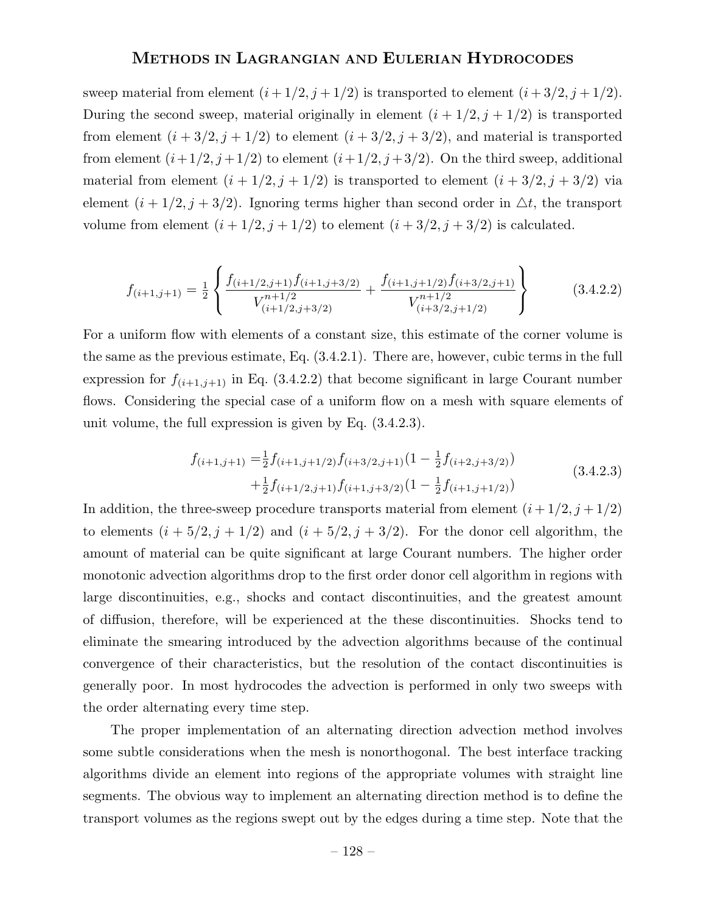sweep material from element $(i+1/2, j+1/2)$ is transported to element $(i+3/2, j+1/2)$. During the second sweep, material originally in element $(i+1/2, j+1/2)$ is transported from element $(i+3/2, j+1/2)$ to element $(i+3/2, j+3/2)$, and material is transported from element $(i+1/2, j+1/2)$ to element $(i+1/2, j+3/2)$. On the third sweep, additional material from element $(i+1/2, j+1/2)$ is transported to element $(i+3/2, j+3/2)$ via element $(i+1/2, j+3/2)$. Ignoring terms higher than second order in $\triangle t$, the transport volume from element $(i+1/2, j+1/2)$ to element $(i+3/2, j+3/2)$ is calculated.

$$f_{(i+1,j+1)} = \frac{1}{2}\left\{ \frac{f_{(i+1/2,j+1)} f_{(i+1,j+3/2)}}{V^{n+1/2}_{(i+1/2,j+3/2)}} + \frac{f_{(i+1,j+1/2)} f_{(i+3/2,j+1)}}{V^{n+1/2}_{(i+3/2,j+1/2)}} \right\} \tag{3.4.2.2}$$

For a uniform flow with elements of a constant size, this estimate of the corner volume is the same as the previous estimate, Eq. (3.4.2.1). There are, however, cubic terms in the full expression for $f_{(i+1,j+1)}$ in Eq. (3.4.2.2) that become significant in large Courant number flows. Considering the special case of a uniform flow on a mesh with square elements of unit volume, the full expression is given by Eq. (3.4.2.3).

$$\begin{aligned} f_{(i+1,j+1)} =& \tfrac{1}{2} f_{(i+1,j+1/2)} f_{(i+3/2,j+1)} (1 - \tfrac{1}{2} f_{(i+2,j+3/2)}) \\ &+ \tfrac{1}{2} f_{(i+1/2,j+1)} f_{(i+1,j+3/2)} (1 - \tfrac{1}{2} f_{(i+1,j+1/2)}) \end{aligned} \tag{3.4.2.3}$$

In addition, the three-sweep procedure transports material from element $(i+1/2, j+1/2)$ to elements $(i+5/2, j+1/2)$ and $(i+5/2, j+3/2)$. For the donor cell algorithm, the amount of material can be quite significant at large Courant numbers. The higher order monotonic advection algorithms drop to the first order donor cell algorithm in regions with large discontinuities, e.g., shocks and contact discontinuities, and the greatest amount of diffusion, therefore, will be experienced at the these discontinuities. Shocks tend to eliminate the smearing introduced by the advection algorithms because of the continual convergence of their characteristics, but the resolution of the contact discontinuities is generally poor. In most hydrocodes the advection is performed in only two sweeps with the order alternating every time step.

The proper implementation of an alternating direction advection method involves some subtle considerations when the mesh is nonorthogonal. The best interface tracking algorithms divide an element into regions of the appropriate volumes with straight line segments. The obvious way to implement an alternating direction method is to define the transport volumes as the regions swept out by the edges during a time step. Note that the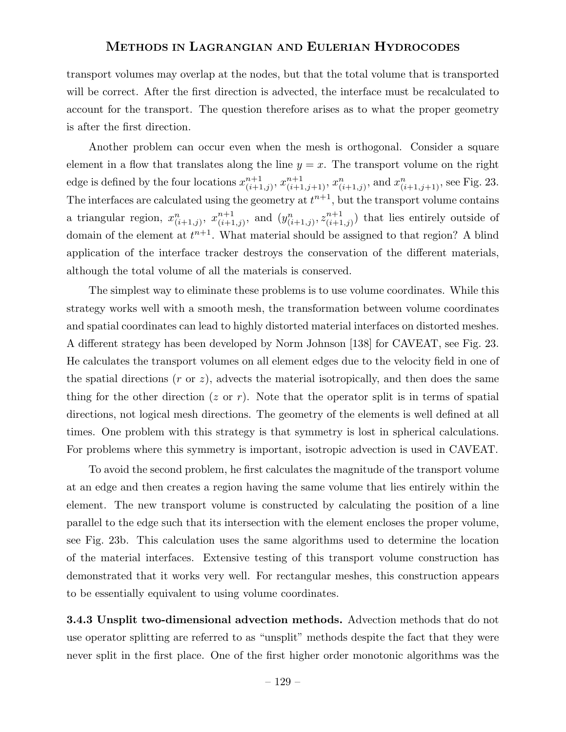transport volumes may overlap at the nodes, but that the total volume that is transported will be correct. After the first direction is advected, the interface must be recalculated to account for the transport. The question therefore arises as to what the proper geometry is after the first direction.

Another problem can occur even when the mesh is orthogonal. Consider a square element in a flow that translates along the line $y = x$. The transport volume on the right edge is defined by the four locations $x^{n+1}_{(i+1,j)}$, $x^{n+1}_{(i+1,j+1)}$, $x^{n}_{(i+1,j)}$, and $x^{n}_{(i+1,j+1)}$, see Fig. 23. The interfaces are calculated using the geometry at $t^{n+1}$, but the transport volume contains a triangular region, $x^{n}_{(i+1,j)}$, $x^{n+1}_{(i+1,j)}$, and $(y^{n}_{(i+1,j)}, z^{n+1}_{(i+1,j)})$ that lies entirely outside of domain of the element at $t^{n+1}$. What material should be assigned to that region? A blind application of the interface tracker destroys the conservation of the different materials, although the total volume of all the materials is conserved.

The simplest way to eliminate these problems is to use volume coordinates. While this strategy works well with a smooth mesh, the transformation between volume coordinates and spatial coordinates can lead to highly distorted material interfaces on distorted meshes. A different strategy has been developed by Norm Johnson [138] for CAVEAT, see Fig. 23. He calculates the transport volumes on all element edges due to the velocity field in one of the spatial directions ($r$ or $z$), advects the material isotropically, and then does the same thing for the other direction ($z$ or $r$). Note that the operator split is in terms of spatial directions, not logical mesh directions. The geometry of the elements is well defined at all times. One problem with this strategy is that symmetry is lost in spherical calculations. For problems where this symmetry is important, isotropic advection is used in CAVEAT.

To avoid the second problem, he first calculates the magnitude of the transport volume at an edge and then creates a region having the same volume that lies entirely within the element. The new transport volume is constructed by calculating the position of a line parallel to the edge such that its intersection with the element encloses the proper volume, see Fig. 23b. This calculation uses the same algorithms used to determine the location of the material interfaces. Extensive testing of this transport volume construction has demonstrated that it works very well. For rectangular meshes, this construction appears to be essentially equivalent to using volume coordinates.

**3.4.3 Unsplit two-dimensional advection methods.** Advection methods that do not use operator splitting are referred to as "unsplit" methods despite the fact that they were never split in the first place. One of the first higher order monotonic algorithms was the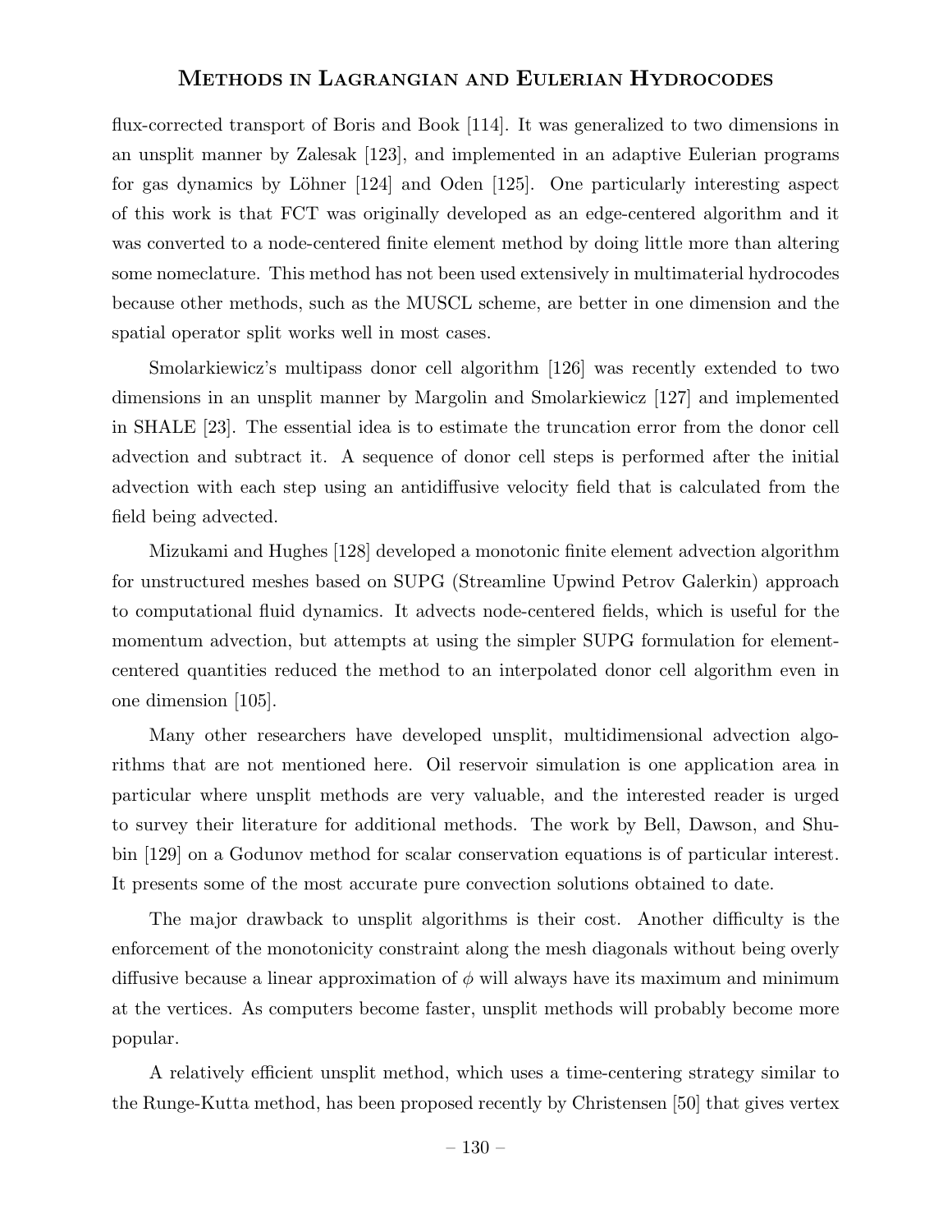flux-corrected transport of Boris and Book [114]. It was generalized to two dimensions in an unsplit manner by Zalesak [123], and implemented in an adaptive Eulerian programs for gas dynamics by Löhner [124] and Oden [125]. One particularly interesting aspect of this work is that FCT was originally developed as an edge-centered algorithm and it was converted to a node-centered finite element method by doing little more than altering some nomeclature. This method has not been used extensively in multimaterial hydrocodes because other methods, such as the MUSCL scheme, are better in one dimension and the spatial operator split works well in most cases.

Smolarkiewicz's multipass donor cell algorithm [126] was recently extended to two dimensions in an unsplit manner by Margolin and Smolarkiewicz [127] and implemented in SHALE [23]. The essential idea is to estimate the truncation error from the donor cell advection and subtract it. A sequence of donor cell steps is performed after the initial advection with each step using an antidiffusive velocity field that is calculated from the field being advected.

Mizukami and Hughes [128] developed a monotonic finite element advection algorithm for unstructured meshes based on SUPG (Streamline Upwind Petrov Galerkin) approach to computational fluid dynamics. It advects node-centered fields, which is useful for the momentum advection, but attempts at using the simpler SUPG formulation for element-centered quantities reduced the method to an interpolated donor cell algorithm even in one dimension [105].

Many other researchers have developed unsplit, multidimensional advection algorithms that are not mentioned here. Oil reservoir simulation is one application area in particular where unsplit methods are very valuable, and the interested reader is urged to survey their literature for additional methods. The work by Bell, Dawson, and Shubin [129] on a Godunov method for scalar conservation equations is of particular interest. It presents some of the most accurate pure convection solutions obtained to date.

The major drawback to unsplit algorithms is their cost. Another difficulty is the enforcement of the monotonicity constraint along the mesh diagonals without being overly diffusive because a linear approximation of $\phi$ will always have its maximum and minimum at the vertices. As computers become faster, unsplit methods will probably become more popular.

A relatively efficient unsplit method, which uses a time-centering strategy similar to the Runge-Kutta method, has been proposed recently by Christensen [50] that gives vertex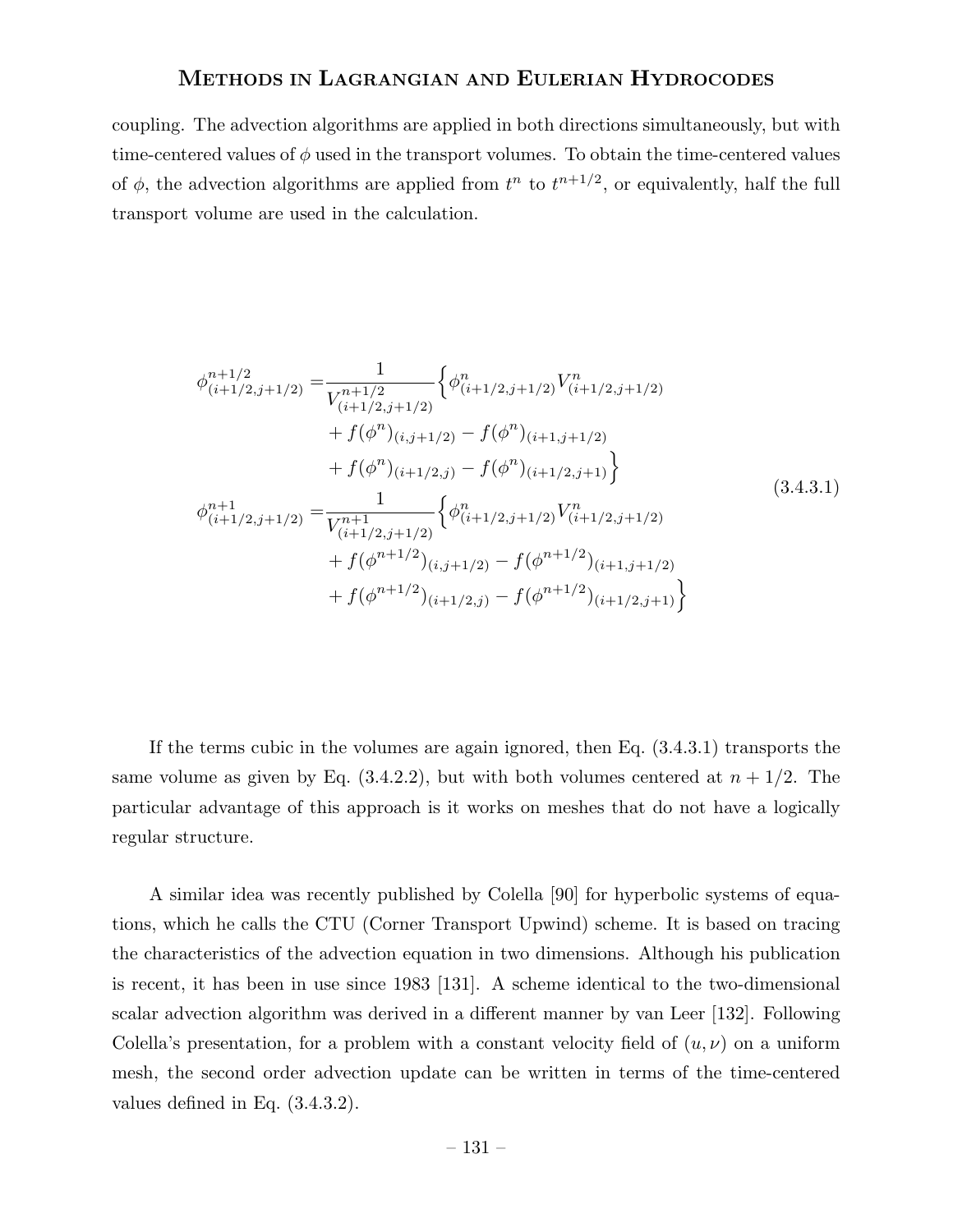coupling. The advection algorithms are applied in both directions simultaneously, but with time-centered values of $\phi$ used in the transport volumes. To obtain the time-centered values of $\phi$, the advection algorithms are applied from $t^n$ to $t^{n+1/2}$, or equivalently, half the full transport volume are used in the calculation.

$$
\begin{aligned}
\phi^{n+1/2}_{(i+1/2,j+1/2)} =& \frac{1}{V^{n+1/2}_{(i+1/2,j+1/2)}} \Big\{ \phi^n_{(i+1/2,j+1/2)} V^n_{(i+1/2,j+1/2)} \\
&+ f(\phi^n)_{(i,j+1/2)} - f(\phi^n)_{(i+1,j+1/2)} \\
&+ f(\phi^n)_{(i+1/2,j)} - f(\phi^n)_{(i+1/2,j+1)} \Big\} \\
\phi^{n+1}_{(i+1/2,j+1/2)} =& \frac{1}{V^{n+1}_{(i+1/2,j+1/2)}} \Big\{ \phi^n_{(i+1/2,j+1/2)} V^n_{(i+1/2,j+1/2)} \\
&+ f(\phi^{n+1/2})_{(i,j+1/2)} - f(\phi^{n+1/2})_{(i+1,j+1/2)} \\
&+ f(\phi^{n+1/2})_{(i+1/2,j)} - f(\phi^{n+1/2})_{(i+1/2,j+1)} \Big\}
\end{aligned}
\tag{3.4.3.1}
$$

If the terms cubic in the volumes are again ignored, then Eq. (3.4.3.1) transports the same volume as given by Eq. (3.4.2.2), but with both volumes centered at $n + 1/2$. The particular advantage of this approach is it works on meshes that do not have a logically regular structure.

A similar idea was recently published by Colella [90] for hyperbolic systems of equations, which he calls the CTU (Corner Transport Upwind) scheme. It is based on tracing the characteristics of the advection equation in two dimensions. Although his publication is recent, it has been in use since 1983 [131]. A scheme identical to the two-dimensional scalar advection algorithm was derived in a different manner by van Leer [132]. Following Colella's presentation, for a problem with a constant velocity field of $(u, \nu)$ on a uniform mesh, the second order advection update can be written in terms of the time-centered values defined in Eq. (3.4.3.2).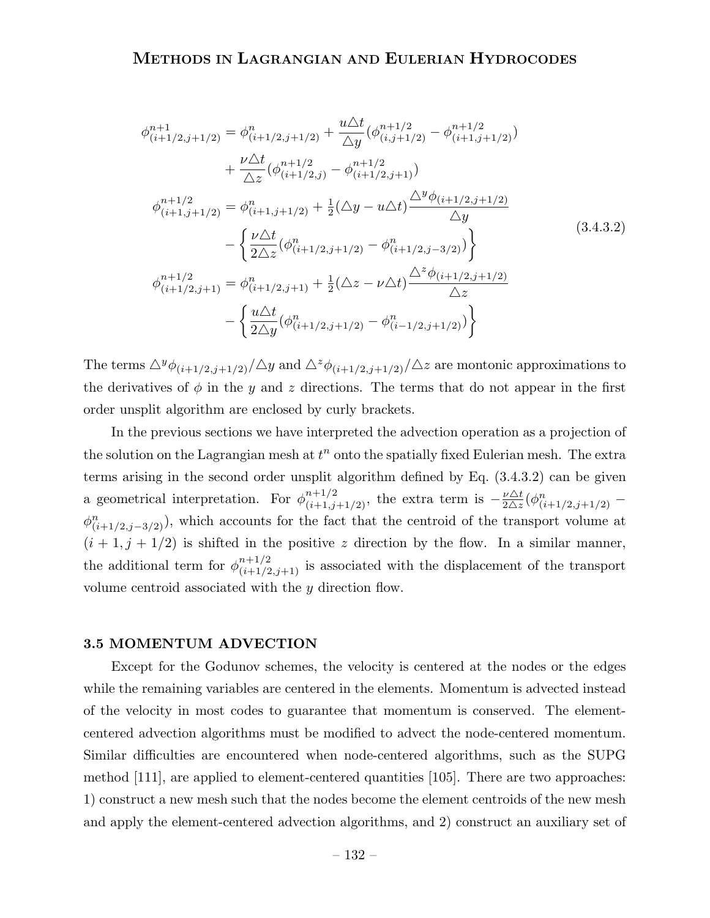$$
\begin{aligned}
\phi^{n+1}_{(i+1/2,j+1/2)} &= \phi^{n}_{(i+1/2,j+1/2)} + \frac{u\triangle t}{\triangle y}(\phi^{n+1/2}_{(i,j+1/2)} - \phi^{n+1/2}_{(i+1,j+1/2)}) \\
&\quad + \frac{\nu\triangle t}{\triangle z}(\phi^{n+1/2}_{(i+1/2,j)} - \phi^{n+1/2}_{(i+1/2,j+1)}) \\
\phi^{n+1/2}_{(i+1,j+1/2)} &= \phi^{n}_{(i+1,j+1/2)} + \tfrac{1}{2}(\triangle y - u\triangle t)\frac{\triangle^y \phi_{(i+1/2,j+1/2)}}{\triangle y} \\
&\quad - \left\{ \frac{\nu\triangle t}{2\triangle z}(\phi^{n}_{(i+1/2,j+1/2)} - \phi^{n}_{(i+1/2,j-3/2)}) \right\} \\
\phi^{n+1/2}_{(i+1/2,j+1)} &= \phi^{n}_{(i+1/2,j+1)} + \tfrac{1}{2}(\triangle z - \nu\triangle t)\frac{\triangle^z \phi_{(i+1/2,j+1/2)}}{\triangle z} \\
&\quad - \left\{ \frac{u\triangle t}{2\triangle y}(\phi^{n}_{(i+1/2,j+1/2)} - \phi^{n}_{(i-1/2,j+1/2)}) \right\}
\end{aligned}
\tag{3.4.3.2}
$$

The terms $\triangle^y \phi_{(i+1/2,j+1/2)}/\triangle y$ and $\triangle^z \phi_{(i+1/2,j+1/2)}/\triangle z$ are montonic approximations to the derivatives of $\phi$ in the $y$ and $z$ directions. The terms that do not appear in the first order unsplit algorithm are enclosed by curly brackets.

In the previous sections we have interpreted the advection operation as a projection of the solution on the Lagrangian mesh at $t^n$ onto the spatially fixed Eulerian mesh. The extra terms arising in the second order unsplit algorithm defined by Eq. (3.4.3.2) can be given a geometrical interpretation. For $\phi^{n+1/2}_{(i+1,j+1/2)}$, the extra term is $-\frac{\nu\triangle t}{2\triangle z}(\phi^{n}_{(i+1/2,j+1/2)} - \phi^{n}_{(i+1/2,j-3/2)})$, which accounts for the fact that the centroid of the transport volume at $(i+1, j+1/2)$ is shifted in the positive $z$ direction by the flow. In a similar manner, the additional term for $\phi^{n+1/2}_{(i+1/2,j+1)}$ is associated with the displacement of the transport volume centroid associated with the $y$ direction flow.

## 3.5 MOMENTUM ADVECTION

Except for the Godunov schemes, the velocity is centered at the nodes or the edges while the remaining variables are centered in the elements. Momentum is advected instead of the velocity in most codes to guarantee that momentum is conserved. The element-centered advection algorithms must be modified to advect the node-centered momentum. Similar difficulties are encountered when node-centered algorithms, such as the SUPG method [111], are applied to element-centered quantities [105]. There are two approaches: 1) construct a new mesh such that the nodes become the element centroids of the new mesh and apply the element-centered advection algorithms, and 2) construct an auxiliary set of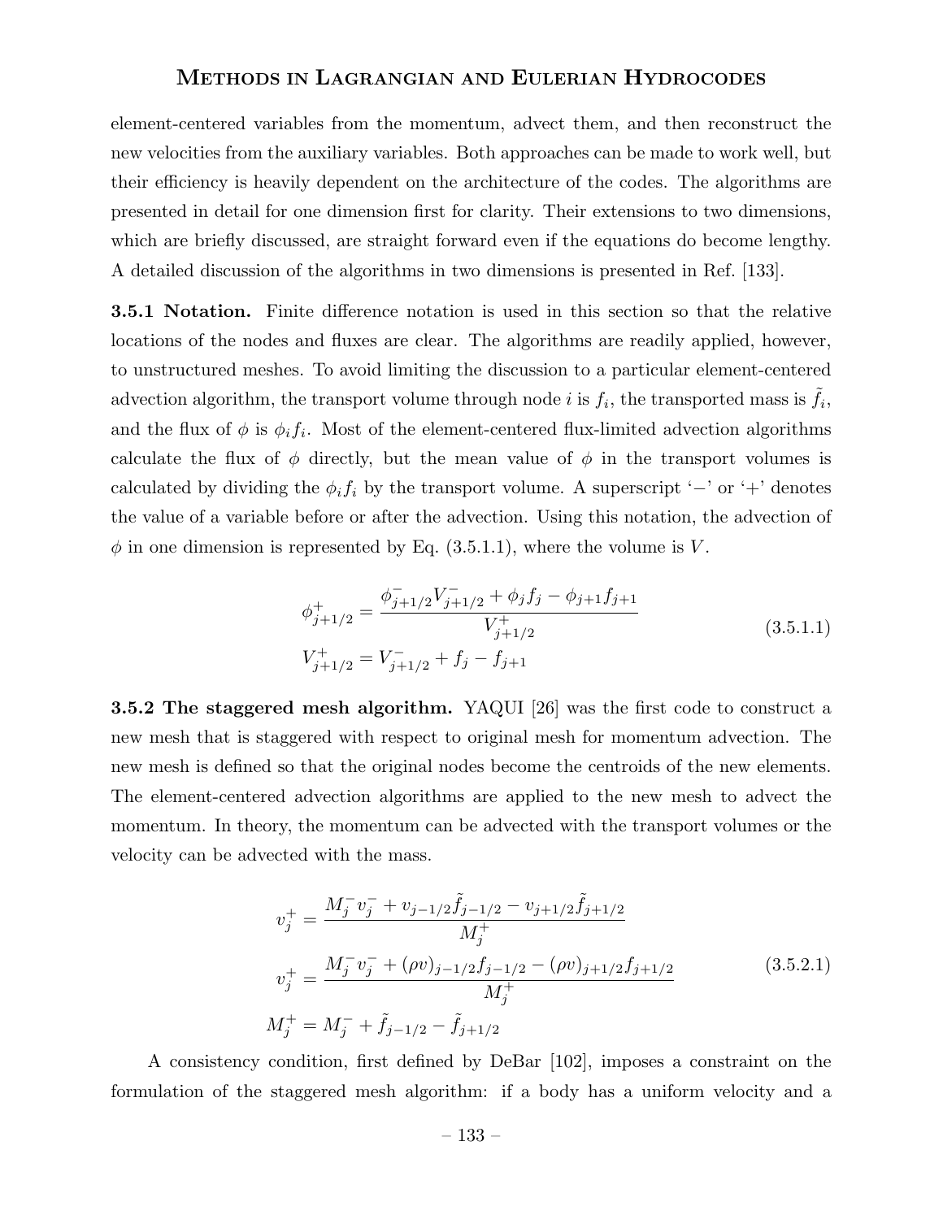element-centered variables from the momentum, advect them, and then reconstruct the new velocities from the auxiliary variables. Both approaches can be made to work well, but their efficiency is heavily dependent on the architecture of the codes. The algorithms are presented in detail for one dimension first for clarity. Their extensions to two dimensions, which are briefly discussed, are straight forward even if the equations do become lengthy. A detailed discussion of the algorithms in two dimensions is presented in Ref. [133].

**3.5.1 Notation.** Finite difference notation is used in this section so that the relative locations of the nodes and fluxes are clear. The algorithms are readily applied, however, to unstructured meshes. To avoid limiting the discussion to a particular element-centered advection algorithm, the transport volume through node $i$ is $f_i$, the transported mass is $\tilde{f}_i$, and the flux of $\phi$ is $\phi_i f_i$. Most of the element-centered flux-limited advection algorithms calculate the flux of $\phi$ directly, but the mean value of $\phi$ in the transport volumes is calculated by dividing the $\phi_i f_i$ by the transport volume. A superscript '−' or '+' denotes the value of a variable before or after the advection. Using this notation, the advection of $\phi$ in one dimension is represented by Eq. (3.5.1.1), where the volume is $V$.

$$
\begin{aligned}
\phi^+_{j+1/2} &= \frac{\phi^-_{j+1/2} V^-_{j+1/2} + \phi_j f_j - \phi_{j+1} f_{j+1}}{V^+_{j+1/2}} \\
V^+_{j+1/2} &= V^-_{j+1/2} + f_j - f_{j+1}
\end{aligned}
\tag{3.5.1.1}
$$

**3.5.2 The staggered mesh algorithm.** YAQUI [26] was the first code to construct a new mesh that is staggered with respect to original mesh for momentum advection. The new mesh is defined so that the original nodes become the centroids of the new elements. The element-centered advection algorithms are applied to the new mesh to advect the momentum. In theory, the momentum can be advected with the transport volumes or the velocity can be advected with the mass.

$$
\begin{aligned}
v^+_j &= \frac{M^-_j v^-_j + v_{j-1/2}\tilde{f}_{j-1/2} - v_{j+1/2}\tilde{f}_{j+1/2}}{M^+_j} \\
v^+_j &= \frac{M^-_j v^-_j + (\rho v)_{j-1/2} f_{j-1/2} - (\rho v)_{j+1/2} f_{j+1/2}}{M^+_j} \\
M^+_j &= M^-_j + \tilde{f}_{j-1/2} - \tilde{f}_{j+1/2}
\end{aligned}
\tag{3.5.2.1}
$$

A consistency condition, first defined by DeBar [102], imposes a constraint on the formulation of the staggered mesh algorithm: if a body has a uniform velocity and a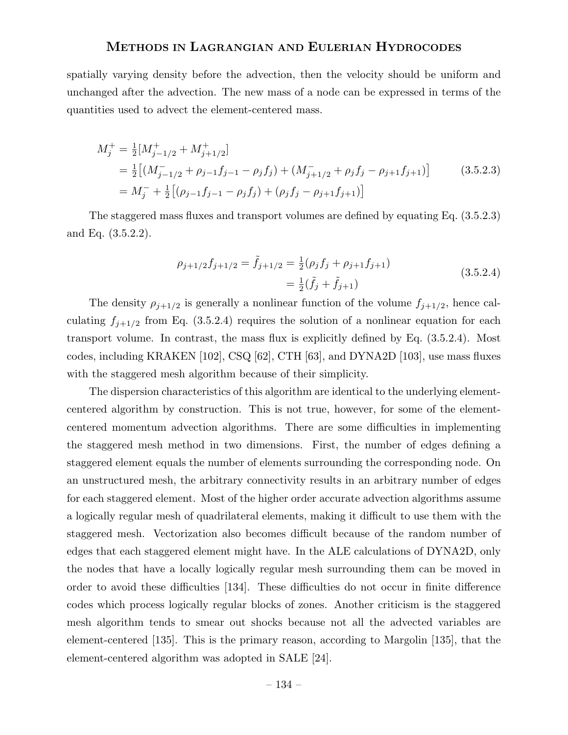spatially varying density before the advection, then the velocity should be uniform and unchanged after the advection. The new mass of a node can be expressed in terms of the quantities used to advect the element-centered mass.

$$
\begin{aligned}
M_j^+ &= \tfrac{1}{2}[M_{j-1/2}^+ + M_{j+1/2}^+] \\
&= \tfrac{1}{2}\big[(M_{j-1/2}^- + \rho_{j-1}f_{j-1} - \rho_j f_j) + (M_{j+1/2}^- + \rho_j f_j - \rho_{j+1}f_{j+1})\big] \\
&= M_j^- + \tfrac{1}{2}\big[(\rho_{j-1}f_{j-1} - \rho_j f_j) + (\rho_j f_j - \rho_{j+1}f_{j+1})\big]
\end{aligned}
\tag{3.5.2.3}
$$

The staggered mass fluxes and transport volumes are defined by equating Eq. (3.5.2.3) and Eq. (3.5.2.2).

$$
\begin{aligned}
\rho_{j+1/2}f_{j+1/2} = \tilde{f}_{j+1/2} &= \tfrac{1}{2}(\rho_j f_j + \rho_{j+1}f_{j+1}) \\
&= \tfrac{1}{2}(\tilde{f}_j + \tilde{f}_{j+1})
\end{aligned}
\tag{3.5.2.4}
$$

The density $\rho_{j+1/2}$ is generally a nonlinear function of the volume $f_{j+1/2}$, hence calculating $f_{j+1/2}$ from Eq. (3.5.2.4) requires the solution of a nonlinear equation for each transport volume. In contrast, the mass flux is explicitly defined by Eq. (3.5.2.4). Most codes, including KRAKEN [102], CSQ [62], CTH [63], and DYNA2D [103], use mass fluxes with the staggered mesh algorithm because of their simplicity.

The dispersion characteristics of this algorithm are identical to the underlying element-centered algorithm by construction. This is not true, however, for some of the element-centered momentum advection algorithms. There are some difficulties in implementing the staggered mesh method in two dimensions. First, the number of edges defining a staggered element equals the number of elements surrounding the corresponding node. On an unstructured mesh, the arbitrary connectivity results in an arbitrary number of edges for each staggered element. Most of the higher order accurate advection algorithms assume a logically regular mesh of quadrilateral elements, making it difficult to use them with the staggered mesh. Vectorization also becomes difficult because of the random number of edges that each staggered element might have. In the ALE calculations of DYNA2D, only the nodes that have a locally logically regular mesh surrounding them can be moved in order to avoid these difficulties [134]. These difficulties do not occur in finite difference codes which process logically regular blocks of zones. Another criticism is the staggered mesh algorithm tends to smear out shocks because not all the advected variables are element-centered [135]. This is the primary reason, according to Margolin [135], that the element-centered algorithm was adopted in SALE [24].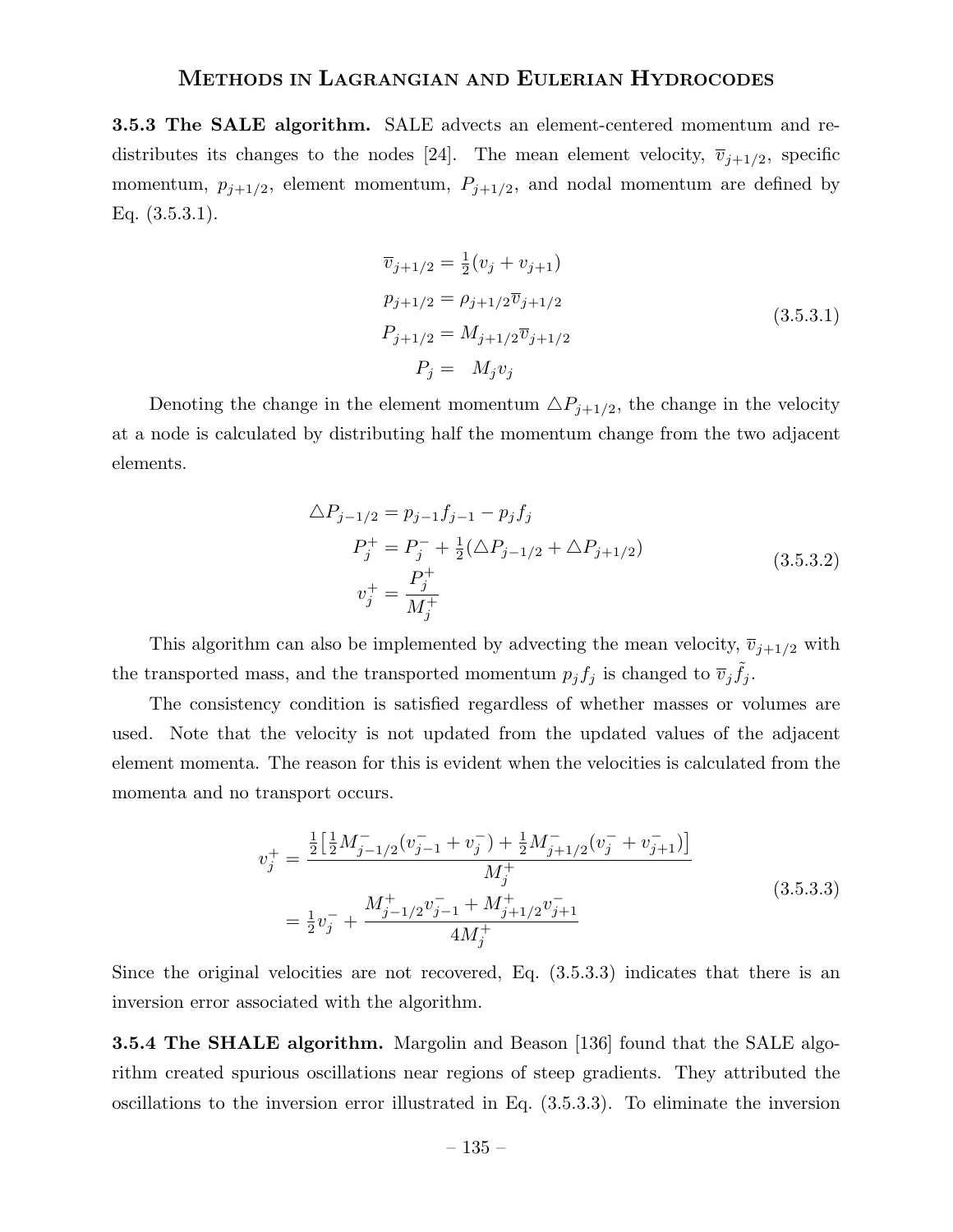**3.5.3 The SALE algorithm.** SALE advects an element-centered momentum and redistributes its changes to the nodes [24]. The mean element velocity, $\overline{v}_{j+1/2}$, specific momentum, $p_{j+1/2}$, element momentum, $P_{j+1/2}$, and nodal momentum are defined by Eq. (3.5.3.1).

$$
\begin{aligned}
\overline{v}_{j+1/2} &= \tfrac{1}{2}(v_j + v_{j+1}) \\
p_{j+1/2} &= \rho_{j+1/2}\overline{v}_{j+1/2} \\
P_{j+1/2} &= M_{j+1/2}\overline{v}_{j+1/2} \\
P_j &= \quad M_j v_j
\end{aligned}
\tag{3.5.3.1}
$$

Denoting the change in the element momentum $\triangle P_{j+1/2}$, the change in the velocity at a node is calculated by distributing half the momentum change from the two adjacent elements.

$$
\begin{aligned}
\triangle P_{j-1/2} &= p_{j-1}f_{j-1} - p_j f_j \\
P_j^+ &= P_j^- + \tfrac{1}{2}(\triangle P_{j-1/2} + \triangle P_{j+1/2}) \\
v_j^+ &= \frac{P_j^+}{M_j^+}
\end{aligned}
\tag{3.5.3.2}
$$

This algorithm can also be implemented by advecting the mean velocity, $\overline{v}_{j+1/2}$ with the transported mass, and the transported momentum $p_j f_j$ is changed to $\overline{v}_j \tilde{f}_j$.

The consistency condition is satisfied regardless of whether masses or volumes are used. Note that the velocity is not updated from the updated values of the adjacent element momenta. The reason for this is evident when the velocities is calculated from the momenta and no transport occurs.

$$
\begin{aligned}
v_j^+ &= \frac{\frac{1}{2}\left[\frac{1}{2}M_{j-1/2}^-(v_{j-1}^- + v_j^-) + \frac{1}{2}M_{j+1/2}^-(v_j^- + v_{j+1}^-)\right]}{M_j^+} \\
&= \tfrac{1}{2}v_j^- + \frac{M_{j-1/2}^+ v_{j-1}^- + M_{j+1/2}^+ v_{j+1}^-}{4M_j^+}
\end{aligned}
\tag{3.5.3.3}
$$

Since the original velocities are not recovered, Eq. (3.5.3.3) indicates that there is an inversion error associated with the algorithm.

**3.5.4 The SHALE algorithm.** Margolin and Beason [136] found that the SALE algorithm created spurious oscillations near regions of steep gradients. They attributed the oscillations to the inversion error illustrated in Eq. (3.5.3.3). To eliminate the inversion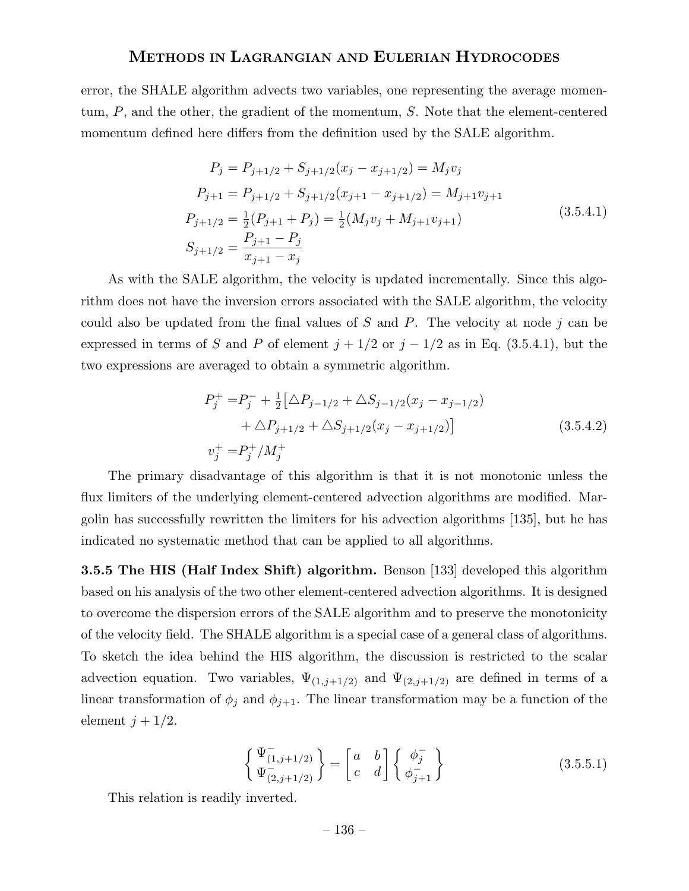error, the SHALE algorithm advects two variables, one representing the average momentum, $P$, and the other, the gradient of the momentum, $S$. Note that the element-centered momentum defined here differs from the definition used by the SALE algorithm.

$$
\begin{aligned}
P_j &= P_{j+1/2} + S_{j+1/2}(x_j - x_{j+1/2}) = M_j v_j \\
P_{j+1} &= P_{j+1/2} + S_{j+1/2}(x_{j+1} - x_{j+1/2}) = M_{j+1} v_{j+1} \\
P_{j+1/2} &= \tfrac{1}{2}(P_{j+1} + P_j) = \tfrac{1}{2}(M_j v_j + M_{j+1} v_{j+1}) \\
S_{j+1/2} &= \frac{P_{j+1} - P_j}{x_{j+1} - x_j}
\end{aligned}
\tag{3.5.4.1}
$$

As with the SALE algorithm, the velocity is updated incrementally. Since this algorithm does not have the inversion errors associated with the SALE algorithm, the velocity could also be updated from the final values of $S$ and $P$. The velocity at node $j$ can be expressed in terms of $S$ and $P$ of element $j+1/2$ or $j-1/2$ as in Eq. (3.5.4.1), but the two expressions are averaged to obtain a symmetric algorithm.

$$
\begin{aligned}
P_j^+ =& P_j^- + \tfrac{1}{2}\big[\triangle P_{j-1/2} + \triangle S_{j-1/2}(x_j - x_{j-1/2}) \\
&+ \triangle P_{j+1/2} + \triangle S_{j+1/2}(x_j - x_{j+1/2})\big] \\
v_j^+ =& P_j^+ / M_j^+
\end{aligned}
\tag{3.5.4.2}
$$

The primary disadvantage of this algorithm is that it is not monotonic unless the flux limiters of the underlying element-centered advection algorithms are modified. Margolin has successfully rewritten the limiters for his advection algorithms [135], but he has indicated no systematic method that can be applied to all algorithms.

**3.5.5 The HIS (Half Index Shift) algorithm.** Benson [133] developed this algorithm based on his analysis of the two other element-centered advection algorithms. It is designed to overcome the dispersion errors of the SALE algorithm and to preserve the monotonicity of the velocity field. The SHALE algorithm is a special case of a general class of algorithms. To sketch the idea behind the HIS algorithm, the discussion is restricted to the scalar advection equation. Two variables, $\Psi_{(1,j+1/2)}$ and $\Psi_{(2,j+1/2)}$ are defined in terms of a linear transformation of $\phi_j$ and $\phi_{j+1}$. The linear transformation may be a function of the element $j+1/2$.

$$
\begin{Bmatrix} \Psi_{(1,j+1/2)}^- \\ \Psi_{(2,j+1/2)}^- \end{Bmatrix} = \begin{bmatrix} a & b \\ c & d \end{bmatrix} \begin{Bmatrix} \phi_j^- \\ \phi_{j+1}^- \end{Bmatrix}
\tag{3.5.5.1}
$$

This relation is readily inverted.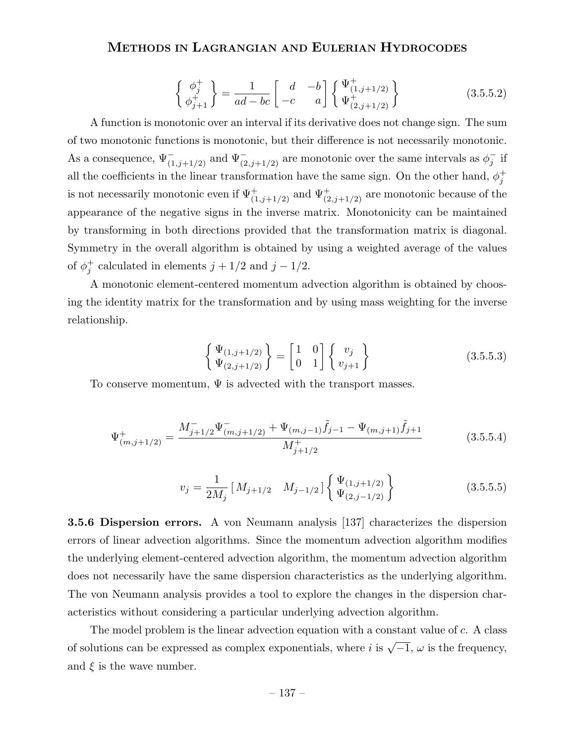$$
\left\{ \begin{array}{c} \phi_j^+ \\ \phi_{j+1}^+ \end{array} \right\} = \frac{1}{ad-bc} \begin{bmatrix} d & -b \\ -c & a \end{bmatrix} \left\{ \begin{array}{c} \Psi^+_{(1,j+1/2)} \\ \Psi^+_{(2,j+1/2)} \end{array} \right\} \tag{3.5.5.2}
$$

A function is monotonic over an interval if its derivative does not change sign. The sum of two monotonic functions is monotonic, but their difference is not necessarily monotonic. As a consequence, $\Psi^-_{(1,j+1/2)}$ and $\Psi^-_{(2,j+1/2)}$ are monotonic over the same intervals as $\phi_j^-$ if all the coefficients in the linear transformation have the same sign. On the other hand, $\phi_j^+$ is not necessarily monotonic even if $\Psi^+_{(1,j+1/2)}$ and $\Psi^+_{(2,j+1/2)}$ are monotonic because of the appearance of the negative signs in the inverse matrix. Monotonicity can be maintained by transforming in both directions provided that the transformation matrix is diagonal. Symmetry in the overall algorithm is obtained by using a weighted average of the values of $\phi_j^+$ calculated in elements $j+1/2$ and $j-1/2$.

A monotonic element-centered momentum advection algorithm is obtained by choosing the identity matrix for the transformation and by using mass weighting for the inverse relationship.

$$
\left\{ \begin{array}{c} \Psi_{(1,j+1/2)} \\ \Psi_{(2,j+1/2)} \end{array} \right\} = \begin{bmatrix} 1 & 0 \\ 0 & 1 \end{bmatrix} \left\{ \begin{array}{c} v_j \\ v_{j+1} \end{array} \right\} \tag{3.5.5.3}
$$

To conserve momentum, $\Psi$ is advected with the transport masses.

$$
\Psi^+_{(m,j+1/2)} = \frac{M^-_{j+1/2} \Psi^-_{(m,j+1/2)} + \Psi_{(m,j-1)} \tilde{f}_{j-1} - \Psi_{(m,j+1)} \tilde{f}_{j+1}}{M^+_{j+1/2}} \tag{3.5.5.4}
$$

$$
v_j = \frac{1}{2M_j} \begin{bmatrix} M_{j+1/2} & M_{j-1/2} \end{bmatrix} \left\{ \begin{array}{c} \Psi_{(1,j+1/2)} \\ \Psi_{(2,j-1/2)} \end{array} \right\} \tag{3.5.5.5}
$$

**3.5.6 Dispersion errors.** A von Neumann analysis [137] characterizes the dispersion errors of linear advection algorithms. Since the momentum advection algorithm modifies the underlying element-centered advection algorithm, the momentum advection algorithm does not necessarily have the same dispersion characteristics as the underlying algorithm. The von Neumann analysis provides a tool to explore the changes in the dispersion characteristics without considering a particular underlying advection algorithm.

The model problem is the linear advection equation with a constant value of $c$. A class of solutions can be expressed as complex exponentials, where $i$ is $\sqrt{-1}$, $\omega$ is the frequency, and $\xi$ is the wave number.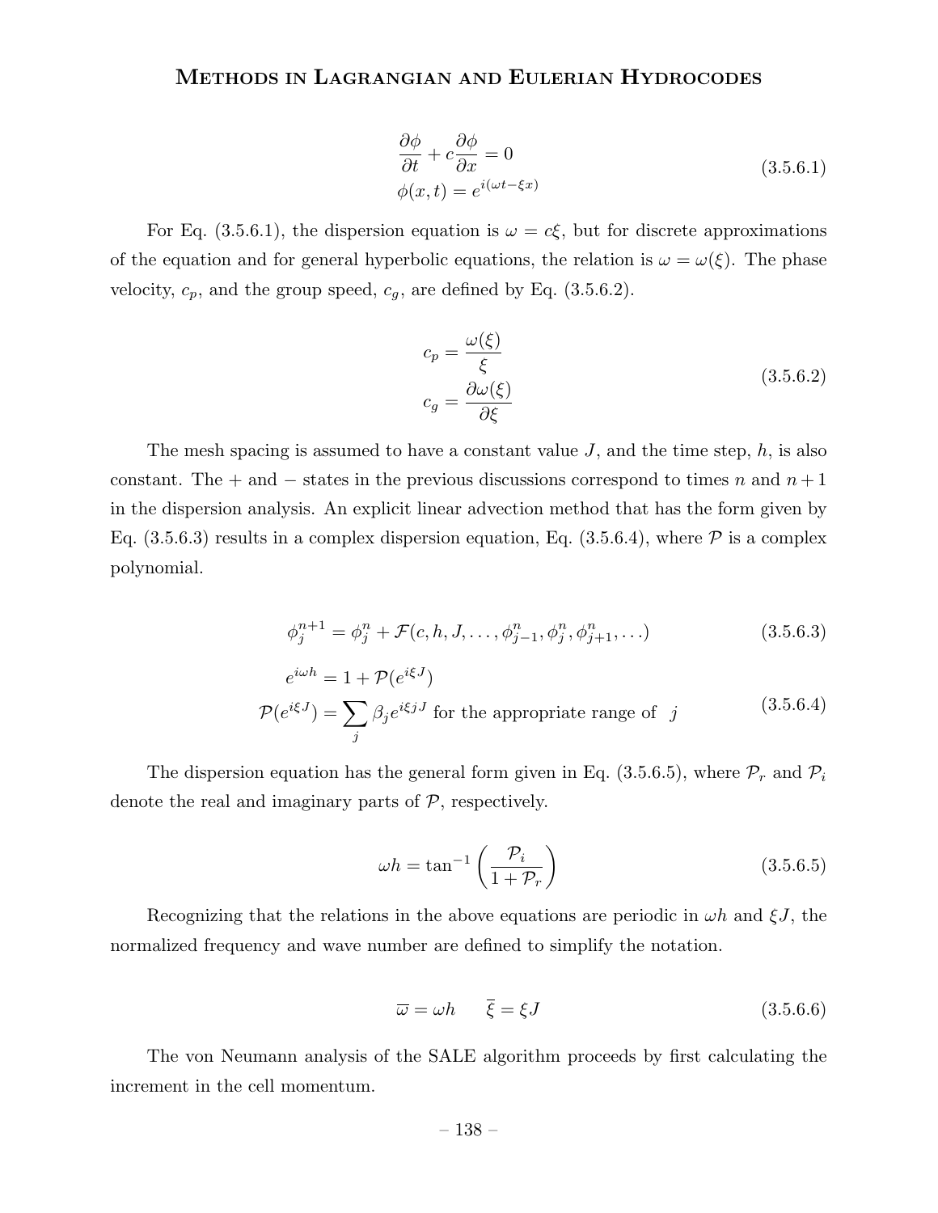$$
\begin{aligned}
&\frac{\partial \phi}{\partial t} + c\frac{\partial \phi}{\partial x} = 0 \\
&\phi(x,t) = e^{i(\omega t - \xi x)}
\end{aligned}
\tag{3.5.6.1}
$$

For Eq. (3.5.6.1), the dispersion equation is $\omega = c\xi$, but for discrete approximations of the equation and for general hyperbolic equations, the relation is $\omega = \omega(\xi)$. The phase velocity, $c_p$, and the group speed, $c_g$, are defined by Eq. (3.5.6.2).

$$
\begin{aligned}
c_p &= \frac{\omega(\xi)}{\xi} \\
c_g &= \frac{\partial \omega(\xi)}{\partial \xi}
\end{aligned}
\tag{3.5.6.2}
$$

The mesh spacing is assumed to have a constant value $J$, and the time step, $h$, is also constant. The $+$ and $-$ states in the previous discussions correspond to times $n$ and $n+1$ in the dispersion analysis. An explicit linear advection method that has the form given by Eq. (3.5.6.3) results in a complex dispersion equation, Eq. (3.5.6.4), where $\mathcal{P}$ is a complex polynomial.

$$
\phi_j^{n+1} = \phi_j^n + \mathcal{F}(c, h, J, \ldots, \phi_{j-1}^n, \phi_j^n, \phi_{j+1}^n, \ldots)
\tag{3.5.6.3}
$$

$$
\begin{aligned}
e^{i\omega h} &= 1 + \mathcal{P}(e^{i\xi J}) \\
\mathcal{P}(e^{i\xi J}) &= \sum_j \beta_j e^{i\xi j J} \text{ for the appropriate range of } \; j
\end{aligned}
\tag{3.5.6.4}
$$

The dispersion equation has the general form given in Eq. (3.5.6.5), where $\mathcal{P}_r$ and $\mathcal{P}_i$ denote the real and imaginary parts of $\mathcal{P}$, respectively.

$$
\omega h = \tan^{-1}\left(\frac{\mathcal{P}_i}{1 + \mathcal{P}_r}\right)
\tag{3.5.6.5}
$$

Recognizing that the relations in the above equations are periodic in $\omega h$ and $\xi J$, the normalized frequency and wave number are defined to simplify the notation.

$$
\overline{\omega} = \omega h \qquad \overline{\xi} = \xi J
\tag{3.5.6.6}
$$

The von Neumann analysis of the SALE algorithm proceeds by first calculating the increment in the cell momentum.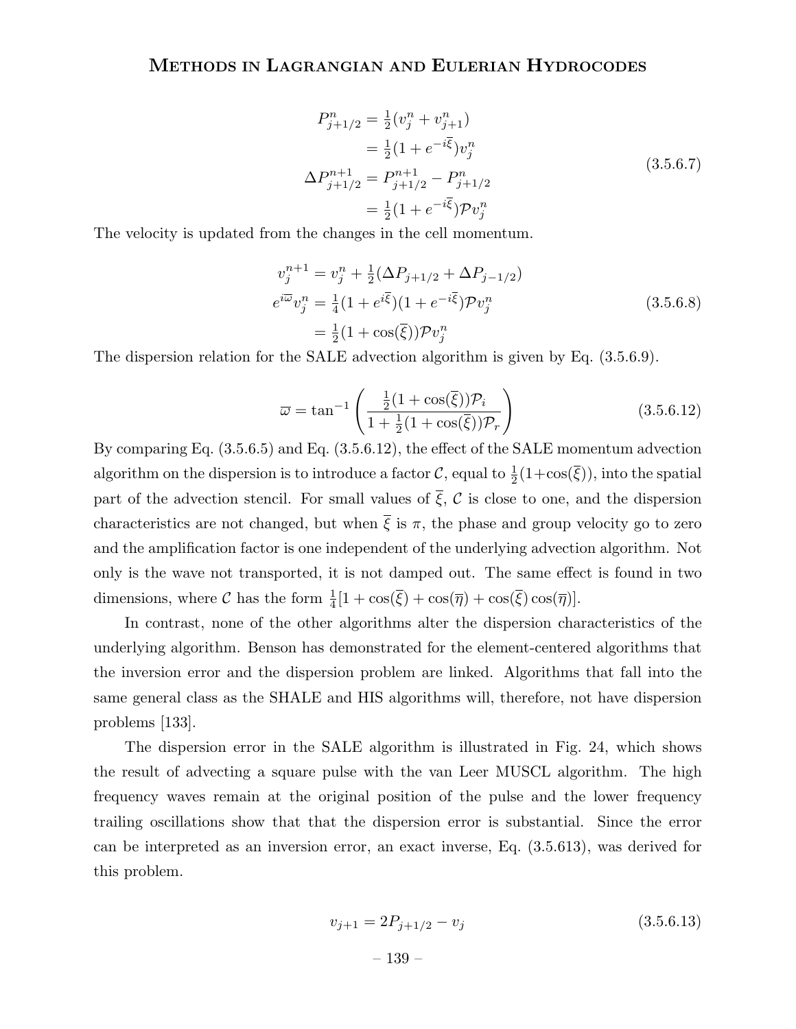$$
\begin{aligned}
P^n_{j+1/2} &= \tfrac{1}{2}(v^n_j + v^n_{j+1}) \\
&= \tfrac{1}{2}(1 + e^{-i\overline{\xi}})v^n_j \\
\Delta P^{n+1}_{j+1/2} &= P^{n+1}_{j+1/2} - P^n_{j+1/2} \\
&= \tfrac{1}{2}(1 + e^{-i\overline{\xi}})\mathcal{P}v^n_j
\end{aligned}
\tag{3.5.6.7}
$$

The velocity is updated from the changes in the cell momentum.

$$
\begin{aligned}
v^{n+1}_j &= v^n_j + \tfrac{1}{2}(\Delta P_{j+1/2} + \Delta P_{j-1/2}) \\
e^{i\overline{\omega}}v^n_j &= \tfrac{1}{4}(1 + e^{i\overline{\xi}})(1 + e^{-i\overline{\xi}})\mathcal{P}v^n_j \\
&= \tfrac{1}{2}(1 + \cos(\overline{\xi}))\mathcal{P}v^n_j
\end{aligned}
\tag{3.5.6.8}
$$

The dispersion relation for the SALE advection algorithm is given by Eq. (3.5.6.9).

$$
\overline{\omega} = \tan^{-1}\left(\frac{\frac{1}{2}(1 + \cos(\overline{\xi}))\mathcal{P}_i}{1 + \frac{1}{2}(1 + \cos(\overline{\xi}))\mathcal{P}_r}\right)
\tag{3.5.6.12}
$$

By comparing Eq. (3.5.6.5) and Eq. (3.5.6.12), the effect of the SALE momentum advection algorithm on the dispersion is to introduce a factor $\mathcal{C}$, equal to $\frac{1}{2}(1+\cos(\overline{\xi}))$, into the spatial part of the advection stencil. For small values of $\overline{\xi}$, $\mathcal{C}$ is close to one, and the dispersion characteristics are not changed, but when $\overline{\xi}$ is $\pi$, the phase and group velocity go to zero and the amplification factor is one independent of the underlying advection algorithm. Not only is the wave not transported, it is not damped out. The same effect is found in two dimensions, where $\mathcal{C}$ has the form $\frac{1}{4}[1 + \cos(\overline{\xi}) + \cos(\overline{\eta}) + \cos(\overline{\xi})\cos(\overline{\eta})]$.

In contrast, none of the other algorithms alter the dispersion characteristics of the underlying algorithm. Benson has demonstrated for the element-centered algorithms that the inversion error and the dispersion problem are linked. Algorithms that fall into the same general class as the SHALE and HIS algorithms will, therefore, not have dispersion problems [133].

The dispersion error in the SALE algorithm is illustrated in Fig. 24, which shows the result of advecting a square pulse with the van Leer MUSCL algorithm. The high frequency waves remain at the original position of the pulse and the lower frequency trailing oscillations show that that the dispersion error is substantial. Since the error can be interpreted as an inversion error, an exact inverse, Eq. (3.5.613), was derived for this problem.

$$
v_{j+1} = 2P_{j+1/2} - v_j
\tag{3.5.6.13}
$$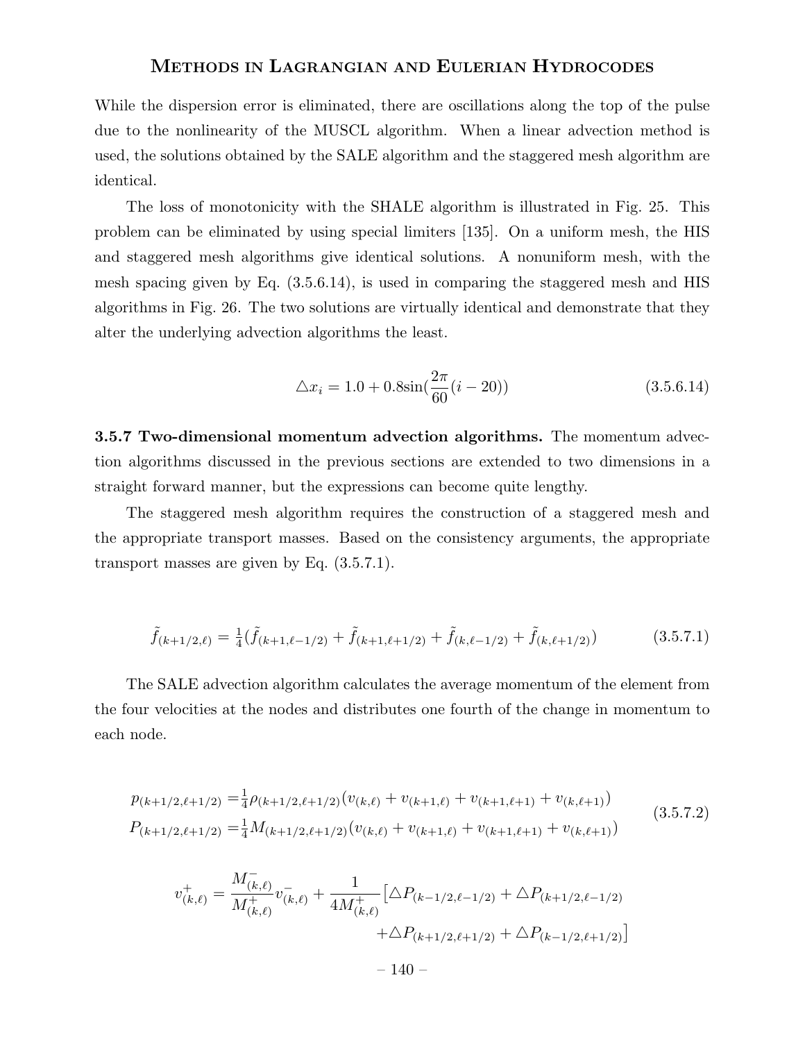While the dispersion error is eliminated, there are oscillations along the top of the pulse due to the nonlinearity of the MUSCL algorithm. When a linear advection method is used, the solutions obtained by the SALE algorithm and the staggered mesh algorithm are identical.

The loss of monotonicity with the SHALE algorithm is illustrated in Fig. 25. This problem can be eliminated by using special limiters [135]. On a uniform mesh, the HIS and staggered mesh algorithms give identical solutions. A nonuniform mesh, with the mesh spacing given by Eq. (3.5.6.14), is used in comparing the staggered mesh and HIS algorithms in Fig. 26. The two solutions are virtually identical and demonstrate that they alter the underlying advection algorithms the least.

$$\triangle x_i = 1.0 + 0.8\sin(\frac{2\pi}{60}(i-20)) \tag{3.5.6.14}$$

**3.5.7 Two-dimensional momentum advection algorithms.** The momentum advection algorithms discussed in the previous sections are extended to two dimensions in a straight forward manner, but the expressions can become quite lengthy.

The staggered mesh algorithm requires the construction of a staggered mesh and the appropriate transport masses. Based on the consistency arguments, the appropriate transport masses are given by Eq. (3.5.7.1).

$$\tilde{f}_{(k+1/2,\ell)} = \tfrac{1}{4}(\tilde{f}_{(k+1,\ell-1/2)} + \tilde{f}_{(k+1,\ell+1/2)} + \tilde{f}_{(k,\ell-1/2)} + \tilde{f}_{(k,\ell+1/2)}) \tag{3.5.7.1}$$

The SALE advection algorithm calculates the average momentum of the element from the four velocities at the nodes and distributes one fourth of the change in momentum to each node.

$$\begin{aligned}
p_{(k+1/2,\ell+1/2)} &= \tfrac{1}{4}\rho_{(k+1/2,\ell+1/2)}(v_{(k,\ell)} + v_{(k+1,\ell)} + v_{(k+1,\ell+1)} + v_{(k,\ell+1)}) \\
P_{(k+1/2,\ell+1/2)} &= \tfrac{1}{4}M_{(k+1/2,\ell+1/2)}(v_{(k,\ell)} + v_{(k+1,\ell)} + v_{(k+1,\ell+1)} + v_{(k,\ell+1)})
\end{aligned} \tag{3.5.7.2}$$

$$\begin{aligned}
v^{+}_{(k,\ell)} = \frac{M^{-}_{(k,\ell)}}{M^{+}_{(k,\ell)}} v^{-}_{(k,\ell)} + \frac{1}{4M^{+}_{(k,\ell)}} \big[ &\triangle P_{(k-1/2,\ell-1/2)} + \triangle P_{(k+1/2,\ell-1/2)} \\
&+ \triangle P_{(k+1/2,\ell+1/2)} + \triangle P_{(k-1/2,\ell+1/2)} \big]
\end{aligned}$$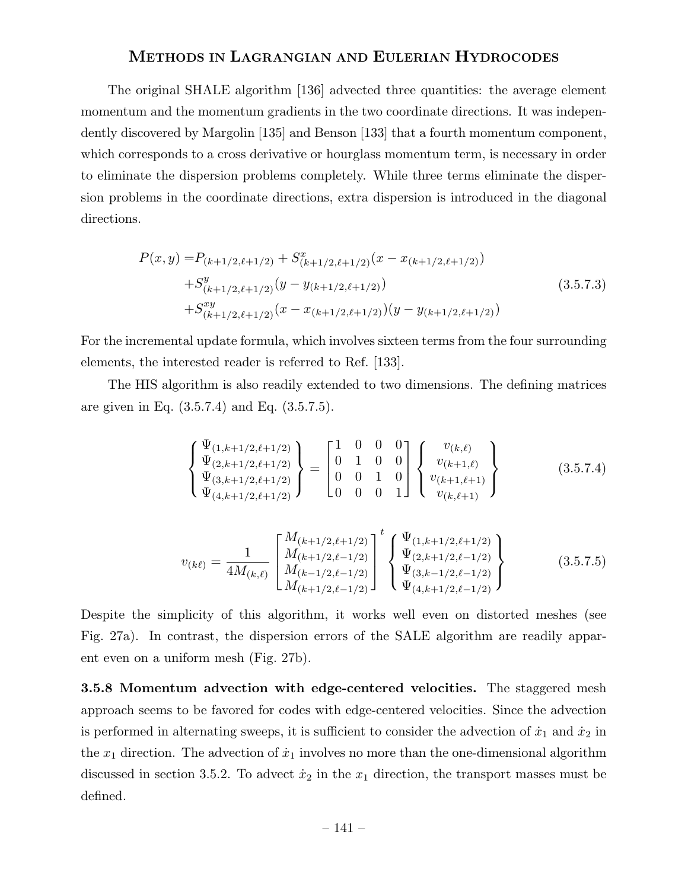The original SHALE algorithm [136] advected three quantities: the average element momentum and the momentum gradients in the two coordinate directions. It was independently discovered by Margolin [135] and Benson [133] that a fourth momentum component, which corresponds to a cross derivative or hourglass momentum term, is necessary in order to eliminate the dispersion problems completely. While three terms eliminate the dispersion problems in the coordinate directions, extra dispersion is introduced in the diagonal directions.

$$
\begin{aligned}
P(x,y) = & P_{(k+1/2,\ell+1/2)} + S^x_{(k+1/2,\ell+1/2)}(x - x_{(k+1/2,\ell+1/2)}) \\
& + S^y_{(k+1/2,\ell+1/2)}(y - y_{(k+1/2,\ell+1/2)}) \\
& + S^{xy}_{(k+1/2,\ell+1/2)}(x - x_{(k+1/2,\ell+1/2)})(y - y_{(k+1/2,\ell+1/2)})
\end{aligned}
\tag{3.5.7.3}
$$

For the incremental update formula, which involves sixteen terms from the four surrounding elements, the interested reader is referred to Ref. [133].

The HIS algorithm is also readily extended to two dimensions. The defining matrices are given in Eq. (3.5.7.4) and Eq. (3.5.7.5).

$$
\begin{Bmatrix} \Psi_{(1,k+1/2,\ell+1/2)} \\ \Psi_{(2,k+1/2,\ell+1/2)} \\ \Psi_{(3,k+1/2,\ell+1/2)} \\ \Psi_{(4,k+1/2,\ell+1/2)} \end{Bmatrix} = \begin{bmatrix} 1 & 0 & 0 & 0 \\ 0 & 1 & 0 & 0 \\ 0 & 0 & 1 & 0 \\ 0 & 0 & 0 & 1 \end{bmatrix} \begin{Bmatrix} v_{(k,\ell)} \\ v_{(k+1,\ell)} \\ v_{(k+1,\ell+1)} \\ v_{(k,\ell+1)} \end{Bmatrix}
\tag{3.5.7.4}
$$

$$
v_{(k\ell)} = \frac{1}{4M_{(k,\ell)}} \begin{bmatrix} M_{(k+1/2,\ell+1/2)} \\ M_{(k+1/2,\ell-1/2)} \\ M_{(k-1/2,\ell-1/2)} \\ M_{(k+1/2,\ell-1/2)} \end{bmatrix}^t \begin{Bmatrix} \Psi_{(1,k+1/2,\ell+1/2)} \\ \Psi_{(2,k+1/2,\ell-1/2)} \\ \Psi_{(3,k-1/2,\ell-1/2)} \\ \Psi_{(4,k+1/2,\ell-1/2)} \end{Bmatrix}
\tag{3.5.7.5}
$$

Despite the simplicity of this algorithm, it works well even on distorted meshes (see Fig. 27a). In contrast, the dispersion errors of the SALE algorithm are readily apparent even on a uniform mesh (Fig. 27b).

**3.5.8 Momentum advection with edge-centered velocities.** The staggered mesh approach seems to be favored for codes with edge-centered velocities. Since the advection is performed in alternating sweeps, it is sufficient to consider the advection of $\dot{x}_1$ and $\dot{x}_2$ in the $x_1$ direction. The advection of $\dot{x}_1$ involves no more than the one-dimensional algorithm discussed in section 3.5.2. To advect $\dot{x}_2$ in the $x_1$ direction, the transport masses must be defined.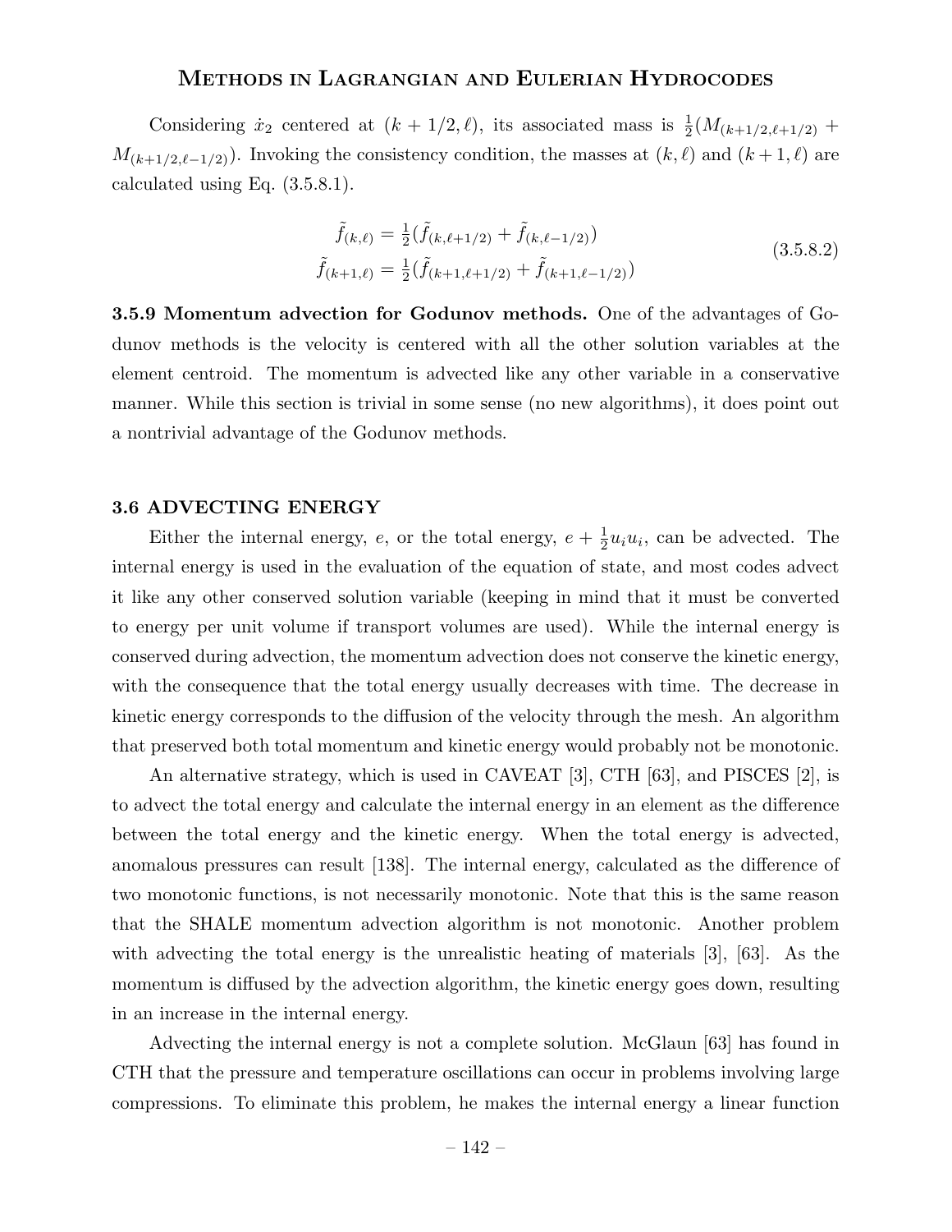Considering $\dot{x}_2$ centered at $(k+1/2, \ell)$, its associated mass is $\frac{1}{2}(M_{(k+1/2,\ell+1/2)} + M_{(k+1/2,\ell-1/2)})$. Invoking the consistency condition, the masses at $(k, \ell)$ and $(k+1, \ell)$ are calculated using Eq. (3.5.8.1).

$$
\begin{aligned}
\tilde{f}_{(k,\ell)} &= \tfrac{1}{2}(\tilde{f}_{(k,\ell+1/2)} + \tilde{f}_{(k,\ell-1/2)}) \\
\tilde{f}_{(k+1,\ell)} &= \tfrac{1}{2}(\tilde{f}_{(k+1,\ell+1/2)} + \tilde{f}_{(k+1,\ell-1/2)})
\end{aligned}
\tag{3.5.8.2}
$$

**3.5.9 Momentum advection for Godunov methods.** One of the advantages of Godunov methods is the velocity is centered with all the other solution variables at the element centroid. The momentum is advected like any other variable in a conservative manner. While this section is trivial in some sense (no new algorithms), it does point out a nontrivial advantage of the Godunov methods.

## 3.6 ADVECTING ENERGY

Either the internal energy, $e$, or the total energy, $e + \frac{1}{2}u_i u_i$, can be advected. The internal energy is used in the evaluation of the equation of state, and most codes advect it like any other conserved solution variable (keeping in mind that it must be converted to energy per unit volume if transport volumes are used). While the internal energy is conserved during advection, the momentum advection does not conserve the kinetic energy, with the consequence that the total energy usually decreases with time. The decrease in kinetic energy corresponds to the diffusion of the velocity through the mesh. An algorithm that preserved both total momentum and kinetic energy would probably not be monotonic.

An alternative strategy, which is used in CAVEAT [3], CTH [63], and PISCES [2], is to advect the total energy and calculate the internal energy in an element as the difference between the total energy and the kinetic energy. When the total energy is advected, anomalous pressures can result [138]. The internal energy, calculated as the difference of two monotonic functions, is not necessarily monotonic. Note that this is the same reason that the SHALE momentum advection algorithm is not monotonic. Another problem with advecting the total energy is the unrealistic heating of materials [3], [63]. As the momentum is diffused by the advection algorithm, the kinetic energy goes down, resulting in an increase in the internal energy.

Advecting the internal energy is not a complete solution. McGlaun [63] has found in CTH that the pressure and temperature oscillations can occur in problems involving large compressions. To eliminate this problem, he makes the internal energy a linear function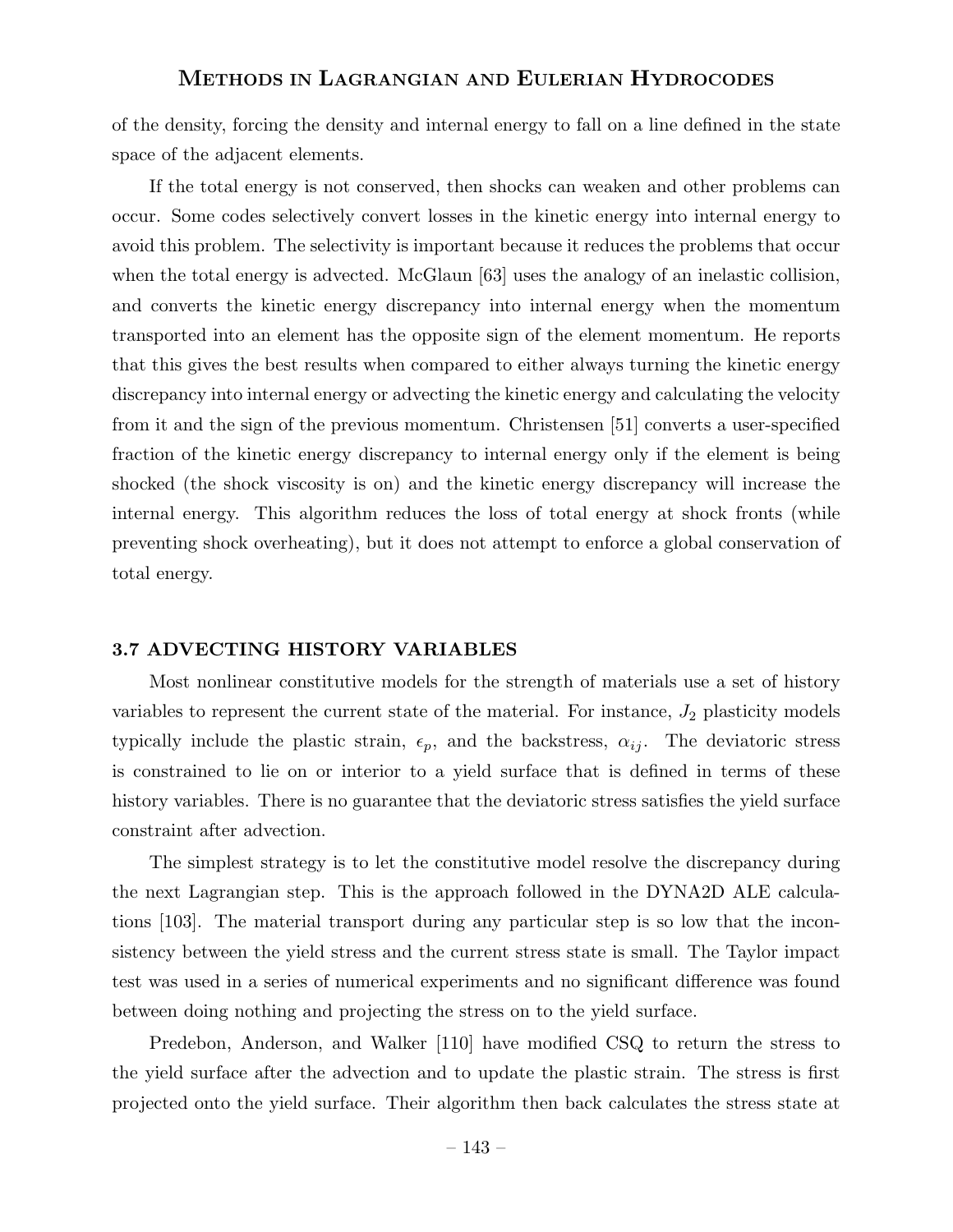of the density, forcing the density and internal energy to fall on a line defined in the state space of the adjacent elements.

If the total energy is not conserved, then shocks can weaken and other problems can occur. Some codes selectively convert losses in the kinetic energy into internal energy to avoid this problem. The selectivity is important because it reduces the problems that occur when the total energy is advected. McGlaun [63] uses the analogy of an inelastic collision, and converts the kinetic energy discrepancy into internal energy when the momentum transported into an element has the opposite sign of the element momentum. He reports that this gives the best results when compared to either always turning the kinetic energy discrepancy into internal energy or advecting the kinetic energy and calculating the velocity from it and the sign of the previous momentum. Christensen [51] converts a user-specified fraction of the kinetic energy discrepancy to internal energy only if the element is being shocked (the shock viscosity is on) and the kinetic energy discrepancy will increase the internal energy. This algorithm reduces the loss of total energy at shock fronts (while preventing shock overheating), but it does not attempt to enforce a global conservation of total energy.

### 3.7 ADVECTING HISTORY VARIABLES

Most nonlinear constitutive models for the strength of materials use a set of history variables to represent the current state of the material. For instance, $J_2$ plasticity models typically include the plastic strain, $\epsilon_p$, and the backstress, $\alpha_{ij}$. The deviatoric stress is constrained to lie on or interior to a yield surface that is defined in terms of these history variables. There is no guarantee that the deviatoric stress satisfies the yield surface constraint after advection.

The simplest strategy is to let the constitutive model resolve the discrepancy during the next Lagrangian step. This is the approach followed in the DYNA2D ALE calculations [103]. The material transport during any particular step is so low that the inconsistency between the yield stress and the current stress state is small. The Taylor impact test was used in a series of numerical experiments and no significant difference was found between doing nothing and projecting the stress on to the yield surface.

Predebon, Anderson, and Walker [110] have modified CSQ to return the stress to the yield surface after the advection and to update the plastic strain. The stress is first projected onto the yield surface. Their algorithm then back calculates the stress state at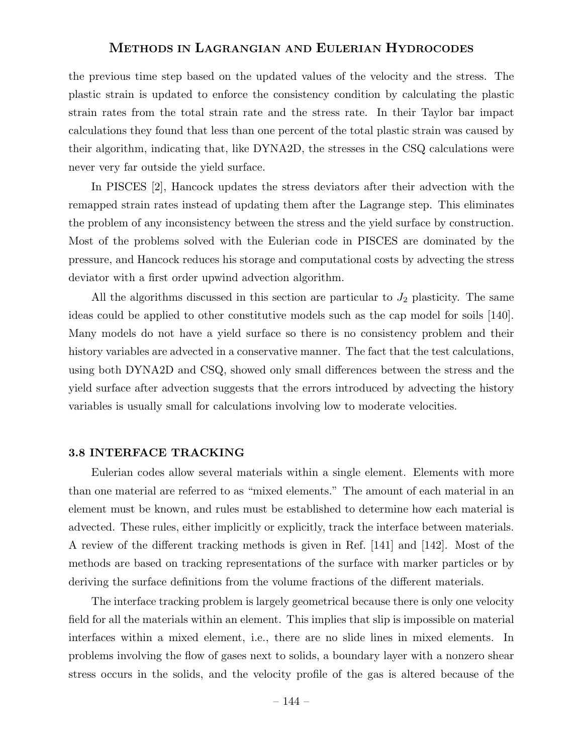the previous time step based on the updated values of the velocity and the stress. The plastic strain is updated to enforce the consistency condition by calculating the plastic strain rates from the total strain rate and the stress rate. In their Taylor bar impact calculations they found that less than one percent of the total plastic strain was caused by their algorithm, indicating that, like DYNA2D, the stresses in the CSQ calculations were never very far outside the yield surface.

In PISCES [2], Hancock updates the stress deviators after their advection with the remapped strain rates instead of updating them after the Lagrange step. This eliminates the problem of any inconsistency between the stress and the yield surface by construction. Most of the problems solved with the Eulerian code in PISCES are dominated by the pressure, and Hancock reduces his storage and computational costs by advecting the stress deviator with a first order upwind advection algorithm.

All the algorithms discussed in this section are particular to $J_2$ plasticity. The same ideas could be applied to other constitutive models such as the cap model for soils [140]. Many models do not have a yield surface so there is no consistency problem and their history variables are advected in a conservative manner. The fact that the test calculations, using both DYNA2D and CSQ, showed only small differences between the stress and the yield surface after advection suggests that the errors introduced by advecting the history variables is usually small for calculations involving low to moderate velocities.

### 3.8 INTERFACE TRACKING

Eulerian codes allow several materials within a single element. Elements with more than one material are referred to as "mixed elements." The amount of each material in an element must be known, and rules must be established to determine how each material is advected. These rules, either implicitly or explicitly, track the interface between materials. A review of the different tracking methods is given in Ref. [141] and [142]. Most of the methods are based on tracking representations of the surface with marker particles or by deriving the surface definitions from the volume fractions of the different materials.

The interface tracking problem is largely geometrical because there is only one velocity field for all the materials within an element. This implies that slip is impossible on material interfaces within a mixed element, i.e., there are no slide lines in mixed elements. In problems involving the flow of gases next to solids, a boundary layer with a nonzero shear stress occurs in the solids, and the velocity profile of the gas is altered because of the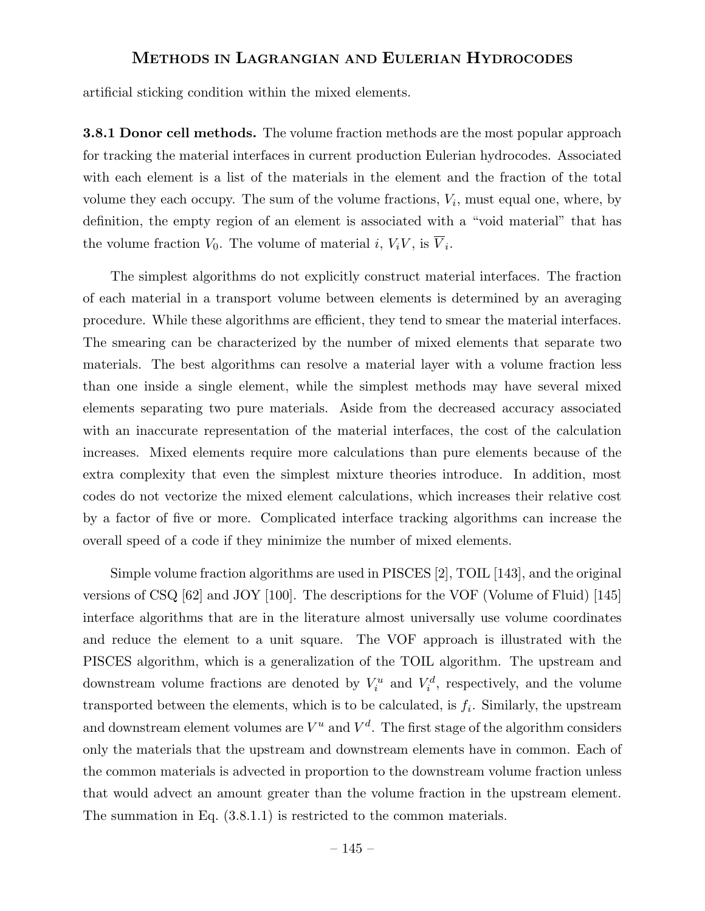artificial sticking condition within the mixed elements.

**3.8.1 Donor cell methods.** The volume fraction methods are the most popular approach for tracking the material interfaces in current production Eulerian hydrocodes. Associated with each element is a list of the materials in the element and the fraction of the total volume they each occupy. The sum of the volume fractions, $V_i$, must equal one, where, by definition, the empty region of an element is associated with a "void material" that has the volume fraction $V_0$. The volume of material $i$, $V_i V$, is $\overline{V}_i$.

The simplest algorithms do not explicitly construct material interfaces. The fraction of each material in a transport volume between elements is determined by an averaging procedure. While these algorithms are efficient, they tend to smear the material interfaces. The smearing can be characterized by the number of mixed elements that separate two materials. The best algorithms can resolve a material layer with a volume fraction less than one inside a single element, while the simplest methods may have several mixed elements separating two pure materials. Aside from the decreased accuracy associated with an inaccurate representation of the material interfaces, the cost of the calculation increases. Mixed elements require more calculations than pure elements because of the extra complexity that even the simplest mixture theories introduce. In addition, most codes do not vectorize the mixed element calculations, which increases their relative cost by a factor of five or more. Complicated interface tracking algorithms can increase the overall speed of a code if they minimize the number of mixed elements.

Simple volume fraction algorithms are used in PISCES [2], TOIL [143], and the original versions of CSQ [62] and JOY [100]. The descriptions for the VOF (Volume of Fluid) [145] interface algorithms that are in the literature almost universally use volume coordinates and reduce the element to a unit square. The VOF approach is illustrated with the PISCES algorithm, which is a generalization of the TOIL algorithm. The upstream and downstream volume fractions are denoted by $V_i^u$ and $V_i^d$, respectively, and the volume transported between the elements, which is to be calculated, is $f_i$. Similarly, the upstream and downstream element volumes are $V^u$ and $V^d$. The first stage of the algorithm considers only the materials that the upstream and downstream elements have in common. Each of the common materials is advected in proportion to the downstream volume fraction unless that would advect an amount greater than the volume fraction in the upstream element. The summation in Eq. (3.8.1.1) is restricted to the common materials.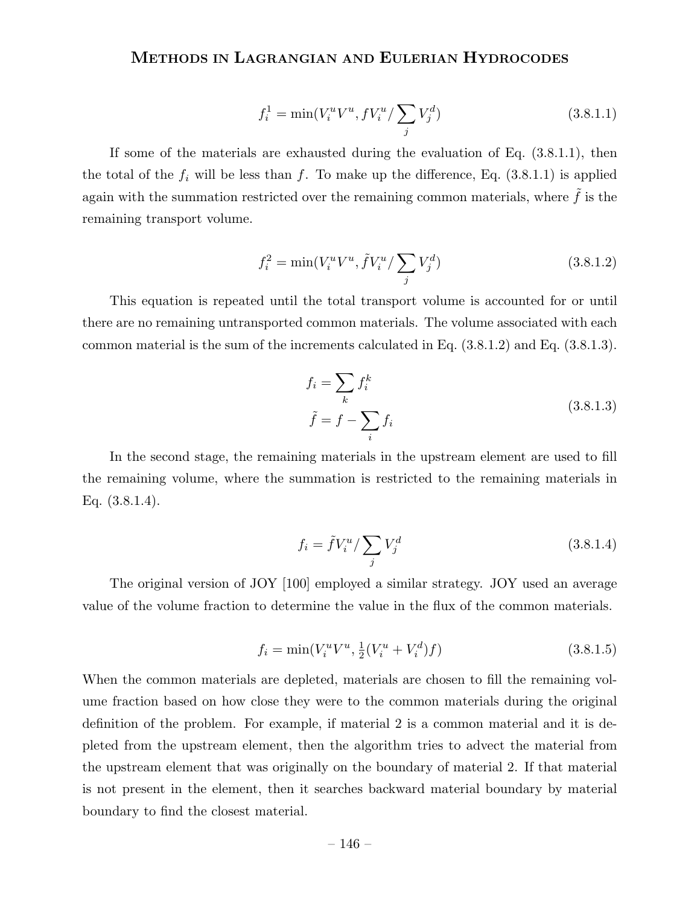$$f_i^1 = \min(V_i^u V^u, f V_i^u / \sum_j V_j^d) \tag{3.8.1.1}$$

If some of the materials are exhausted during the evaluation of Eq. (3.8.1.1), then the total of the $f_i$ will be less than $f$. To make up the difference, Eq. (3.8.1.1) is applied again with the summation restricted over the remaining common materials, where $\tilde{f}$ is the remaining transport volume.

$$f_i^2 = \min(V_i^u V^u, \tilde{f} V_i^u / \sum_j V_j^d) \tag{3.8.1.2}$$

This equation is repeated until the total transport volume is accounted for or until there are no remaining untransported common materials. The volume associated with each common material is the sum of the increments calculated in Eq. (3.8.1.2) and Eq. (3.8.1.3).

$$\begin{aligned} f_i &= \sum_k f_i^k \\ \tilde{f} &= f - \sum_i f_i \end{aligned} \tag{3.8.1.3}$$

In the second stage, the remaining materials in the upstream element are used to fill the remaining volume, where the summation is restricted to the remaining materials in Eq. (3.8.1.4).

$$f_i = \tilde{f} V_i^u / \sum_j V_j^d \tag{3.8.1.4}$$

The original version of JOY [100] employed a similar strategy. JOY used an average value of the volume fraction to determine the value in the flux of the common materials.

$$f_i = \min(V_i^u V^u, \tfrac{1}{2}(V_i^u + V_i^d) f) \tag{3.8.1.5}$$

When the common materials are depleted, materials are chosen to fill the remaining volume fraction based on how close they were to the common materials during the original definition of the problem. For example, if material 2 is a common material and it is depleted from the upstream element, then the algorithm tries to advect the material from the upstream element that was originally on the boundary of material 2. If that material is not present in the element, then it searches backward material boundary by material boundary to find the closest material.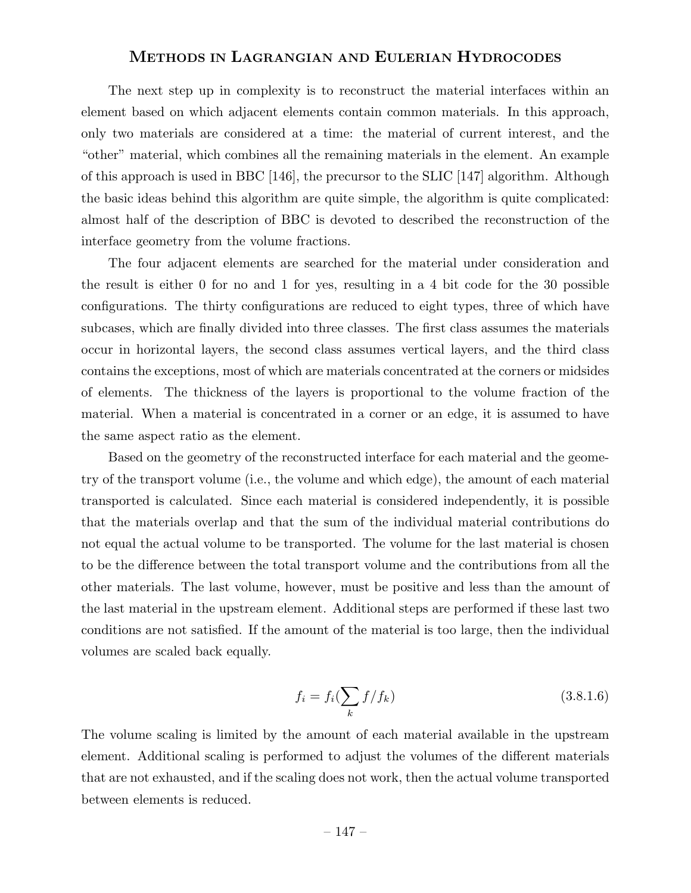The next step up in complexity is to reconstruct the material interfaces within an element based on which adjacent elements contain common materials. In this approach, only two materials are considered at a time: the material of current interest, and the "other" material, which combines all the remaining materials in the element. An example of this approach is used in BBC [146], the precursor to the SLIC [147] algorithm. Although the basic ideas behind this algorithm are quite simple, the algorithm is quite complicated: almost half of the description of BBC is devoted to described the reconstruction of the interface geometry from the volume fractions.

The four adjacent elements are searched for the material under consideration and the result is either 0 for no and 1 for yes, resulting in a 4 bit code for the 30 possible configurations. The thirty configurations are reduced to eight types, three of which have subcases, which are finally divided into three classes. The first class assumes the materials occur in horizontal layers, the second class assumes vertical layers, and the third class contains the exceptions, most of which are materials concentrated at the corners or midsides of elements. The thickness of the layers is proportional to the volume fraction of the material. When a material is concentrated in a corner or an edge, it is assumed to have the same aspect ratio as the element.

Based on the geometry of the reconstructed interface for each material and the geometry of the transport volume (i.e., the volume and which edge), the amount of each material transported is calculated. Since each material is considered independently, it is possible that the materials overlap and that the sum of the individual material contributions do not equal the actual volume to be transported. The volume for the last material is chosen to be the difference between the total transport volume and the contributions from all the other materials. The last volume, however, must be positive and less than the amount of the last material in the upstream element. Additional steps are performed if these last two conditions are not satisfied. If the amount of the material is too large, then the individual volumes are scaled back equally.

$$f_i = f_i(\sum_k f/f_k) \tag{3.8.1.6}$$

The volume scaling is limited by the amount of each material available in the upstream element. Additional scaling is performed to adjust the volumes of the different materials that are not exhausted, and if the scaling does not work, then the actual volume transported between elements is reduced.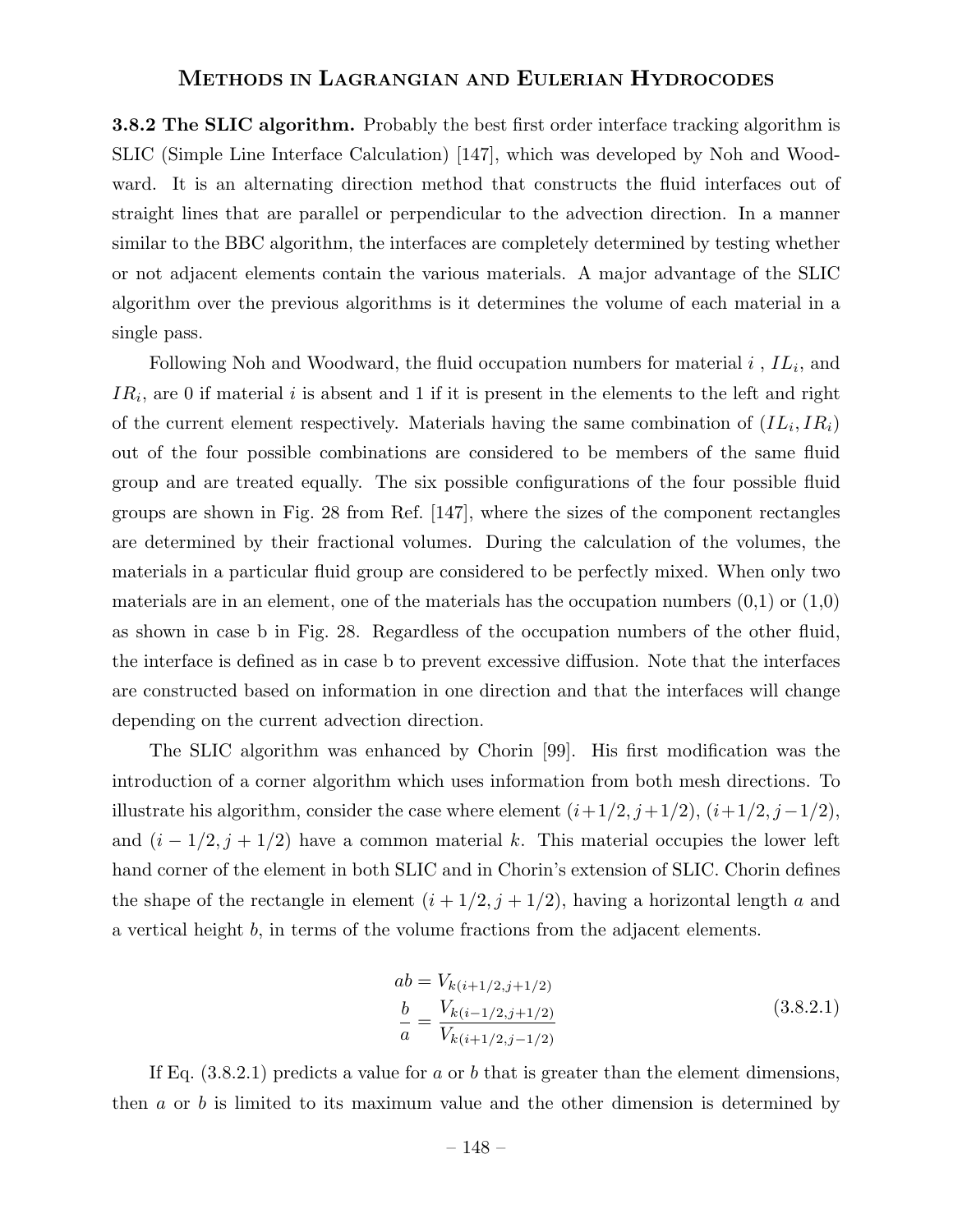**3.8.2 The SLIC algorithm.** Probably the best first order interface tracking algorithm is SLIC (Simple Line Interface Calculation) [147], which was developed by Noh and Woodward. It is an alternating direction method that constructs the fluid interfaces out of straight lines that are parallel or perpendicular to the advection direction. In a manner similar to the BBC algorithm, the interfaces are completely determined by testing whether or not adjacent elements contain the various materials. A major advantage of the SLIC algorithm over the previous algorithms is it determines the volume of each material in a single pass.

Following Noh and Woodward, the fluid occupation numbers for material $i$ , $IL_i$, and $IR_i$, are 0 if material $i$ is absent and 1 if it is present in the elements to the left and right of the current element respectively. Materials having the same combination of $(IL_i, IR_i)$ out of the four possible combinations are considered to be members of the same fluid group and are treated equally. The six possible configurations of the four possible fluid groups are shown in Fig. 28 from Ref. [147], where the sizes of the component rectangles are determined by their fractional volumes. During the calculation of the volumes, the materials in a particular fluid group are considered to be perfectly mixed. When only two materials are in an element, one of the materials has the occupation numbers (0,1) or (1,0) as shown in case b in Fig. 28. Regardless of the occupation numbers of the other fluid, the interface is defined as in case b to prevent excessive diffusion. Note that the interfaces are constructed based on information in one direction and that the interfaces will change depending on the current advection direction.

The SLIC algorithm was enhanced by Chorin [99]. His first modification was the introduction of a corner algorithm which uses information from both mesh directions. To illustrate his algorithm, consider the case where element $(i+1/2, j+1/2)$, $(i+1/2, j-1/2)$, and $(i-1/2, j+1/2)$ have a common material $k$. This material occupies the lower left hand corner of the element in both SLIC and in Chorin's extension of SLIC. Chorin defines the shape of the rectangle in element $(i+1/2, j+1/2)$, having a horizontal length $a$ and a vertical height $b$, in terms of the volume fractions from the adjacent elements.

$$
\begin{aligned}
ab &= V_{k(i+1/2,j+1/2)} \\
\frac{b}{a} &= \frac{V_{k(i-1/2,j+1/2)}}{V_{k(i+1/2,j-1/2)}}
\end{aligned}
\tag{3.8.2.1}
$$

If Eq. (3.8.2.1) predicts a value for $a$ or $b$ that is greater than the element dimensions, then $a$ or $b$ is limited to its maximum value and the other dimension is determined by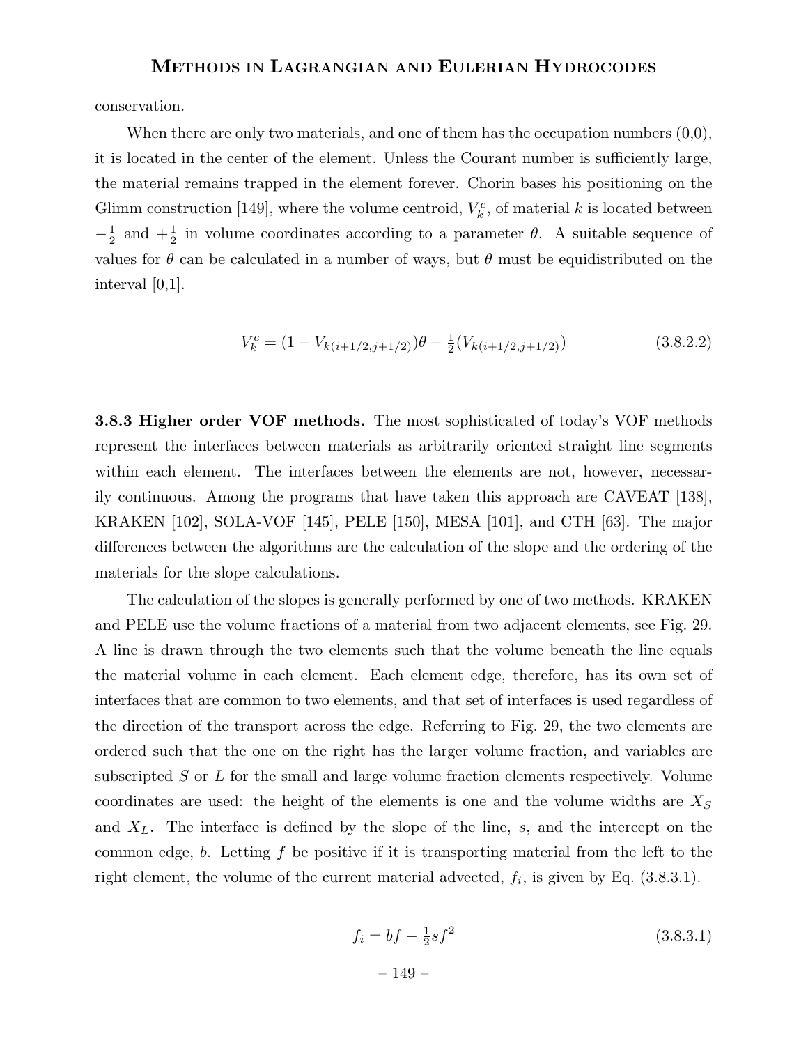conservation.

When there are only two materials, and one of them has the occupation numbers (0,0), it is located in the center of the element. Unless the Courant number is sufficiently large, the material remains trapped in the element forever. Chorin bases his positioning on the Glimm construction [149], where the volume centroid, $V_k^c$, of material $k$ is located between $-\frac{1}{2}$ and $+\frac{1}{2}$ in volume coordinates according to a parameter $\theta$. A suitable sequence of values for $\theta$ can be calculated in a number of ways, but $\theta$ must be equidistributed on the interval [0,1].

$$V_k^c = (1 - V_{k(i+1/2,j+1/2)})\theta - \tfrac{1}{2}(V_{k(i+1/2,j+1/2)}) \tag{3.8.2.2}$$

**3.8.3 Higher order VOF methods.** The most sophisticated of today's VOF methods represent the interfaces between materials as arbitrarily oriented straight line segments within each element. The interfaces between the elements are not, however, necessarily continuous. Among the programs that have taken this approach are CAVEAT [138], KRAKEN [102], SOLA-VOF [145], PELE [150], MESA [101], and CTH [63]. The major differences between the algorithms are the calculation of the slope and the ordering of the materials for the slope calculations.

The calculation of the slopes is generally performed by one of two methods. KRAKEN and PELE use the volume fractions of a material from two adjacent elements, see Fig. 29. A line is drawn through the two elements such that the volume beneath the line equals the material volume in each element. Each element edge, therefore, has its own set of interfaces that are common to two elements, and that set of interfaces is used regardless of the direction of the transport across the edge. Referring to Fig. 29, the two elements are ordered such that the one on the right has the larger volume fraction, and variables are subscripted $S$ or $L$ for the small and large volume fraction elements respectively. Volume coordinates are used: the height of the elements is one and the volume widths are $X_S$ and $X_L$. The interface is defined by the slope of the line, $s$, and the intercept on the common edge, $b$. Letting $f$ be positive if it is transporting material from the left to the right element, the volume of the current material advected, $f_i$, is given by Eq. (3.8.3.1).

$$f_i = bf - \tfrac{1}{2}sf^2 \tag{3.8.3.1}$$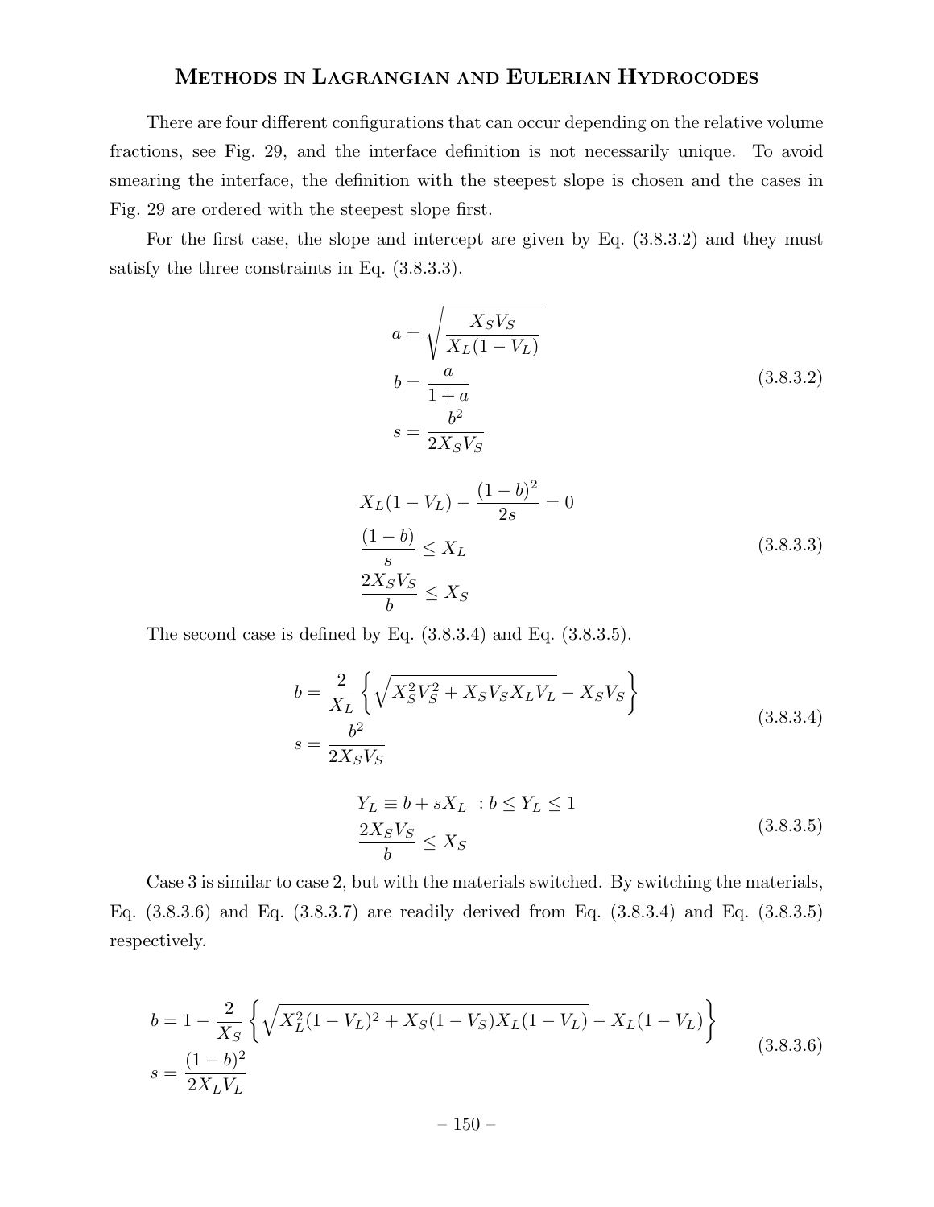There are four different configurations that can occur depending on the relative volume fractions, see Fig. 29, and the interface definition is not necessarily unique. To avoid smearing the interface, the definition with the steepest slope is chosen and the cases in Fig. 29 are ordered with the steepest slope first.

For the first case, the slope and intercept are given by Eq. (3.8.3.2) and they must satisfy the three constraints in Eq. (3.8.3.3).

$$
\begin{aligned}
a &= \sqrt{\frac{X_S V_S}{X_L(1-V_L)}} \\
b &= \frac{a}{1+a} \\
s &= \frac{b^2}{2X_S V_S}
\end{aligned}
\tag{3.8.3.2}
$$

$$
\begin{aligned}
&X_L(1-V_L) - \frac{(1-b)^2}{2s} = 0 \\
&\frac{(1-b)}{s} \leq X_L \\
&\frac{2X_S V_S}{b} \leq X_S
\end{aligned}
\tag{3.8.3.3}
$$

The second case is defined by Eq. (3.8.3.4) and Eq. (3.8.3.5).

$$
\begin{aligned}
b &= \frac{2}{X_L}\left\{\sqrt{X_S^2 V_S^2 + X_S V_S X_L V_L} - X_S V_S\right\} \\
s &= \frac{b^2}{2X_S V_S}
\end{aligned}
\tag{3.8.3.4}
$$

$$
\begin{aligned}
&Y_L \equiv b + sX_L \ \ : b \leq Y_L \leq 1 \\
&\frac{2X_S V_S}{b} \leq X_S
\end{aligned}
\tag{3.8.3.5}
$$

Case 3 is similar to case 2, but with the materials switched. By switching the materials, Eq. (3.8.3.6) and Eq. (3.8.3.7) are readily derived from Eq. (3.8.3.4) and Eq. (3.8.3.5) respectively.

$$
\begin{aligned}
b &= 1 - \frac{2}{X_S}\left\{\sqrt{X_L^2(1-V_L)^2 + X_S(1-V_S)X_L(1-V_L)} - X_L(1-V_L)\right\} \\
s &= \frac{(1-b)^2}{2X_L V_L}
\end{aligned}
\tag{3.8.3.6}
$$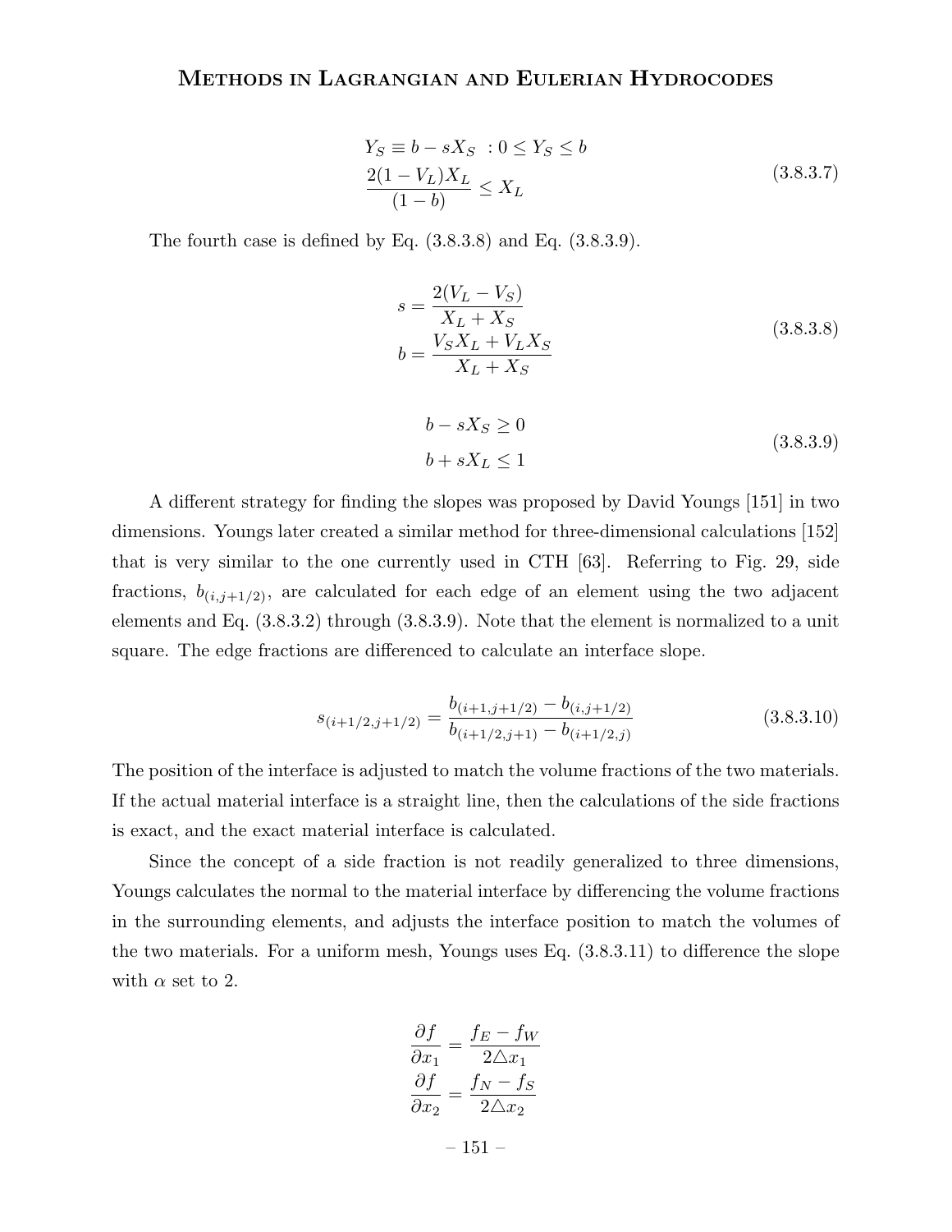$$
\begin{aligned}
Y_S &\equiv b - sX_S \ : 0 \leq Y_S \leq b \\
\frac{2(1-V_L)X_L}{(1-b)} &\leq X_L
\end{aligned}
\tag{3.8.3.7}
$$

The fourth case is defined by Eq. (3.8.3.8) and Eq. (3.8.3.9).

$$
\begin{aligned}
s &= \frac{2(V_L - V_S)}{X_L + X_S} \\
b &= \frac{V_S X_L + V_L X_S}{X_L + X_S}
\end{aligned}
\tag{3.8.3.8}
$$

$$
\begin{aligned}
b - sX_S &\geq 0 \\
b + sX_L &\leq 1
\end{aligned}
\tag{3.8.3.9}
$$

A different strategy for finding the slopes was proposed by David Youngs [151] in two dimensions. Youngs later created a similar method for three-dimensional calculations [152] that is very similar to the one currently used in CTH [63]. Referring to Fig. 29, side fractions, $b_{(i,j+1/2)}$, are calculated for each edge of an element using the two adjacent elements and Eq. (3.8.3.2) through (3.8.3.9). Note that the element is normalized to a unit square. The edge fractions are differenced to calculate an interface slope.

$$
s_{(i+1/2,j+1/2)} = \frac{b_{(i+1,j+1/2)} - b_{(i,j+1/2)}}{b_{(i+1/2,j+1)} - b_{(i+1/2,j)}}
\tag{3.8.3.10}
$$

The position of the interface is adjusted to match the volume fractions of the two materials. If the actual material interface is a straight line, then the calculations of the side fractions is exact, and the exact material interface is calculated.

Since the concept of a side fraction is not readily generalized to three dimensions, Youngs calculates the normal to the material interface by differencing the volume fractions in the surrounding elements, and adjusts the interface position to match the volumes of the two materials. For a uniform mesh, Youngs uses Eq. (3.8.3.11) to difference the slope with $\alpha$ set to 2.

$$
\begin{aligned}
\frac{\partial f}{\partial x_1} &= \frac{f_E - f_W}{2\triangle x_1} \\
\frac{\partial f}{\partial x_2} &= \frac{f_N - f_S}{2\triangle x_2}
\end{aligned}
$$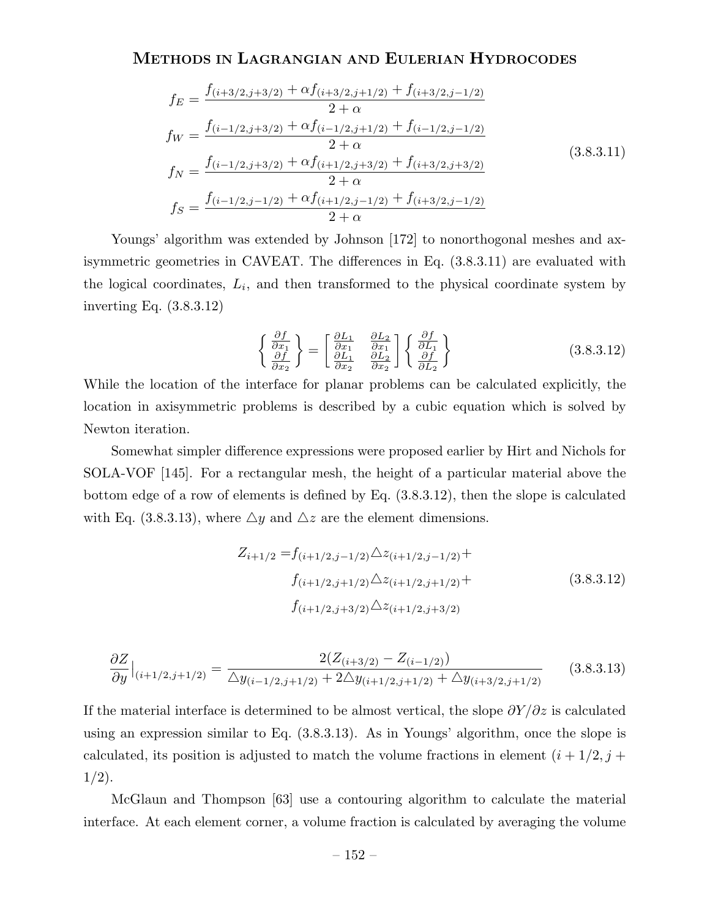$$
\begin{aligned}
f_E &= \frac{f_{(i+3/2,j+3/2)} + \alpha f_{(i+3/2,j+1/2)} + f_{(i+3/2,j-1/2)}}{2+\alpha} \\
f_W &= \frac{f_{(i-1/2,j+3/2)} + \alpha f_{(i-1/2,j+1/2)} + f_{(i-1/2,j-1/2)}}{2+\alpha} \\
f_N &= \frac{f_{(i-1/2,j+3/2)} + \alpha f_{(i+1/2,j+3/2)} + f_{(i+3/2,j+3/2)}}{2+\alpha} \\
f_S &= \frac{f_{(i-1/2,j-1/2)} + \alpha f_{(i+1/2,j-1/2)} + f_{(i+3/2,j-1/2)}}{2+\alpha}
\end{aligned}
\tag{3.8.3.11}
$$

Youngs' algorithm was extended by Johnson [172] to nonorthogonal meshes and axisymmetric geometries in CAVEAT. The differences in Eq. (3.8.3.11) are evaluated with the logical coordinates, $L_i$, and then transformed to the physical coordinate system by inverting Eq. (3.8.3.12)

$$
\left\{ \begin{array}{c} \frac{\partial f}{\partial x_1} \\ \frac{\partial f}{\partial x_2} \end{array} \right\} = \left[ \begin{array}{cc} \frac{\partial L_1}{\partial x_1} & \frac{\partial L_2}{\partial x_1} \\ \frac{\partial L_1}{\partial x_2} & \frac{\partial L_2}{\partial x_2} \end{array} \right] \left\{ \begin{array}{c} \frac{\partial f}{\partial L_1} \\ \frac{\partial f}{\partial L_2} \end{array} \right\}
\tag{3.8.3.12}
$$

While the location of the interface for planar problems can be calculated explicitly, the location in axisymmetric problems is described by a cubic equation which is solved by Newton iteration.

Somewhat simpler difference expressions were proposed earlier by Hirt and Nichols for SOLA-VOF [145]. For a rectangular mesh, the height of a particular material above the bottom edge of a row of elements is defined by Eq. (3.8.3.12), then the slope is calculated with Eq. (3.8.3.13), where $\triangle y$ and $\triangle z$ are the element dimensions.

$$
\begin{aligned}
Z_{i+1/2} = & f_{(i+1/2,j-1/2)} \triangle z_{(i+1/2,j-1/2)} + \\
& f_{(i+1/2,j+1/2)} \triangle z_{(i+1/2,j+1/2)} + \\
& f_{(i+1/2,j+3/2)} \triangle z_{(i+1/2,j+3/2)}
\end{aligned}
\tag{3.8.3.12}
$$

$$
\frac{\partial Z}{\partial y}\Big|_{(i+1/2,j+1/2)} = \frac{2(Z_{(i+3/2)} - Z_{(i-1/2)})}{\triangle y_{(i-1/2,j+1/2)} + 2\triangle y_{(i+1/2,j+1/2)} + \triangle y_{(i+3/2,j+1/2)}}
\tag{3.8.3.13}
$$

If the material interface is determined to be almost vertical, the slope $\partial Y/\partial z$ is calculated using an expression similar to Eq. (3.8.3.13). As in Youngs' algorithm, once the slope is calculated, its position is adjusted to match the volume fractions in element $(i+1/2, j+1/2)$.

McGlaun and Thompson [63] use a contouring algorithm to calculate the material interface. At each element corner, a volume fraction is calculated by averaging the volume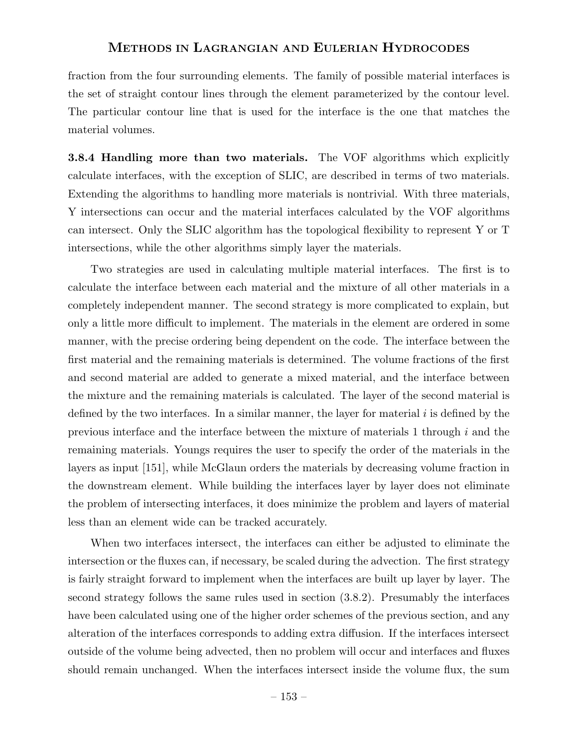fraction from the four surrounding elements. The family of possible material interfaces is the set of straight contour lines through the element parameterized by the contour level. The particular contour line that is used for the interface is the one that matches the material volumes.

**3.8.4 Handling more than two materials.** The VOF algorithms which explicitly calculate interfaces, with the exception of SLIC, are described in terms of two materials. Extending the algorithms to handling more materials is nontrivial. With three materials, Y intersections can occur and the material interfaces calculated by the VOF algorithms can intersect. Only the SLIC algorithm has the topological flexibility to represent Y or T intersections, while the other algorithms simply layer the materials.

Two strategies are used in calculating multiple material interfaces. The first is to calculate the interface between each material and the mixture of all other materials in a completely independent manner. The second strategy is more complicated to explain, but only a little more difficult to implement. The materials in the element are ordered in some manner, with the precise ordering being dependent on the code. The interface between the first material and the remaining materials is determined. The volume fractions of the first and second material are added to generate a mixed material, and the interface between the mixture and the remaining materials is calculated. The layer of the second material is defined by the two interfaces. In a similar manner, the layer for material $i$ is defined by the previous interface and the interface between the mixture of materials 1 through $i$ and the remaining materials. Youngs requires the user to specify the order of the materials in the layers as input [151], while McGlaun orders the materials by decreasing volume fraction in the downstream element. While building the interfaces layer by layer does not eliminate the problem of intersecting interfaces, it does minimize the problem and layers of material less than an element wide can be tracked accurately.

When two interfaces intersect, the interfaces can either be adjusted to eliminate the intersection or the fluxes can, if necessary, be scaled during the advection. The first strategy is fairly straight forward to implement when the interfaces are built up layer by layer. The second strategy follows the same rules used in section (3.8.2). Presumably the interfaces have been calculated using one of the higher order schemes of the previous section, and any alteration of the interfaces corresponds to adding extra diffusion. If the interfaces intersect outside of the volume being advected, then no problem will occur and interfaces and fluxes should remain unchanged. When the interfaces intersect inside the volume flux, the sum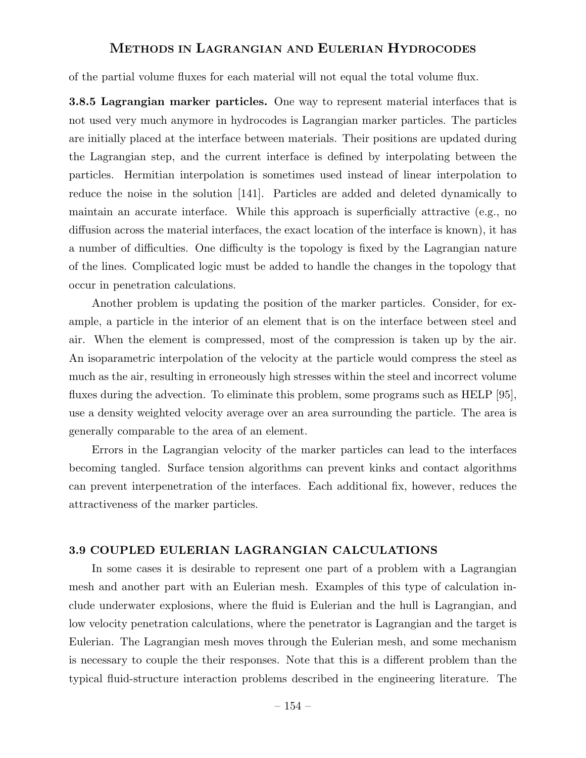of the partial volume fluxes for each material will not equal the total volume flux.

**3.8.5 Lagrangian marker particles.** One way to represent material interfaces that is not used very much anymore in hydrocodes is Lagrangian marker particles. The particles are initially placed at the interface between materials. Their positions are updated during the Lagrangian step, and the current interface is defined by interpolating between the particles. Hermitian interpolation is sometimes used instead of linear interpolation to reduce the noise in the solution [141]. Particles are added and deleted dynamically to maintain an accurate interface. While this approach is superficially attractive (e.g., no diffusion across the material interfaces, the exact location of the interface is known), it has a number of difficulties. One difficulty is the topology is fixed by the Lagrangian nature of the lines. Complicated logic must be added to handle the changes in the topology that occur in penetration calculations.

Another problem is updating the position of the marker particles. Consider, for example, a particle in the interior of an element that is on the interface between steel and air. When the element is compressed, most of the compression is taken up by the air. An isoparametric interpolation of the velocity at the particle would compress the steel as much as the air, resulting in erroneously high stresses within the steel and incorrect volume fluxes during the advection. To eliminate this problem, some programs such as HELP [95], use a density weighted velocity average over an area surrounding the particle. The area is generally comparable to the area of an element.

Errors in the Lagrangian velocity of the marker particles can lead to the interfaces becoming tangled. Surface tension algorithms can prevent kinks and contact algorithms can prevent interpenetration of the interfaces. Each additional fix, however, reduces the attractiveness of the marker particles.

## 3.9 COUPLED EULERIAN LAGRANGIAN CALCULATIONS

In some cases it is desirable to represent one part of a problem with a Lagrangian mesh and another part with an Eulerian mesh. Examples of this type of calculation include underwater explosions, where the fluid is Eulerian and the hull is Lagrangian, and low velocity penetration calculations, where the penetrator is Lagrangian and the target is Eulerian. The Lagrangian mesh moves through the Eulerian mesh, and some mechanism is necessary to couple the their responses. Note that this is a different problem than the typical fluid-structure interaction problems described in the engineering literature. The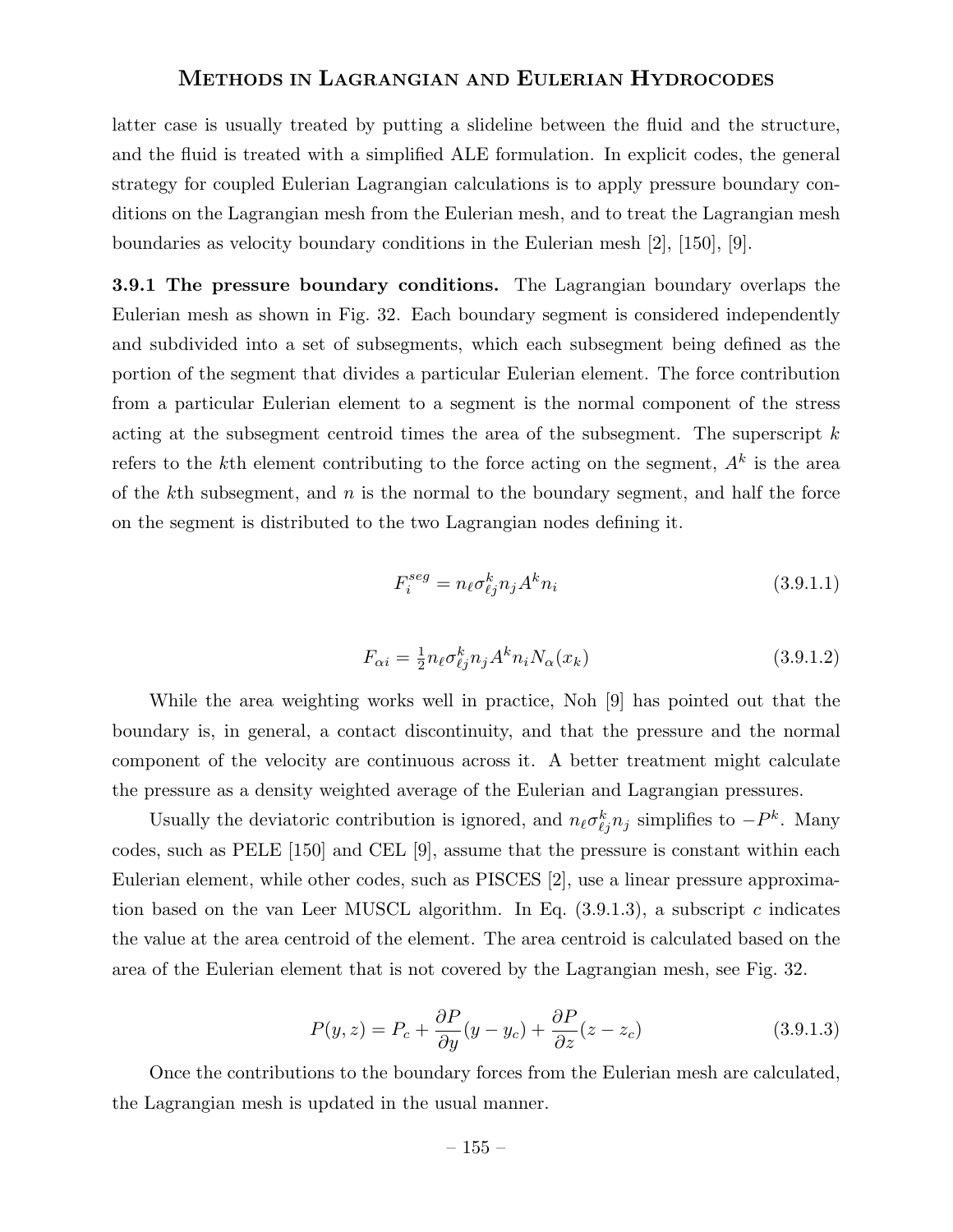latter case is usually treated by putting a slideline between the fluid and the structure, and the fluid is treated with a simplified ALE formulation. In explicit codes, the general strategy for coupled Eulerian Lagrangian calculations is to apply pressure boundary conditions on the Lagrangian mesh from the Eulerian mesh, and to treat the Lagrangian mesh boundaries as velocity boundary conditions in the Eulerian mesh [2], [150], [9].

**3.9.1 The pressure boundary conditions.** The Lagrangian boundary overlaps the Eulerian mesh as shown in Fig. 32. Each boundary segment is considered independently and subdivided into a set of subsegments, which each subsegment being defined as the portion of the segment that divides a particular Eulerian element. The force contribution from a particular Eulerian element to a segment is the normal component of the stress acting at the subsegment centroid times the area of the subsegment. The superscript $k$ refers to the $k$th element contributing to the force acting on the segment, $A^k$ is the area of the $k$th subsegment, and $n$ is the normal to the boundary segment, and half the force on the segment is distributed to the two Lagrangian nodes defining it.

$$F_i^{seg} = n_\ell \sigma_{\ell j}^k n_j A^k n_i \tag{3.9.1.1}$$

$$F_{\alpha i} = \tfrac{1}{2} n_\ell \sigma_{\ell j}^k n_j A^k n_i N_\alpha(x_k) \tag{3.9.1.2}$$

While the area weighting works well in practice, Noh [9] has pointed out that the boundary is, in general, a contact discontinuity, and that the pressure and the normal component of the velocity are continuous across it. A better treatment might calculate the pressure as a density weighted average of the Eulerian and Lagrangian pressures.

Usually the deviatoric contribution is ignored, and $n_\ell \sigma_{\ell j}^k n_j$ simplifies to $-P^k$. Many codes, such as PELE [150] and CEL [9], assume that the pressure is constant within each Eulerian element, while other codes, such as PISCES [2], use a linear pressure approximation based on the van Leer MUSCL algorithm. In Eq. (3.9.1.3), a subscript $c$ indicates the value at the area centroid of the element. The area centroid is calculated based on the area of the Eulerian element that is not covered by the Lagrangian mesh, see Fig. 32.

$$P(y,z) = P_c + \frac{\partial P}{\partial y}(y - y_c) + \frac{\partial P}{\partial z}(z - z_c) \tag{3.9.1.3}$$

Once the contributions to the boundary forces from the Eulerian mesh are calculated, the Lagrangian mesh is updated in the usual manner.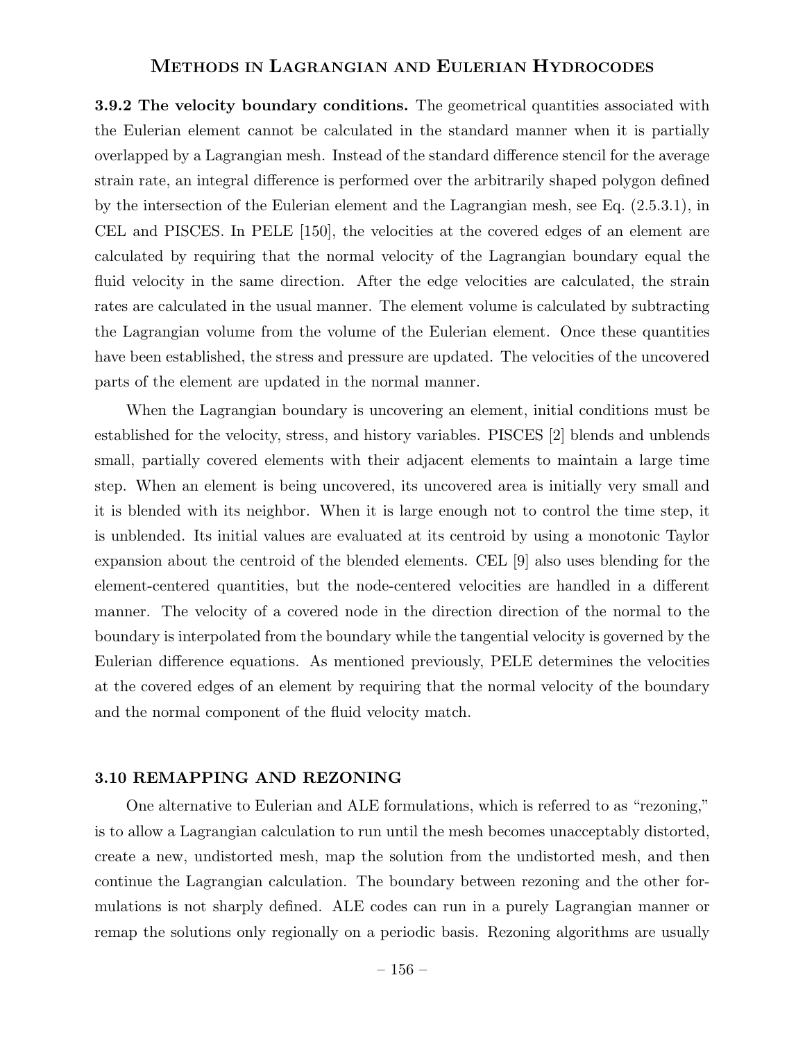**3.9.2 The velocity boundary conditions.** The geometrical quantities associated with the Eulerian element cannot be calculated in the standard manner when it is partially overlapped by a Lagrangian mesh. Instead of the standard difference stencil for the average strain rate, an integral difference is performed over the arbitrarily shaped polygon defined by the intersection of the Eulerian element and the Lagrangian mesh, see Eq. (2.5.3.1), in CEL and PISCES. In PELE [150], the velocities at the covered edges of an element are calculated by requiring that the normal velocity of the Lagrangian boundary equal the fluid velocity in the same direction. After the edge velocities are calculated, the strain rates are calculated in the usual manner. The element volume is calculated by subtracting the Lagrangian volume from the volume of the Eulerian element. Once these quantities have been established, the stress and pressure are updated. The velocities of the uncovered parts of the element are updated in the normal manner.

When the Lagrangian boundary is uncovering an element, initial conditions must be established for the velocity, stress, and history variables. PISCES [2] blends and unblends small, partially covered elements with their adjacent elements to maintain a large time step. When an element is being uncovered, its uncovered area is initially very small and it is blended with its neighbor. When it is large enough not to control the time step, it is unblended. Its initial values are evaluated at its centroid by using a monotonic Taylor expansion about the centroid of the blended elements. CEL [9] also uses blending for the element-centered quantities, but the node-centered velocities are handled in a different manner. The velocity of a covered node in the direction direction of the normal to the boundary is interpolated from the boundary while the tangential velocity is governed by the Eulerian difference equations. As mentioned previously, PELE determines the velocities at the covered edges of an element by requiring that the normal velocity of the boundary and the normal component of the fluid velocity match.

## 3.10 REMAPPING AND REZONING

One alternative to Eulerian and ALE formulations, which is referred to as "rezoning," is to allow a Lagrangian calculation to run until the mesh becomes unacceptably distorted, create a new, undistorted mesh, map the solution from the undistorted mesh, and then continue the Lagrangian calculation. The boundary between rezoning and the other formulations is not sharply defined. ALE codes can run in a purely Lagrangian manner or remap the solutions only regionally on a periodic basis. Rezoning algorithms are usually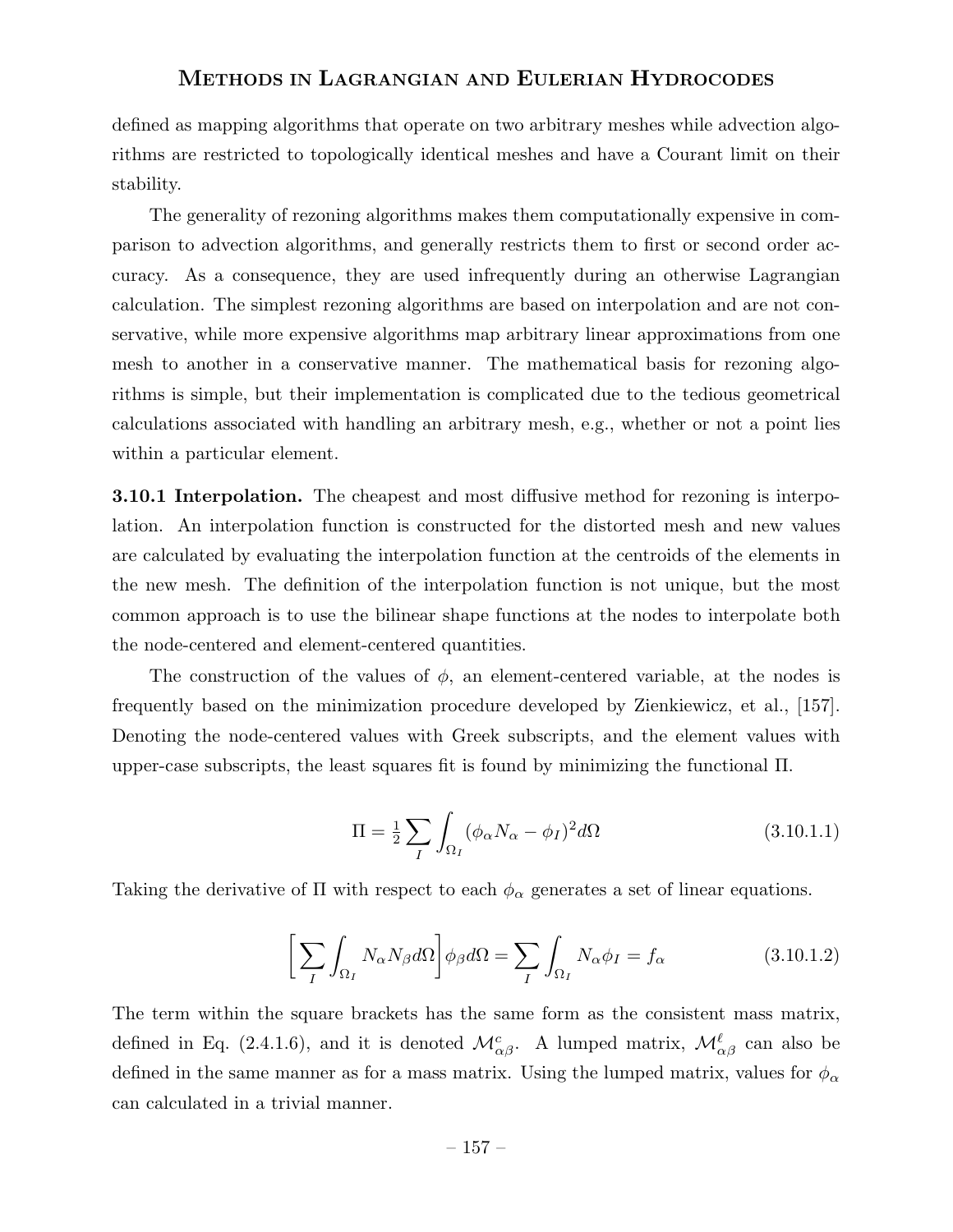defined as mapping algorithms that operate on two arbitrary meshes while advection algorithms are restricted to topologically identical meshes and have a Courant limit on their stability.

The generality of rezoning algorithms makes them computationally expensive in comparison to advection algorithms, and generally restricts them to first or second order accuracy. As a consequence, they are used infrequently during an otherwise Lagrangian calculation. The simplest rezoning algorithms are based on interpolation and are not conservative, while more expensive algorithms map arbitrary linear approximations from one mesh to another in a conservative manner. The mathematical basis for rezoning algorithms is simple, but their implementation is complicated due to the tedious geometrical calculations associated with handling an arbitrary mesh, e.g., whether or not a point lies within a particular element.

**3.10.1 Interpolation.** The cheapest and most diffusive method for rezoning is interpolation. An interpolation function is constructed for the distorted mesh and new values are calculated by evaluating the interpolation function at the centroids of the elements in the new mesh. The definition of the interpolation function is not unique, but the most common approach is to use the bilinear shape functions at the nodes to interpolate both the node-centered and element-centered quantities.

The construction of the values of $\phi$, an element-centered variable, at the nodes is frequently based on the minimization procedure developed by Zienkiewicz, et al., [157]. Denoting the node-centered values with Greek subscripts, and the element values with upper-case subscripts, the least squares fit is found by minimizing the functional $\Pi$.

$$\Pi = \tfrac{1}{2} \sum_I \int_{\Omega_I} (\phi_\alpha N_\alpha - \phi_I)^2 d\Omega \tag{3.10.1.1}$$

Taking the derivative of $\Pi$ with respect to each $\phi_\alpha$ generates a set of linear equations.

$$\left[ \sum_I \int_{\Omega_I} N_\alpha N_\beta d\Omega \right] \phi_\beta d\Omega = \sum_I \int_{\Omega_I} N_\alpha \phi_I = f_\alpha \tag{3.10.1.2}$$

The term within the square brackets has the same form as the consistent mass matrix, defined in Eq. (2.4.1.6), and it is denoted $\mathcal{M}^c_{\alpha\beta}$. A lumped matrix, $\mathcal{M}^\ell_{\alpha\beta}$ can also be defined in the same manner as for a mass matrix. Using the lumped matrix, values for $\phi_\alpha$ can calculated in a trivial manner.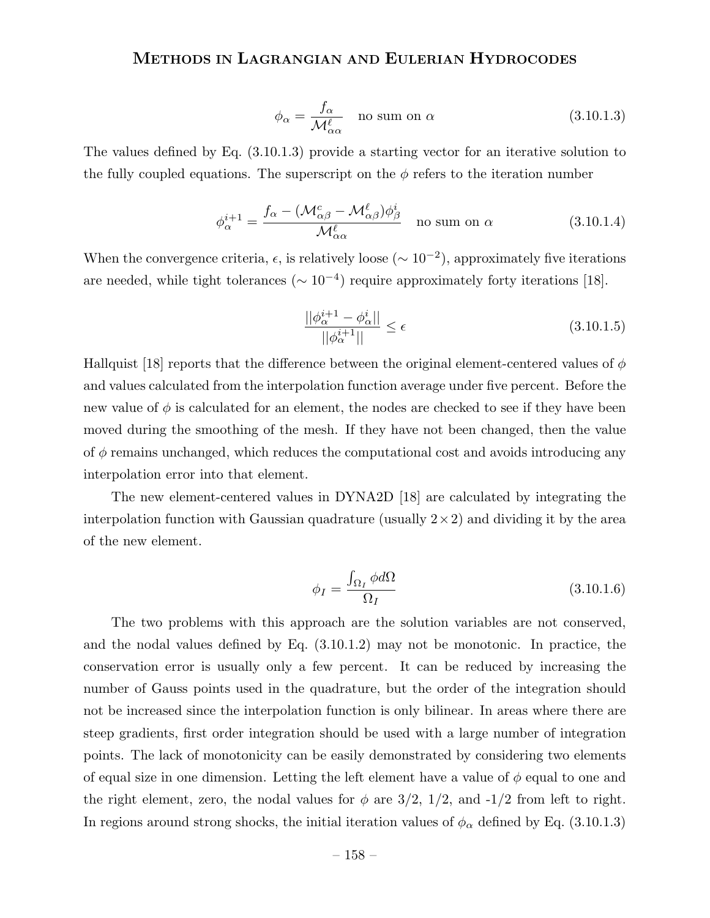$$\phi_\alpha = \frac{f_\alpha}{\mathcal{M}^\ell_{\alpha\alpha}} \quad \text{no sum on } \alpha \tag{3.10.1.3}$$

The values defined by Eq. (3.10.1.3) provide a starting vector for an iterative solution to the fully coupled equations. The superscript on the $\phi$ refers to the iteration number

$$\phi^{i+1}_\alpha = \frac{f_\alpha - (\mathcal{M}^c_{\alpha\beta} - \mathcal{M}^\ell_{\alpha\beta})\phi^i_\beta}{\mathcal{M}^\ell_{\alpha\alpha}} \quad \text{no sum on } \alpha \tag{3.10.1.4}$$

When the convergence criteria, $\epsilon$, is relatively loose ($\sim 10^{-2}$), approximately five iterations are needed, while tight tolerances ($\sim 10^{-4}$) require approximately forty iterations [18].

$$\frac{||\phi^{i+1}_\alpha - \phi^i_\alpha||}{||\phi^{i+1}_\alpha||} \leq \epsilon \tag{3.10.1.5}$$

Hallquist [18] reports that the difference between the original element-centered values of $\phi$ and values calculated from the interpolation function average under five percent. Before the new value of $\phi$ is calculated for an element, the nodes are checked to see if they have been moved during the smoothing of the mesh. If they have not been changed, then the value of $\phi$ remains unchanged, which reduces the computational cost and avoids introducing any interpolation error into that element.

The new element-centered values in DYNA2D [18] are calculated by integrating the interpolation function with Gaussian quadrature (usually $2 \times 2$) and dividing it by the area of the new element.

$$\phi_I = \frac{\int_{\Omega_I} \phi d\Omega}{\Omega_I} \tag{3.10.1.6}$$

The two problems with this approach are the solution variables are not conserved, and the nodal values defined by Eq. (3.10.1.2) may not be monotonic. In practice, the conservation error is usually only a few percent. It can be reduced by increasing the number of Gauss points used in the quadrature, but the order of the integration should not be increased since the interpolation function is only bilinear. In areas where there are steep gradients, first order integration should be used with a large number of integration points. The lack of monotonicity can be easily demonstrated by considering two elements of equal size in one dimension. Letting the left element have a value of $\phi$ equal to one and the right element, zero, the nodal values for $\phi$ are 3/2, 1/2, and -1/2 from left to right. In regions around strong shocks, the initial iteration values of $\phi_\alpha$ defined by Eq. (3.10.1.3)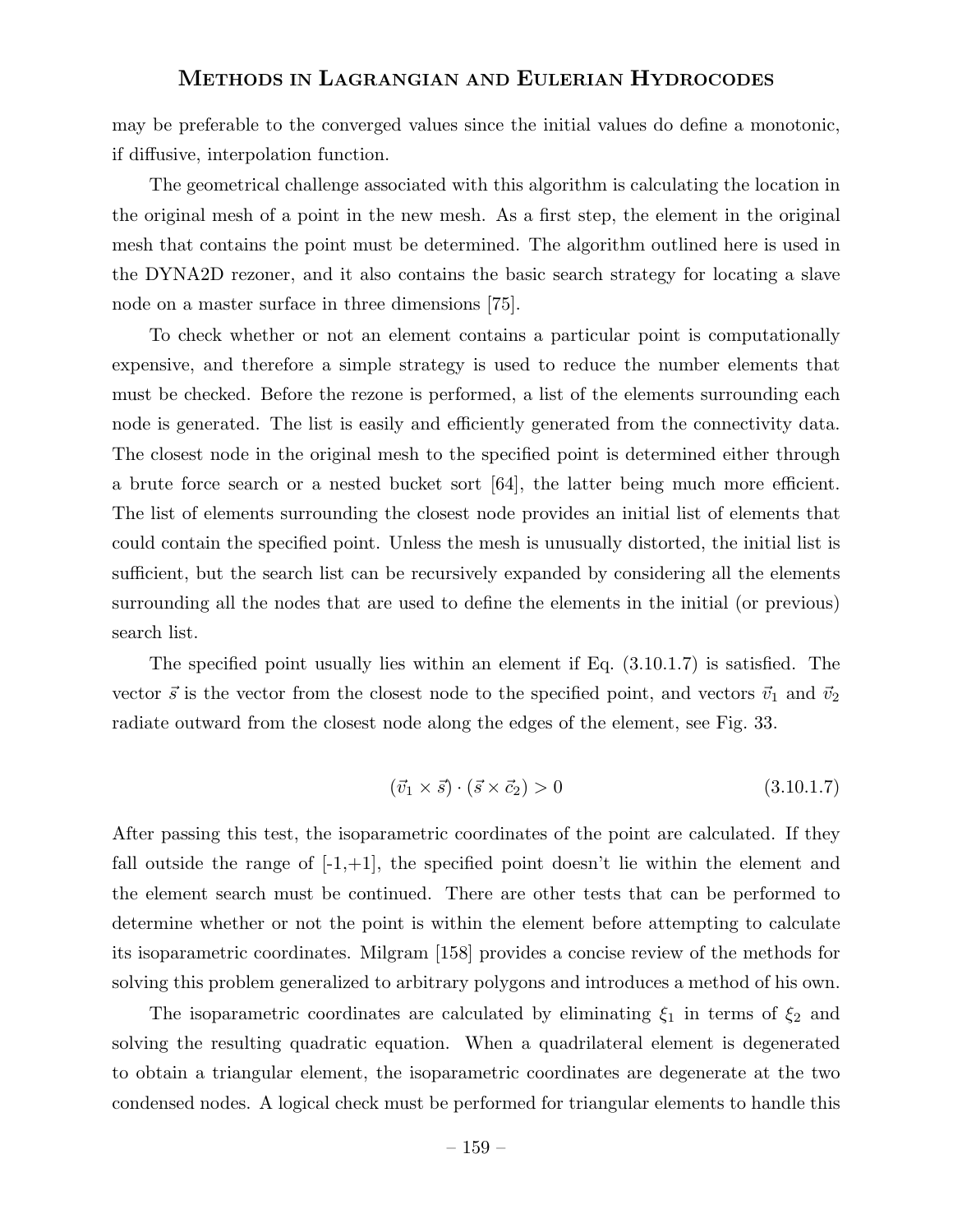may be preferable to the converged values since the initial values do define a monotonic, if diffusive, interpolation function.

The geometrical challenge associated with this algorithm is calculating the location in the original mesh of a point in the new mesh. As a first step, the element in the original mesh that contains the point must be determined. The algorithm outlined here is used in the DYNA2D rezoner, and it also contains the basic search strategy for locating a slave node on a master surface in three dimensions [75].

To check whether or not an element contains a particular point is computationally expensive, and therefore a simple strategy is used to reduce the number elements that must be checked. Before the rezone is performed, a list of the elements surrounding each node is generated. The list is easily and efficiently generated from the connectivity data. The closest node in the original mesh to the specified point is determined either through a brute force search or a nested bucket sort [64], the latter being much more efficient. The list of elements surrounding the closest node provides an initial list of elements that could contain the specified point. Unless the mesh is unusually distorted, the initial list is sufficient, but the search list can be recursively expanded by considering all the elements surrounding all the nodes that are used to define the elements in the initial (or previous) search list.

The specified point usually lies within an element if Eq. (3.10.1.7) is satisfied. The vector $\vec{s}$ is the vector from the closest node to the specified point, and vectors $\vec{v}_1$ and $\vec{v}_2$ radiate outward from the closest node along the edges of the element, see Fig. 33.

$$(\vec{v}_1 \times \vec{s}) \cdot (\vec{s} \times \vec{c}_2) > 0 \tag{3.10.1.7}$$

After passing this test, the isoparametric coordinates of the point are calculated. If they fall outside the range of [-1,+1], the specified point doesn't lie within the element and the element search must be continued. There are other tests that can be performed to determine whether or not the point is within the element before attempting to calculate its isoparametric coordinates. Milgram [158] provides a concise review of the methods for solving this problem generalized to arbitrary polygons and introduces a method of his own.

The isoparametric coordinates are calculated by eliminating $\xi_1$ in terms of $\xi_2$ and solving the resulting quadratic equation. When a quadrilateral element is degenerated to obtain a triangular element, the isoparametric coordinates are degenerate at the two condensed nodes. A logical check must be performed for triangular elements to handle this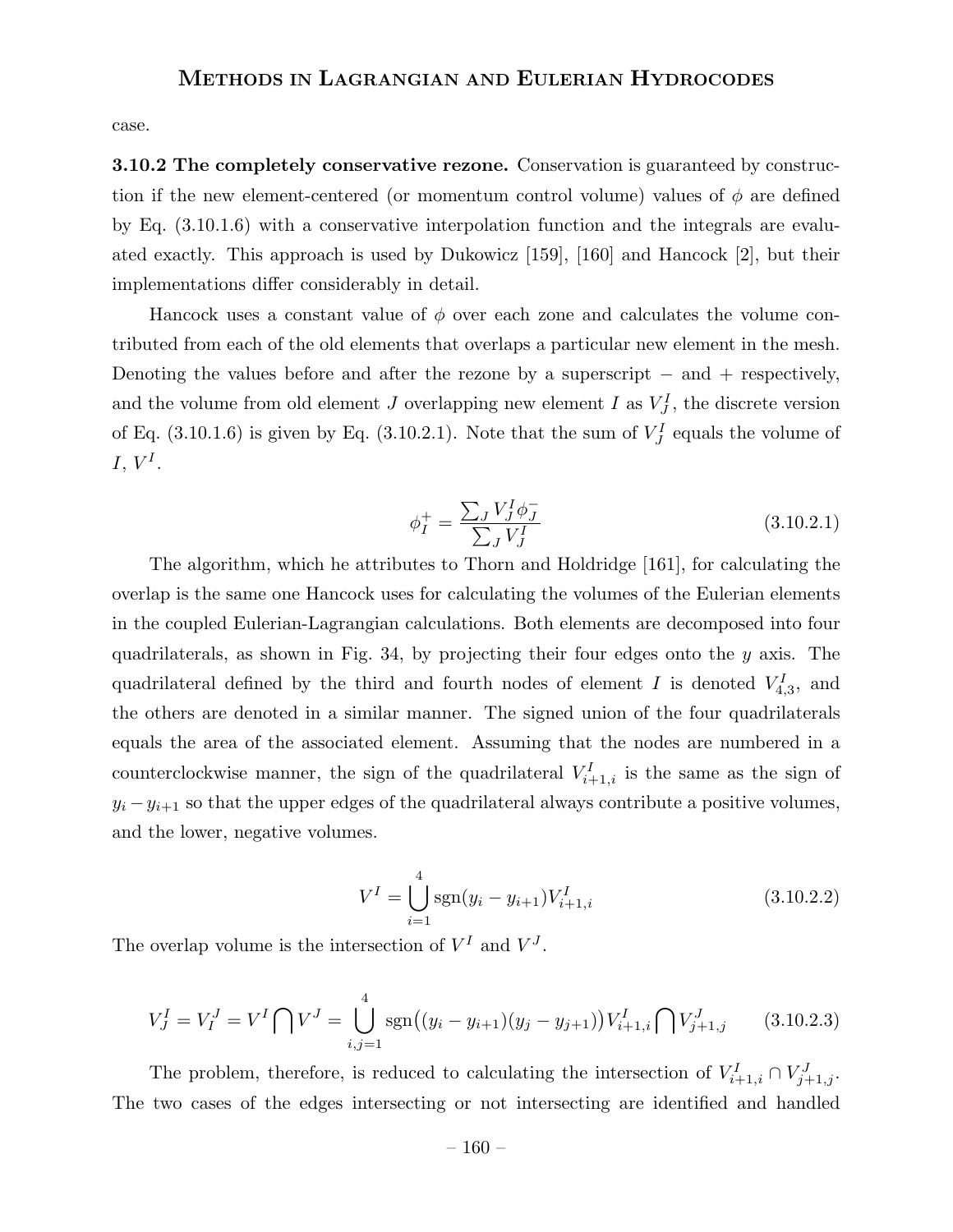case.

**3.10.2 The completely conservative rezone.** Conservation is guaranteed by construction if the new element-centered (or momentum control volume) values of $\phi$ are defined by Eq. (3.10.1.6) with a conservative interpolation function and the integrals are evaluated exactly. This approach is used by Dukowicz [159], [160] and Hancock [2], but their implementations differ considerably in detail.

Hancock uses a constant value of $\phi$ over each zone and calculates the volume contributed from each of the old elements that overlaps a particular new element in the mesh. Denoting the values before and after the rezone by a superscript $-$ and $+$ respectively, and the volume from old element $J$ overlapping new element $I$ as $V_J^I$, the discrete version of Eq. (3.10.1.6) is given by Eq. (3.10.2.1). Note that the sum of $V_J^I$ equals the volume of $I$, $V^I$.

$$\phi_I^+ = \frac{\sum_J V_J^I \phi_J^-}{\sum_J V_J^I} \tag{3.10.2.1}$$

The algorithm, which he attributes to Thorn and Holdridge [161], for calculating the overlap is the same one Hancock uses for calculating the volumes of the Eulerian elements in the coupled Eulerian-Lagrangian calculations. Both elements are decomposed into four quadrilaterals, as shown in Fig. 34, by projecting their four edges onto the $y$ axis. The quadrilateral defined by the third and fourth nodes of element $I$ is denoted $V_{4,3}^I$, and the others are denoted in a similar manner. The signed union of the four quadrilaterals equals the area of the associated element. Assuming that the nodes are numbered in a counterclockwise manner, the sign of the quadrilateral $V_{i+1,i}^I$ is the same as the sign of $y_i - y_{i+1}$ so that the upper edges of the quadrilateral always contribute a positive volumes, and the lower, negative volumes.

$$V^I = \bigcup_{i=1}^{4} \operatorname{sgn}(y_i - y_{i+1}) V_{i+1,i}^I \tag{3.10.2.2}$$

The overlap volume is the intersection of $V^I$ and $V^J$.

$$V_J^I = V_I^J = V^I \bigcap V^J = \bigcup_{i,j=1}^{4} \operatorname{sgn}\big((y_i - y_{i+1})(y_j - y_{j+1})\big) V_{i+1,i}^I \bigcap V_{j+1,j}^J \tag{3.10.2.3}$$

The problem, therefore, is reduced to calculating the intersection of $V_{i+1,i}^I \cap V_{j+1,j}^J$. The two cases of the edges intersecting or not intersecting are identified and handled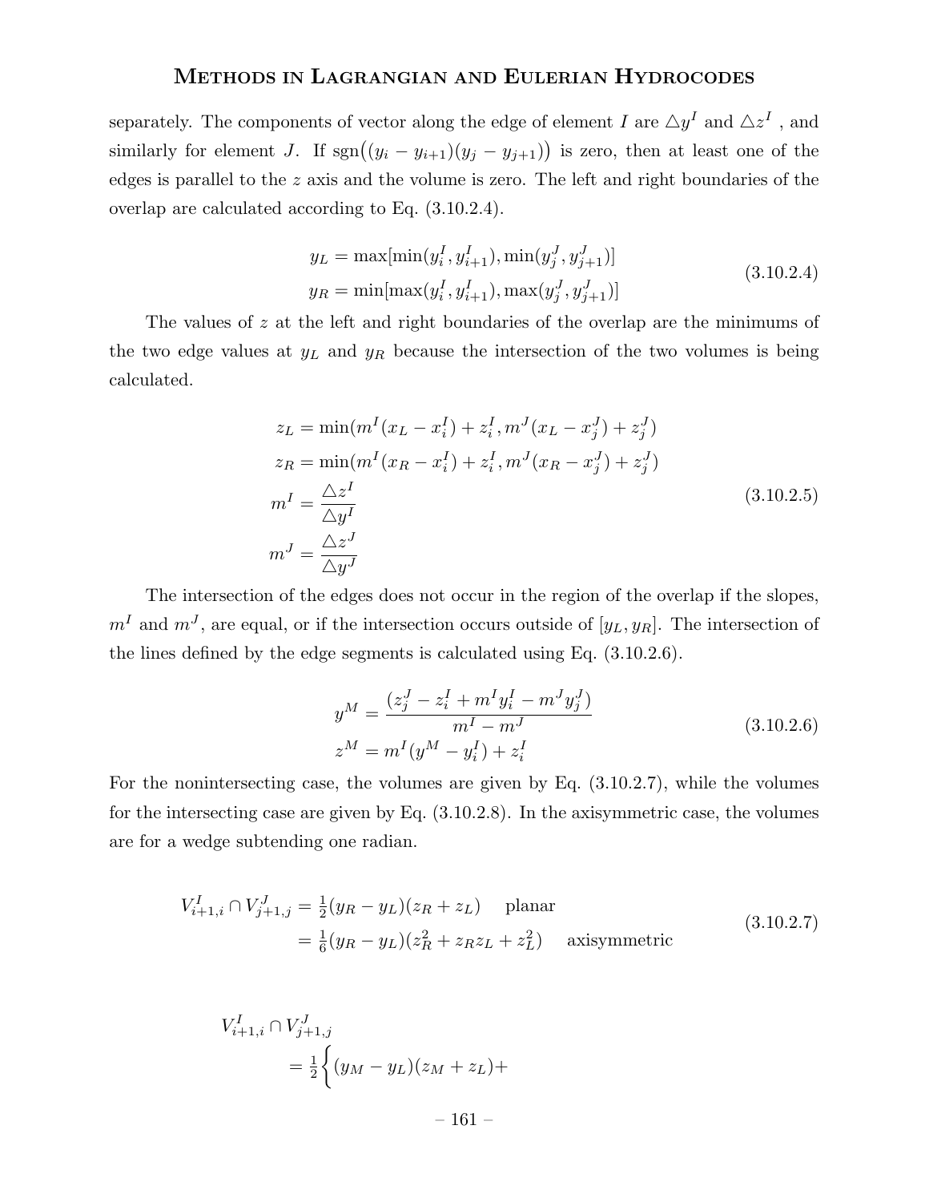separately. The components of vector along the edge of element $I$ are $\triangle y^I$ and $\triangle z^I$ , and similarly for element $J$. If $\text{sgn}\big((y_i - y_{i+1})(y_j - y_{j+1})\big)$ is zero, then at least one of the edges is parallel to the $z$ axis and the volume is zero. The left and right boundaries of the overlap are calculated according to Eq. (3.10.2.4).

$$
\begin{aligned}
y_L &= \max[\min(y_i^I, y_{i+1}^I), \min(y_j^J, y_{j+1}^J)] \\
y_R &= \min[\max(y_i^I, y_{i+1}^I), \max(y_j^J, y_{j+1}^J)]
\end{aligned}
\tag{3.10.2.4}
$$

The values of $z$ at the left and right boundaries of the overlap are the minimums of the two edge values at $y_L$ and $y_R$ because the intersection of the two volumes is being calculated.

$$
\begin{aligned}
z_L &= \min(m^I(x_L - x_i^I) + z_i^I, m^J(x_L - x_j^J) + z_j^J) \\
z_R &= \min(m^I(x_R - x_i^I) + z_i^I, m^J(x_R - x_j^J) + z_j^J) \\
m^I &= \frac{\triangle z^I}{\triangle y^I} \\
m^J &= \frac{\triangle z^J}{\triangle y^J}
\end{aligned}
\tag{3.10.2.5}
$$

The intersection of the edges does not occur in the region of the overlap if the slopes, $m^I$ and $m^J$, are equal, or if the intersection occurs outside of $[y_L, y_R]$. The intersection of the lines defined by the edge segments is calculated using Eq. (3.10.2.6).

$$
\begin{aligned}
y^M &= \frac{(z_j^J - z_i^I + m^I y_i^I - m^J y_j^J)}{m^I - m^J} \\
z^M &= m^I(y^M - y_i^I) + z_i^I
\end{aligned}
\tag{3.10.2.6}
$$

For the nonintersecting case, the volumes are given by Eq. (3.10.2.7), while the volumes for the intersecting case are given by Eq. (3.10.2.8). In the axisymmetric case, the volumes are for a wedge subtending one radian.

$$
\begin{aligned}
V_{i+1,i}^I \cap V_{j+1,j}^J &= \tfrac{1}{2}(y_R - y_L)(z_R + z_L) \quad \text{planar} \\
&= \tfrac{1}{6}(y_R - y_L)(z_R^2 + z_R z_L + z_L^2) \quad \text{axisymmetric}
\end{aligned}
\tag{3.10.2.7}
$$

$$
\begin{aligned}
&V_{i+1,i}^I \cap V_{j+1,j}^J \\
&\qquad = \tfrac{1}{2}\Big\{(y_M - y_L)(z_M + z_L) +
\end{aligned}
$$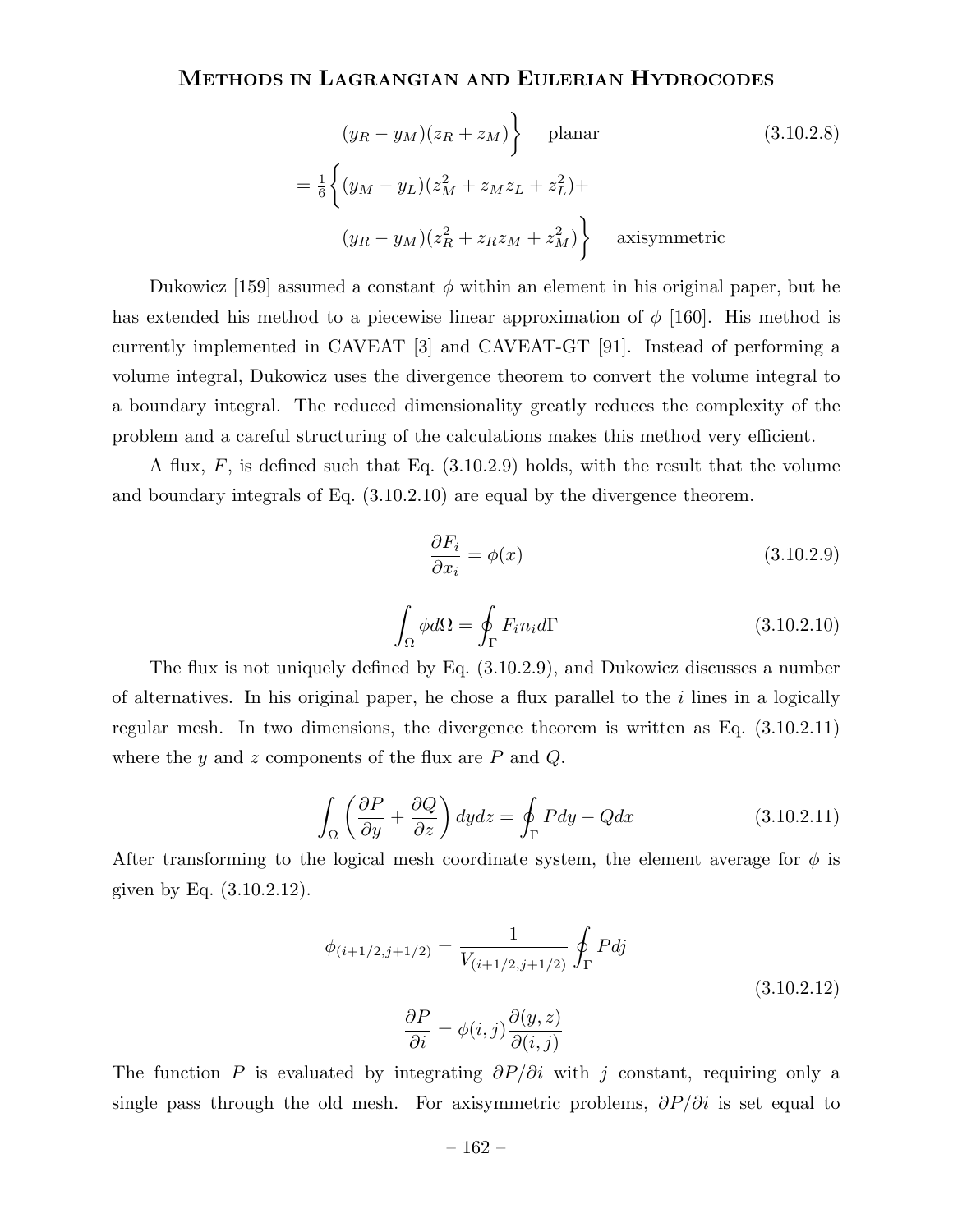$$
\left.(y_R - y_M)(z_R + z_M)\right\} \quad \text{planar} \tag{3.10.2.8}
$$

$$
= \frac{1}{6}\left\{(y_M - y_L)(z_M^2 + z_M z_L + z_L^2) + \right.
$$

$$
\left.(y_R - y_M)(z_R^2 + z_R z_M + z_M^2)\right\} \quad \text{axisymmetric}
$$

Dukowicz [159] assumed a constant $\phi$ within an element in his original paper, but he has extended his method to a piecewise linear approximation of $\phi$ [160]. His method is currently implemented in CAVEAT [3] and CAVEAT-GT [91]. Instead of performing a volume integral, Dukowicz uses the divergence theorem to convert the volume integral to a boundary integral. The reduced dimensionality greatly reduces the complexity of the problem and a careful structuring of the calculations makes this method very efficient.

A flux, $F$, is defined such that Eq. (3.10.2.9) holds, with the result that the volume and boundary integrals of Eq. (3.10.2.10) are equal by the divergence theorem.

$$
\frac{\partial F_i}{\partial x_i} = \phi(x) \tag{3.10.2.9}
$$

$$
\int_\Omega \phi d\Omega = \oint_\Gamma F_i n_i d\Gamma \tag{3.10.2.10}
$$

The flux is not uniquely defined by Eq. (3.10.2.9), and Dukowicz discusses a number of alternatives. In his original paper, he chose a flux parallel to the $i$ lines in a logically regular mesh. In two dimensions, the divergence theorem is written as Eq. (3.10.2.11) where the $y$ and $z$ components of the flux are $P$ and $Q$.

$$
\int_\Omega \left(\frac{\partial P}{\partial y} + \frac{\partial Q}{\partial z}\right) dydz = \oint_\Gamma Pdy - Qdx \tag{3.10.2.11}
$$

After transforming to the logical mesh coordinate system, the element average for $\phi$ is given by Eq. (3.10.2.12).

$$
\phi_{(i+1/2,j+1/2)} = \frac{1}{V_{(i+1/2,j+1/2)}} \oint_\Gamma Pdj
$$

$$
\frac{\partial P}{\partial i} = \phi(i,j)\frac{\partial(y,z)}{\partial(i,j)} \tag{3.10.2.12}
$$

The function $P$ is evaluated by integrating $\partial P/\partial i$ with $j$ constant, requiring only a single pass through the old mesh. For axisymmetric problems, $\partial P/\partial i$ is set equal to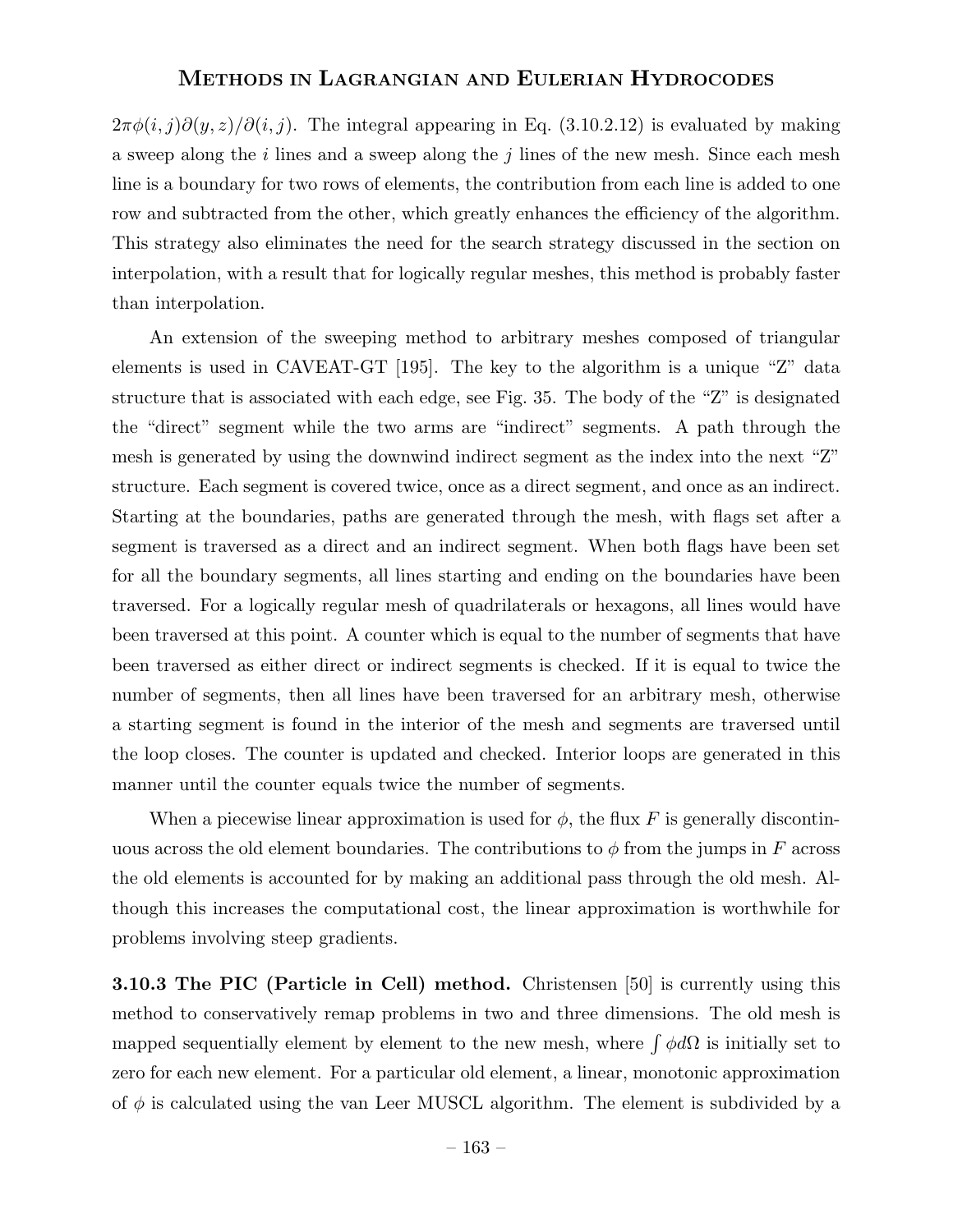$2\pi\phi(i,j)\partial(y,z)/\partial(i,j)$. The integral appearing in Eq. (3.10.2.12) is evaluated by making a sweep along the $i$ lines and a sweep along the $j$ lines of the new mesh. Since each mesh line is a boundary for two rows of elements, the contribution from each line is added to one row and subtracted from the other, which greatly enhances the efficiency of the algorithm. This strategy also eliminates the need for the search strategy discussed in the section on interpolation, with a result that for logically regular meshes, this method is probably faster than interpolation.

An extension of the sweeping method to arbitrary meshes composed of triangular elements is used in CAVEAT-GT [195]. The key to the algorithm is a unique "Z" data structure that is associated with each edge, see Fig. 35. The body of the "Z" is designated the "direct" segment while the two arms are "indirect" segments. A path through the mesh is generated by using the downwind indirect segment as the index into the next "Z" structure. Each segment is covered twice, once as a direct segment, and once as an indirect. Starting at the boundaries, paths are generated through the mesh, with flags set after a segment is traversed as a direct and an indirect segment. When both flags have been set for all the boundary segments, all lines starting and ending on the boundaries have been traversed. For a logically regular mesh of quadrilaterals or hexagons, all lines would have been traversed at this point. A counter which is equal to the number of segments that have been traversed as either direct or indirect segments is checked. If it is equal to twice the number of segments, then all lines have been traversed for an arbitrary mesh, otherwise a starting segment is found in the interior of the mesh and segments are traversed until the loop closes. The counter is updated and checked. Interior loops are generated in this manner until the counter equals twice the number of segments.

When a piecewise linear approximation is used for $\phi$, the flux $F$ is generally discontinuous across the old element boundaries. The contributions to $\phi$ from the jumps in $F$ across the old elements is accounted for by making an additional pass through the old mesh. Although this increases the computational cost, the linear approximation is worthwhile for problems involving steep gradients.

**3.10.3 The PIC (Particle in Cell) method.** Christensen [50] is currently using this method to conservatively remap problems in two and three dimensions. The old mesh is mapped sequentially element by element to the new mesh, where $\int \phi d\Omega$ is initially set to zero for each new element. For a particular old element, a linear, monotonic approximation of $\phi$ is calculated using the van Leer MUSCL algorithm. The element is subdivided by a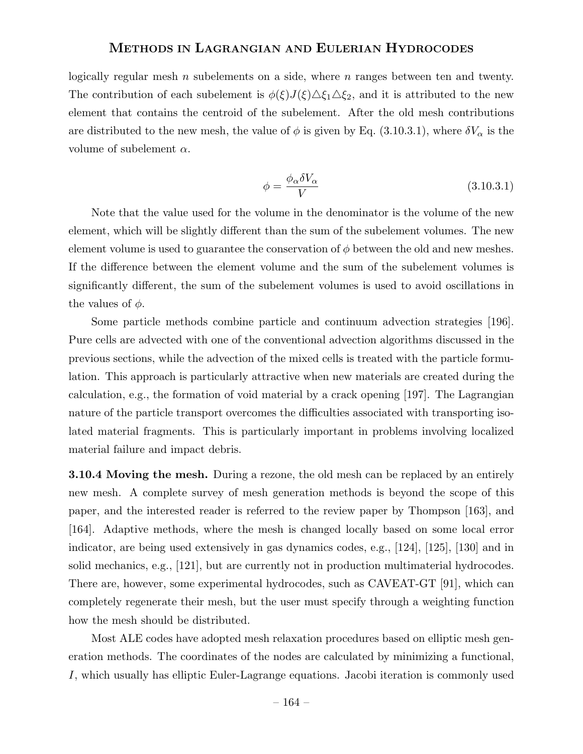logically regular mesh $n$ subelements on a side, where $n$ ranges between ten and twenty. The contribution of each subelement is $\phi(\xi)J(\xi)\triangle\xi_1\triangle\xi_2$, and it is attributed to the new element that contains the centroid of the subelement. After the old mesh contributions are distributed to the new mesh, the value of $\phi$ is given by Eq. (3.10.3.1), where $\delta V_\alpha$ is the volume of subelement $\alpha$.

$$\phi = \frac{\phi_\alpha \delta V_\alpha}{V} \tag{3.10.3.1}$$

Note that the value used for the volume in the denominator is the volume of the new element, which will be slightly different than the sum of the subelement volumes. The new element volume is used to guarantee the conservation of $\phi$ between the old and new meshes. If the difference between the element volume and the sum of the subelement volumes is significantly different, the sum of the subelement volumes is used to avoid oscillations in the values of $\phi$.

Some particle methods combine particle and continuum advection strategies [196]. Pure cells are advected with one of the conventional advection algorithms discussed in the previous sections, while the advection of the mixed cells is treated with the particle formulation. This approach is particularly attractive when new materials are created during the calculation, e.g., the formation of void material by a crack opening [197]. The Lagrangian nature of the particle transport overcomes the difficulties associated with transporting isolated material fragments. This is particularly important in problems involving localized material failure and impact debris.

**3.10.4 Moving the mesh.** During a rezone, the old mesh can be replaced by an entirely new mesh. A complete survey of mesh generation methods is beyond the scope of this paper, and the interested reader is referred to the review paper by Thompson [163], and [164]. Adaptive methods, where the mesh is changed locally based on some local error indicator, are being used extensively in gas dynamics codes, e.g., [124], [125], [130] and in solid mechanics, e.g., [121], but are currently not in production multimaterial hydrocodes. There are, however, some experimental hydrocodes, such as CAVEAT-GT [91], which can completely regenerate their mesh, but the user must specify through a weighting function how the mesh should be distributed.

Most ALE codes have adopted mesh relaxation procedures based on elliptic mesh generation methods. The coordinates of the nodes are calculated by minimizing a functional, $I$, which usually has elliptic Euler-Lagrange equations. Jacobi iteration is commonly used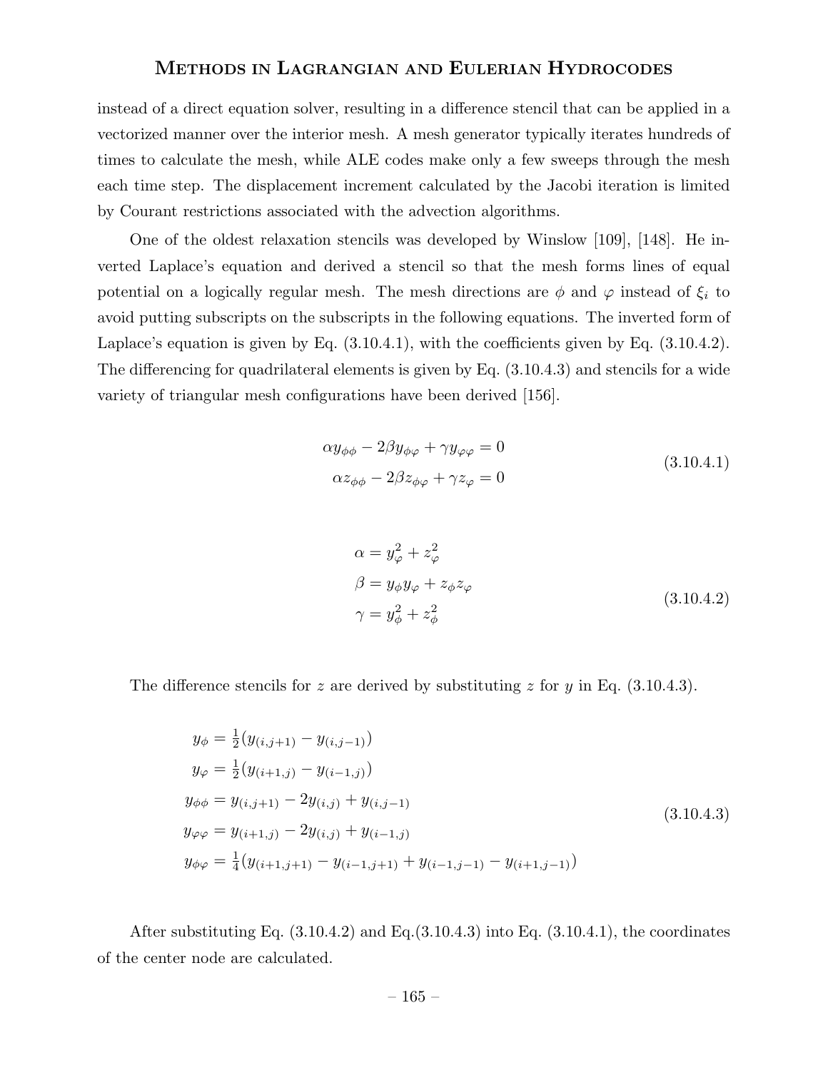instead of a direct equation solver, resulting in a difference stencil that can be applied in a vectorized manner over the interior mesh. A mesh generator typically iterates hundreds of times to calculate the mesh, while ALE codes make only a few sweeps through the mesh each time step. The displacement increment calculated by the Jacobi iteration is limited by Courant restrictions associated with the advection algorithms.

One of the oldest relaxation stencils was developed by Winslow [109], [148]. He inverted Laplace's equation and derived a stencil so that the mesh forms lines of equal potential on a logically regular mesh. The mesh directions are $\phi$ and $\varphi$ instead of $\xi_i$ to avoid putting subscripts on the subscripts in the following equations. The inverted form of Laplace's equation is given by Eq. (3.10.4.1), with the coefficients given by Eq. (3.10.4.2). The differencing for quadrilateral elements is given by Eq. (3.10.4.3) and stencils for a wide variety of triangular mesh configurations have been derived [156].

$$
\begin{aligned}
\alpha y_{\phi\phi} - 2\beta y_{\phi\varphi} + \gamma y_{\varphi\varphi} = 0 \\
\alpha z_{\phi\phi} - 2\beta z_{\phi\varphi} + \gamma z_{\varphi} = 0
\end{aligned}
\tag{3.10.4.1}
$$

$$
\begin{aligned}
\alpha &= y_{\varphi}^2 + z_{\varphi}^2 \\
\beta &= y_{\phi} y_{\varphi} + z_{\phi} z_{\varphi} \\
\gamma &= y_{\phi}^2 + z_{\phi}^2
\end{aligned}
\tag{3.10.4.2}
$$

The difference stencils for $z$ are derived by substituting $z$ for $y$ in Eq. (3.10.4.3).

$$
\begin{aligned}
y_{\phi} &= \tfrac{1}{2}(y_{(i,j+1)} - y_{(i,j-1)}) \\
y_{\varphi} &= \tfrac{1}{2}(y_{(i+1,j)} - y_{(i-1,j)}) \\
y_{\phi\phi} &= y_{(i,j+1)} - 2y_{(i,j)} + y_{(i,j-1)} \\
y_{\varphi\varphi} &= y_{(i+1,j)} - 2y_{(i,j)} + y_{(i-1,j)} \\
y_{\phi\varphi} &= \tfrac{1}{4}(y_{(i+1,j+1)} - y_{(i-1,j+1)} + y_{(i-1,j-1)} - y_{(i+1,j-1)})
\end{aligned}
\tag{3.10.4.3}
$$

After substituting Eq. (3.10.4.2) and Eq.(3.10.4.3) into Eq. (3.10.4.1), the coordinates of the center node are calculated.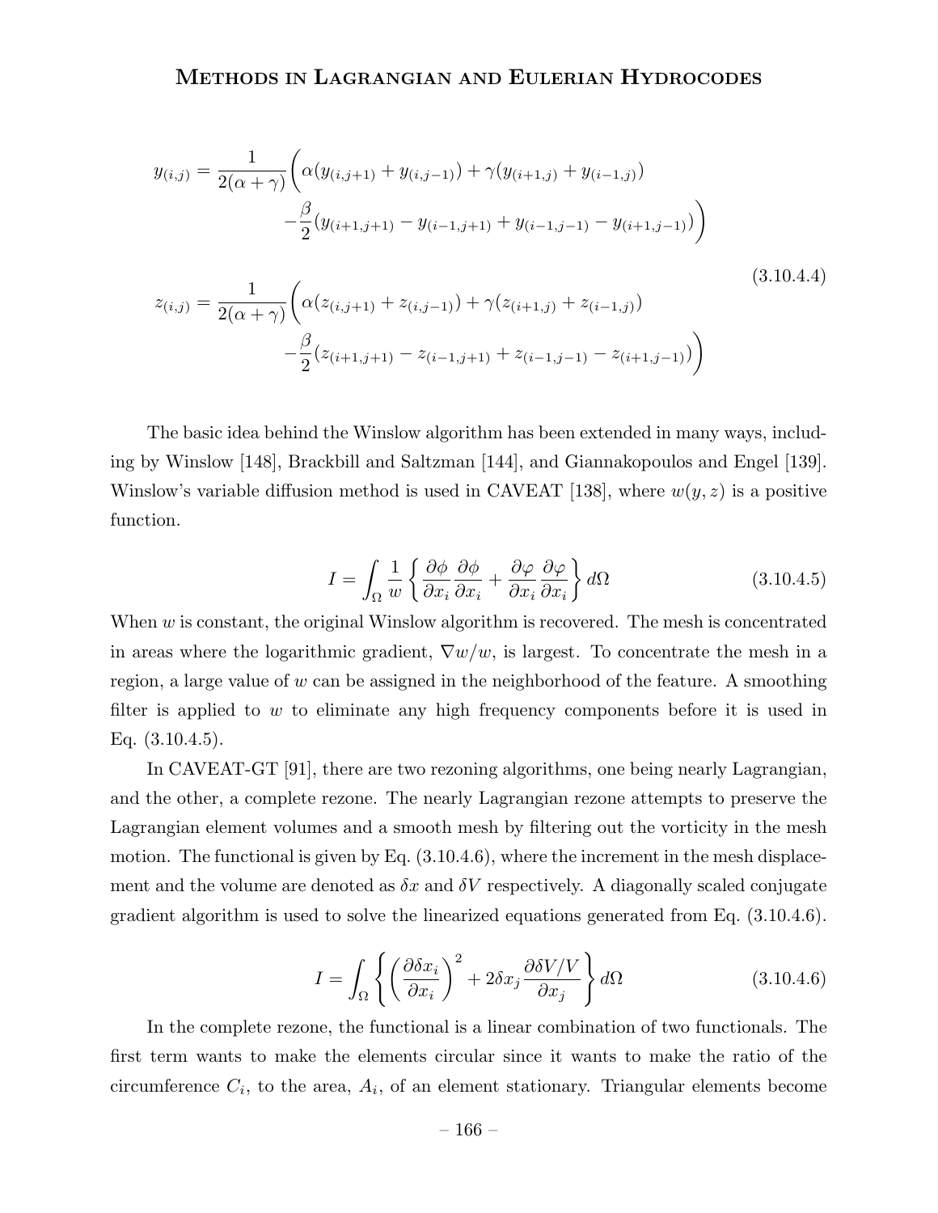$$
y_{(i,j)} = \frac{1}{2(\alpha+\gamma)}\Bigg(\alpha(y_{(i,j+1)} + y_{(i,j-1)}) + \gamma(y_{(i+1,j)} + y_{(i-1,j)}) \\
-\frac{\beta}{2}(y_{(i+1,j+1)} - y_{(i-1,j+1)} + y_{(i-1,j-1)} - y_{(i+1,j-1)})\Bigg)
$$

$$
z_{(i,j)} = \frac{1}{2(\alpha+\gamma)}\Bigg(\alpha(z_{(i,j+1)} + z_{(i,j-1)}) + \gamma(z_{(i+1,j)} + z_{(i-1,j)}) \\
-\frac{\beta}{2}(z_{(i+1,j+1)} - z_{(i-1,j+1)} + z_{(i-1,j-1)} - z_{(i+1,j-1)})\Bigg) \tag{3.10.4.4}
$$

The basic idea behind the Winslow algorithm has been extended in many ways, including by Winslow [148], Brackbill and Saltzman [144], and Giannakopoulos and Engel [139]. Winslow's variable diffusion method is used in CAVEAT [138], where $w(y,z)$ is a positive function.

$$
I = \int_\Omega \frac{1}{w}\left\{\frac{\partial \phi}{\partial x_i}\frac{\partial \phi}{\partial x_i} + \frac{\partial \varphi}{\partial x_i}\frac{\partial \varphi}{\partial x_i}\right\} d\Omega \tag{3.10.4.5}
$$

When $w$ is constant, the original Winslow algorithm is recovered. The mesh is concentrated in areas where the logarithmic gradient, $\nabla w/w$, is largest. To concentrate the mesh in a region, a large value of $w$ can be assigned in the neighborhood of the feature. A smoothing filter is applied to $w$ to eliminate any high frequency components before it is used in Eq. (3.10.4.5).

In CAVEAT-GT [91], there are two rezoning algorithms, one being nearly Lagrangian, and the other, a complete rezone. The nearly Lagrangian rezone attempts to preserve the Lagrangian element volumes and a smooth mesh by filtering out the vorticity in the mesh motion. The functional is given by Eq. (3.10.4.6), where the increment in the mesh displacement and the volume are denoted as $\delta x$ and $\delta V$ respectively. A diagonally scaled conjugate gradient algorithm is used to solve the linearized equations generated from Eq. (3.10.4.6).

$$
I = \int_\Omega \left\{\left(\frac{\partial \delta x_i}{\partial x_i}\right)^2 + 2\delta x_j \frac{\partial \delta V/V}{\partial x_j}\right\} d\Omega \tag{3.10.4.6}
$$

In the complete rezone, the functional is a linear combination of two functionals. The first term wants to make the elements circular since it wants to make the ratio of the circumference $C_i$, to the area, $A_i$, of an element stationary. Triangular elements become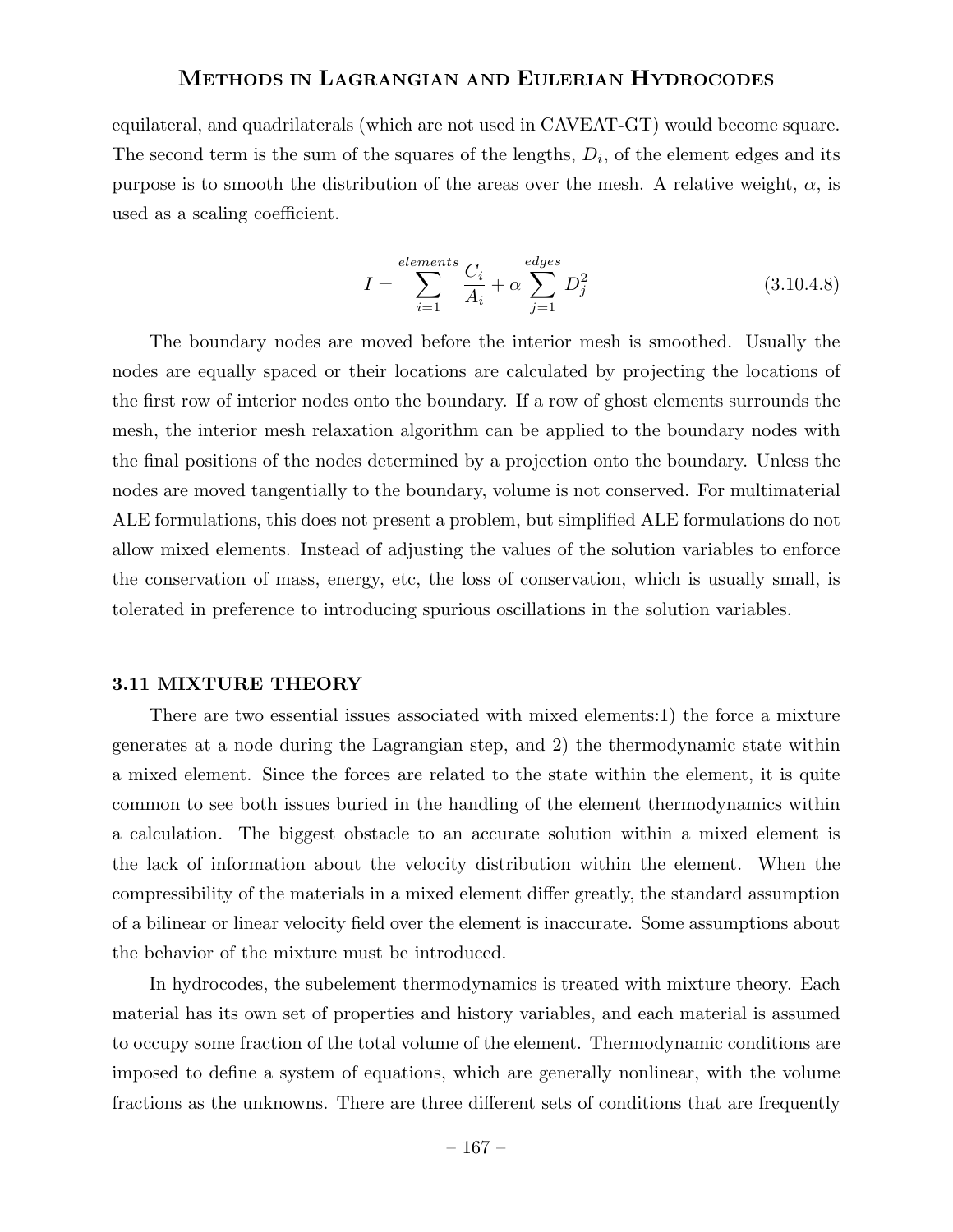equilateral, and quadrilaterals (which are not used in CAVEAT-GT) would become square. The second term is the sum of the squares of the lengths, $D_i$, of the element edges and its purpose is to smooth the distribution of the areas over the mesh. A relative weight, $\alpha$, is used as a scaling coefficient.

$$I = \sum_{i=1}^{elements} \frac{C_i}{A_i} + \alpha \sum_{j=1}^{edges} D_j^2 \tag{3.10.4.8}$$

The boundary nodes are moved before the interior mesh is smoothed. Usually the nodes are equally spaced or their locations are calculated by projecting the locations of the first row of interior nodes onto the boundary. If a row of ghost elements surrounds the mesh, the interior mesh relaxation algorithm can be applied to the boundary nodes with the final positions of the nodes determined by a projection onto the boundary. Unless the nodes are moved tangentially to the boundary, volume is not conserved. For multimaterial ALE formulations, this does not present a problem, but simplified ALE formulations do not allow mixed elements. Instead of adjusting the values of the solution variables to enforce the conservation of mass, energy, etc, the loss of conservation, which is usually small, is tolerated in preference to introducing spurious oscillations in the solution variables.

### 3.11 MIXTURE THEORY

There are two essential issues associated with mixed elements:1) the force a mixture generates at a node during the Lagrangian step, and 2) the thermodynamic state within a mixed element. Since the forces are related to the state within the element, it is quite common to see both issues buried in the handling of the element thermodynamics within a calculation. The biggest obstacle to an accurate solution within a mixed element is the lack of information about the velocity distribution within the element. When the compressibility of the materials in a mixed element differ greatly, the standard assumption of a bilinear or linear velocity field over the element is inaccurate. Some assumptions about the behavior of the mixture must be introduced.

In hydrocodes, the subelement thermodynamics is treated with mixture theory. Each material has its own set of properties and history variables, and each material is assumed to occupy some fraction of the total volume of the element. Thermodynamic conditions are imposed to define a system of equations, which are generally nonlinear, with the volume fractions as the unknowns. There are three different sets of conditions that are frequently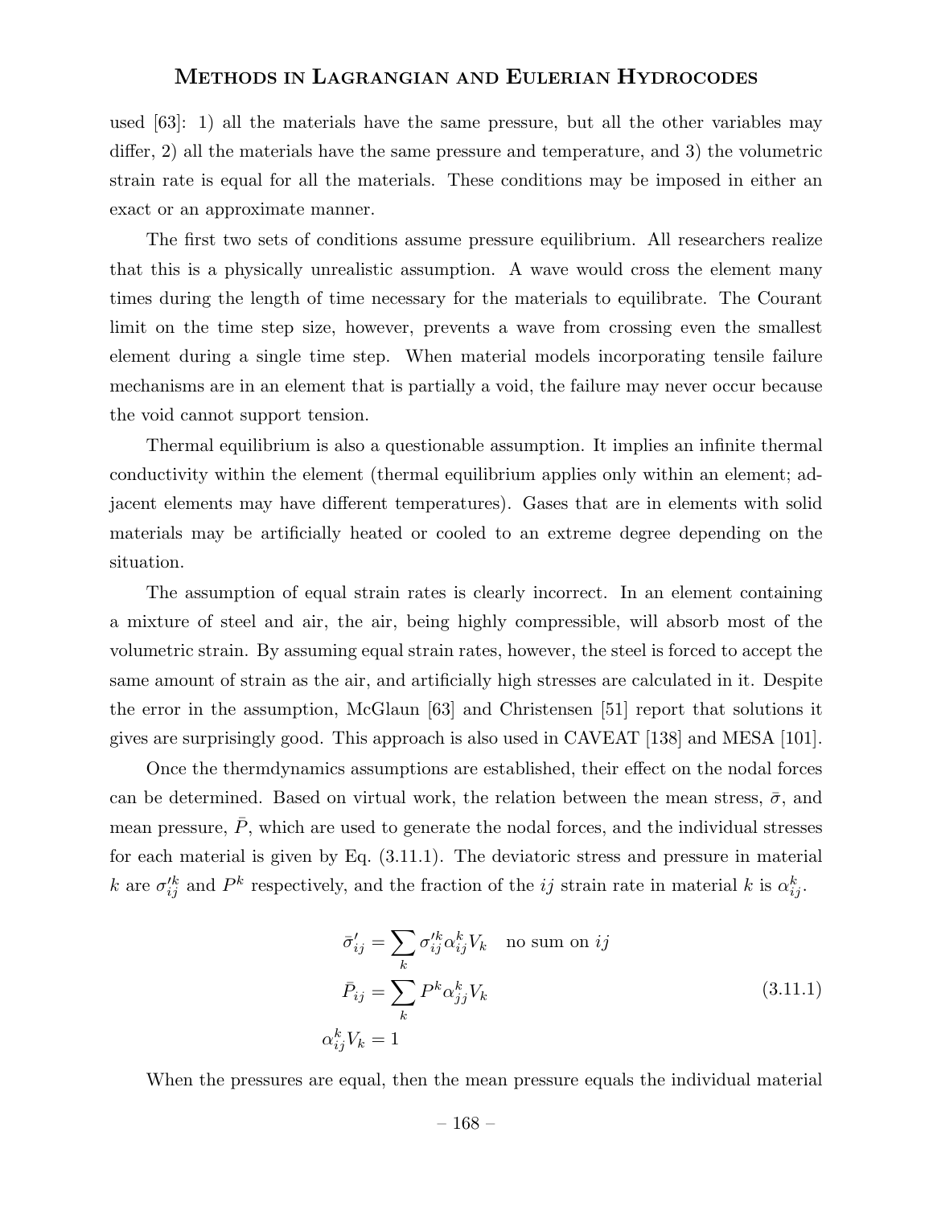used [63]: 1) all the materials have the same pressure, but all the other variables may differ, 2) all the materials have the same pressure and temperature, and 3) the volumetric strain rate is equal for all the materials. These conditions may be imposed in either an exact or an approximate manner.

The first two sets of conditions assume pressure equilibrium. All researchers realize that this is a physically unrealistic assumption. A wave would cross the element many times during the length of time necessary for the materials to equilibrate. The Courant limit on the time step size, however, prevents a wave from crossing even the smallest element during a single time step. When material models incorporating tensile failure mechanisms are in an element that is partially a void, the failure may never occur because the void cannot support tension.

Thermal equilibrium is also a questionable assumption. It implies an infinite thermal conductivity within the element (thermal equilibrium applies only within an element; adjacent elements may have different temperatures). Gases that are in elements with solid materials may be artificially heated or cooled to an extreme degree depending on the situation.

The assumption of equal strain rates is clearly incorrect. In an element containing a mixture of steel and air, the air, being highly compressible, will absorb most of the volumetric strain. By assuming equal strain rates, however, the steel is forced to accept the same amount of strain as the air, and artificially high stresses are calculated in it. Despite the error in the assumption, McGlaun [63] and Christensen [51] report that solutions it gives are surprisingly good. This approach is also used in CAVEAT [138] and MESA [101].

Once the thermdynamics assumptions are established, their effect on the nodal forces can be determined. Based on virtual work, the relation between the mean stress, $\bar{\sigma}$, and mean pressure, $\bar{P}$, which are used to generate the nodal forces, and the individual stresses for each material is given by Eq. (3.11.1). The deviatoric stress and pressure in material $k$ are $\sigma_{ij}'^{k}$ and $P^k$ respectively, and the fraction of the $ij$ strain rate in material $k$ is $\alpha_{ij}^k$.

$$
\begin{aligned}
\bar{\sigma}_{ij}' &= \sum_k \sigma_{ij}'^{k} \alpha_{ij}^k V_k \quad \text{no sum on } ij \\
\bar{P}_{ij} &= \sum_k P^k \alpha_{jj}^k V_k \\
\alpha_{ij}^k V_k &= 1
\end{aligned}
\tag{3.11.1}
$$

When the pressures are equal, then the mean pressure equals the individual material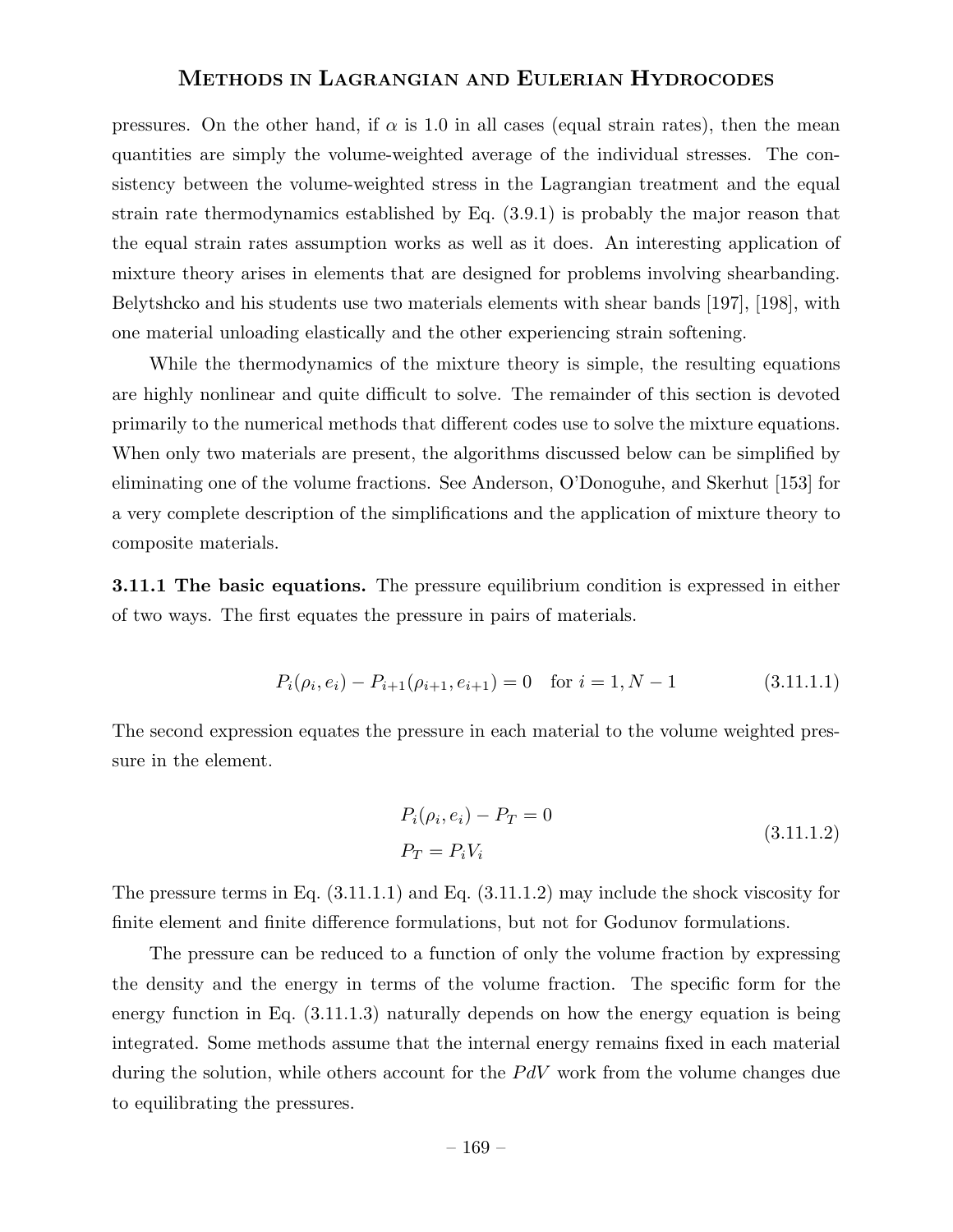pressures. On the other hand, if $\alpha$ is 1.0 in all cases (equal strain rates), then the mean quantities are simply the volume-weighted average of the individual stresses. The consistency between the volume-weighted stress in the Lagrangian treatment and the equal strain rate thermodynamics established by Eq. (3.9.1) is probably the major reason that the equal strain rates assumption works as well as it does. An interesting application of mixture theory arises in elements that are designed for problems involving shearbanding. Belytshcko and his students use two materials elements with shear bands [197], [198], with one material unloading elastically and the other experiencing strain softening.

While the thermodynamics of the mixture theory is simple, the resulting equations are highly nonlinear and quite difficult to solve. The remainder of this section is devoted primarily to the numerical methods that different codes use to solve the mixture equations. When only two materials are present, the algorithms discussed below can be simplified by eliminating one of the volume fractions. See Anderson, O'Donoguhe, and Skerhut [153] for a very complete description of the simplifications and the application of mixture theory to composite materials.

**3.11.1 The basic equations.** The pressure equilibrium condition is expressed in either of two ways. The first equates the pressure in pairs of materials.

$$P_i(\rho_i, e_i) - P_{i+1}(\rho_{i+1}, e_{i+1}) = 0 \quad \text{for } i = 1, N-1 \tag{3.11.1.1}$$

The second expression equates the pressure in each material to the volume weighted pressure in the element.

$$\begin{aligned} &P_i(\rho_i, e_i) - P_T = 0 \\ &P_T = P_i V_i \end{aligned} \tag{3.11.1.2}$$

The pressure terms in Eq. (3.11.1.1) and Eq. (3.11.1.2) may include the shock viscosity for finite element and finite difference formulations, but not for Godunov formulations.

The pressure can be reduced to a function of only the volume fraction by expressing the density and the energy in terms of the volume fraction. The specific form for the energy function in Eq. (3.11.1.3) naturally depends on how the energy equation is being integrated. Some methods assume that the internal energy remains fixed in each material during the solution, while others account for the $PdV$ work from the volume changes due to equilibrating the pressures.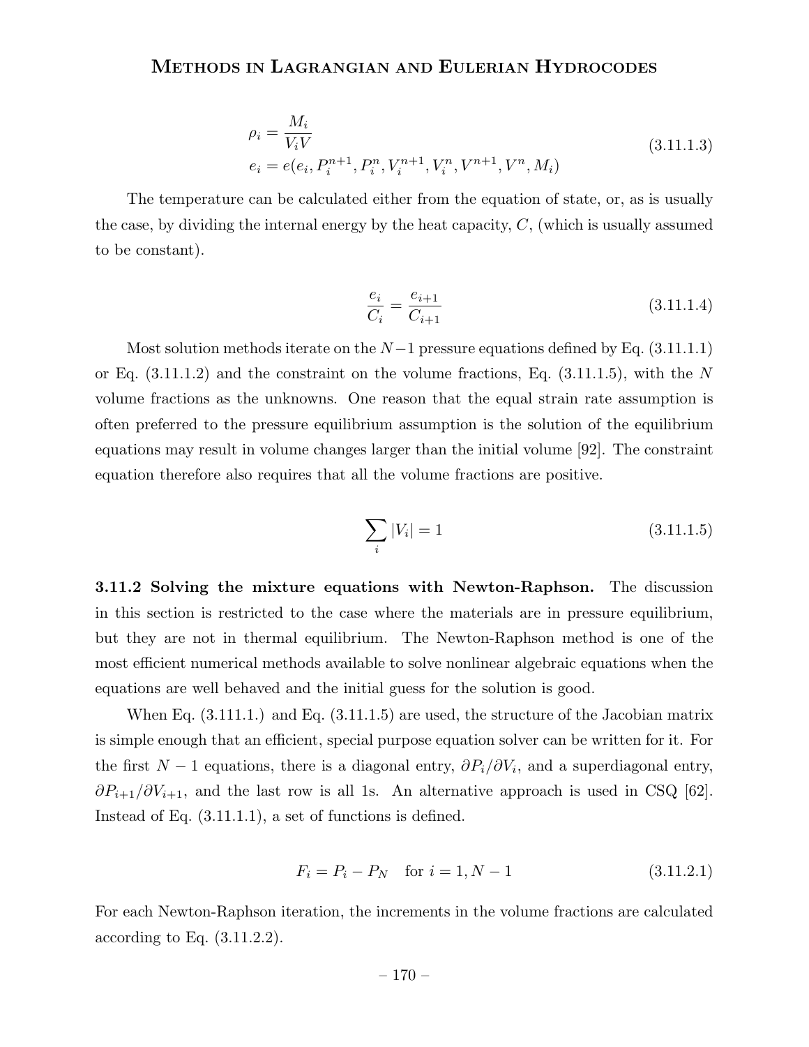$$
\begin{aligned}
\rho_i &= \frac{M_i}{V_i V} \\
e_i &= e(e_i, P_i^{n+1}, P_i^n, V_i^{n+1}, V_i^n, V^{n+1}, V^n, M_i)
\end{aligned}
\tag{3.11.1.3}
$$

The temperature can be calculated either from the equation of state, or, as is usually the case, by dividing the internal energy by the heat capacity, $C$, (which is usually assumed to be constant).

$$
\frac{e_i}{C_i} = \frac{e_{i+1}}{C_{i+1}} \tag{3.11.1.4}
$$

Most solution methods iterate on the $N-1$ pressure equations defined by Eq. (3.11.1.1) or Eq. (3.11.1.2) and the constraint on the volume fractions, Eq. (3.11.1.5), with the $N$ volume fractions as the unknowns. One reason that the equal strain rate assumption is often preferred to the pressure equilibrium assumption is the solution of the equilibrium equations may result in volume changes larger than the initial volume [92]. The constraint equation therefore also requires that all the volume fractions are positive.

$$
\sum_i |V_i| = 1 \tag{3.11.1.5}
$$

**3.11.2 Solving the mixture equations with Newton-Raphson.** The discussion in this section is restricted to the case where the materials are in pressure equilibrium, but they are not in thermal equilibrium. The Newton-Raphson method is one of the most efficient numerical methods available to solve nonlinear algebraic equations when the equations are well behaved and the initial guess for the solution is good.

When Eq. (3.111.1.) and Eq. (3.11.1.5) are used, the structure of the Jacobian matrix is simple enough that an efficient, special purpose equation solver can be written for it. For the first $N-1$ equations, there is a diagonal entry, $\partial P_i / \partial V_i$, and a superdiagonal entry, $\partial P_{i+1} / \partial V_{i+1}$, and the last row is all 1s. An alternative approach is used in CSQ [62]. Instead of Eq. (3.11.1.1), a set of functions is defined.

$$
F_i = P_i - P_N \quad \text{for } i = 1, N-1 \tag{3.11.2.1}
$$

For each Newton-Raphson iteration, the increments in the volume fractions are calculated according to Eq. (3.11.2.2).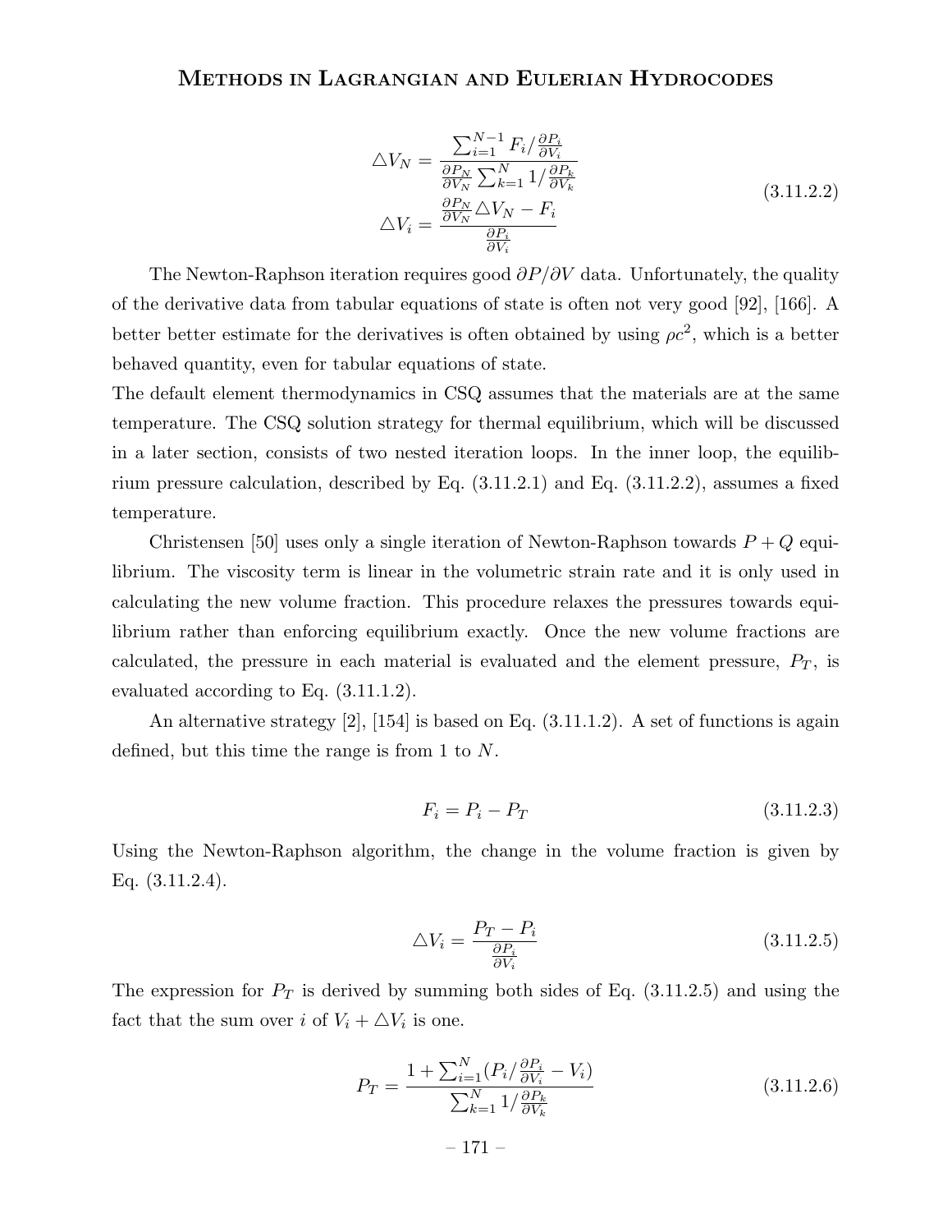$$
\begin{aligned}
\triangle V_N &= \frac{\sum_{i=1}^{N-1} F_i / \frac{\partial P_i}{\partial V_i}}{\frac{\partial P_N}{\partial V_N} \sum_{k=1}^{N} 1 / \frac{\partial P_k}{\partial V_k}} \\
\triangle V_i &= \frac{\frac{\partial P_N}{\partial V_N} \triangle V_N - F_i}{\frac{\partial P_i}{\partial V_i}}
\end{aligned}
\tag{3.11.2.2}
$$

The Newton-Raphson iteration requires good $\partial P / \partial V$ data. Unfortunately, the quality of the derivative data from tabular equations of state is often not very good [92], [166]. A better better estimate for the derivatives is often obtained by using $\rho c^2$, which is a better behaved quantity, even for tabular equations of state.

The default element thermodynamics in CSQ assumes that the materials are at the same temperature. The CSQ solution strategy for thermal equilibrium, which will be discussed in a later section, consists of two nested iteration loops. In the inner loop, the equilibrium pressure calculation, described by Eq. (3.11.2.1) and Eq. (3.11.2.2), assumes a fixed temperature.

Christensen [50] uses only a single iteration of Newton-Raphson towards $P + Q$ equilibrium. The viscosity term is linear in the volumetric strain rate and it is only used in calculating the new volume fraction. This procedure relaxes the pressures towards equilibrium rather than enforcing equilibrium exactly. Once the new volume fractions are calculated, the pressure in each material is evaluated and the element pressure, $P_T$, is evaluated according to Eq. (3.11.1.2).

An alternative strategy [2], [154] is based on Eq. (3.11.1.2). A set of functions is again defined, but this time the range is from 1 to $N$.

$$
F_i = P_i - P_T \tag{3.11.2.3}
$$

Using the Newton-Raphson algorithm, the change in the volume fraction is given by Eq. (3.11.2.4).

$$
\triangle V_i = \frac{P_T - P_i}{\frac{\partial P_i}{\partial V_i}} \tag{3.11.2.5}
$$

The expression for $P_T$ is derived by summing both sides of Eq. (3.11.2.5) and using the fact that the sum over $i$ of $V_i + \triangle V_i$ is one.

$$
P_T = \frac{1 + \sum_{i=1}^{N} (P_i / \frac{\partial P_i}{\partial V_i} - V_i)}{\sum_{k=1}^{N} 1 / \frac{\partial P_k}{\partial V_k}} \tag{3.11.2.6}
$$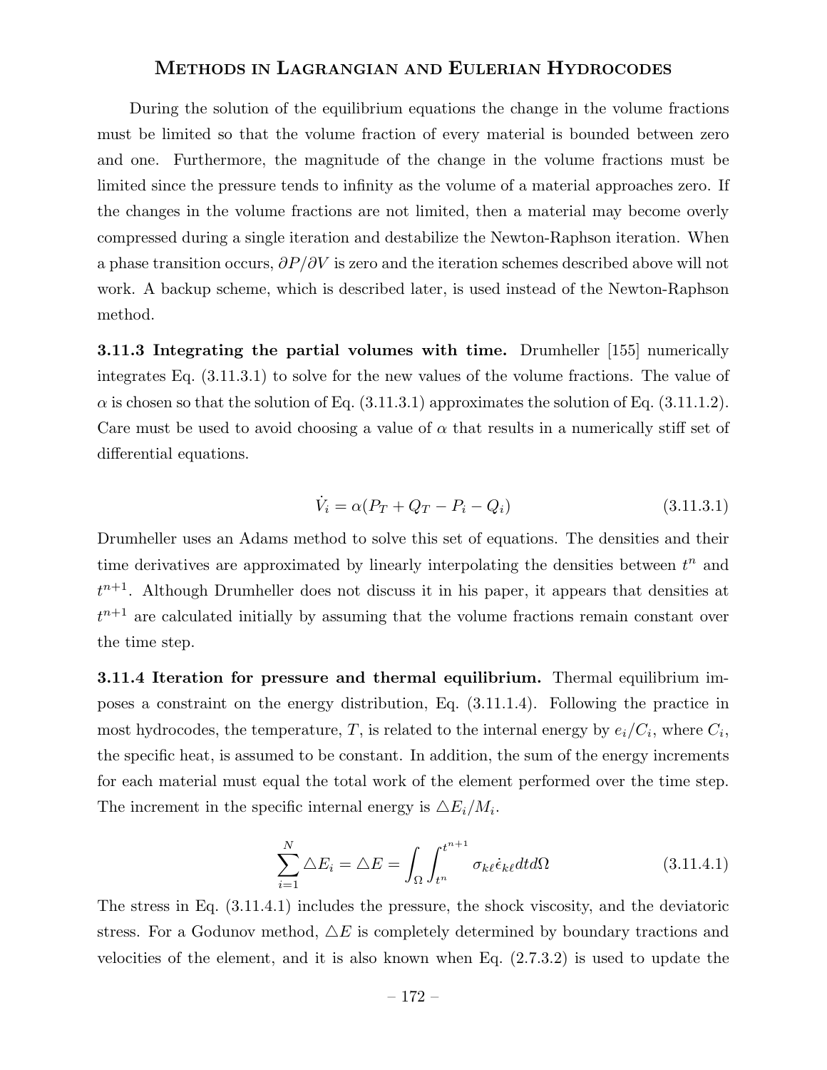During the solution of the equilibrium equations the change in the volume fractions must be limited so that the volume fraction of every material is bounded between zero and one. Furthermore, the magnitude of the change in the volume fractions must be limited since the pressure tends to infinity as the volume of a material approaches zero. If the changes in the volume fractions are not limited, then a material may become overly compressed during a single iteration and destabilize the Newton-Raphson iteration. When a phase transition occurs, $\partial P/\partial V$ is zero and the iteration schemes described above will not work. A backup scheme, which is described later, is used instead of the Newton-Raphson method.

**3.11.3 Integrating the partial volumes with time.** Drumheller [155] numerically integrates Eq. (3.11.3.1) to solve for the new values of the volume fractions. The value of $\alpha$ is chosen so that the solution of Eq. (3.11.3.1) approximates the solution of Eq. (3.11.1.2). Care must be used to avoid choosing a value of $\alpha$ that results in a numerically stiff set of differential equations.

$$\dot{V}_i = \alpha(P_T + Q_T - P_i - Q_i) \tag{3.11.3.1}$$

Drumheller uses an Adams method to solve this set of equations. The densities and their time derivatives are approximated by linearly interpolating the densities between $t^n$ and $t^{n+1}$. Although Drumheller does not discuss it in his paper, it appears that densities at $t^{n+1}$ are calculated initially by assuming that the volume fractions remain constant over the time step.

**3.11.4 Iteration for pressure and thermal equilibrium.** Thermal equilibrium imposes a constraint on the energy distribution, Eq. (3.11.1.4). Following the practice in most hydrocodes, the temperature, $T$, is related to the internal energy by $e_i/C_i$, where $C_i$, the specific heat, is assumed to be constant. In addition, the sum of the energy increments for each material must equal the total work of the element performed over the time step. The increment in the specific internal energy is $\triangle E_i/M_i$.

$$\sum_{i=1}^{N} \triangle E_i = \triangle E = \int_\Omega \int_{t^n}^{t^{n+1}} \sigma_{k\ell}\dot{\epsilon}_{k\ell} dt d\Omega \tag{3.11.4.1}$$

The stress in Eq. (3.11.4.1) includes the pressure, the shock viscosity, and the deviatoric stress. For a Godunov method, $\triangle E$ is completely determined by boundary tractions and velocities of the element, and it is also known when Eq. (2.7.3.2) is used to update the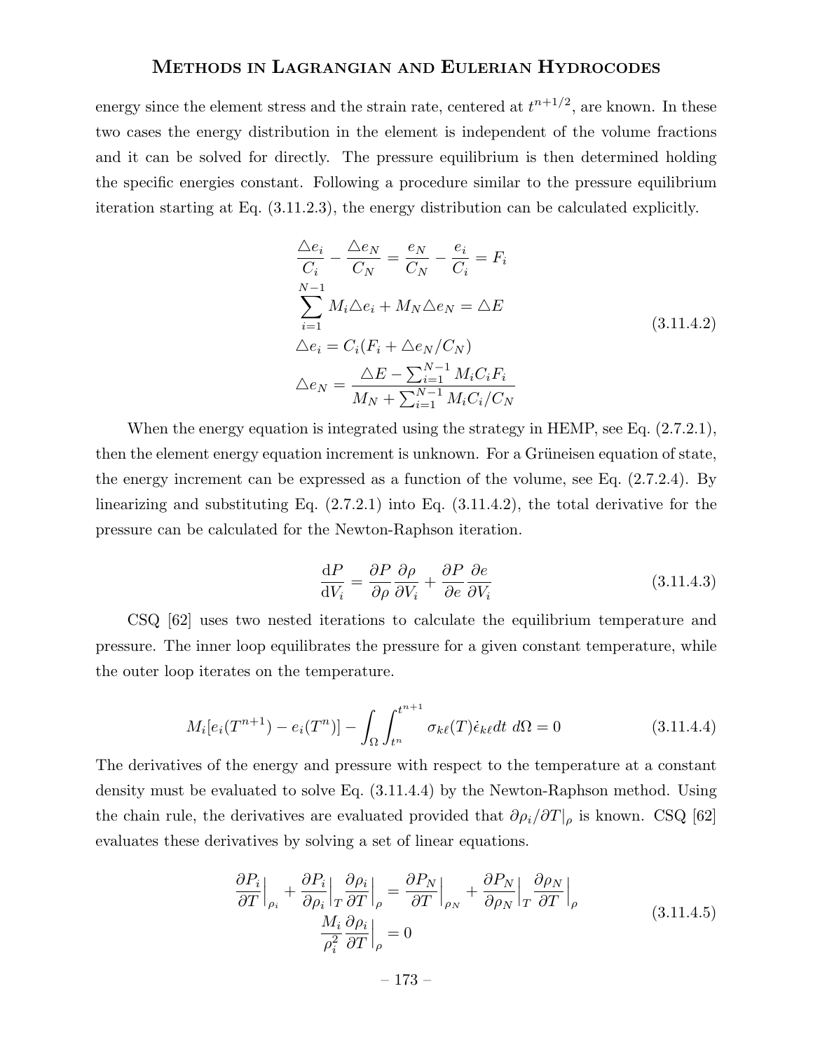energy since the element stress and the strain rate, centered at $t^{n+1/2}$, are known. In these two cases the energy distribution in the element is independent of the volume fractions and it can be solved for directly. The pressure equilibrium is then determined holding the specific energies constant. Following a procedure similar to the pressure equilibrium iteration starting at Eq. (3.11.2.3), the energy distribution can be calculated explicitly.

$$
\begin{aligned}
&\frac{\triangle e_i}{C_i} - \frac{\triangle e_N}{C_N} = \frac{e_N}{C_N} - \frac{e_i}{C_i} = F_i \\
&\sum_{i=1}^{N-1} M_i \triangle e_i + M_N \triangle e_N = \triangle E \\
&\triangle e_i = C_i (F_i + \triangle e_N / C_N) \\
&\triangle e_N = \frac{\triangle E - \sum_{i=1}^{N-1} M_i C_i F_i}{M_N + \sum_{i=1}^{N-1} M_i C_i / C_N}
\end{aligned}
\tag{3.11.4.2}
$$

When the energy equation is integrated using the strategy in HEMP, see Eq. (2.7.2.1), then the element energy equation increment is unknown. For a Grüneisen equation of state, the energy increment can be expressed as a function of the volume, see Eq. (2.7.2.4). By linearizing and substituting Eq. (2.7.2.1) into Eq. (3.11.4.2), the total derivative for the pressure can be calculated for the Newton-Raphson iteration.

$$
\frac{\mathrm{d}P}{\mathrm{d}V_i} = \frac{\partial P}{\partial \rho}\frac{\partial \rho}{\partial V_i} + \frac{\partial P}{\partial e}\frac{\partial e}{\partial V_i}
\tag{3.11.4.3}
$$

CSQ [62] uses two nested iterations to calculate the equilibrium temperature and pressure. The inner loop equilibrates the pressure for a given constant temperature, while the outer loop iterates on the temperature.

$$
M_i[e_i(T^{n+1}) - e_i(T^n)] - \int_\Omega \int_{t^n}^{t^{n+1}} \sigma_{k\ell}(T)\dot{\epsilon}_{k\ell} dt \; d\Omega = 0
\tag{3.11.4.4}
$$

The derivatives of the energy and pressure with respect to the temperature at a constant density must be evaluated to solve Eq. (3.11.4.4) by the Newton-Raphson method. Using the chain rule, the derivatives are evaluated provided that $\partial \rho_i / \partial T|_\rho$ is known. CSQ [62] evaluates these derivatives by solving a set of linear equations.

$$
\begin{aligned}
\frac{\partial P_i}{\partial T}\Big|_{\rho_i} + \frac{\partial P_i}{\partial \rho_i}\Big|_T \frac{\partial \rho_i}{\partial T}\Big|_\rho &= \frac{\partial P_N}{\partial T}\Big|_{\rho_N} + \frac{\partial P_N}{\partial \rho_N}\Big|_T \frac{\partial \rho_N}{\partial T}\Big|_\rho \\
\frac{M_i}{\rho_i^2}\frac{\partial \rho_i}{\partial T}\Big|_\rho &= 0
\end{aligned}
\tag{3.11.4.5}
$$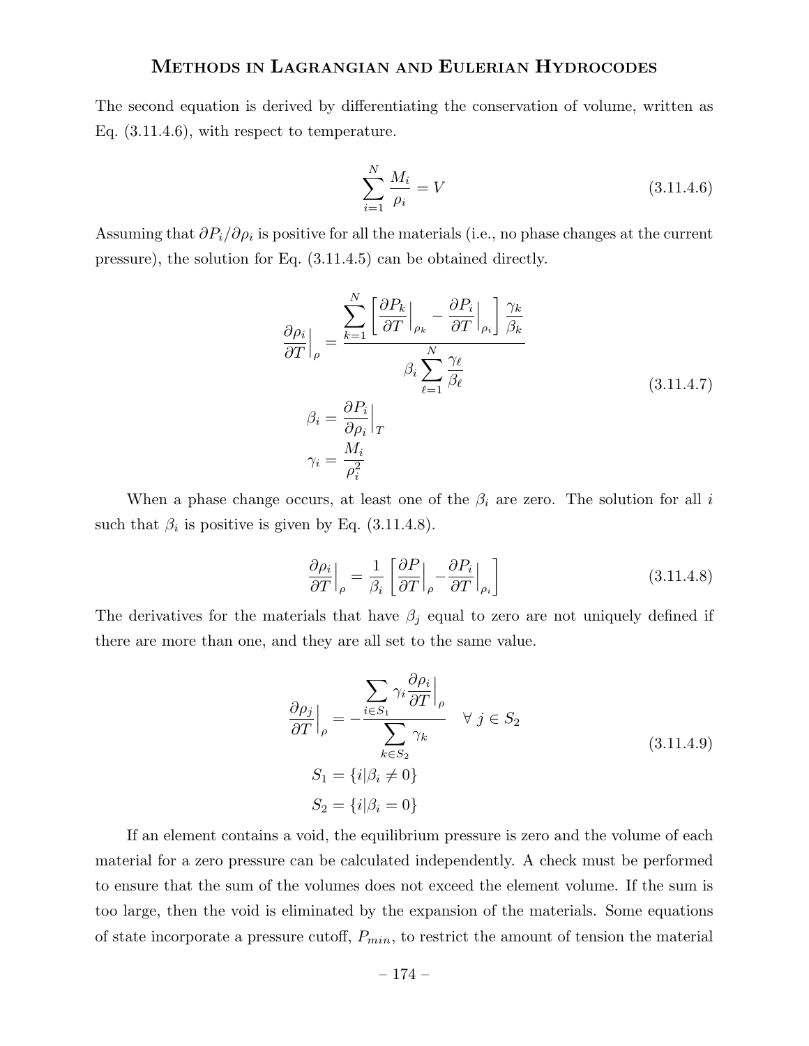The second equation is derived by differentiating the conservation of volume, written as Eq. (3.11.4.6), with respect to temperature.

$$\sum_{i=1}^{N} \frac{M_i}{\rho_i} = V \tag{3.11.4.6}$$

Assuming that $\partial P_i / \partial \rho_i$ is positive for all the materials (i.e., no phase changes at the current pressure), the solution for Eq. (3.11.4.5) can be obtained directly.

$$
\begin{aligned}
\frac{\partial \rho_i}{\partial T}\Big|_{\rho} &= \frac{\displaystyle\sum_{k=1}^{N} \left[ \frac{\partial P_k}{\partial T}\Big|_{\rho_k} - \frac{\partial P_i}{\partial T}\Big|_{\rho_i} \right] \frac{\gamma_k}{\beta_k}}{\displaystyle\beta_i \sum_{\ell=1}^{N} \frac{\gamma_\ell}{\beta_\ell}} \\
\beta_i &= \frac{\partial P_i}{\partial \rho_i}\Big|_{T} \\
\gamma_i &= \frac{M_i}{\rho_i^2}
\end{aligned}
\tag{3.11.4.7}
$$

When a phase change occurs, at least one of the $\beta_i$ are zero. The solution for all $i$ such that $\beta_i$ is positive is given by Eq. (3.11.4.8).

$$\frac{\partial \rho_i}{\partial T}\Big|_{\rho} = \frac{1}{\beta_i} \left[ \frac{\partial P}{\partial T}\Big|_{\rho} - \frac{\partial P_i}{\partial T}\Big|_{\rho_i} \right] \tag{3.11.4.8}$$

The derivatives for the materials that have $\beta_j$ equal to zero are not uniquely defined if there are more than one, and they are all set to the same value.

$$
\begin{aligned}
\frac{\partial \rho_j}{\partial T}\Big|_{\rho} &= -\frac{\displaystyle\sum_{i \in S_1} \gamma_i \frac{\partial \rho_i}{\partial T}\Big|_{\rho}}{\displaystyle\sum_{k \in S_2} \gamma_k} \quad \forall\ j \in S_2 \\
S_1 &= \{ i | \beta_i \neq 0 \} \\
S_2 &= \{ i | \beta_i = 0 \}
\end{aligned}
\tag{3.11.4.9}
$$

If an element contains a void, the equilibrium pressure is zero and the volume of each material for a zero pressure can be calculated independently. A check must be performed to ensure that the sum of the volumes does not exceed the element volume. If the sum is too large, then the void is eliminated by the expansion of the materials. Some equations of state incorporate a pressure cutoff, $P_{min}$, to restrict the amount of tension the material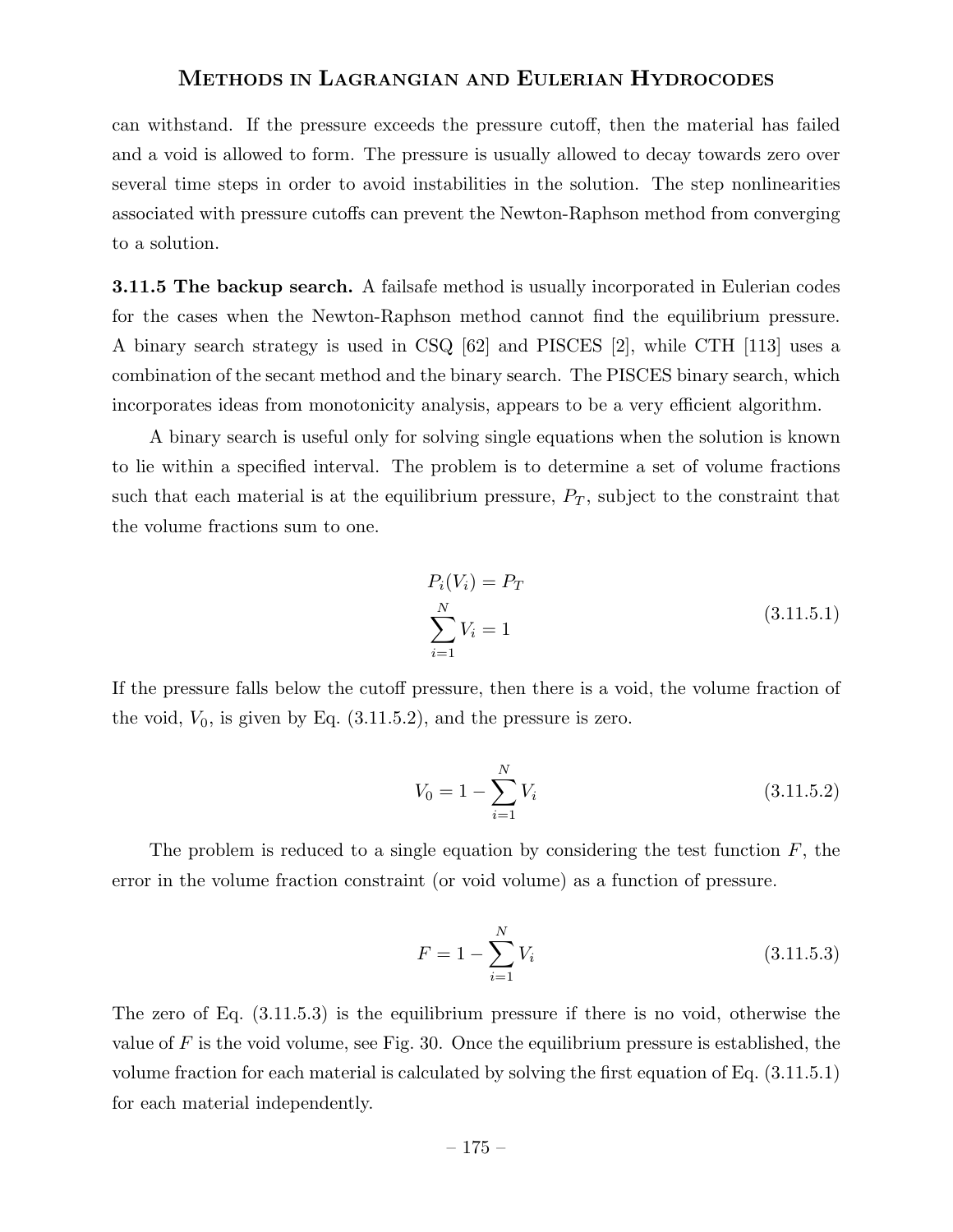can withstand. If the pressure exceeds the pressure cutoff, then the material has failed and a void is allowed to form. The pressure is usually allowed to decay towards zero over several time steps in order to avoid instabilities in the solution. The step nonlinearities associated with pressure cutoffs can prevent the Newton-Raphson method from converging to a solution.

**3.11.5 The backup search.** A failsafe method is usually incorporated in Eulerian codes for the cases when the Newton-Raphson method cannot find the equilibrium pressure. A binary search strategy is used in CSQ [62] and PISCES [2], while CTH [113] uses a combination of the secant method and the binary search. The PISCES binary search, which incorporates ideas from monotonicity analysis, appears to be a very efficient algorithm.

A binary search is useful only for solving single equations when the solution is known to lie within a specified interval. The problem is to determine a set of volume fractions such that each material is at the equilibrium pressure, $P_T$, subject to the constraint that the volume fractions sum to one.

$$
\begin{aligned}
&P_i(V_i) = P_T \\
&\sum_{i=1}^{N} V_i = 1
\end{aligned}
\tag{3.11.5.1}
$$

If the pressure falls below the cutoff pressure, then there is a void, the volume fraction of the void, $V_0$, is given by Eq. (3.11.5.2), and the pressure is zero.

$$
V_0 = 1 - \sum_{i=1}^{N} V_i \tag{3.11.5.2}
$$

The problem is reduced to a single equation by considering the test function $F$, the error in the volume fraction constraint (or void volume) as a function of pressure.

$$
F = 1 - \sum_{i=1}^{N} V_i \tag{3.11.5.3}
$$

The zero of Eq. (3.11.5.3) is the equilibrium pressure if there is no void, otherwise the value of $F$ is the void volume, see Fig. 30. Once the equilibrium pressure is established, the volume fraction for each material is calculated by solving the first equation of Eq. (3.11.5.1) for each material independently.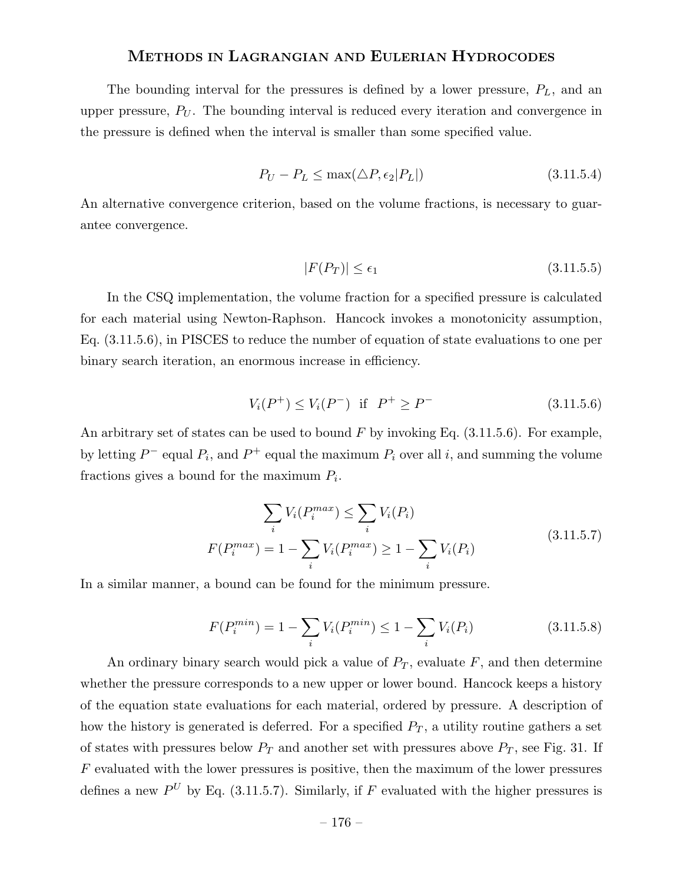The bounding interval for the pressures is defined by a lower pressure, $P_L$, and an upper pressure, $P_U$. The bounding interval is reduced every iteration and convergence in the pressure is defined when the interval is smaller than some specified value.

$$P_U - P_L \leq \max(\triangle P, \epsilon_2 |P_L|) \tag{3.11.5.4}$$

An alternative convergence criterion, based on the volume fractions, is necessary to guarantee convergence.

$$|F(P_T)| \leq \epsilon_1 \tag{3.11.5.5}$$

In the CSQ implementation, the volume fraction for a specified pressure is calculated for each material using Newton-Raphson. Hancock invokes a monotonicity assumption, Eq. (3.11.5.6), in PISCES to reduce the number of equation of state evaluations to one per binary search iteration, an enormous increase in efficiency.

$$V_i(P^+) \leq V_i(P^-) \;\text{ if }\; P^+ \geq P^- \tag{3.11.5.6}$$

An arbitrary set of states can be used to bound $F$ by invoking Eq. (3.11.5.6). For example, by letting $P^-$ equal $P_i$, and $P^+$ equal the maximum $P_i$ over all $i$, and summing the volume fractions gives a bound for the maximum $P_i$.

$$\begin{aligned} \sum_i V_i(P_i^{max}) &\leq \sum_i V_i(P_i) \\ F(P_i^{max}) = 1 - \sum_i V_i(P_i^{max}) &\geq 1 - \sum_i V_i(P_i) \end{aligned} \tag{3.11.5.7}$$

In a similar manner, a bound can be found for the minimum pressure.

$$F(P_i^{min}) = 1 - \sum_i V_i(P_i^{min}) \leq 1 - \sum_i V_i(P_i) \tag{3.11.5.8}$$

An ordinary binary search would pick a value of $P_T$, evaluate $F$, and then determine whether the pressure corresponds to a new upper or lower bound. Hancock keeps a history of the equation state evaluations for each material, ordered by pressure. A description of how the history is generated is deferred. For a specified $P_T$, a utility routine gathers a set of states with pressures below $P_T$ and another set with pressures above $P_T$, see Fig. 31. If $F$ evaluated with the lower pressures is positive, then the maximum of the lower pressures defines a new $P^U$ by Eq. (3.11.5.7). Similarly, if $F$ evaluated with the higher pressures is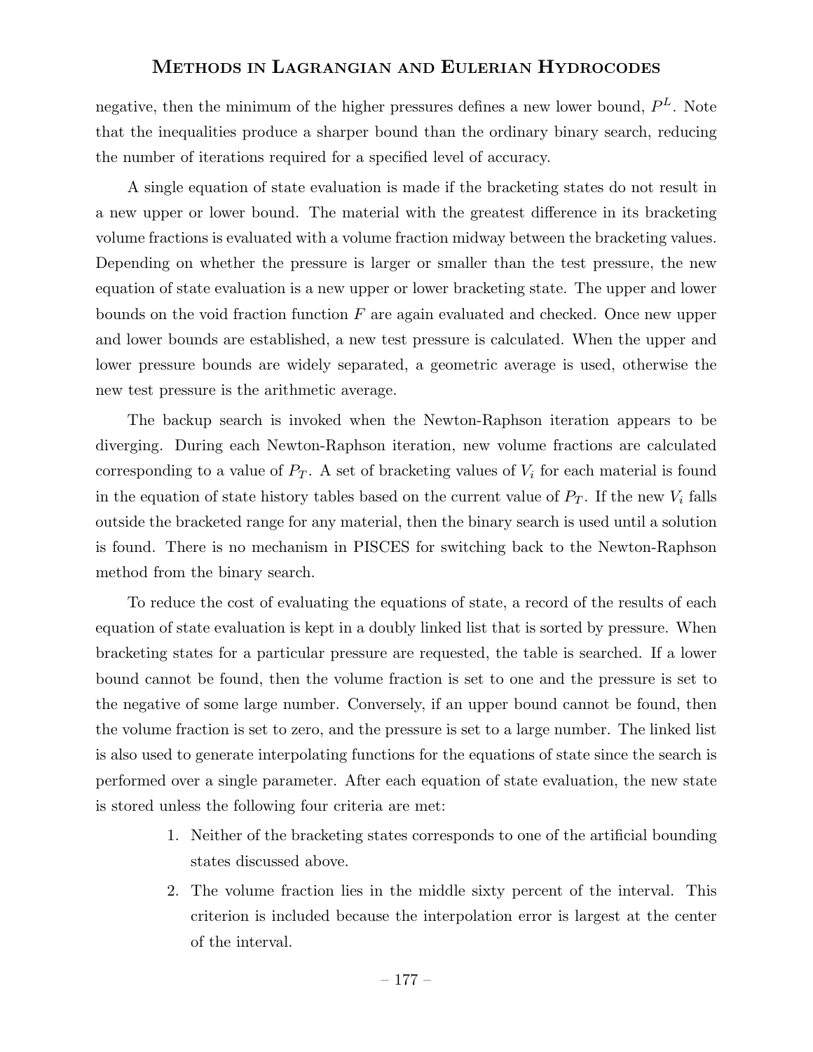negative, then the minimum of the higher pressures defines a new lower bound, $P^L$. Note that the inequalities produce a sharper bound than the ordinary binary search, reducing the number of iterations required for a specified level of accuracy.

A single equation of state evaluation is made if the bracketing states do not result in a new upper or lower bound. The material with the greatest difference in its bracketing volume fractions is evaluated with a volume fraction midway between the bracketing values. Depending on whether the pressure is larger or smaller than the test pressure, the new equation of state evaluation is a new upper or lower bracketing state. The upper and lower bounds on the void fraction function $F$ are again evaluated and checked. Once new upper and lower bounds are established, a new test pressure is calculated. When the upper and lower pressure bounds are widely separated, a geometric average is used, otherwise the new test pressure is the arithmetic average.

The backup search is invoked when the Newton-Raphson iteration appears to be diverging. During each Newton-Raphson iteration, new volume fractions are calculated corresponding to a value of $P_T$. A set of bracketing values of $V_i$ for each material is found in the equation of state history tables based on the current value of $P_T$. If the new $V_i$ falls outside the bracketed range for any material, then the binary search is used until a solution is found. There is no mechanism in PISCES for switching back to the Newton-Raphson method from the binary search.

To reduce the cost of evaluating the equations of state, a record of the results of each equation of state evaluation is kept in a doubly linked list that is sorted by pressure. When bracketing states for a particular pressure are requested, the table is searched. If a lower bound cannot be found, then the volume fraction is set to one and the pressure is set to the negative of some large number. Conversely, if an upper bound cannot be found, then the volume fraction is set to zero, and the pressure is set to a large number. The linked list is also used to generate interpolating functions for the equations of state since the search is performed over a single parameter. After each equation of state evaluation, the new state is stored unless the following four criteria are met:

1. Neither of the bracketing states corresponds to one of the artificial bounding states discussed above.
2. The volume fraction lies in the middle sixty percent of the interval. This criterion is included because the interpolation error is largest at the center of the interval.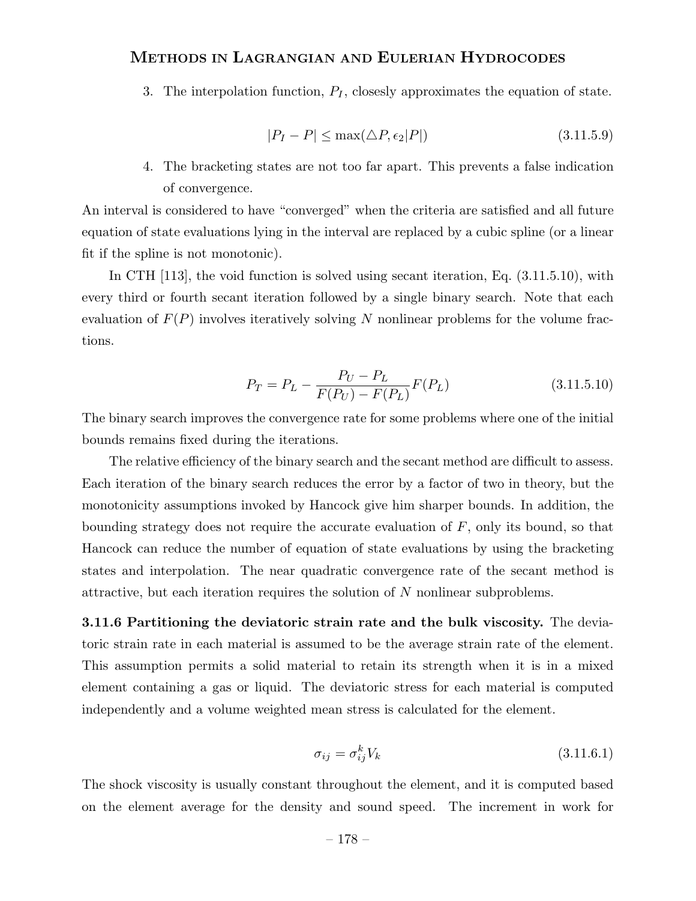3. The interpolation function, $P_I$, closesly approximates the equation of state.

$$|P_I - P| \leq \max(\triangle P, \epsilon_2 |P|) \tag{3.11.5.9}$$

4. The bracketing states are not too far apart. This prevents a false indication of convergence.

An interval is considered to have "converged" when the criteria are satisfied and all future equation of state evaluations lying in the interval are replaced by a cubic spline (or a linear fit if the spline is not monotonic).

In CTH [113], the void function is solved using secant iteration, Eq. (3.11.5.10), with every third or fourth secant iteration followed by a single binary search. Note that each evaluation of $F(P)$ involves iteratively solving $N$ nonlinear problems for the volume fractions.

$$P_T = P_L - \frac{P_U - P_L}{F(P_U) - F(P_L)} F(P_L) \tag{3.11.5.10}$$

The binary search improves the convergence rate for some problems where one of the initial bounds remains fixed during the iterations.

The relative efficiency of the binary search and the secant method are difficult to assess. Each iteration of the binary search reduces the error by a factor of two in theory, but the monotonicity assumptions invoked by Hancock give him sharper bounds. In addition, the bounding strategy does not require the accurate evaluation of $F$, only its bound, so that Hancock can reduce the number of equation of state evaluations by using the bracketing states and interpolation. The near quadratic convergence rate of the secant method is attractive, but each iteration requires the solution of $N$ nonlinear subproblems.

**3.11.6 Partitioning the deviatoric strain rate and the bulk viscosity.** The deviatoric strain rate in each material is assumed to be the average strain rate of the element. This assumption permits a solid material to retain its strength when it is in a mixed element containing a gas or liquid. The deviatoric stress for each material is computed independently and a volume weighted mean stress is calculated for the element.

$$\sigma_{ij} = \sigma_{ij}^k V_k \tag{3.11.6.1}$$

The shock viscosity is usually constant throughout the element, and it is computed based on the element average for the density and sound speed. The increment in work for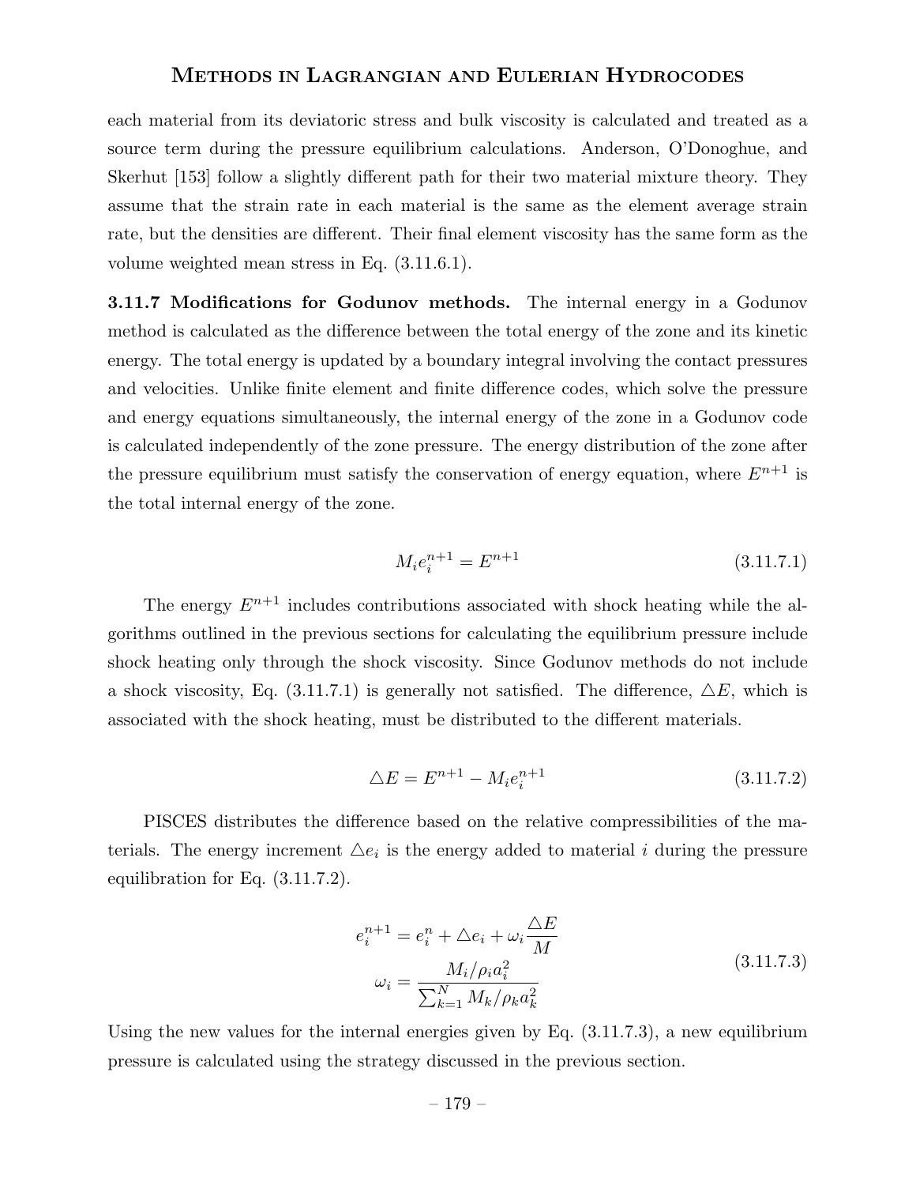each material from its deviatoric stress and bulk viscosity is calculated and treated as a source term during the pressure equilibrium calculations. Anderson, O'Donoghue, and Skerhut [153] follow a slightly different path for their two material mixture theory. They assume that the strain rate in each material is the same as the element average strain rate, but the densities are different. Their final element viscosity has the same form as the volume weighted mean stress in Eq. (3.11.6.1).

**3.11.7 Modifications for Godunov methods.** The internal energy in a Godunov method is calculated as the difference between the total energy of the zone and its kinetic energy. The total energy is updated by a boundary integral involving the contact pressures and velocities. Unlike finite element and finite difference codes, which solve the pressure and energy equations simultaneously, the internal energy of the zone in a Godunov code is calculated independently of the zone pressure. The energy distribution of the zone after the pressure equilibrium must satisfy the conservation of energy equation, where $E^{n+1}$ is the total internal energy of the zone.

$$M_i e_i^{n+1} = E^{n+1} \tag{3.11.7.1}$$

The energy $E^{n+1}$ includes contributions associated with shock heating while the algorithms outlined in the previous sections for calculating the equilibrium pressure include shock heating only through the shock viscosity. Since Godunov methods do not include a shock viscosity, Eq. (3.11.7.1) is generally not satisfied. The difference, $\triangle E$, which is associated with the shock heating, must be distributed to the different materials.

$$\triangle E = E^{n+1} - M_i e_i^{n+1} \tag{3.11.7.2}$$

PISCES distributes the difference based on the relative compressibilities of the materials. The energy increment $\triangle e_i$ is the energy added to material $i$ during the pressure equilibration for Eq. (3.11.7.2).

$$\begin{aligned} e_i^{n+1} &= e_i^n + \triangle e_i + \omega_i \frac{\triangle E}{M} \\ \omega_i &= \frac{M_i/\rho_i a_i^2}{\sum_{k=1}^{N} M_k/\rho_k a_k^2} \end{aligned} \tag{3.11.7.3}$$

Using the new values for the internal energies given by Eq. (3.11.7.3), a new equilibrium pressure is calculated using the strategy discussed in the previous section.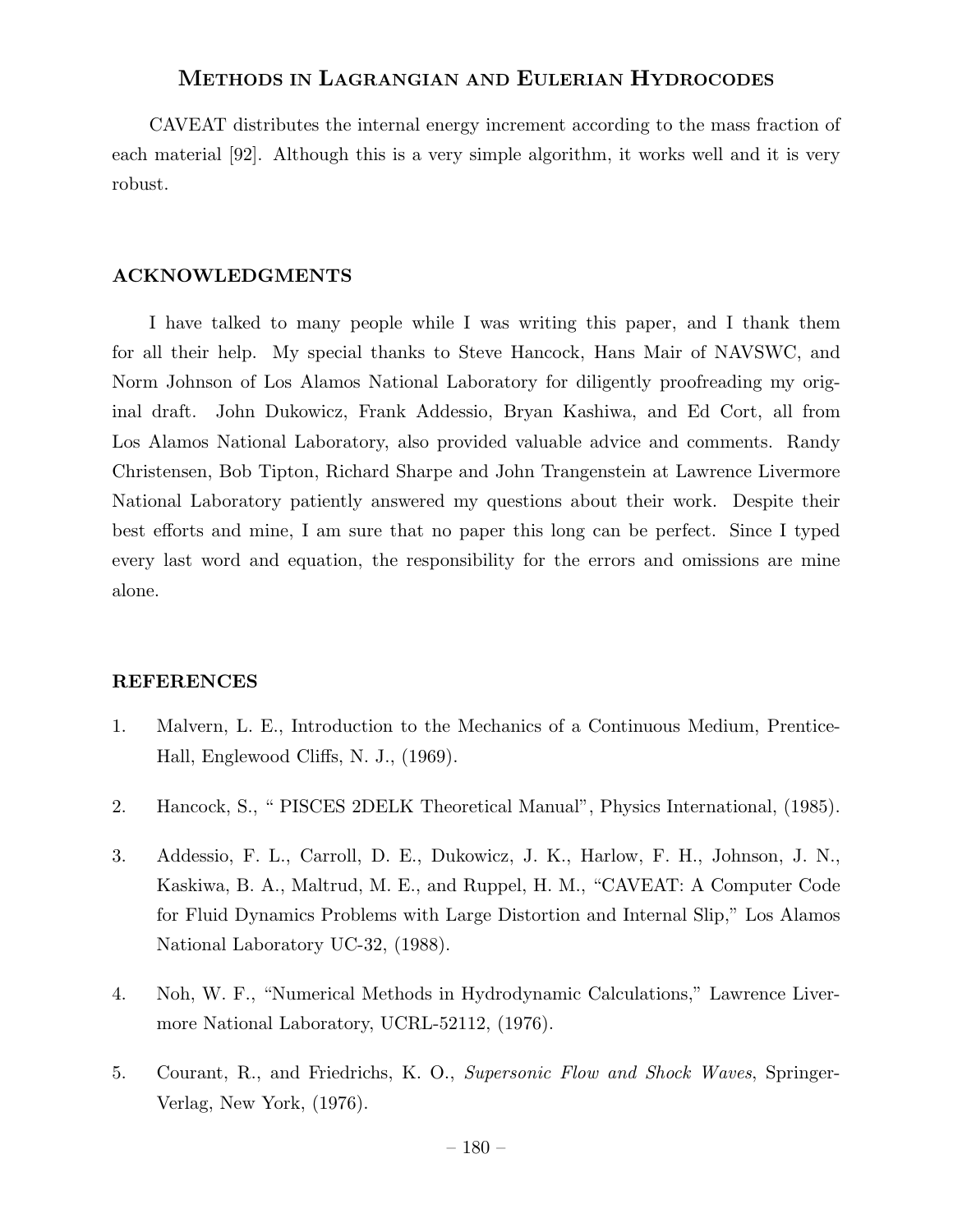CAVEAT distributes the internal energy increment according to the mass fraction of each material [92]. Although this is a very simple algorithm, it works well and it is very robust.

## ACKNOWLEDGMENTS

I have talked to many people while I was writing this paper, and I thank them for all their help. My special thanks to Steve Hancock, Hans Mair of NAVSWC, and Norm Johnson of Los Alamos National Laboratory for diligently proofreading my original draft. John Dukowicz, Frank Addessio, Bryan Kashiwa, and Ed Cort, all from Los Alamos National Laboratory, also provided valuable advice and comments. Randy Christensen, Bob Tipton, Richard Sharpe and John Trangenstein at Lawrence Livermore National Laboratory patiently answered my questions about their work. Despite their best efforts and mine, I am sure that no paper this long can be perfect. Since I typed every last word and equation, the responsibility for the errors and omissions are mine alone.

## REFERENCES

1. Malvern, L. E., Introduction to the Mechanics of a Continuous Medium, Prentice-Hall, Englewood Cliffs, N. J., (1969).

2. Hancock, S., " PISCES 2DELK Theoretical Manual", Physics International, (1985).

3. Addessio, F. L., Carroll, D. E., Dukowicz, J. K., Harlow, F. H., Johnson, J. N., Kaskiwa, B. A., Maltrud, M. E., and Ruppel, H. M., "CAVEAT: A Computer Code for Fluid Dynamics Problems with Large Distortion and Internal Slip," Los Alamos National Laboratory UC-32, (1988).

4. Noh, W. F., "Numerical Methods in Hydrodynamic Calculations," Lawrence Livermore National Laboratory, UCRL-52112, (1976).

5. Courant, R., and Friedrichs, K. O., *Supersonic Flow and Shock Waves*, Springer-Verlag, New York, (1976).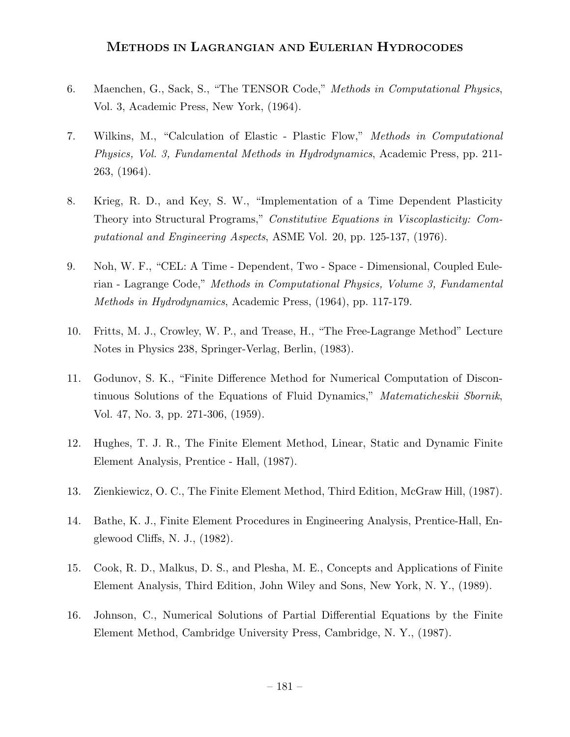6. Maenchen, G., Sack, S., "The TENSOR Code," *Methods in Computational Physics*, Vol. 3, Academic Press, New York, (1964).

7. Wilkins, M., "Calculation of Elastic - Plastic Flow," *Methods in Computational Physics, Vol. 3, Fundamental Methods in Hydrodynamics*, Academic Press, pp. 211-263, (1964).

8. Krieg, R. D., and Key, S. W., "Implementation of a Time Dependent Plasticity Theory into Structural Programs," *Constitutive Equations in Viscoplasticity: Computational and Engineering Aspects*, ASME Vol. 20, pp. 125-137, (1976).

9. Noh, W. F., "CEL: A Time - Dependent, Two - Space - Dimensional, Coupled Eulerian - Lagrange Code," *Methods in Computational Physics, Volume 3, Fundamental Methods in Hydrodynamics*, Academic Press, (1964), pp. 117-179.

10. Fritts, M. J., Crowley, W. P., and Trease, H., "The Free-Lagrange Method" Lecture Notes in Physics 238, Springer-Verlag, Berlin, (1983).

11. Godunov, S. K., "Finite Difference Method for Numerical Computation of Discontinuous Solutions of the Equations of Fluid Dynamics," *Matematicheskii Sbornik*, Vol. 47, No. 3, pp. 271-306, (1959).

12. Hughes, T. J. R., The Finite Element Method, Linear, Static and Dynamic Finite Element Analysis, Prentice - Hall, (1987).

13. Zienkiewicz, O. C., The Finite Element Method, Third Edition, McGraw Hill, (1987).

14. Bathe, K. J., Finite Element Procedures in Engineering Analysis, Prentice-Hall, Englewood Cliffs, N. J., (1982).

15. Cook, R. D., Malkus, D. S., and Plesha, M. E., Concepts and Applications of Finite Element Analysis, Third Edition, John Wiley and Sons, New York, N. Y., (1989).

16. Johnson, C., Numerical Solutions of Partial Differential Equations by the Finite Element Method, Cambridge University Press, Cambridge, N. Y., (1987).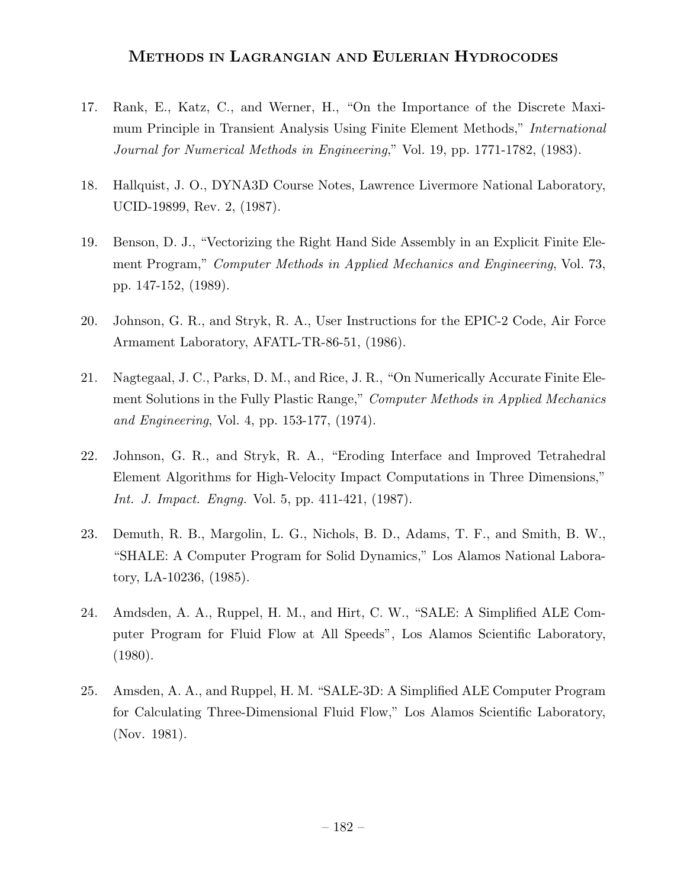17. Rank, E., Katz, C., and Werner, H., "On the Importance of the Discrete Maximum Principle in Transient Analysis Using Finite Element Methods," *International Journal for Numerical Methods in Engineering*," Vol. 19, pp. 1771-1782, (1983).

18. Hallquist, J. O., DYNA3D Course Notes, Lawrence Livermore National Laboratory, UCID-19899, Rev. 2, (1987).

19. Benson, D. J., "Vectorizing the Right Hand Side Assembly in an Explicit Finite Element Program," *Computer Methods in Applied Mechanics and Engineering*, Vol. 73, pp. 147-152, (1989).

20. Johnson, G. R., and Stryk, R. A., User Instructions for the EPIC-2 Code, Air Force Armament Laboratory, AFATL-TR-86-51, (1986).

21. Nagtegaal, J. C., Parks, D. M., and Rice, J. R., "On Numerically Accurate Finite Element Solutions in the Fully Plastic Range," *Computer Methods in Applied Mechanics and Engineering*, Vol. 4, pp. 153-177, (1974).

22. Johnson, G. R., and Stryk, R. A., "Eroding Interface and Improved Tetrahedral Element Algorithms for High-Velocity Impact Computations in Three Dimensions," *Int. J. Impact. Engng.* Vol. 5, pp. 411-421, (1987).

23. Demuth, R. B., Margolin, L. G., Nichols, B. D., Adams, T. F., and Smith, B. W., "SHALE: A Computer Program for Solid Dynamics," Los Alamos National Laboratory, LA-10236, (1985).

24. Amdsden, A. A., Ruppel, H. M., and Hirt, C. W., "SALE: A Simplified ALE Computer Program for Fluid Flow at All Speeds", Los Alamos Scientific Laboratory, (1980).

25. Amsden, A. A., and Ruppel, H. M. "SALE-3D: A Simplified ALE Computer Program for Calculating Three-Dimensional Fluid Flow," Los Alamos Scientific Laboratory, (Nov. 1981).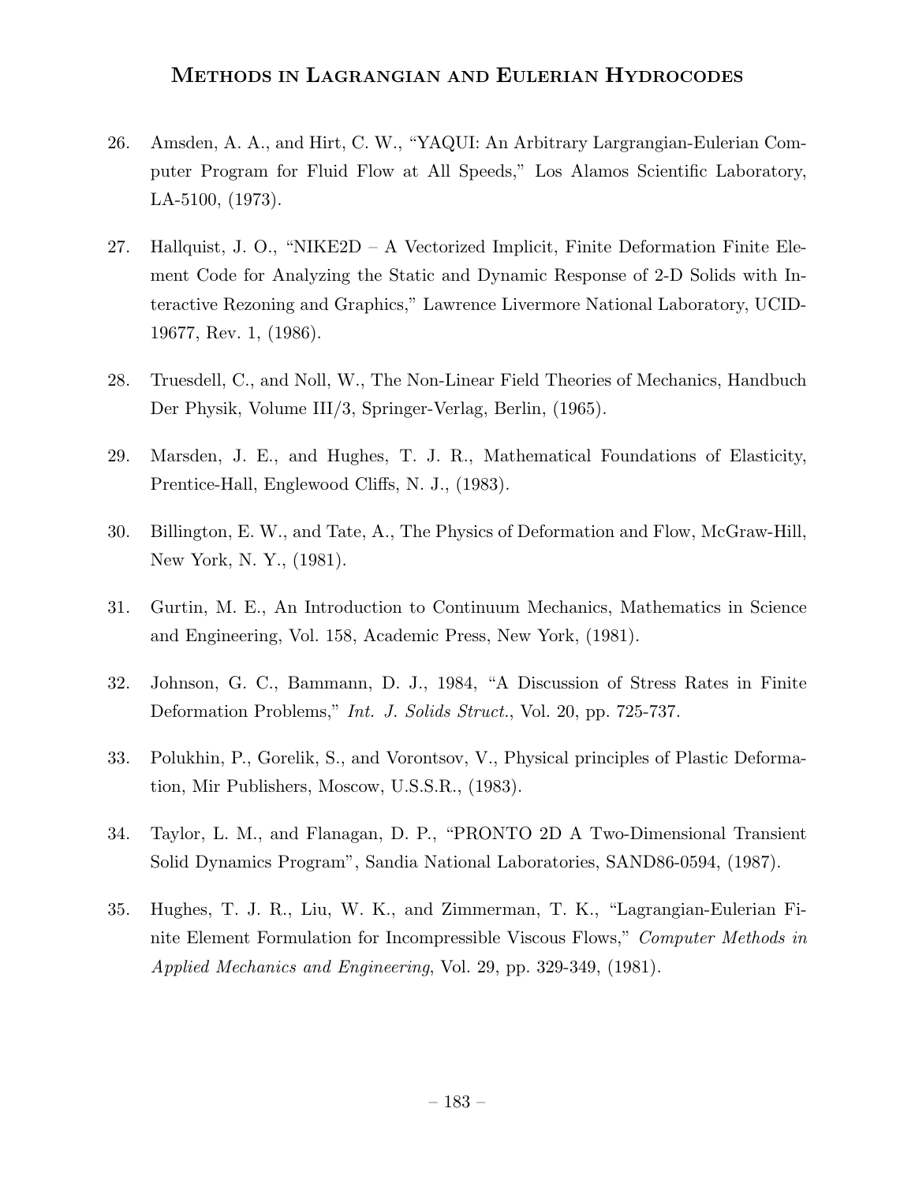26. Amsden, A. A., and Hirt, C. W., "YAQUI: An Arbitrary Largrangian-Eulerian Computer Program for Fluid Flow at All Speeds," Los Alamos Scientific Laboratory, LA-5100, (1973).

27. Hallquist, J. O., "NIKE2D – A Vectorized Implicit, Finite Deformation Finite Element Code for Analyzing the Static and Dynamic Response of 2-D Solids with Interactive Rezoning and Graphics," Lawrence Livermore National Laboratory, UCID-19677, Rev. 1, (1986).

28. Truesdell, C., and Noll, W., The Non-Linear Field Theories of Mechanics, Handbuch Der Physik, Volume III/3, Springer-Verlag, Berlin, (1965).

29. Marsden, J. E., and Hughes, T. J. R., Mathematical Foundations of Elasticity, Prentice-Hall, Englewood Cliffs, N. J., (1983).

30. Billington, E. W., and Tate, A., The Physics of Deformation and Flow, McGraw-Hill, New York, N. Y., (1981).

31. Gurtin, M. E., An Introduction to Continuum Mechanics, Mathematics in Science and Engineering, Vol. 158, Academic Press, New York, (1981).

32. Johnson, G. C., Bammann, D. J., 1984, "A Discussion of Stress Rates in Finite Deformation Problems," *Int. J. Solids Struct.*, Vol. 20, pp. 725-737.

33. Polukhin, P., Gorelik, S., and Vorontsov, V., Physical principles of Plastic Deformation, Mir Publishers, Moscow, U.S.S.R., (1983).

34. Taylor, L. M., and Flanagan, D. P., "PRONTO 2D A Two-Dimensional Transient Solid Dynamics Program", Sandia National Laboratories, SAND86-0594, (1987).

35. Hughes, T. J. R., Liu, W. K., and Zimmerman, T. K., "Lagrangian-Eulerian Finite Element Formulation for Incompressible Viscous Flows," *Computer Methods in Applied Mechanics and Engineering*, Vol. 29, pp. 329-349, (1981).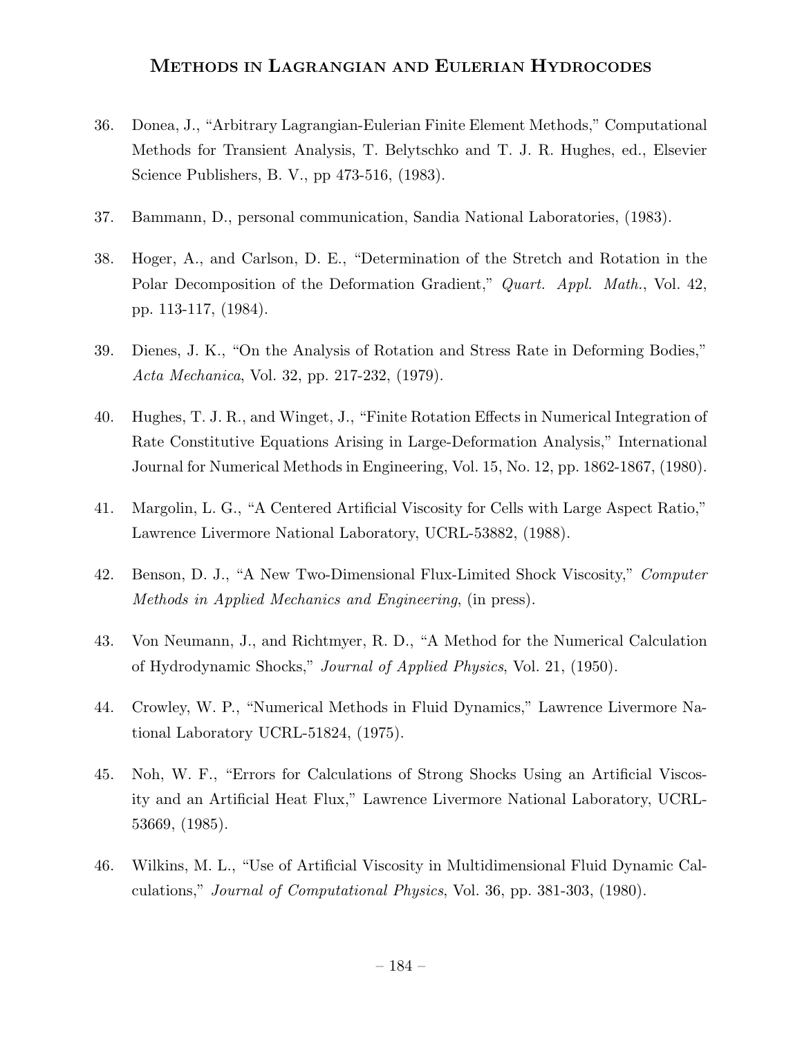36. Donea, J., "Arbitrary Lagrangian-Eulerian Finite Element Methods," Computational Methods for Transient Analysis, T. Belytschko and T. J. R. Hughes, ed., Elsevier Science Publishers, B. V., pp 473-516, (1983).

37. Bammann, D., personal communication, Sandia National Laboratories, (1983).

38. Hoger, A., and Carlson, D. E., "Determination of the Stretch and Rotation in the Polar Decomposition of the Deformation Gradient," *Quart. Appl. Math.*, Vol. 42, pp. 113-117, (1984).

39. Dienes, J. K., "On the Analysis of Rotation and Stress Rate in Deforming Bodies," *Acta Mechanica*, Vol. 32, pp. 217-232, (1979).

40. Hughes, T. J. R., and Winget, J., "Finite Rotation Effects in Numerical Integration of Rate Constitutive Equations Arising in Large-Deformation Analysis," International Journal for Numerical Methods in Engineering, Vol. 15, No. 12, pp. 1862-1867, (1980).

41. Margolin, L. G., "A Centered Artificial Viscosity for Cells with Large Aspect Ratio," Lawrence Livermore National Laboratory, UCRL-53882, (1988).

42. Benson, D. J., "A New Two-Dimensional Flux-Limited Shock Viscosity," *Computer Methods in Applied Mechanics and Engineering*, (in press).

43. Von Neumann, J., and Richtmyer, R. D., "A Method for the Numerical Calculation of Hydrodynamic Shocks," *Journal of Applied Physics*, Vol. 21, (1950).

44. Crowley, W. P., "Numerical Methods in Fluid Dynamics," Lawrence Livermore National Laboratory UCRL-51824, (1975).

45. Noh, W. F., "Errors for Calculations of Strong Shocks Using an Artificial Viscosity and an Artificial Heat Flux," Lawrence Livermore National Laboratory, UCRL-53669, (1985).

46. Wilkins, M. L., "Use of Artificial Viscosity in Multidimensional Fluid Dynamic Calculations," *Journal of Computational Physics*, Vol. 36, pp. 381-303, (1980).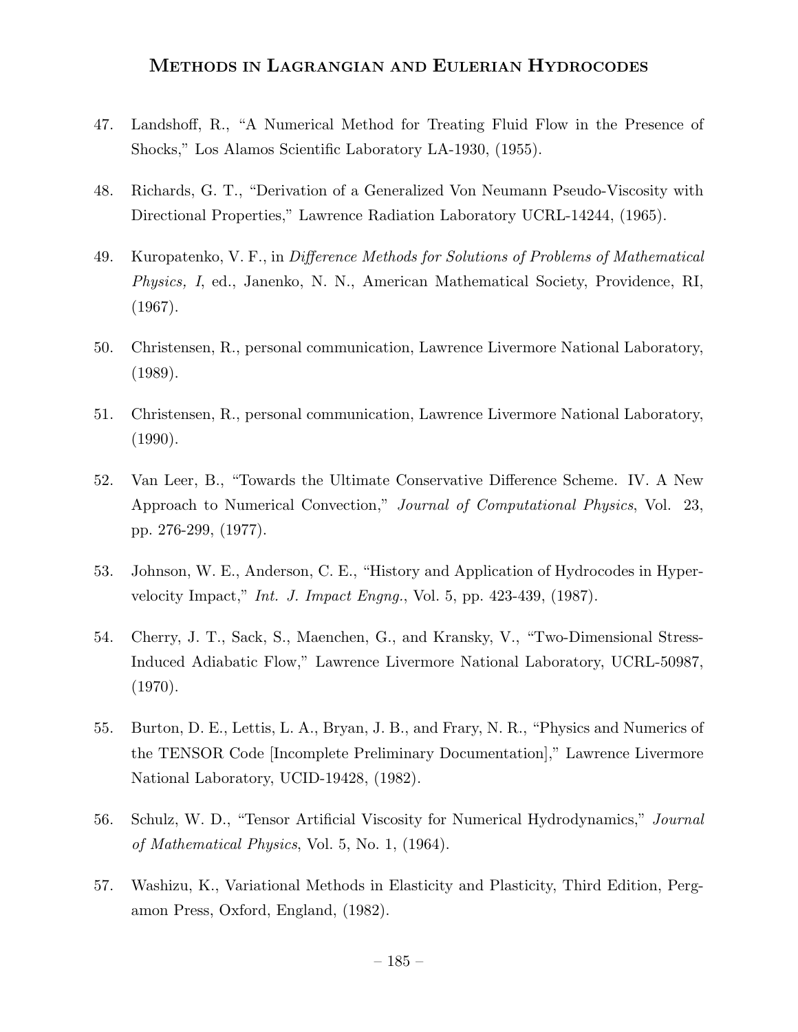47. Landshoff, R., “A Numerical Method for Treating Fluid Flow in the Presence of Shocks,” Los Alamos Scientific Laboratory LA-1930, (1955).

48. Richards, G. T., “Derivation of a Generalized Von Neumann Pseudo-Viscosity with Directional Properties,” Lawrence Radiation Laboratory UCRL-14244, (1965).

49. Kuropatenko, V. F., in *Difference Methods for Solutions of Problems of Mathematical Physics, I*, ed., Janenko, N. N., American Mathematical Society, Providence, RI, (1967).

50. Christensen, R., personal communication, Lawrence Livermore National Laboratory, (1989).

51. Christensen, R., personal communication, Lawrence Livermore National Laboratory, (1990).

52. Van Leer, B., “Towards the Ultimate Conservative Difference Scheme. IV. A New Approach to Numerical Convection,” *Journal of Computational Physics*, Vol. 23, pp. 276-299, (1977).

53. Johnson, W. E., Anderson, C. E., “History and Application of Hydrocodes in Hypervelocity Impact,” *Int. J. Impact Engng.*, Vol. 5, pp. 423-439, (1987).

54. Cherry, J. T., Sack, S., Maenchen, G., and Kransky, V., “Two-Dimensional Stress-Induced Adiabatic Flow,” Lawrence Livermore National Laboratory, UCRL-50987, (1970).

55. Burton, D. E., Lettis, L. A., Bryan, J. B., and Frary, N. R., “Physics and Numerics of the TENSOR Code [Incomplete Preliminary Documentation],” Lawrence Livermore National Laboratory, UCID-19428, (1982).

56. Schulz, W. D., “Tensor Artificial Viscosity for Numerical Hydrodynamics,” *Journal of Mathematical Physics*, Vol. 5, No. 1, (1964).

57. Washizu, K., Variational Methods in Elasticity and Plasticity, Third Edition, Pergamon Press, Oxford, England, (1982).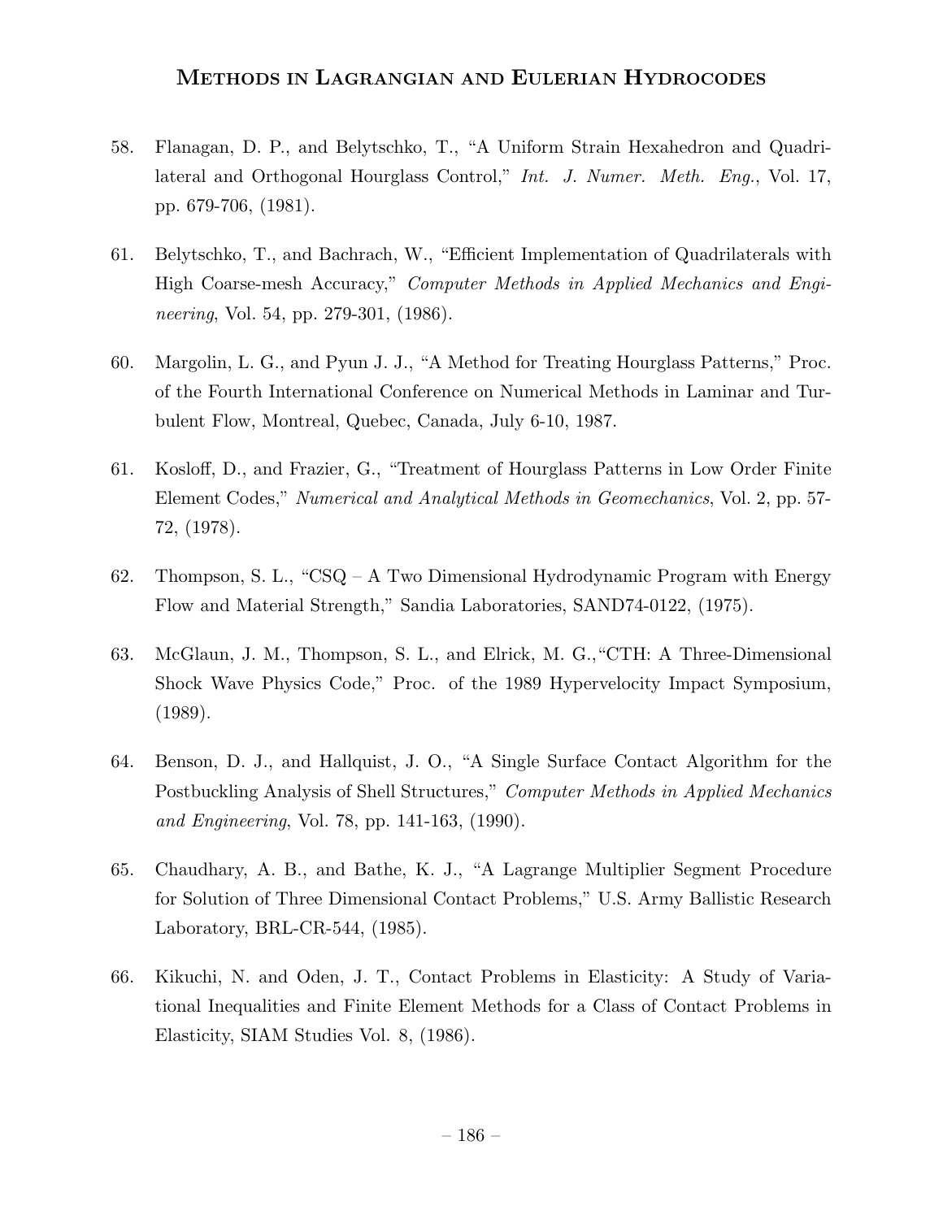58. Flanagan, D. P., and Belytschko, T., "A Uniform Strain Hexahedron and Quadrilateral and Orthogonal Hourglass Control," *Int. J. Numer. Meth. Eng.*, Vol. 17, pp. 679-706, (1981).

61. Belytschko, T., and Bachrach, W., "Efficient Implementation of Quadrilaterals with High Coarse-mesh Accuracy," *Computer Methods in Applied Mechanics and Engineering*, Vol. 54, pp. 279-301, (1986).

60. Margolin, L. G., and Pyun J. J., "A Method for Treating Hourglass Patterns," Proc. of the Fourth International Conference on Numerical Methods in Laminar and Turbulent Flow, Montreal, Quebec, Canada, July 6-10, 1987.

61. Kosloff, D., and Frazier, G., "Treatment of Hourglass Patterns in Low Order Finite Element Codes," *Numerical and Analytical Methods in Geomechanics*, Vol. 2, pp. 57-72, (1978).

62. Thompson, S. L., "CSQ – A Two Dimensional Hydrodynamic Program with Energy Flow and Material Strength," Sandia Laboratories, SAND74-0122, (1975).

63. McGlaun, J. M., Thompson, S. L., and Elrick, M. G.,"CTH: A Three-Dimensional Shock Wave Physics Code," Proc. of the 1989 Hypervelocity Impact Symposium, (1989).

64. Benson, D. J., and Hallquist, J. O., "A Single Surface Contact Algorithm for the Postbuckling Analysis of Shell Structures," *Computer Methods in Applied Mechanics and Engineering*, Vol. 78, pp. 141-163, (1990).

65. Chaudhary, A. B., and Bathe, K. J., "A Lagrange Multiplier Segment Procedure for Solution of Three Dimensional Contact Problems," U.S. Army Ballistic Research Laboratory, BRL-CR-544, (1985).

66. Kikuchi, N. and Oden, J. T., Contact Problems in Elasticity: A Study of Variational Inequalities and Finite Element Methods for a Class of Contact Problems in Elasticity, SIAM Studies Vol. 8, (1986).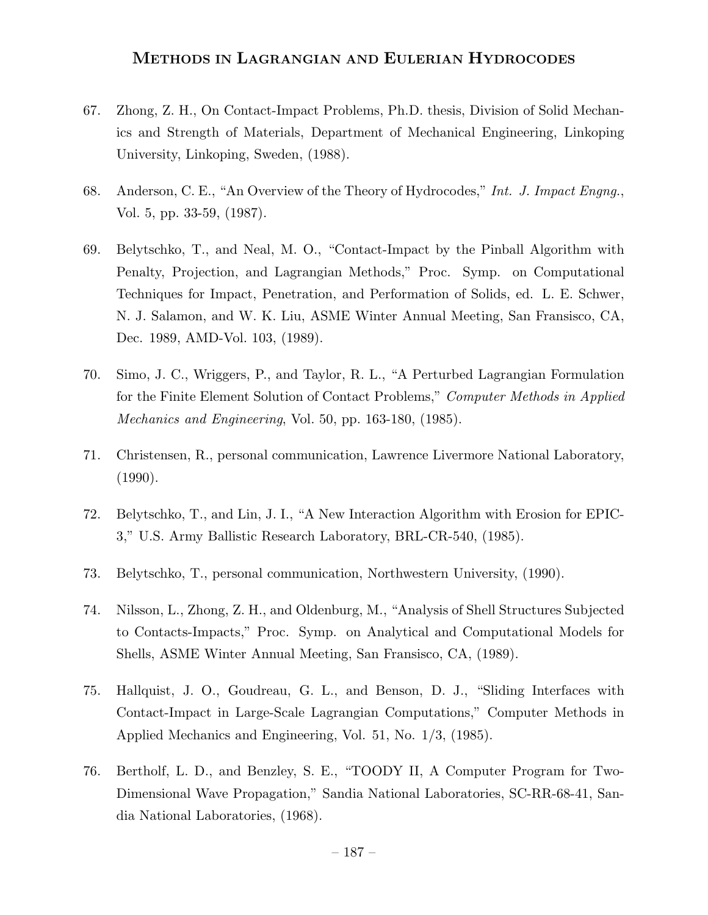67. Zhong, Z. H., On Contact-Impact Problems, Ph.D. thesis, Division of Solid Mechanics and Strength of Materials, Department of Mechanical Engineering, Linkoping University, Linkoping, Sweden, (1988).

68. Anderson, C. E., "An Overview of the Theory of Hydrocodes," *Int. J. Impact Engng.*, Vol. 5, pp. 33-59, (1987).

69. Belytschko, T., and Neal, M. O., "Contact-Impact by the Pinball Algorithm with Penalty, Projection, and Lagrangian Methods," Proc. Symp. on Computational Techniques for Impact, Penetration, and Performation of Solids, ed. L. E. Schwer, N. J. Salamon, and W. K. Liu, ASME Winter Annual Meeting, San Fransisco, CA, Dec. 1989, AMD-Vol. 103, (1989).

70. Simo, J. C., Wriggers, P., and Taylor, R. L., "A Perturbed Lagrangian Formulation for the Finite Element Solution of Contact Problems," *Computer Methods in Applied Mechanics and Engineering*, Vol. 50, pp. 163-180, (1985).

71. Christensen, R., personal communication, Lawrence Livermore National Laboratory, (1990).

72. Belytschko, T., and Lin, J. I., "A New Interaction Algorithm with Erosion for EPIC-3," U.S. Army Ballistic Research Laboratory, BRL-CR-540, (1985).

73. Belytschko, T., personal communication, Northwestern University, (1990).

74. Nilsson, L., Zhong, Z. H., and Oldenburg, M., "Analysis of Shell Structures Subjected to Contacts-Impacts," Proc. Symp. on Analytical and Computational Models for Shells, ASME Winter Annual Meeting, San Fransisco, CA, (1989).

75. Hallquist, J. O., Goudreau, G. L., and Benson, D. J., "Sliding Interfaces with Contact-Impact in Large-Scale Lagrangian Computations," Computer Methods in Applied Mechanics and Engineering, Vol. 51, No. 1/3, (1985).

76. Bertholf, L. D., and Benzley, S. E., "TOODY II, A Computer Program for Two-Dimensional Wave Propagation," Sandia National Laboratories, SC-RR-68-41, Sandia National Laboratories, (1968).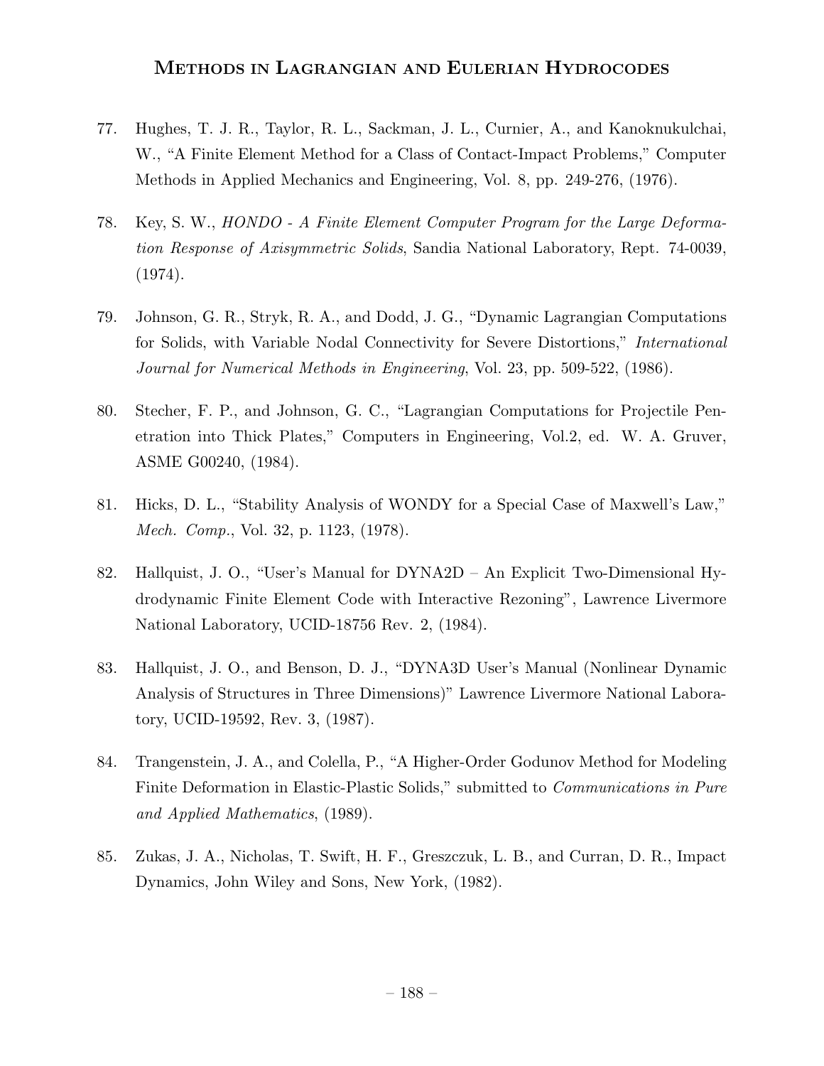77. Hughes, T. J. R., Taylor, R. L., Sackman, J. L., Curnier, A., and Kanoknukulchai, W., "A Finite Element Method for a Class of Contact-Impact Problems," Computer Methods in Applied Mechanics and Engineering, Vol. 8, pp. 249-276, (1976).

78. Key, S. W., *HONDO - A Finite Element Computer Program for the Large Deformation Response of Axisymmetric Solids*, Sandia National Laboratory, Rept. 74-0039, (1974).

79. Johnson, G. R., Stryk, R. A., and Dodd, J. G., "Dynamic Lagrangian Computations for Solids, with Variable Nodal Connectivity for Severe Distortions," *International Journal for Numerical Methods in Engineering*, Vol. 23, pp. 509-522, (1986).

80. Stecher, F. P., and Johnson, G. C., "Lagrangian Computations for Projectile Penetration into Thick Plates," Computers in Engineering, Vol.2, ed. W. A. Gruver, ASME G00240, (1984).

81. Hicks, D. L., "Stability Analysis of WONDY for a Special Case of Maxwell's Law," *Mech. Comp.*, Vol. 32, p. 1123, (1978).

82. Hallquist, J. O., "User's Manual for DYNA2D – An Explicit Two-Dimensional Hydrodynamic Finite Element Code with Interactive Rezoning", Lawrence Livermore National Laboratory, UCID-18756 Rev. 2, (1984).

83. Hallquist, J. O., and Benson, D. J., "DYNA3D User's Manual (Nonlinear Dynamic Analysis of Structures in Three Dimensions)" Lawrence Livermore National Laboratory, UCID-19592, Rev. 3, (1987).

84. Trangenstein, J. A., and Colella, P., "A Higher-Order Godunov Method for Modeling Finite Deformation in Elastic-Plastic Solids," submitted to *Communications in Pure and Applied Mathematics*, (1989).

85. Zukas, J. A., Nicholas, T. Swift, H. F., Greszczuk, L. B., and Curran, D. R., Impact Dynamics, John Wiley and Sons, New York, (1982).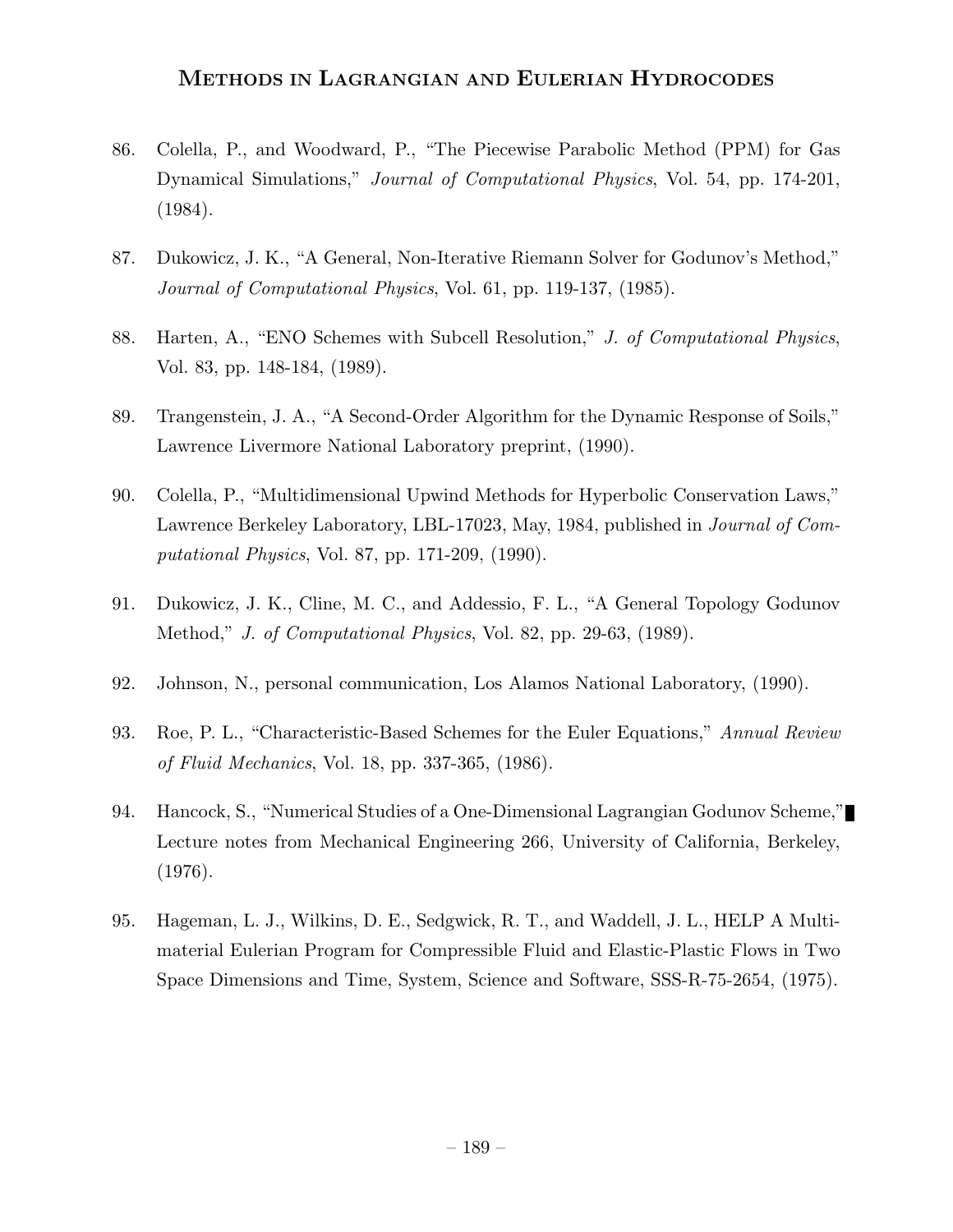86. Colella, P., and Woodward, P., "The Piecewise Parabolic Method (PPM) for Gas Dynamical Simulations," *Journal of Computational Physics*, Vol. 54, pp. 174-201, (1984).

87. Dukowicz, J. K., "A General, Non-Iterative Riemann Solver for Godunov's Method," *Journal of Computational Physics*, Vol. 61, pp. 119-137, (1985).

88. Harten, A., "ENO Schemes with Subcell Resolution," *J. of Computational Physics*, Vol. 83, pp. 148-184, (1989).

89. Trangenstein, J. A., "A Second-Order Algorithm for the Dynamic Response of Soils," Lawrence Livermore National Laboratory preprint, (1990).

90. Colella, P., "Multidimensional Upwind Methods for Hyperbolic Conservation Laws," Lawrence Berkeley Laboratory, LBL-17023, May, 1984, published in *Journal of Computational Physics*, Vol. 87, pp. 171-209, (1990).

91. Dukowicz, J. K., Cline, M. C., and Addessio, F. L., "A General Topology Godunov Method," *J. of Computational Physics*, Vol. 82, pp. 29-63, (1989).

92. Johnson, N., personal communication, Los Alamos National Laboratory, (1990).

93. Roe, P. L., "Characteristic-Based Schemes for the Euler Equations," *Annual Review of Fluid Mechanics*, Vol. 18, pp. 337-365, (1986).

94. Hancock, S., "Numerical Studies of a One-Dimensional Lagrangian Godunov Scheme," Lecture notes from Mechanical Engineering 266, University of California, Berkeley, (1976).

95. Hageman, L. J., Wilkins, D. E., Sedgwick, R. T., and Waddell, J. L., HELP A Multimaterial Eulerian Program for Compressible Fluid and Elastic-Plastic Flows in Two Space Dimensions and Time, System, Science and Software, SSS-R-75-2654, (1975).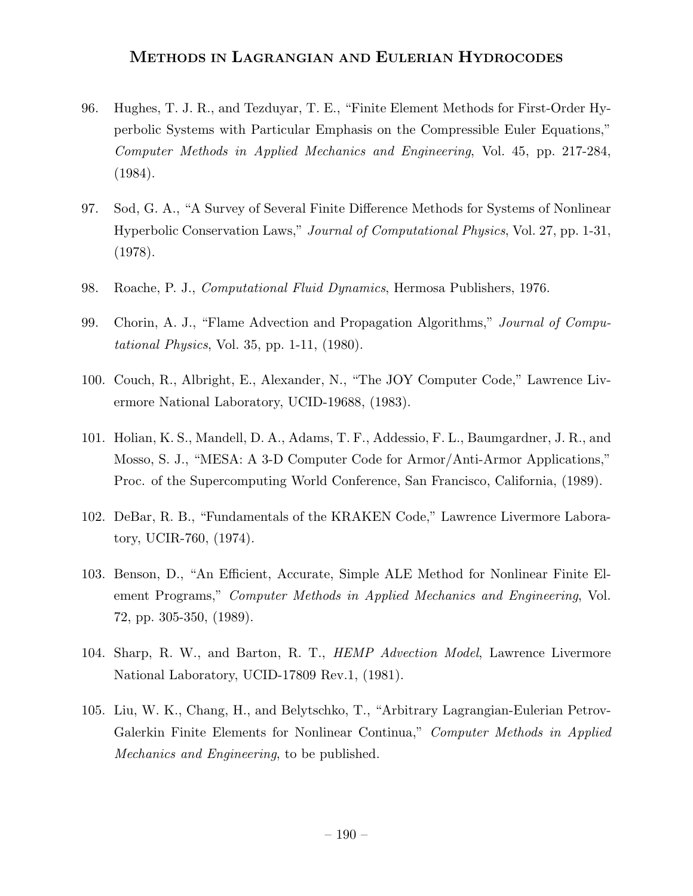96. Hughes, T. J. R., and Tezduyar, T. E., "Finite Element Methods for First-Order Hyperbolic Systems with Particular Emphasis on the Compressible Euler Equations," *Computer Methods in Applied Mechanics and Engineering*, Vol. 45, pp. 217-284, (1984).

97. Sod, G. A., "A Survey of Several Finite Difference Methods for Systems of Nonlinear Hyperbolic Conservation Laws," *Journal of Computational Physics*, Vol. 27, pp. 1-31, (1978).

98. Roache, P. J., *Computational Fluid Dynamics*, Hermosa Publishers, 1976.

99. Chorin, A. J., "Flame Advection and Propagation Algorithms," *Journal of Computational Physics*, Vol. 35, pp. 1-11, (1980).

100. Couch, R., Albright, E., Alexander, N., "The JOY Computer Code," Lawrence Livermore National Laboratory, UCID-19688, (1983).

101. Holian, K. S., Mandell, D. A., Adams, T. F., Addessio, F. L., Baumgardner, J. R., and Mosso, S. J., "MESA: A 3-D Computer Code for Armor/Anti-Armor Applications," Proc. of the Supercomputing World Conference, San Francisco, California, (1989).

102. DeBar, R. B., "Fundamentals of the KRAKEN Code," Lawrence Livermore Laboratory, UCIR-760, (1974).

103. Benson, D., "An Efficient, Accurate, Simple ALE Method for Nonlinear Finite Element Programs," *Computer Methods in Applied Mechanics and Engineering*, Vol. 72, pp. 305-350, (1989).

104. Sharp, R. W., and Barton, R. T., *HEMP Advection Model*, Lawrence Livermore National Laboratory, UCID-17809 Rev.1, (1981).

105. Liu, W. K., Chang, H., and Belytschko, T., "Arbitrary Lagrangian-Eulerian Petrov-Galerkin Finite Elements for Nonlinear Continua," *Computer Methods in Applied Mechanics and Engineering*, to be published.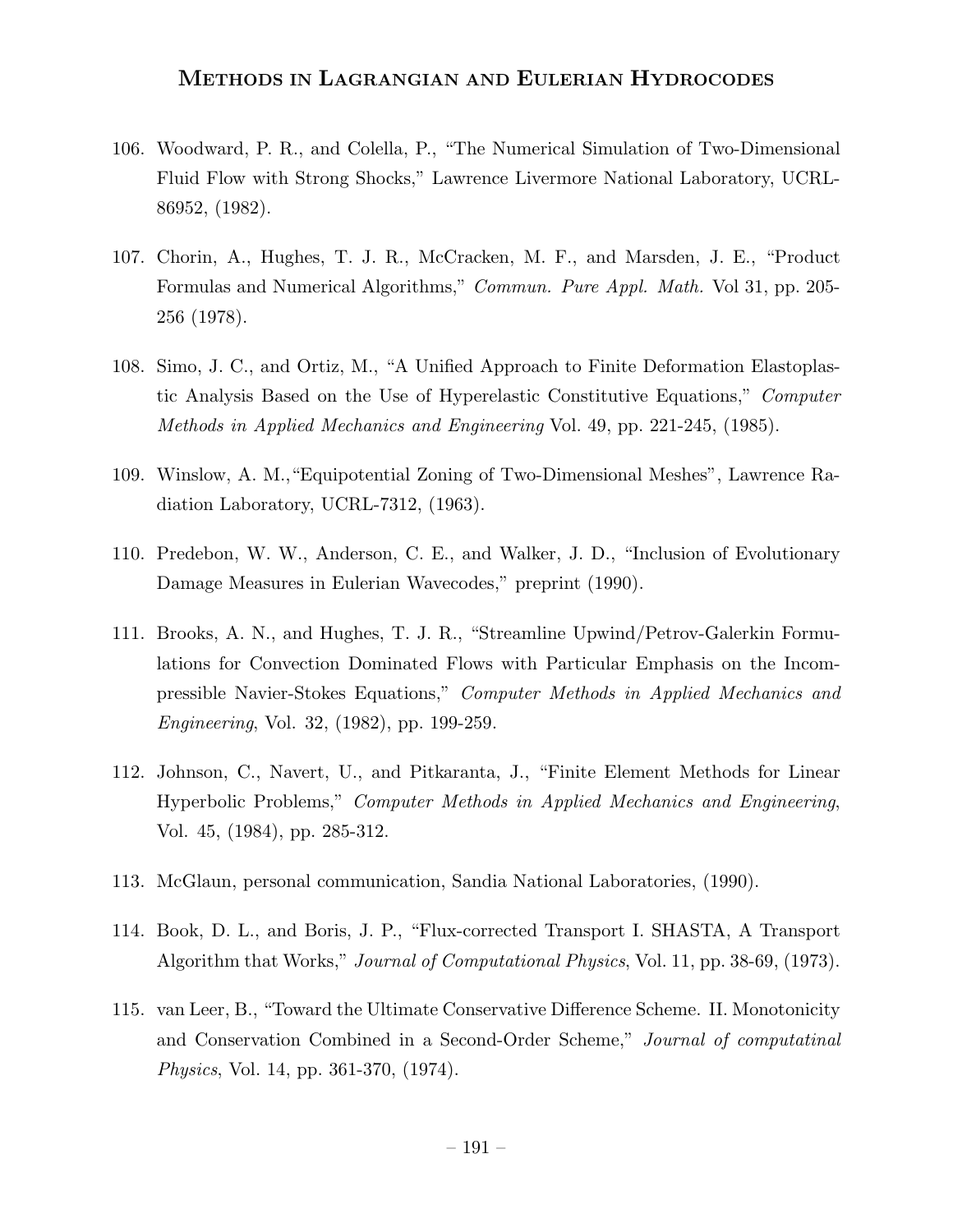106. Woodward, P. R., and Colella, P., "The Numerical Simulation of Two-Dimensional Fluid Flow with Strong Shocks," Lawrence Livermore National Laboratory, UCRL-86952, (1982).

107. Chorin, A., Hughes, T. J. R., McCracken, M. F., and Marsden, J. E., "Product Formulas and Numerical Algorithms," *Commun. Pure Appl. Math.* Vol 31, pp. 205-256 (1978).

108. Simo, J. C., and Ortiz, M., "A Unified Approach to Finite Deformation Elastoplastic Analysis Based on the Use of Hyperelastic Constitutive Equations," *Computer Methods in Applied Mechanics and Engineering* Vol. 49, pp. 221-245, (1985).

109. Winslow, A. M.,"Equipotential Zoning of Two-Dimensional Meshes", Lawrence Radiation Laboratory, UCRL-7312, (1963).

110. Predebon, W. W., Anderson, C. E., and Walker, J. D., "Inclusion of Evolutionary Damage Measures in Eulerian Wavecodes," preprint (1990).

111. Brooks, A. N., and Hughes, T. J. R., "Streamline Upwind/Petrov-Galerkin Formulations for Convection Dominated Flows with Particular Emphasis on the Incompressible Navier-Stokes Equations," *Computer Methods in Applied Mechanics and Engineering*, Vol. 32, (1982), pp. 199-259.

112. Johnson, C., Navert, U., and Pitkaranta, J., "Finite Element Methods for Linear Hyperbolic Problems," *Computer Methods in Applied Mechanics and Engineering*, Vol. 45, (1984), pp. 285-312.

113. McGlaun, personal communication, Sandia National Laboratories, (1990).

114. Book, D. L., and Boris, J. P., "Flux-corrected Transport I. SHASTA, A Transport Algorithm that Works," *Journal of Computational Physics*, Vol. 11, pp. 38-69, (1973).

115. van Leer, B., "Toward the Ultimate Conservative Difference Scheme. II. Monotonicity and Conservation Combined in a Second-Order Scheme," *Journal of computatinal Physics*, Vol. 14, pp. 361-370, (1974).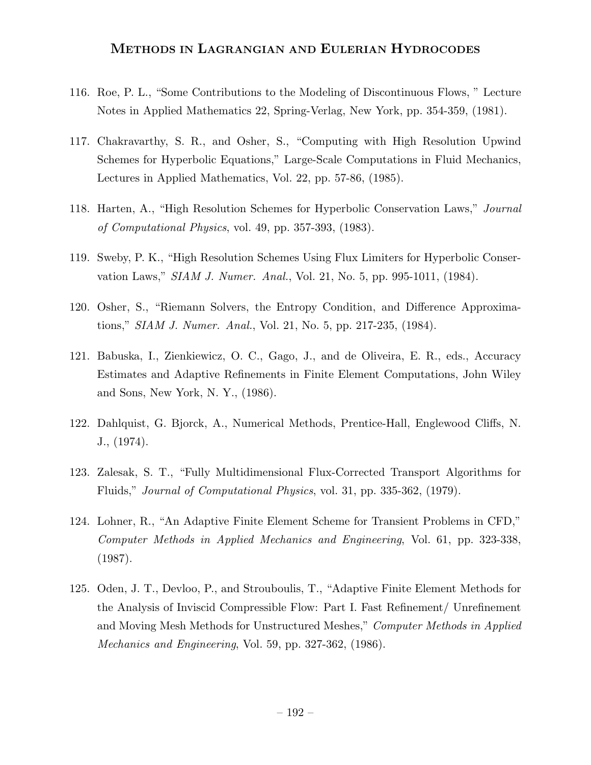116. Roe, P. L., “Some Contributions to the Modeling of Discontinuous Flows, ” Lecture Notes in Applied Mathematics 22, Spring-Verlag, New York, pp. 354-359, (1981).

117. Chakravarthy, S. R., and Osher, S., “Computing with High Resolution Upwind Schemes for Hyperbolic Equations,” Large-Scale Computations in Fluid Mechanics, Lectures in Applied Mathematics, Vol. 22, pp. 57-86, (1985).

118. Harten, A., “High Resolution Schemes for Hyperbolic Conservation Laws,” *Journal of Computational Physics*, vol. 49, pp. 357-393, (1983).

119. Sweby, P. K., “High Resolution Schemes Using Flux Limiters for Hyperbolic Conservation Laws,” *SIAM J. Numer. Anal.*, Vol. 21, No. 5, pp. 995-1011, (1984).

120. Osher, S., “Riemann Solvers, the Entropy Condition, and Difference Approximations,” *SIAM J. Numer. Anal.*, Vol. 21, No. 5, pp. 217-235, (1984).

121. Babuska, I., Zienkiewicz, O. C., Gago, J., and de Oliveira, E. R., eds., Accuracy Estimates and Adaptive Refinements in Finite Element Computations, John Wiley and Sons, New York, N. Y., (1986).

122. Dahlquist, G. Bjorck, A., Numerical Methods, Prentice-Hall, Englewood Cliffs, N. J., (1974).

123. Zalesak, S. T., “Fully Multidimensional Flux-Corrected Transport Algorithms for Fluids,” *Journal of Computational Physics*, vol. 31, pp. 335-362, (1979).

124. Lohner, R., “An Adaptive Finite Element Scheme for Transient Problems in CFD,” *Computer Methods in Applied Mechanics and Engineering*, Vol. 61, pp. 323-338, (1987).

125. Oden, J. T., Devloo, P., and Strouboulis, T., “Adaptive Finite Element Methods for the Analysis of Inviscid Compressible Flow: Part I. Fast Refinement/ Unrefinement and Moving Mesh Methods for Unstructured Meshes,” *Computer Methods in Applied Mechanics and Engineering*, Vol. 59, pp. 327-362, (1986).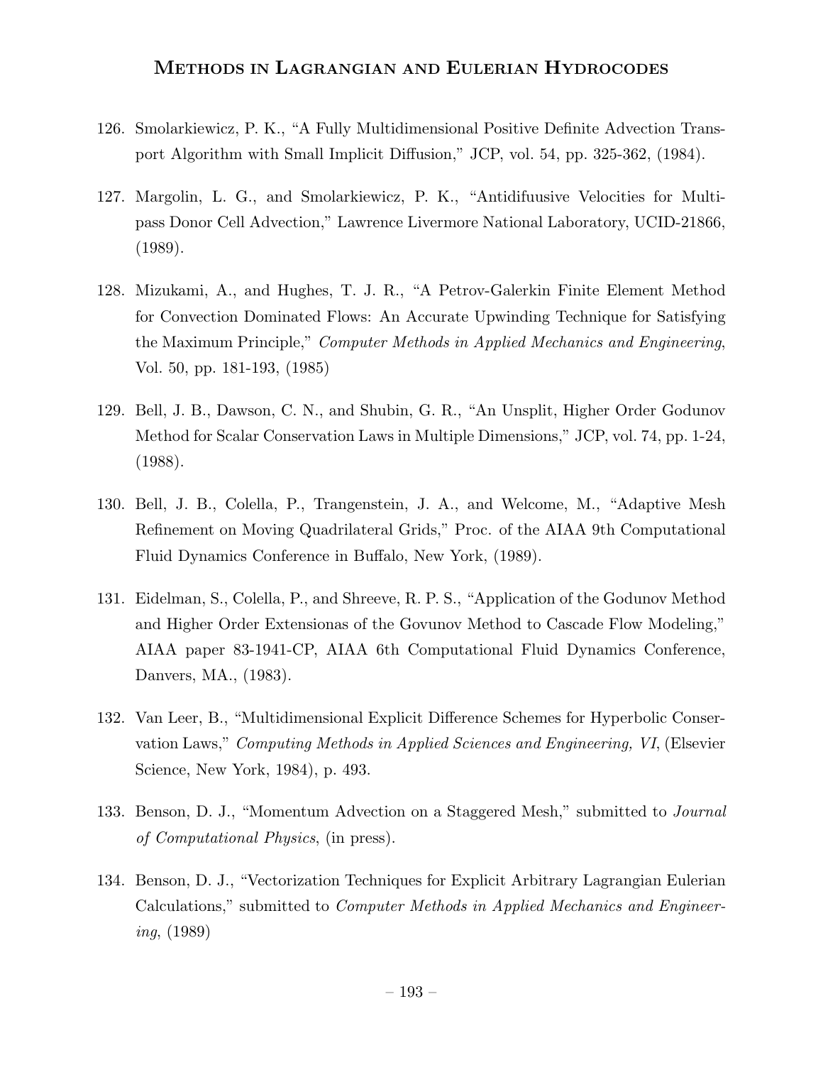126. Smolarkiewicz, P. K., “A Fully Multidimensional Positive Definite Advection Transport Algorithm with Small Implicit Diffusion,” JCP, vol. 54, pp. 325-362, (1984).

127. Margolin, L. G., and Smolarkiewicz, P. K., “Antidifuusive Velocities for Multipass Donor Cell Advection,” Lawrence Livermore National Laboratory, UCID-21866, (1989).

128. Mizukami, A., and Hughes, T. J. R., “A Petrov-Galerkin Finite Element Method for Convection Dominated Flows: An Accurate Upwinding Technique for Satisfying the Maximum Principle,” *Computer Methods in Applied Mechanics and Engineering*, Vol. 50, pp. 181-193, (1985)

129. Bell, J. B., Dawson, C. N., and Shubin, G. R., “An Unsplit, Higher Order Godunov Method for Scalar Conservation Laws in Multiple Dimensions,” JCP, vol. 74, pp. 1-24, (1988).

130. Bell, J. B., Colella, P., Trangenstein, J. A., and Welcome, M., “Adaptive Mesh Refinement on Moving Quadrilateral Grids,” Proc. of the AIAA 9th Computational Fluid Dynamics Conference in Buffalo, New York, (1989).

131. Eidelman, S., Colella, P., and Shreeve, R. P. S., “Application of the Godunov Method and Higher Order Extensionas of the Govunov Method to Cascade Flow Modeling,” AIAA paper 83-1941-CP, AIAA 6th Computational Fluid Dynamics Conference, Danvers, MA., (1983).

132. Van Leer, B., “Multidimensional Explicit Difference Schemes for Hyperbolic Conservation Laws,” *Computing Methods in Applied Sciences and Engineering, VI*, (Elsevier Science, New York, 1984), p. 493.

133. Benson, D. J., “Momentum Advection on a Staggered Mesh,” submitted to *Journal of Computational Physics*, (in press).

134. Benson, D. J., “Vectorization Techniques for Explicit Arbitrary Lagrangian Eulerian Calculations,” submitted to *Computer Methods in Applied Mechanics and Engineering*, (1989)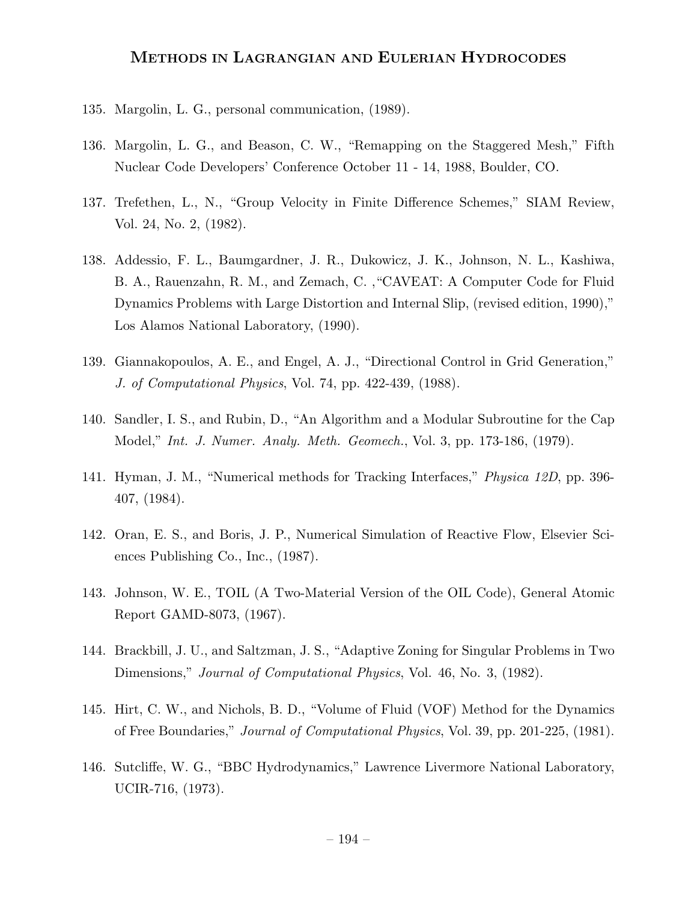135. Margolin, L. G., personal communication, (1989).

136. Margolin, L. G., and Beason, C. W., "Remapping on the Staggered Mesh," Fifth Nuclear Code Developers' Conference October 11 - 14, 1988, Boulder, CO.

137. Trefethen, L., N., "Group Velocity in Finite Difference Schemes," SIAM Review, Vol. 24, No. 2, (1982).

138. Addessio, F. L., Baumgardner, J. R., Dukowicz, J. K., Johnson, N. L., Kashiwa, B. A., Rauenzahn, R. M., and Zemach, C. ,"CAVEAT: A Computer Code for Fluid Dynamics Problems with Large Distortion and Internal Slip, (revised edition, 1990)," Los Alamos National Laboratory, (1990).

139. Giannakopoulos, A. E., and Engel, A. J., "Directional Control in Grid Generation," *J. of Computational Physics*, Vol. 74, pp. 422-439, (1988).

140. Sandler, I. S., and Rubin, D., "An Algorithm and a Modular Subroutine for the Cap Model," *Int. J. Numer. Analy. Meth. Geomech.*, Vol. 3, pp. 173-186, (1979).

141. Hyman, J. M., "Numerical methods for Tracking Interfaces," *Physica 12D*, pp. 396-407, (1984).

142. Oran, E. S., and Boris, J. P., Numerical Simulation of Reactive Flow, Elsevier Sciences Publishing Co., Inc., (1987).

143. Johnson, W. E., TOIL (A Two-Material Version of the OIL Code), General Atomic Report GAMD-8073, (1967).

144. Brackbill, J. U., and Saltzman, J. S., "Adaptive Zoning for Singular Problems in Two Dimensions," *Journal of Computational Physics*, Vol. 46, No. 3, (1982).

145. Hirt, C. W., and Nichols, B. D., "Volume of Fluid (VOF) Method for the Dynamics of Free Boundaries," *Journal of Computational Physics*, Vol. 39, pp. 201-225, (1981).

146. Sutcliffe, W. G., "BBC Hydrodynamics," Lawrence Livermore National Laboratory, UCIR-716, (1973).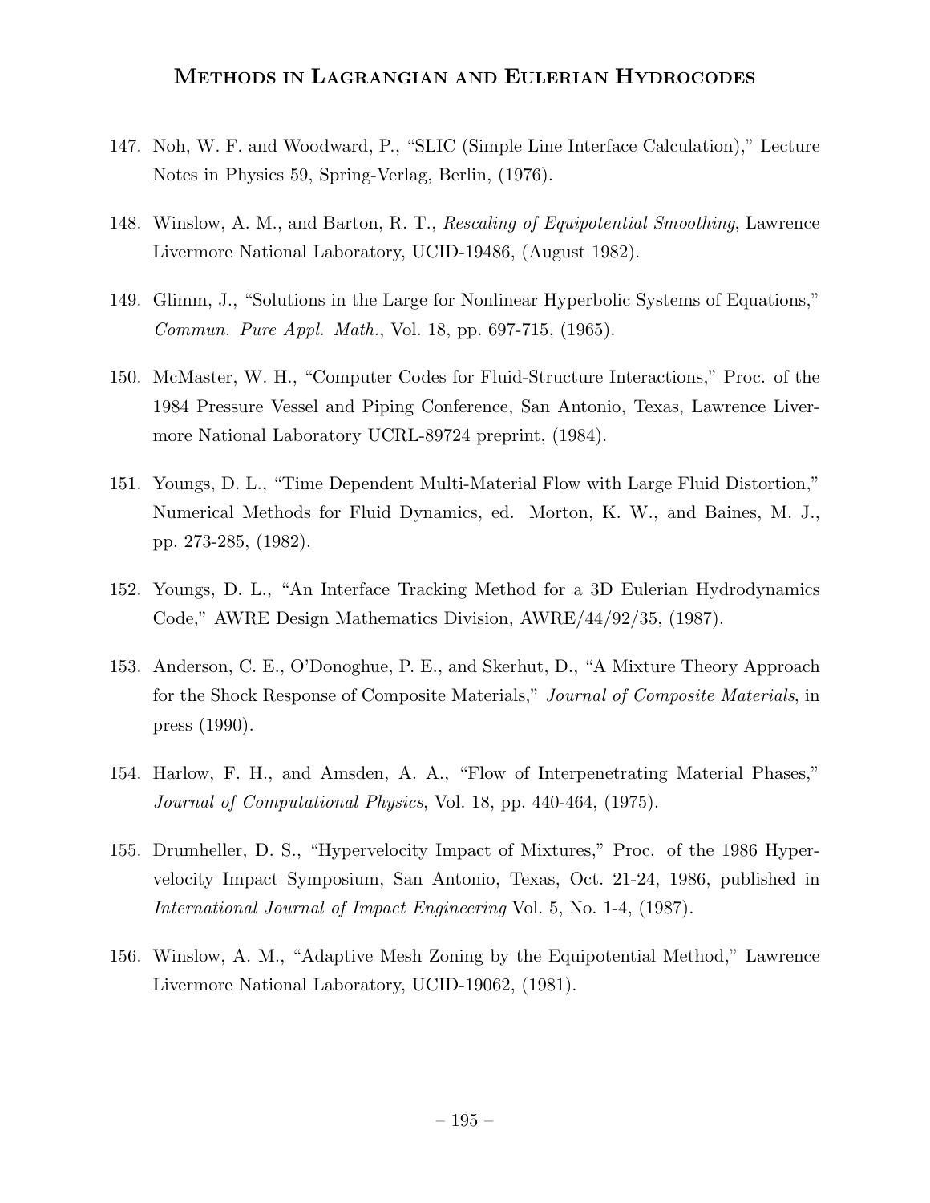147. Noh, W. F. and Woodward, P., "SLIC (Simple Line Interface Calculation)," Lecture Notes in Physics 59, Spring-Verlag, Berlin, (1976).

148. Winslow, A. M., and Barton, R. T., *Rescaling of Equipotential Smoothing*, Lawrence Livermore National Laboratory, UCID-19486, (August 1982).

149. Glimm, J., "Solutions in the Large for Nonlinear Hyperbolic Systems of Equations," *Commun. Pure Appl. Math.*, Vol. 18, pp. 697-715, (1965).

150. McMaster, W. H., "Computer Codes for Fluid-Structure Interactions," Proc. of the 1984 Pressure Vessel and Piping Conference, San Antonio, Texas, Lawrence Livermore National Laboratory UCRL-89724 preprint, (1984).

151. Youngs, D. L., "Time Dependent Multi-Material Flow with Large Fluid Distortion," Numerical Methods for Fluid Dynamics, ed. Morton, K. W., and Baines, M. J., pp. 273-285, (1982).

152. Youngs, D. L., "An Interface Tracking Method for a 3D Eulerian Hydrodynamics Code," AWRE Design Mathematics Division, AWRE/44/92/35, (1987).

153. Anderson, C. E., O'Donoghue, P. E., and Skerhut, D., "A Mixture Theory Approach for the Shock Response of Composite Materials," *Journal of Composite Materials*, in press (1990).

154. Harlow, F. H., and Amsden, A. A., "Flow of Interpenetrating Material Phases," *Journal of Computational Physics*, Vol. 18, pp. 440-464, (1975).

155. Drumheller, D. S., "Hypervelocity Impact of Mixtures," Proc. of the 1986 Hypervelocity Impact Symposium, San Antonio, Texas, Oct. 21-24, 1986, published in *International Journal of Impact Engineering* Vol. 5, No. 1-4, (1987).

156. Winslow, A. M., "Adaptive Mesh Zoning by the Equipotential Method," Lawrence Livermore National Laboratory, UCID-19062, (1981).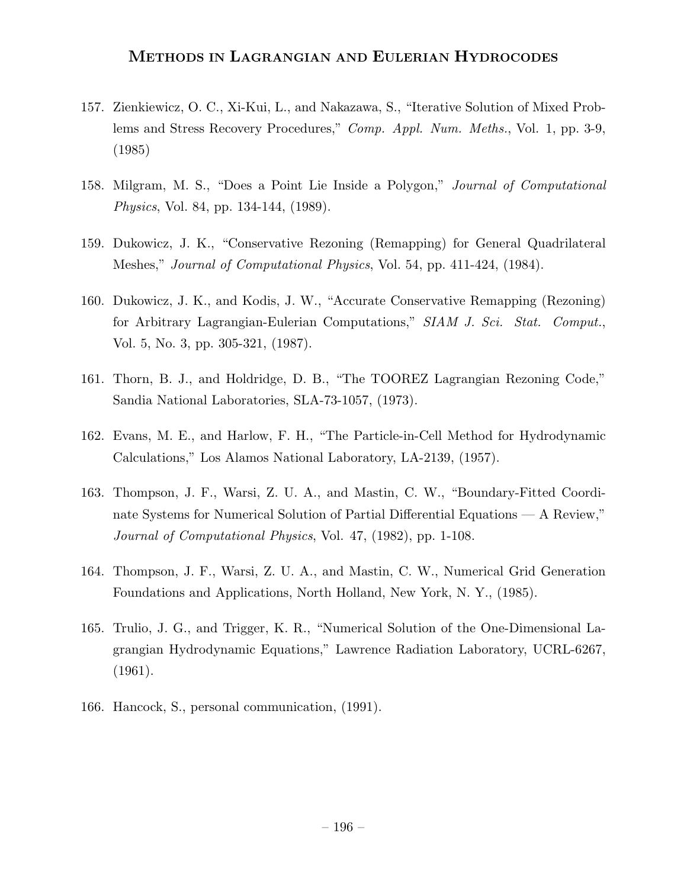157. Zienkiewicz, O. C., Xi-Kui, L., and Nakazawa, S., "Iterative Solution of Mixed Problems and Stress Recovery Procedures," *Comp. Appl. Num. Meths.*, Vol. 1, pp. 3-9, (1985)

158. Milgram, M. S., "Does a Point Lie Inside a Polygon," *Journal of Computational Physics*, Vol. 84, pp. 134-144, (1989).

159. Dukowicz, J. K., "Conservative Rezoning (Remapping) for General Quadrilateral Meshes," *Journal of Computational Physics*, Vol. 54, pp. 411-424, (1984).

160. Dukowicz, J. K., and Kodis, J. W., "Accurate Conservative Remapping (Rezoning) for Arbitrary Lagrangian-Eulerian Computations," *SIAM J. Sci. Stat. Comput.*, Vol. 5, No. 3, pp. 305-321, (1987).

161. Thorn, B. J., and Holdridge, D. B., "The TOOREZ Lagrangian Rezoning Code," Sandia National Laboratories, SLA-73-1057, (1973).

162. Evans, M. E., and Harlow, F. H., "The Particle-in-Cell Method for Hydrodynamic Calculations," Los Alamos National Laboratory, LA-2139, (1957).

163. Thompson, J. F., Warsi, Z. U. A., and Mastin, C. W., "Boundary-Fitted Coordinate Systems for Numerical Solution of Partial Differential Equations — A Review," *Journal of Computational Physics*, Vol. 47, (1982), pp. 1-108.

164. Thompson, J. F., Warsi, Z. U. A., and Mastin, C. W., Numerical Grid Generation Foundations and Applications, North Holland, New York, N. Y., (1985).

165. Trulio, J. G., and Trigger, K. R., "Numerical Solution of the One-Dimensional Lagrangian Hydrodynamic Equations," Lawrence Radiation Laboratory, UCRL-6267, (1961).

166. Hancock, S., personal communication, (1991).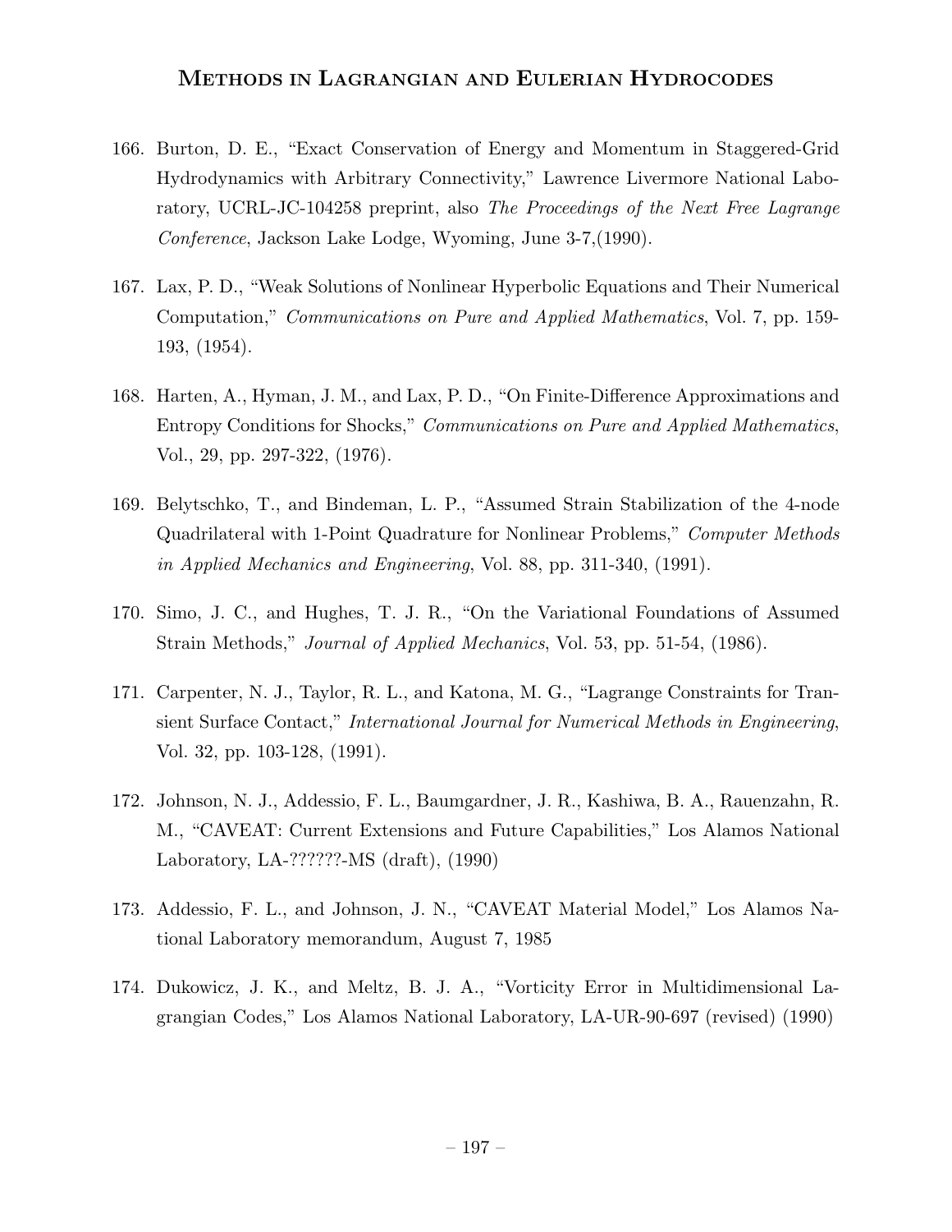166. Burton, D. E., “Exact Conservation of Energy and Momentum in Staggered-Grid Hydrodynamics with Arbitrary Connectivity,” Lawrence Livermore National Laboratory, UCRL-JC-104258 preprint, also *The Proceedings of the Next Free Lagrange Conference*, Jackson Lake Lodge, Wyoming, June 3-7,(1990).

167. Lax, P. D., “Weak Solutions of Nonlinear Hyperbolic Equations and Their Numerical Computation,” *Communications on Pure and Applied Mathematics*, Vol. 7, pp. 159-193, (1954).

168. Harten, A., Hyman, J. M., and Lax, P. D., “On Finite-Difference Approximations and Entropy Conditions for Shocks,” *Communications on Pure and Applied Mathematics*, Vol., 29, pp. 297-322, (1976).

169. Belytschko, T., and Bindeman, L. P., “Assumed Strain Stabilization of the 4-node Quadrilateral with 1-Point Quadrature for Nonlinear Problems,” *Computer Methods in Applied Mechanics and Engineering*, Vol. 88, pp. 311-340, (1991).

170. Simo, J. C., and Hughes, T. J. R., “On the Variational Foundations of Assumed Strain Methods,” *Journal of Applied Mechanics*, Vol. 53, pp. 51-54, (1986).

171. Carpenter, N. J., Taylor, R. L., and Katona, M. G., “Lagrange Constraints for Transient Surface Contact,” *International Journal for Numerical Methods in Engineering*, Vol. 32, pp. 103-128, (1991).

172. Johnson, N. J., Addessio, F. L., Baumgardner, J. R., Kashiwa, B. A., Rauenzahn, R. M., “CAVEAT: Current Extensions and Future Capabilities,” Los Alamos National Laboratory, LA-??????-MS (draft), (1990)

173. Addessio, F. L., and Johnson, J. N., “CAVEAT Material Model,” Los Alamos National Laboratory memorandum, August 7, 1985

174. Dukowicz, J. K., and Meltz, B. J. A., “Vorticity Error in Multidimensional Lagrangian Codes,” Los Alamos National Laboratory, LA-UR-90-697 (revised) (1990)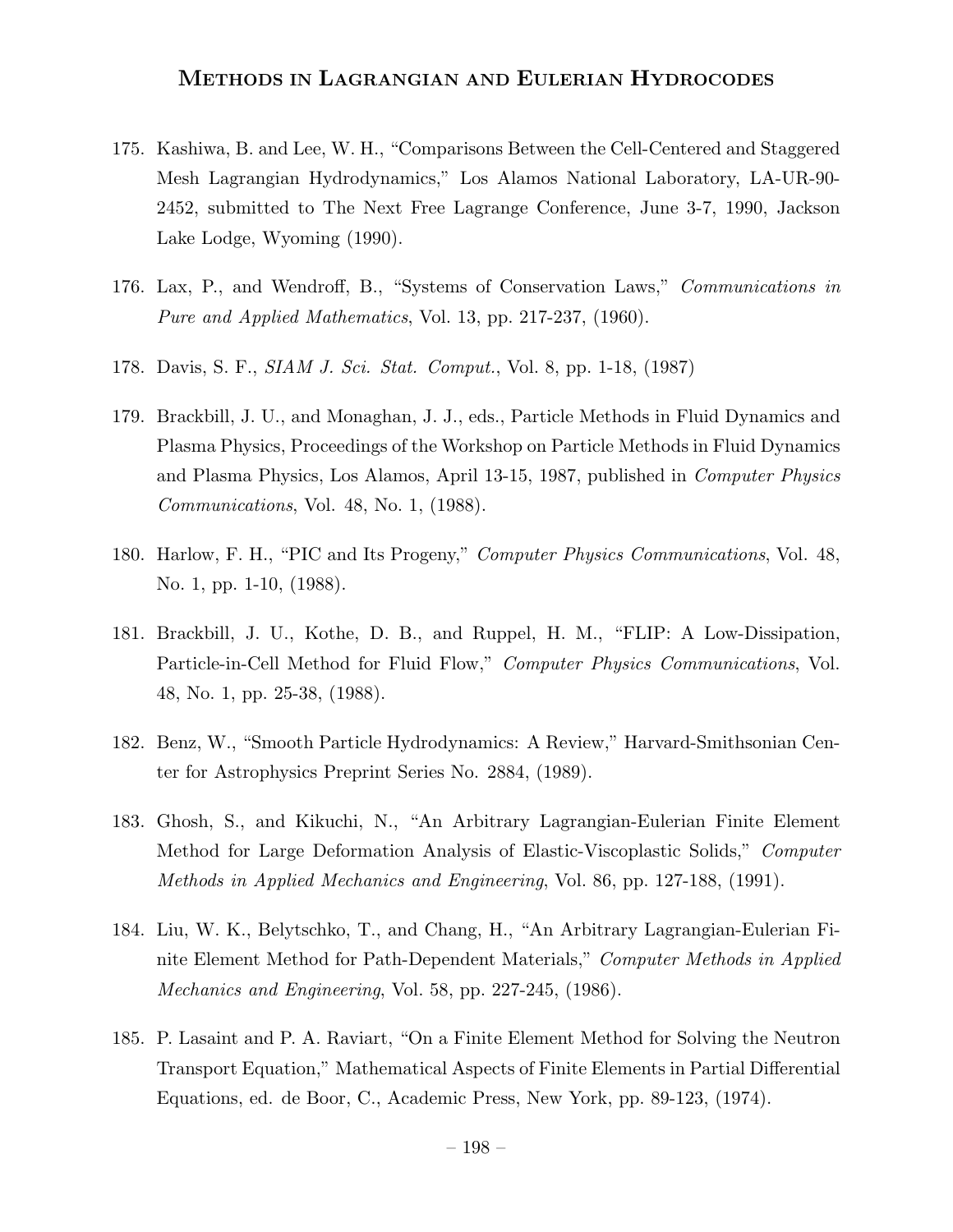175. Kashiwa, B. and Lee, W. H., "Comparisons Between the Cell-Centered and Staggered Mesh Lagrangian Hydrodynamics," Los Alamos National Laboratory, LA-UR-90-2452, submitted to The Next Free Lagrange Conference, June 3-7, 1990, Jackson Lake Lodge, Wyoming (1990).

176. Lax, P., and Wendroff, B., "Systems of Conservation Laws," *Communications in Pure and Applied Mathematics*, Vol. 13, pp. 217-237, (1960).

178. Davis, S. F., *SIAM J. Sci. Stat. Comput.*, Vol. 8, pp. 1-18, (1987)

179. Brackbill, J. U., and Monaghan, J. J., eds., Particle Methods in Fluid Dynamics and Plasma Physics, Proceedings of the Workshop on Particle Methods in Fluid Dynamics and Plasma Physics, Los Alamos, April 13-15, 1987, published in *Computer Physics Communications*, Vol. 48, No. 1, (1988).

180. Harlow, F. H., "PIC and Its Progeny," *Computer Physics Communications*, Vol. 48, No. 1, pp. 1-10, (1988).

181. Brackbill, J. U., Kothe, D. B., and Ruppel, H. M., "FLIP: A Low-Dissipation, Particle-in-Cell Method for Fluid Flow," *Computer Physics Communications*, Vol. 48, No. 1, pp. 25-38, (1988).

182. Benz, W., "Smooth Particle Hydrodynamics: A Review," Harvard-Smithsonian Center for Astrophysics Preprint Series No. 2884, (1989).

183. Ghosh, S., and Kikuchi, N., "An Arbitrary Lagrangian-Eulerian Finite Element Method for Large Deformation Analysis of Elastic-Viscoplastic Solids," *Computer Methods in Applied Mechanics and Engineering*, Vol. 86, pp. 127-188, (1991).

184. Liu, W. K., Belytschko, T., and Chang, H., "An Arbitrary Lagrangian-Eulerian Finite Element Method for Path-Dependent Materials," *Computer Methods in Applied Mechanics and Engineering*, Vol. 58, pp. 227-245, (1986).

185. P. Lasaint and P. A. Raviart, "On a Finite Element Method for Solving the Neutron Transport Equation," Mathematical Aspects of Finite Elements in Partial Differential Equations, ed. de Boor, C., Academic Press, New York, pp. 89-123, (1974).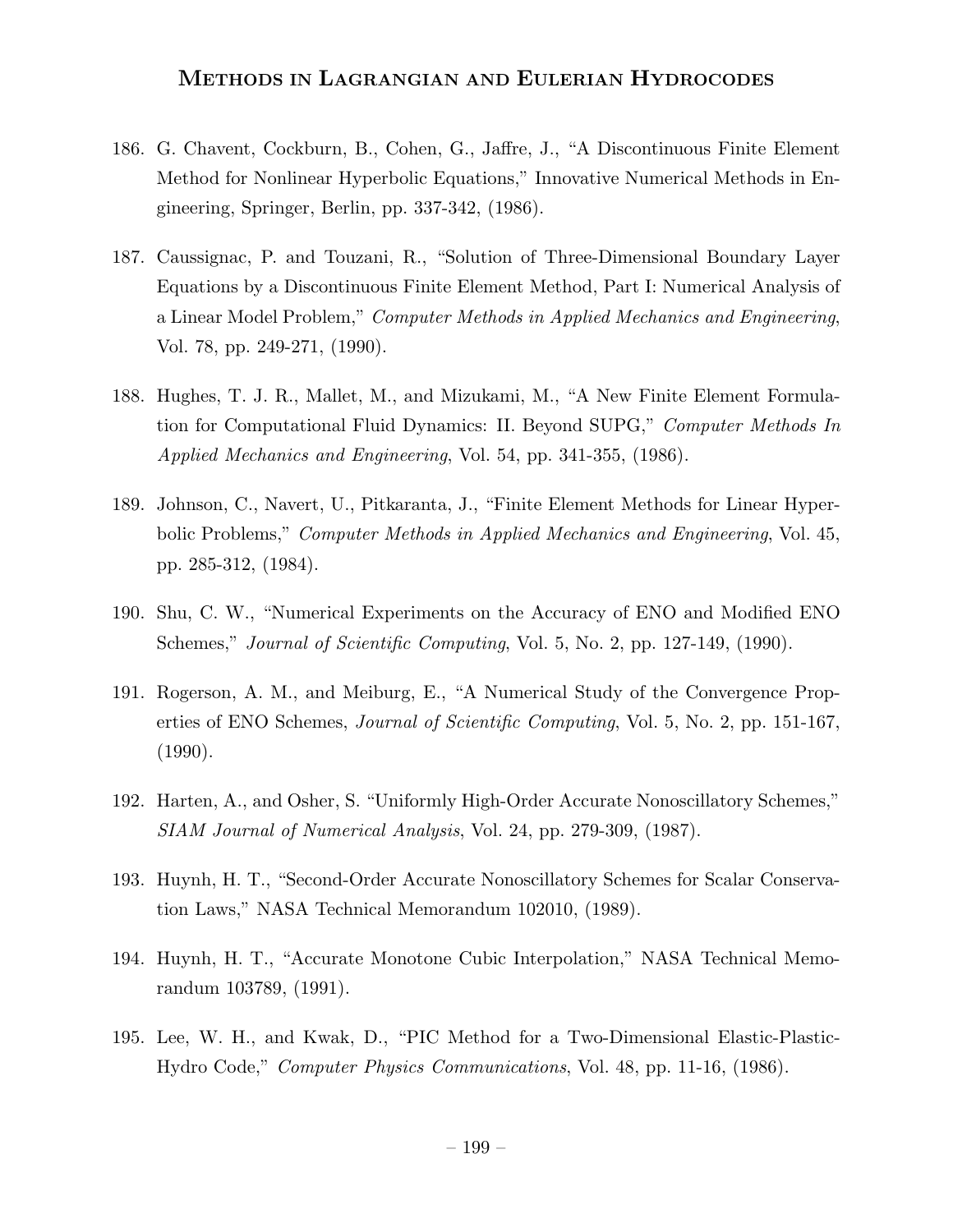186. G. Chavent, Cockburn, B., Cohen, G., Jaffre, J., "A Discontinuous Finite Element Method for Nonlinear Hyperbolic Equations," Innovative Numerical Methods in Engineering, Springer, Berlin, pp. 337-342, (1986).

187. Caussignac, P. and Touzani, R., "Solution of Three-Dimensional Boundary Layer Equations by a Discontinuous Finite Element Method, Part I: Numerical Analysis of a Linear Model Problem," *Computer Methods in Applied Mechanics and Engineering*, Vol. 78, pp. 249-271, (1990).

188. Hughes, T. J. R., Mallet, M., and Mizukami, M., "A New Finite Element Formulation for Computational Fluid Dynamics: II. Beyond SUPG," *Computer Methods In Applied Mechanics and Engineering*, Vol. 54, pp. 341-355, (1986).

189. Johnson, C., Navert, U., Pitkaranta, J., "Finite Element Methods for Linear Hyperbolic Problems," *Computer Methods in Applied Mechanics and Engineering*, Vol. 45, pp. 285-312, (1984).

190. Shu, C. W., "Numerical Experiments on the Accuracy of ENO and Modified ENO Schemes," *Journal of Scientific Computing*, Vol. 5, No. 2, pp. 127-149, (1990).

191. Rogerson, A. M., and Meiburg, E., "A Numerical Study of the Convergence Properties of ENO Schemes, *Journal of Scientific Computing*, Vol. 5, No. 2, pp. 151-167, (1990).

192. Harten, A., and Osher, S. "Uniformly High-Order Accurate Nonoscillatory Schemes," *SIAM Journal of Numerical Analysis*, Vol. 24, pp. 279-309, (1987).

193. Huynh, H. T., "Second-Order Accurate Nonoscillatory Schemes for Scalar Conservation Laws," NASA Technical Memorandum 102010, (1989).

194. Huynh, H. T., "Accurate Monotone Cubic Interpolation," NASA Technical Memorandum 103789, (1991).

195. Lee, W. H., and Kwak, D., "PIC Method for a Two-Dimensional Elastic-Plastic-Hydro Code," *Computer Physics Communications*, Vol. 48, pp. 11-16, (1986).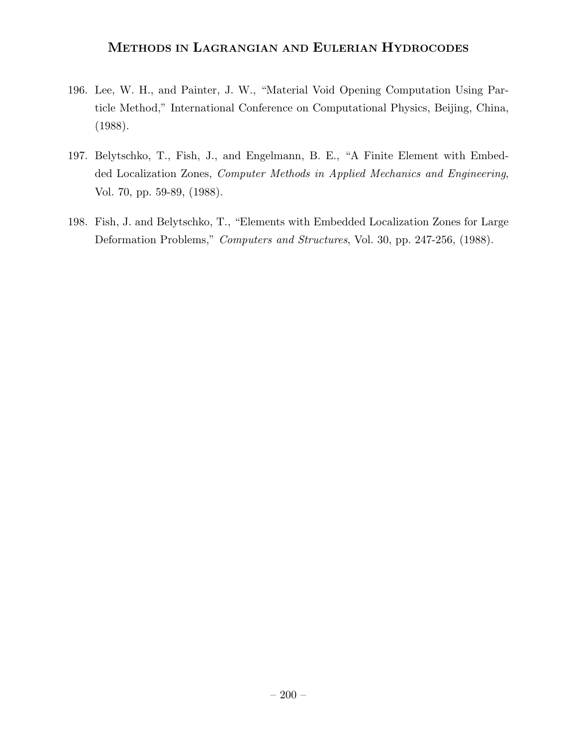196. Lee, W. H., and Painter, J. W., “Material Void Opening Computation Using Particle Method,” International Conference on Computational Physics, Beijing, China, (1988).

197. Belytschko, T., Fish, J., and Engelmann, B. E., “A Finite Element with Embedded Localization Zones, *Computer Methods in Applied Mechanics and Engineering*, Vol. 70, pp. 59-89, (1988).

198. Fish, J. and Belytschko, T., “Elements with Embedded Localization Zones for Large Deformation Problems,” *Computers and Structures*, Vol. 30, pp. 247-256, (1988).